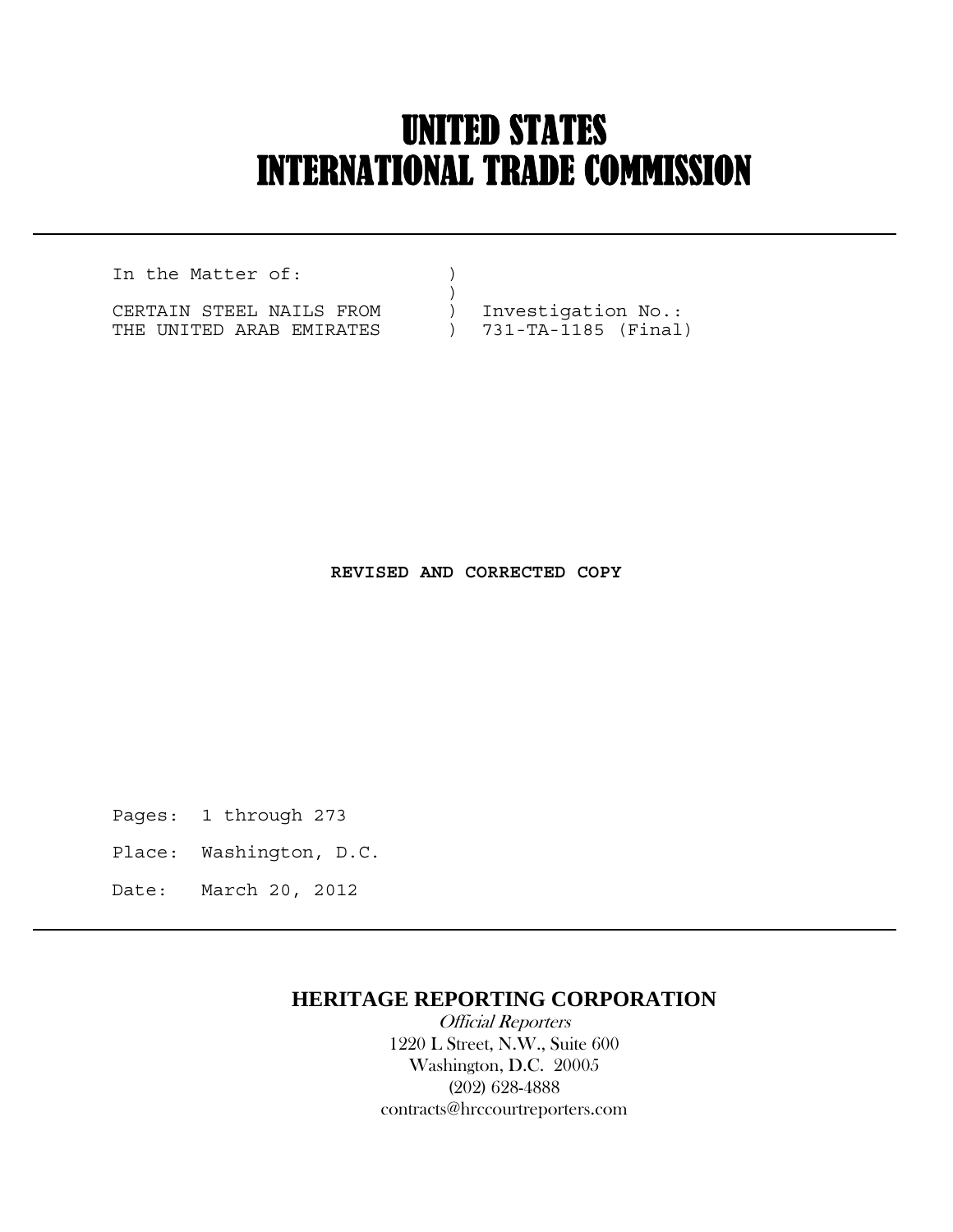# UNITED STATES
# INTERNATIONAL TRADE COMMISSION

```
In the Matter of:            )
                             )
CERTAIN STEEL NAILS FROM     )  Investigation No.:
THE UNITED ARAB EMIRATES     )  731-TA-1185 (Final)
```

**REVISED AND CORRECTED COPY**

Pages: 1 through 273

Place: Washington, D.C.

Date: March 20, 2012

**HERITAGE REPORTING CORPORATION**

*Official Reporters*

1220 L Street, N.W., Suite 600

Washington, D.C. 20005

(202) 628-4888

contracts@hrccourtreporters.com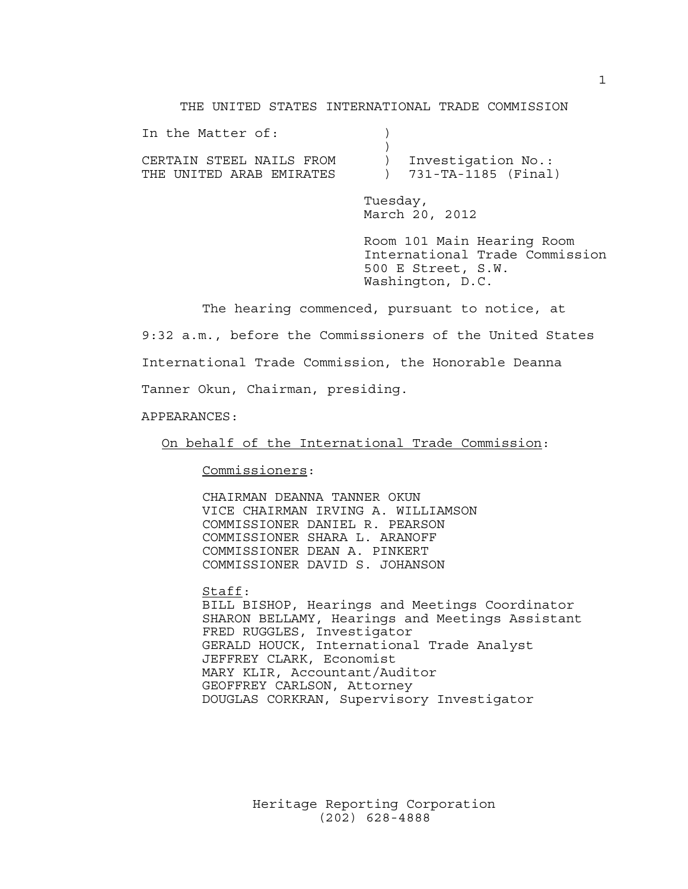THE UNITED STATES INTERNATIONAL TRADE COMMISSION

In the Matter of: )
)
CERTAIN STEEL NAILS FROM ) Investigation No.:
THE UNITED ARAB EMIRATES ) 731-TA-1185 (Final)

Tuesday,
March 20, 2012

Room 101 Main Hearing Room
International Trade Commission
500 E Street, S.W.
Washington, D.C.

The hearing commenced, pursuant to notice, at 9:32 a.m., before the Commissioners of the United States International Trade Commission, the Honorable Deanna Tanner Okun, Chairman, presiding.

APPEARANCES:

On behalf of the International Trade Commission:

Commissioners:

CHAIRMAN DEANNA TANNER OKUN
VICE CHAIRMAN IRVING A. WILLIAMSON
COMMISSIONER DANIEL R. PEARSON
COMMISSIONER SHARA L. ARANOFF
COMMISSIONER DEAN A. PINKERT
COMMISSIONER DAVID S. JOHANSON

Staff:
BILL BISHOP, Hearings and Meetings Coordinator
SHARON BELLAMY, Hearings and Meetings Assistant
FRED RUGGLES, Investigator
GERALD HOUCK, International Trade Analyst
JEFFREY CLARK, Economist
MARY KLIR, Accountant/Auditor
GEOFFREY CARLSON, Attorney
DOUGLAS CORKRAN, Supervisory Investigator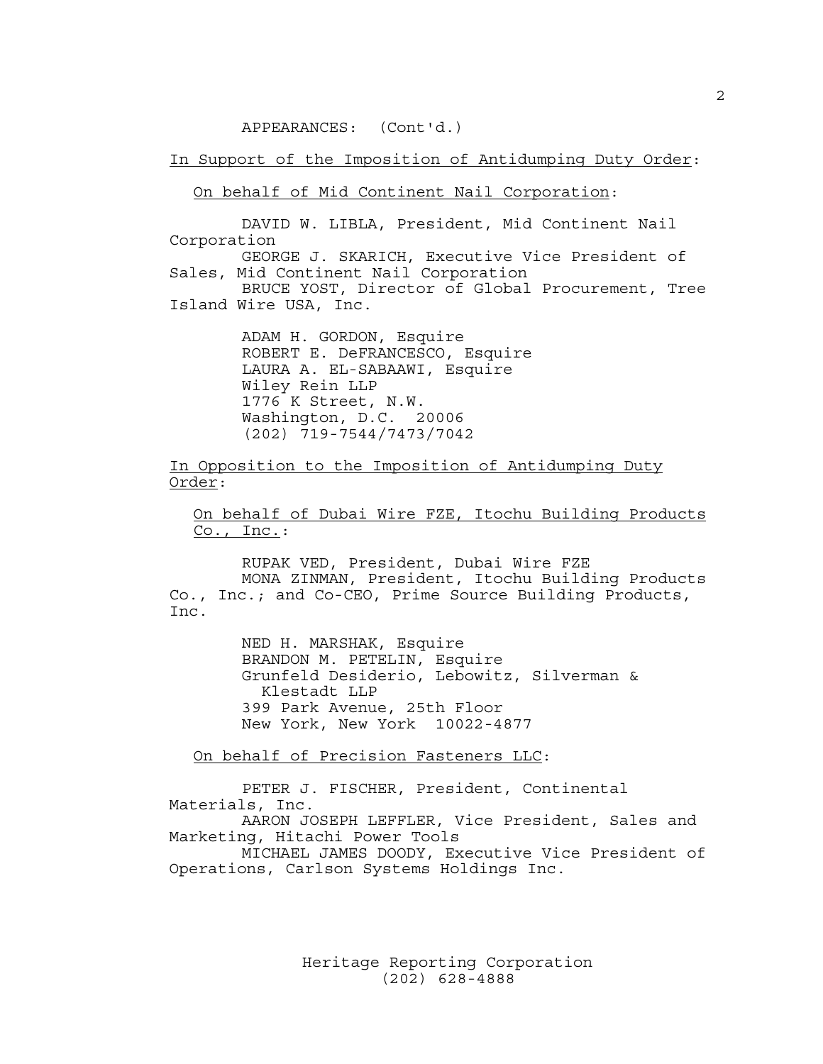APPEARANCES: (Cont'd.)

In Support of the Imposition of Antidumping Duty Order:

On behalf of Mid Continent Nail Corporation:

DAVID W. LIBLA, President, Mid Continent Nail Corporation
GEORGE J. SKARICH, Executive Vice President of Sales, Mid Continent Nail Corporation
BRUCE YOST, Director of Global Procurement, Tree Island Wire USA, Inc.

ADAM H. GORDON, Esquire
ROBERT E. DeFRANCESCO, Esquire
LAURA A. EL-SABAAWI, Esquire
Wiley Rein LLP
1776 K Street, N.W.
Washington, D.C. 20006
(202) 719-7544/7473/7042

In Opposition to the Imposition of Antidumping Duty Order:

On behalf of Dubai Wire FZE, Itochu Building Products Co., Inc.:

RUPAK VED, President, Dubai Wire FZE
MONA ZINMAN, President, Itochu Building Products Co., Inc.; and Co-CEO, Prime Source Building Products, Inc.

NED H. MARSHAK, Esquire
BRANDON M. PETELIN, Esquire
Grunfeld Desiderio, Lebowitz, Silverman & Klestadt LLP
399 Park Avenue, 25th Floor
New York, New York 10022-4877

On behalf of Precision Fasteners LLC:

PETER J. FISCHER, President, Continental Materials, Inc.
AARON JOSEPH LEFFLER, Vice President, Sales and Marketing, Hitachi Power Tools
MICHAEL JAMES DOODY, Executive Vice President of Operations, Carlson Systems Holdings Inc.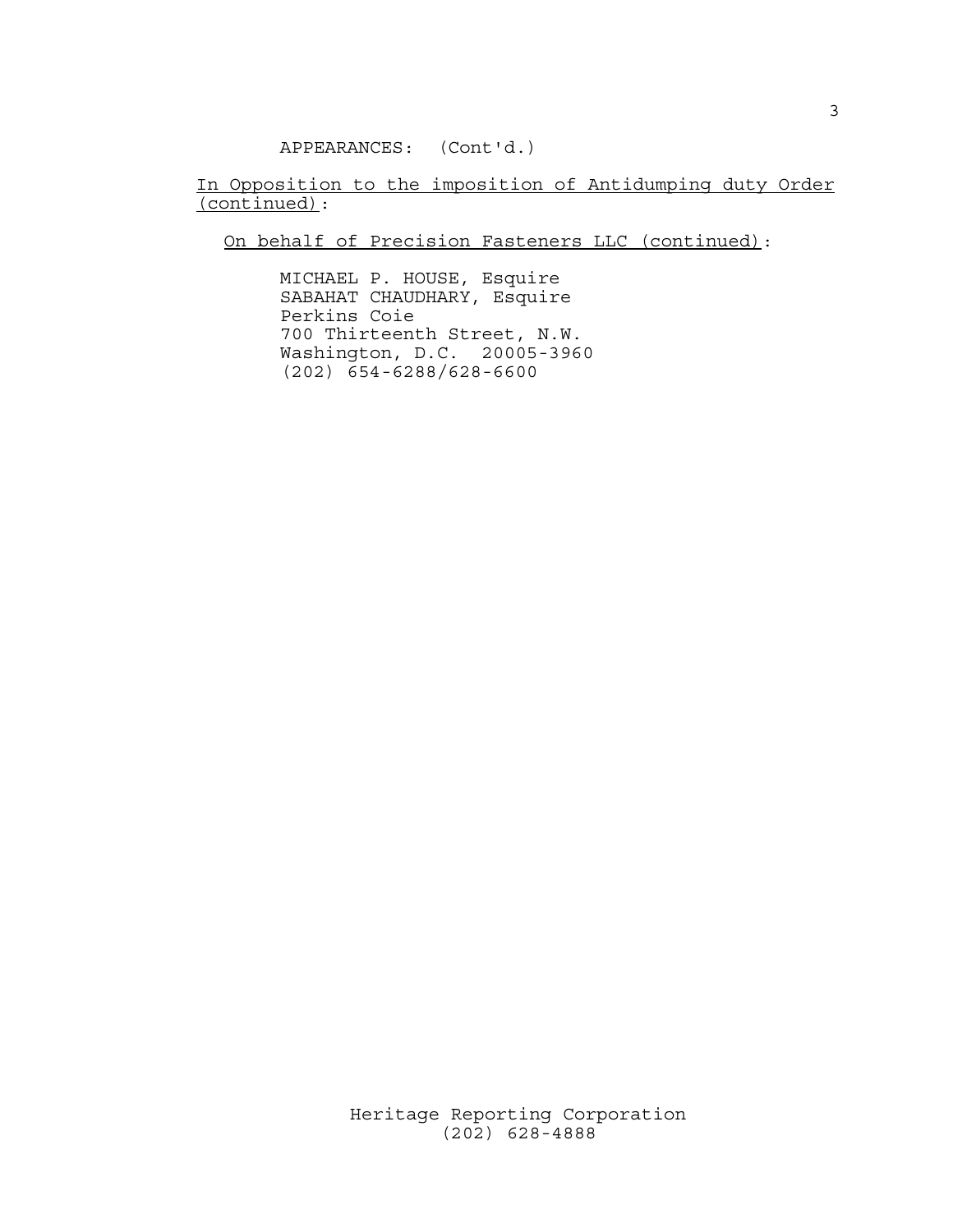APPEARANCES: (Cont'd.)

In Opposition to the imposition of Antidumping duty Order (continued):

On behalf of Precision Fasteners LLC (continued):

MICHAEL P. HOUSE, Esquire
SABAHAT CHAUDHARY, Esquire
Perkins Coie
700 Thirteenth Street, N.W.
Washington, D.C. 20005-3960
(202) 654-6288/628-6600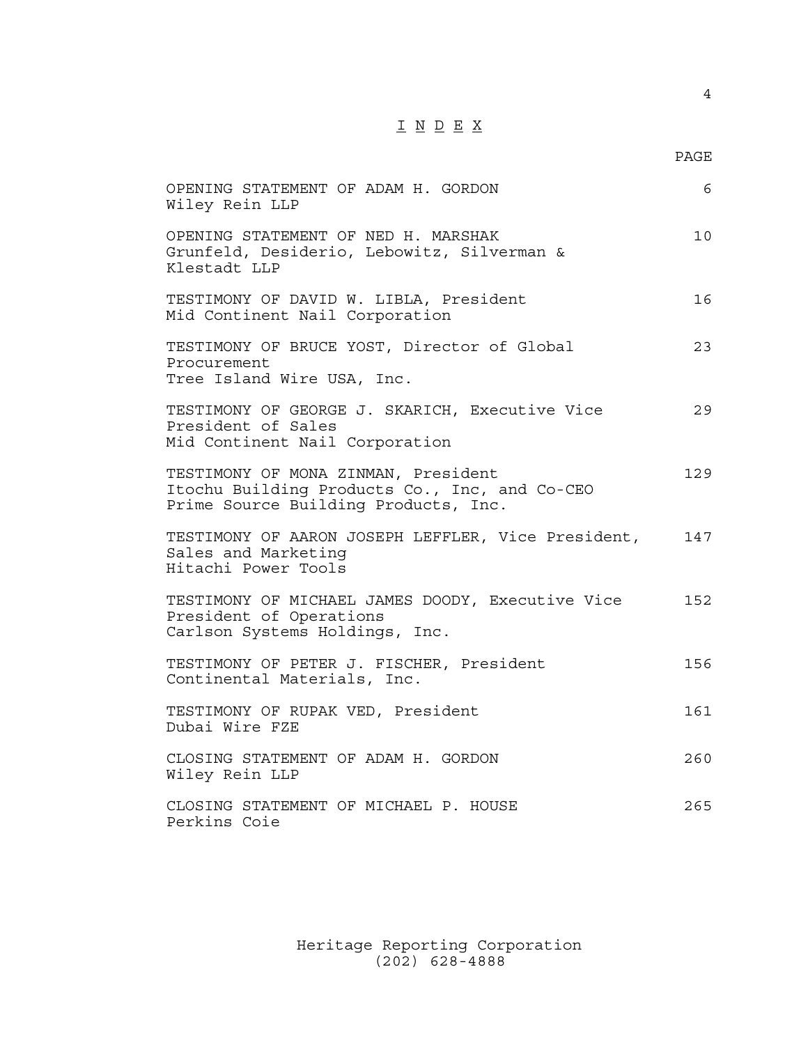# I N D E X

| | PAGE |
|---|---|
| OPENING STATEMENT OF ADAM H. GORDON<br>Wiley Rein LLP | 6 |
| OPENING STATEMENT OF NED H. MARSHAK<br>Grunfeld, Desiderio, Lebowitz, Silverman & Klestadt LLP | 10 |
| TESTIMONY OF DAVID W. LIBLA, President<br>Mid Continent Nail Corporation | 16 |
| TESTIMONY OF BRUCE YOST, Director of Global Procurement<br>Tree Island Wire USA, Inc. | 23 |
| TESTIMONY OF GEORGE J. SKARICH, Executive Vice President of Sales<br>Mid Continent Nail Corporation | 29 |
| TESTIMONY OF MONA ZINMAN, President<br>Itochu Building Products Co., Inc, and Co-CEO<br>Prime Source Building Products, Inc. | 129 |
| TESTIMONY OF AARON JOSEPH LEFFLER, Vice President, Sales and Marketing<br>Hitachi Power Tools | 147 |
| TESTIMONY OF MICHAEL JAMES DOODY, Executive Vice President of Operations<br>Carlson Systems Holdings, Inc. | 152 |
| TESTIMONY OF PETER J. FISCHER, President<br>Continental Materials, Inc. | 156 |
| TESTIMONY OF RUPAK VED, President<br>Dubai Wire FZE | 161 |
| CLOSING STATEMENT OF ADAM H. GORDON<br>Wiley Rein LLP | 260 |
| CLOSING STATEMENT OF MICHAEL P. HOUSE<br>Perkins Coie | 265 |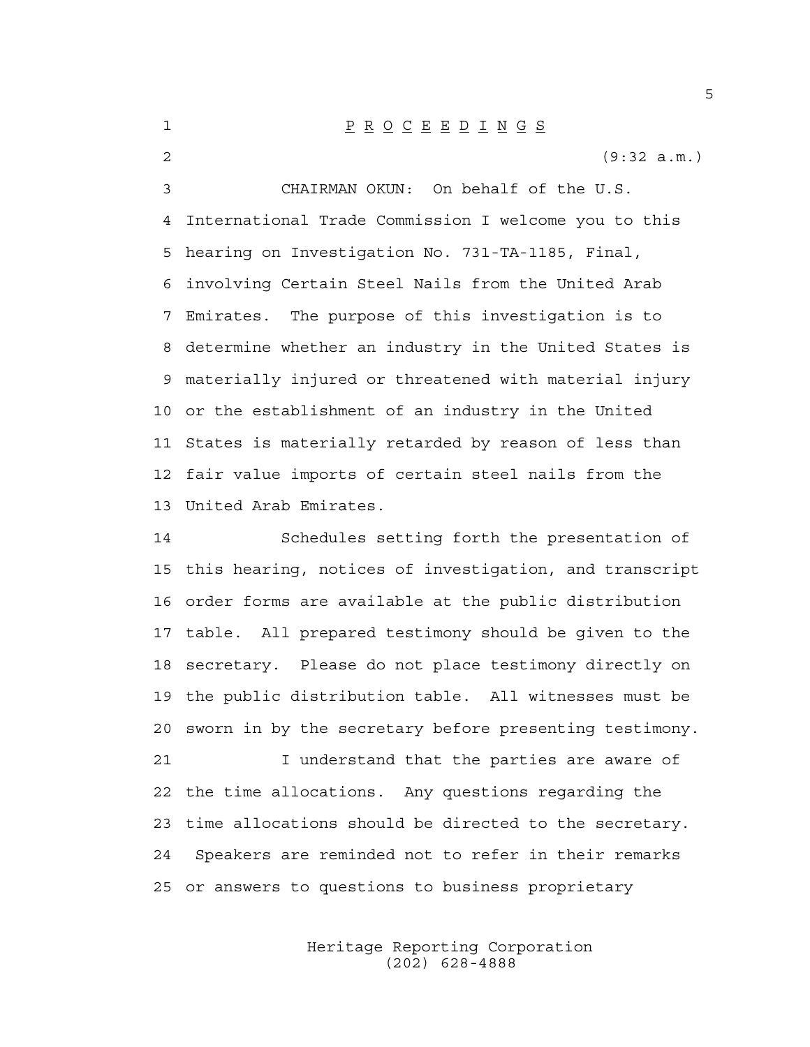P R O C E E D I N G S

(9:32 a.m.)

CHAIRMAN OKUN: On behalf of the U.S. International Trade Commission I welcome you to this hearing on Investigation No. 731-TA-1185, Final, involving Certain Steel Nails from the United Arab Emirates. The purpose of this investigation is to determine whether an industry in the United States is materially injured or threatened with material injury or the establishment of an industry in the United States is materially retarded by reason of less than fair value imports of certain steel nails from the United Arab Emirates.

Schedules setting forth the presentation of this hearing, notices of investigation, and transcript order forms are available at the public distribution table. All prepared testimony should be given to the secretary. Please do not place testimony directly on the public distribution table. All witnesses must be sworn in by the secretary before presenting testimony.

I understand that the parties are aware of the time allocations. Any questions regarding the time allocations should be directed to the secretary. Speakers are reminded not to refer in their remarks or answers to questions to business proprietary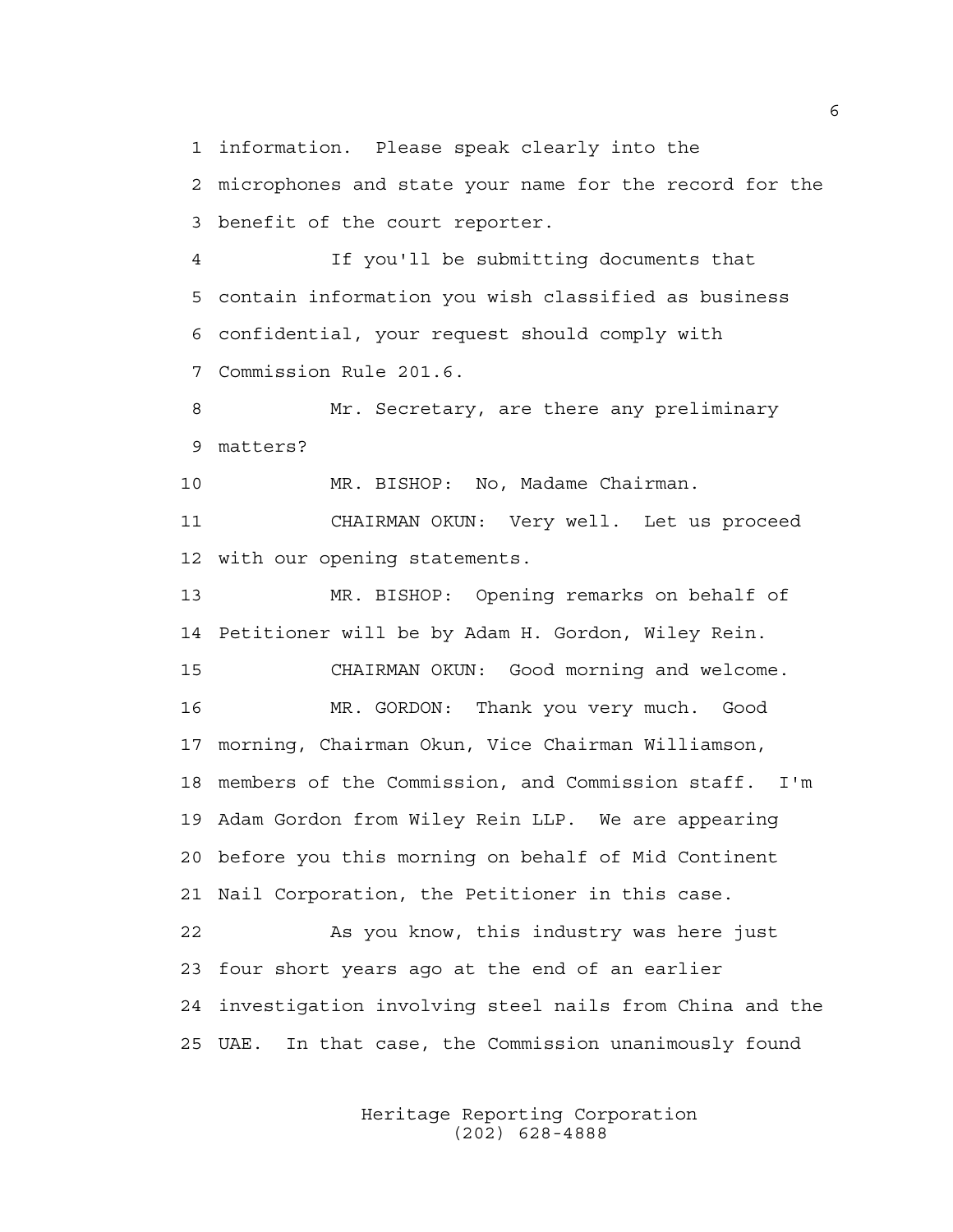information. Please speak clearly into the microphones and state your name for the record for the benefit of the court reporter.

If you'll be submitting documents that contain information you wish classified as business confidential, your request should comply with Commission Rule 201.6.

Mr. Secretary, are there any preliminary matters?

MR. BISHOP: No, Madame Chairman.

CHAIRMAN OKUN: Very well. Let us proceed with our opening statements.

MR. BISHOP: Opening remarks on behalf of Petitioner will be by Adam H. Gordon, Wiley Rein.

CHAIRMAN OKUN: Good morning and welcome.

MR. GORDON: Thank you very much. Good morning, Chairman Okun, Vice Chairman Williamson, members of the Commission, and Commission staff. I'm Adam Gordon from Wiley Rein LLP. We are appearing before you this morning on behalf of Mid Continent Nail Corporation, the Petitioner in this case.

As you know, this industry was here just four short years ago at the end of an earlier investigation involving steel nails from China and the UAE. In that case, the Commission unanimously found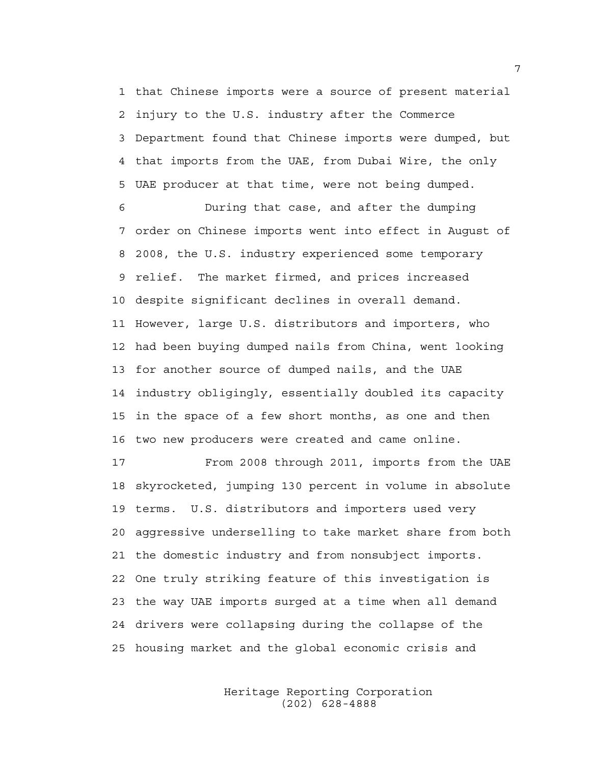that Chinese imports were a source of present material injury to the U.S. industry after the Commerce Department found that Chinese imports were dumped, but that imports from the UAE, from Dubai Wire, the only UAE producer at that time, were not being dumped.

During that case, and after the dumping order on Chinese imports went into effect in August of 2008, the U.S. industry experienced some temporary relief. The market firmed, and prices increased despite significant declines in overall demand. However, large U.S. distributors and importers, who had been buying dumped nails from China, went looking for another source of dumped nails, and the UAE industry obligingly, essentially doubled its capacity in the space of a few short months, as one and then two new producers were created and came online.

From 2008 through 2011, imports from the UAE skyrocketed, jumping 130 percent in volume in absolute terms. U.S. distributors and importers used very aggressive underselling to take market share from both the domestic industry and from nonsubject imports. One truly striking feature of this investigation is the way UAE imports surged at a time when all demand drivers were collapsing during the collapse of the housing market and the global economic crisis and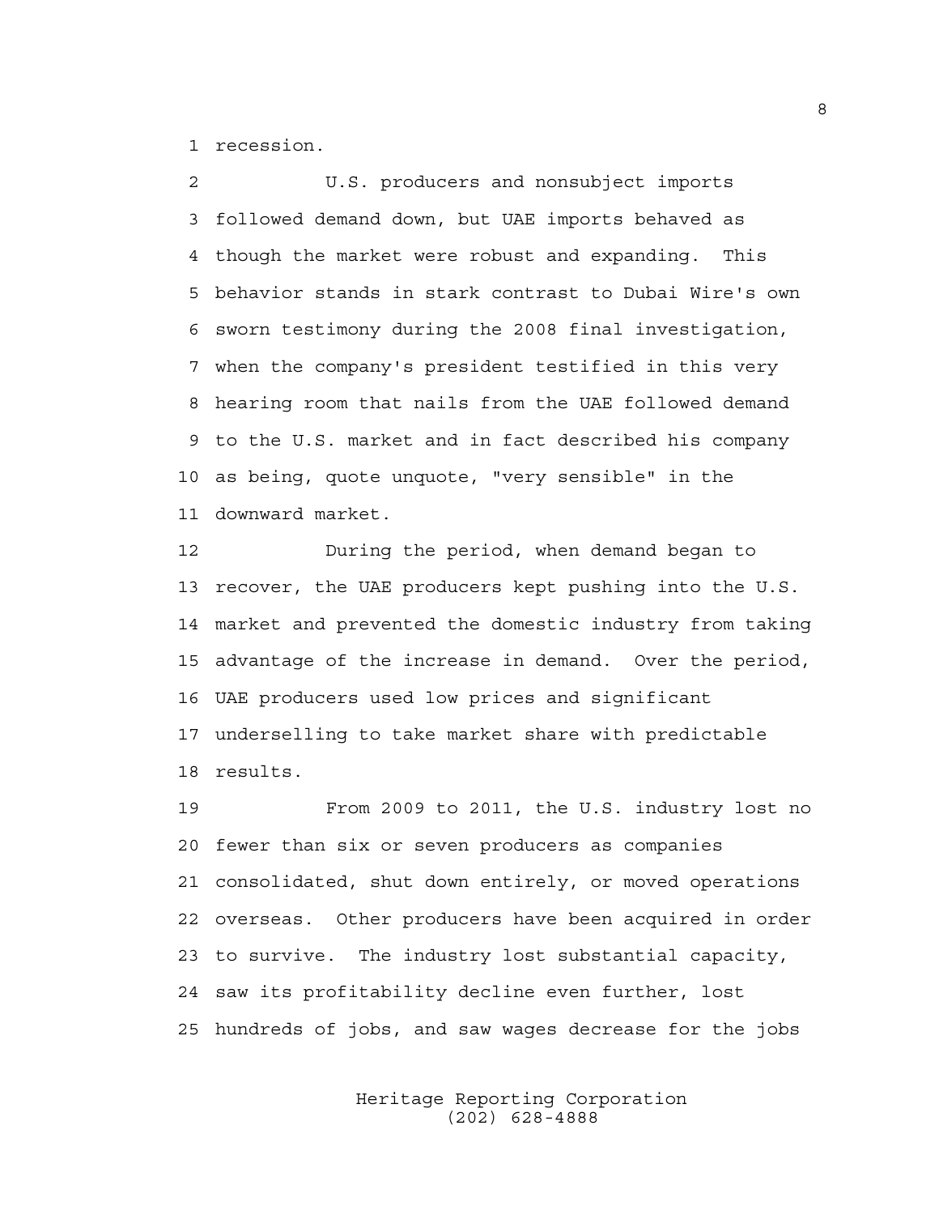recession.

U.S. producers and nonsubject imports followed demand down, but UAE imports behaved as though the market were robust and expanding. This behavior stands in stark contrast to Dubai Wire's own sworn testimony during the 2008 final investigation, when the company's president testified in this very hearing room that nails from the UAE followed demand to the U.S. market and in fact described his company as being, quote unquote, "very sensible" in the downward market.

During the period, when demand began to recover, the UAE producers kept pushing into the U.S. market and prevented the domestic industry from taking advantage of the increase in demand. Over the period, UAE producers used low prices and significant underselling to take market share with predictable results.

From 2009 to 2011, the U.S. industry lost no fewer than six or seven producers as companies consolidated, shut down entirely, or moved operations overseas. Other producers have been acquired in order to survive. The industry lost substantial capacity, saw its profitability decline even further, lost hundreds of jobs, and saw wages decrease for the jobs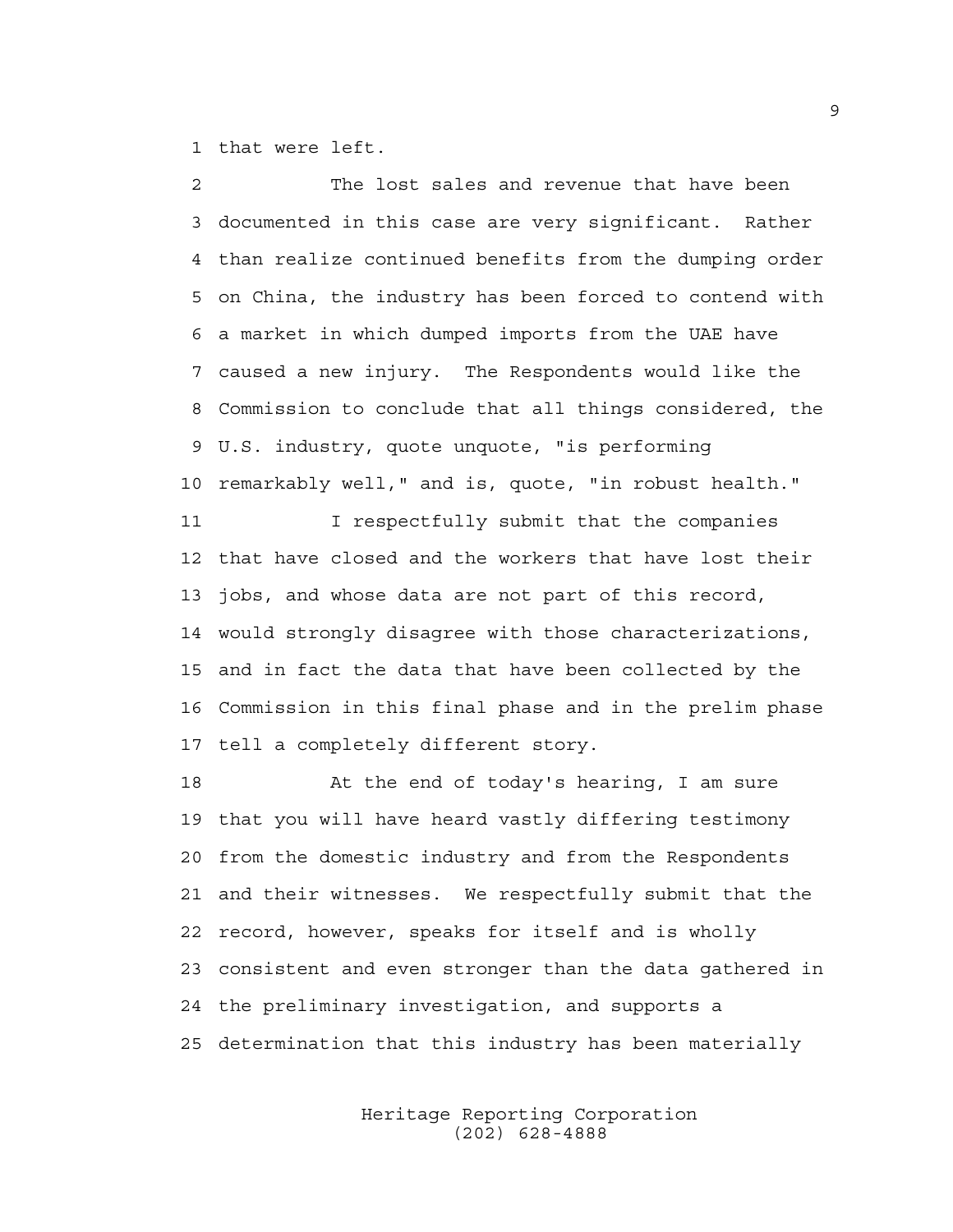that were left.

The lost sales and revenue that have been documented in this case are very significant. Rather than realize continued benefits from the dumping order on China, the industry has been forced to contend with a market in which dumped imports from the UAE have caused a new injury. The Respondents would like the Commission to conclude that all things considered, the U.S. industry, quote unquote, "is performing remarkably well," and is, quote, "in robust health."

I respectfully submit that the companies that have closed and the workers that have lost their jobs, and whose data are not part of this record, would strongly disagree with those characterizations, and in fact the data that have been collected by the Commission in this final phase and in the prelim phase tell a completely different story.

At the end of today's hearing, I am sure that you will have heard vastly differing testimony from the domestic industry and from the Respondents and their witnesses. We respectfully submit that the record, however, speaks for itself and is wholly consistent and even stronger than the data gathered in the preliminary investigation, and supports a determination that this industry has been materially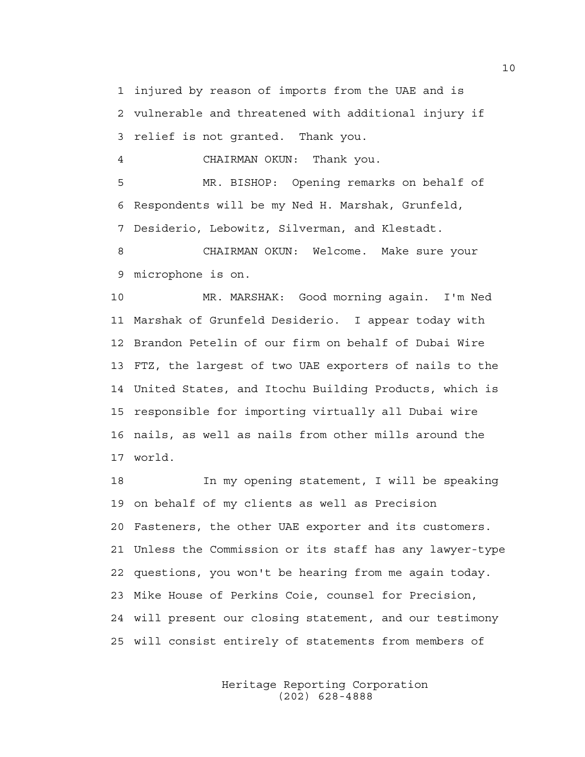1 injured by reason of imports from the UAE and is
2 vulnerable and threatened with additional injury if
3 relief is not granted. Thank you.

4 CHAIRMAN OKUN: Thank you.

5 MR. BISHOP: Opening remarks on behalf of
6 Respondents will be my Ned H. Marshak, Grunfeld,
7 Desiderio, Lebowitz, Silverman, and Klestadt.

8 CHAIRMAN OKUN: Welcome. Make sure your
9 microphone is on.

10 MR. MARSHAK: Good morning again. I'm Ned
11 Marshak of Grunfeld Desiderio. I appear today with
12 Brandon Petelin of our firm on behalf of Dubai Wire
13 FTZ, the largest of two UAE exporters of nails to the
14 United States, and Itochu Building Products, which is
15 responsible for importing virtually all Dubai wire
16 nails, as well as nails from other mills around the
17 world.

18 In my opening statement, I will be speaking
19 on behalf of my clients as well as Precision
20 Fasteners, the other UAE exporter and its customers.
21 Unless the Commission or its staff has any lawyer-type
22 questions, you won't be hearing from me again today.
23 Mike House of Perkins Coie, counsel for Precision,
24 will present our closing statement, and our testimony
25 will consist entirely of statements from members of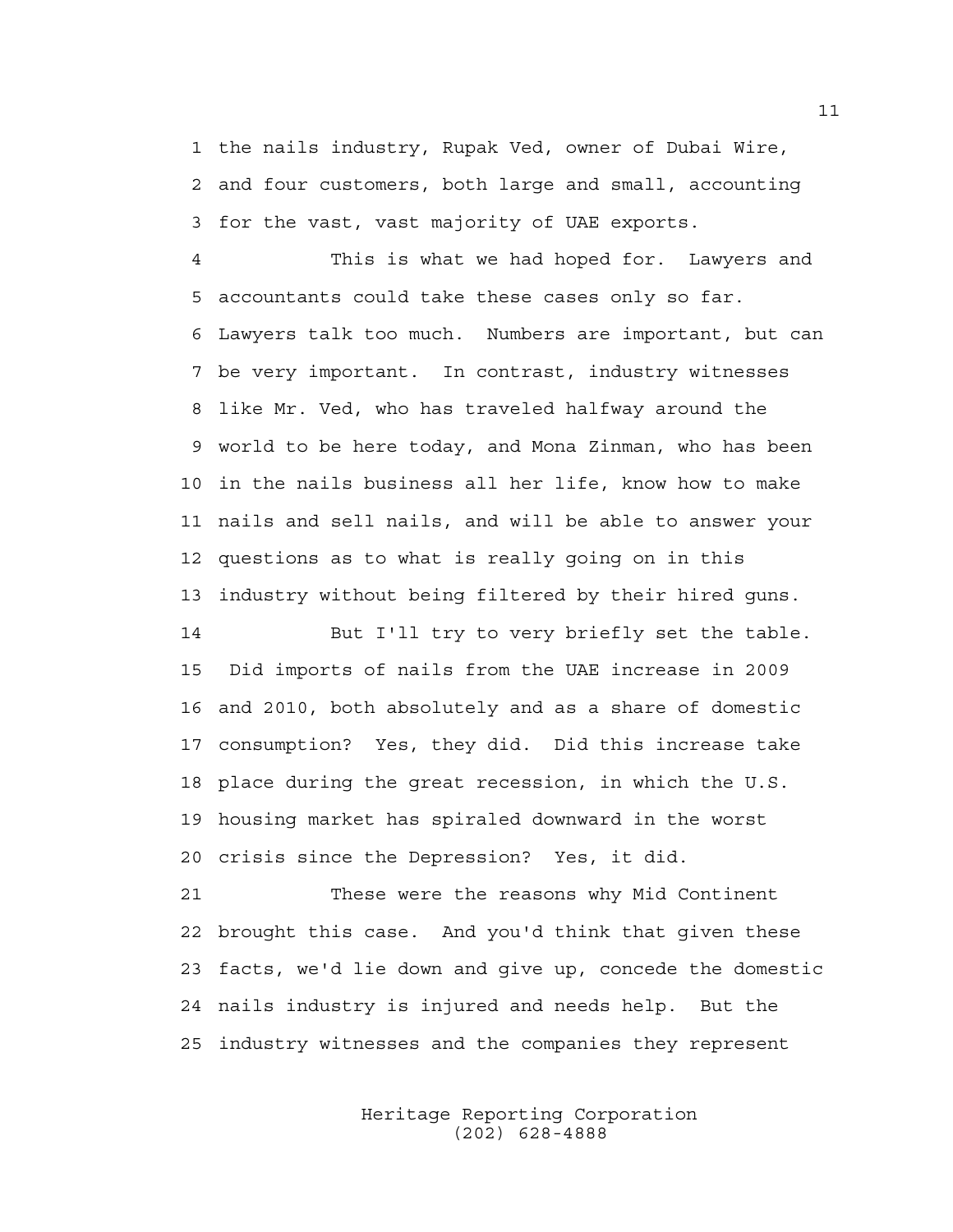the nails industry, Rupak Ved, owner of Dubai Wire, and four customers, both large and small, accounting for the vast, vast majority of UAE exports.

This is what we had hoped for. Lawyers and accountants could take these cases only so far. Lawyers talk too much. Numbers are important, but can be very important. In contrast, industry witnesses like Mr. Ved, who has traveled halfway around the world to be here today, and Mona Zinman, who has been in the nails business all her life, know how to make nails and sell nails, and will be able to answer your questions as to what is really going on in this industry without being filtered by their hired guns.

But I'll try to very briefly set the table. Did imports of nails from the UAE increase in 2009 and 2010, both absolutely and as a share of domestic consumption? Yes, they did. Did this increase take place during the great recession, in which the U.S. housing market has spiraled downward in the worst crisis since the Depression? Yes, it did.

These were the reasons why Mid Continent brought this case. And you'd think that given these facts, we'd lie down and give up, concede the domestic nails industry is injured and needs help. But the industry witnesses and the companies they represent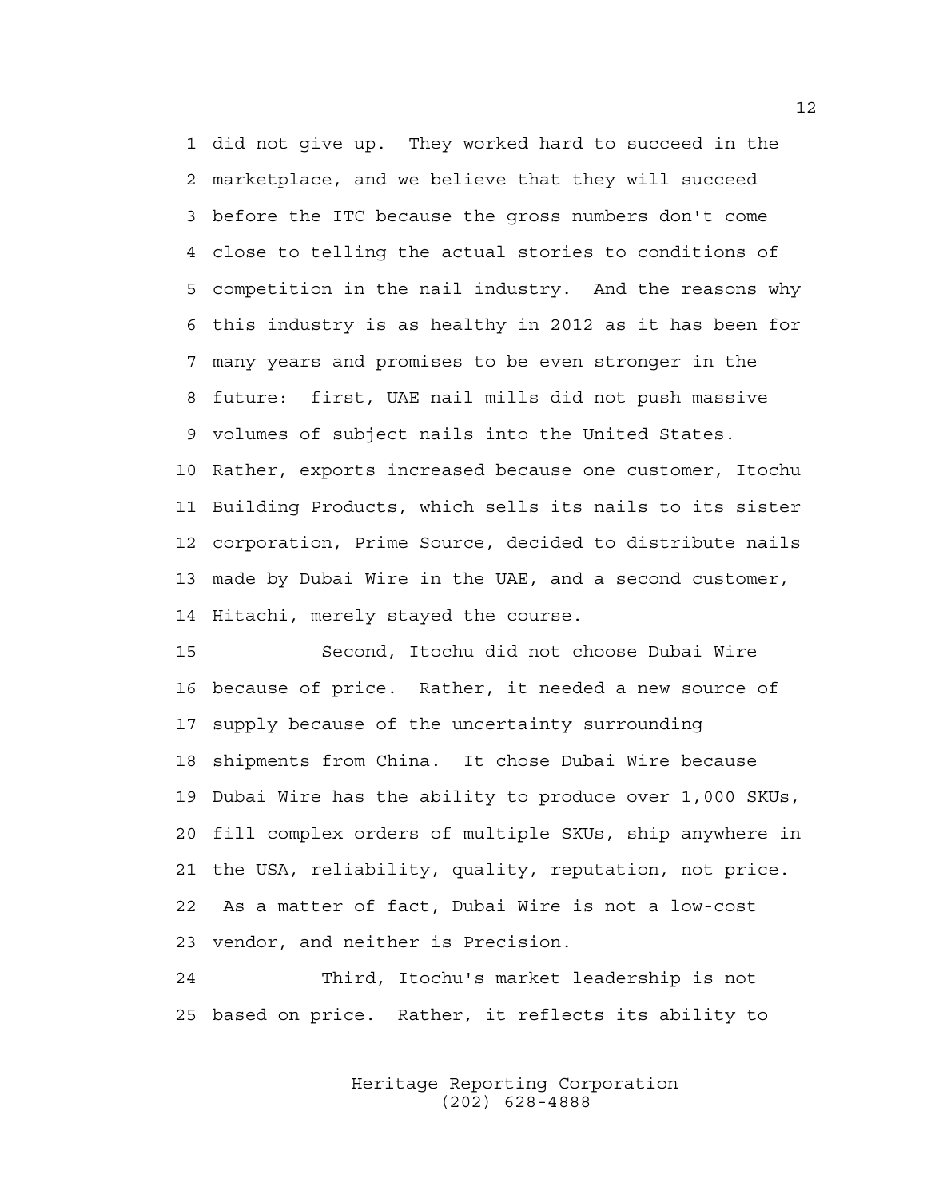did not give up. They worked hard to succeed in the marketplace, and we believe that they will succeed before the ITC because the gross numbers don't come close to telling the actual stories to conditions of competition in the nail industry. And the reasons why this industry is as healthy in 2012 as it has been for many years and promises to be even stronger in the future: first, UAE nail mills did not push massive volumes of subject nails into the United States. Rather, exports increased because one customer, Itochu Building Products, which sells its nails to its sister corporation, Prime Source, decided to distribute nails made by Dubai Wire in the UAE, and a second customer, Hitachi, merely stayed the course.

Second, Itochu did not choose Dubai Wire because of price. Rather, it needed a new source of supply because of the uncertainty surrounding shipments from China. It chose Dubai Wire because Dubai Wire has the ability to produce over 1,000 SKUs, fill complex orders of multiple SKUs, ship anywhere in the USA, reliability, quality, reputation, not price. As a matter of fact, Dubai Wire is not a low-cost vendor, and neither is Precision.

Third, Itochu's market leadership is not based on price. Rather, it reflects its ability to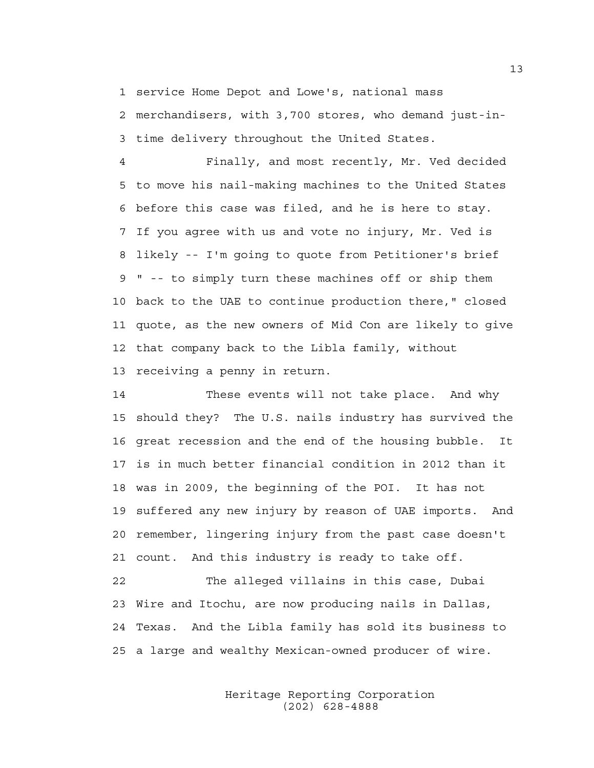service Home Depot and Lowe's, national mass merchandisers, with 3,700 stores, who demand just-in-time delivery throughout the United States.

Finally, and most recently, Mr. Ved decided to move his nail-making machines to the United States before this case was filed, and he is here to stay. If you agree with us and vote no injury, Mr. Ved is likely -- I'm going to quote from Petitioner's brief " -- to simply turn these machines off or ship them back to the UAE to continue production there," closed quote, as the new owners of Mid Con are likely to give that company back to the Libla family, without receiving a penny in return.

These events will not take place. And why should they? The U.S. nails industry has survived the great recession and the end of the housing bubble. It is in much better financial condition in 2012 than it was in 2009, the beginning of the POI. It has not suffered any new injury by reason of UAE imports. And remember, lingering injury from the past case doesn't count. And this industry is ready to take off.

The alleged villains in this case, Dubai Wire and Itochu, are now producing nails in Dallas, Texas. And the Libla family has sold its business to a large and wealthy Mexican-owned producer of wire.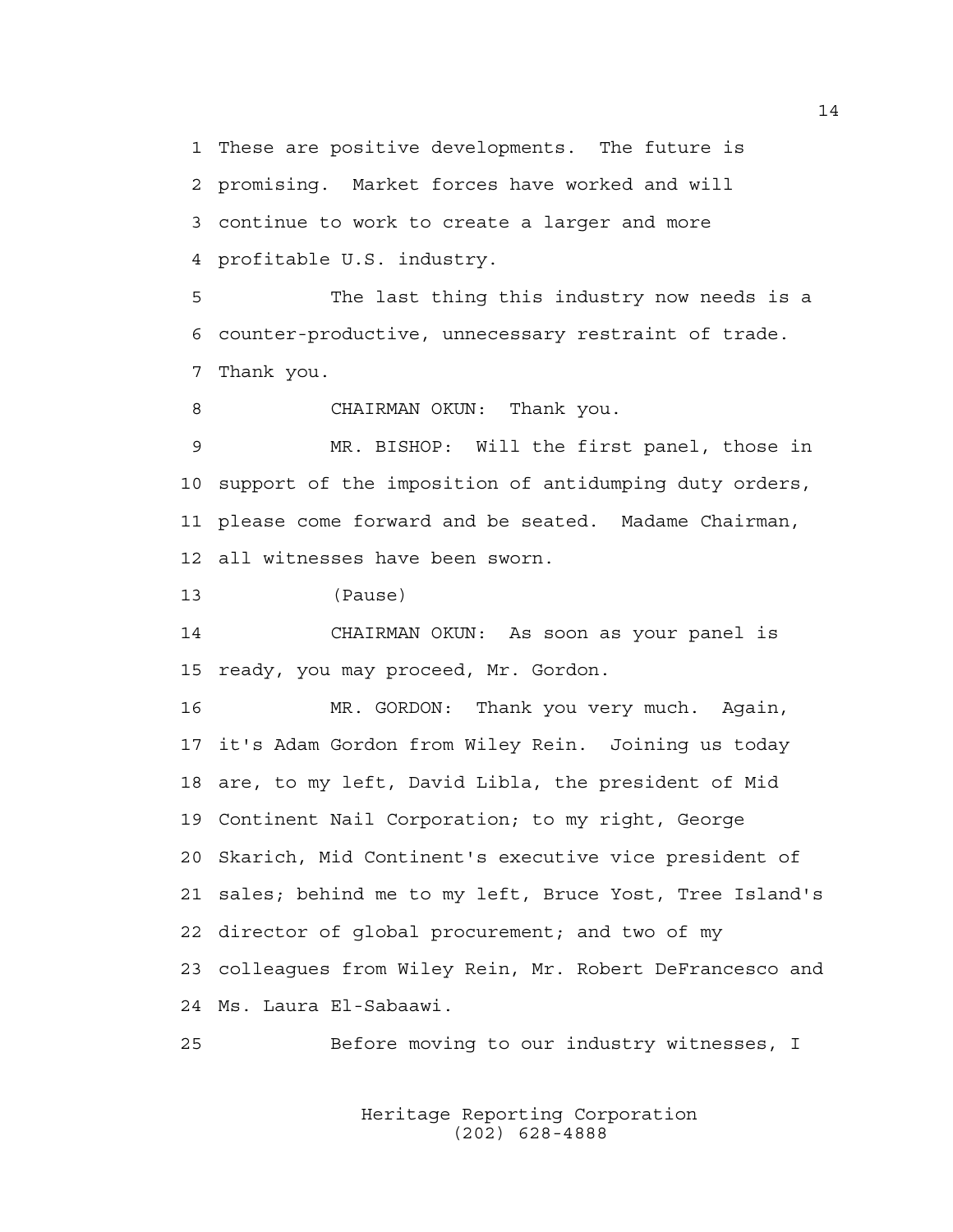1 These are positive developments. The future is
2 promising. Market forces have worked and will
3 continue to work to create a larger and more
4 profitable U.S. industry.

5 The last thing this industry now needs is a
6 counter-productive, unnecessary restraint of trade.
7 Thank you.

8 CHAIRMAN OKUN: Thank you.

9 MR. BISHOP: Will the first panel, those in
10 support of the imposition of antidumping duty orders,
11 please come forward and be seated. Madame Chairman,
12 all witnesses have been sworn.

13 (Pause)

14 CHAIRMAN OKUN: As soon as your panel is
15 ready, you may proceed, Mr. Gordon.

16 MR. GORDON: Thank you very much. Again,
17 it's Adam Gordon from Wiley Rein. Joining us today
18 are, to my left, David Libla, the president of Mid
19 Continent Nail Corporation; to my right, George
20 Skarich, Mid Continent's executive vice president of
21 sales; behind me to my left, Bruce Yost, Tree Island's
22 director of global procurement; and two of my
23 colleagues from Wiley Rein, Mr. Robert DeFrancesco and
24 Ms. Laura El-Sabaawi.

25 Before moving to our industry witnesses, I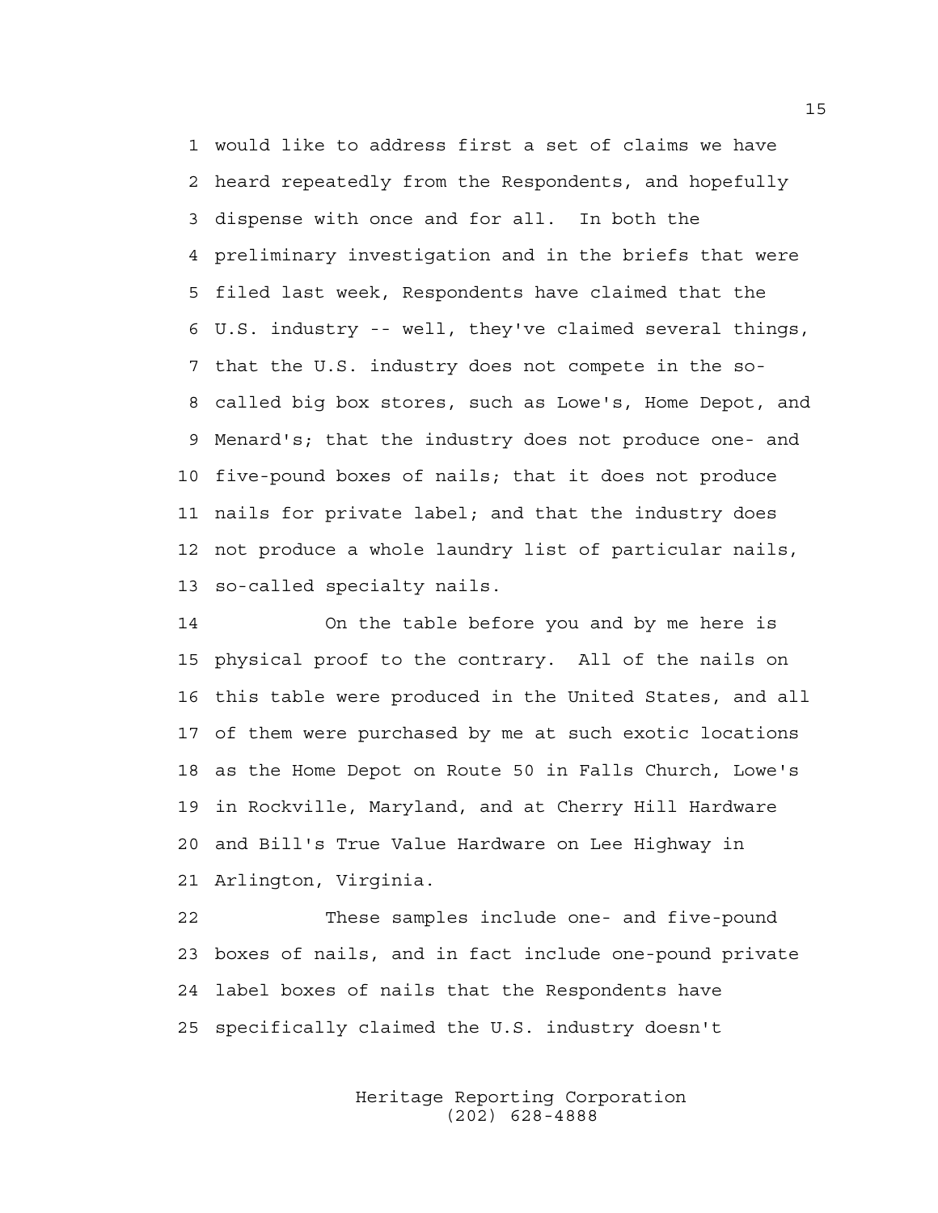would like to address first a set of claims we have heard repeatedly from the Respondents, and hopefully dispense with once and for all. In both the preliminary investigation and in the briefs that were filed last week, Respondents have claimed that the U.S. industry -- well, they've claimed several things, that the U.S. industry does not compete in the so-called big box stores, such as Lowe's, Home Depot, and Menard's; that the industry does not produce one- and five-pound boxes of nails; that it does not produce nails for private label; and that the industry does not produce a whole laundry list of particular nails, so-called specialty nails.

On the table before you and by me here is physical proof to the contrary. All of the nails on this table were produced in the United States, and all of them were purchased by me at such exotic locations as the Home Depot on Route 50 in Falls Church, Lowe's in Rockville, Maryland, and at Cherry Hill Hardware and Bill's True Value Hardware on Lee Highway in Arlington, Virginia.

These samples include one- and five-pound boxes of nails, and in fact include one-pound private label boxes of nails that the Respondents have specifically claimed the U.S. industry doesn't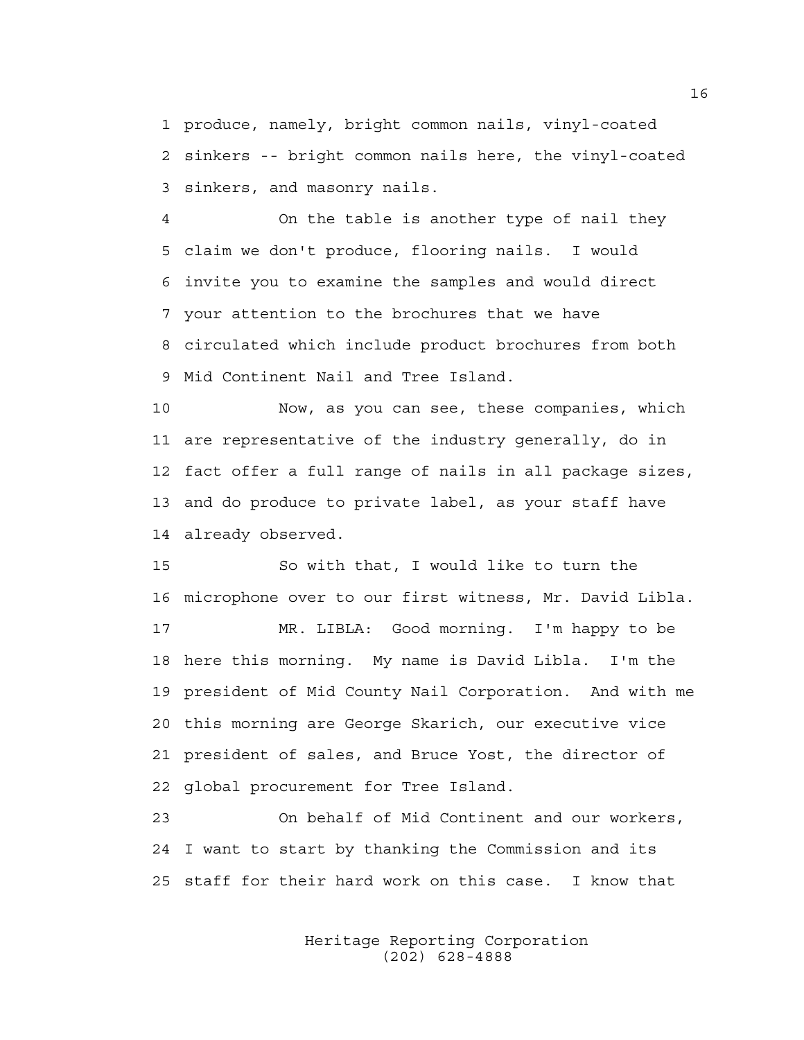1 produce, namely, bright common nails, vinyl-coated
2 sinkers -- bright common nails here, the vinyl-coated
3 sinkers, and masonry nails.

4 On the table is another type of nail they
5 claim we don't produce, flooring nails. I would
6 invite you to examine the samples and would direct
7 your attention to the brochures that we have
8 circulated which include product brochures from both
9 Mid Continent Nail and Tree Island.

10 Now, as you can see, these companies, which
11 are representative of the industry generally, do in
12 fact offer a full range of nails in all package sizes,
13 and do produce to private label, as your staff have
14 already observed.

15 So with that, I would like to turn the
16 microphone over to our first witness, Mr. David Libla.

17 MR. LIBLA: Good morning. I'm happy to be
18 here this morning. My name is David Libla. I'm the
19 president of Mid County Nail Corporation. And with me
20 this morning are George Skarich, our executive vice
21 president of sales, and Bruce Yost, the director of
22 global procurement for Tree Island.

23 On behalf of Mid Continent and our workers,
24 I want to start by thanking the Commission and its
25 staff for their hard work on this case. I know that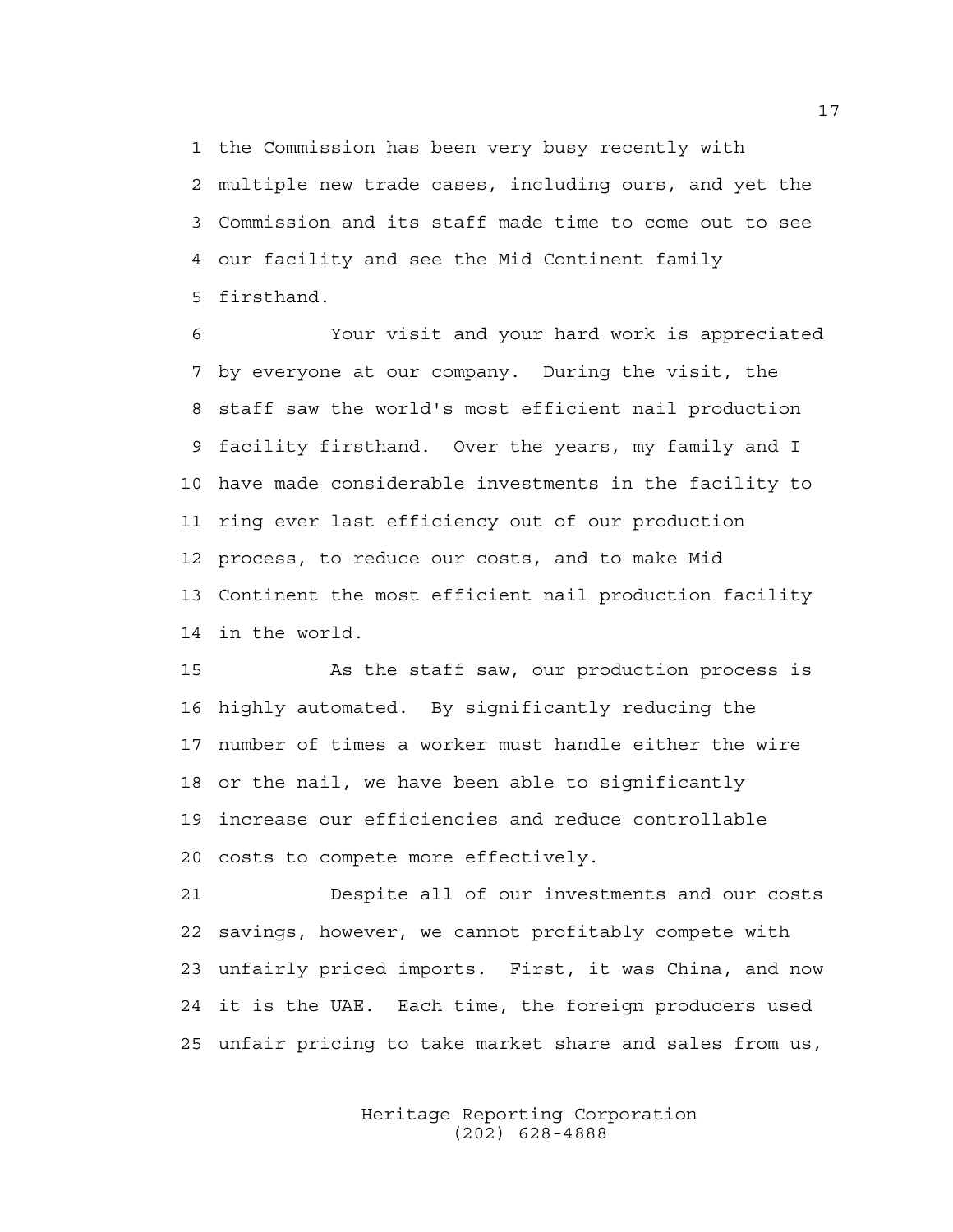the Commission has been very busy recently with multiple new trade cases, including ours, and yet the Commission and its staff made time to come out to see our facility and see the Mid Continent family firsthand.

Your visit and your hard work is appreciated by everyone at our company. During the visit, the staff saw the world's most efficient nail production facility firsthand. Over the years, my family and I have made considerable investments in the facility to ring ever last efficiency out of our production process, to reduce our costs, and to make Mid Continent the most efficient nail production facility in the world.

As the staff saw, our production process is highly automated. By significantly reducing the number of times a worker must handle either the wire or the nail, we have been able to significantly increase our efficiencies and reduce controllable costs to compete more effectively.

Despite all of our investments and our costs savings, however, we cannot profitably compete with unfairly priced imports. First, it was China, and now it is the UAE. Each time, the foreign producers used unfair pricing to take market share and sales from us,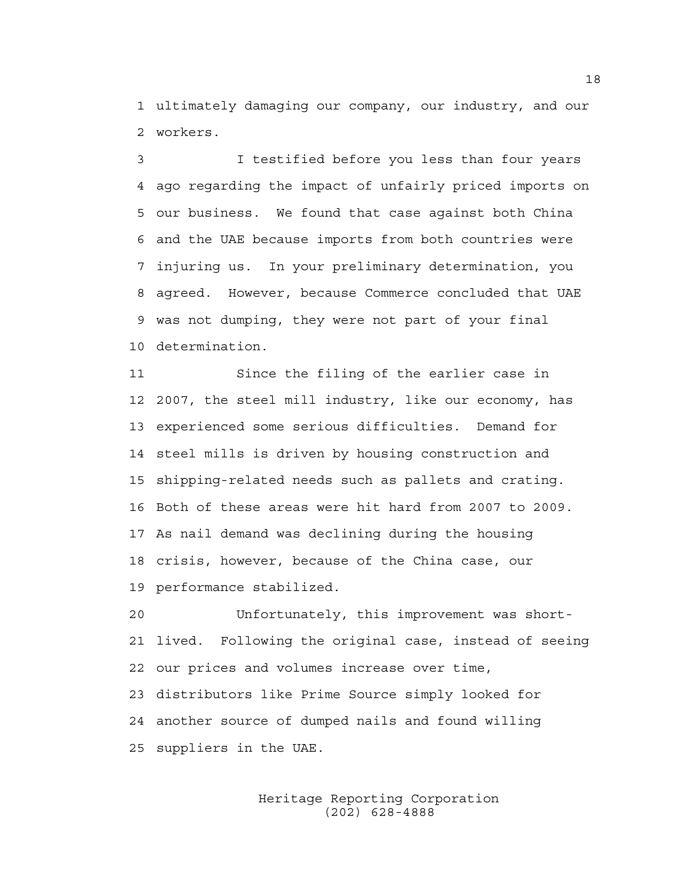ultimately damaging our company, our industry, and our workers.

I testified before you less than four years ago regarding the impact of unfairly priced imports on our business. We found that case against both China and the UAE because imports from both countries were injuring us. In your preliminary determination, you agreed. However, because Commerce concluded that UAE was not dumping, they were not part of your final determination.

Since the filing of the earlier case in 2007, the steel mill industry, like our economy, has experienced some serious difficulties. Demand for steel mills is driven by housing construction and shipping-related needs such as pallets and crating. Both of these areas were hit hard from 2007 to 2009. As nail demand was declining during the housing crisis, however, because of the China case, our performance stabilized.

Unfortunately, this improvement was short-lived. Following the original case, instead of seeing our prices and volumes increase over time, distributors like Prime Source simply looked for another source of dumped nails and found willing suppliers in the UAE.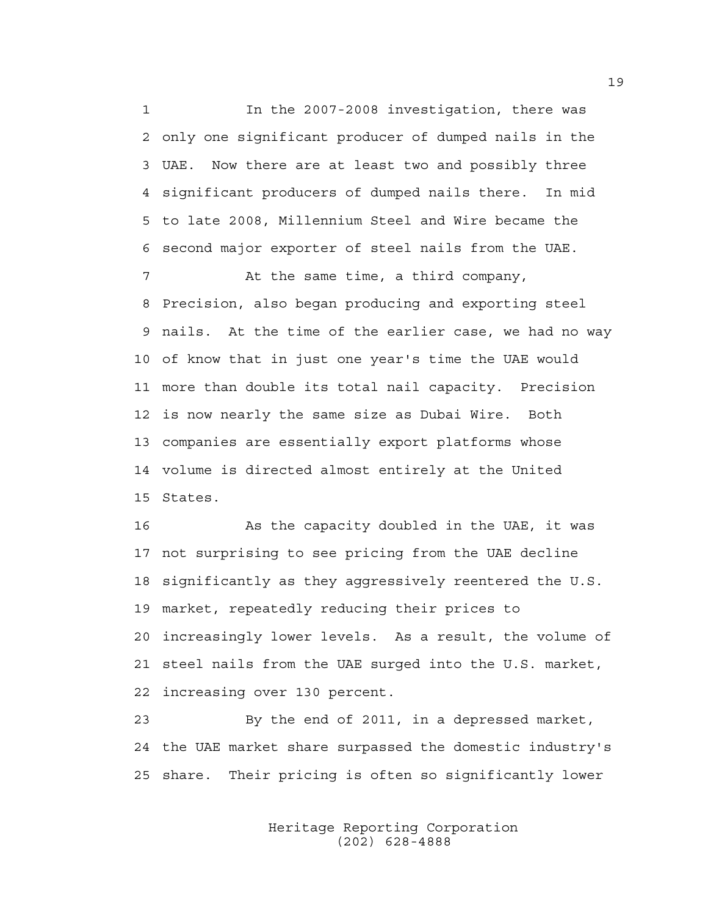In the 2007-2008 investigation, there was only one significant producer of dumped nails in the UAE. Now there are at least two and possibly three significant producers of dumped nails there. In mid to late 2008, Millennium Steel and Wire became the second major exporter of steel nails from the UAE.

At the same time, a third company, Precision, also began producing and exporting steel nails. At the time of the earlier case, we had no way of know that in just one year's time the UAE would more than double its total nail capacity. Precision is now nearly the same size as Dubai Wire. Both companies are essentially export platforms whose volume is directed almost entirely at the United States.

As the capacity doubled in the UAE, it was not surprising to see pricing from the UAE decline significantly as they aggressively reentered the U.S. market, repeatedly reducing their prices to increasingly lower levels. As a result, the volume of steel nails from the UAE surged into the U.S. market, increasing over 130 percent.

By the end of 2011, in a depressed market, the UAE market share surpassed the domestic industry's share. Their pricing is often so significantly lower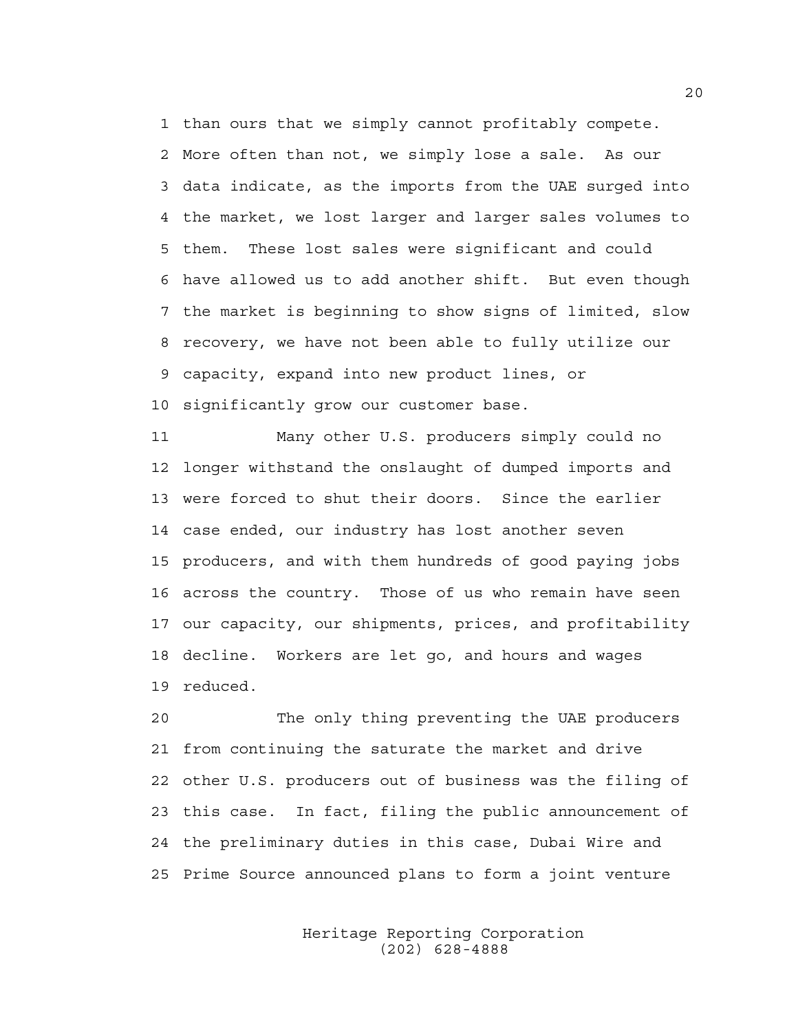than ours that we simply cannot profitably compete. More often than not, we simply lose a sale. As our data indicate, as the imports from the UAE surged into the market, we lost larger and larger sales volumes to them. These lost sales were significant and could have allowed us to add another shift. But even though the market is beginning to show signs of limited, slow recovery, we have not been able to fully utilize our capacity, expand into new product lines, or significantly grow our customer base.

Many other U.S. producers simply could no longer withstand the onslaught of dumped imports and were forced to shut their doors. Since the earlier case ended, our industry has lost another seven producers, and with them hundreds of good paying jobs across the country. Those of us who remain have seen our capacity, our shipments, prices, and profitability decline. Workers are let go, and hours and wages reduced.

The only thing preventing the UAE producers from continuing the saturate the market and drive other U.S. producers out of business was the filing of this case. In fact, filing the public announcement of the preliminary duties in this case, Dubai Wire and Prime Source announced plans to form a joint venture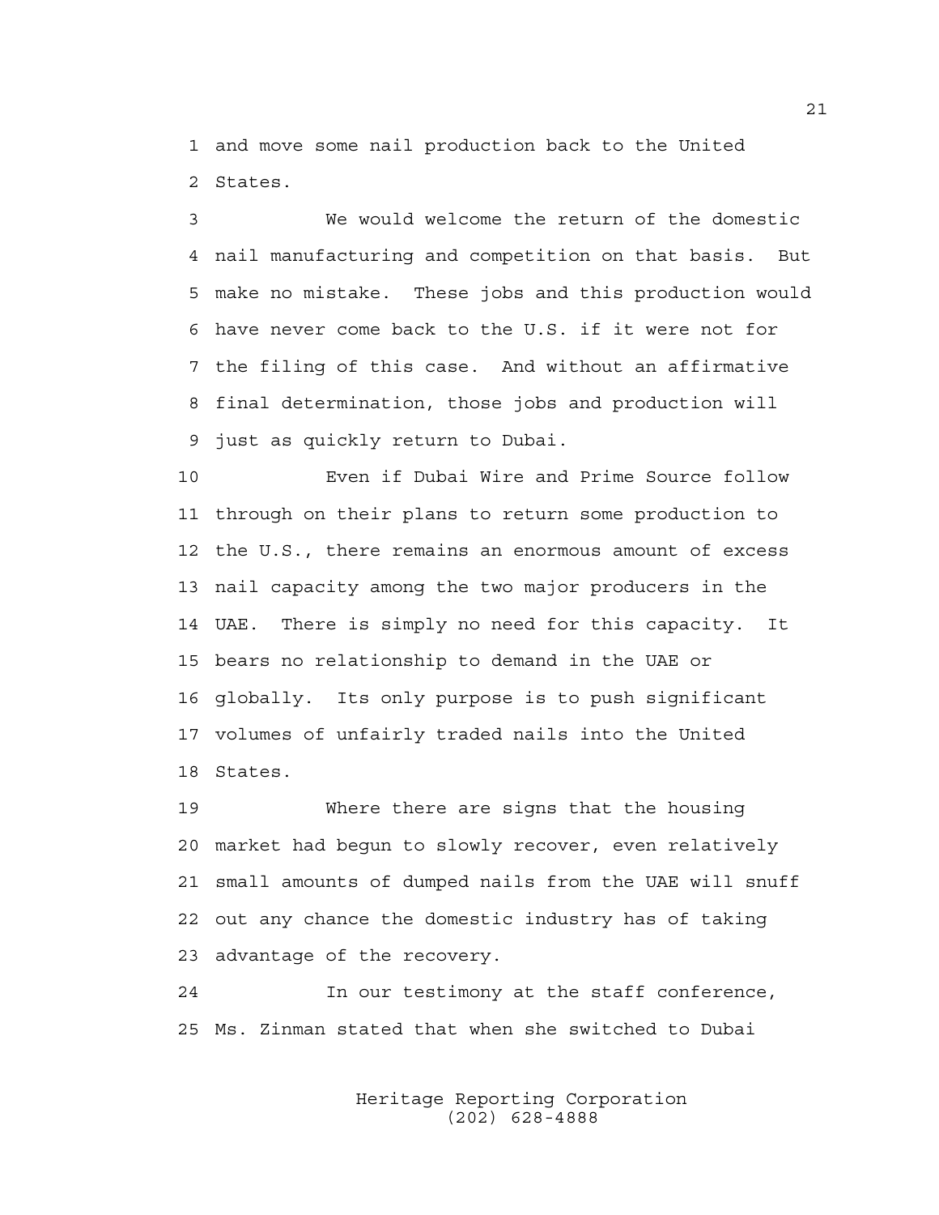and move some nail production back to the United States.

We would welcome the return of the domestic nail manufacturing and competition on that basis. But make no mistake. These jobs and this production would have never come back to the U.S. if it were not for the filing of this case. And without an affirmative final determination, those jobs and production will just as quickly return to Dubai.

Even if Dubai Wire and Prime Source follow through on their plans to return some production to the U.S., there remains an enormous amount of excess nail capacity among the two major producers in the UAE. There is simply no need for this capacity. It bears no relationship to demand in the UAE or globally. Its only purpose is to push significant volumes of unfairly traded nails into the United States.

Where there are signs that the housing market had begun to slowly recover, even relatively small amounts of dumped nails from the UAE will snuff out any chance the domestic industry has of taking advantage of the recovery.

In our testimony at the staff conference, Ms. Zinman stated that when she switched to Dubai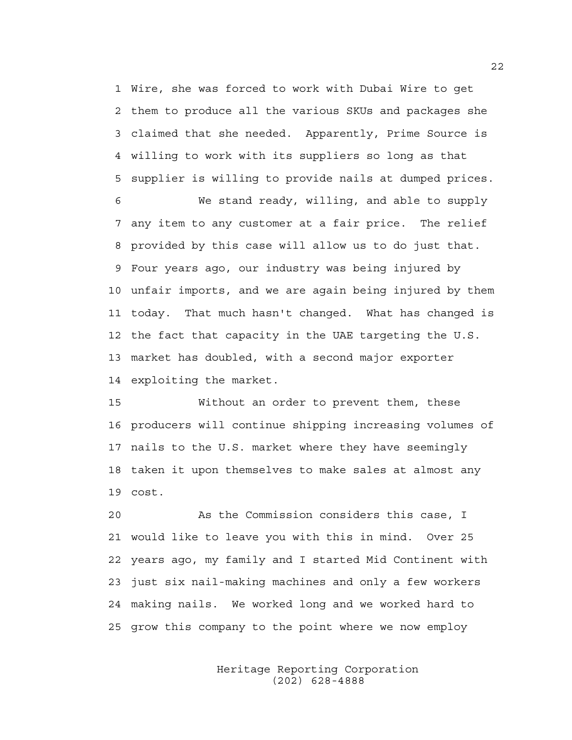Wire, she was forced to work with Dubai Wire to get them to produce all the various SKUs and packages she claimed that she needed. Apparently, Prime Source is willing to work with its suppliers so long as that supplier is willing to provide nails at dumped prices.

We stand ready, willing, and able to supply any item to any customer at a fair price. The relief provided by this case will allow us to do just that. Four years ago, our industry was being injured by unfair imports, and we are again being injured by them today. That much hasn't changed. What has changed is the fact that capacity in the UAE targeting the U.S. market has doubled, with a second major exporter exploiting the market.

Without an order to prevent them, these producers will continue shipping increasing volumes of nails to the U.S. market where they have seemingly taken it upon themselves to make sales at almost any cost.

As the Commission considers this case, I would like to leave you with this in mind. Over 25 years ago, my family and I started Mid Continent with just six nail-making machines and only a few workers making nails. We worked long and we worked hard to grow this company to the point where we now employ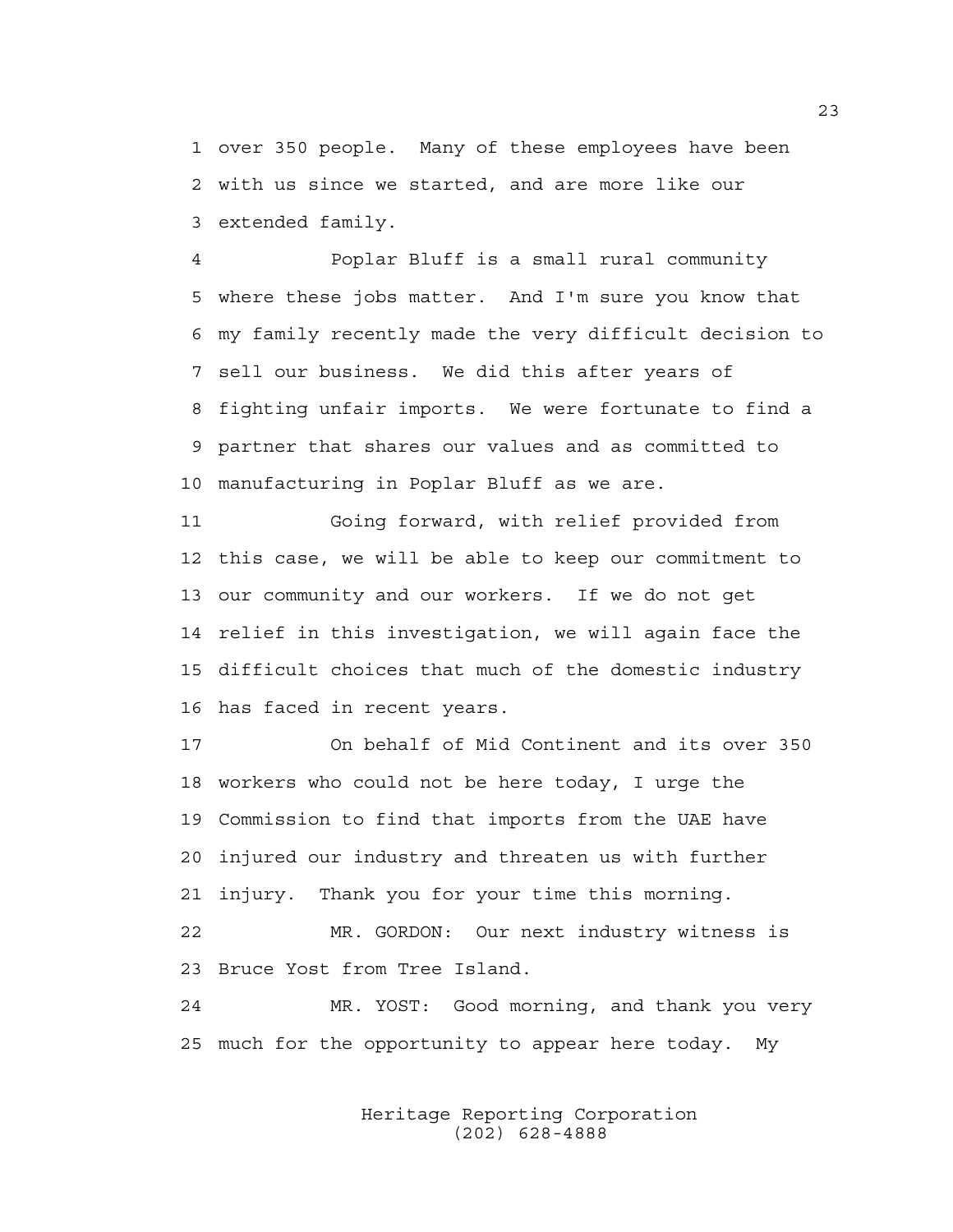1 over 350 people. Many of these employees have been
2 with us since we started, and are more like our
3 extended family.

4 Poplar Bluff is a small rural community
5 where these jobs matter. And I'm sure you know that
6 my family recently made the very difficult decision to
7 sell our business. We did this after years of
8 fighting unfair imports. We were fortunate to find a
9 partner that shares our values and as committed to
10 manufacturing in Poplar Bluff as we are.

11 Going forward, with relief provided from
12 this case, we will be able to keep our commitment to
13 our community and our workers. If we do not get
14 relief in this investigation, we will again face the
15 difficult choices that much of the domestic industry
16 has faced in recent years.

17 On behalf of Mid Continent and its over 350
18 workers who could not be here today, I urge the
19 Commission to find that imports from the UAE have
20 injured our industry and threaten us with further
21 injury. Thank you for your time this morning.

22 MR. GORDON: Our next industry witness is
23 Bruce Yost from Tree Island.

24 MR. YOST: Good morning, and thank you very
25 much for the opportunity to appear here today. My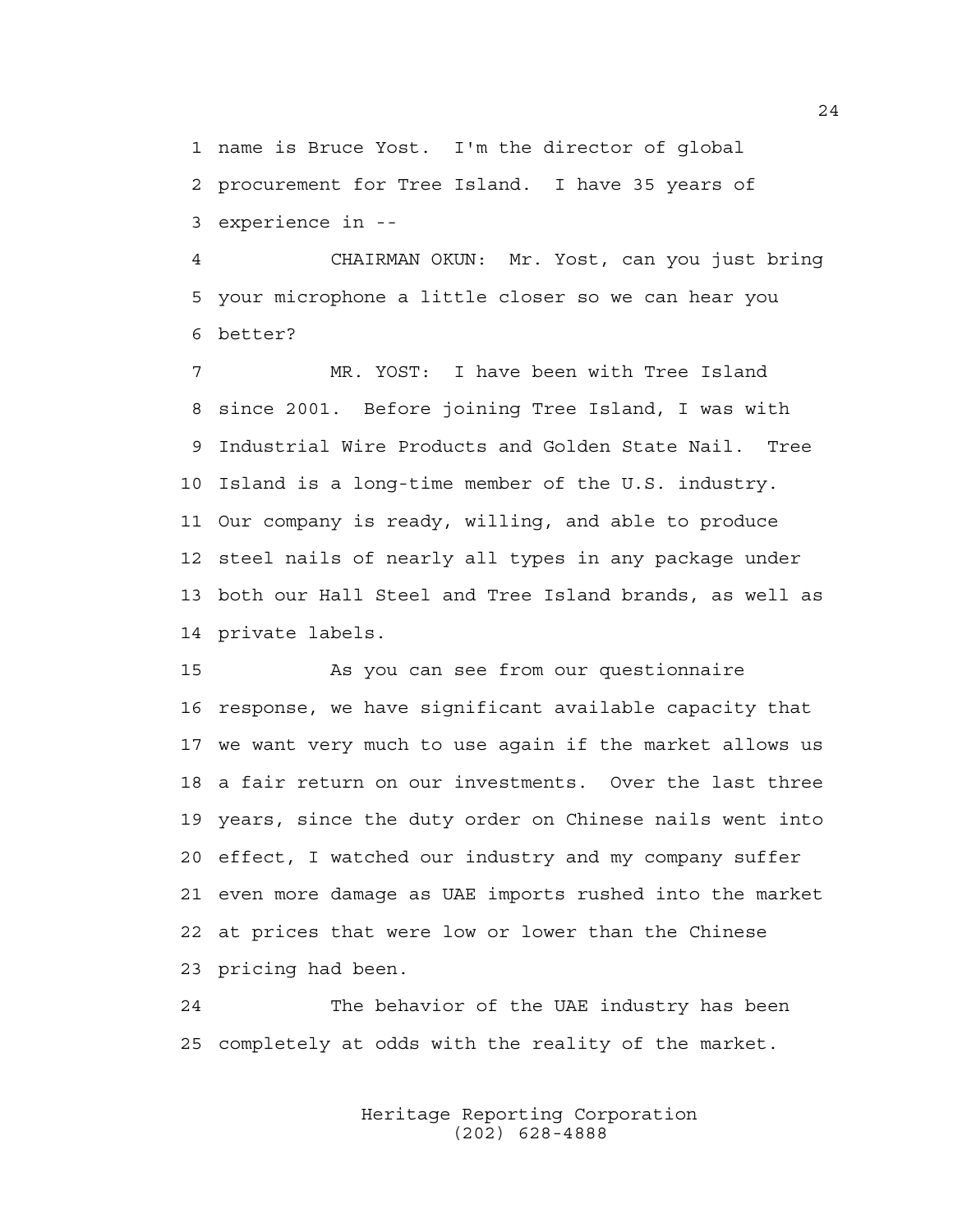name is Bruce Yost. I'm the director of global procurement for Tree Island. I have 35 years of experience in --

CHAIRMAN OKUN: Mr. Yost, can you just bring your microphone a little closer so we can hear you better?

MR. YOST: I have been with Tree Island since 2001. Before joining Tree Island, I was with Industrial Wire Products and Golden State Nail. Tree Island is a long-time member of the U.S. industry. Our company is ready, willing, and able to produce steel nails of nearly all types in any package under both our Hall Steel and Tree Island brands, as well as private labels.

As you can see from our questionnaire response, we have significant available capacity that we want very much to use again if the market allows us a fair return on our investments. Over the last three years, since the duty order on Chinese nails went into effect, I watched our industry and my company suffer even more damage as UAE imports rushed into the market at prices that were low or lower than the Chinese pricing had been.

The behavior of the UAE industry has been completely at odds with the reality of the market.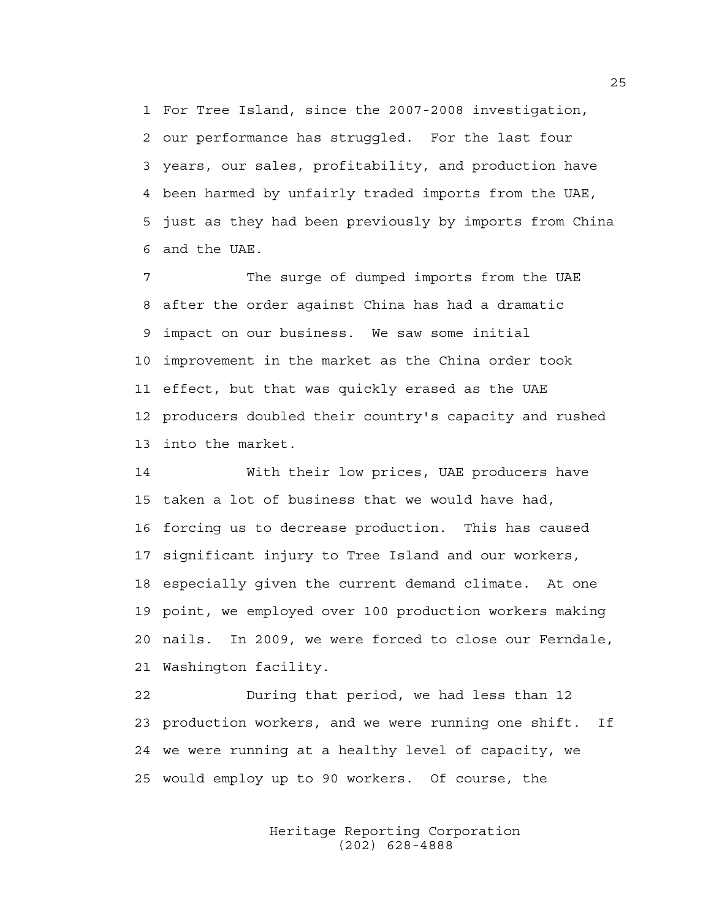For Tree Island, since the 2007-2008 investigation, our performance has struggled. For the last four years, our sales, profitability, and production have been harmed by unfairly traded imports from the UAE, just as they had been previously by imports from China and the UAE.

The surge of dumped imports from the UAE after the order against China has had a dramatic impact on our business. We saw some initial improvement in the market as the China order took effect, but that was quickly erased as the UAE producers doubled their country's capacity and rushed into the market.

With their low prices, UAE producers have taken a lot of business that we would have had, forcing us to decrease production. This has caused significant injury to Tree Island and our workers, especially given the current demand climate. At one point, we employed over 100 production workers making nails. In 2009, we were forced to close our Ferndale, Washington facility.

During that period, we had less than 12 production workers, and we were running one shift. If we were running at a healthy level of capacity, we would employ up to 90 workers. Of course, the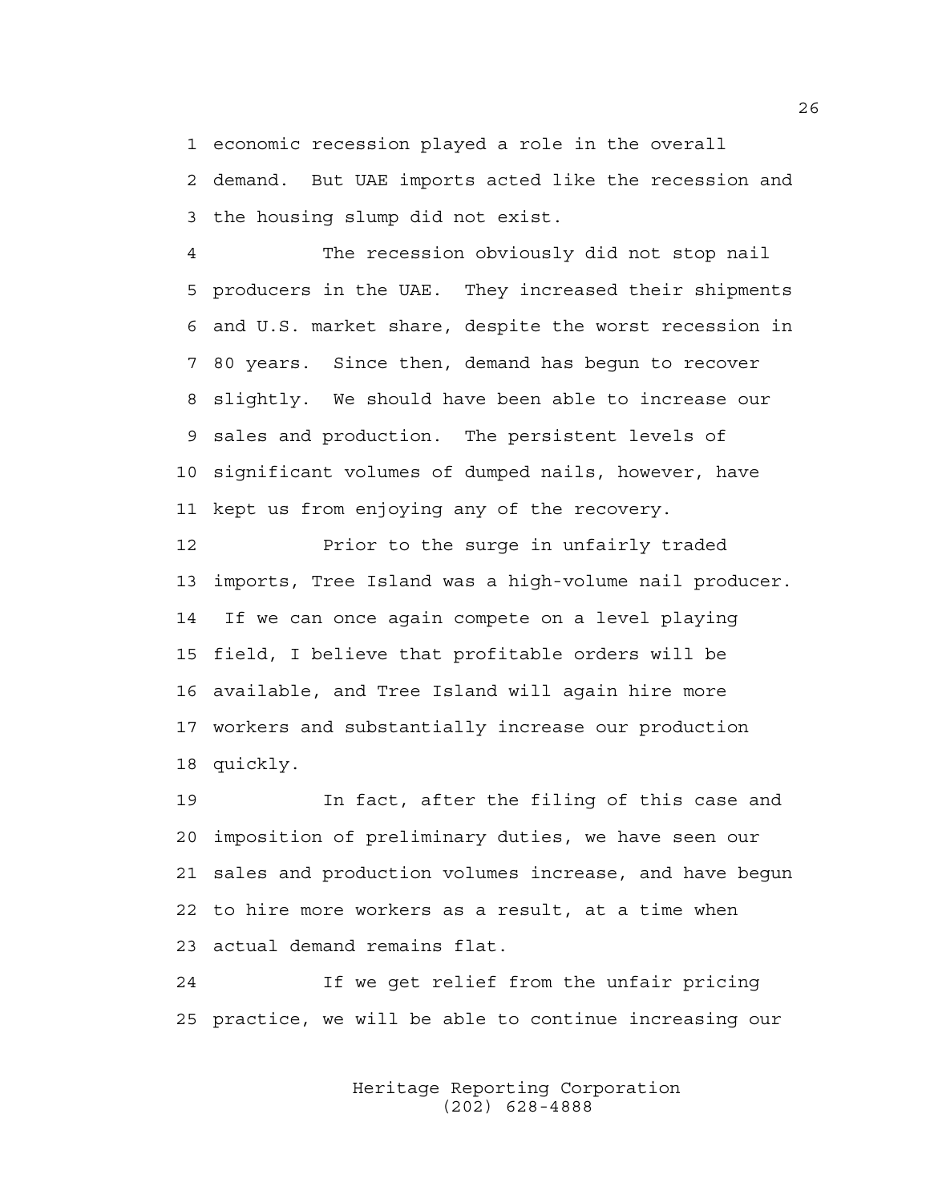economic recession played a role in the overall demand. But UAE imports acted like the recession and the housing slump did not exist.

The recession obviously did not stop nail producers in the UAE. They increased their shipments and U.S. market share, despite the worst recession in 80 years. Since then, demand has begun to recover slightly. We should have been able to increase our sales and production. The persistent levels of significant volumes of dumped nails, however, have kept us from enjoying any of the recovery.

Prior to the surge in unfairly traded imports, Tree Island was a high-volume nail producer. If we can once again compete on a level playing field, I believe that profitable orders will be available, and Tree Island will again hire more workers and substantially increase our production quickly.

In fact, after the filing of this case and imposition of preliminary duties, we have seen our sales and production volumes increase, and have begun to hire more workers as a result, at a time when actual demand remains flat.

If we get relief from the unfair pricing practice, we will be able to continue increasing our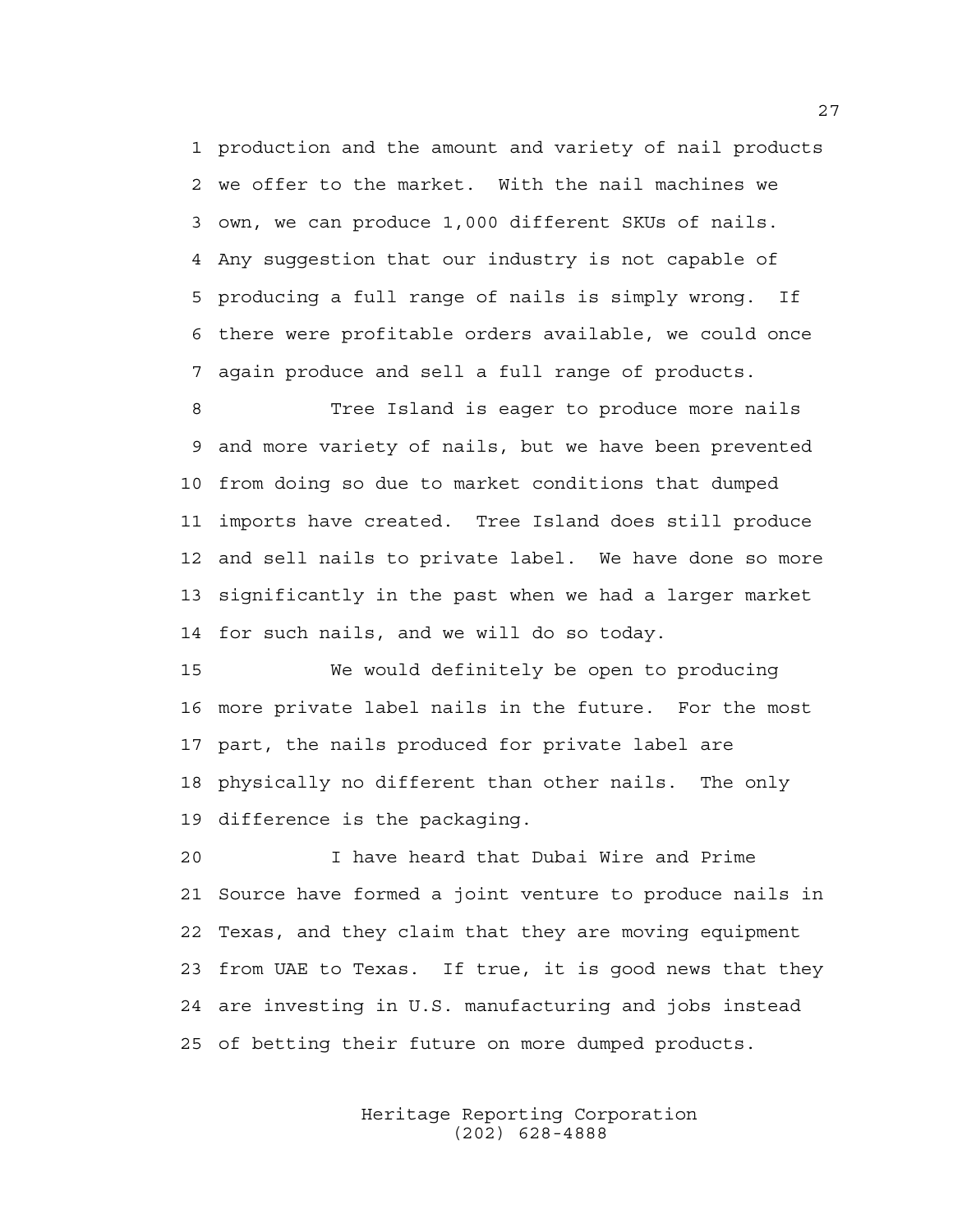production and the amount and variety of nail products we offer to the market. With the nail machines we own, we can produce 1,000 different SKUs of nails. Any suggestion that our industry is not capable of producing a full range of nails is simply wrong. If there were profitable orders available, we could once again produce and sell a full range of products.

Tree Island is eager to produce more nails and more variety of nails, but we have been prevented from doing so due to market conditions that dumped imports have created. Tree Island does still produce and sell nails to private label. We have done so more significantly in the past when we had a larger market for such nails, and we will do so today.

We would definitely be open to producing more private label nails in the future. For the most part, the nails produced for private label are physically no different than other nails. The only difference is the packaging.

I have heard that Dubai Wire and Prime Source have formed a joint venture to produce nails in Texas, and they claim that they are moving equipment from UAE to Texas. If true, it is good news that they are investing in U.S. manufacturing and jobs instead of betting their future on more dumped products.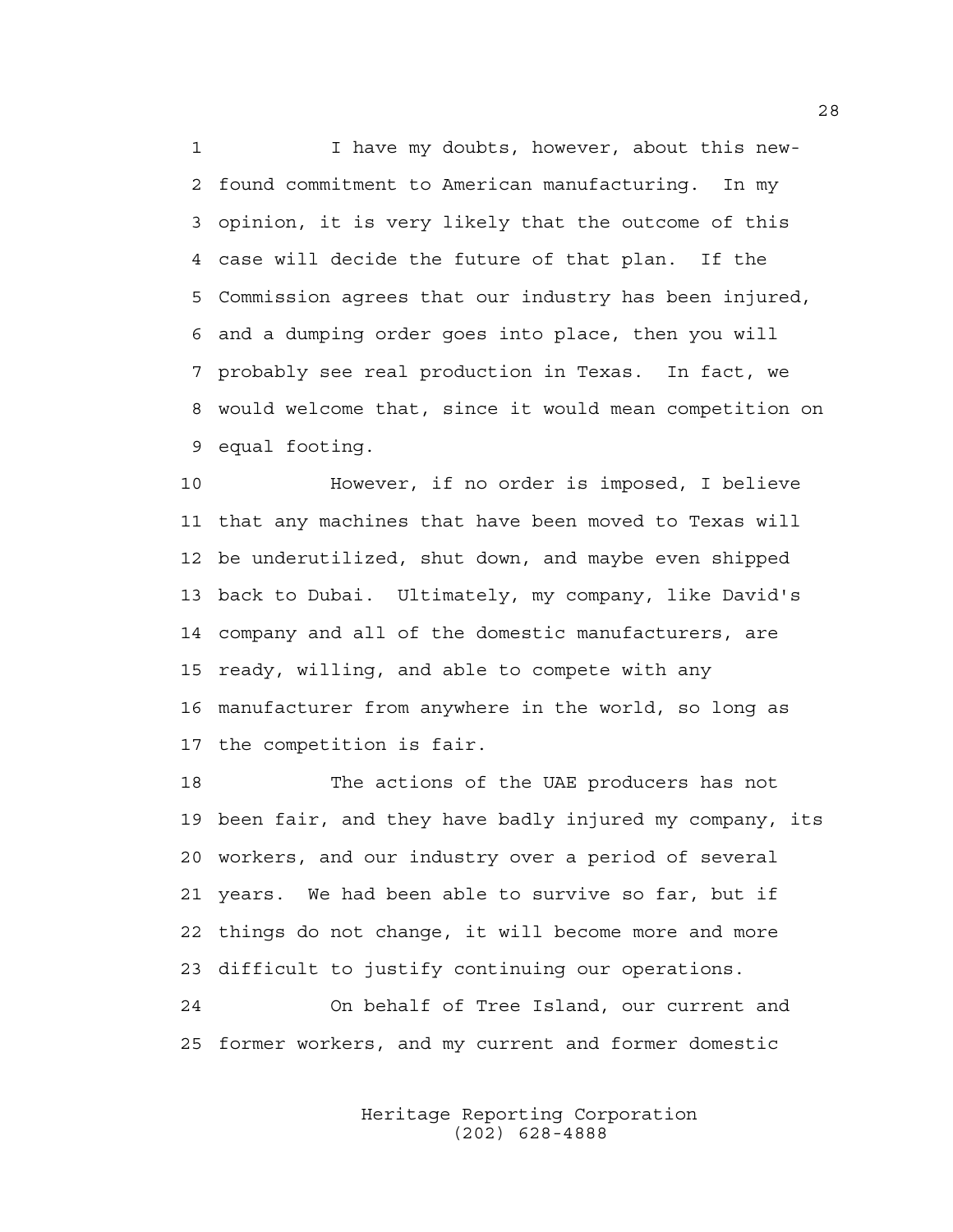I have my doubts, however, about this new-found commitment to American manufacturing. In my opinion, it is very likely that the outcome of this case will decide the future of that plan. If the Commission agrees that our industry has been injured, and a dumping order goes into place, then you will probably see real production in Texas. In fact, we would welcome that, since it would mean competition on equal footing.

However, if no order is imposed, I believe that any machines that have been moved to Texas will be underutilized, shut down, and maybe even shipped back to Dubai. Ultimately, my company, like David's company and all of the domestic manufacturers, are ready, willing, and able to compete with any manufacturer from anywhere in the world, so long as the competition is fair.

The actions of the UAE producers has not been fair, and they have badly injured my company, its workers, and our industry over a period of several years. We had been able to survive so far, but if things do not change, it will become more and more difficult to justify continuing our operations.

On behalf of Tree Island, our current and former workers, and my current and former domestic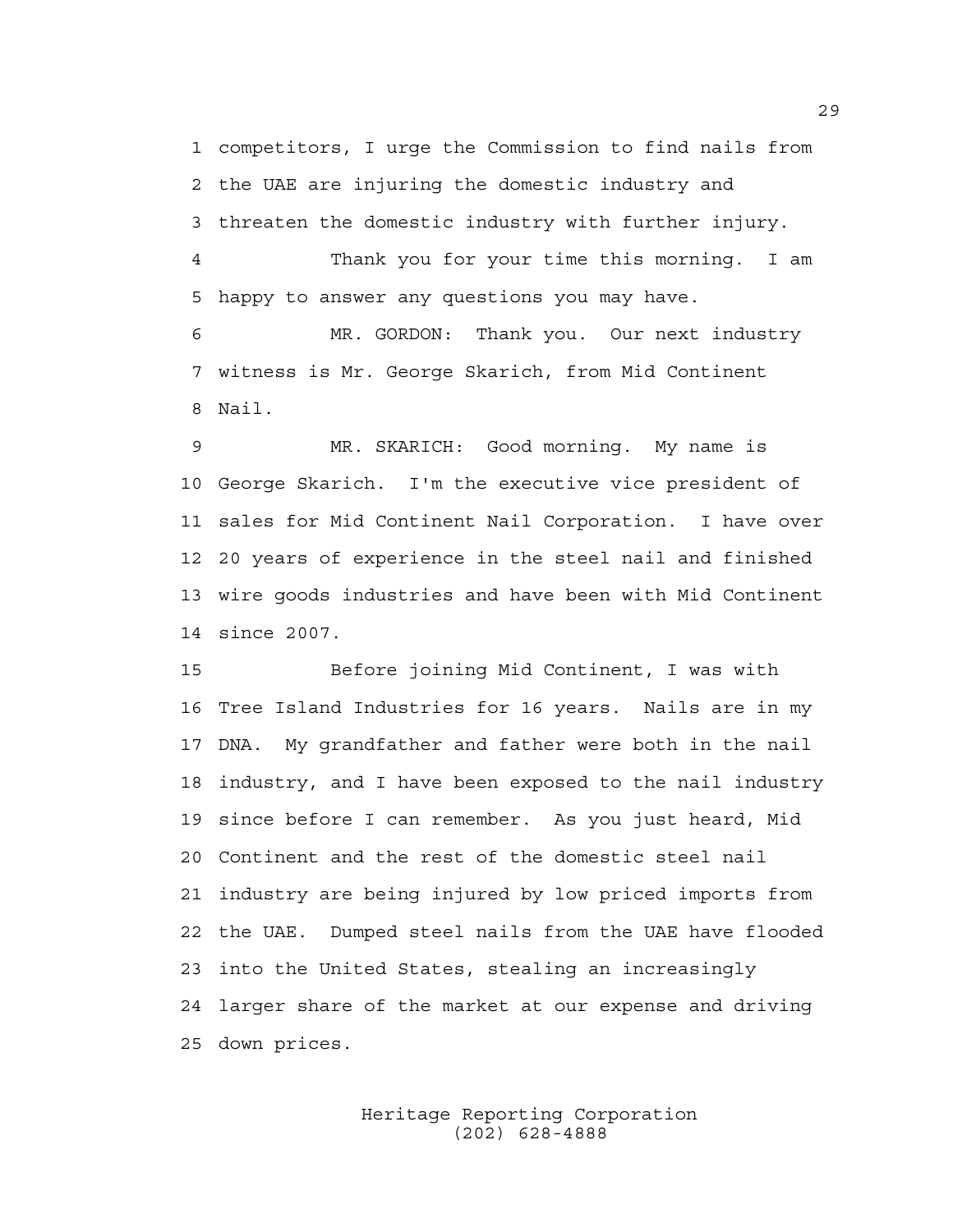competitors, I urge the Commission to find nails from the UAE are injuring the domestic industry and threaten the domestic industry with further injury.

Thank you for your time this morning. I am happy to answer any questions you may have.

MR. GORDON: Thank you. Our next industry witness is Mr. George Skarich, from Mid Continent Nail.

MR. SKARICH: Good morning. My name is George Skarich. I'm the executive vice president of sales for Mid Continent Nail Corporation. I have over 20 years of experience in the steel nail and finished wire goods industries and have been with Mid Continent since 2007.

Before joining Mid Continent, I was with Tree Island Industries for 16 years. Nails are in my DNA. My grandfather and father were both in the nail industry, and I have been exposed to the nail industry since before I can remember. As you just heard, Mid Continent and the rest of the domestic steel nail industry are being injured by low priced imports from the UAE. Dumped steel nails from the UAE have flooded into the United States, stealing an increasingly larger share of the market at our expense and driving down prices.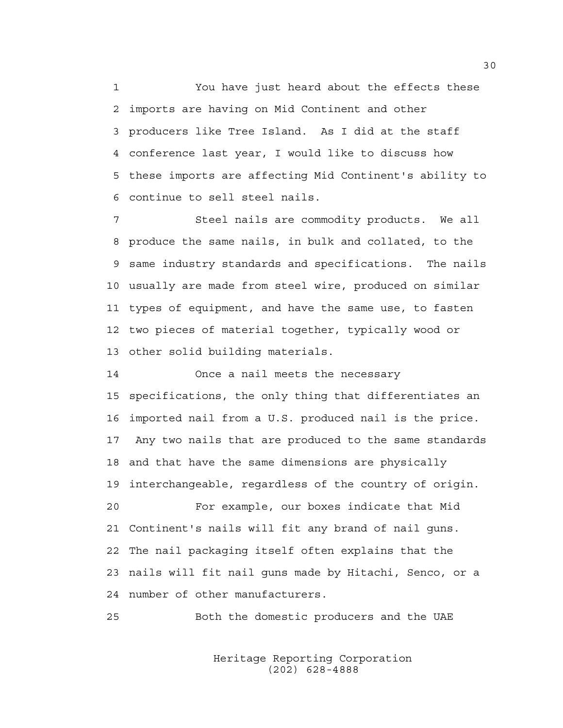You have just heard about the effects these imports are having on Mid Continent and other producers like Tree Island. As I did at the staff conference last year, I would like to discuss how these imports are affecting Mid Continent's ability to continue to sell steel nails.

Steel nails are commodity products. We all produce the same nails, in bulk and collated, to the same industry standards and specifications. The nails usually are made from steel wire, produced on similar types of equipment, and have the same use, to fasten two pieces of material together, typically wood or other solid building materials.

Once a nail meets the necessary specifications, the only thing that differentiates an imported nail from a U.S. produced nail is the price. Any two nails that are produced to the same standards and that have the same dimensions are physically interchangeable, regardless of the country of origin.

For example, our boxes indicate that Mid Continent's nails will fit any brand of nail guns. The nail packaging itself often explains that the nails will fit nail guns made by Hitachi, Senco, or a number of other manufacturers.

Both the domestic producers and the UAE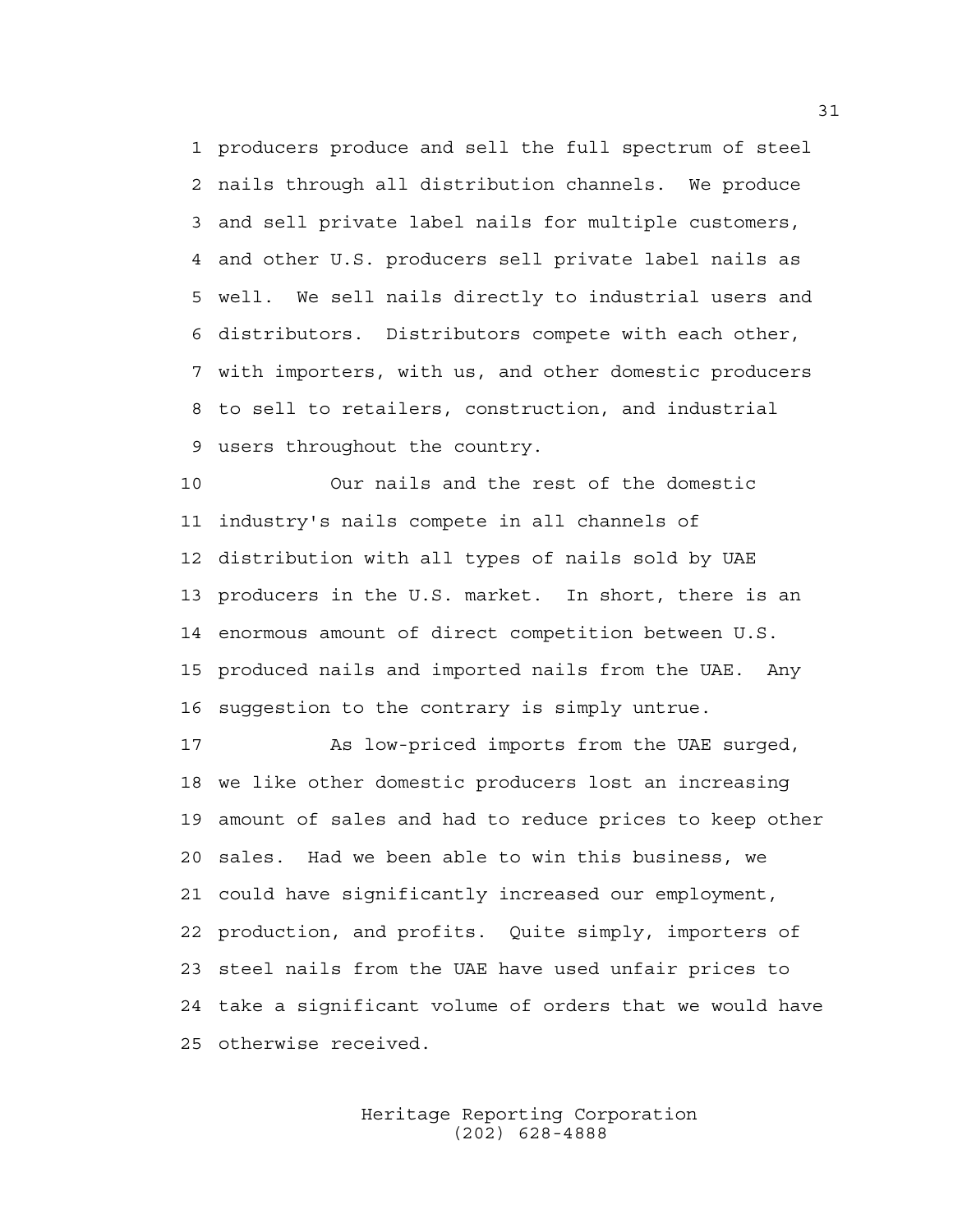producers produce and sell the full spectrum of steel nails through all distribution channels. We produce and sell private label nails for multiple customers, and other U.S. producers sell private label nails as well. We sell nails directly to industrial users and distributors. Distributors compete with each other, with importers, with us, and other domestic producers to sell to retailers, construction, and industrial users throughout the country.

Our nails and the rest of the domestic industry's nails compete in all channels of distribution with all types of nails sold by UAE producers in the U.S. market. In short, there is an enormous amount of direct competition between U.S. produced nails and imported nails from the UAE. Any suggestion to the contrary is simply untrue.

As low-priced imports from the UAE surged, we like other domestic producers lost an increasing amount of sales and had to reduce prices to keep other sales. Had we been able to win this business, we could have significantly increased our employment, production, and profits. Quite simply, importers of steel nails from the UAE have used unfair prices to take a significant volume of orders that we would have otherwise received.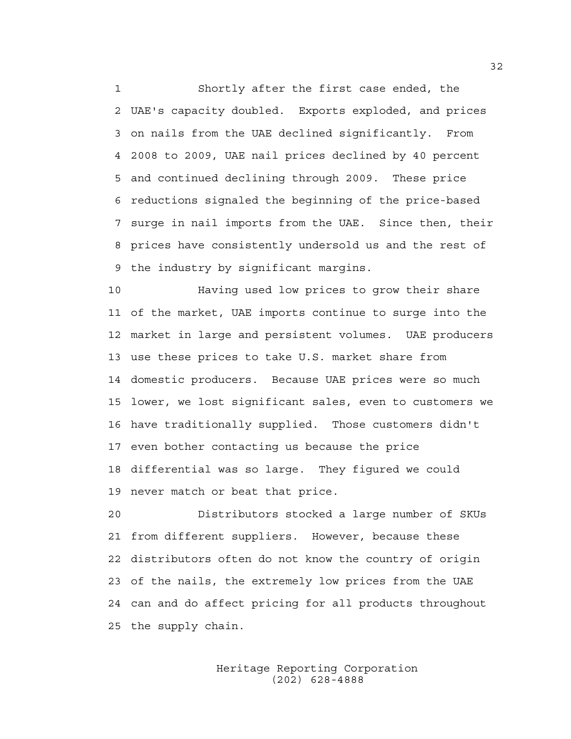Shortly after the first case ended, the UAE's capacity doubled. Exports exploded, and prices on nails from the UAE declined significantly. From 2008 to 2009, UAE nail prices declined by 40 percent and continued declining through 2009. These price reductions signaled the beginning of the price-based surge in nail imports from the UAE. Since then, their prices have consistently undersold us and the rest of the industry by significant margins.

Having used low prices to grow their share of the market, UAE imports continue to surge into the market in large and persistent volumes. UAE producers use these prices to take U.S. market share from domestic producers. Because UAE prices were so much lower, we lost significant sales, even to customers we have traditionally supplied. Those customers didn't even bother contacting us because the price differential was so large. They figured we could never match or beat that price.

Distributors stocked a large number of SKUs from different suppliers. However, because these distributors often do not know the country of origin of the nails, the extremely low prices from the UAE can and do affect pricing for all products throughout the supply chain.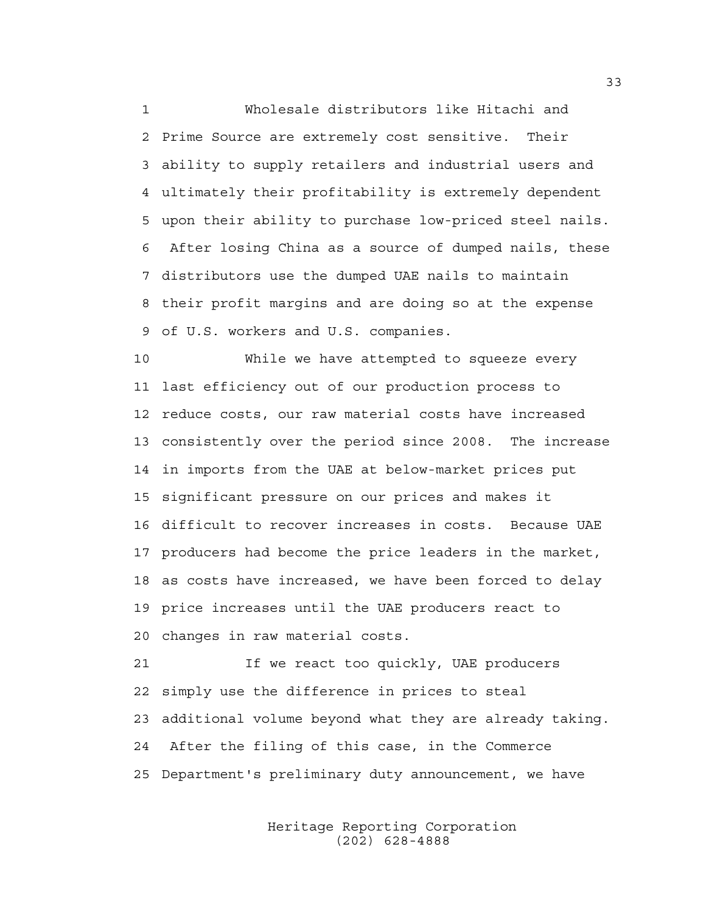Wholesale distributors like Hitachi and Prime Source are extremely cost sensitive. Their ability to supply retailers and industrial users and ultimately their profitability is extremely dependent upon their ability to purchase low-priced steel nails. After losing China as a source of dumped nails, these distributors use the dumped UAE nails to maintain their profit margins and are doing so at the expense of U.S. workers and U.S. companies.

While we have attempted to squeeze every last efficiency out of our production process to reduce costs, our raw material costs have increased consistently over the period since 2008. The increase in imports from the UAE at below-market prices put significant pressure on our prices and makes it difficult to recover increases in costs. Because UAE producers had become the price leaders in the market, as costs have increased, we have been forced to delay price increases until the UAE producers react to changes in raw material costs.

If we react too quickly, UAE producers simply use the difference in prices to steal additional volume beyond what they are already taking. After the filing of this case, in the Commerce Department's preliminary duty announcement, we have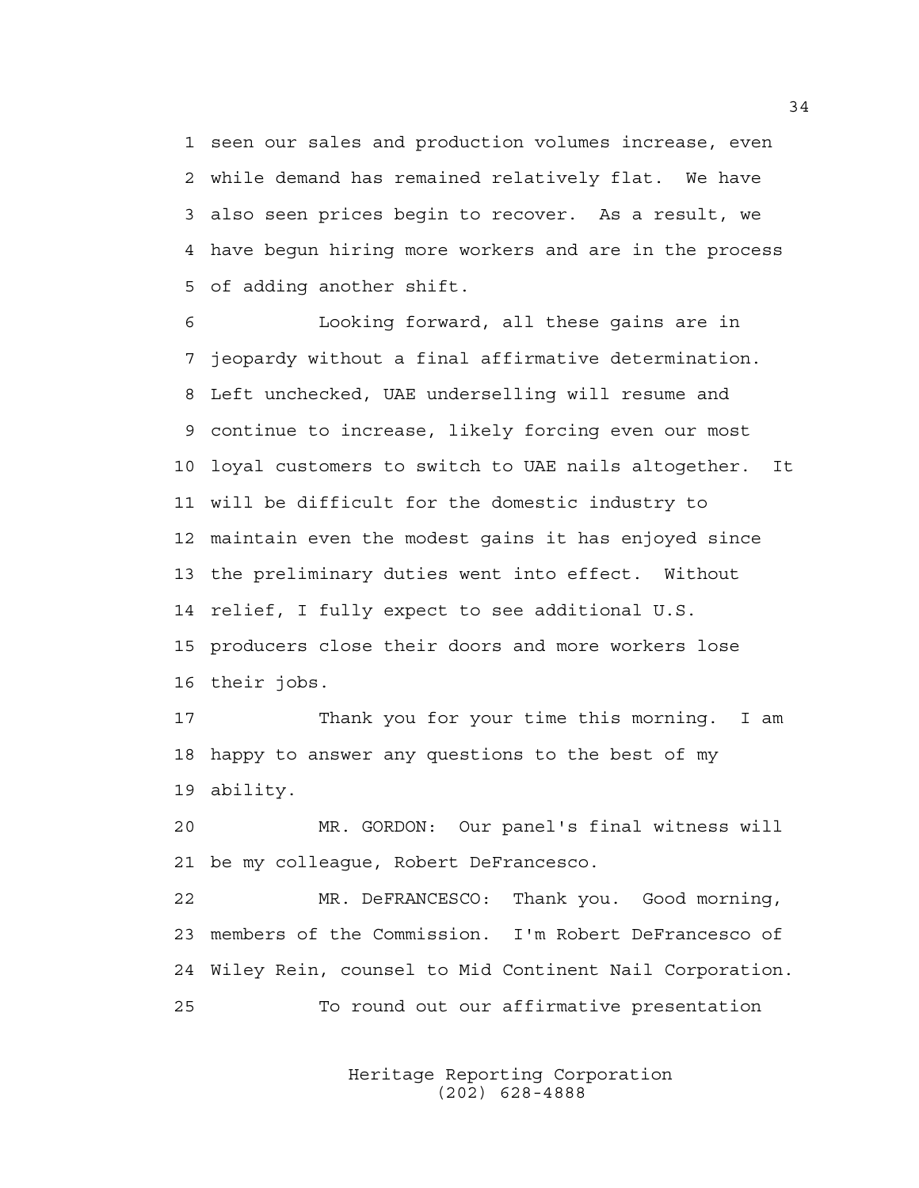1 seen our sales and production volumes increase, even
2 while demand has remained relatively flat. We have
3 also seen prices begin to recover. As a result, we
4 have begun hiring more workers and are in the process
5 of adding another shift.

6 Looking forward, all these gains are in
7 jeopardy without a final affirmative determination.
8 Left unchecked, UAE underselling will resume and
9 continue to increase, likely forcing even our most
10 loyal customers to switch to UAE nails altogether. It
11 will be difficult for the domestic industry to
12 maintain even the modest gains it has enjoyed since
13 the preliminary duties went into effect. Without
14 relief, I fully expect to see additional U.S.
15 producers close their doors and more workers lose
16 their jobs.

17 Thank you for your time this morning. I am
18 happy to answer any questions to the best of my
19 ability.

20 MR. GORDON: Our panel's final witness will
21 be my colleague, Robert DeFrancesco.

22 MR. DeFRANCESCO: Thank you. Good morning,
23 members of the Commission. I'm Robert DeFrancesco of
24 Wiley Rein, counsel to Mid Continent Nail Corporation.

25 To round out our affirmative presentation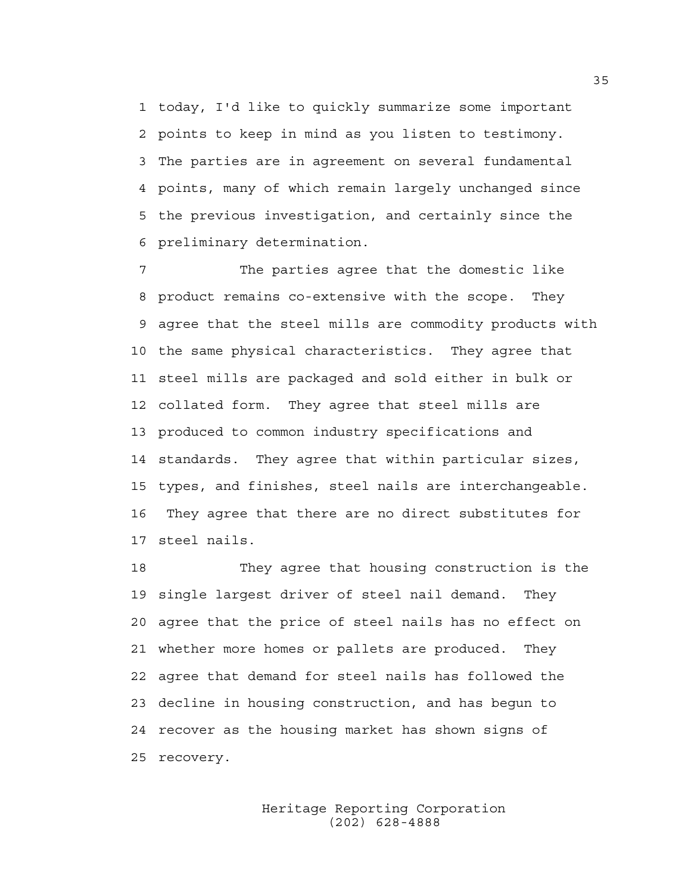today, I'd like to quickly summarize some important points to keep in mind as you listen to testimony. The parties are in agreement on several fundamental points, many of which remain largely unchanged since the previous investigation, and certainly since the preliminary determination.

The parties agree that the domestic like product remains co-extensive with the scope. They agree that the steel mills are commodity products with the same physical characteristics. They agree that steel mills are packaged and sold either in bulk or collated form. They agree that steel mills are produced to common industry specifications and standards. They agree that within particular sizes, types, and finishes, steel nails are interchangeable. They agree that there are no direct substitutes for steel nails.

They agree that housing construction is the single largest driver of steel nail demand. They agree that the price of steel nails has no effect on whether more homes or pallets are produced. They agree that demand for steel nails has followed the decline in housing construction, and has begun to recover as the housing market has shown signs of recovery.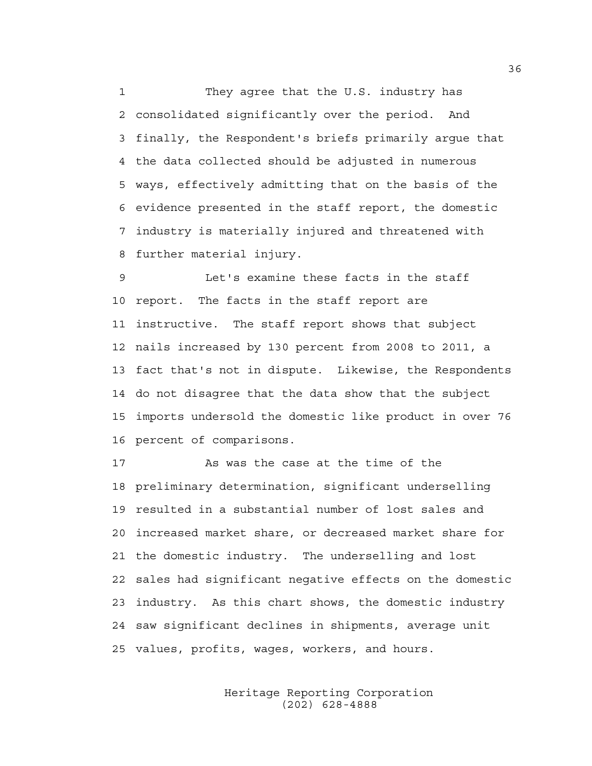They agree that the U.S. industry has consolidated significantly over the period. And finally, the Respondent's briefs primarily argue that the data collected should be adjusted in numerous ways, effectively admitting that on the basis of the evidence presented in the staff report, the domestic industry is materially injured and threatened with further material injury.

Let's examine these facts in the staff report. The facts in the staff report are instructive. The staff report shows that subject nails increased by 130 percent from 2008 to 2011, a fact that's not in dispute. Likewise, the Respondents do not disagree that the data show that the subject imports undersold the domestic like product in over 76 percent of comparisons.

As was the case at the time of the preliminary determination, significant underselling resulted in a substantial number of lost sales and increased market share, or decreased market share for the domestic industry. The underselling and lost sales had significant negative effects on the domestic industry. As this chart shows, the domestic industry saw significant declines in shipments, average unit values, profits, wages, workers, and hours.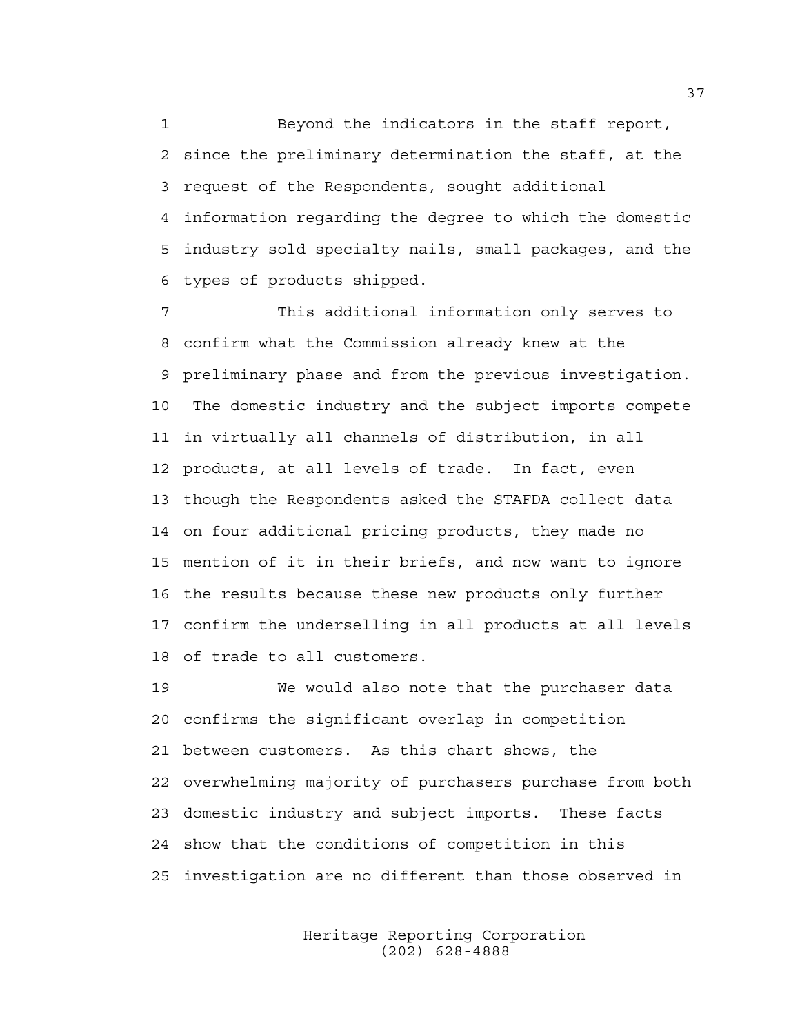Beyond the indicators in the staff report, since the preliminary determination the staff, at the request of the Respondents, sought additional information regarding the degree to which the domestic industry sold specialty nails, small packages, and the types of products shipped.

This additional information only serves to confirm what the Commission already knew at the preliminary phase and from the previous investigation. The domestic industry and the subject imports compete in virtually all channels of distribution, in all products, at all levels of trade. In fact, even though the Respondents asked the STAFDA collect data on four additional pricing products, they made no mention of it in their briefs, and now want to ignore the results because these new products only further confirm the underselling in all products at all levels of trade to all customers.

We would also note that the purchaser data confirms the significant overlap in competition between customers. As this chart shows, the overwhelming majority of purchasers purchase from both domestic industry and subject imports. These facts show that the conditions of competition in this investigation are no different than those observed in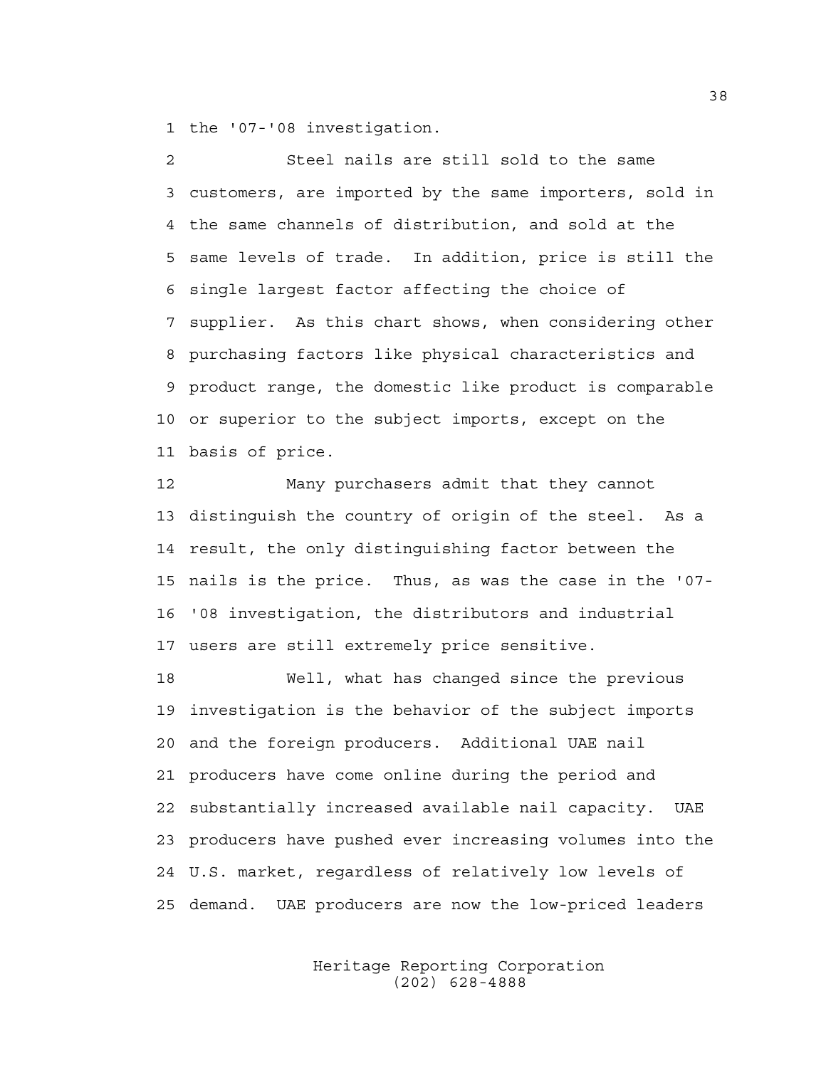the '07-'08 investigation.

Steel nails are still sold to the same customers, are imported by the same importers, sold in the same channels of distribution, and sold at the same levels of trade. In addition, price is still the single largest factor affecting the choice of supplier. As this chart shows, when considering other purchasing factors like physical characteristics and product range, the domestic like product is comparable or superior to the subject imports, except on the basis of price.

Many purchasers admit that they cannot distinguish the country of origin of the steel. As a result, the only distinguishing factor between the nails is the price. Thus, as was the case in the '07-'08 investigation, the distributors and industrial users are still extremely price sensitive.

Well, what has changed since the previous investigation is the behavior of the subject imports and the foreign producers. Additional UAE nail producers have come online during the period and substantially increased available nail capacity. UAE producers have pushed ever increasing volumes into the U.S. market, regardless of relatively low levels of demand. UAE producers are now the low-priced leaders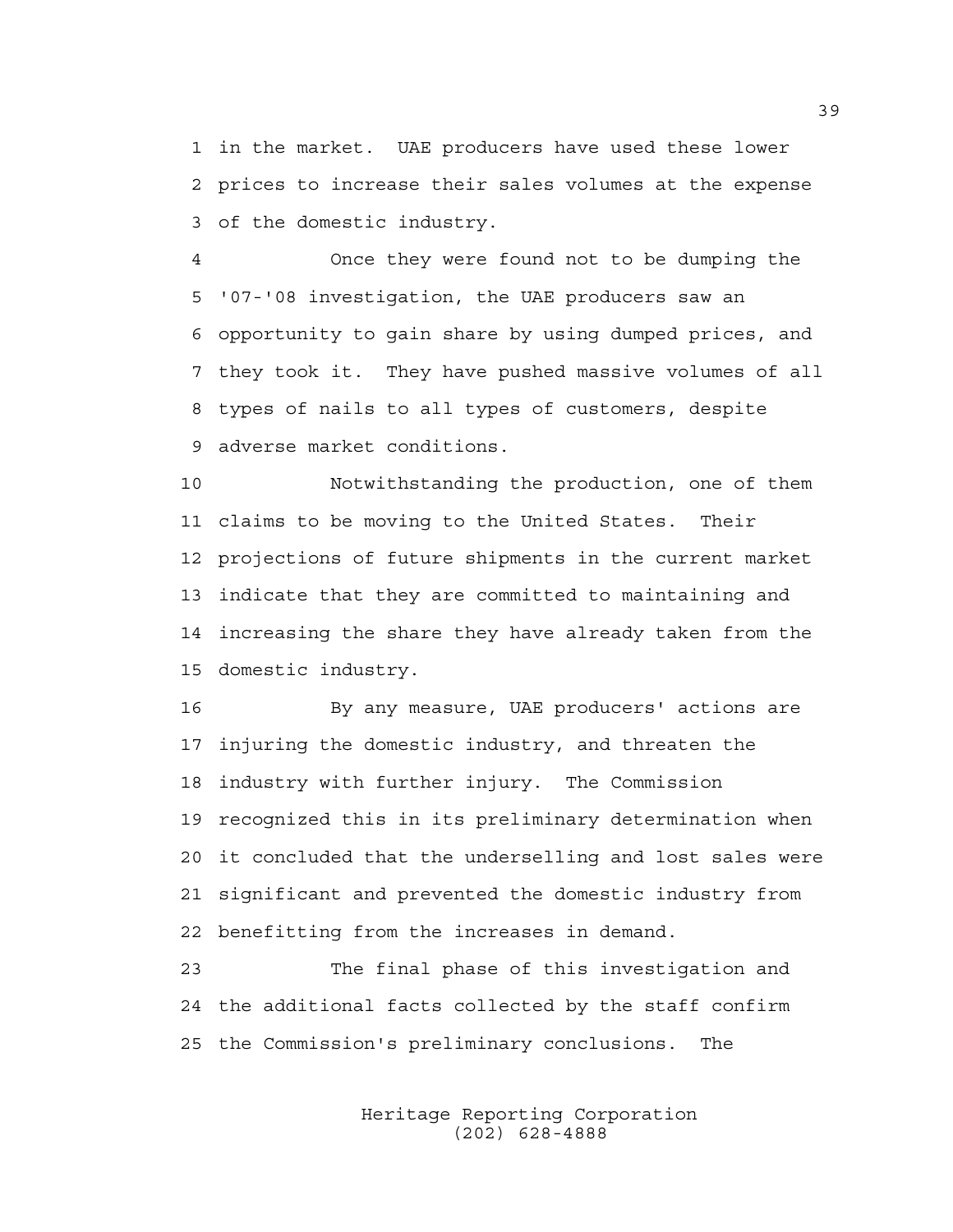in the market. UAE producers have used these lower prices to increase their sales volumes at the expense of the domestic industry.

Once they were found not to be dumping the '07-'08 investigation, the UAE producers saw an opportunity to gain share by using dumped prices, and they took it. They have pushed massive volumes of all types of nails to all types of customers, despite adverse market conditions.

Notwithstanding the production, one of them claims to be moving to the United States. Their projections of future shipments in the current market indicate that they are committed to maintaining and increasing the share they have already taken from the domestic industry.

By any measure, UAE producers' actions are injuring the domestic industry, and threaten the industry with further injury. The Commission recognized this in its preliminary determination when it concluded that the underselling and lost sales were significant and prevented the domestic industry from benefitting from the increases in demand.

The final phase of this investigation and the additional facts collected by the staff confirm the Commission's preliminary conclusions. The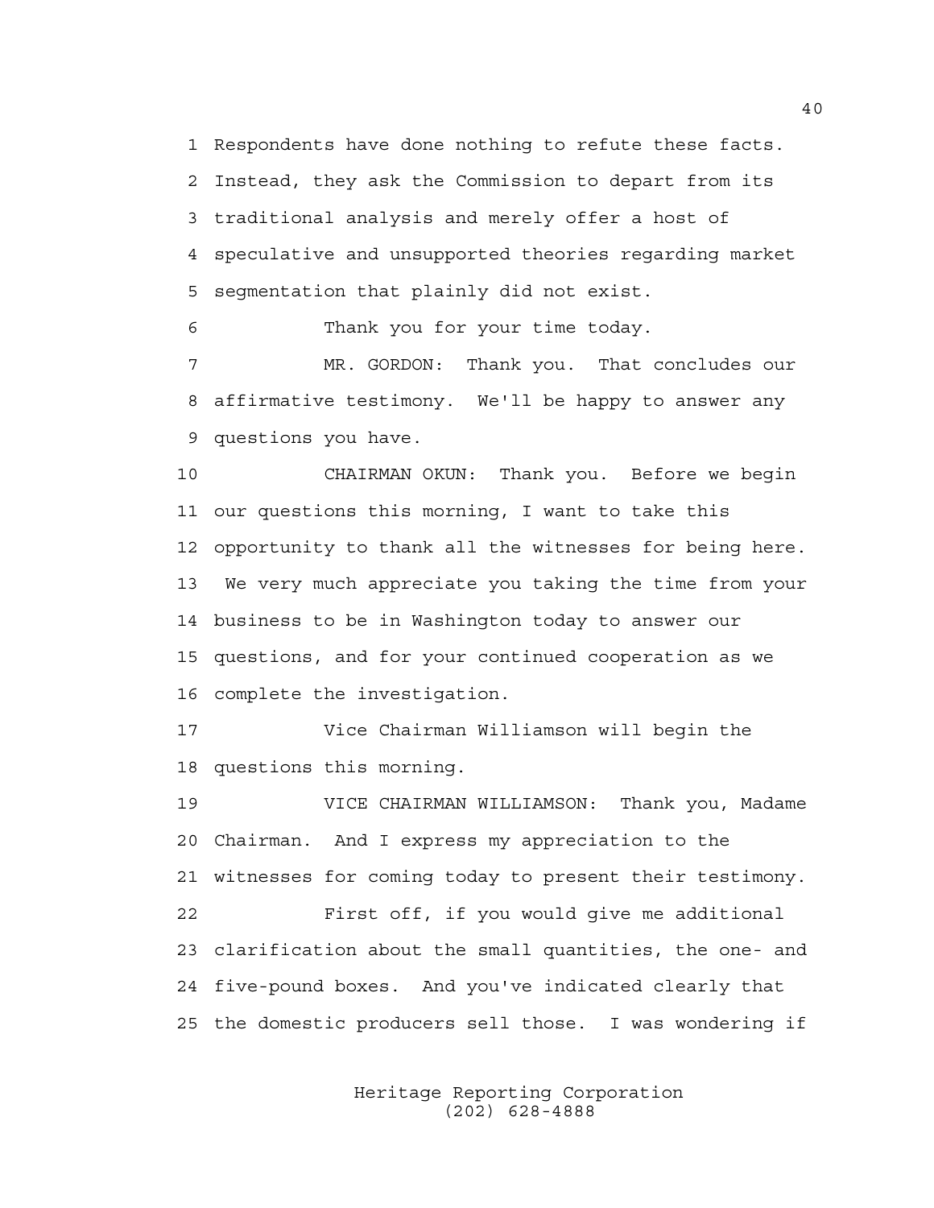1 Respondents have done nothing to refute these facts.
2 Instead, they ask the Commission to depart from its
3 traditional analysis and merely offer a host of
4 speculative and unsupported theories regarding market
5 segmentation that plainly did not exist.

6 Thank you for your time today.

7 MR. GORDON: Thank you. That concludes our
8 affirmative testimony. We'll be happy to answer any
9 questions you have.

10 CHAIRMAN OKUN: Thank you. Before we begin
11 our questions this morning, I want to take this
12 opportunity to thank all the witnesses for being here.
13 We very much appreciate you taking the time from your
14 business to be in Washington today to answer our
15 questions, and for your continued cooperation as we
16 complete the investigation.

17 Vice Chairman Williamson will begin the
18 questions this morning.

19 VICE CHAIRMAN WILLIAMSON: Thank you, Madame
20 Chairman. And I express my appreciation to the
21 witnesses for coming today to present their testimony.

22 First off, if you would give me additional
23 clarification about the small quantities, the one- and
24 five-pound boxes. And you've indicated clearly that
25 the domestic producers sell those. I was wondering if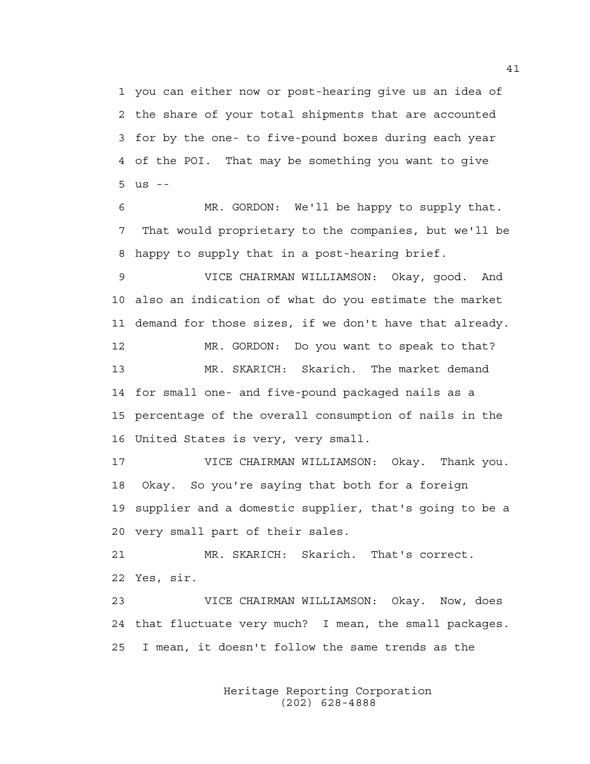1 you can either now or post-hearing give us an idea of
2 the share of your total shipments that are accounted
3 for by the one- to five-pound boxes during each year
4 of the POI. That may be something you want to give
5 us --

6 MR. GORDON: We'll be happy to supply that.
7 That would proprietary to the companies, but we'll be
8 happy to supply that in a post-hearing brief.

9 VICE CHAIRMAN WILLIAMSON: Okay, good. And
10 also an indication of what do you estimate the market
11 demand for those sizes, if we don't have that already.

12 MR. GORDON: Do you want to speak to that?

13 MR. SKARICH: Skarich. The market demand
14 for small one- and five-pound packaged nails as a
15 percentage of the overall consumption of nails in the
16 United States is very, very small.

17 VICE CHAIRMAN WILLIAMSON: Okay. Thank you.
18 Okay. So you're saying that both for a foreign
19 supplier and a domestic supplier, that's going to be a
20 very small part of their sales.

21 MR. SKARICH: Skarich. That's correct.
22 Yes, sir.

23 VICE CHAIRMAN WILLIAMSON: Okay. Now, does
24 that fluctuate very much? I mean, the small packages.
25 I mean, it doesn't follow the same trends as the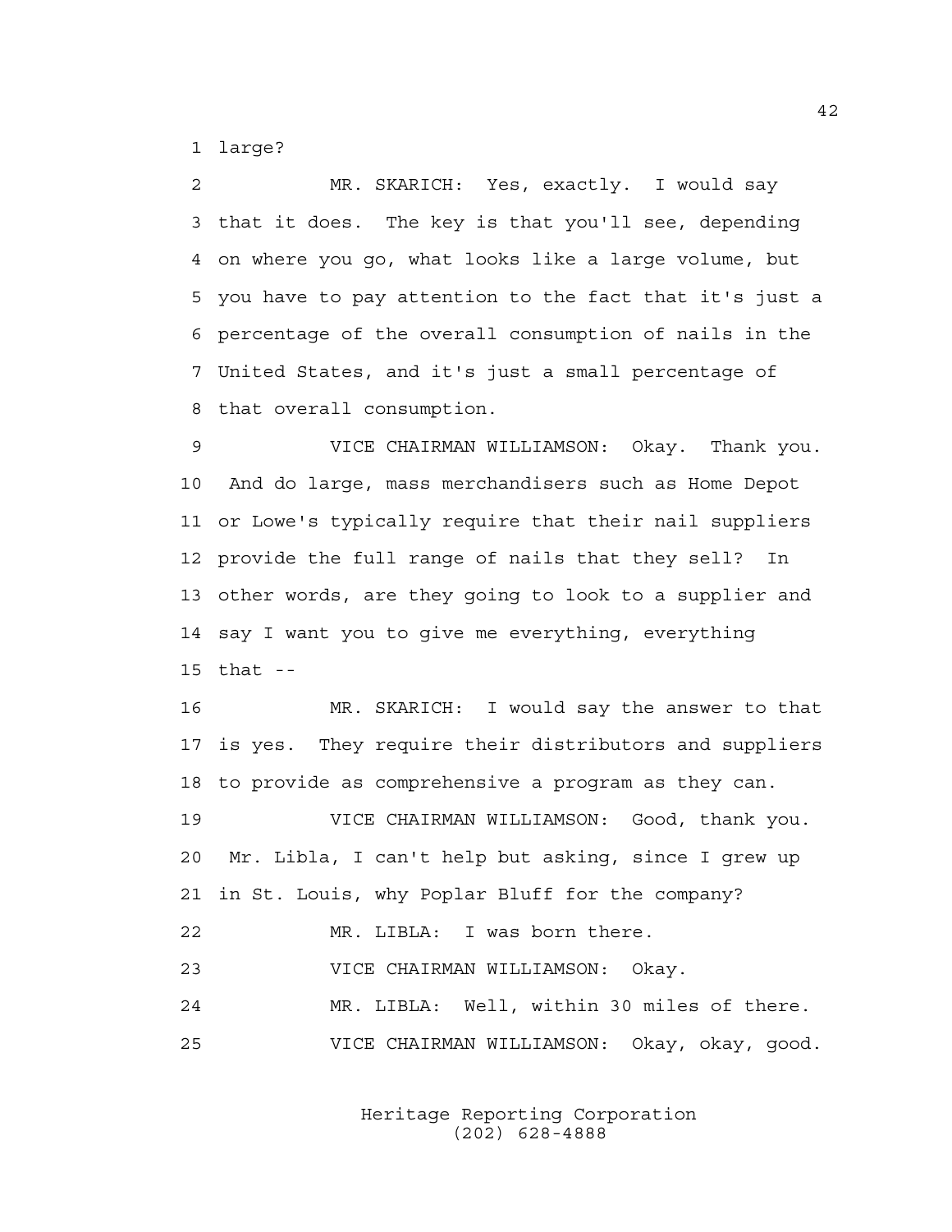1 large?

2 MR. SKARICH: Yes, exactly. I would say
3 that it does. The key is that you'll see, depending
4 on where you go, what looks like a large volume, but
5 you have to pay attention to the fact that it's just a
6 percentage of the overall consumption of nails in the
7 United States, and it's just a small percentage of
8 that overall consumption.

9 VICE CHAIRMAN WILLIAMSON: Okay. Thank you.
10 And do large, mass merchandisers such as Home Depot
11 or Lowe's typically require that their nail suppliers
12 provide the full range of nails that they sell? In
13 other words, are they going to look to a supplier and
14 say I want you to give me everything, everything
15 that --

16 MR. SKARICH: I would say the answer to that
17 is yes. They require their distributors and suppliers
18 to provide as comprehensive a program as they can.

19 VICE CHAIRMAN WILLIAMSON: Good, thank you.
20 Mr. Libla, I can't help but asking, since I grew up
21 in St. Louis, why Poplar Bluff for the company?

22 MR. LIBLA: I was born there.

23 VICE CHAIRMAN WILLIAMSON: Okay.

24 MR. LIBLA: Well, within 30 miles of there.

25 VICE CHAIRMAN WILLIAMSON: Okay, okay, good.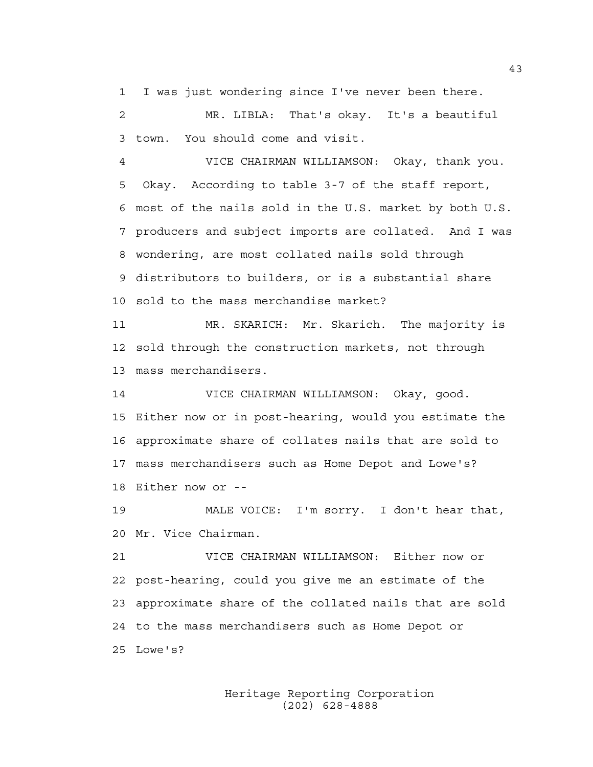I was just wondering since I've never been there.

MR. LIBLA: That's okay. It's a beautiful town. You should come and visit.

VICE CHAIRMAN WILLIAMSON: Okay, thank you. Okay. According to table 3-7 of the staff report, most of the nails sold in the U.S. market by both U.S. producers and subject imports are collated. And I was wondering, are most collated nails sold through distributors to builders, or is a substantial share sold to the mass merchandise market?

MR. SKARICH: Mr. Skarich. The majority is sold through the construction markets, not through mass merchandisers.

VICE CHAIRMAN WILLIAMSON: Okay, good. Either now or in post-hearing, would you estimate the approximate share of collates nails that are sold to mass merchandisers such as Home Depot and Lowe's? Either now or --

MALE VOICE: I'm sorry. I don't hear that, Mr. Vice Chairman.

VICE CHAIRMAN WILLIAMSON: Either now or post-hearing, could you give me an estimate of the approximate share of the collated nails that are sold to the mass merchandisers such as Home Depot or Lowe's?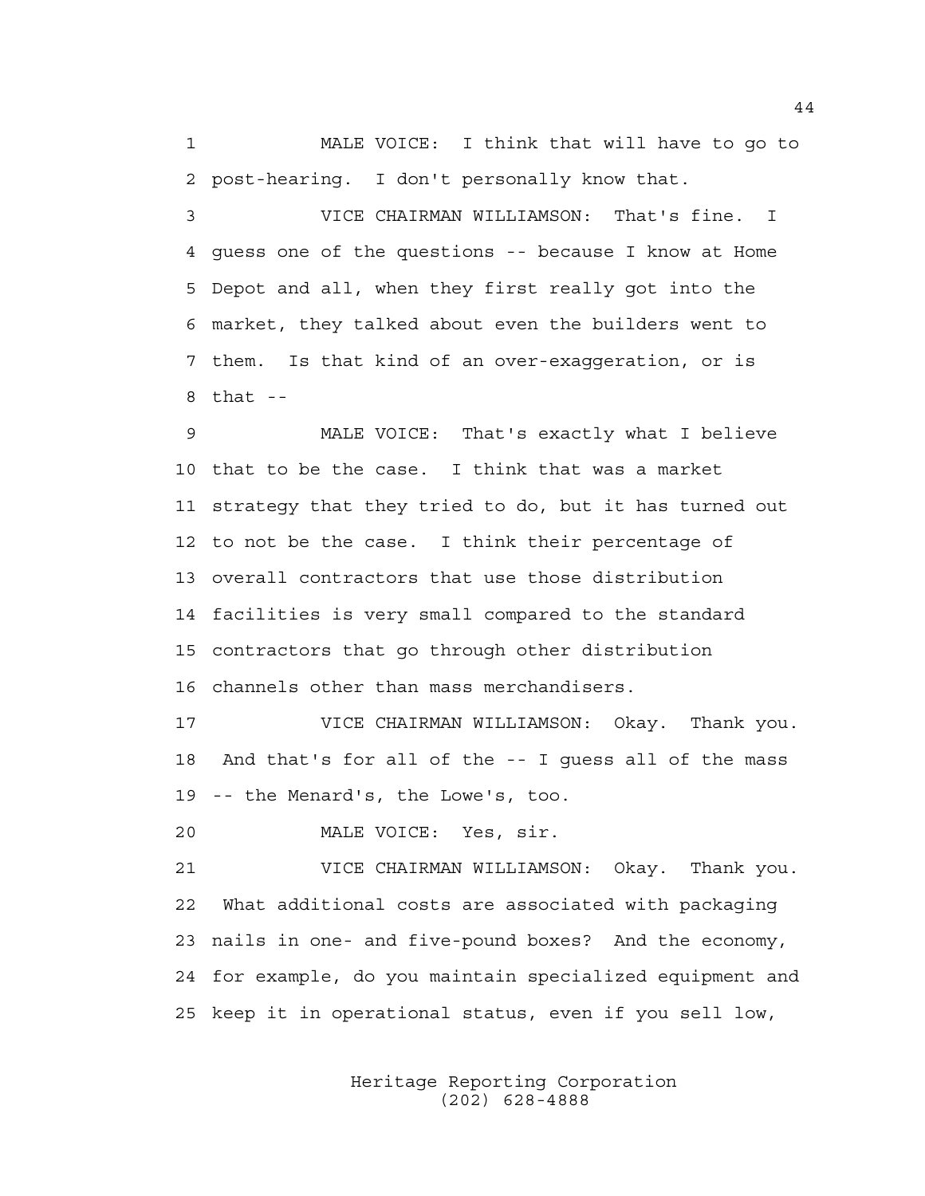MALE VOICE: I think that will have to go to post-hearing. I don't personally know that.

VICE CHAIRMAN WILLIAMSON: That's fine. I guess one of the questions -- because I know at Home Depot and all, when they first really got into the market, they talked about even the builders went to them. Is that kind of an over-exaggeration, or is that --

MALE VOICE: That's exactly what I believe that to be the case. I think that was a market strategy that they tried to do, but it has turned out to not be the case. I think their percentage of overall contractors that use those distribution facilities is very small compared to the standard contractors that go through other distribution channels other than mass merchandisers.

VICE CHAIRMAN WILLIAMSON: Okay. Thank you. And that's for all of the -- I guess all of the mass -- the Menard's, the Lowe's, too.

MALE VOICE: Yes, sir.

VICE CHAIRMAN WILLIAMSON: Okay. Thank you. What additional costs are associated with packaging nails in one- and five-pound boxes? And the economy, for example, do you maintain specialized equipment and keep it in operational status, even if you sell low,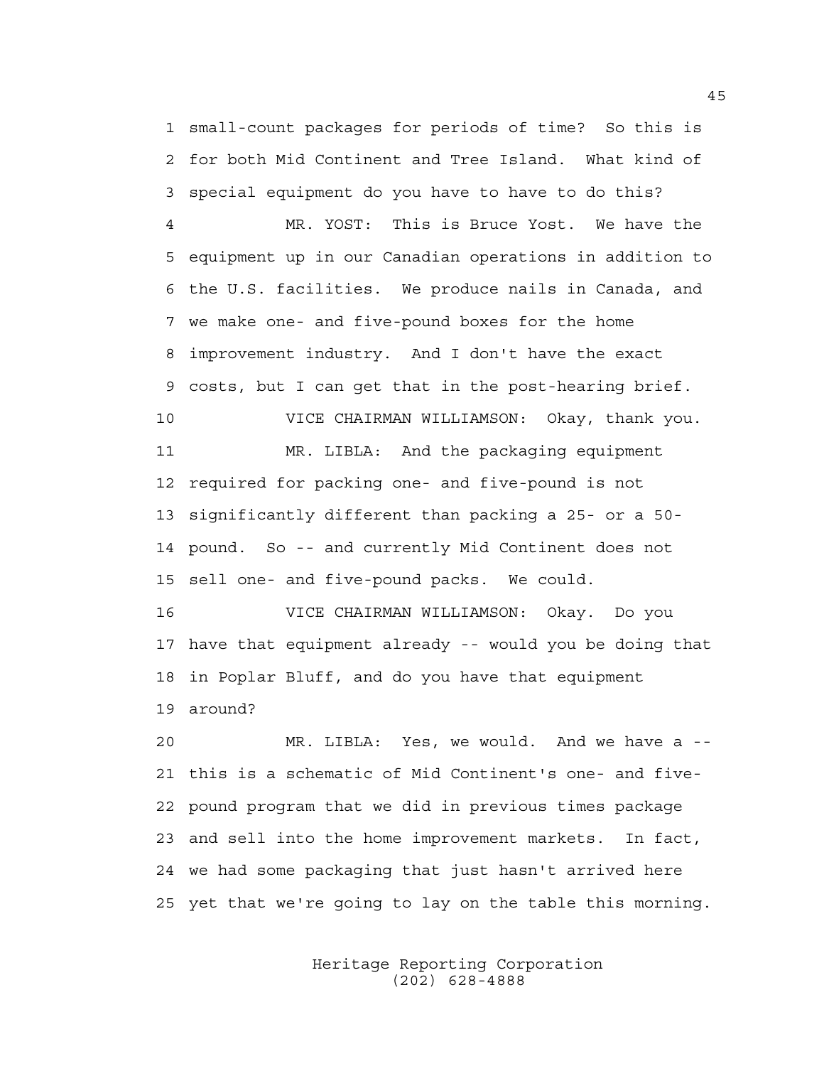1 small-count packages for periods of time? So this is
2 for both Mid Continent and Tree Island. What kind of
3 special equipment do you have to have to do this?

4 MR. YOST: This is Bruce Yost. We have the
5 equipment up in our Canadian operations in addition to
6 the U.S. facilities. We produce nails in Canada, and
7 we make one- and five-pound boxes for the home
8 improvement industry. And I don't have the exact
9 costs, but I can get that in the post-hearing brief.

10 VICE CHAIRMAN WILLIAMSON: Okay, thank you.

11 MR. LIBLA: And the packaging equipment
12 required for packing one- and five-pound is not
13 significantly different than packing a 25- or a 50-
14 pound. So -- and currently Mid Continent does not
15 sell one- and five-pound packs. We could.

16 VICE CHAIRMAN WILLIAMSON: Okay. Do you
17 have that equipment already -- would you be doing that
18 in Poplar Bluff, and do you have that equipment
19 around?

20 MR. LIBLA: Yes, we would. And we have a --
21 this is a schematic of Mid Continent's one- and five-
22 pound program that we did in previous times package
23 and sell into the home improvement markets. In fact,
24 we had some packaging that just hasn't arrived here
25 yet that we're going to lay on the table this morning.

Heritage Reporting Corporation
(202) 628-4888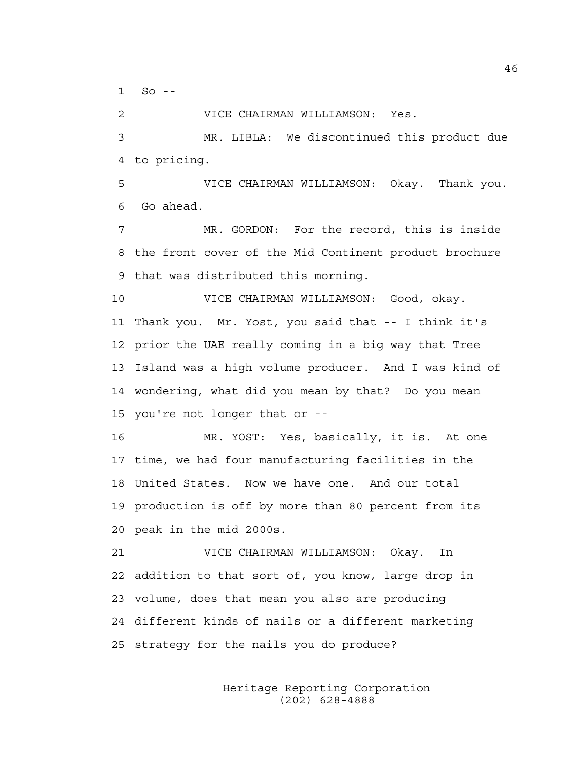1 So --

2 VICE CHAIRMAN WILLIAMSON: Yes.

3 MR. LIBLA: We discontinued this product due
4 to pricing.

5 VICE CHAIRMAN WILLIAMSON: Okay. Thank you.
6 Go ahead.

7 MR. GORDON: For the record, this is inside
8 the front cover of the Mid Continent product brochure
9 that was distributed this morning.

10 VICE CHAIRMAN WILLIAMSON: Good, okay.
11 Thank you. Mr. Yost, you said that -- I think it's
12 prior the UAE really coming in a big way that Tree
13 Island was a high volume producer. And I was kind of
14 wondering, what did you mean by that? Do you mean
15 you're not longer that or --

16 MR. YOST: Yes, basically, it is. At one
17 time, we had four manufacturing facilities in the
18 United States. Now we have one. And our total
19 production is off by more than 80 percent from its
20 peak in the mid 2000s.

21 VICE CHAIRMAN WILLIAMSON: Okay. In
22 addition to that sort of, you know, large drop in
23 volume, does that mean you also are producing
24 different kinds of nails or a different marketing
25 strategy for the nails you do produce?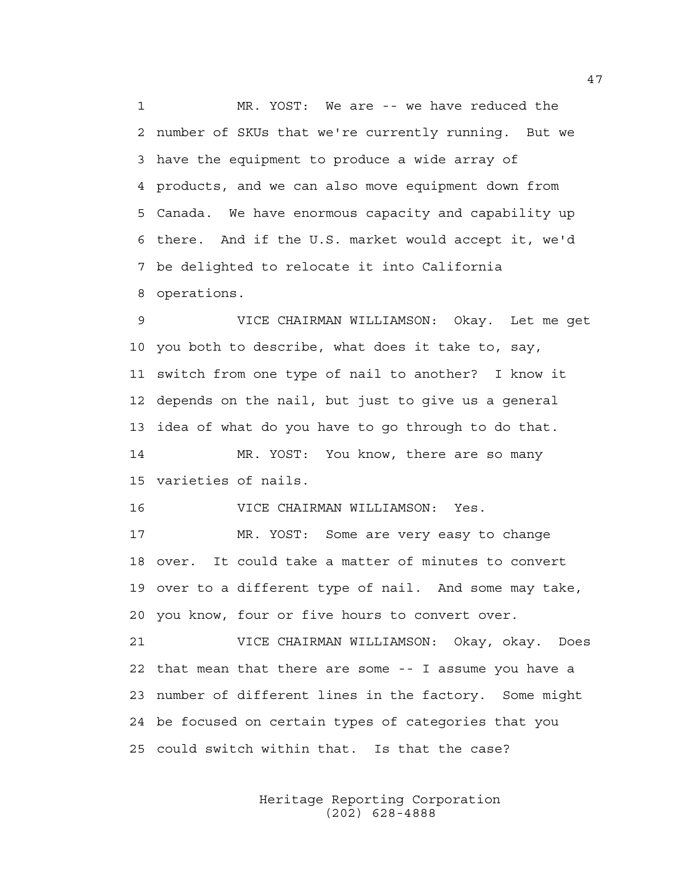MR. YOST: We are -- we have reduced the number of SKUs that we're currently running. But we have the equipment to produce a wide array of products, and we can also move equipment down from Canada. We have enormous capacity and capability up there. And if the U.S. market would accept it, we'd be delighted to relocate it into California operations.

VICE CHAIRMAN WILLIAMSON: Okay. Let me get you both to describe, what does it take to, say, switch from one type of nail to another? I know it depends on the nail, but just to give us a general idea of what do you have to go through to do that.

MR. YOST: You know, there are so many varieties of nails.

VICE CHAIRMAN WILLIAMSON: Yes.

MR. YOST: Some are very easy to change over. It could take a matter of minutes to convert over to a different type of nail. And some may take, you know, four or five hours to convert over.

VICE CHAIRMAN WILLIAMSON: Okay, okay. Does that mean that there are some -- I assume you have a number of different lines in the factory. Some might be focused on certain types of categories that you could switch within that. Is that the case?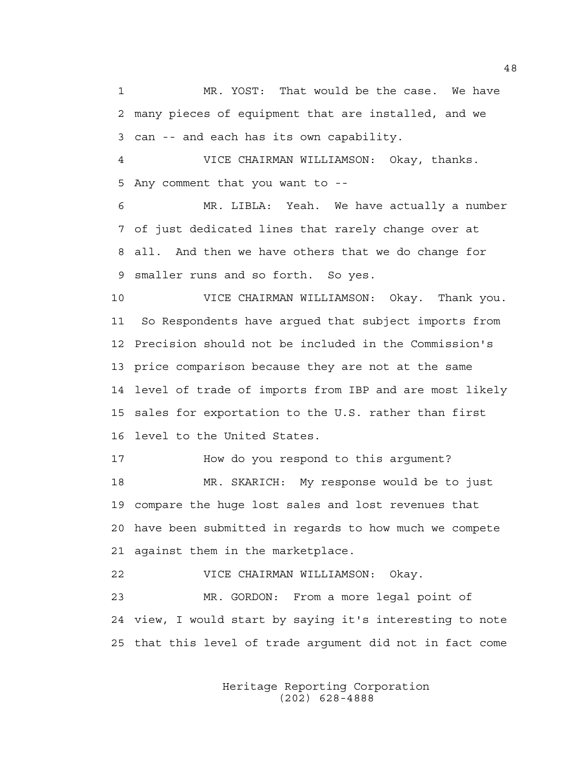MR. YOST: That would be the case. We have many pieces of equipment that are installed, and we can -- and each has its own capability.

VICE CHAIRMAN WILLIAMSON: Okay, thanks. Any comment that you want to --

MR. LIBLA: Yeah. We have actually a number of just dedicated lines that rarely change over at all. And then we have others that we do change for smaller runs and so forth. So yes.

VICE CHAIRMAN WILLIAMSON: Okay. Thank you. So Respondents have argued that subject imports from Precision should not be included in the Commission's price comparison because they are not at the same level of trade of imports from IBP and are most likely sales for exportation to the U.S. rather than first level to the United States.

How do you respond to this argument?

MR. SKARICH: My response would be to just compare the huge lost sales and lost revenues that have been submitted in regards to how much we compete against them in the marketplace.

VICE CHAIRMAN WILLIAMSON: Okay.

MR. GORDON: From a more legal point of view, I would start by saying it's interesting to note that this level of trade argument did not in fact come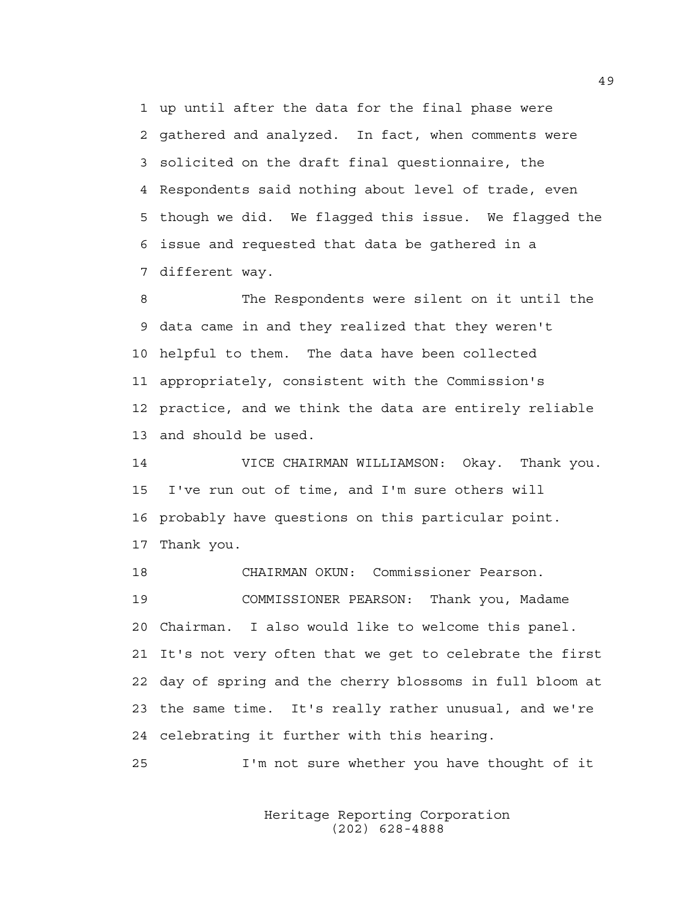up until after the data for the final phase were gathered and analyzed. In fact, when comments were solicited on the draft final questionnaire, the Respondents said nothing about level of trade, even though we did. We flagged this issue. We flagged the issue and requested that data be gathered in a different way.

The Respondents were silent on it until the data came in and they realized that they weren't helpful to them. The data have been collected appropriately, consistent with the Commission's practice, and we think the data are entirely reliable and should be used.

VICE CHAIRMAN WILLIAMSON: Okay. Thank you. I've run out of time, and I'm sure others will probably have questions on this particular point. Thank you.

CHAIRMAN OKUN: Commissioner Pearson.

COMMISSIONER PEARSON: Thank you, Madame Chairman. I also would like to welcome this panel. It's not very often that we get to celebrate the first day of spring and the cherry blossoms in full bloom at the same time. It's really rather unusual, and we're celebrating it further with this hearing.

I'm not sure whether you have thought of it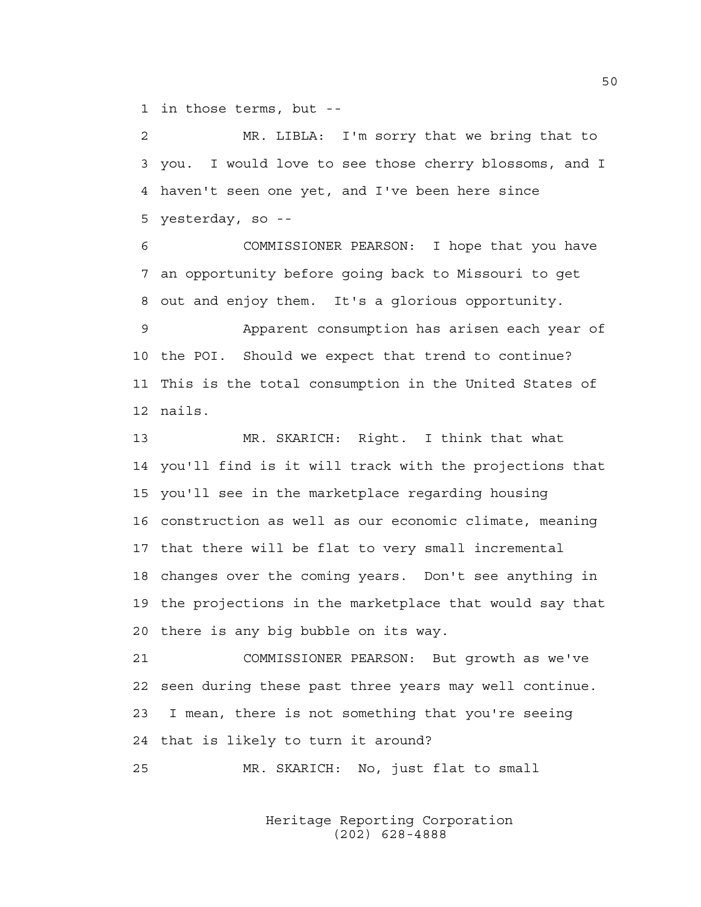1 in those terms, but --

2 MR. LIBLA: I'm sorry that we bring that to
3 you. I would love to see those cherry blossoms, and I
4 haven't seen one yet, and I've been here since
5 yesterday, so --

6 COMMISSIONER PEARSON: I hope that you have
7 an opportunity before going back to Missouri to get
8 out and enjoy them. It's a glorious opportunity.

9 Apparent consumption has arisen each year of
10 the POI. Should we expect that trend to continue?
11 This is the total consumption in the United States of
12 nails.

13 MR. SKARICH: Right. I think that what
14 you'll find is it will track with the projections that
15 you'll see in the marketplace regarding housing
16 construction as well as our economic climate, meaning
17 that there will be flat to very small incremental
18 changes over the coming years. Don't see anything in
19 the projections in the marketplace that would say that
20 there is any big bubble on its way.

21 COMMISSIONER PEARSON: But growth as we've
22 seen during these past three years may well continue.
23 I mean, there is not something that you're seeing
24 that is likely to turn it around?

25 MR. SKARICH: No, just flat to small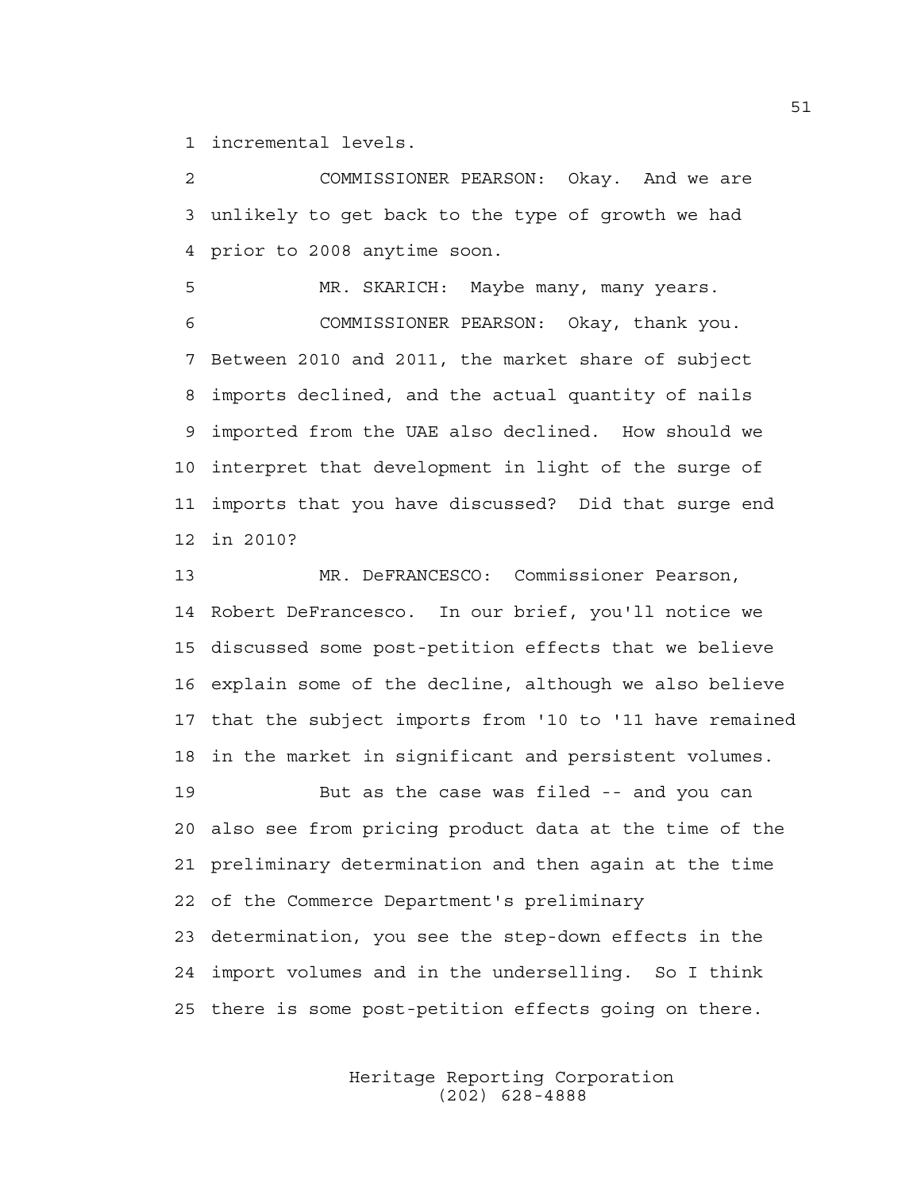1 incremental levels.

2 COMMISSIONER PEARSON: Okay. And we are
3 unlikely to get back to the type of growth we had
4 prior to 2008 anytime soon.

5 MR. SKARICH: Maybe many, many years.

6 COMMISSIONER PEARSON: Okay, thank you.
7 Between 2010 and 2011, the market share of subject
8 imports declined, and the actual quantity of nails
9 imported from the UAE also declined. How should we
10 interpret that development in light of the surge of
11 imports that you have discussed? Did that surge end
12 in 2010?

13 MR. DeFRANCESCO: Commissioner Pearson,
14 Robert DeFrancesco. In our brief, you'll notice we
15 discussed some post-petition effects that we believe
16 explain some of the decline, although we also believe
17 that the subject imports from '10 to '11 have remained
18 in the market in significant and persistent volumes.

19 But as the case was filed -- and you can
20 also see from pricing product data at the time of the
21 preliminary determination and then again at the time
22 of the Commerce Department's preliminary
23 determination, you see the step-down effects in the
24 import volumes and in the underselling. So I think
25 there is some post-petition effects going on there.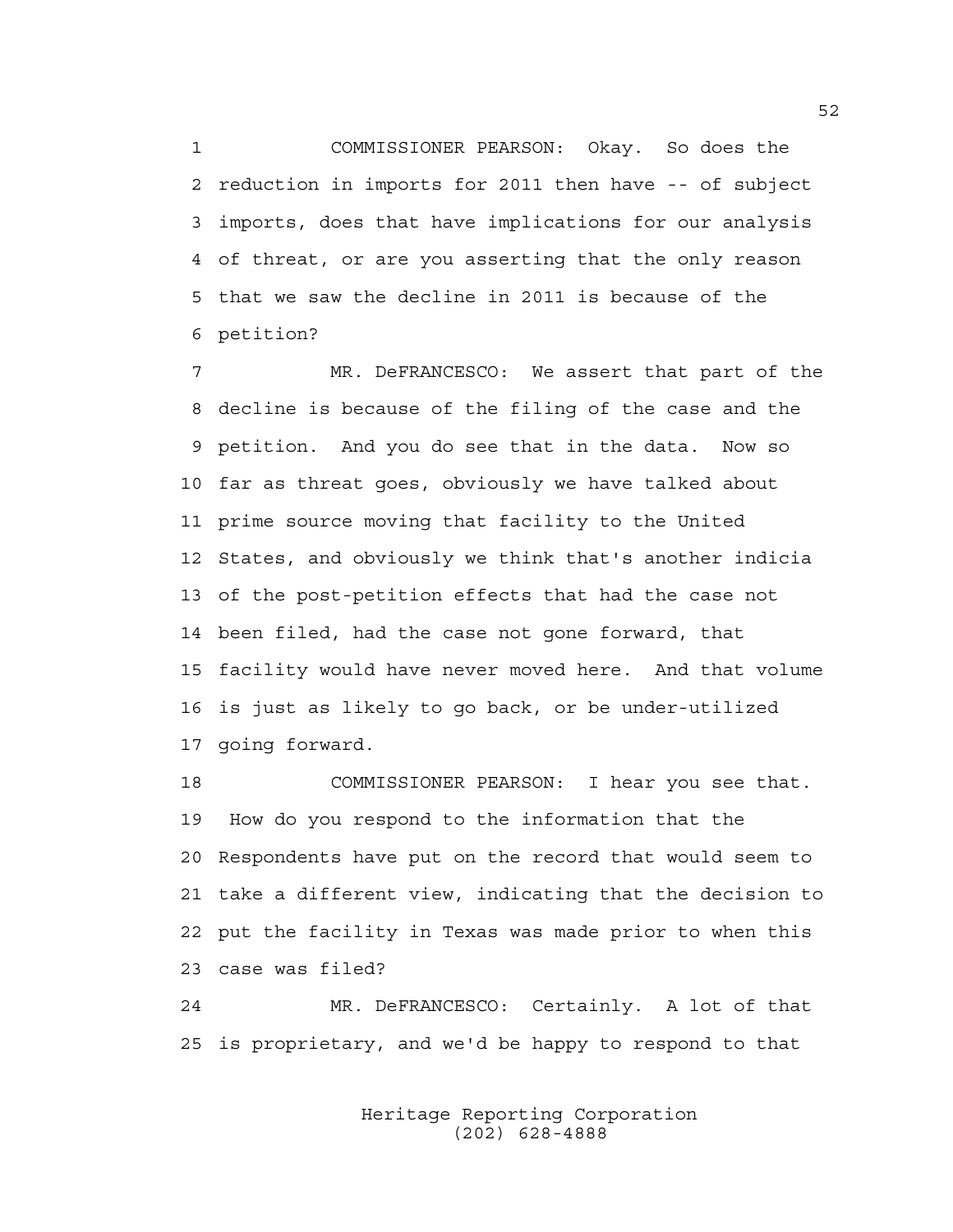1 COMMISSIONER PEARSON: Okay. So does the
2 reduction in imports for 2011 then have -- of subject
3 imports, does that have implications for our analysis
4 of threat, or are you asserting that the only reason
5 that we saw the decline in 2011 is because of the
6 petition?

7 MR. DeFRANCESCO: We assert that part of the
8 decline is because of the filing of the case and the
9 petition. And you do see that in the data. Now so
10 far as threat goes, obviously we have talked about
11 prime source moving that facility to the United
12 States, and obviously we think that's another indicia
13 of the post-petition effects that had the case not
14 been filed, had the case not gone forward, that
15 facility would have never moved here. And that volume
16 is just as likely to go back, or be under-utilized
17 going forward.

18 COMMISSIONER PEARSON: I hear you see that.
19 How do you respond to the information that the
20 Respondents have put on the record that would seem to
21 take a different view, indicating that the decision to
22 put the facility in Texas was made prior to when this
23 case was filed?

24 MR. DeFRANCESCO: Certainly. A lot of that
25 is proprietary, and we'd be happy to respond to that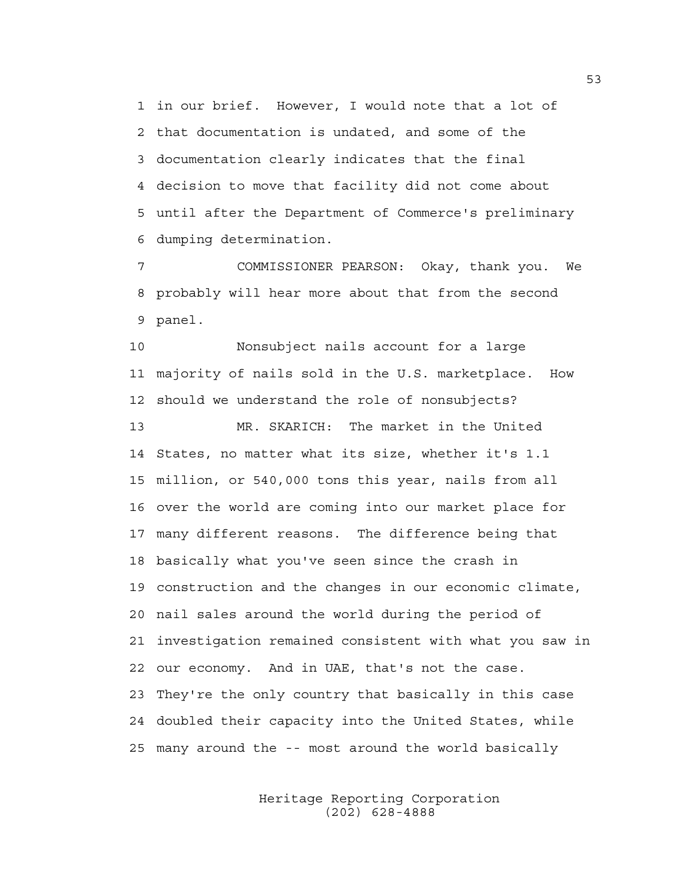in our brief. However, I would note that a lot of that documentation is undated, and some of the documentation clearly indicates that the final decision to move that facility did not come about until after the Department of Commerce's preliminary dumping determination.

COMMISSIONER PEARSON: Okay, thank you. We probably will hear more about that from the second panel.

Nonsubject nails account for a large majority of nails sold in the U.S. marketplace. How should we understand the role of nonsubjects?

MR. SKARICH: The market in the United States, no matter what its size, whether it's 1.1 million, or 540,000 tons this year, nails from all over the world are coming into our market place for many different reasons. The difference being that basically what you've seen since the crash in construction and the changes in our economic climate, nail sales around the world during the period of investigation remained consistent with what you saw in our economy. And in UAE, that's not the case. They're the only country that basically in this case doubled their capacity into the United States, while many around the -- most around the world basically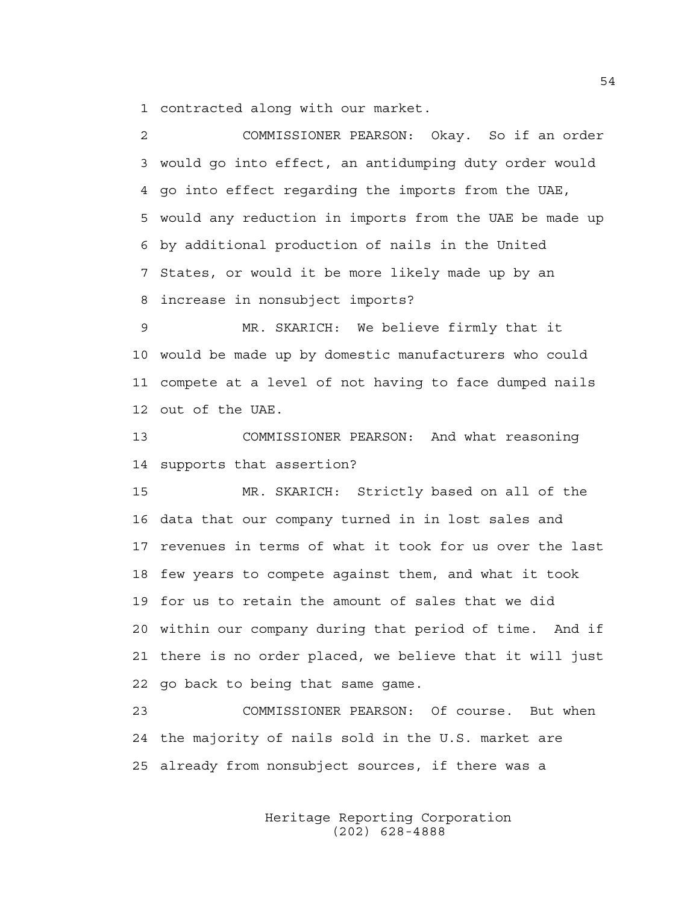contracted along with our market.

COMMISSIONER PEARSON: Okay. So if an order would go into effect, an antidumping duty order would go into effect regarding the imports from the UAE, would any reduction in imports from the UAE be made up by additional production of nails in the United States, or would it be more likely made up by an increase in nonsubject imports?

MR. SKARICH: We believe firmly that it would be made up by domestic manufacturers who could compete at a level of not having to face dumped nails out of the UAE.

COMMISSIONER PEARSON: And what reasoning supports that assertion?

MR. SKARICH: Strictly based on all of the data that our company turned in in lost sales and revenues in terms of what it took for us over the last few years to compete against them, and what it took for us to retain the amount of sales that we did within our company during that period of time. And if there is no order placed, we believe that it will just go back to being that same game.

COMMISSIONER PEARSON: Of course. But when the majority of nails sold in the U.S. market are already from nonsubject sources, if there was a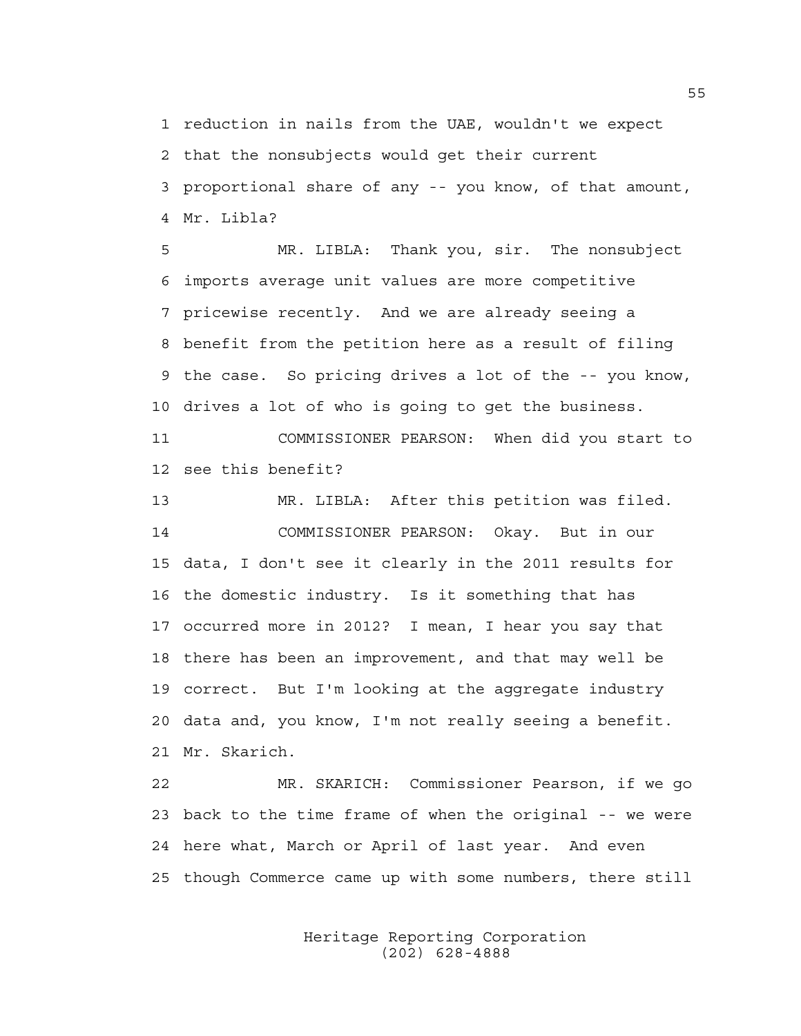1 reduction in nails from the UAE, wouldn't we expect
2 that the nonsubjects would get their current
3 proportional share of any -- you know, of that amount,
4 Mr. Libla?

5 MR. LIBLA: Thank you, sir. The nonsubject
6 imports average unit values are more competitive
7 pricewise recently. And we are already seeing a
8 benefit from the petition here as a result of filing
9 the case. So pricing drives a lot of the -- you know,
10 drives a lot of who is going to get the business.

11 COMMISSIONER PEARSON: When did you start to
12 see this benefit?

13 MR. LIBLA: After this petition was filed.

14 COMMISSIONER PEARSON: Okay. But in our
15 data, I don't see it clearly in the 2011 results for
16 the domestic industry. Is it something that has
17 occurred more in 2012? I mean, I hear you say that
18 there has been an improvement, and that may well be
19 correct. But I'm looking at the aggregate industry
20 data and, you know, I'm not really seeing a benefit.
21 Mr. Skarich.

22 MR. SKARICH: Commissioner Pearson, if we go
23 back to the time frame of when the original -- we were
24 here what, March or April of last year. And even
25 though Commerce came up with some numbers, there still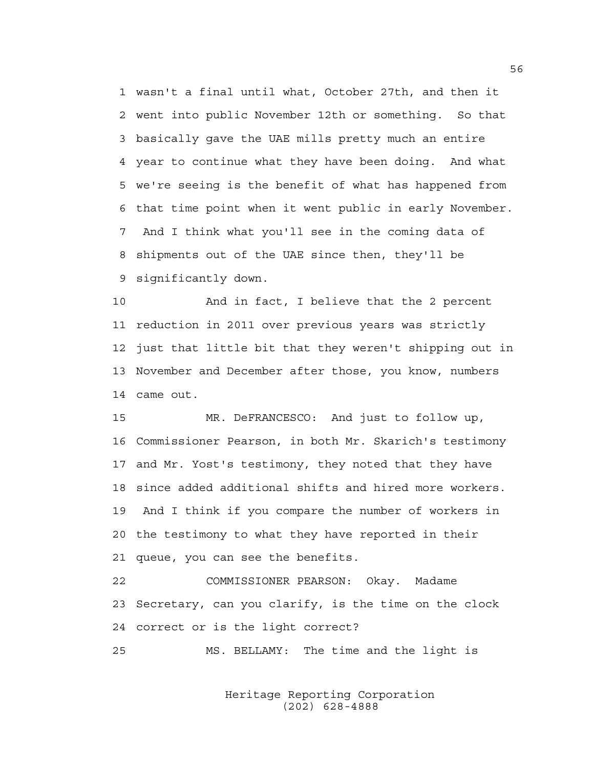1 wasn't a final until what, October 27th, and then it
2 went into public November 12th or something. So that
3 basically gave the UAE mills pretty much an entire
4 year to continue what they have been doing. And what
5 we're seeing is the benefit of what has happened from
6 that time point when it went public in early November.
7 And I think what you'll see in the coming data of
8 shipments out of the UAE since then, they'll be
9 significantly down.

10 And in fact, I believe that the 2 percent
11 reduction in 2011 over previous years was strictly
12 just that little bit that they weren't shipping out in
13 November and December after those, you know, numbers
14 came out.

15 MR. DeFRANCESCO: And just to follow up,
16 Commissioner Pearson, in both Mr. Skarich's testimony
17 and Mr. Yost's testimony, they noted that they have
18 since added additional shifts and hired more workers.
19 And I think if you compare the number of workers in
20 the testimony to what they have reported in their
21 queue, you can see the benefits.

22 COMMISSIONER PEARSON: Okay. Madame
23 Secretary, can you clarify, is the time on the clock
24 correct or is the light correct?

25 MS. BELLAMY: The time and the light is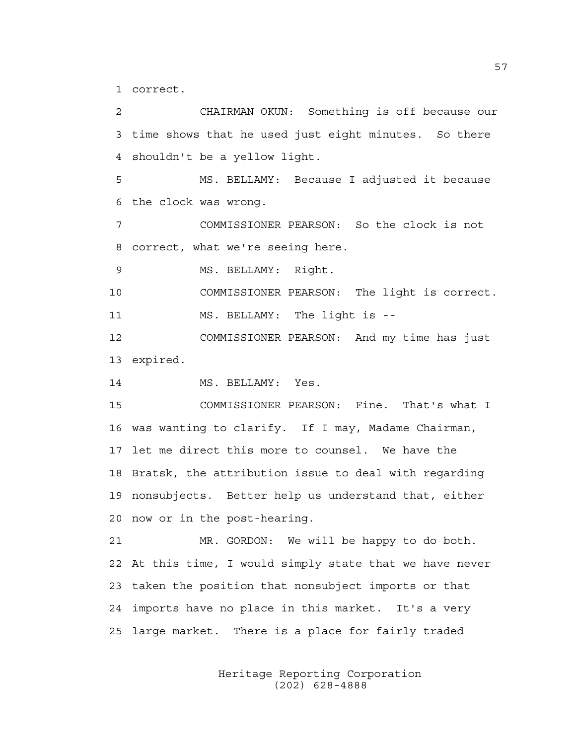1 correct.

2 CHAIRMAN OKUN: Something is off because our
3 time shows that he used just eight minutes. So there
4 shouldn't be a yellow light.

5 MS. BELLAMY: Because I adjusted it because
6 the clock was wrong.

7 COMMISSIONER PEARSON: So the clock is not
8 correct, what we're seeing here.

9 MS. BELLAMY: Right.

10 COMMISSIONER PEARSON: The light is correct.

11 MS. BELLAMY: The light is --

12 COMMISSIONER PEARSON: And my time has just
13 expired.

14 MS. BELLAMY: Yes.

15 COMMISSIONER PEARSON: Fine. That's what I
16 was wanting to clarify. If I may, Madame Chairman,
17 let me direct this more to counsel. We have the
18 Bratsk, the attribution issue to deal with regarding
19 nonsubjects. Better help us understand that, either
20 now or in the post-hearing.

21 MR. GORDON: We will be happy to do both.
22 At this time, I would simply state that we have never
23 taken the position that nonsubject imports or that
24 imports have no place in this market. It's a very
25 large market. There is a place for fairly traded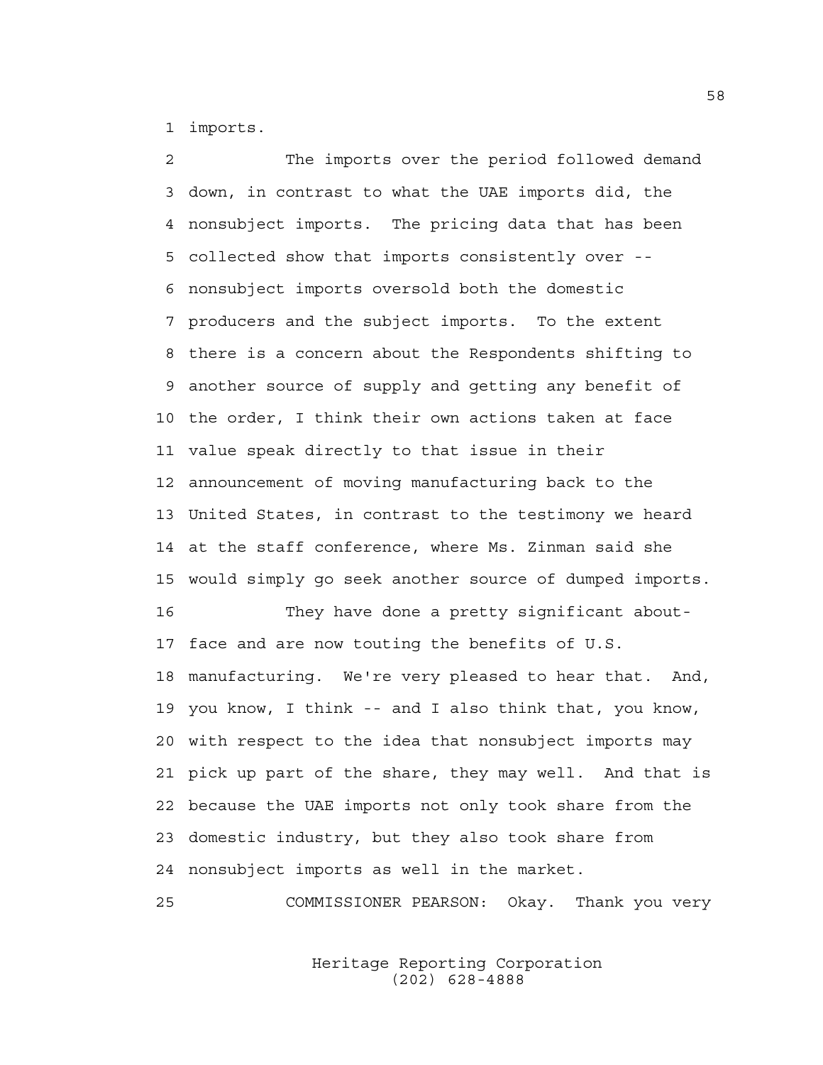1 imports.

2 The imports over the period followed demand
3 down, in contrast to what the UAE imports did, the
4 nonsubject imports. The pricing data that has been
5 collected show that imports consistently over --
6 nonsubject imports oversold both the domestic
7 producers and the subject imports. To the extent
8 there is a concern about the Respondents shifting to
9 another source of supply and getting any benefit of
10 the order, I think their own actions taken at face
11 value speak directly to that issue in their
12 announcement of moving manufacturing back to the
13 United States, in contrast to the testimony we heard
14 at the staff conference, where Ms. Zinman said she
15 would simply go seek another source of dumped imports.

16 They have done a pretty significant about-
17 face and are now touting the benefits of U.S.
18 manufacturing. We're very pleased to hear that. And,
19 you know, I think -- and I also think that, you know,
20 with respect to the idea that nonsubject imports may
21 pick up part of the share, they may well. And that is
22 because the UAE imports not only took share from the
23 domestic industry, but they also took share from
24 nonsubject imports as well in the market.

25 COMMISSIONER PEARSON: Okay. Thank you very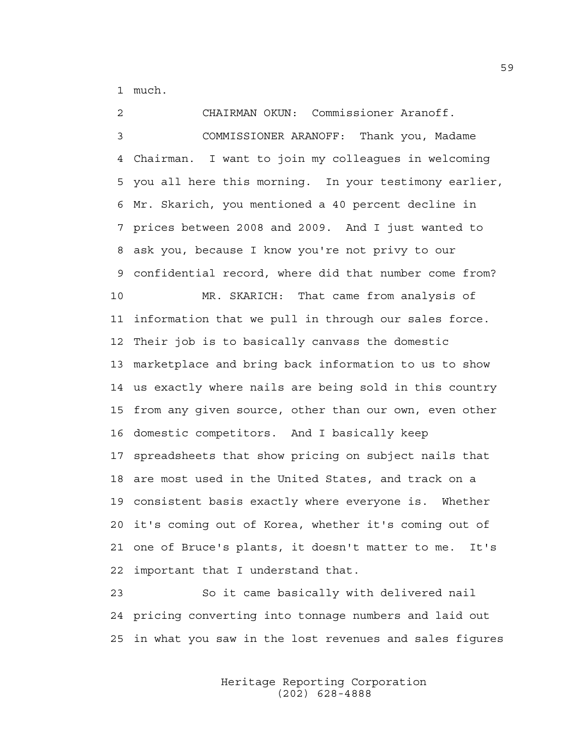much.

CHAIRMAN OKUN: Commissioner Aranoff.

COMMISSIONER ARANOFF: Thank you, Madame Chairman. I want to join my colleagues in welcoming you all here this morning. In your testimony earlier, Mr. Skarich, you mentioned a 40 percent decline in prices between 2008 and 2009. And I just wanted to ask you, because I know you're not privy to our confidential record, where did that number come from?

MR. SKARICH: That came from analysis of information that we pull in through our sales force. Their job is to basically canvass the domestic marketplace and bring back information to us to show us exactly where nails are being sold in this country from any given source, other than our own, even other domestic competitors. And I basically keep spreadsheets that show pricing on subject nails that are most used in the United States, and track on a consistent basis exactly where everyone is. Whether it's coming out of Korea, whether it's coming out of one of Bruce's plants, it doesn't matter to me. It's important that I understand that.

So it came basically with delivered nail pricing converting into tonnage numbers and laid out in what you saw in the lost revenues and sales figures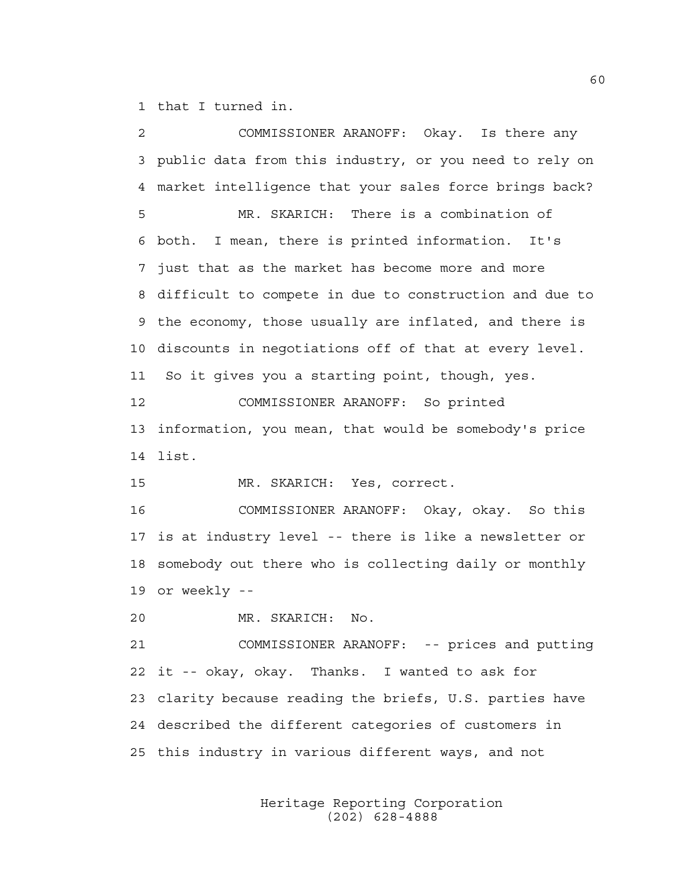that I turned in.

COMMISSIONER ARANOFF: Okay. Is there any public data from this industry, or you need to rely on market intelligence that your sales force brings back?

MR. SKARICH: There is a combination of both. I mean, there is printed information. It's just that as the market has become more and more difficult to compete in due to construction and due to the economy, those usually are inflated, and there is discounts in negotiations off of that at every level. So it gives you a starting point, though, yes.

COMMISSIONER ARANOFF: So printed information, you mean, that would be somebody's price list.

MR. SKARICH: Yes, correct.

COMMISSIONER ARANOFF: Okay, okay. So this is at industry level -- there is like a newsletter or somebody out there who is collecting daily or monthly or weekly --

MR. SKARICH: No.

COMMISSIONER ARANOFF: -- prices and putting it -- okay, okay. Thanks. I wanted to ask for clarity because reading the briefs, U.S. parties have described the different categories of customers in this industry in various different ways, and not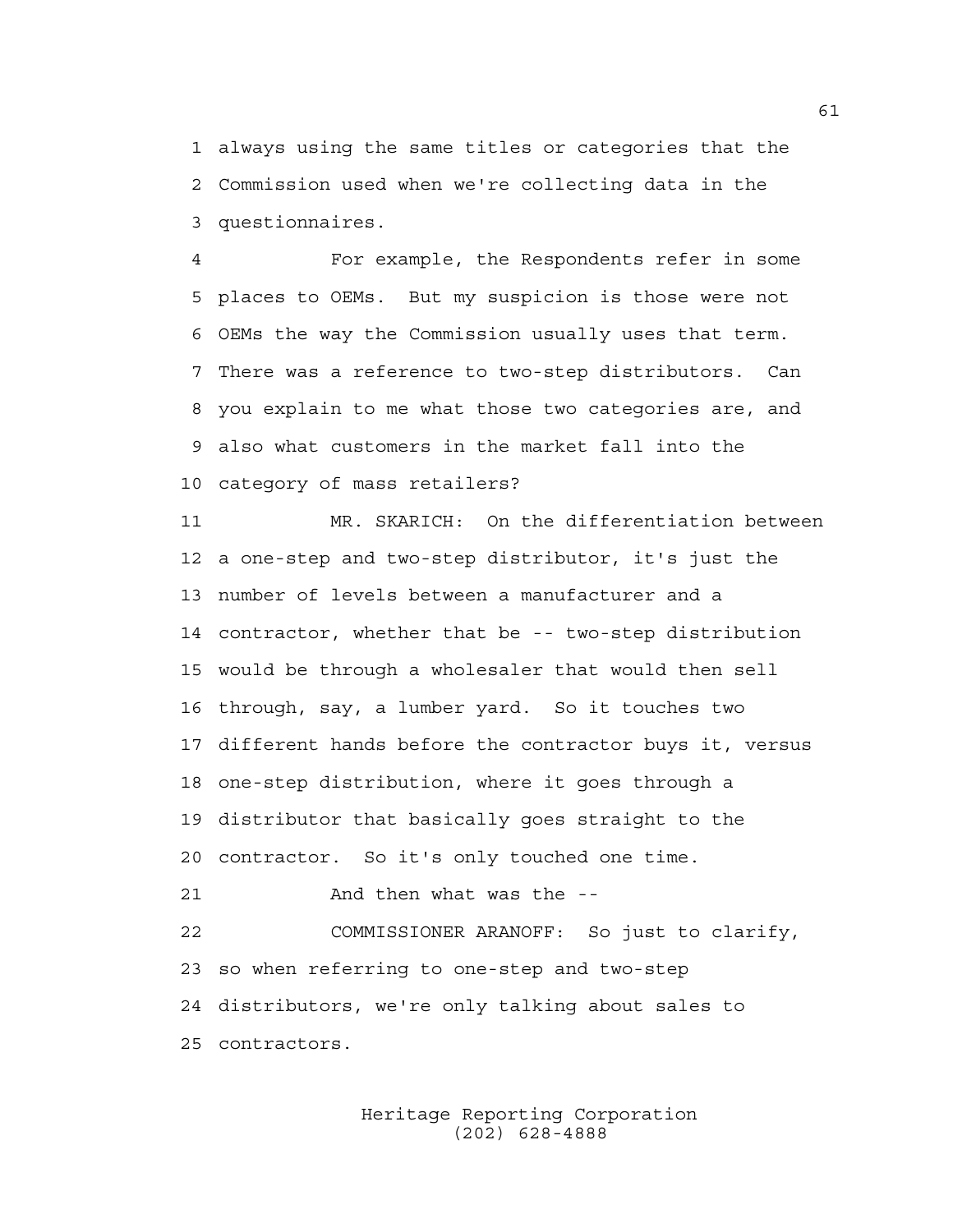always using the same titles or categories that the Commission used when we're collecting data in the questionnaires.

For example, the Respondents refer in some places to OEMs. But my suspicion is those were not OEMs the way the Commission usually uses that term. There was a reference to two-step distributors. Can you explain to me what those two categories are, and also what customers in the market fall into the category of mass retailers?

MR. SKARICH: On the differentiation between a one-step and two-step distributor, it's just the number of levels between a manufacturer and a contractor, whether that be -- two-step distribution would be through a wholesaler that would then sell through, say, a lumber yard. So it touches two different hands before the contractor buys it, versus one-step distribution, where it goes through a distributor that basically goes straight to the contractor. So it's only touched one time.

And then what was the --

COMMISSIONER ARANOFF: So just to clarify, so when referring to one-step and two-step distributors, we're only talking about sales to contractors.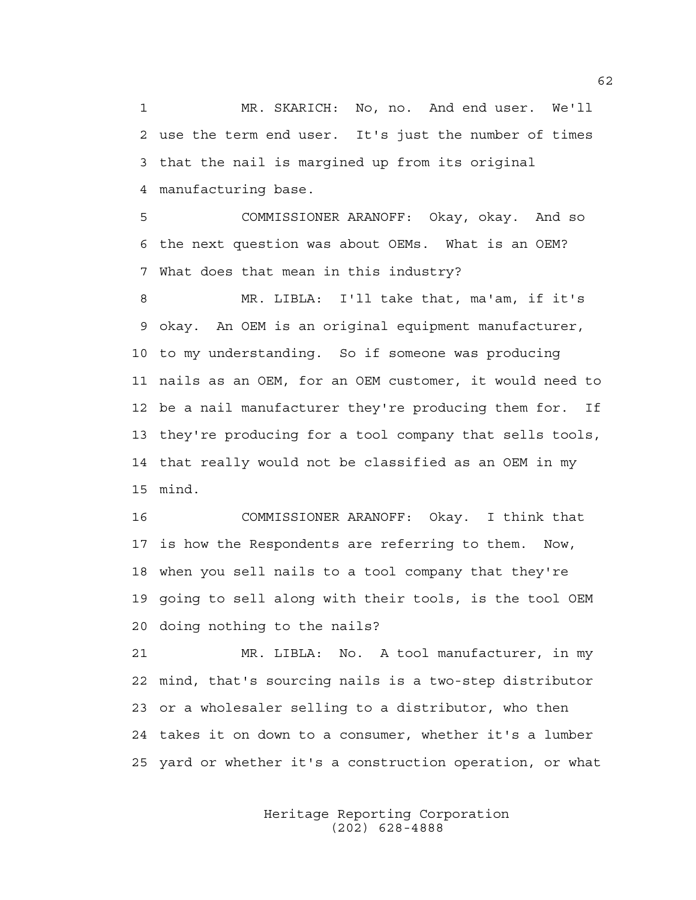MR. SKARICH: No, no. And end user. We'll use the term end user. It's just the number of times that the nail is margined up from its original manufacturing base.

COMMISSIONER ARANOFF: Okay, okay. And so the next question was about OEMs. What is an OEM? What does that mean in this industry?

MR. LIBLA: I'll take that, ma'am, if it's okay. An OEM is an original equipment manufacturer, to my understanding. So if someone was producing nails as an OEM, for an OEM customer, it would need to be a nail manufacturer they're producing them for. If they're producing for a tool company that sells tools, that really would not be classified as an OEM in my mind.

COMMISSIONER ARANOFF: Okay. I think that is how the Respondents are referring to them. Now, when you sell nails to a tool company that they're going to sell along with their tools, is the tool OEM doing nothing to the nails?

MR. LIBLA: No. A tool manufacturer, in my mind, that's sourcing nails is a two-step distributor or a wholesaler selling to a distributor, who then takes it on down to a consumer, whether it's a lumber yard or whether it's a construction operation, or what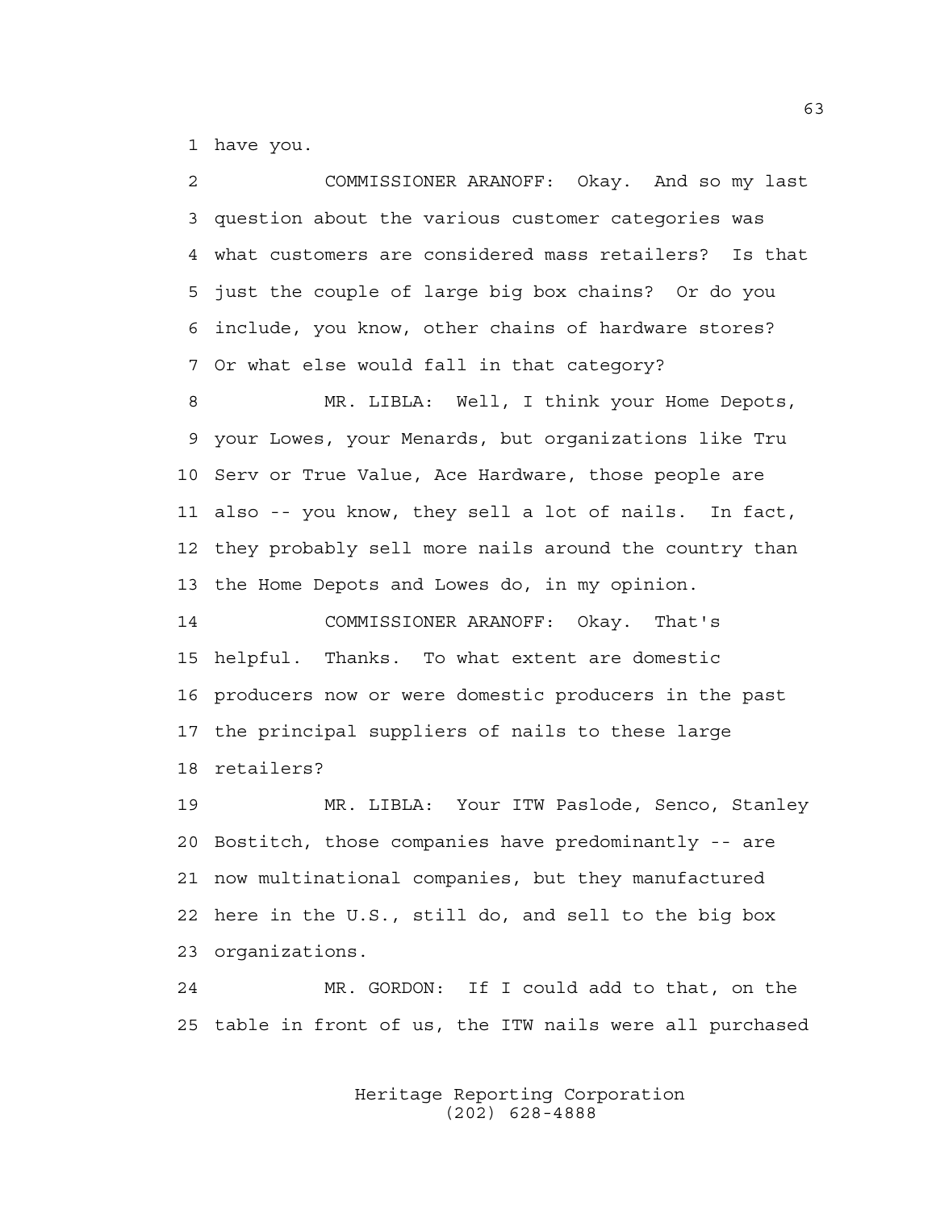1 have you.

2 COMMISSIONER ARANOFF: Okay. And so my last
3 question about the various customer categories was
4 what customers are considered mass retailers? Is that
5 just the couple of large big box chains? Or do you
6 include, you know, other chains of hardware stores?
7 Or what else would fall in that category?

8 MR. LIBLA: Well, I think your Home Depots,
9 your Lowes, your Menards, but organizations like Tru
10 Serv or True Value, Ace Hardware, those people are
11 also -- you know, they sell a lot of nails. In fact,
12 they probably sell more nails around the country than
13 the Home Depots and Lowes do, in my opinion.

14 COMMISSIONER ARANOFF: Okay. That's
15 helpful. Thanks. To what extent are domestic
16 producers now or were domestic producers in the past
17 the principal suppliers of nails to these large
18 retailers?

19 MR. LIBLA: Your ITW Paslode, Senco, Stanley
20 Bostitch, those companies have predominantly -- are
21 now multinational companies, but they manufactured
22 here in the U.S., still do, and sell to the big box
23 organizations.

24 MR. GORDON: If I could add to that, on the
25 table in front of us, the ITW nails were all purchased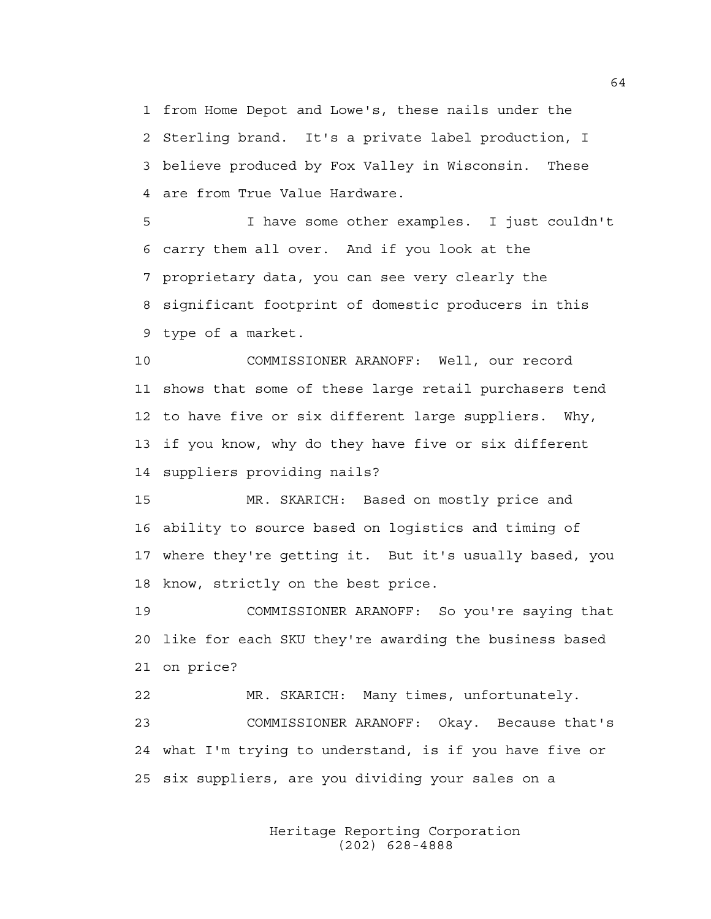from Home Depot and Lowe's, these nails under the Sterling brand. It's a private label production, I believe produced by Fox Valley in Wisconsin. These are from True Value Hardware.

I have some other examples. I just couldn't carry them all over. And if you look at the proprietary data, you can see very clearly the significant footprint of domestic producers in this type of a market.

COMMISSIONER ARANOFF: Well, our record shows that some of these large retail purchasers tend to have five or six different large suppliers. Why, if you know, why do they have five or six different suppliers providing nails?

MR. SKARICH: Based on mostly price and ability to source based on logistics and timing of where they're getting it. But it's usually based, you know, strictly on the best price.

COMMISSIONER ARANOFF: So you're saying that like for each SKU they're awarding the business based on price?

MR. SKARICH: Many times, unfortunately.

COMMISSIONER ARANOFF: Okay. Because that's what I'm trying to understand, is if you have five or six suppliers, are you dividing your sales on a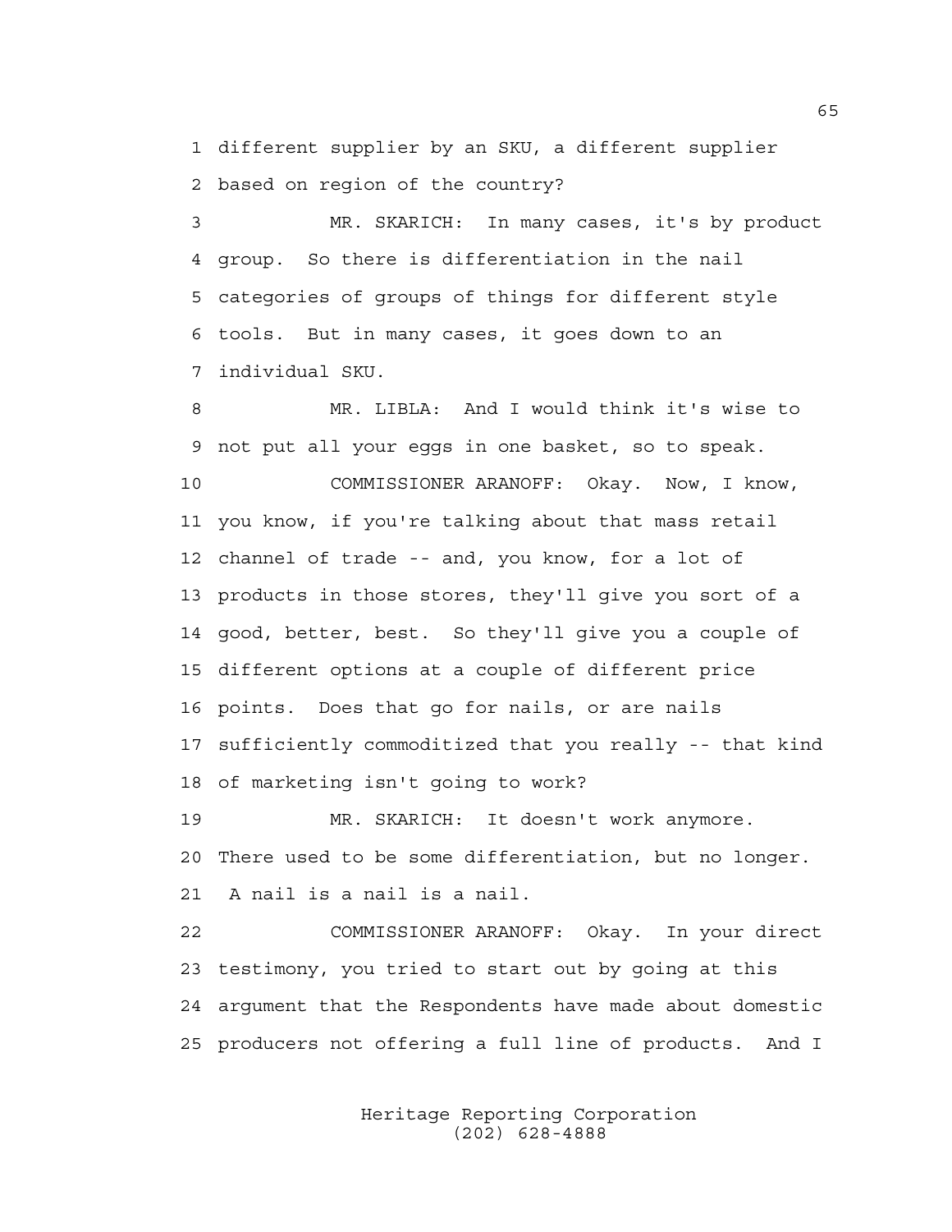1 different supplier by an SKU, a different supplier
2 based on region of the country?

3 MR. SKARICH: In many cases, it's by product
4 group. So there is differentiation in the nail
5 categories of groups of things for different style
6 tools. But in many cases, it goes down to an
7 individual SKU.

8 MR. LIBLA: And I would think it's wise to
9 not put all your eggs in one basket, so to speak.

10 COMMISSIONER ARANOFF: Okay. Now, I know,
11 you know, if you're talking about that mass retail
12 channel of trade -- and, you know, for a lot of
13 products in those stores, they'll give you sort of a
14 good, better, best. So they'll give you a couple of
15 different options at a couple of different price
16 points. Does that go for nails, or are nails
17 sufficiently commoditized that you really -- that kind
18 of marketing isn't going to work?

19 MR. SKARICH: It doesn't work anymore.
20 There used to be some differentiation, but no longer.
21 A nail is a nail is a nail.

22 COMMISSIONER ARANOFF: Okay. In your direct
23 testimony, you tried to start out by going at this
24 argument that the Respondents have made about domestic
25 producers not offering a full line of products. And I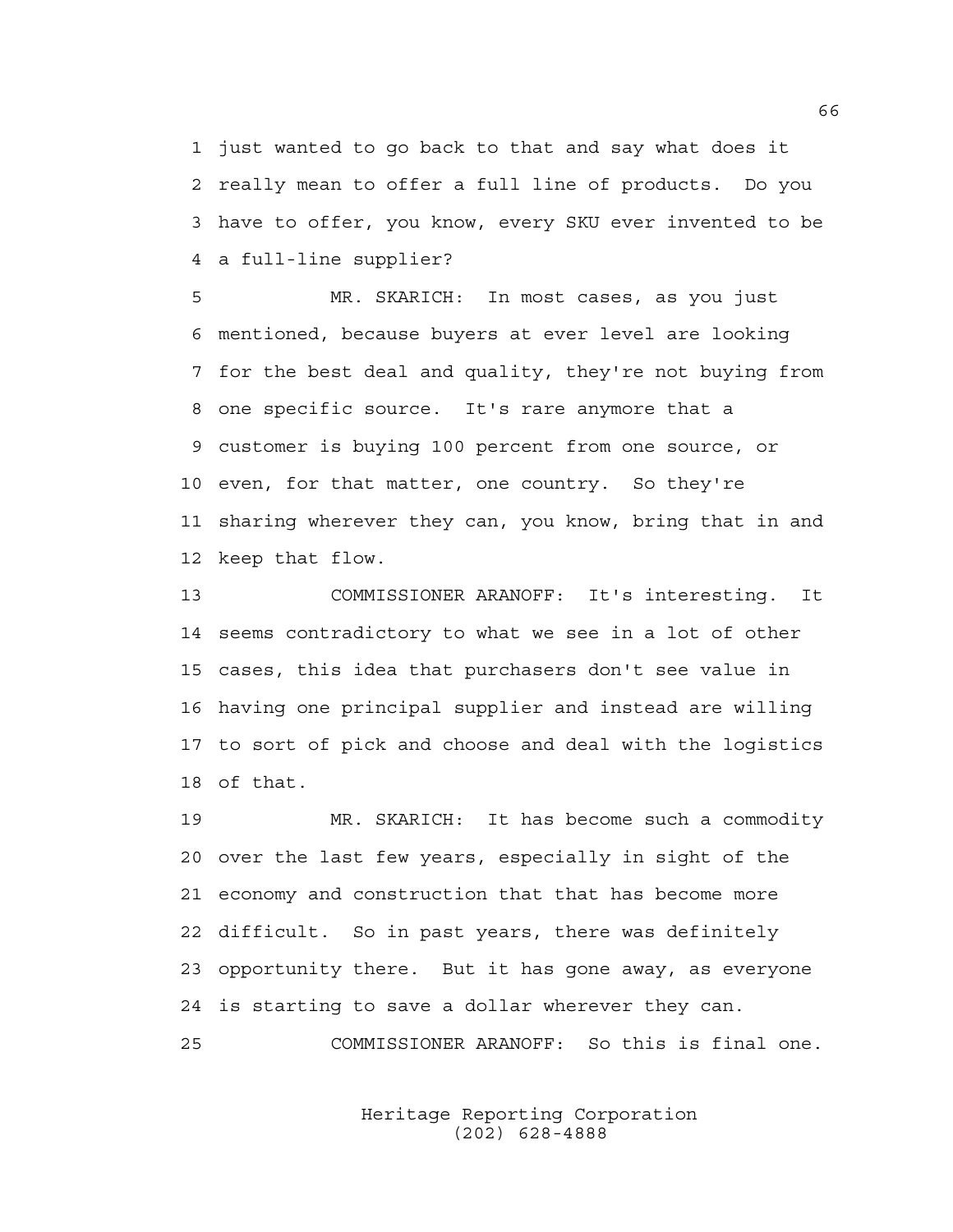1 just wanted to go back to that and say what does it
2 really mean to offer a full line of products. Do you
3 have to offer, you know, every SKU ever invented to be
4 a full-line supplier?

5 MR. SKARICH: In most cases, as you just
6 mentioned, because buyers at ever level are looking
7 for the best deal and quality, they're not buying from
8 one specific source. It's rare anymore that a
9 customer is buying 100 percent from one source, or
10 even, for that matter, one country. So they're
11 sharing wherever they can, you know, bring that in and
12 keep that flow.

13 COMMISSIONER ARANOFF: It's interesting. It
14 seems contradictory to what we see in a lot of other
15 cases, this idea that purchasers don't see value in
16 having one principal supplier and instead are willing
17 to sort of pick and choose and deal with the logistics
18 of that.

19 MR. SKARICH: It has become such a commodity
20 over the last few years, especially in sight of the
21 economy and construction that that has become more
22 difficult. So in past years, there was definitely
23 opportunity there. But it has gone away, as everyone
24 is starting to save a dollar wherever they can.

25 COMMISSIONER ARANOFF: So this is final one.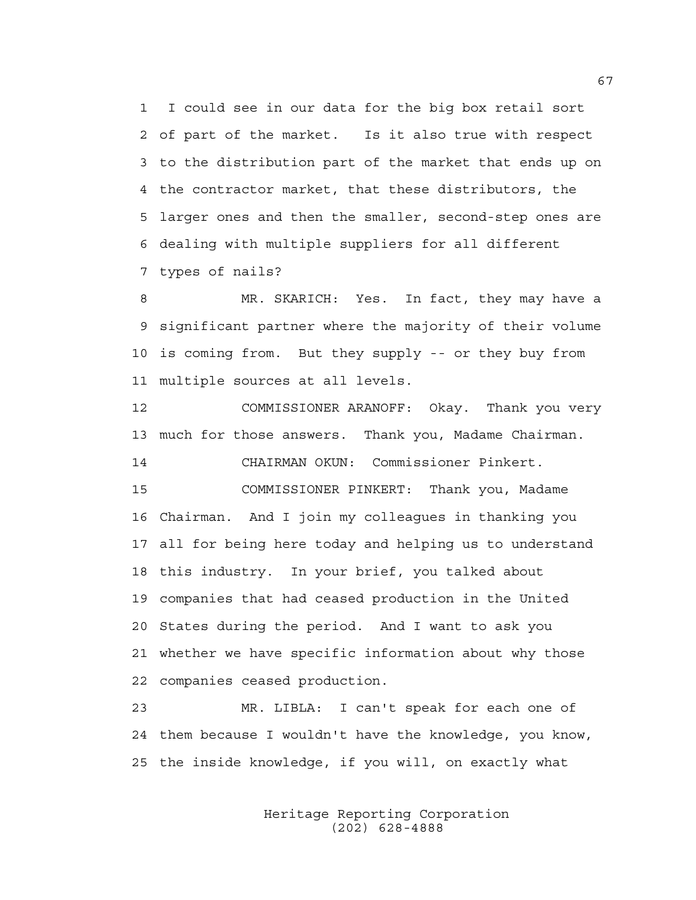1 I could see in our data for the big box retail sort
2 of part of the market. Is it also true with respect
3 to the distribution part of the market that ends up on
4 the contractor market, that these distributors, the
5 larger ones and then the smaller, second-step ones are
6 dealing with multiple suppliers for all different
7 types of nails?

8 MR. SKARICH: Yes. In fact, they may have a
9 significant partner where the majority of their volume
10 is coming from. But they supply -- or they buy from
11 multiple sources at all levels.

12 COMMISSIONER ARANOFF: Okay. Thank you very
13 much for those answers. Thank you, Madame Chairman.

14 CHAIRMAN OKUN: Commissioner Pinkert.

15 COMMISSIONER PINKERT: Thank you, Madame
16 Chairman. And I join my colleagues in thanking you
17 all for being here today and helping us to understand
18 this industry. In your brief, you talked about
19 companies that had ceased production in the United
20 States during the period. And I want to ask you
21 whether we have specific information about why those
22 companies ceased production.

23 MR. LIBLA: I can't speak for each one of
24 them because I wouldn't have the knowledge, you know,
25 the inside knowledge, if you will, on exactly what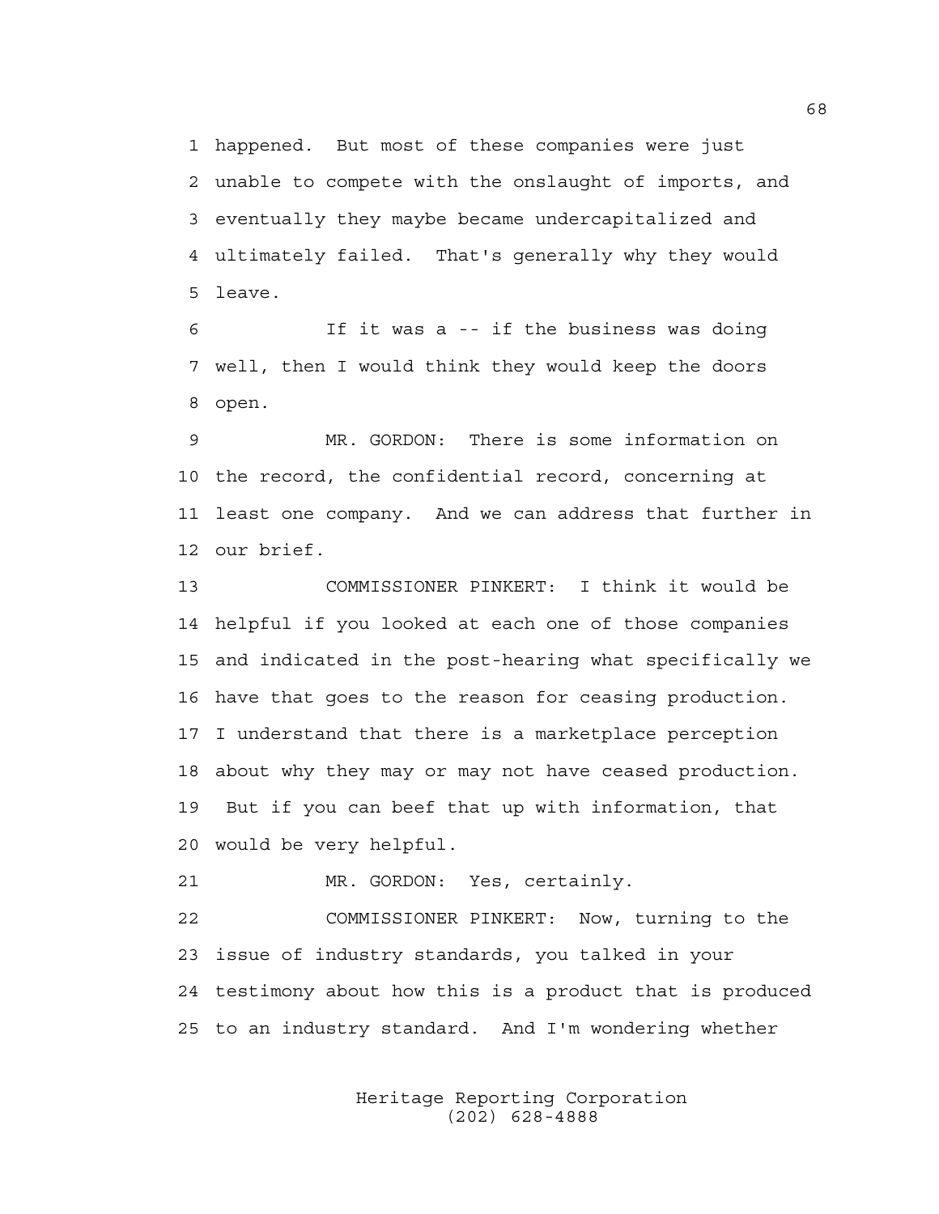1 happened. But most of these companies were just
2 unable to compete with the onslaught of imports, and
3 eventually they maybe became undercapitalized and
4 ultimately failed. That's generally why they would
5 leave.

6 If it was a -- if the business was doing
7 well, then I would think they would keep the doors
8 open.

9 MR. GORDON: There is some information on
10 the record, the confidential record, concerning at
11 least one company. And we can address that further in
12 our brief.

13 COMMISSIONER PINKERT: I think it would be
14 helpful if you looked at each one of those companies
15 and indicated in the post-hearing what specifically we
16 have that goes to the reason for ceasing production.
17 I understand that there is a marketplace perception
18 about why they may or may not have ceased production.
19 But if you can beef that up with information, that
20 would be very helpful.

21 MR. GORDON: Yes, certainly.

22 COMMISSIONER PINKERT: Now, turning to the
23 issue of industry standards, you talked in your
24 testimony about how this is a product that is produced
25 to an industry standard. And I'm wondering whether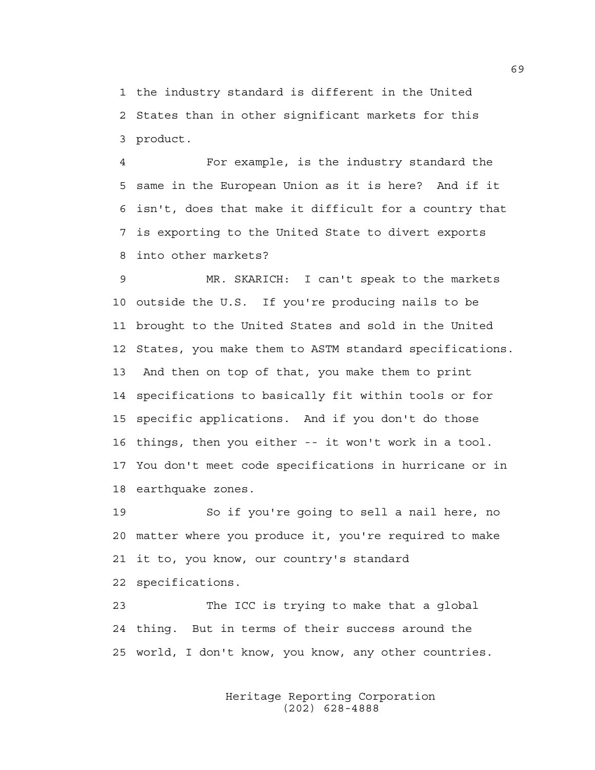the industry standard is different in the United States than in other significant markets for this product.

For example, is the industry standard the same in the European Union as it is here? And if it isn't, does that make it difficult for a country that is exporting to the United State to divert exports into other markets?

MR. SKARICH: I can't speak to the markets outside the U.S. If you're producing nails to be brought to the United States and sold in the United States, you make them to ASTM standard specifications. And then on top of that, you make them to print specifications to basically fit within tools or for specific applications. And if you don't do those things, then you either -- it won't work in a tool. You don't meet code specifications in hurricane or in earthquake zones.

So if you're going to sell a nail here, no matter where you produce it, you're required to make it to, you know, our country's standard specifications.

The ICC is trying to make that a global thing. But in terms of their success around the world, I don't know, you know, any other countries.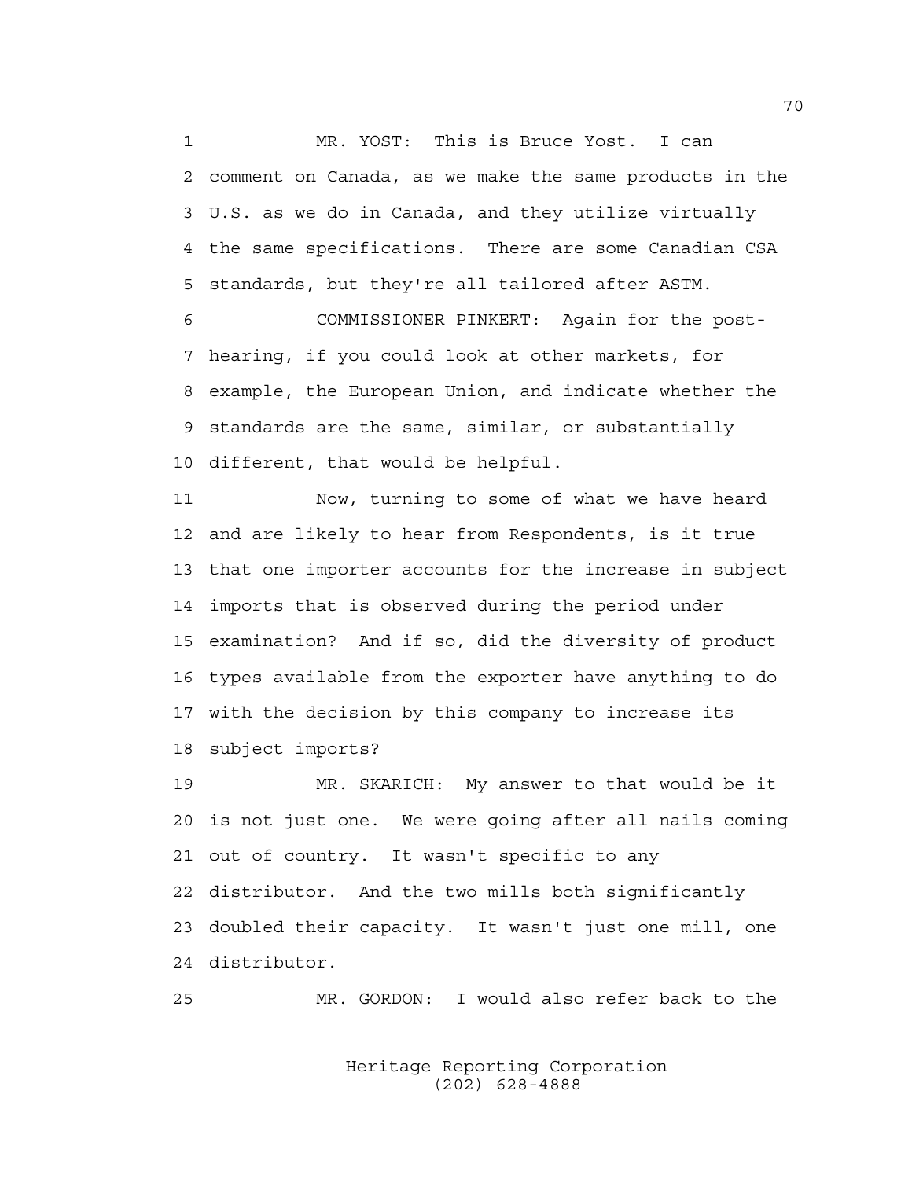MR. YOST: This is Bruce Yost. I can comment on Canada, as we make the same products in the U.S. as we do in Canada, and they utilize virtually the same specifications. There are some Canadian CSA standards, but they're all tailored after ASTM.

COMMISSIONER PINKERT: Again for the post-hearing, if you could look at other markets, for example, the European Union, and indicate whether the standards are the same, similar, or substantially different, that would be helpful.

Now, turning to some of what we have heard and are likely to hear from Respondents, is it true that one importer accounts for the increase in subject imports that is observed during the period under examination? And if so, did the diversity of product types available from the exporter have anything to do with the decision by this company to increase its subject imports?

MR. SKARICH: My answer to that would be it is not just one. We were going after all nails coming out of country. It wasn't specific to any distributor. And the two mills both significantly doubled their capacity. It wasn't just one mill, one distributor.

MR. GORDON: I would also refer back to the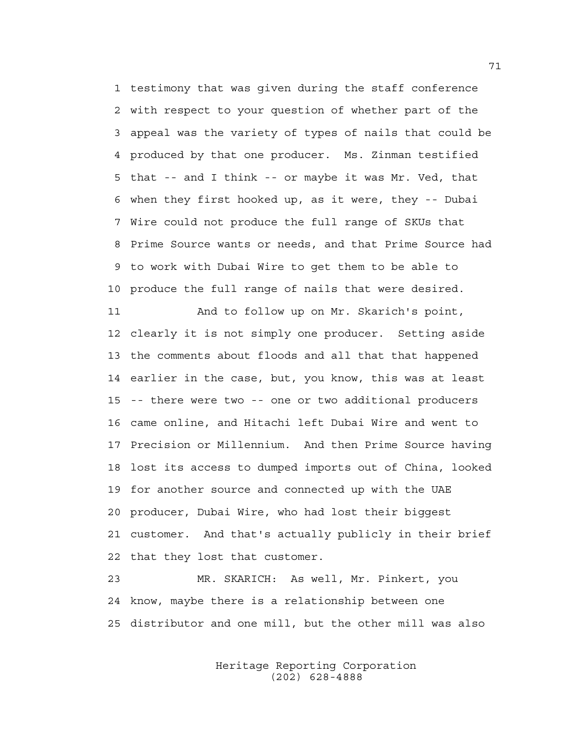1 testimony that was given during the staff conference
2 with respect to your question of whether part of the
3 appeal was the variety of types of nails that could be
4 produced by that one producer. Ms. Zinman testified
5 that -- and I think -- or maybe it was Mr. Ved, that
6 when they first hooked up, as it were, they -- Dubai
7 Wire could not produce the full range of SKUs that
8 Prime Source wants or needs, and that Prime Source had
9 to work with Dubai Wire to get them to be able to
10 produce the full range of nails that were desired.

11 And to follow up on Mr. Skarich's point,
12 clearly it is not simply one producer. Setting aside
13 the comments about floods and all that that happened
14 earlier in the case, but, you know, this was at least
15 -- there were two -- one or two additional producers
16 came online, and Hitachi left Dubai Wire and went to
17 Precision or Millennium. And then Prime Source having
18 lost its access to dumped imports out of China, looked
19 for another source and connected up with the UAE
20 producer, Dubai Wire, who had lost their biggest
21 customer. And that's actually publicly in their brief
22 that they lost that customer.

23 MR. SKARICH: As well, Mr. Pinkert, you
24 know, maybe there is a relationship between one
25 distributor and one mill, but the other mill was also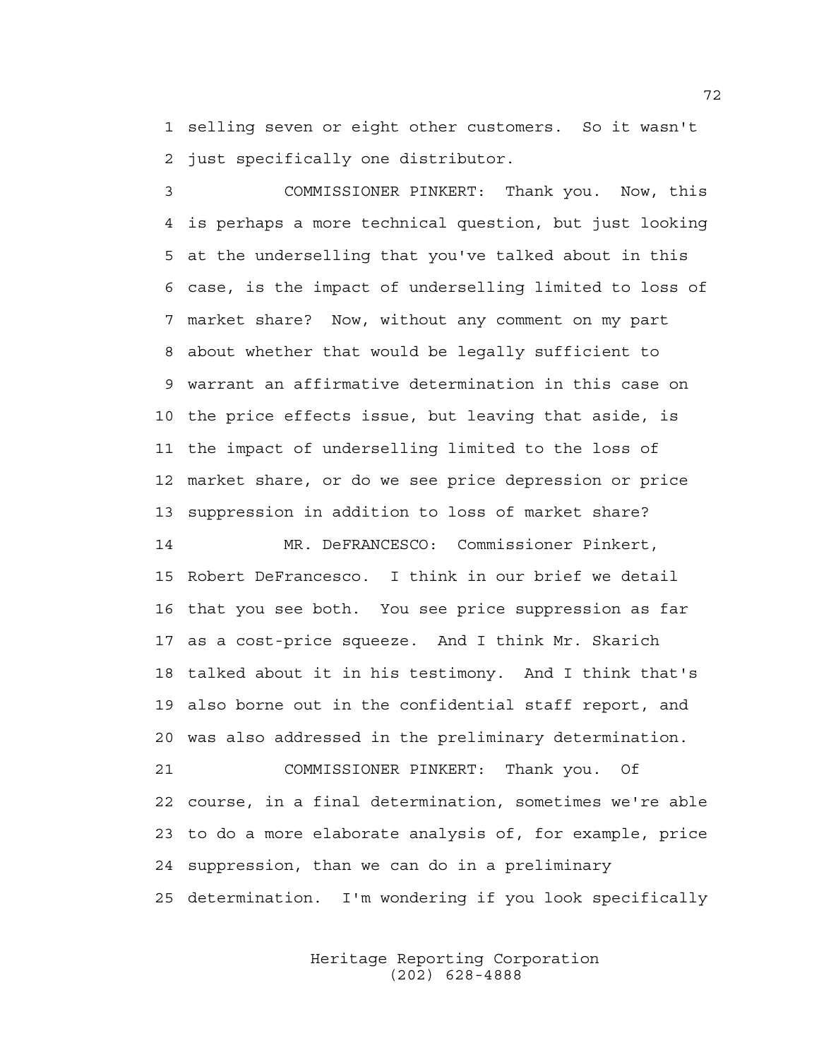1 selling seven or eight other customers. So it wasn't
2 just specifically one distributor.

3 COMMISSIONER PINKERT: Thank you. Now, this
4 is perhaps a more technical question, but just looking
5 at the underselling that you've talked about in this
6 case, is the impact of underselling limited to loss of
7 market share? Now, without any comment on my part
8 about whether that would be legally sufficient to
9 warrant an affirmative determination in this case on
10 the price effects issue, but leaving that aside, is
11 the impact of underselling limited to the loss of
12 market share, or do we see price depression or price
13 suppression in addition to loss of market share?

14 MR. DeFRANCESCO: Commissioner Pinkert,
15 Robert DeFrancesco. I think in our brief we detail
16 that you see both. You see price suppression as far
17 as a cost-price squeeze. And I think Mr. Skarich
18 talked about it in his testimony. And I think that's
19 also borne out in the confidential staff report, and
20 was also addressed in the preliminary determination.

21 COMMISSIONER PINKERT: Thank you. Of
22 course, in a final determination, sometimes we're able
23 to do a more elaborate analysis of, for example, price
24 suppression, than we can do in a preliminary
25 determination. I'm wondering if you look specifically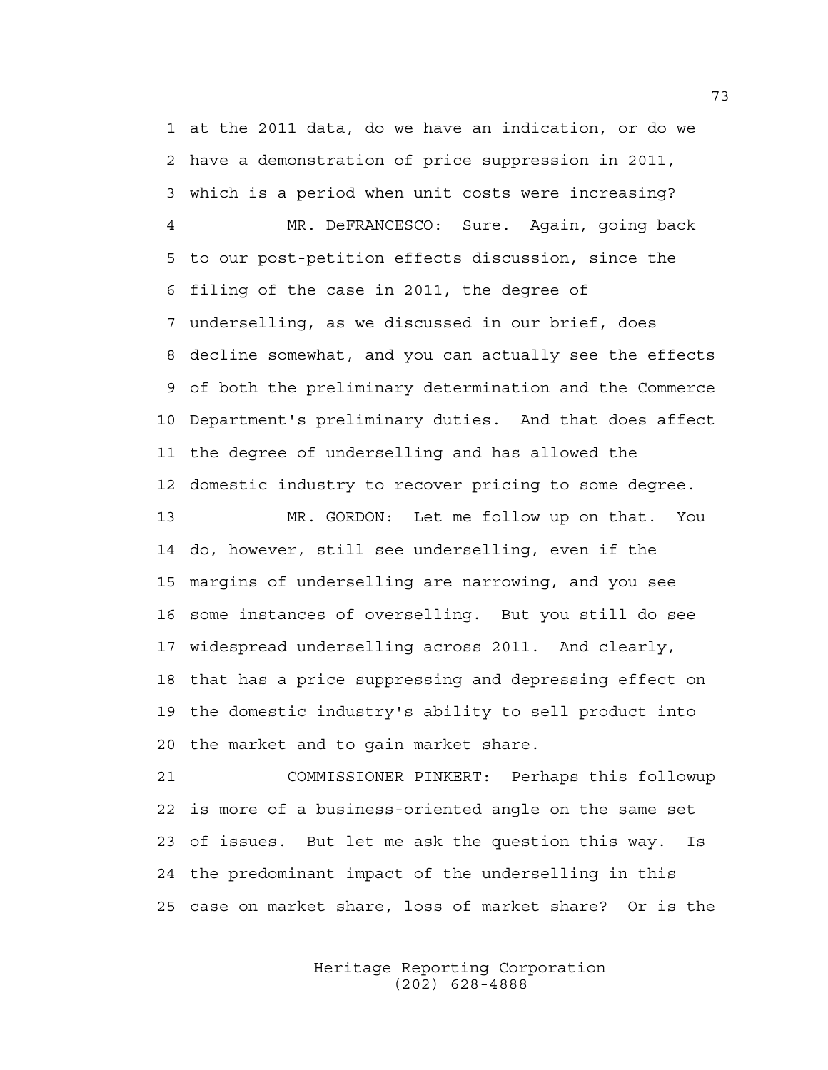1 at the 2011 data, do we have an indication, or do we
2 have a demonstration of price suppression in 2011,
3 which is a period when unit costs were increasing?

4 MR. DeFRANCESCO: Sure. Again, going back
5 to our post-petition effects discussion, since the
6 filing of the case in 2011, the degree of
7 underselling, as we discussed in our brief, does
8 decline somewhat, and you can actually see the effects
9 of both the preliminary determination and the Commerce
10 Department's preliminary duties. And that does affect
11 the degree of underselling and has allowed the
12 domestic industry to recover pricing to some degree.

13 MR. GORDON: Let me follow up on that. You
14 do, however, still see underselling, even if the
15 margins of underselling are narrowing, and you see
16 some instances of overselling. But you still do see
17 widespread underselling across 2011. And clearly,
18 that has a price suppressing and depressing effect on
19 the domestic industry's ability to sell product into
20 the market and to gain market share.

21 COMMISSIONER PINKERT: Perhaps this followup
22 is more of a business-oriented angle on the same set
23 of issues. But let me ask the question this way. Is
24 the predominant impact of the underselling in this
25 case on market share, loss of market share? Or is the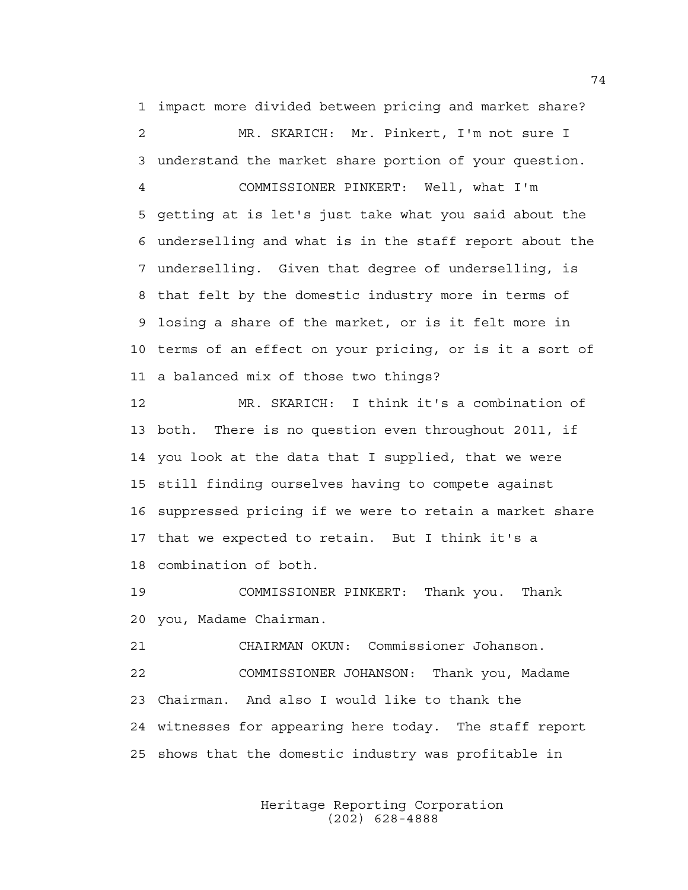impact more divided between pricing and market share?

MR. SKARICH: Mr. Pinkert, I'm not sure I understand the market share portion of your question.

COMMISSIONER PINKERT: Well, what I'm getting at is let's just take what you said about the underselling and what is in the staff report about the underselling. Given that degree of underselling, is that felt by the domestic industry more in terms of losing a share of the market, or is it felt more in terms of an effect on your pricing, or is it a sort of a balanced mix of those two things?

MR. SKARICH: I think it's a combination of both. There is no question even throughout 2011, if you look at the data that I supplied, that we were still finding ourselves having to compete against suppressed pricing if we were to retain a market share that we expected to retain. But I think it's a combination of both.

COMMISSIONER PINKERT: Thank you. Thank you, Madame Chairman.

CHAIRMAN OKUN: Commissioner Johanson.

COMMISSIONER JOHANSON: Thank you, Madame Chairman. And also I would like to thank the witnesses for appearing here today. The staff report shows that the domestic industry was profitable in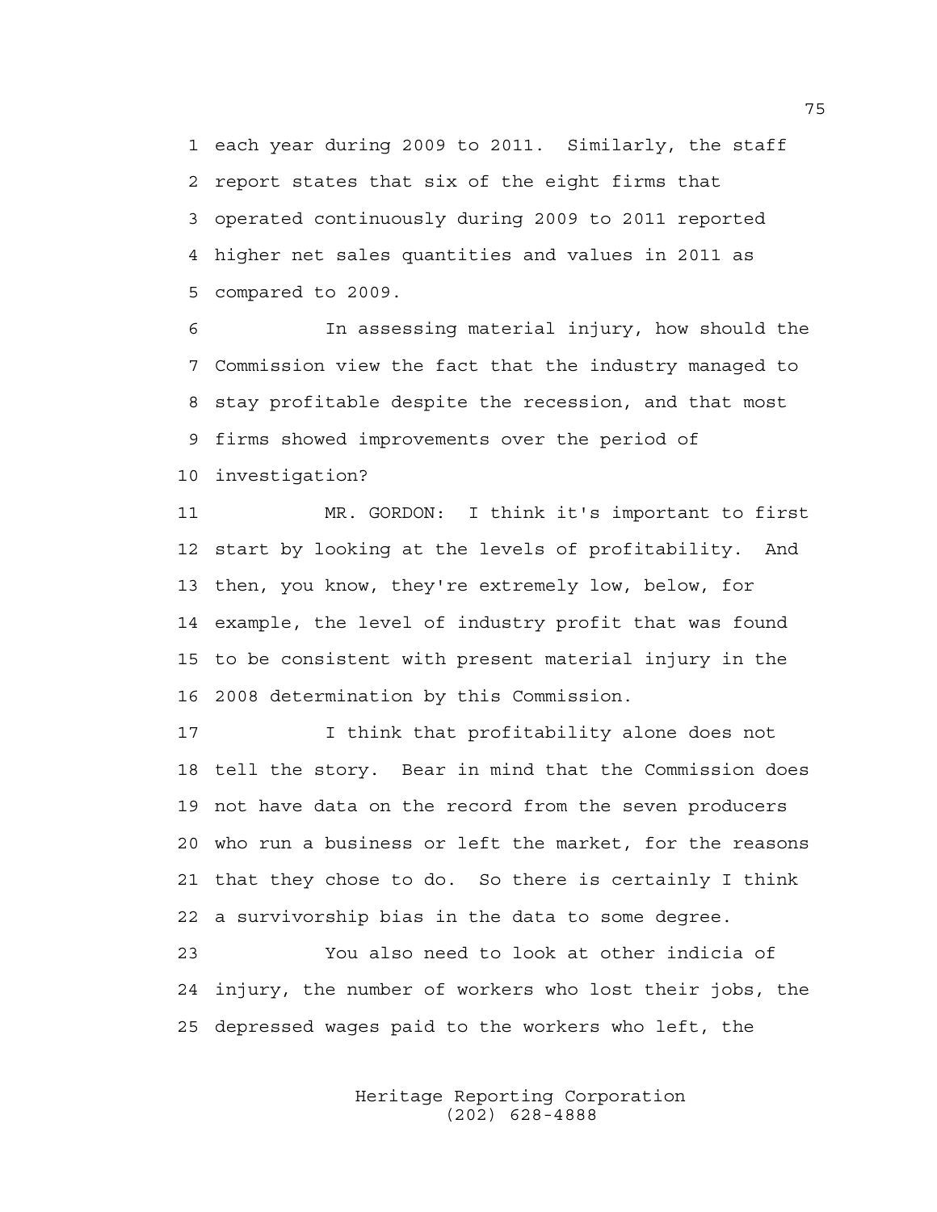each year during 2009 to 2011. Similarly, the staff report states that six of the eight firms that operated continuously during 2009 to 2011 reported higher net sales quantities and values in 2011 as compared to 2009.

In assessing material injury, how should the Commission view the fact that the industry managed to stay profitable despite the recession, and that most firms showed improvements over the period of investigation?

MR. GORDON: I think it's important to first start by looking at the levels of profitability. And then, you know, they're extremely low, below, for example, the level of industry profit that was found to be consistent with present material injury in the 2008 determination by this Commission.

I think that profitability alone does not tell the story. Bear in mind that the Commission does not have data on the record from the seven producers who run a business or left the market, for the reasons that they chose to do. So there is certainly I think a survivorship bias in the data to some degree.

You also need to look at other indicia of injury, the number of workers who lost their jobs, the depressed wages paid to the workers who left, the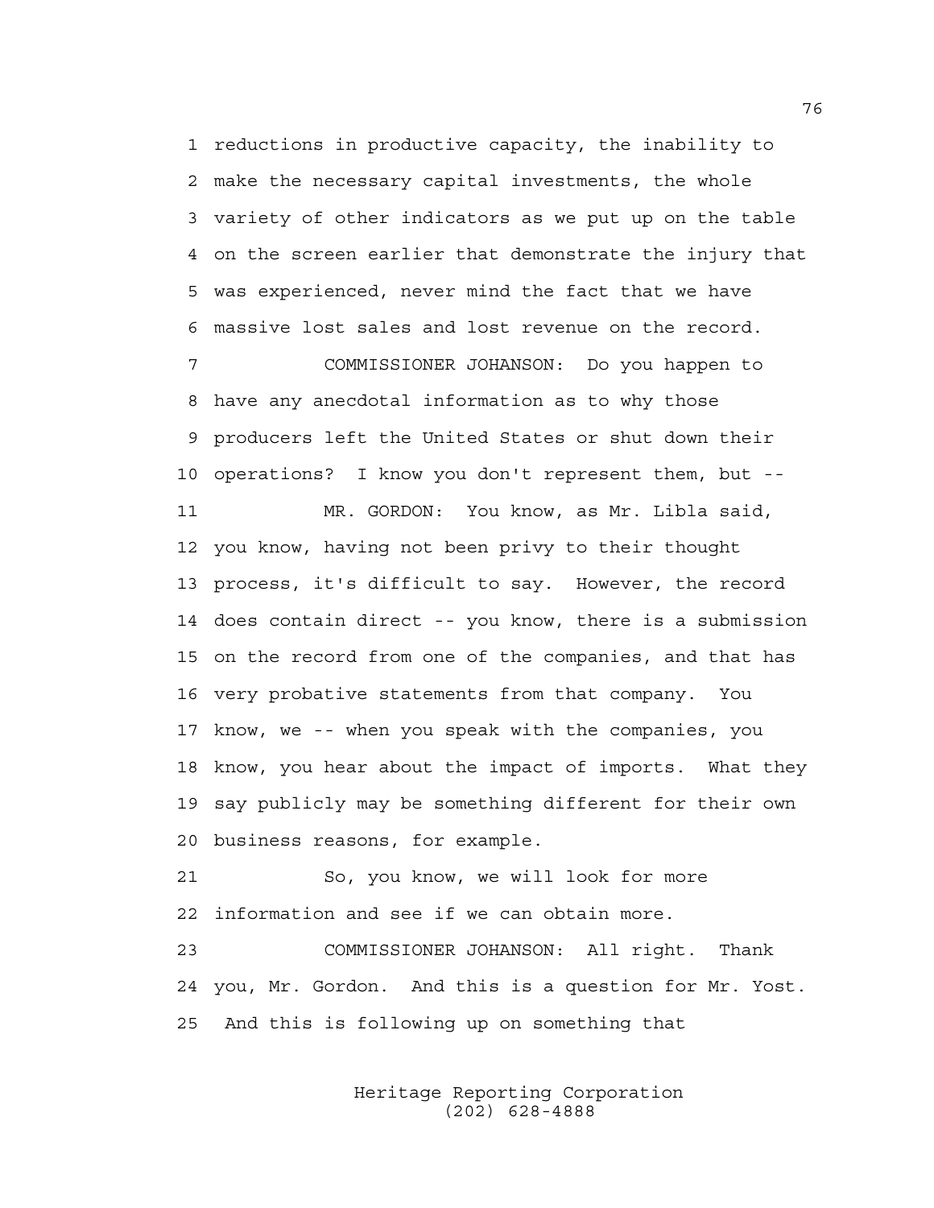1 reductions in productive capacity, the inability to
2 make the necessary capital investments, the whole
3 variety of other indicators as we put up on the table
4 on the screen earlier that demonstrate the injury that
5 was experienced, never mind the fact that we have
6 massive lost sales and lost revenue on the record.

7 COMMISSIONER JOHANSON: Do you happen to
8 have any anecdotal information as to why those
9 producers left the United States or shut down their
10 operations? I know you don't represent them, but --

11 MR. GORDON: You know, as Mr. Libla said,
12 you know, having not been privy to their thought
13 process, it's difficult to say. However, the record
14 does contain direct -- you know, there is a submission
15 on the record from one of the companies, and that has
16 very probative statements from that company. You
17 know, we -- when you speak with the companies, you
18 know, you hear about the impact of imports. What they
19 say publicly may be something different for their own
20 business reasons, for example.

21 So, you know, we will look for more
22 information and see if we can obtain more.

23 COMMISSIONER JOHANSON: All right. Thank
24 you, Mr. Gordon. And this is a question for Mr. Yost.
25 And this is following up on something that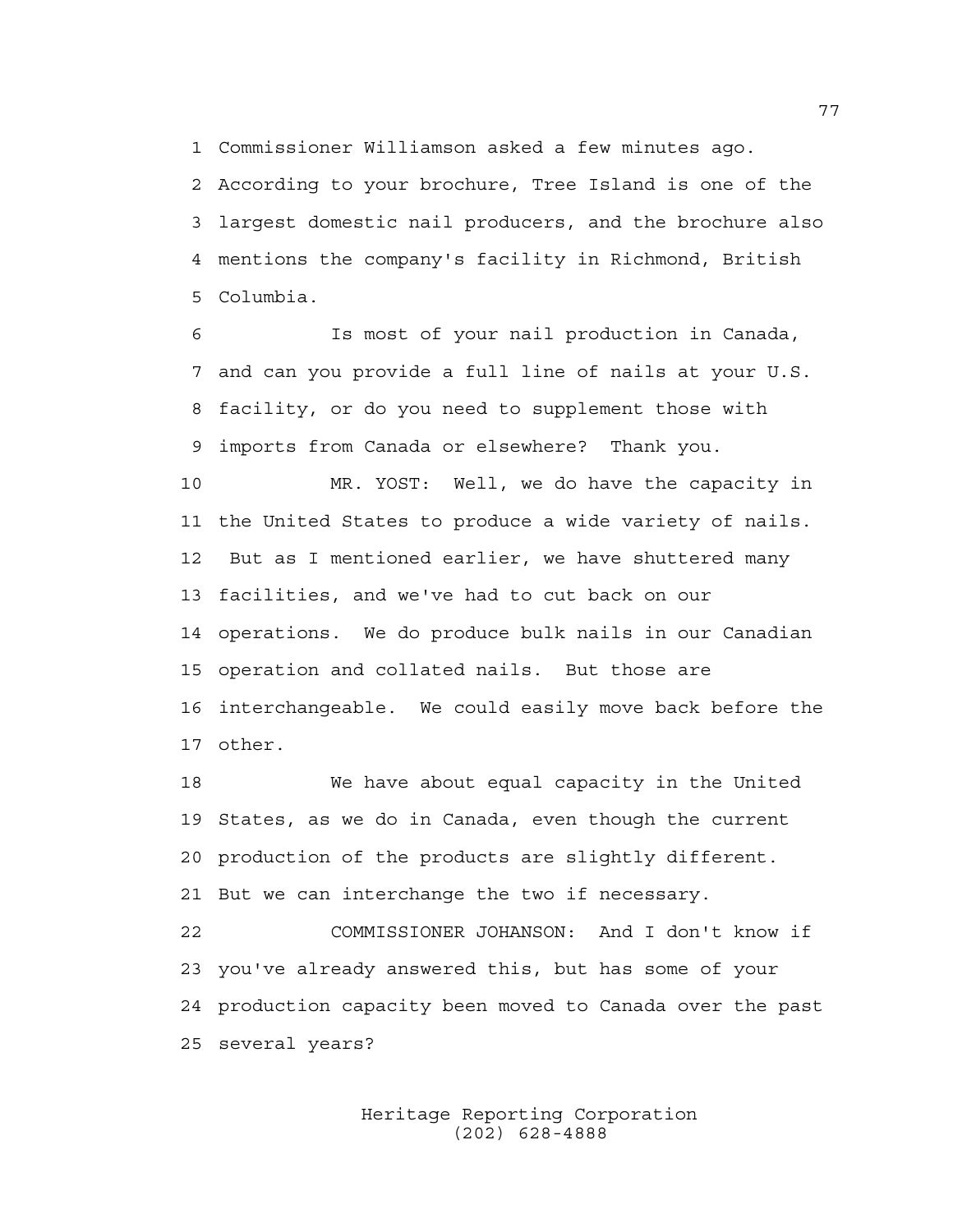1 Commissioner Williamson asked a few minutes ago.
2 According to your brochure, Tree Island is one of the
3 largest domestic nail producers, and the brochure also
4 mentions the company's facility in Richmond, British
5 Columbia.

6 Is most of your nail production in Canada,
7 and can you provide a full line of nails at your U.S.
8 facility, or do you need to supplement those with
9 imports from Canada or elsewhere? Thank you.

10 MR. YOST: Well, we do have the capacity in
11 the United States to produce a wide variety of nails.
12 But as I mentioned earlier, we have shuttered many
13 facilities, and we've had to cut back on our
14 operations. We do produce bulk nails in our Canadian
15 operation and collated nails. But those are
16 interchangeable. We could easily move back before the
17 other.

18 We have about equal capacity in the United
19 States, as we do in Canada, even though the current
20 production of the products are slightly different.
21 But we can interchange the two if necessary.

22 COMMISSIONER JOHANSON: And I don't know if
23 you've already answered this, but has some of your
24 production capacity been moved to Canada over the past
25 several years?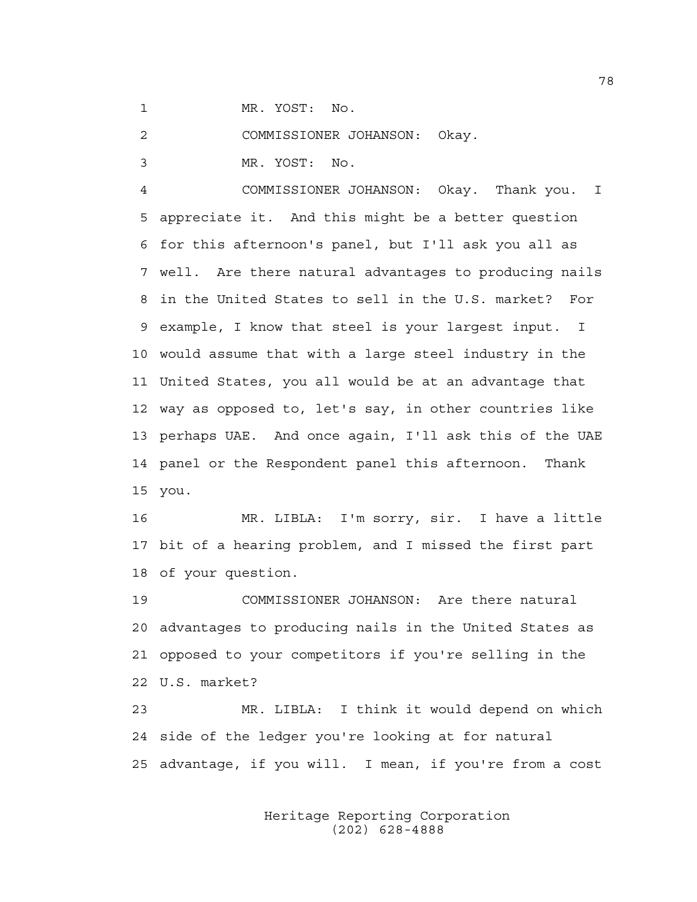MR. YOST: No.

COMMISSIONER JOHANSON: Okay.

MR. YOST: No.

COMMISSIONER JOHANSON: Okay. Thank you. I appreciate it. And this might be a better question for this afternoon's panel, but I'll ask you all as well. Are there natural advantages to producing nails in the United States to sell in the U.S. market? For example, I know that steel is your largest input. I would assume that with a large steel industry in the United States, you all would be at an advantage that way as opposed to, let's say, in other countries like perhaps UAE. And once again, I'll ask this of the UAE panel or the Respondent panel this afternoon. Thank you.

MR. LIBLA: I'm sorry, sir. I have a little bit of a hearing problem, and I missed the first part of your question.

COMMISSIONER JOHANSON: Are there natural advantages to producing nails in the United States as opposed to your competitors if you're selling in the U.S. market?

MR. LIBLA: I think it would depend on which side of the ledger you're looking at for natural advantage, if you will. I mean, if you're from a cost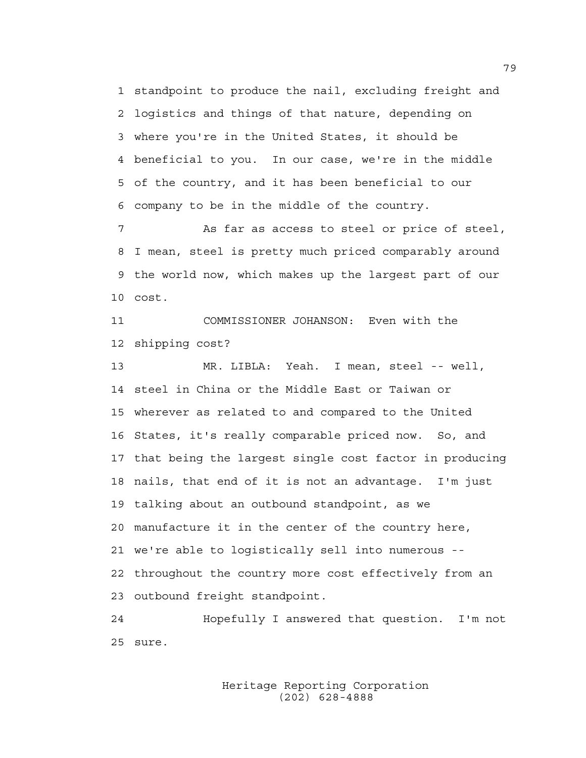standpoint to produce the nail, excluding freight and logistics and things of that nature, depending on where you're in the United States, it should be beneficial to you. In our case, we're in the middle of the country, and it has been beneficial to our company to be in the middle of the country.

As far as access to steel or price of steel, I mean, steel is pretty much priced comparably around the world now, which makes up the largest part of our cost.

COMMISSIONER JOHANSON: Even with the shipping cost?

MR. LIBLA: Yeah. I mean, steel -- well, steel in China or the Middle East or Taiwan or wherever as related to and compared to the United States, it's really comparable priced now. So, and that being the largest single cost factor in producing nails, that end of it is not an advantage. I'm just talking about an outbound standpoint, as we manufacture it in the center of the country here, we're able to logistically sell into numerous -- throughout the country more cost effectively from an outbound freight standpoint.

Hopefully I answered that question. I'm not sure.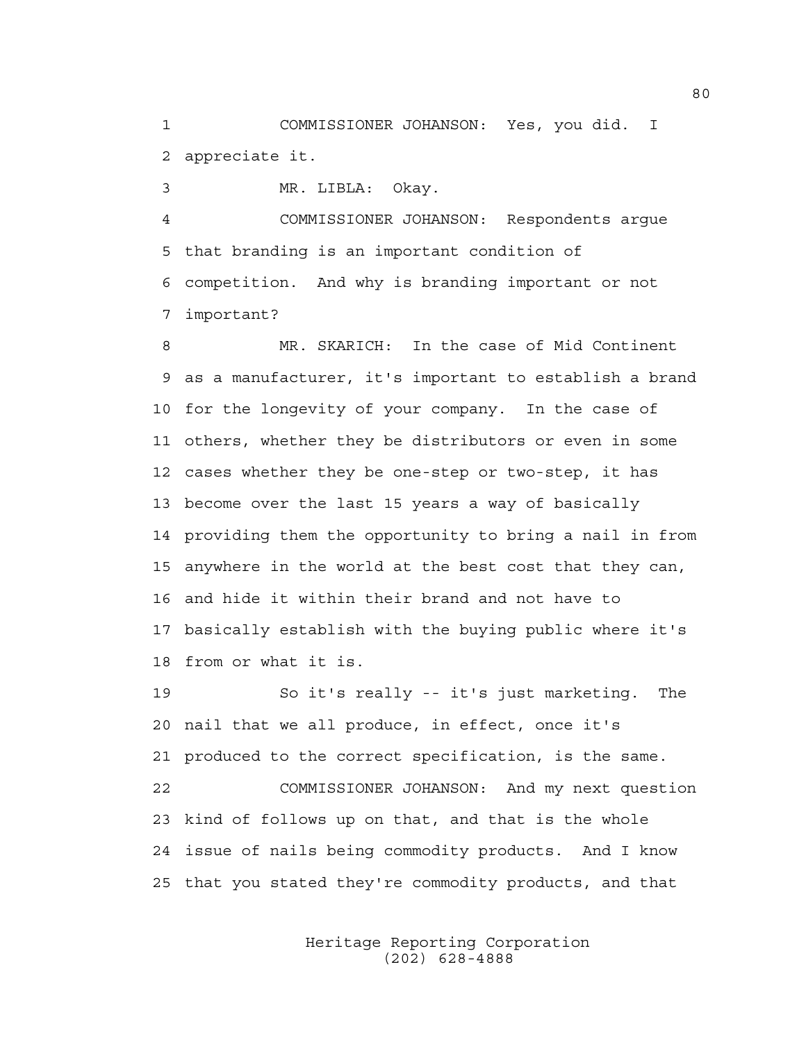1 COMMISSIONER JOHANSON: Yes, you did. I
2 appreciate it.

3 MR. LIBLA: Okay.

4 COMMISSIONER JOHANSON: Respondents argue
5 that branding is an important condition of
6 competition. And why is branding important or not
7 important?

8 MR. SKARICH: In the case of Mid Continent
9 as a manufacturer, it's important to establish a brand
10 for the longevity of your company. In the case of
11 others, whether they be distributors or even in some
12 cases whether they be one-step or two-step, it has
13 become over the last 15 years a way of basically
14 providing them the opportunity to bring a nail in from
15 anywhere in the world at the best cost that they can,
16 and hide it within their brand and not have to
17 basically establish with the buying public where it's
18 from or what it is.

19 So it's really -- it's just marketing. The
20 nail that we all produce, in effect, once it's
21 produced to the correct specification, is the same.

22 COMMISSIONER JOHANSON: And my next question
23 kind of follows up on that, and that is the whole
24 issue of nails being commodity products. And I know
25 that you stated they're commodity products, and that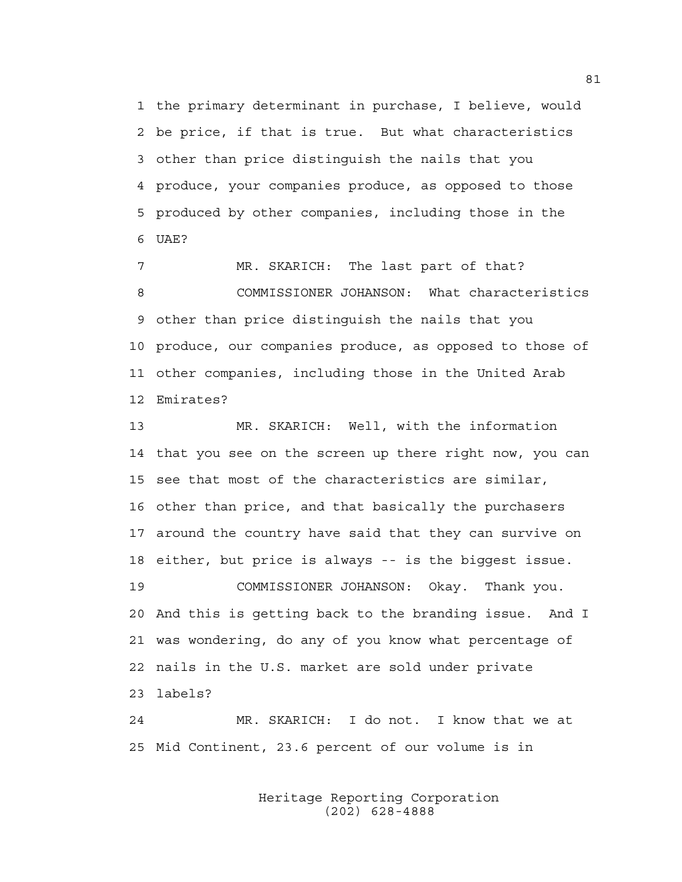1 the primary determinant in purchase, I believe, would
2 be price, if that is true. But what characteristics
3 other than price distinguish the nails that you
4 produce, your companies produce, as opposed to those
5 produced by other companies, including those in the
6 UAE?

7 MR. SKARICH: The last part of that?

8 COMMISSIONER JOHANSON: What characteristics
9 other than price distinguish the nails that you
10 produce, our companies produce, as opposed to those of
11 other companies, including those in the United Arab
12 Emirates?

13 MR. SKARICH: Well, with the information
14 that you see on the screen up there right now, you can
15 see that most of the characteristics are similar,
16 other than price, and that basically the purchasers
17 around the country have said that they can survive on
18 either, but price is always -- is the biggest issue.

19 COMMISSIONER JOHANSON: Okay. Thank you.
20 And this is getting back to the branding issue. And I
21 was wondering, do any of you know what percentage of
22 nails in the U.S. market are sold under private
23 labels?

24 MR. SKARICH: I do not. I know that we at
25 Mid Continent, 23.6 percent of our volume is in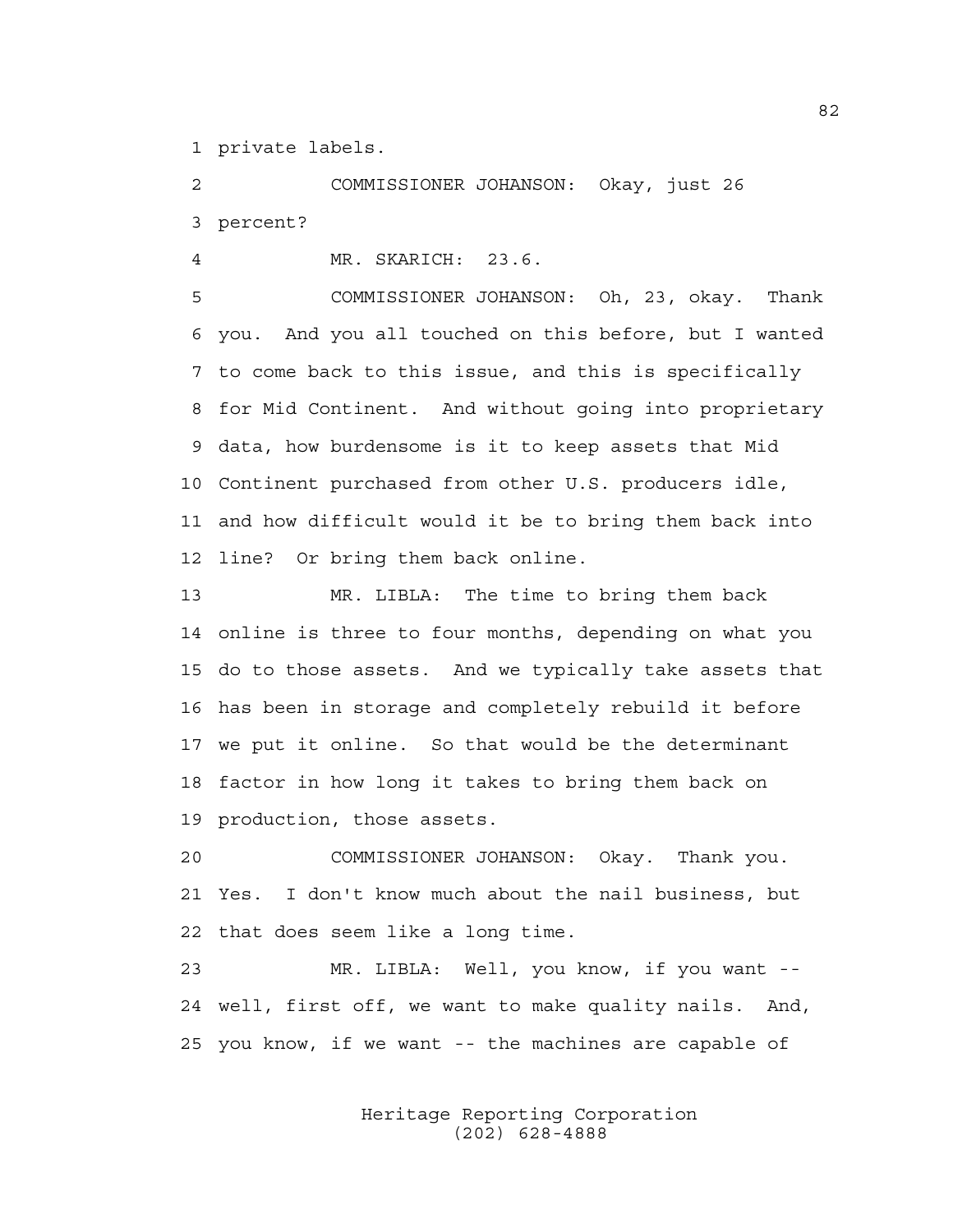private labels.

COMMISSIONER JOHANSON: Okay, just 26 percent?

MR. SKARICH: 23.6.

COMMISSIONER JOHANSON: Oh, 23, okay. Thank you. And you all touched on this before, but I wanted to come back to this issue, and this is specifically for Mid Continent. And without going into proprietary data, how burdensome is it to keep assets that Mid Continent purchased from other U.S. producers idle, and how difficult would it be to bring them back into line? Or bring them back online.

MR. LIBLA: The time to bring them back online is three to four months, depending on what you do to those assets. And we typically take assets that has been in storage and completely rebuild it before we put it online. So that would be the determinant factor in how long it takes to bring them back on production, those assets.

COMMISSIONER JOHANSON: Okay. Thank you. Yes. I don't know much about the nail business, but that does seem like a long time.

MR. LIBLA: Well, you know, if you want -- well, first off, we want to make quality nails. And, you know, if we want -- the machines are capable of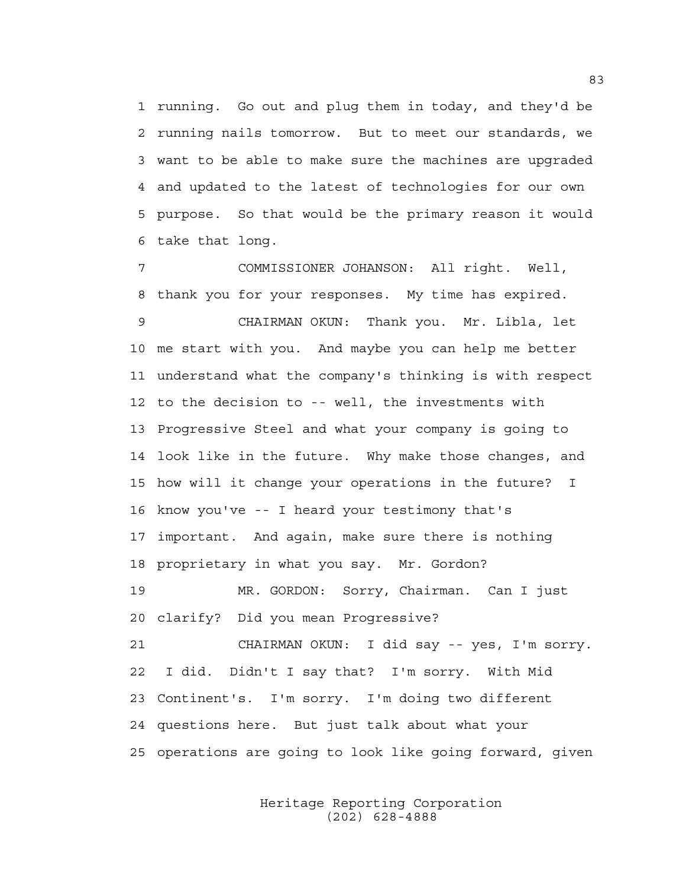1 running. Go out and plug them in today, and they'd be
2 running nails tomorrow. But to meet our standards, we
3 want to be able to make sure the machines are upgraded
4 and updated to the latest of technologies for our own
5 purpose. So that would be the primary reason it would
6 take that long.

7 COMMISSIONER JOHANSON: All right. Well,
8 thank you for your responses. My time has expired.

9 CHAIRMAN OKUN: Thank you. Mr. Libla, let
10 me start with you. And maybe you can help me better
11 understand what the company's thinking is with respect
12 to the decision to -- well, the investments with
13 Progressive Steel and what your company is going to
14 look like in the future. Why make those changes, and
15 how will it change your operations in the future? I
16 know you've -- I heard your testimony that's
17 important. And again, make sure there is nothing
18 proprietary in what you say. Mr. Gordon?

19 MR. GORDON: Sorry, Chairman. Can I just
20 clarify? Did you mean Progressive?

21 CHAIRMAN OKUN: I did say -- yes, I'm sorry.
22 I did. Didn't I say that? I'm sorry. With Mid
23 Continent's. I'm sorry. I'm doing two different
24 questions here. But just talk about what your
25 operations are going to look like going forward, given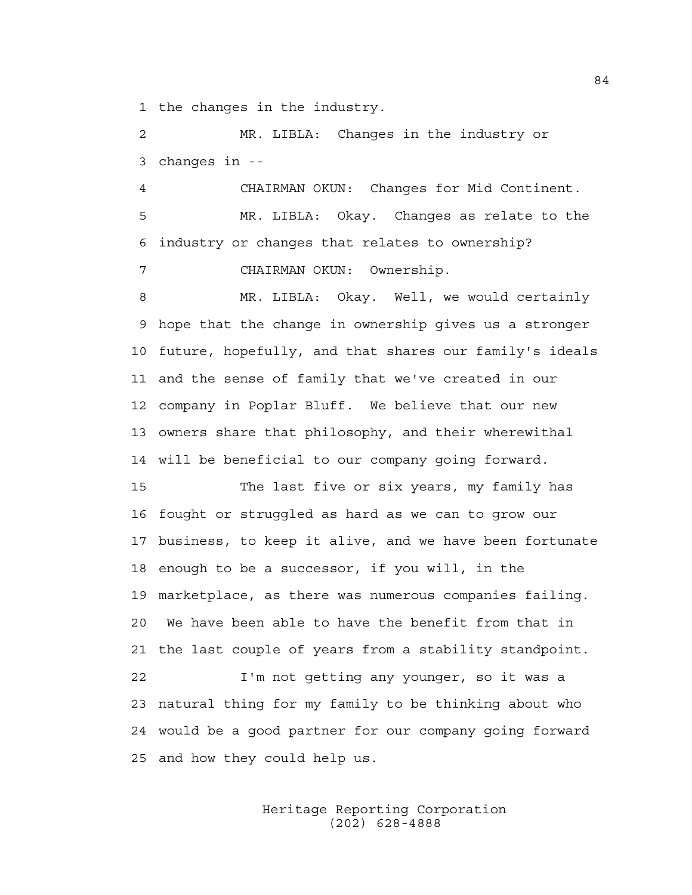the changes in the industry.

MR. LIBLA: Changes in the industry or changes in --

CHAIRMAN OKUN: Changes for Mid Continent.

MR. LIBLA: Okay. Changes as relate to the industry or changes that relates to ownership?

CHAIRMAN OKUN: Ownership.

MR. LIBLA: Okay. Well, we would certainly hope that the change in ownership gives us a stronger future, hopefully, and that shares our family's ideals and the sense of family that we've created in our company in Poplar Bluff. We believe that our new owners share that philosophy, and their wherewithal will be beneficial to our company going forward.

The last five or six years, my family has fought or struggled as hard as we can to grow our business, to keep it alive, and we have been fortunate enough to be a successor, if you will, in the marketplace, as there was numerous companies failing. We have been able to have the benefit from that in the last couple of years from a stability standpoint.

I'm not getting any younger, so it was a natural thing for my family to be thinking about who would be a good partner for our company going forward and how they could help us.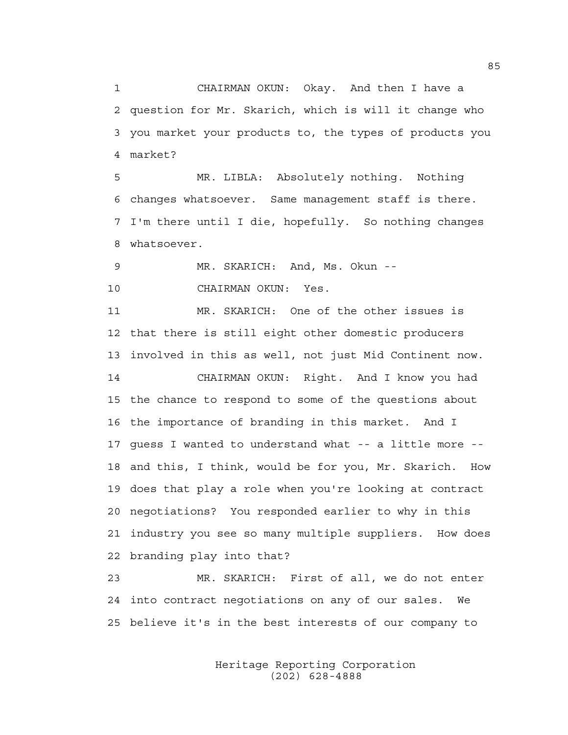CHAIRMAN OKUN: Okay. And then I have a question for Mr. Skarich, which is will it change who you market your products to, the types of products you market?

MR. LIBLA: Absolutely nothing. Nothing changes whatsoever. Same management staff is there. I'm there until I die, hopefully. So nothing changes whatsoever.

MR. SKARICH: And, Ms. Okun --

CHAIRMAN OKUN: Yes.

MR. SKARICH: One of the other issues is that there is still eight other domestic producers involved in this as well, not just Mid Continent now.

CHAIRMAN OKUN: Right. And I know you had the chance to respond to some of the questions about the importance of branding in this market. And I guess I wanted to understand what -- a little more -- and this, I think, would be for you, Mr. Skarich. How does that play a role when you're looking at contract negotiations? You responded earlier to why in this industry you see so many multiple suppliers. How does branding play into that?

MR. SKARICH: First of all, we do not enter into contract negotiations on any of our sales. We believe it's in the best interests of our company to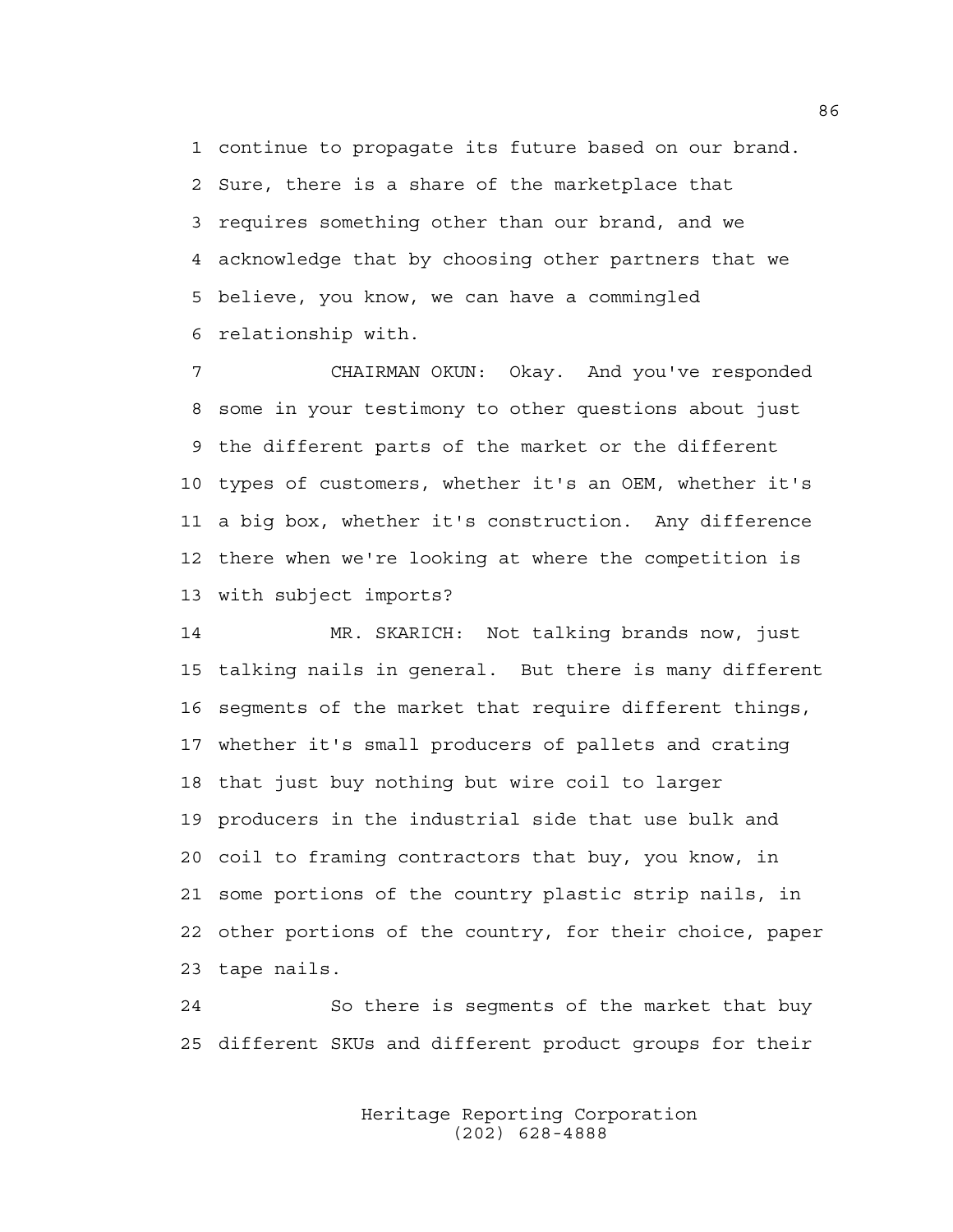continue to propagate its future based on our brand. Sure, there is a share of the marketplace that requires something other than our brand, and we acknowledge that by choosing other partners that we believe, you know, we can have a commingled relationship with.

CHAIRMAN OKUN: Okay. And you've responded some in your testimony to other questions about just the different parts of the market or the different types of customers, whether it's an OEM, whether it's a big box, whether it's construction. Any difference there when we're looking at where the competition is with subject imports?

MR. SKARICH: Not talking brands now, just talking nails in general. But there is many different segments of the market that require different things, whether it's small producers of pallets and crating that just buy nothing but wire coil to larger producers in the industrial side that use bulk and coil to framing contractors that buy, you know, in some portions of the country plastic strip nails, in other portions of the country, for their choice, paper tape nails.

So there is segments of the market that buy different SKUs and different product groups for their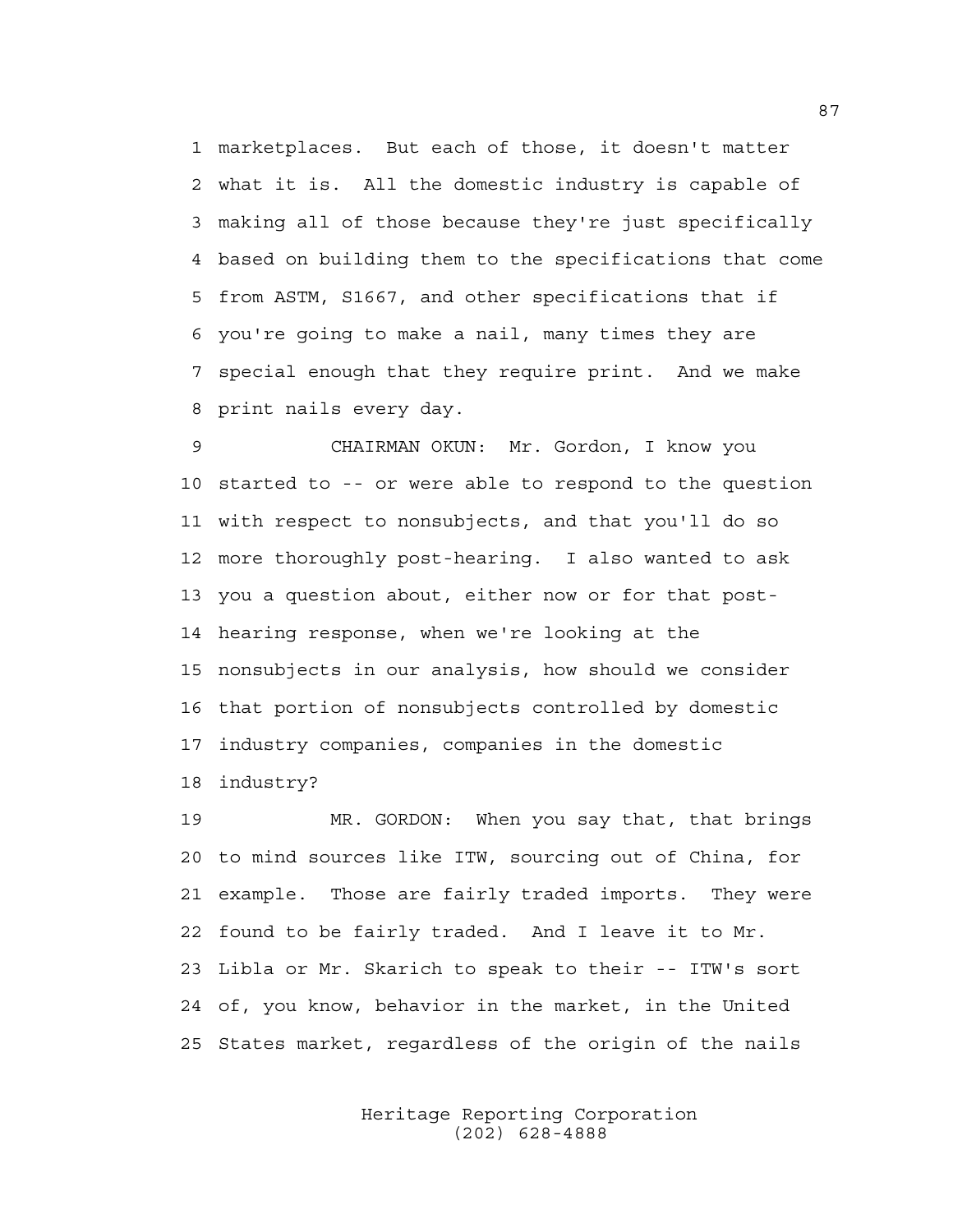1 marketplaces. But each of those, it doesn't matter
2 what it is. All the domestic industry is capable of
3 making all of those because they're just specifically
4 based on building them to the specifications that come
5 from ASTM, S1667, and other specifications that if
6 you're going to make a nail, many times they are
7 special enough that they require print. And we make
8 print nails every day.

9 CHAIRMAN OKUN: Mr. Gordon, I know you
10 started to -- or were able to respond to the question
11 with respect to nonsubjects, and that you'll do so
12 more thoroughly post-hearing. I also wanted to ask
13 you a question about, either now or for that post-
14 hearing response, when we're looking at the
15 nonsubjects in our analysis, how should we consider
16 that portion of nonsubjects controlled by domestic
17 industry companies, companies in the domestic
18 industry?

19 MR. GORDON: When you say that, that brings
20 to mind sources like ITW, sourcing out of China, for
21 example. Those are fairly traded imports. They were
22 found to be fairly traded. And I leave it to Mr.
23 Libla or Mr. Skarich to speak to their -- ITW's sort
24 of, you know, behavior in the market, in the United
25 States market, regardless of the origin of the nails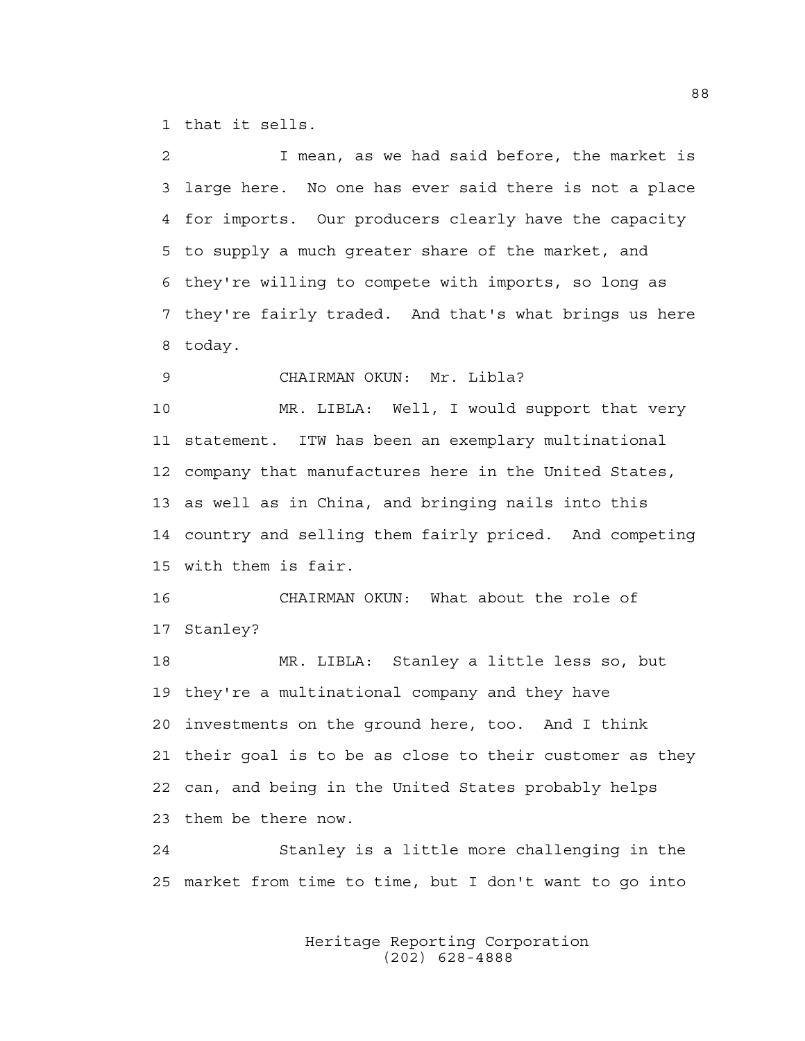1 that it sells.

2 I mean, as we had said before, the market is
3 large here. No one has ever said there is not a place
4 for imports. Our producers clearly have the capacity
5 to supply a much greater share of the market, and
6 they're willing to compete with imports, so long as
7 they're fairly traded. And that's what brings us here
8 today.

9 CHAIRMAN OKUN: Mr. Libla?

10 MR. LIBLA: Well, I would support that very
11 statement. ITW has been an exemplary multinational
12 company that manufactures here in the United States,
13 as well as in China, and bringing nails into this
14 country and selling them fairly priced. And competing
15 with them is fair.

16 CHAIRMAN OKUN: What about the role of
17 Stanley?

18 MR. LIBLA: Stanley a little less so, but
19 they're a multinational company and they have
20 investments on the ground here, too. And I think
21 their goal is to be as close to their customer as they
22 can, and being in the United States probably helps
23 them be there now.

24 Stanley is a little more challenging in the
25 market from time to time, but I don't want to go into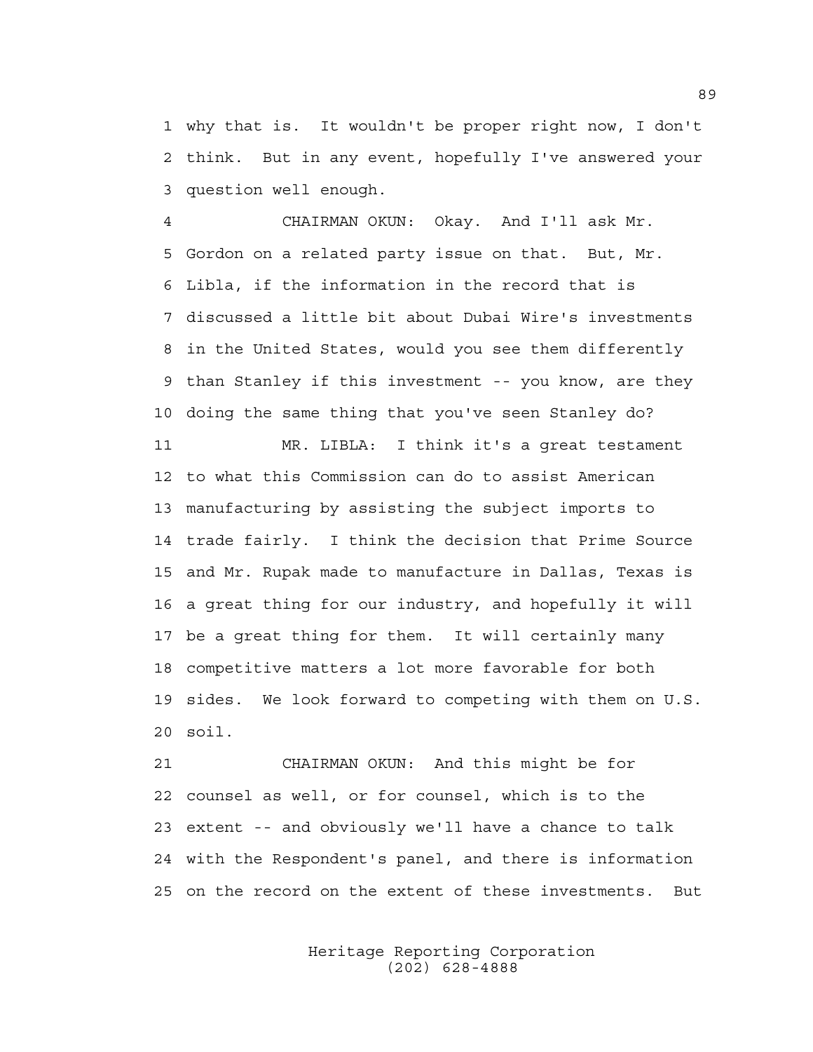1 why that is. It wouldn't be proper right now, I don't
2 think. But in any event, hopefully I've answered your
3 question well enough.

4 CHAIRMAN OKUN: Okay. And I'll ask Mr.
5 Gordon on a related party issue on that. But, Mr.
6 Libla, if the information in the record that is
7 discussed a little bit about Dubai Wire's investments
8 in the United States, would you see them differently
9 than Stanley if this investment -- you know, are they
10 doing the same thing that you've seen Stanley do?

11 MR. LIBLA: I think it's a great testament
12 to what this Commission can do to assist American
13 manufacturing by assisting the subject imports to
14 trade fairly. I think the decision that Prime Source
15 and Mr. Rupak made to manufacture in Dallas, Texas is
16 a great thing for our industry, and hopefully it will
17 be a great thing for them. It will certainly many
18 competitive matters a lot more favorable for both
19 sides. We look forward to competing with them on U.S.
20 soil.

21 CHAIRMAN OKUN: And this might be for
22 counsel as well, or for counsel, which is to the
23 extent -- and obviously we'll have a chance to talk
24 with the Respondent's panel, and there is information
25 on the record on the extent of these investments. But

Heritage Reporting Corporation
(202) 628-4888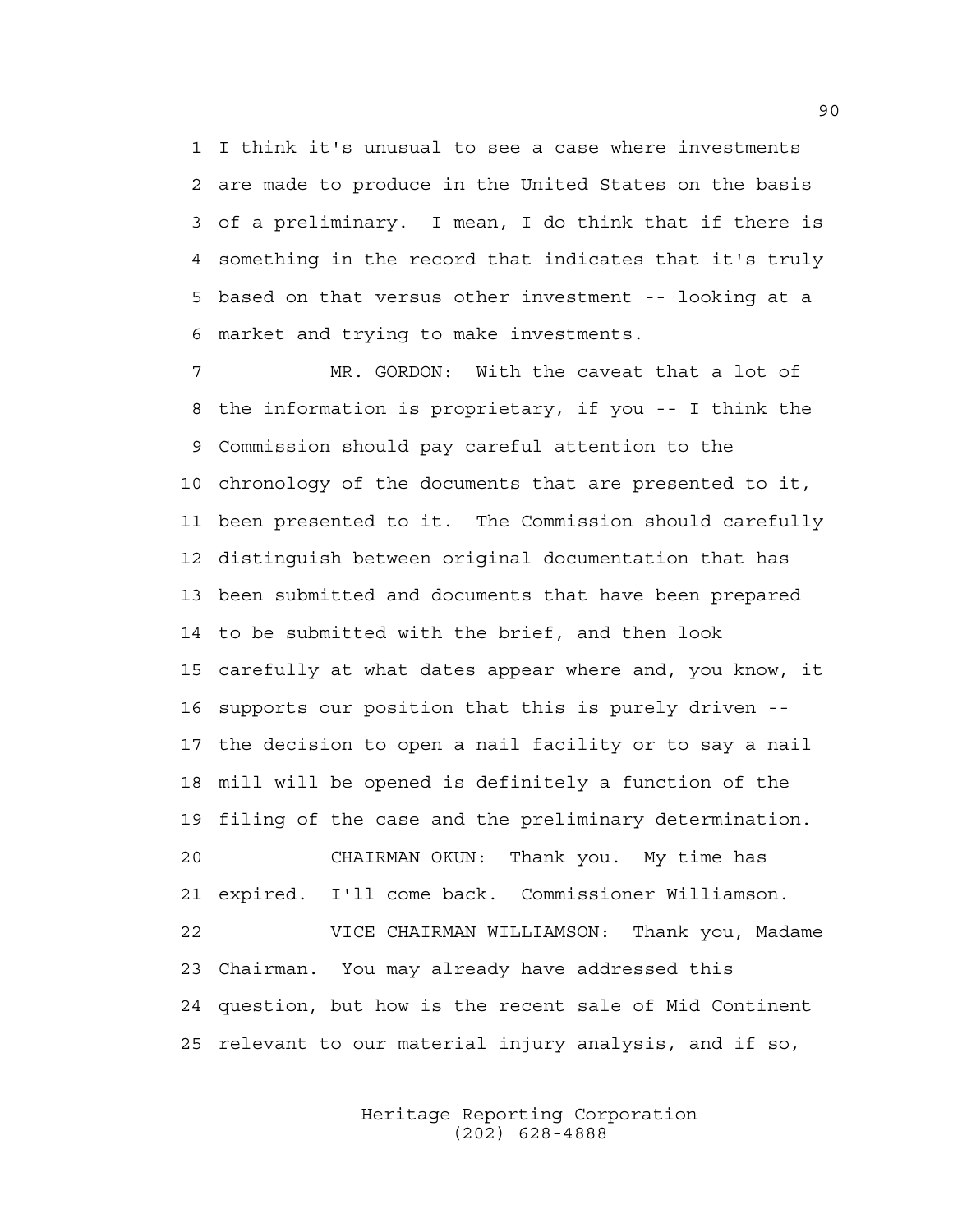I think it's unusual to see a case where investments are made to produce in the United States on the basis of a preliminary. I mean, I do think that if there is something in the record that indicates that it's truly based on that versus other investment -- looking at a market and trying to make investments.

MR. GORDON: With the caveat that a lot of the information is proprietary, if you -- I think the Commission should pay careful attention to the chronology of the documents that are presented to it, been presented to it. The Commission should carefully distinguish between original documentation that has been submitted and documents that have been prepared to be submitted with the brief, and then look carefully at what dates appear where and, you know, it supports our position that this is purely driven -- the decision to open a nail facility or to say a nail mill will be opened is definitely a function of the filing of the case and the preliminary determination.

CHAIRMAN OKUN: Thank you. My time has expired. I'll come back. Commissioner Williamson.

VICE CHAIRMAN WILLIAMSON: Thank you, Madame Chairman. You may already have addressed this question, but how is the recent sale of Mid Continent relevant to our material injury analysis, and if so,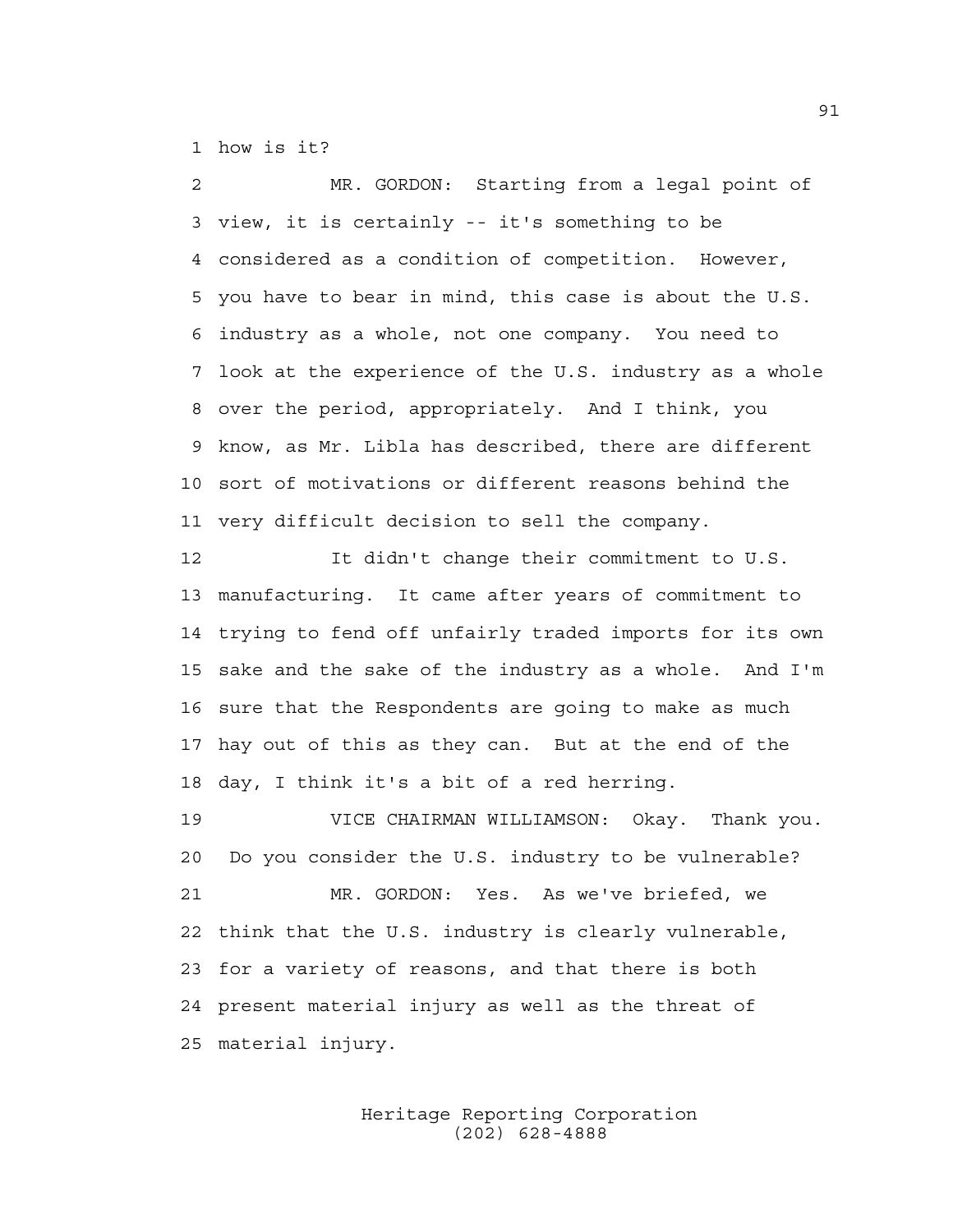how is it?

MR. GORDON: Starting from a legal point of view, it is certainly -- it's something to be considered as a condition of competition. However, you have to bear in mind, this case is about the U.S. industry as a whole, not one company. You need to look at the experience of the U.S. industry as a whole over the period, appropriately. And I think, you know, as Mr. Libla has described, there are different sort of motivations or different reasons behind the very difficult decision to sell the company.

It didn't change their commitment to U.S. manufacturing. It came after years of commitment to trying to fend off unfairly traded imports for its own sake and the sake of the industry as a whole. And I'm sure that the Respondents are going to make as much hay out of this as they can. But at the end of the day, I think it's a bit of a red herring.

VICE CHAIRMAN WILLIAMSON: Okay. Thank you. Do you consider the U.S. industry to be vulnerable?

MR. GORDON: Yes. As we've briefed, we think that the U.S. industry is clearly vulnerable, for a variety of reasons, and that there is both present material injury as well as the threat of material injury.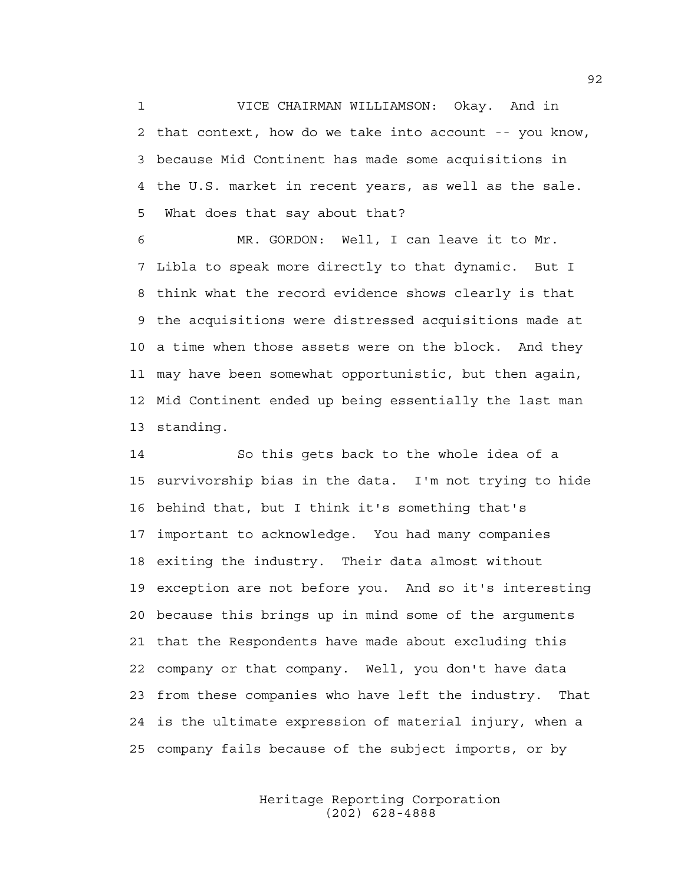VICE CHAIRMAN WILLIAMSON: Okay. And in that context, how do we take into account -- you know, because Mid Continent has made some acquisitions in the U.S. market in recent years, as well as the sale. What does that say about that?

MR. GORDON: Well, I can leave it to Mr. Libla to speak more directly to that dynamic. But I think what the record evidence shows clearly is that the acquisitions were distressed acquisitions made at a time when those assets were on the block. And they may have been somewhat opportunistic, but then again, Mid Continent ended up being essentially the last man standing.

So this gets back to the whole idea of a survivorship bias in the data. I'm not trying to hide behind that, but I think it's something that's important to acknowledge. You had many companies exiting the industry. Their data almost without exception are not before you. And so it's interesting because this brings up in mind some of the arguments that the Respondents have made about excluding this company or that company. Well, you don't have data from these companies who have left the industry. That is the ultimate expression of material injury, when a company fails because of the subject imports, or by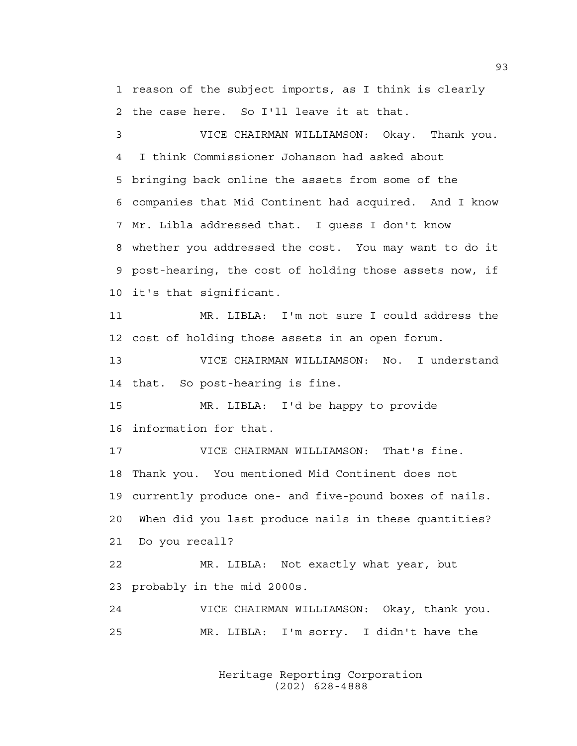1 reason of the subject imports, as I think is clearly
2 the case here. So I'll leave it at that.

3 VICE CHAIRMAN WILLIAMSON: Okay. Thank you.
4 I think Commissioner Johanson had asked about
5 bringing back online the assets from some of the
6 companies that Mid Continent had acquired. And I know
7 Mr. Libla addressed that. I guess I don't know
8 whether you addressed the cost. You may want to do it
9 post-hearing, the cost of holding those assets now, if
10 it's that significant.

11 MR. LIBLA: I'm not sure I could address the
12 cost of holding those assets in an open forum.

13 VICE CHAIRMAN WILLIAMSON: No. I understand
14 that. So post-hearing is fine.

15 MR. LIBLA: I'd be happy to provide
16 information for that.

17 VICE CHAIRMAN WILLIAMSON: That's fine.
18 Thank you. You mentioned Mid Continent does not
19 currently produce one- and five-pound boxes of nails.
20 When did you last produce nails in these quantities?
21 Do you recall?

22 MR. LIBLA: Not exactly what year, but
23 probably in the mid 2000s.

24 VICE CHAIRMAN WILLIAMSON: Okay, thank you.

25 MR. LIBLA: I'm sorry. I didn't have the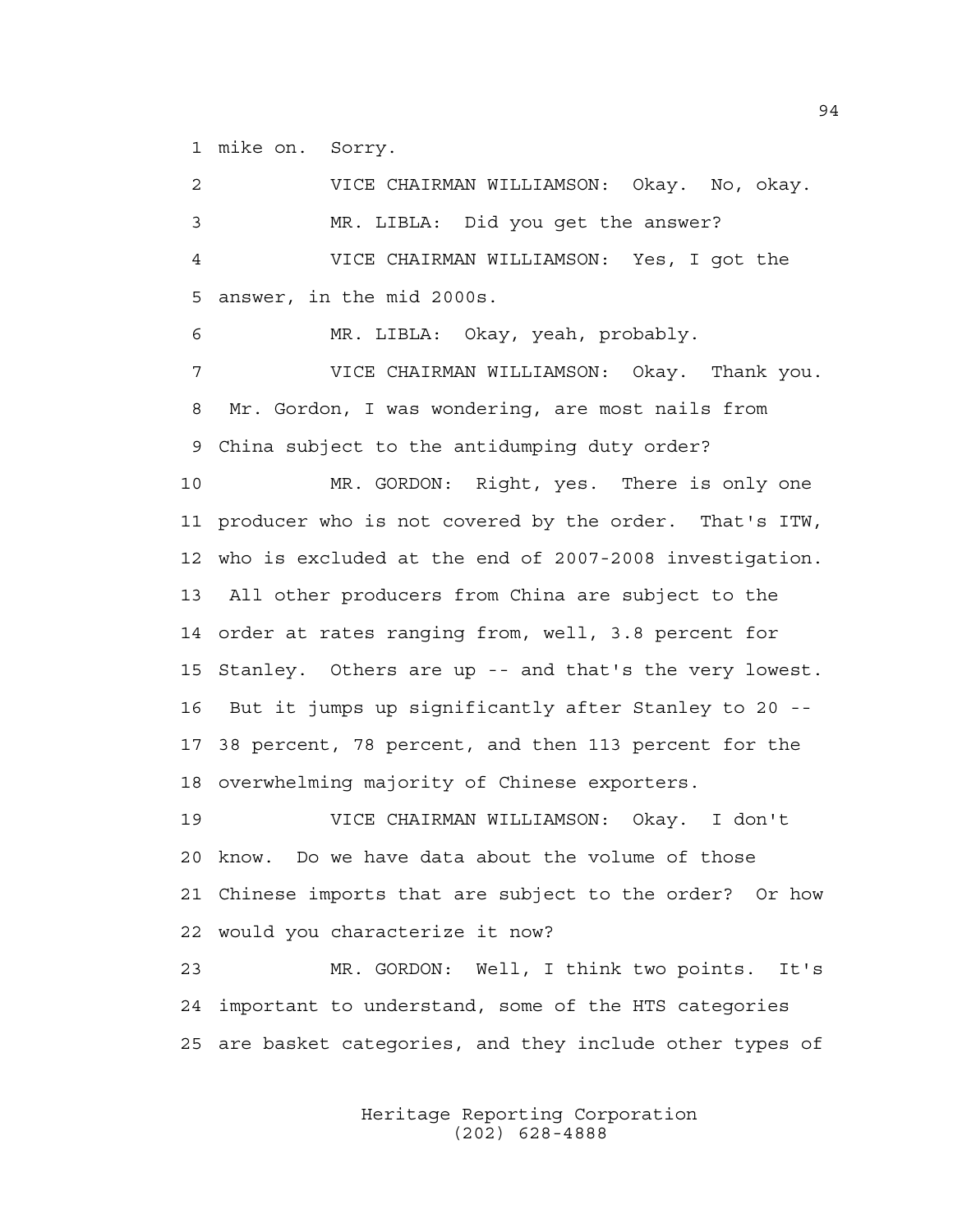1 mike on. Sorry.

2 VICE CHAIRMAN WILLIAMSON: Okay. No, okay.

3 MR. LIBLA: Did you get the answer?

4 VICE CHAIRMAN WILLIAMSON: Yes, I got the

5 answer, in the mid 2000s.

6 MR. LIBLA: Okay, yeah, probably.

7 VICE CHAIRMAN WILLIAMSON: Okay. Thank you.

8 Mr. Gordon, I was wondering, are most nails from

9 China subject to the antidumping duty order?

10 MR. GORDON: Right, yes. There is only one

11 producer who is not covered by the order. That's ITW,

12 who is excluded at the end of 2007-2008 investigation.

13 All other producers from China are subject to the

14 order at rates ranging from, well, 3.8 percent for

15 Stanley. Others are up -- and that's the very lowest.

16 But it jumps up significantly after Stanley to 20 --

17 38 percent, 78 percent, and then 113 percent for the

18 overwhelming majority of Chinese exporters.

19 VICE CHAIRMAN WILLIAMSON: Okay. I don't

20 know. Do we have data about the volume of those

21 Chinese imports that are subject to the order? Or how

22 would you characterize it now?

23 MR. GORDON: Well, I think two points. It's

24 important to understand, some of the HTS categories

25 are basket categories, and they include other types of

Heritage Reporting Corporation
(202) 628-4888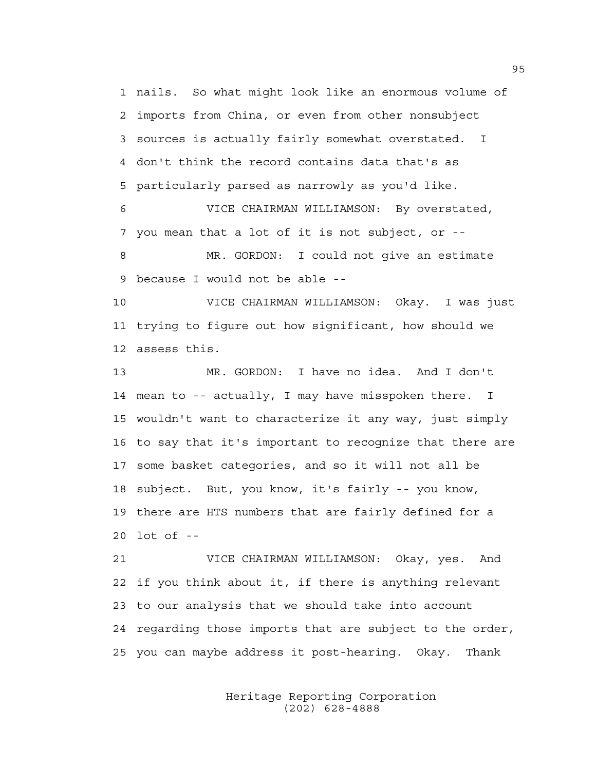nails. So what might look like an enormous volume of imports from China, or even from other nonsubject sources is actually fairly somewhat overstated. I don't think the record contains data that's as particularly parsed as narrowly as you'd like.

VICE CHAIRMAN WILLIAMSON: By overstated, you mean that a lot of it is not subject, or --

MR. GORDON: I could not give an estimate because I would not be able --

VICE CHAIRMAN WILLIAMSON: Okay. I was just trying to figure out how significant, how should we assess this.

MR. GORDON: I have no idea. And I don't mean to -- actually, I may have misspoken there. I wouldn't want to characterize it any way, just simply to say that it's important to recognize that there are some basket categories, and so it will not all be subject. But, you know, it's fairly -- you know, there are HTS numbers that are fairly defined for a lot of --

VICE CHAIRMAN WILLIAMSON: Okay, yes. And if you think about it, if there is anything relevant to our analysis that we should take into account regarding those imports that are subject to the order, you can maybe address it post-hearing. Okay. Thank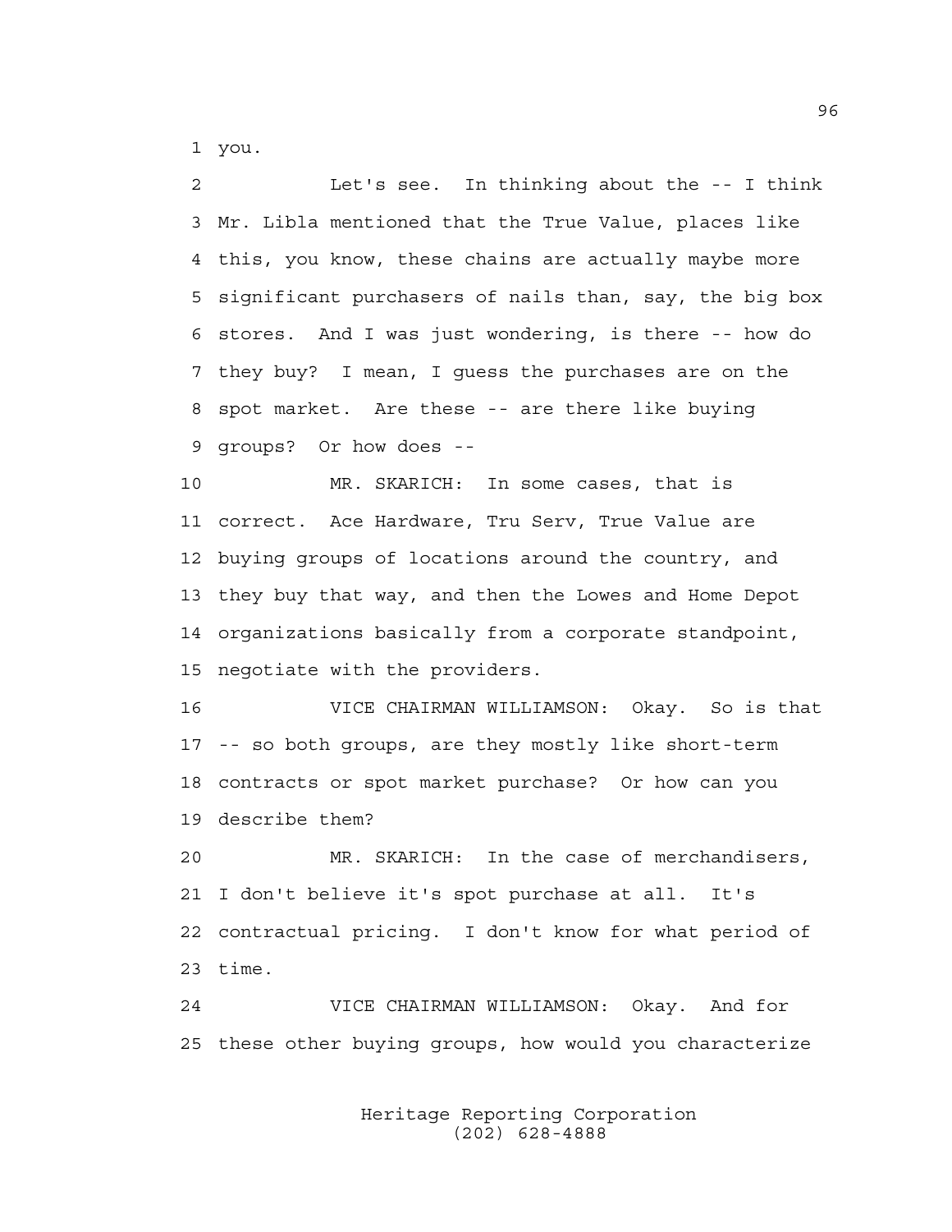1 you.

2 Let's see. In thinking about the -- I think
3 Mr. Libla mentioned that the True Value, places like
4 this, you know, these chains are actually maybe more
5 significant purchasers of nails than, say, the big box
6 stores. And I was just wondering, is there -- how do
7 they buy? I mean, I guess the purchases are on the
8 spot market. Are these -- are there like buying
9 groups? Or how does --

10 MR. SKARICH: In some cases, that is
11 correct. Ace Hardware, Tru Serv, True Value are
12 buying groups of locations around the country, and
13 they buy that way, and then the Lowes and Home Depot
14 organizations basically from a corporate standpoint,
15 negotiate with the providers.

16 VICE CHAIRMAN WILLIAMSON: Okay. So is that
17 -- so both groups, are they mostly like short-term
18 contracts or spot market purchase? Or how can you
19 describe them?

20 MR. SKARICH: In the case of merchandisers,
21 I don't believe it's spot purchase at all. It's
22 contractual pricing. I don't know for what period of
23 time.

24 VICE CHAIRMAN WILLIAMSON: Okay. And for
25 these other buying groups, how would you characterize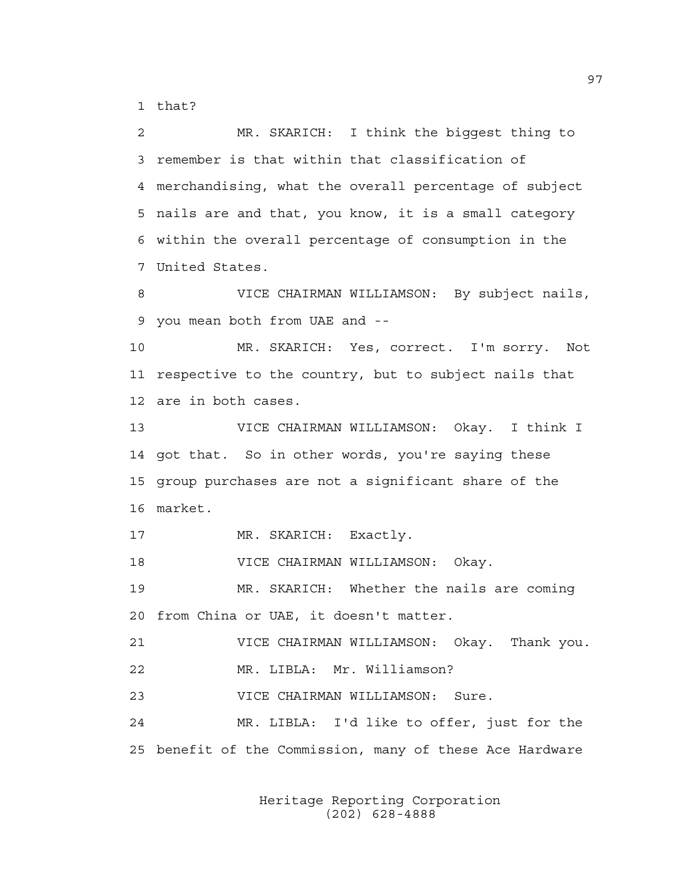1 that?

2 MR. SKARICH: I think the biggest thing to
3 remember is that within that classification of
4 merchandising, what the overall percentage of subject
5 nails are and that, you know, it is a small category
6 within the overall percentage of consumption in the
7 United States.

8 VICE CHAIRMAN WILLIAMSON: By subject nails,
9 you mean both from UAE and --

10 MR. SKARICH: Yes, correct. I'm sorry. Not
11 respective to the country, but to subject nails that
12 are in both cases.

13 VICE CHAIRMAN WILLIAMSON: Okay. I think I
14 got that. So in other words, you're saying these
15 group purchases are not a significant share of the
16 market.

17 MR. SKARICH: Exactly.

18 VICE CHAIRMAN WILLIAMSON: Okay.

19 MR. SKARICH: Whether the nails are coming
20 from China or UAE, it doesn't matter.

21 VICE CHAIRMAN WILLIAMSON: Okay. Thank you.

22 MR. LIBLA: Mr. Williamson?

23 VICE CHAIRMAN WILLIAMSON: Sure.

24 MR. LIBLA: I'd like to offer, just for the
25 benefit of the Commission, many of these Ace Hardware

Heritage Reporting Corporation
(202) 628-4888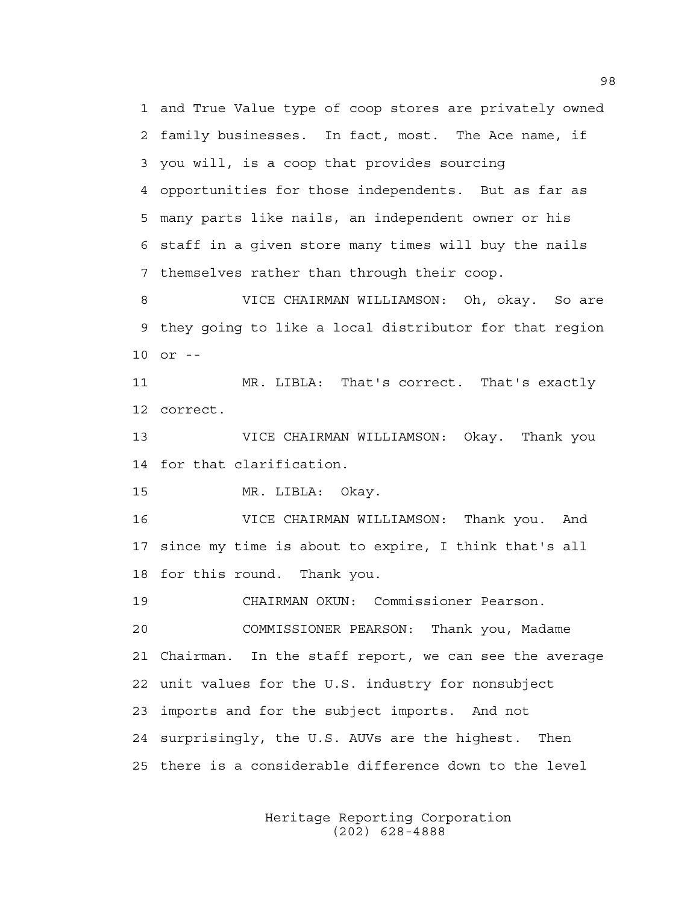and True Value type of coop stores are privately owned family businesses. In fact, most. The Ace name, if you will, is a coop that provides sourcing opportunities for those independents. But as far as many parts like nails, an independent owner or his staff in a given store many times will buy the nails themselves rather than through their coop.

VICE CHAIRMAN WILLIAMSON: Oh, okay. So are they going to like a local distributor for that region or --

MR. LIBLA: That's correct. That's exactly correct.

VICE CHAIRMAN WILLIAMSON: Okay. Thank you for that clarification.

MR. LIBLA: Okay.

VICE CHAIRMAN WILLIAMSON: Thank you. And since my time is about to expire, I think that's all for this round. Thank you.

CHAIRMAN OKUN: Commissioner Pearson.

COMMISSIONER PEARSON: Thank you, Madame Chairman. In the staff report, we can see the average unit values for the U.S. industry for nonsubject imports and for the subject imports. And not surprisingly, the U.S. AUVs are the highest. Then there is a considerable difference down to the level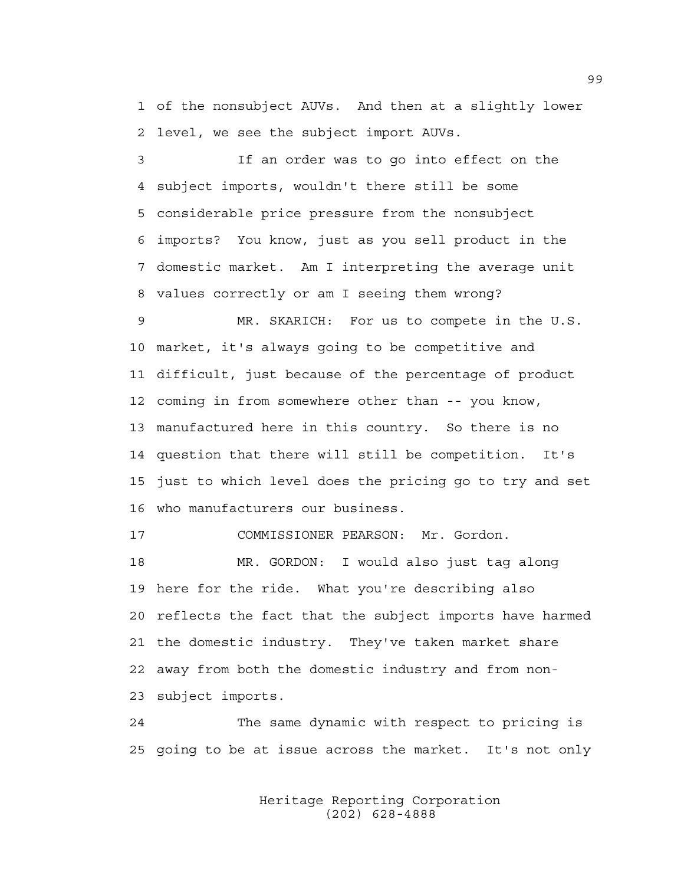of the nonsubject AUVs. And then at a slightly lower level, we see the subject import AUVs.

If an order was to go into effect on the subject imports, wouldn't there still be some considerable price pressure from the nonsubject imports? You know, just as you sell product in the domestic market. Am I interpreting the average unit values correctly or am I seeing them wrong?

MR. SKARICH: For us to compete in the U.S. market, it's always going to be competitive and difficult, just because of the percentage of product coming in from somewhere other than -- you know, manufactured here in this country. So there is no question that there will still be competition. It's just to which level does the pricing go to try and set who manufacturers our business.

COMMISSIONER PEARSON: Mr. Gordon.

MR. GORDON: I would also just tag along here for the ride. What you're describing also reflects the fact that the subject imports have harmed the domestic industry. They've taken market share away from both the domestic industry and from non-subject imports.

The same dynamic with respect to pricing is going to be at issue across the market. It's not only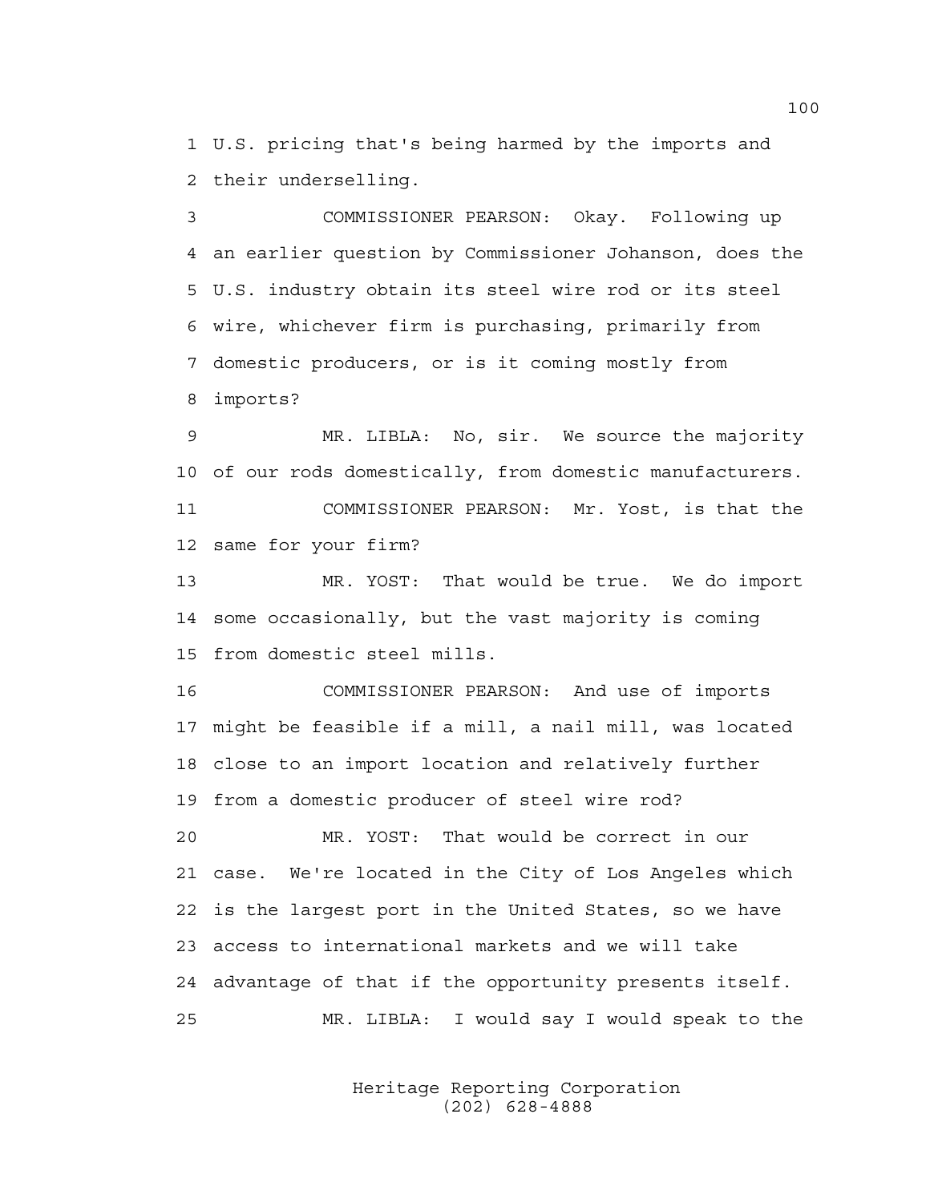U.S. pricing that's being harmed by the imports and their underselling.

COMMISSIONER PEARSON: Okay. Following up an earlier question by Commissioner Johanson, does the U.S. industry obtain its steel wire rod or its steel wire, whichever firm is purchasing, primarily from domestic producers, or is it coming mostly from imports?

MR. LIBLA: No, sir. We source the majority of our rods domestically, from domestic manufacturers.

COMMISSIONER PEARSON: Mr. Yost, is that the same for your firm?

MR. YOST: That would be true. We do import some occasionally, but the vast majority is coming from domestic steel mills.

COMMISSIONER PEARSON: And use of imports might be feasible if a mill, a nail mill, was located close to an import location and relatively further from a domestic producer of steel wire rod?

MR. YOST: That would be correct in our case. We're located in the City of Los Angeles which is the largest port in the United States, so we have access to international markets and we will take advantage of that if the opportunity presents itself.

MR. LIBLA: I would say I would speak to the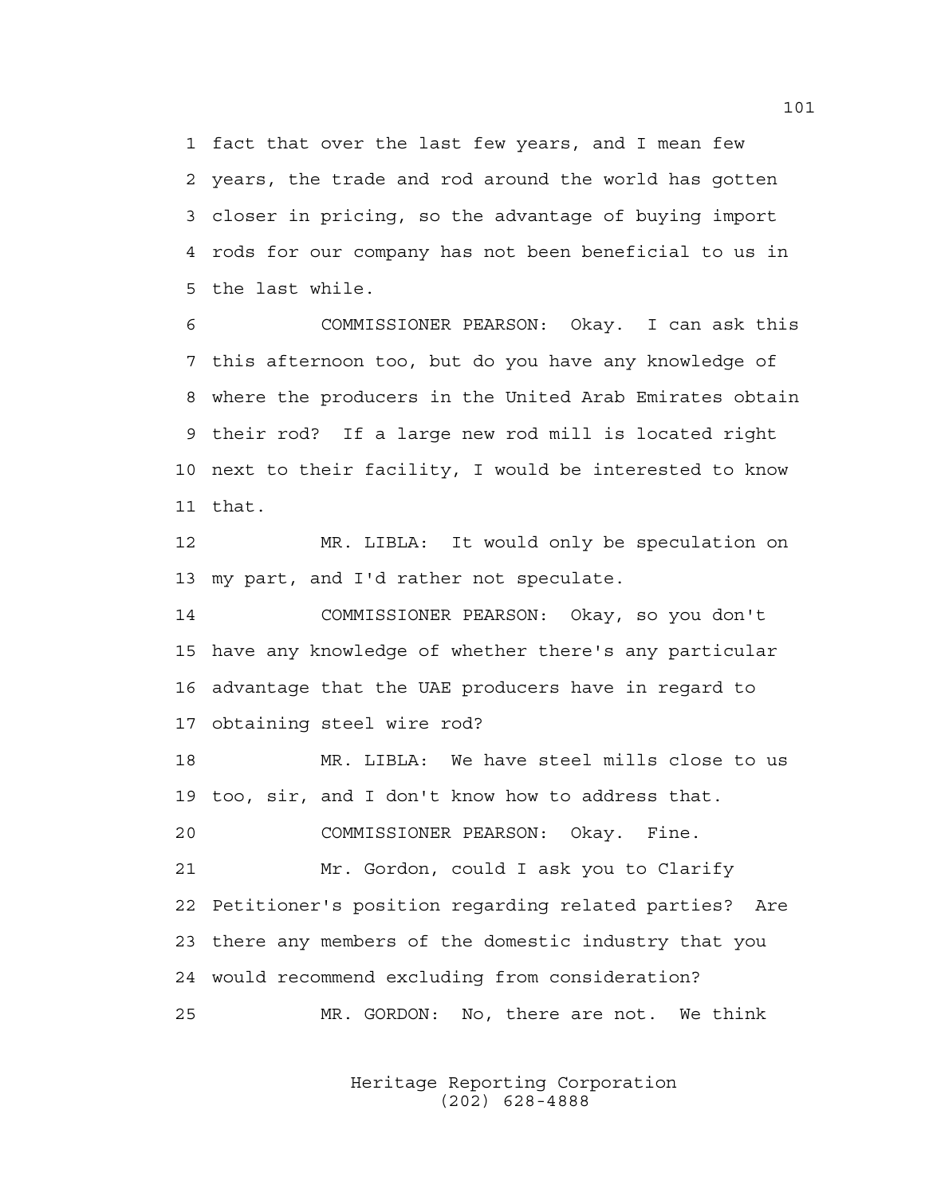1 fact that over the last few years, and I mean few
2 years, the trade and rod around the world has gotten
3 closer in pricing, so the advantage of buying import
4 rods for our company has not been beneficial to us in
5 the last while.

6 COMMISSIONER PEARSON: Okay. I can ask this
7 this afternoon too, but do you have any knowledge of
8 where the producers in the United Arab Emirates obtain
9 their rod? If a large new rod mill is located right
10 next to their facility, I would be interested to know
11 that.

12 MR. LIBLA: It would only be speculation on
13 my part, and I'd rather not speculate.

14 COMMISSIONER PEARSON: Okay, so you don't
15 have any knowledge of whether there's any particular
16 advantage that the UAE producers have in regard to
17 obtaining steel wire rod?

18 MR. LIBLA: We have steel mills close to us
19 too, sir, and I don't know how to address that.

20 COMMISSIONER PEARSON: Okay. Fine.

21 Mr. Gordon, could I ask you to Clarify
22 Petitioner's position regarding related parties? Are
23 there any members of the domestic industry that you
24 would recommend excluding from consideration?

25 MR. GORDON: No, there are not. We think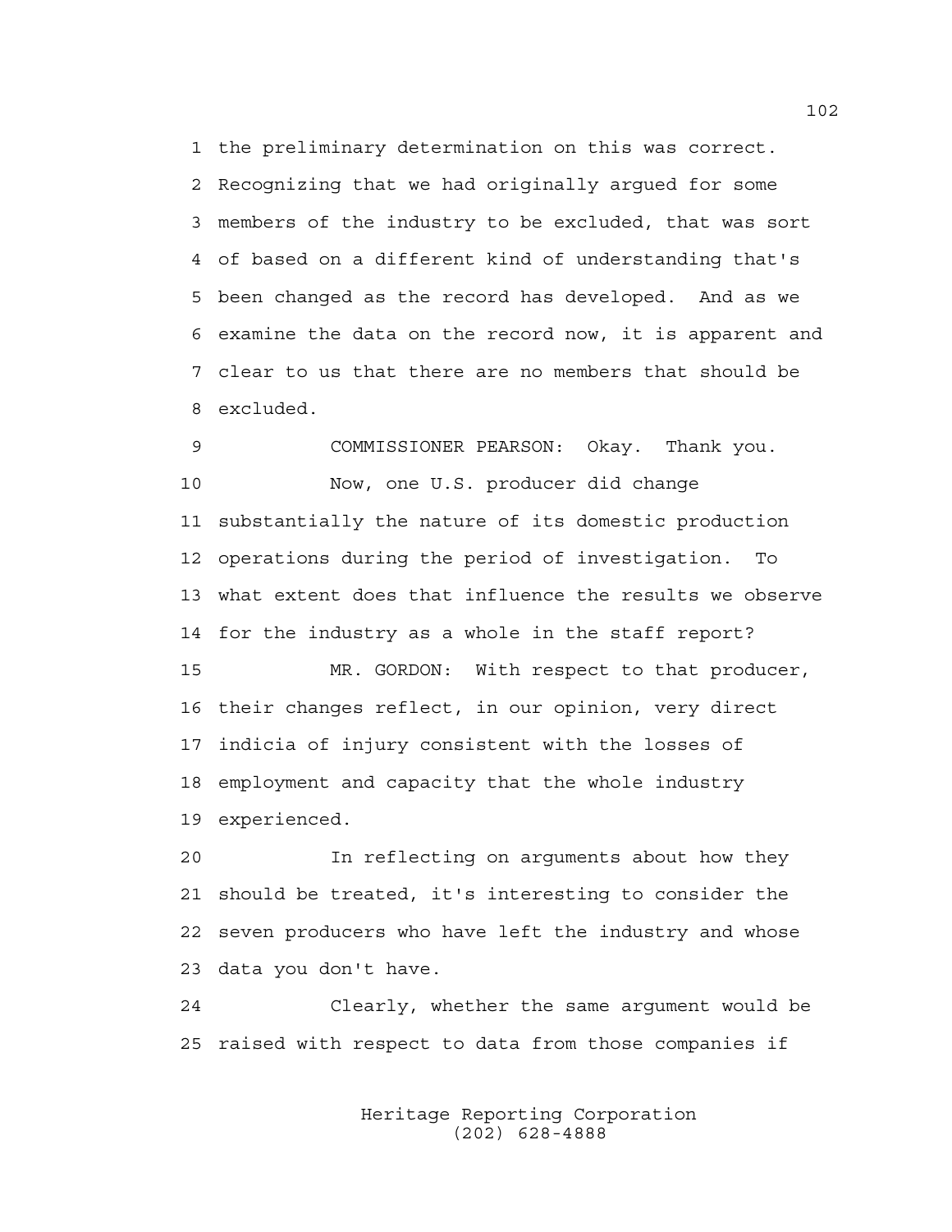1 the preliminary determination on this was correct.
2 Recognizing that we had originally argued for some
3 members of the industry to be excluded, that was sort
4 of based on a different kind of understanding that's
5 been changed as the record has developed. And as we
6 examine the data on the record now, it is apparent and
7 clear to us that there are no members that should be
8 excluded.

9 COMMISSIONER PEARSON: Okay. Thank you.

10 Now, one U.S. producer did change
11 substantially the nature of its domestic production
12 operations during the period of investigation. To
13 what extent does that influence the results we observe
14 for the industry as a whole in the staff report?

15 MR. GORDON: With respect to that producer,
16 their changes reflect, in our opinion, very direct
17 indicia of injury consistent with the losses of
18 employment and capacity that the whole industry
19 experienced.

20 In reflecting on arguments about how they
21 should be treated, it's interesting to consider the
22 seven producers who have left the industry and whose
23 data you don't have.

24 Clearly, whether the same argument would be
25 raised with respect to data from those companies if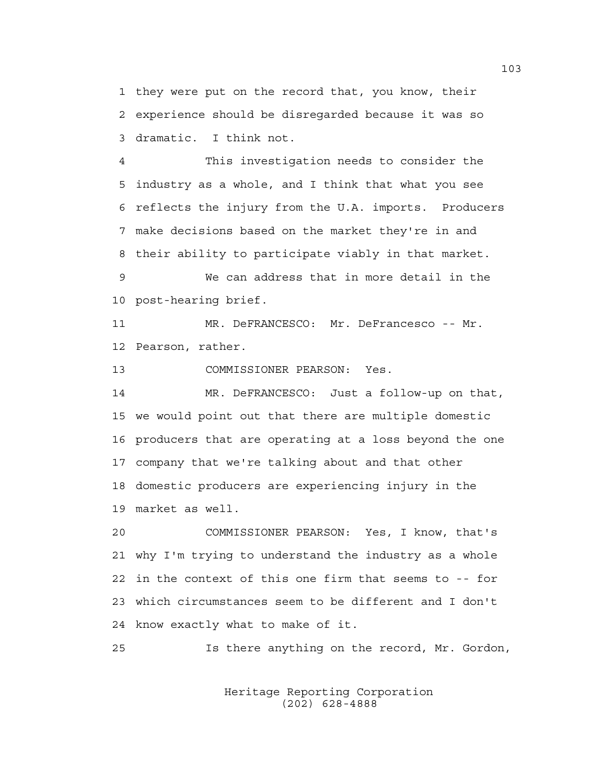1 they were put on the record that, you know, their
2 experience should be disregarded because it was so
3 dramatic. I think not.

4 This investigation needs to consider the
5 industry as a whole, and I think that what you see
6 reflects the injury from the U.A. imports. Producers
7 make decisions based on the market they're in and
8 their ability to participate viably in that market.

9 We can address that in more detail in the
10 post-hearing brief.

11 MR. DeFRANCESCO: Mr. DeFrancesco -- Mr.
12 Pearson, rather.

13 COMMISSIONER PEARSON: Yes.

14 MR. DeFRANCESCO: Just a follow-up on that,
15 we would point out that there are multiple domestic
16 producers that are operating at a loss beyond the one
17 company that we're talking about and that other
18 domestic producers are experiencing injury in the
19 market as well.

20 COMMISSIONER PEARSON: Yes, I know, that's
21 why I'm trying to understand the industry as a whole
22 in the context of this one firm that seems to -- for
23 which circumstances seem to be different and I don't
24 know exactly what to make of it.

25 Is there anything on the record, Mr. Gordon,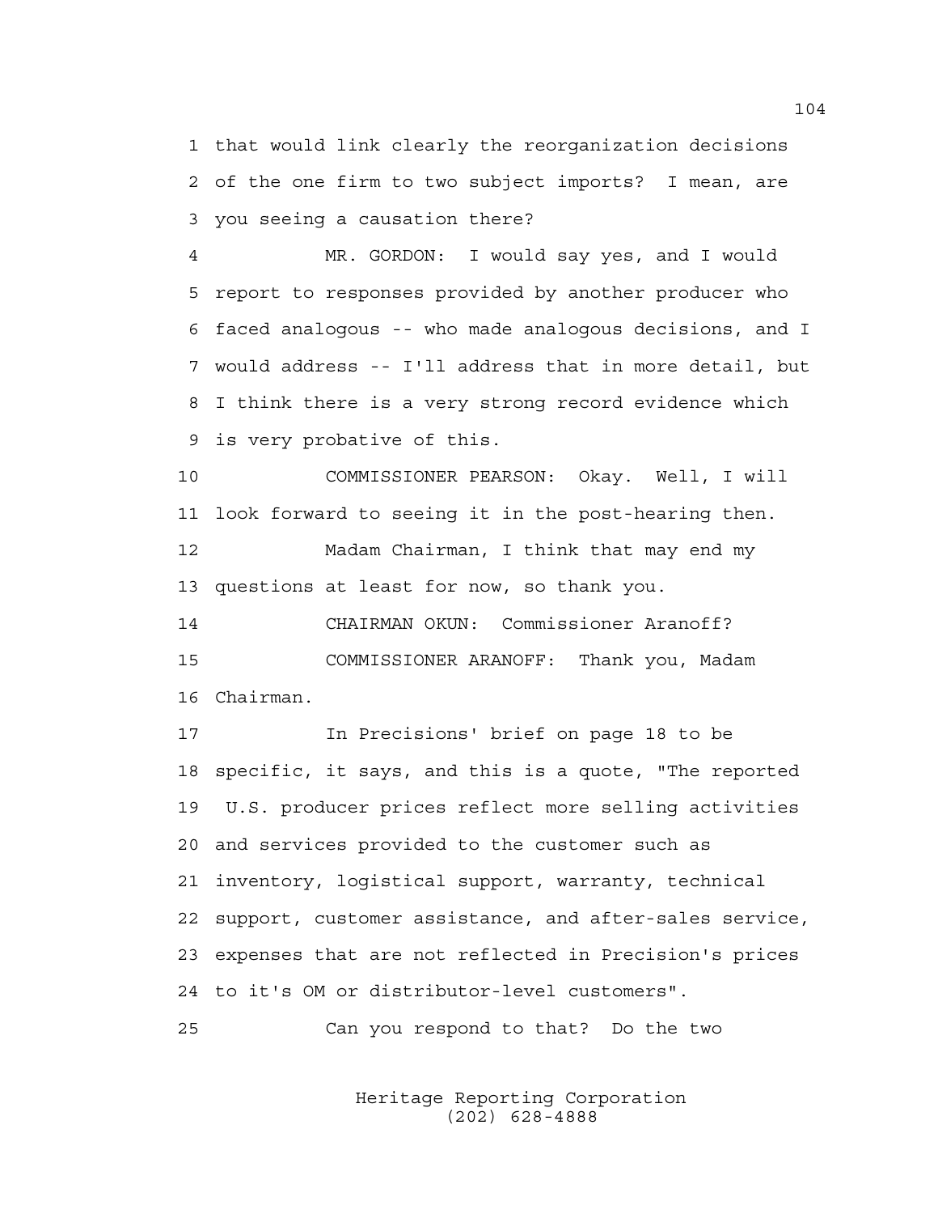1 that would link clearly the reorganization decisions
2 of the one firm to two subject imports? I mean, are
3 you seeing a causation there?

4 MR. GORDON: I would say yes, and I would
5 report to responses provided by another producer who
6 faced analogous -- who made analogous decisions, and I
7 would address -- I'll address that in more detail, but
8 I think there is a very strong record evidence which
9 is very probative of this.

10 COMMISSIONER PEARSON: Okay. Well, I will
11 look forward to seeing it in the post-hearing then.

12 Madam Chairman, I think that may end my
13 questions at least for now, so thank you.

14 CHAIRMAN OKUN: Commissioner Aranoff?

15 COMMISSIONER ARANOFF: Thank you, Madam
16 Chairman.

17 In Precisions' brief on page 18 to be
18 specific, it says, and this is a quote, "The reported
19 U.S. producer prices reflect more selling activities
20 and services provided to the customer such as
21 inventory, logistical support, warranty, technical
22 support, customer assistance, and after-sales service,
23 expenses that are not reflected in Precision's prices
24 to it's OM or distributor-level customers".

25 Can you respond to that? Do the two

Heritage Reporting Corporation
(202) 628-4888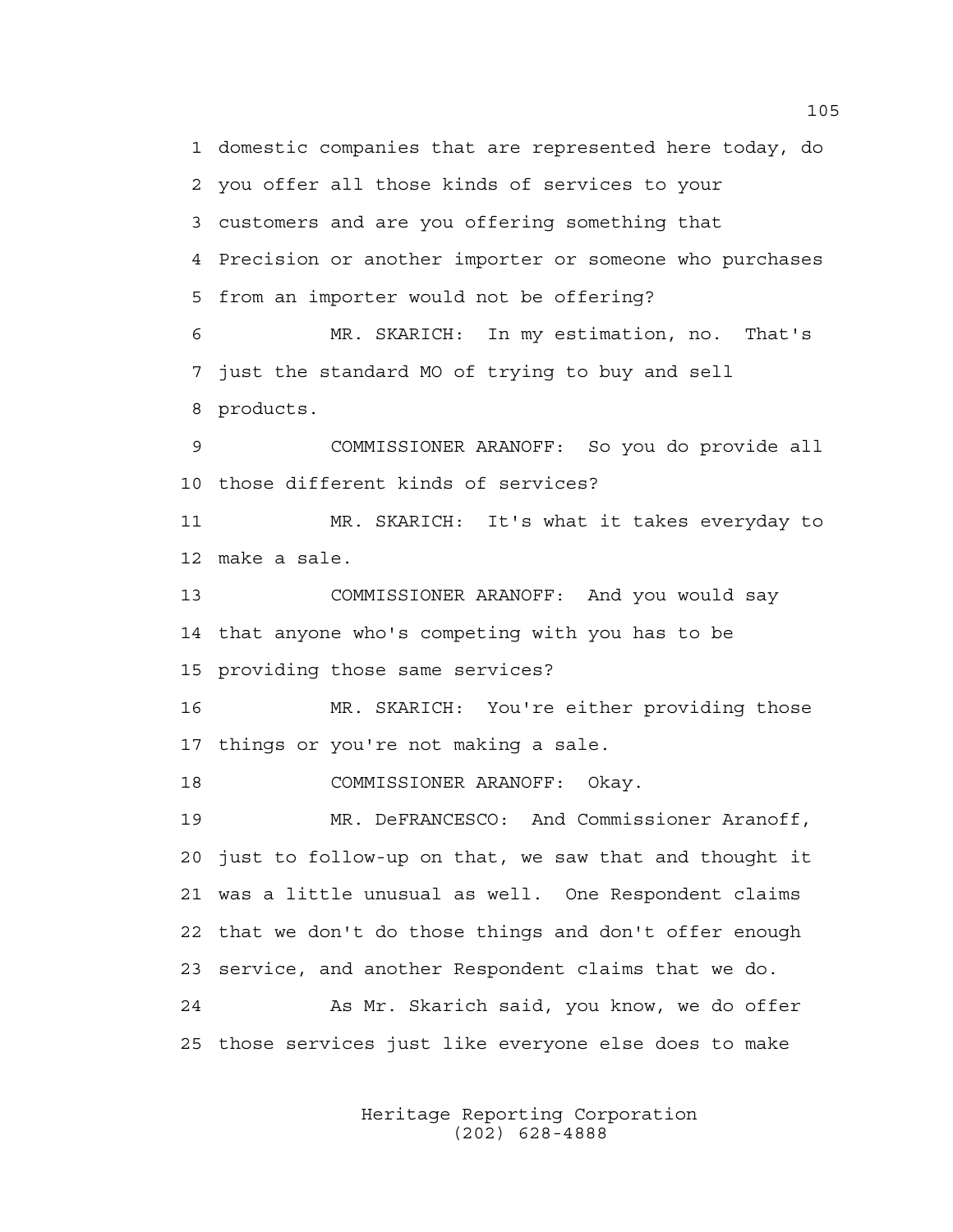1 domestic companies that are represented here today, do
2 you offer all those kinds of services to your
3 customers and are you offering something that
4 Precision or another importer or someone who purchases
5 from an importer would not be offering?
6 MR. SKARICH: In my estimation, no. That's
7 just the standard MO of trying to buy and sell
8 products.
9 COMMISSIONER ARANOFF: So you do provide all
10 those different kinds of services?
11 MR. SKARICH: It's what it takes everyday to
12 make a sale.
13 COMMISSIONER ARANOFF: And you would say
14 that anyone who's competing with you has to be
15 providing those same services?
16 MR. SKARICH: You're either providing those
17 things or you're not making a sale.
18 COMMISSIONER ARANOFF: Okay.
19 MR. DeFRANCESCO: And Commissioner Aranoff,
20 just to follow-up on that, we saw that and thought it
21 was a little unusual as well. One Respondent claims
22 that we don't do those things and don't offer enough
23 service, and another Respondent claims that we do.
24 As Mr. Skarich said, you know, we do offer
25 those services just like everyone else does to make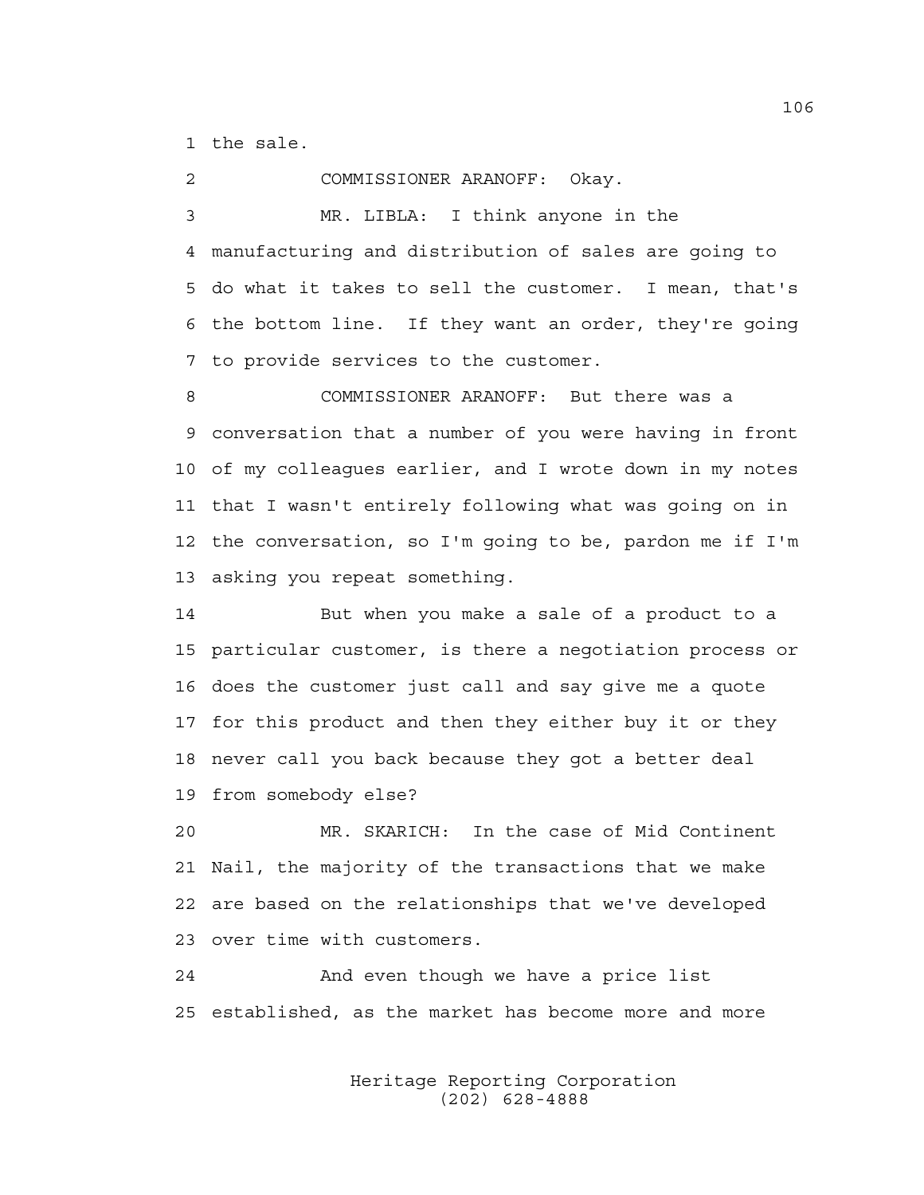the sale.

COMMISSIONER ARANOFF: Okay.

MR. LIBLA: I think anyone in the manufacturing and distribution of sales are going to do what it takes to sell the customer. I mean, that's the bottom line. If they want an order, they're going to provide services to the customer.

COMMISSIONER ARANOFF: But there was a conversation that a number of you were having in front of my colleagues earlier, and I wrote down in my notes that I wasn't entirely following what was going on in the conversation, so I'm going to be, pardon me if I'm asking you repeat something.

But when you make a sale of a product to a particular customer, is there a negotiation process or does the customer just call and say give me a quote for this product and then they either buy it or they never call you back because they got a better deal from somebody else?

MR. SKARICH: In the case of Mid Continent Nail, the majority of the transactions that we make are based on the relationships that we've developed over time with customers.

And even though we have a price list established, as the market has become more and more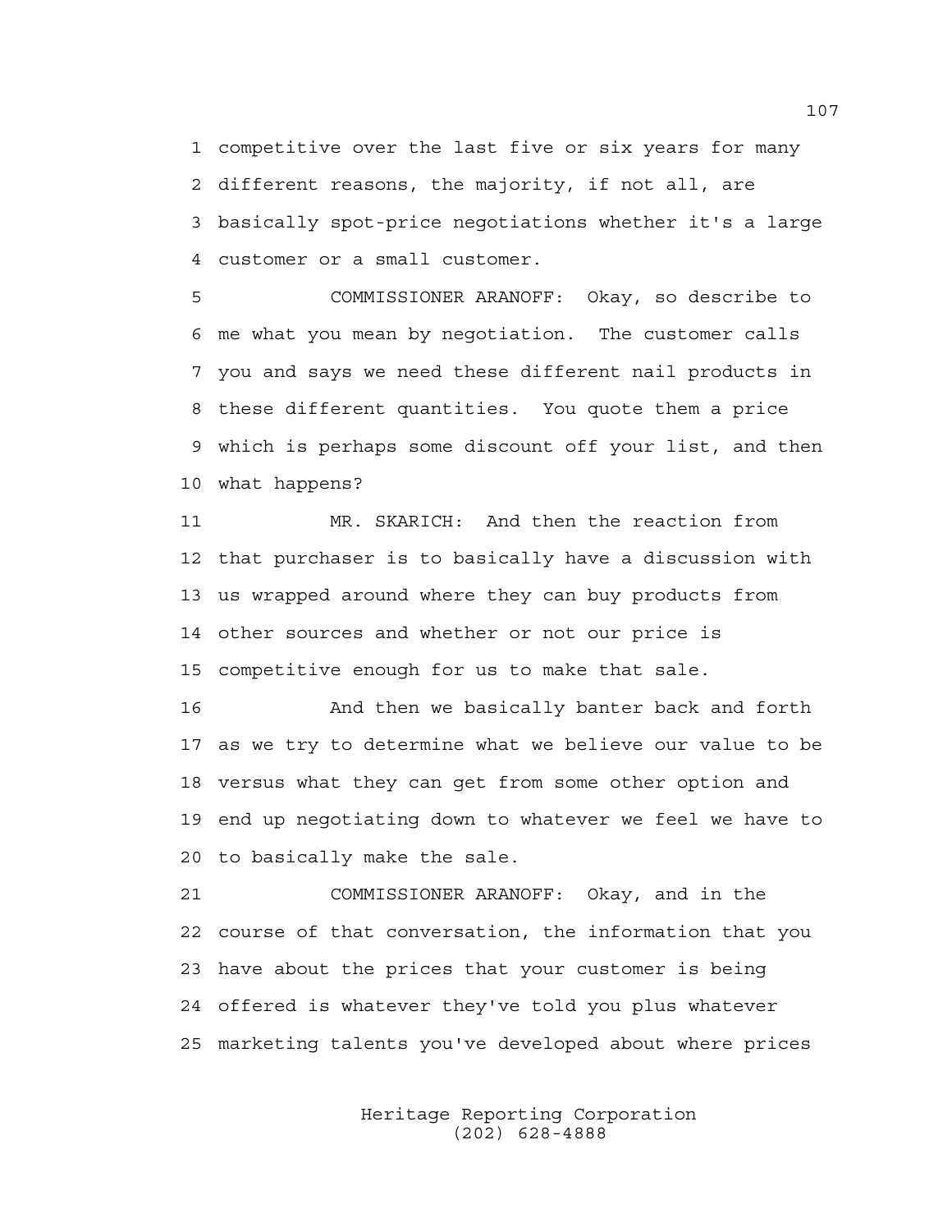1 competitive over the last five or six years for many
2 different reasons, the majority, if not all, are
3 basically spot-price negotiations whether it's a large
4 customer or a small customer.

5 COMMISSIONER ARANOFF: Okay, so describe to
6 me what you mean by negotiation. The customer calls
7 you and says we need these different nail products in
8 these different quantities. You quote them a price
9 which is perhaps some discount off your list, and then
10 what happens?

11 MR. SKARICH: And then the reaction from
12 that purchaser is to basically have a discussion with
13 us wrapped around where they can buy products from
14 other sources and whether or not our price is
15 competitive enough for us to make that sale.

16 And then we basically banter back and forth
17 as we try to determine what we believe our value to be
18 versus what they can get from some other option and
19 end up negotiating down to whatever we feel we have to
20 to basically make the sale.

21 COMMISSIONER ARANOFF: Okay, and in the
22 course of that conversation, the information that you
23 have about the prices that your customer is being
24 offered is whatever they've told you plus whatever
25 marketing talents you've developed about where prices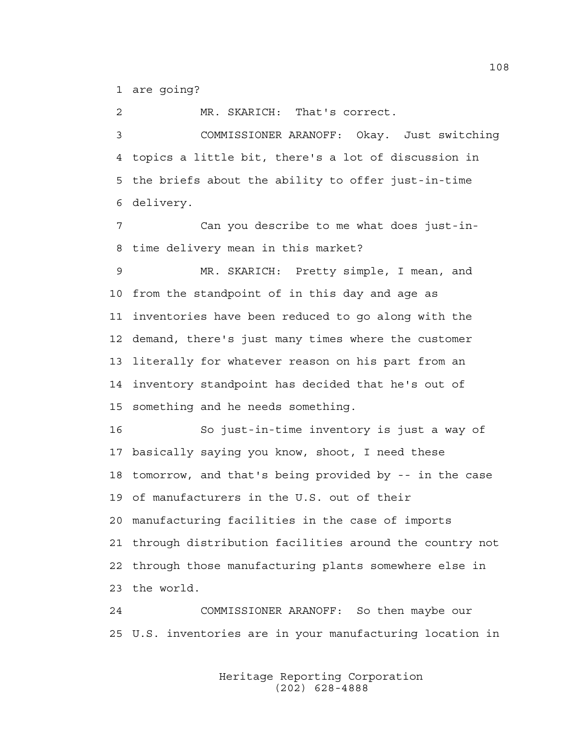1 are going?

2 MR. SKARICH: That's correct.

3 COMMISSIONER ARANOFF: Okay. Just switching
4 topics a little bit, there's a lot of discussion in
5 the briefs about the ability to offer just-in-time
6 delivery.

7 Can you describe to me what does just-in-
8 time delivery mean in this market?

9 MR. SKARICH: Pretty simple, I mean, and
10 from the standpoint of in this day and age as
11 inventories have been reduced to go along with the
12 demand, there's just many times where the customer
13 literally for whatever reason on his part from an
14 inventory standpoint has decided that he's out of
15 something and he needs something.

16 So just-in-time inventory is just a way of
17 basically saying you know, shoot, I need these
18 tomorrow, and that's being provided by -- in the case
19 of manufacturers in the U.S. out of their
20 manufacturing facilities in the case of imports
21 through distribution facilities around the country not
22 through those manufacturing plants somewhere else in
23 the world.

24 COMMISSIONER ARANOFF: So then maybe our
25 U.S. inventories are in your manufacturing location in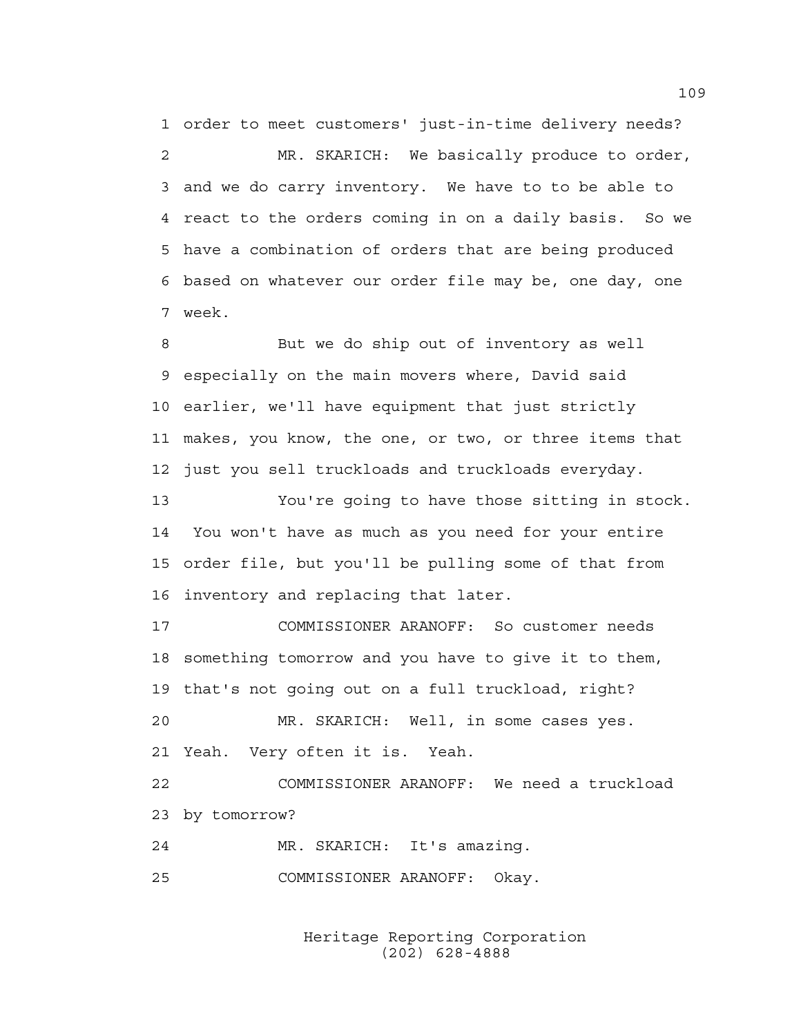1 order to meet customers' just-in-time delivery needs?

2 MR. SKARICH: We basically produce to order,

3 and we do carry inventory. We have to to be able to

4 react to the orders coming in on a daily basis. So we

5 have a combination of orders that are being produced

6 based on whatever our order file may be, one day, one

7 week.

8 But we do ship out of inventory as well

9 especially on the main movers where, David said

10 earlier, we'll have equipment that just strictly

11 makes, you know, the one, or two, or three items that

12 just you sell truckloads and truckloads everyday.

13 You're going to have those sitting in stock.

14 You won't have as much as you need for your entire

15 order file, but you'll be pulling some of that from

16 inventory and replacing that later.

17 COMMISSIONER ARANOFF: So customer needs

18 something tomorrow and you have to give it to them,

19 that's not going out on a full truckload, right?

20 MR. SKARICH: Well, in some cases yes.

21 Yeah. Very often it is. Yeah.

22 COMMISSIONER ARANOFF: We need a truckload

23 by tomorrow?

24 MR. SKARICH: It's amazing.

25 COMMISSIONER ARANOFF: Okay.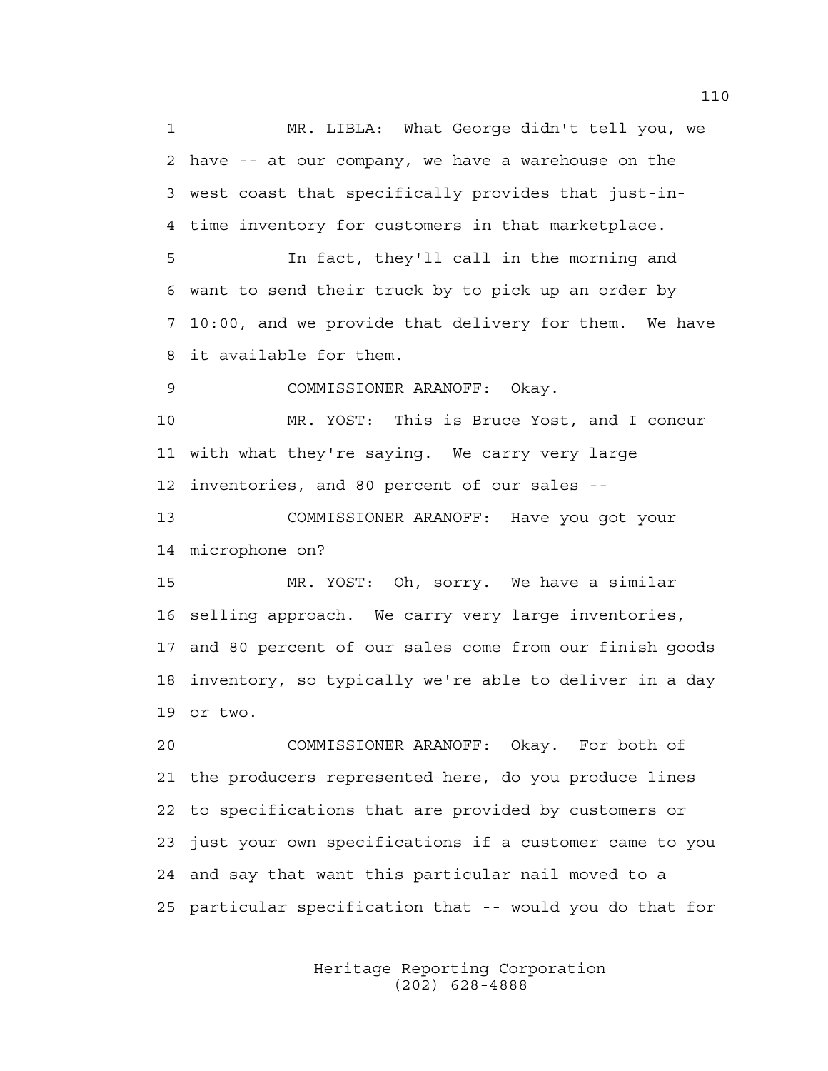1 MR. LIBLA: What George didn't tell you, we
2 have -- at our company, we have a warehouse on the
3 west coast that specifically provides that just-in-
4 time inventory for customers in that marketplace.

5 In fact, they'll call in the morning and
6 want to send their truck by to pick up an order by
7 10:00, and we provide that delivery for them. We have
8 it available for them.

9 COMMISSIONER ARANOFF: Okay.

10 MR. YOST: This is Bruce Yost, and I concur
11 with what they're saying. We carry very large
12 inventories, and 80 percent of our sales --

13 COMMISSIONER ARANOFF: Have you got your
14 microphone on?

15 MR. YOST: Oh, sorry. We have a similar
16 selling approach. We carry very large inventories,
17 and 80 percent of our sales come from our finish goods
18 inventory, so typically we're able to deliver in a day
19 or two.

20 COMMISSIONER ARANOFF: Okay. For both of
21 the producers represented here, do you produce lines
22 to specifications that are provided by customers or
23 just your own specifications if a customer came to you
24 and say that want this particular nail moved to a
25 particular specification that -- would you do that for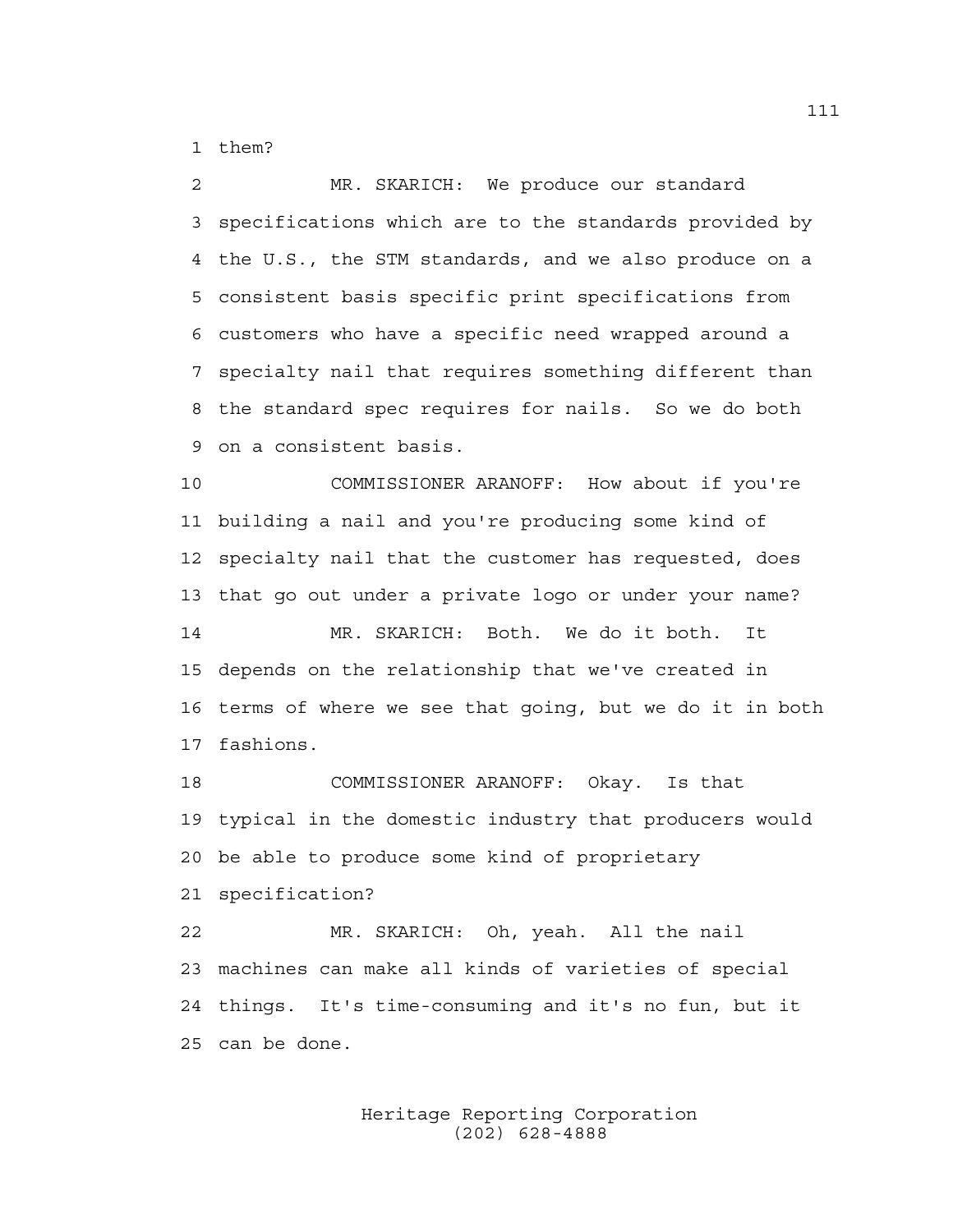1 them?

2 MR. SKARICH: We produce our standard
3 specifications which are to the standards provided by
4 the U.S., the STM standards, and we also produce on a
5 consistent basis specific print specifications from
6 customers who have a specific need wrapped around a
7 specialty nail that requires something different than
8 the standard spec requires for nails. So we do both
9 on a consistent basis.

10 COMMISSIONER ARANOFF: How about if you're
11 building a nail and you're producing some kind of
12 specialty nail that the customer has requested, does
13 that go out under a private logo or under your name?

14 MR. SKARICH: Both. We do it both. It
15 depends on the relationship that we've created in
16 terms of where we see that going, but we do it in both
17 fashions.

18 COMMISSIONER ARANOFF: Okay. Is that
19 typical in the domestic industry that producers would
20 be able to produce some kind of proprietary
21 specification?

22 MR. SKARICH: Oh, yeah. All the nail
23 machines can make all kinds of varieties of special
24 things. It's time-consuming and it's no fun, but it
25 can be done.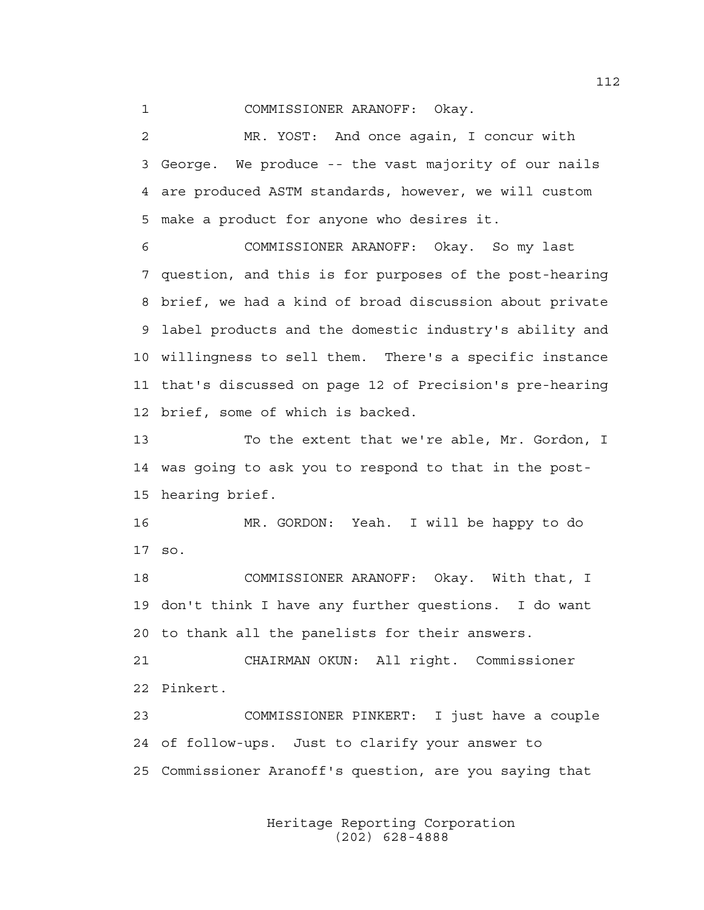1 COMMISSIONER ARANOFF: Okay.

2 MR. YOST: And once again, I concur with
3 George. We produce -- the vast majority of our nails
4 are produced ASTM standards, however, we will custom
5 make a product for anyone who desires it.

6 COMMISSIONER ARANOFF: Okay. So my last
7 question, and this is for purposes of the post-hearing
8 brief, we had a kind of broad discussion about private
9 label products and the domestic industry's ability and
10 willingness to sell them. There's a specific instance
11 that's discussed on page 12 of Precision's pre-hearing
12 brief, some of which is backed.

13 To the extent that we're able, Mr. Gordon, I
14 was going to ask you to respond to that in the post-
15 hearing brief.

16 MR. GORDON: Yeah. I will be happy to do
17 so.

18 COMMISSIONER ARANOFF: Okay. With that, I
19 don't think I have any further questions. I do want
20 to thank all the panelists for their answers.

21 CHAIRMAN OKUN: All right. Commissioner
22 Pinkert.

23 COMMISSIONER PINKERT: I just have a couple
24 of follow-ups. Just to clarify your answer to
25 Commissioner Aranoff's question, are you saying that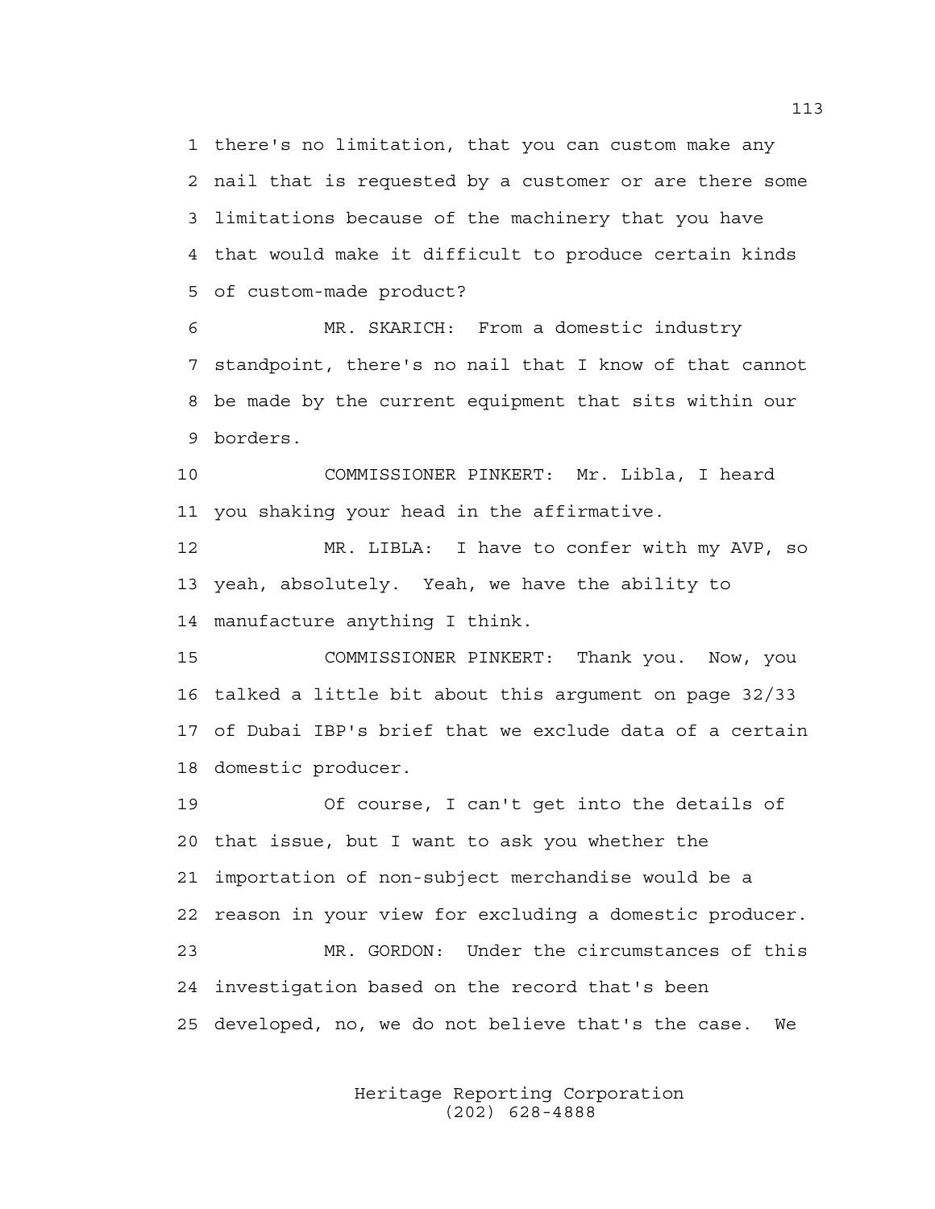1 there's no limitation, that you can custom make any
2 nail that is requested by a customer or are there some
3 limitations because of the machinery that you have
4 that would make it difficult to produce certain kinds
5 of custom-made product?

6 MR. SKARICH: From a domestic industry
7 standpoint, there's no nail that I know of that cannot
8 be made by the current equipment that sits within our
9 borders.

10 COMMISSIONER PINKERT: Mr. Libla, I heard
11 you shaking your head in the affirmative.

12 MR. LIBLA: I have to confer with my AVP, so
13 yeah, absolutely. Yeah, we have the ability to
14 manufacture anything I think.

15 COMMISSIONER PINKERT: Thank you. Now, you
16 talked a little bit about this argument on page 32/33
17 of Dubai IBP's brief that we exclude data of a certain
18 domestic producer.

19 Of course, I can't get into the details of
20 that issue, but I want to ask you whether the
21 importation of non-subject merchandise would be a
22 reason in your view for excluding a domestic producer.

23 MR. GORDON: Under the circumstances of this
24 investigation based on the record that's been
25 developed, no, we do not believe that's the case. We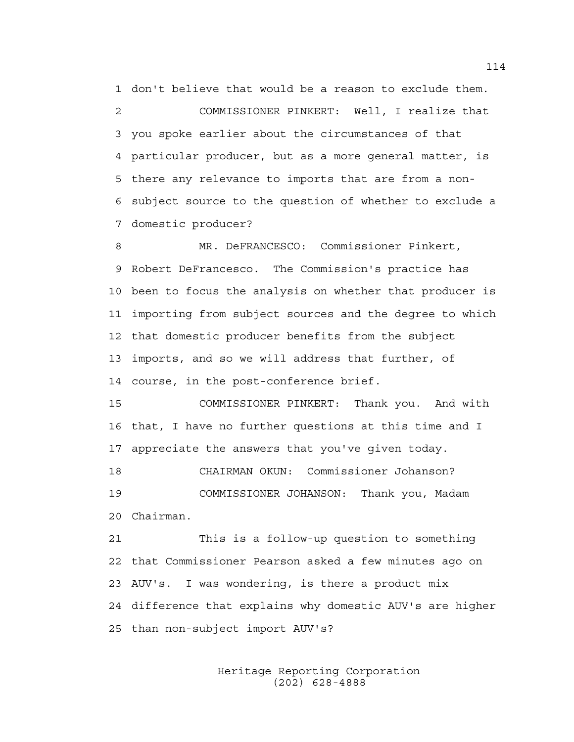1 don't believe that would be a reason to exclude them.

2 COMMISSIONER PINKERT: Well, I realize that

3 you spoke earlier about the circumstances of that

4 particular producer, but as a more general matter, is

5 there any relevance to imports that are from a non-

6 subject source to the question of whether to exclude a

7 domestic producer?

8 MR. DeFRANCESCO: Commissioner Pinkert,

9 Robert DeFrancesco. The Commission's practice has

10 been to focus the analysis on whether that producer is

11 importing from subject sources and the degree to which

12 that domestic producer benefits from the subject

13 imports, and so we will address that further, of

14 course, in the post-conference brief.

15 COMMISSIONER PINKERT: Thank you. And with

16 that, I have no further questions at this time and I

17 appreciate the answers that you've given today.

18 CHAIRMAN OKUN: Commissioner Johanson?

19 COMMISSIONER JOHANSON: Thank you, Madam

20 Chairman.

21 This is a follow-up question to something

22 that Commissioner Pearson asked a few minutes ago on

23 AUV's. I was wondering, is there a product mix

24 difference that explains why domestic AUV's are higher

25 than non-subject import AUV's?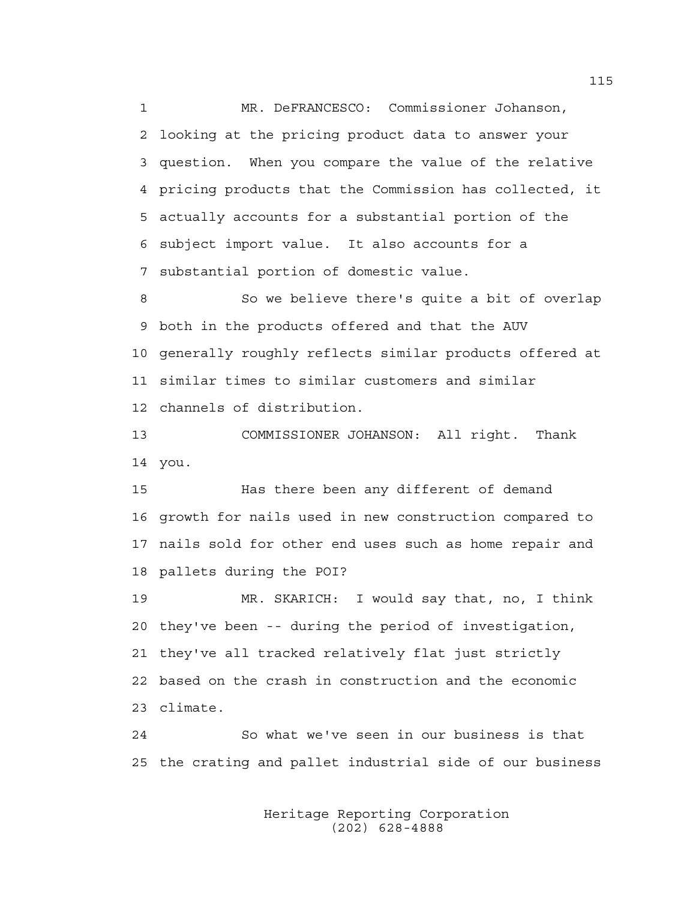1 MR. DeFRANCESCO: Commissioner Johanson,
2 looking at the pricing product data to answer your
3 question. When you compare the value of the relative
4 pricing products that the Commission has collected, it
5 actually accounts for a substantial portion of the
6 subject import value. It also accounts for a
7 substantial portion of domestic value.

8 So we believe there's quite a bit of overlap
9 both in the products offered and that the AUV
10 generally roughly reflects similar products offered at
11 similar times to similar customers and similar
12 channels of distribution.

13 COMMISSIONER JOHANSON: All right. Thank
14 you.

15 Has there been any different of demand
16 growth for nails used in new construction compared to
17 nails sold for other end uses such as home repair and
18 pallets during the POI?

19 MR. SKARICH: I would say that, no, I think
20 they've been -- during the period of investigation,
21 they've all tracked relatively flat just strictly
22 based on the crash in construction and the economic
23 climate.

24 So what we've seen in our business is that
25 the crating and pallet industrial side of our business

Heritage Reporting Corporation
(202) 628-4888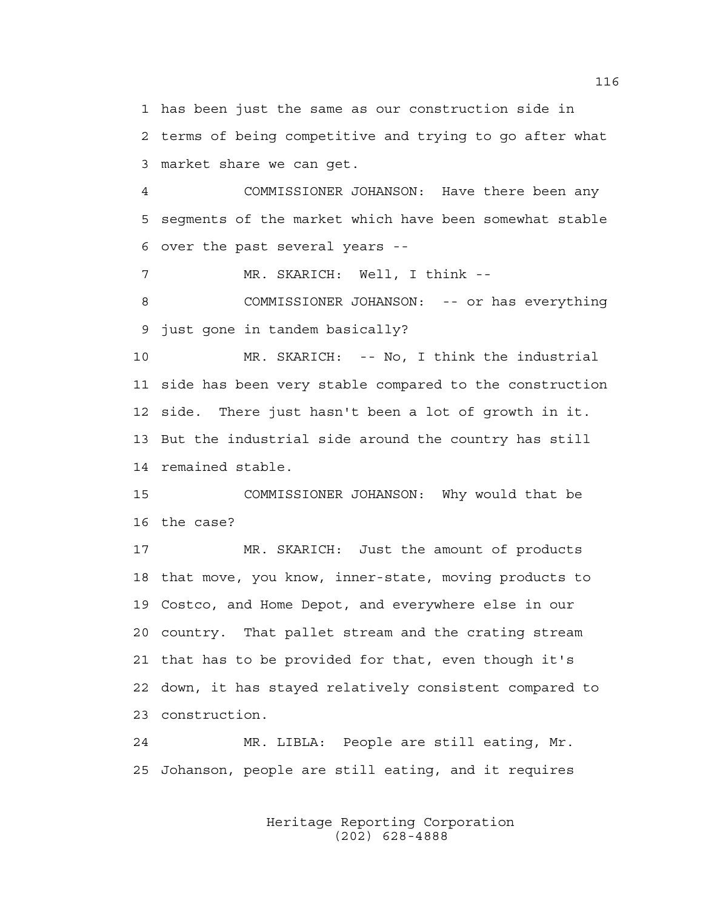1 has been just the same as our construction side in
2 terms of being competitive and trying to go after what
3 market share we can get.

4 COMMISSIONER JOHANSON: Have there been any
5 segments of the market which have been somewhat stable
6 over the past several years --

7 MR. SKARICH: Well, I think --

8 COMMISSIONER JOHANSON: -- or has everything
9 just gone in tandem basically?

10 MR. SKARICH: -- No, I think the industrial
11 side has been very stable compared to the construction
12 side. There just hasn't been a lot of growth in it.
13 But the industrial side around the country has still
14 remained stable.

15 COMMISSIONER JOHANSON: Why would that be
16 the case?

17 MR. SKARICH: Just the amount of products
18 that move, you know, inner-state, moving products to
19 Costco, and Home Depot, and everywhere else in our
20 country. That pallet stream and the crating stream
21 that has to be provided for that, even though it's
22 down, it has stayed relatively consistent compared to
23 construction.

24 MR. LIBLA: People are still eating, Mr.
25 Johanson, people are still eating, and it requires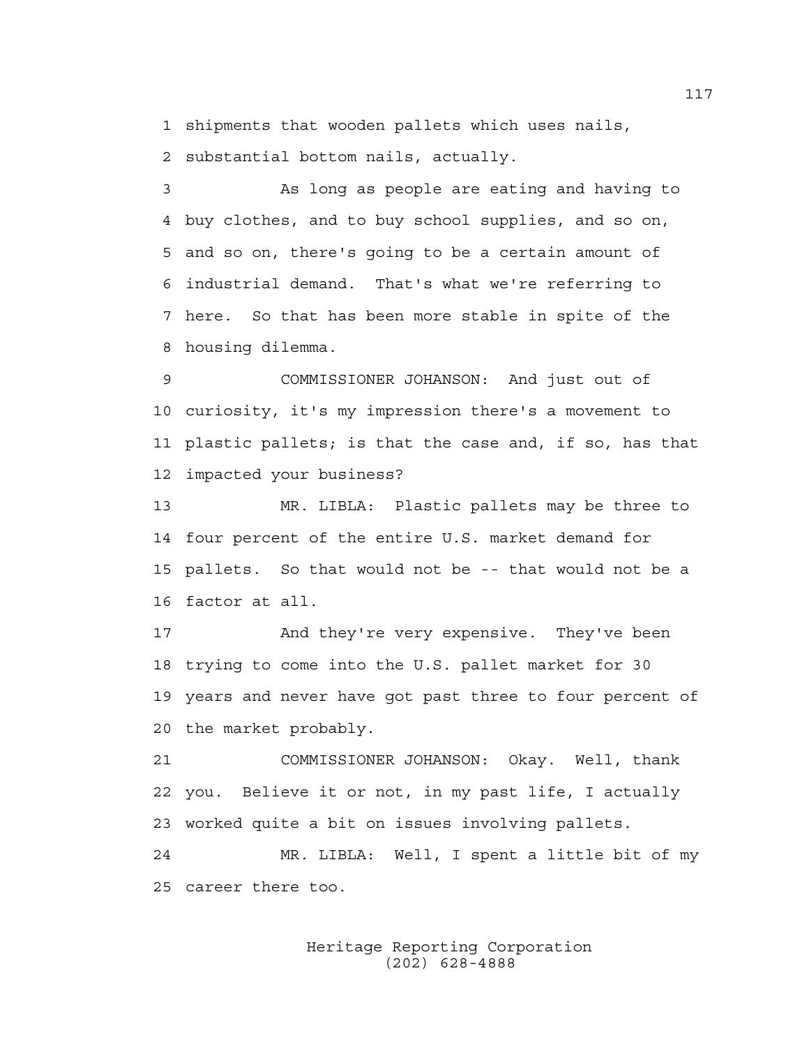shipments that wooden pallets which uses nails, substantial bottom nails, actually.

As long as people are eating and having to buy clothes, and to buy school supplies, and so on, and so on, there's going to be a certain amount of industrial demand. That's what we're referring to here. So that has been more stable in spite of the housing dilemma.

COMMISSIONER JOHANSON: And just out of curiosity, it's my impression there's a movement to plastic pallets; is that the case and, if so, has that impacted your business?

MR. LIBLA: Plastic pallets may be three to four percent of the entire U.S. market demand for pallets. So that would not be -- that would not be a factor at all.

And they're very expensive. They've been trying to come into the U.S. pallet market for 30 years and never have got past three to four percent of the market probably.

COMMISSIONER JOHANSON: Okay. Well, thank you. Believe it or not, in my past life, I actually worked quite a bit on issues involving pallets.

MR. LIBLA: Well, I spent a little bit of my career there too.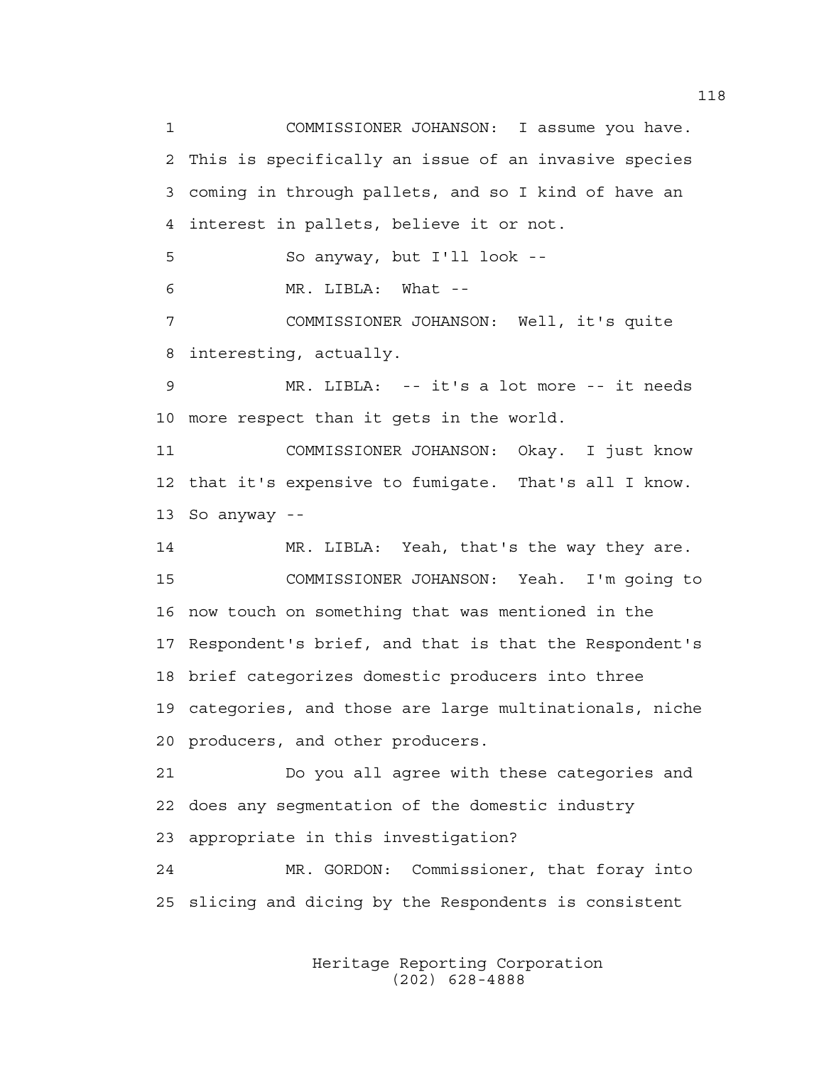1 COMMISSIONER JOHANSON: I assume you have.
2 This is specifically an issue of an invasive species
3 coming in through pallets, and so I kind of have an
4 interest in pallets, believe it or not.
5 So anyway, but I'll look --
6 MR. LIBLA: What --
7 COMMISSIONER JOHANSON: Well, it's quite
8 interesting, actually.
9 MR. LIBLA: -- it's a lot more -- it needs
10 more respect than it gets in the world.
11 COMMISSIONER JOHANSON: Okay. I just know
12 that it's expensive to fumigate. That's all I know.
13 So anyway --
14 MR. LIBLA: Yeah, that's the way they are.
15 COMMISSIONER JOHANSON: Yeah. I'm going to
16 now touch on something that was mentioned in the
17 Respondent's brief, and that is that the Respondent's
18 brief categorizes domestic producers into three
19 categories, and those are large multinationals, niche
20 producers, and other producers.
21 Do you all agree with these categories and
22 does any segmentation of the domestic industry
23 appropriate in this investigation?
24 MR. GORDON: Commissioner, that foray into
25 slicing and dicing by the Respondents is consistent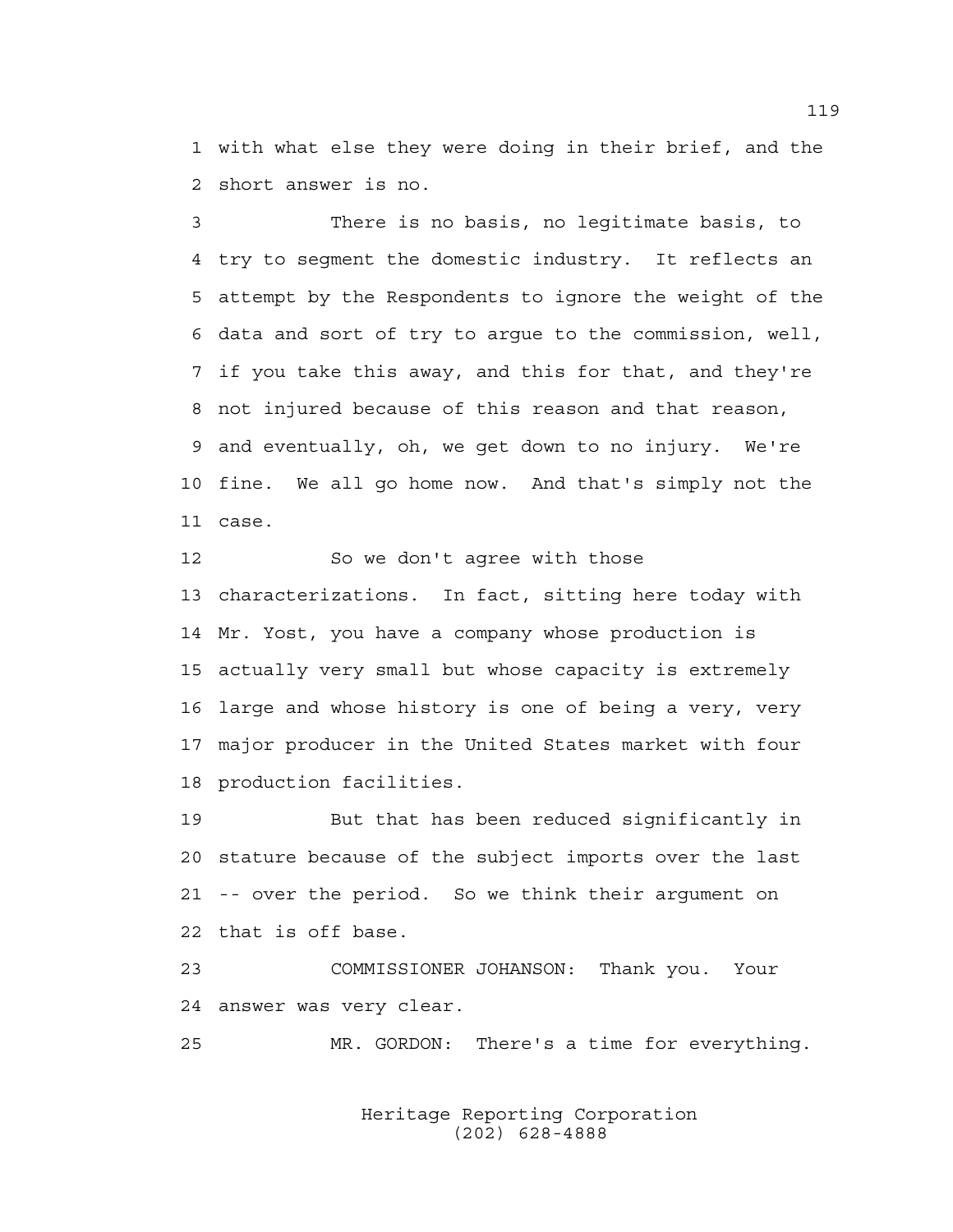with what else they were doing in their brief, and the short answer is no.

There is no basis, no legitimate basis, to try to segment the domestic industry. It reflects an attempt by the Respondents to ignore the weight of the data and sort of try to argue to the commission, well, if you take this away, and this for that, and they're not injured because of this reason and that reason, and eventually, oh, we get down to no injury. We're fine. We all go home now. And that's simply not the case.

So we don't agree with those characterizations. In fact, sitting here today with Mr. Yost, you have a company whose production is actually very small but whose capacity is extremely large and whose history is one of being a very, very major producer in the United States market with four production facilities.

But that has been reduced significantly in stature because of the subject imports over the last -- over the period. So we think their argument on that is off base.

COMMISSIONER JOHANSON: Thank you. Your answer was very clear.

MR. GORDON: There's a time for everything.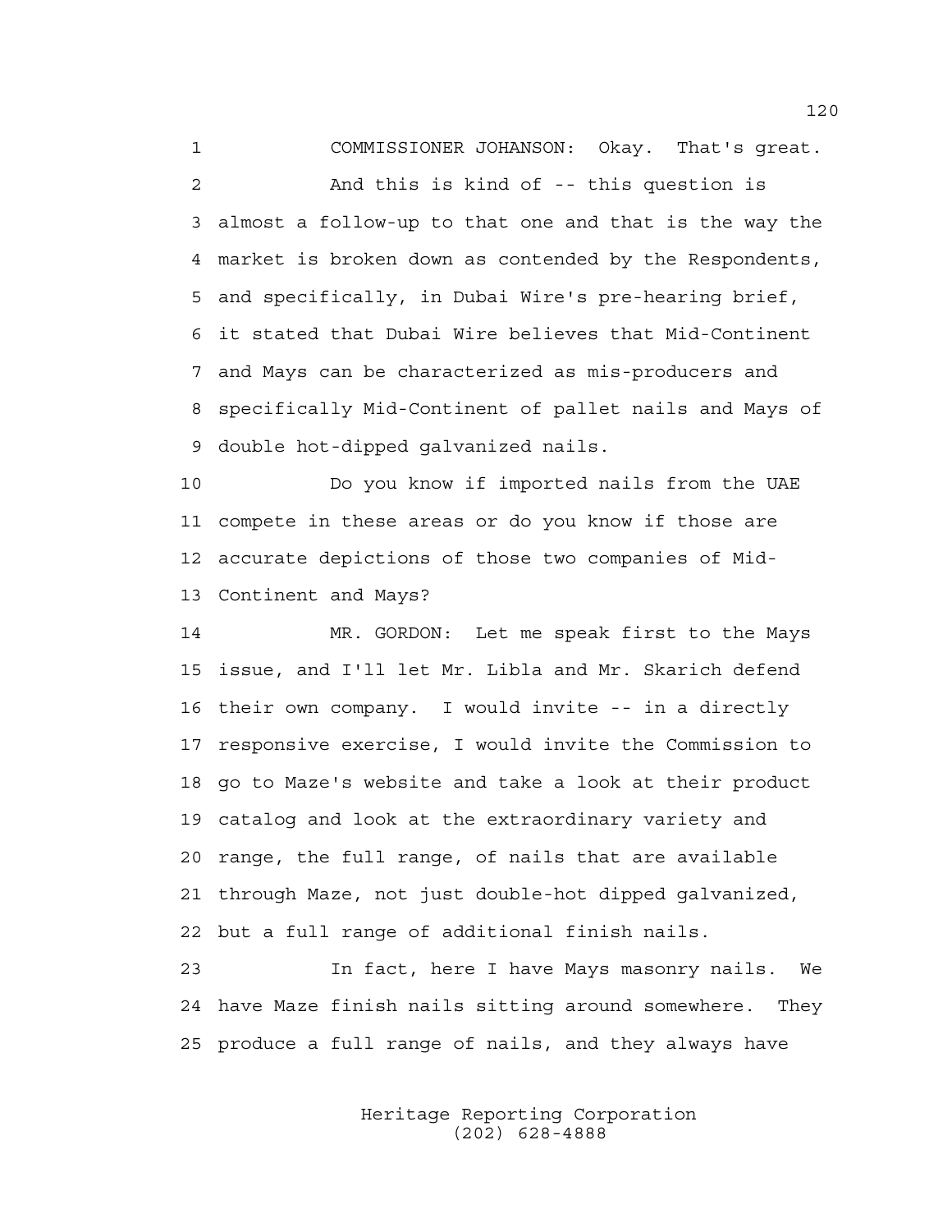1 COMMISSIONER JOHANSON: Okay. That's great.

2 And this is kind of -- this question is
3 almost a follow-up to that one and that is the way the
4 market is broken down as contended by the Respondents,
5 and specifically, in Dubai Wire's pre-hearing brief,
6 it stated that Dubai Wire believes that Mid-Continent
7 and Mays can be characterized as mis-producers and
8 specifically Mid-Continent of pallet nails and Mays of
9 double hot-dipped galvanized nails.

10 Do you know if imported nails from the UAE
11 compete in these areas or do you know if those are
12 accurate depictions of those two companies of Mid-
13 Continent and Mays?

14 MR. GORDON: Let me speak first to the Mays
15 issue, and I'll let Mr. Libla and Mr. Skarich defend
16 their own company. I would invite -- in a directly
17 responsive exercise, I would invite the Commission to
18 go to Maze's website and take a look at their product
19 catalog and look at the extraordinary variety and
20 range, the full range, of nails that are available
21 through Maze, not just double-hot dipped galvanized,
22 but a full range of additional finish nails.

23 In fact, here I have Mays masonry nails. We
24 have Maze finish nails sitting around somewhere. They
25 produce a full range of nails, and they always have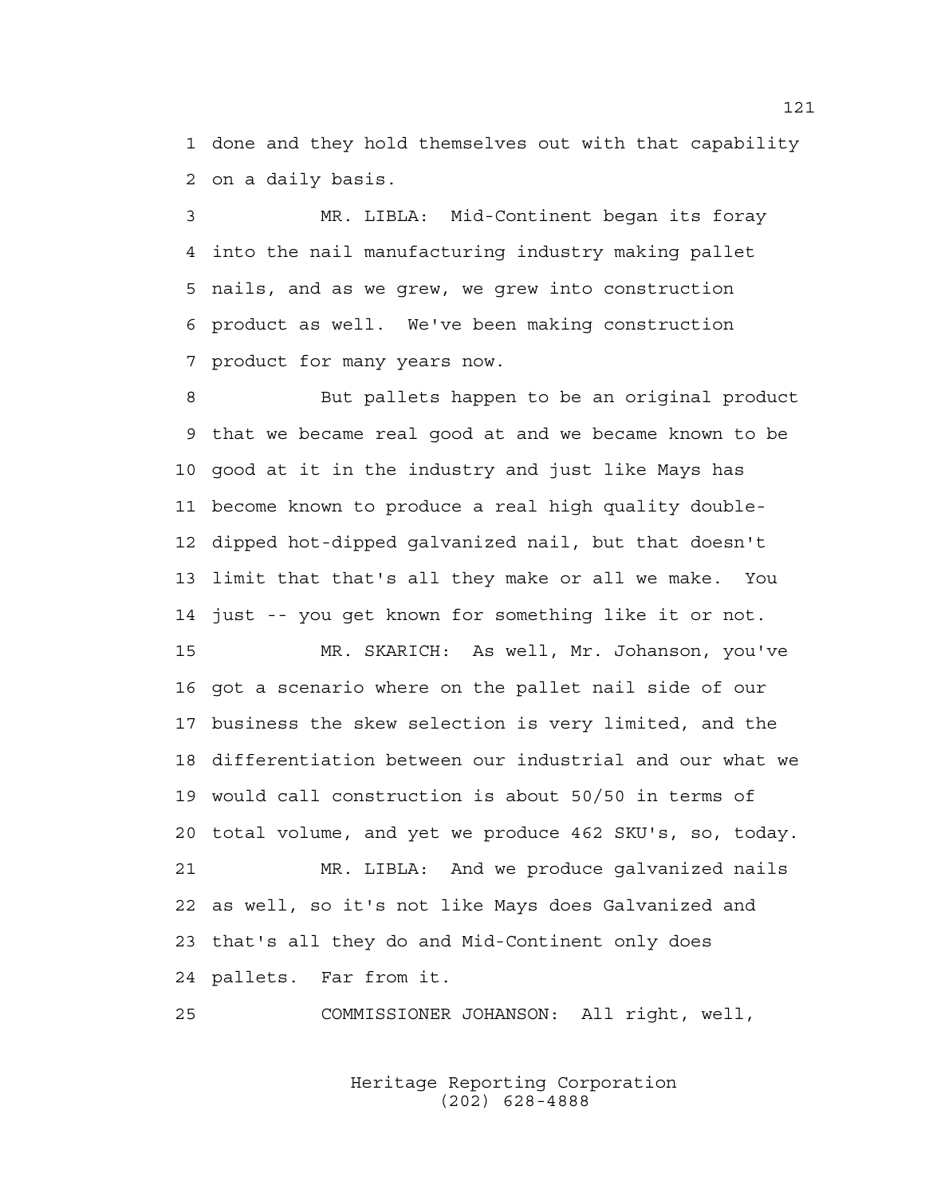done and they hold themselves out with that capability on a daily basis.

MR. LIBLA: Mid-Continent began its foray into the nail manufacturing industry making pallet nails, and as we grew, we grew into construction product as well. We've been making construction product for many years now.

But pallets happen to be an original product that we became real good at and we became known to be good at it in the industry and just like Mays has become known to produce a real high quality double-dipped hot-dipped galvanized nail, but that doesn't limit that that's all they make or all we make. You just -- you get known for something like it or not.

MR. SKARICH: As well, Mr. Johanson, you've got a scenario where on the pallet nail side of our business the skew selection is very limited, and the differentiation between our industrial and our what we would call construction is about 50/50 in terms of total volume, and yet we produce 462 SKU's, so, today.

MR. LIBLA: And we produce galvanized nails as well, so it's not like Mays does Galvanized and that's all they do and Mid-Continent only does pallets. Far from it.

COMMISSIONER JOHANSON: All right, well,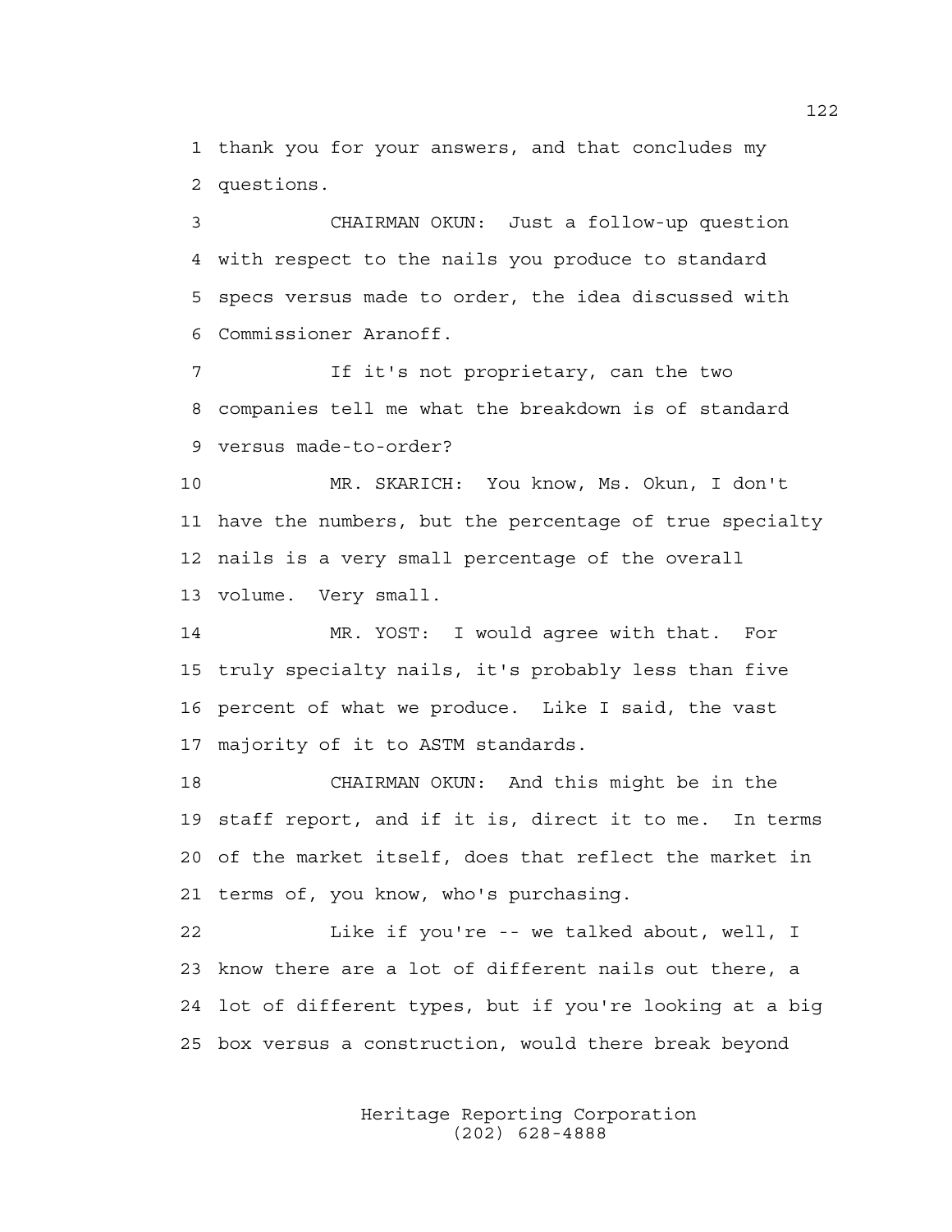1 thank you for your answers, and that concludes my
2 questions.

3 CHAIRMAN OKUN: Just a follow-up question
4 with respect to the nails you produce to standard
5 specs versus made to order, the idea discussed with
6 Commissioner Aranoff.

7 If it's not proprietary, can the two
8 companies tell me what the breakdown is of standard
9 versus made-to-order?

10 MR. SKARICH: You know, Ms. Okun, I don't
11 have the numbers, but the percentage of true specialty
12 nails is a very small percentage of the overall
13 volume. Very small.

14 MR. YOST: I would agree with that. For
15 truly specialty nails, it's probably less than five
16 percent of what we produce. Like I said, the vast
17 majority of it to ASTM standards.

18 CHAIRMAN OKUN: And this might be in the
19 staff report, and if it is, direct it to me. In terms
20 of the market itself, does that reflect the market in
21 terms of, you know, who's purchasing.

22 Like if you're -- we talked about, well, I
23 know there are a lot of different nails out there, a
24 lot of different types, but if you're looking at a big
25 box versus a construction, would there break beyond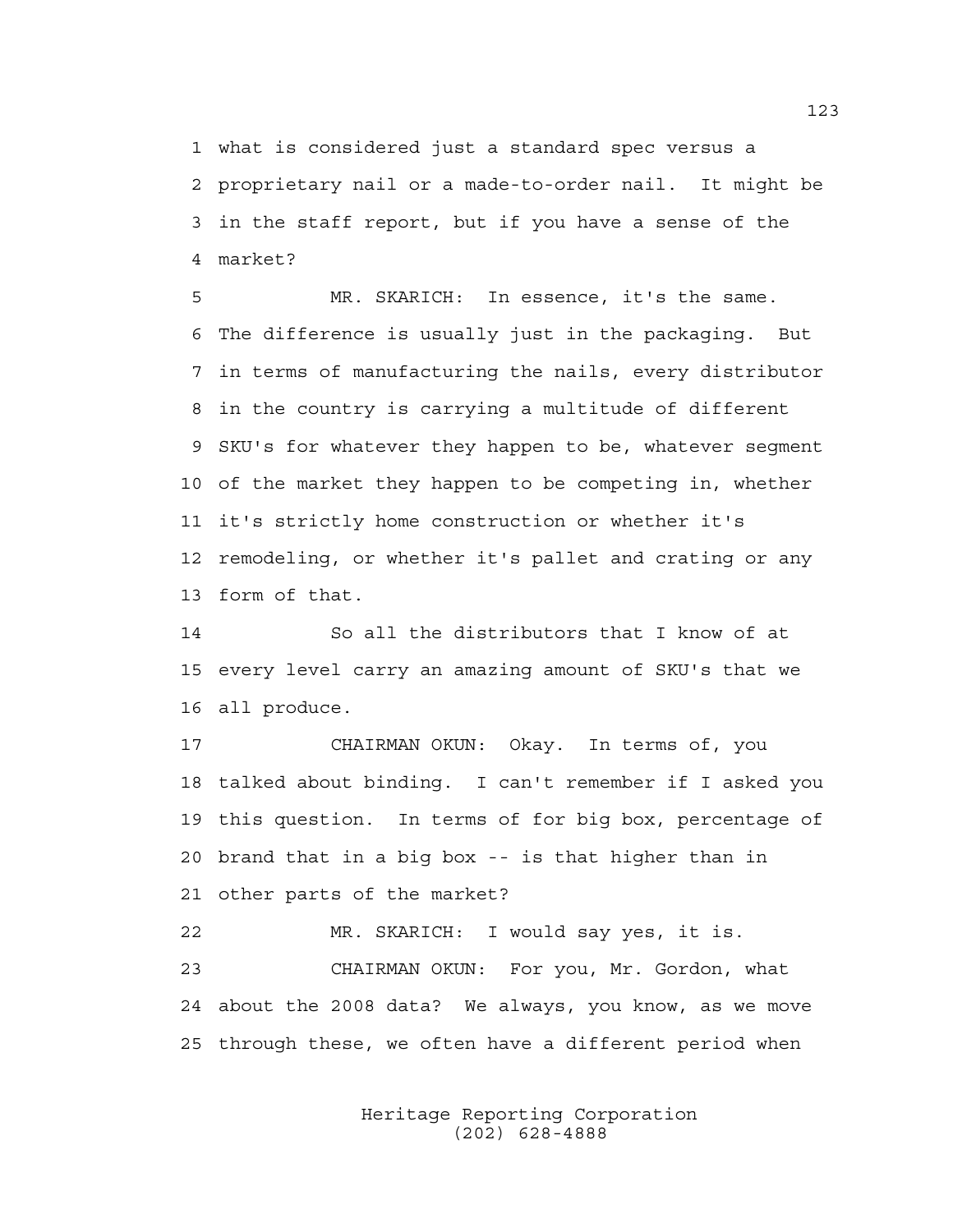1 what is considered just a standard spec versus a
2 proprietary nail or a made-to-order nail. It might be
3 in the staff report, but if you have a sense of the
4 market?

5 MR. SKARICH: In essence, it's the same.
6 The difference is usually just in the packaging. But
7 in terms of manufacturing the nails, every distributor
8 in the country is carrying a multitude of different
9 SKU's for whatever they happen to be, whatever segment
10 of the market they happen to be competing in, whether
11 it's strictly home construction or whether it's
12 remodeling, or whether it's pallet and crating or any
13 form of that.

14 So all the distributors that I know of at
15 every level carry an amazing amount of SKU's that we
16 all produce.

17 CHAIRMAN OKUN: Okay. In terms of, you
18 talked about binding. I can't remember if I asked you
19 this question. In terms of for big box, percentage of
20 brand that in a big box -- is that higher than in
21 other parts of the market?

22 MR. SKARICH: I would say yes, it is.

23 CHAIRMAN OKUN: For you, Mr. Gordon, what
24 about the 2008 data? We always, you know, as we move
25 through these, we often have a different period when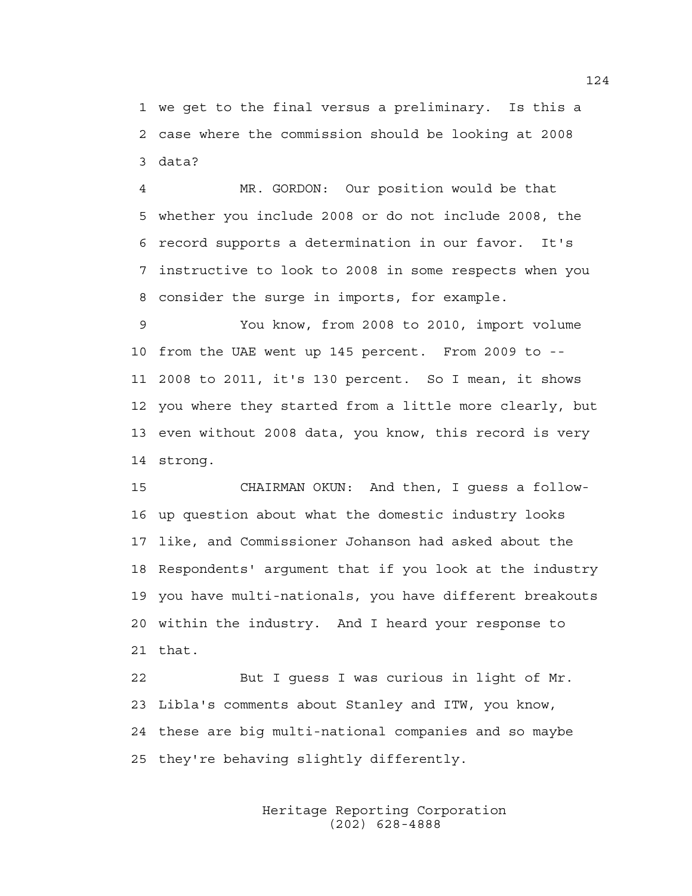1 we get to the final versus a preliminary. Is this a
2 case where the commission should be looking at 2008
3 data?

4 MR. GORDON: Our position would be that
5 whether you include 2008 or do not include 2008, the
6 record supports a determination in our favor. It's
7 instructive to look to 2008 in some respects when you
8 consider the surge in imports, for example.

9 You know, from 2008 to 2010, import volume
10 from the UAE went up 145 percent. From 2009 to --
11 2008 to 2011, it's 130 percent. So I mean, it shows
12 you where they started from a little more clearly, but
13 even without 2008 data, you know, this record is very
14 strong.

15 CHAIRMAN OKUN: And then, I guess a follow-
16 up question about what the domestic industry looks
17 like, and Commissioner Johanson had asked about the
18 Respondents' argument that if you look at the industry
19 you have multi-nationals, you have different breakouts
20 within the industry. And I heard your response to
21 that.

22 But I guess I was curious in light of Mr.
23 Libla's comments about Stanley and ITW, you know,
24 these are big multi-national companies and so maybe
25 they're behaving slightly differently.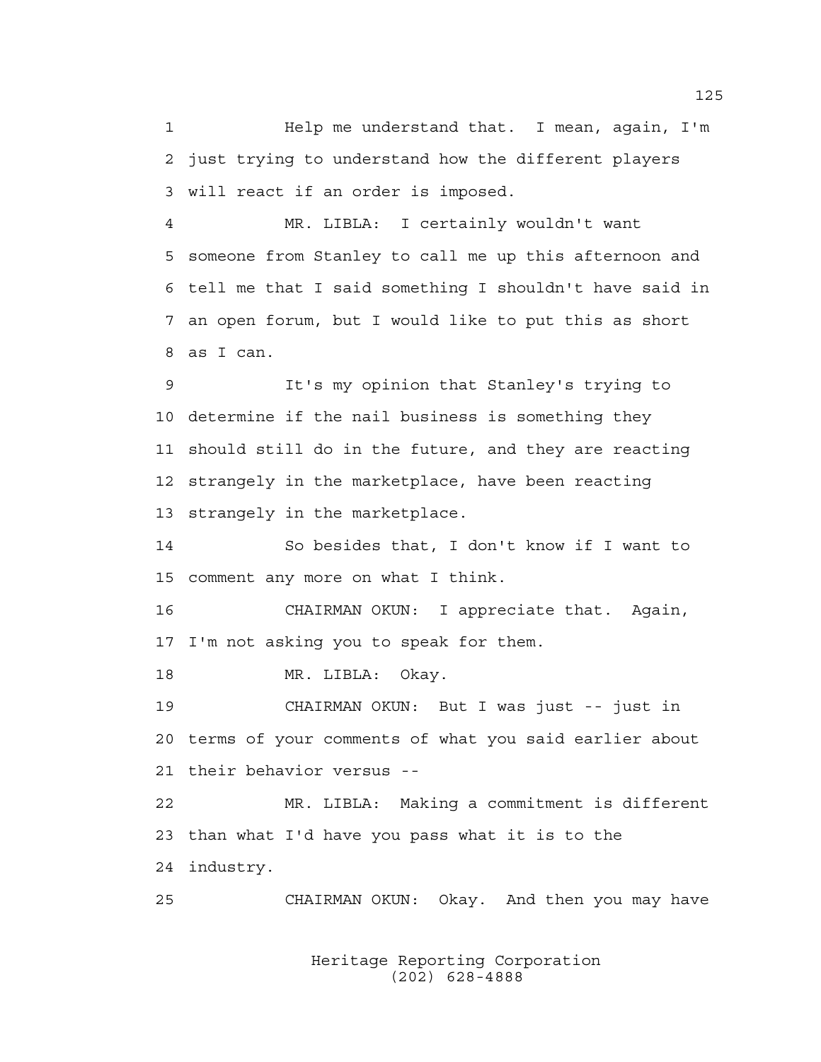1 Help me understand that. I mean, again, I'm
2 just trying to understand how the different players
3 will react if an order is imposed.

4 MR. LIBLA: I certainly wouldn't want
5 someone from Stanley to call me up this afternoon and
6 tell me that I said something I shouldn't have said in
7 an open forum, but I would like to put this as short
8 as I can.

9 It's my opinion that Stanley's trying to
10 determine if the nail business is something they
11 should still do in the future, and they are reacting
12 strangely in the marketplace, have been reacting
13 strangely in the marketplace.

14 So besides that, I don't know if I want to
15 comment any more on what I think.

16 CHAIRMAN OKUN: I appreciate that. Again,
17 I'm not asking you to speak for them.

18 MR. LIBLA: Okay.

19 CHAIRMAN OKUN: But I was just -- just in
20 terms of your comments of what you said earlier about
21 their behavior versus --

22 MR. LIBLA: Making a commitment is different
23 than what I'd have you pass what it is to the
24 industry.

25 CHAIRMAN OKUN: Okay. And then you may have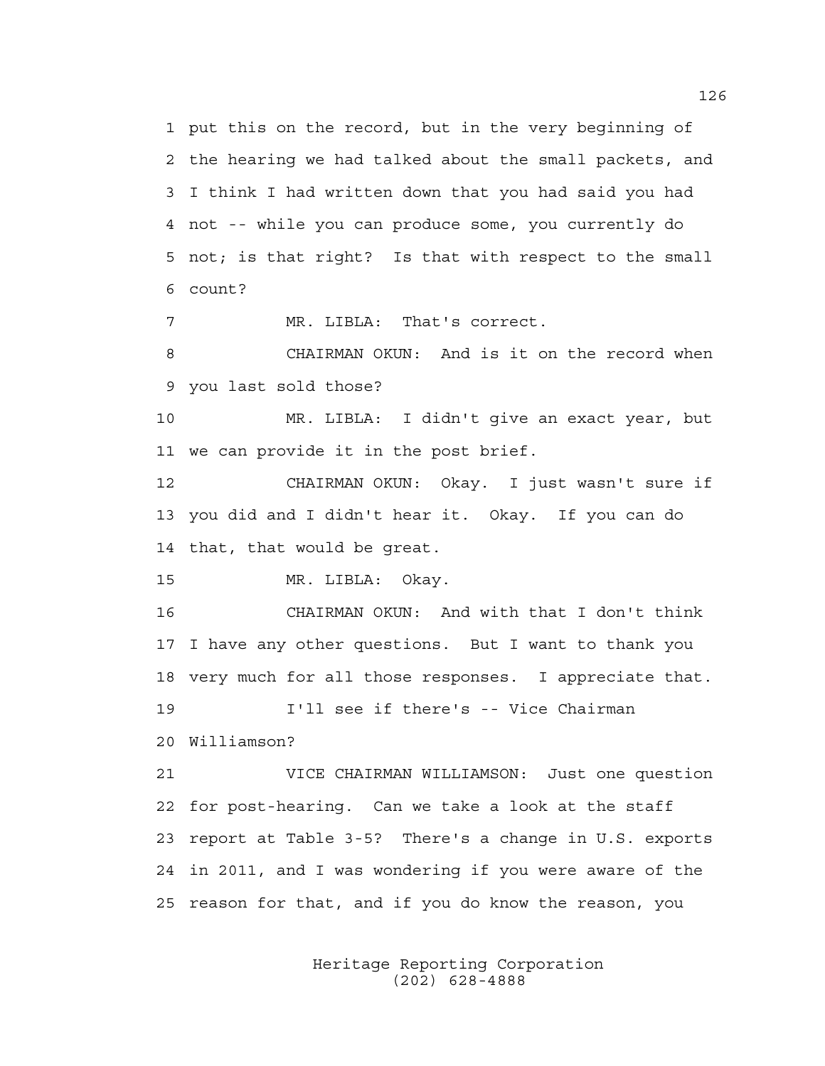1 put this on the record, but in the very beginning of
2 the hearing we had talked about the small packets, and
3 I think I had written down that you had said you had
4 not -- while you can produce some, you currently do
5 not; is that right? Is that with respect to the small
6 count?

7 MR. LIBLA: That's correct.

8 CHAIRMAN OKUN: And is it on the record when
9 you last sold those?

10 MR. LIBLA: I didn't give an exact year, but
11 we can provide it in the post brief.

12 CHAIRMAN OKUN: Okay. I just wasn't sure if
13 you did and I didn't hear it. Okay. If you can do
14 that, that would be great.

15 MR. LIBLA: Okay.

16 CHAIRMAN OKUN: And with that I don't think
17 I have any other questions. But I want to thank you
18 very much for all those responses. I appreciate that.

19 I'll see if there's -- Vice Chairman
20 Williamson?

21 VICE CHAIRMAN WILLIAMSON: Just one question
22 for post-hearing. Can we take a look at the staff
23 report at Table 3-5? There's a change in U.S. exports
24 in 2011, and I was wondering if you were aware of the
25 reason for that, and if you do know the reason, you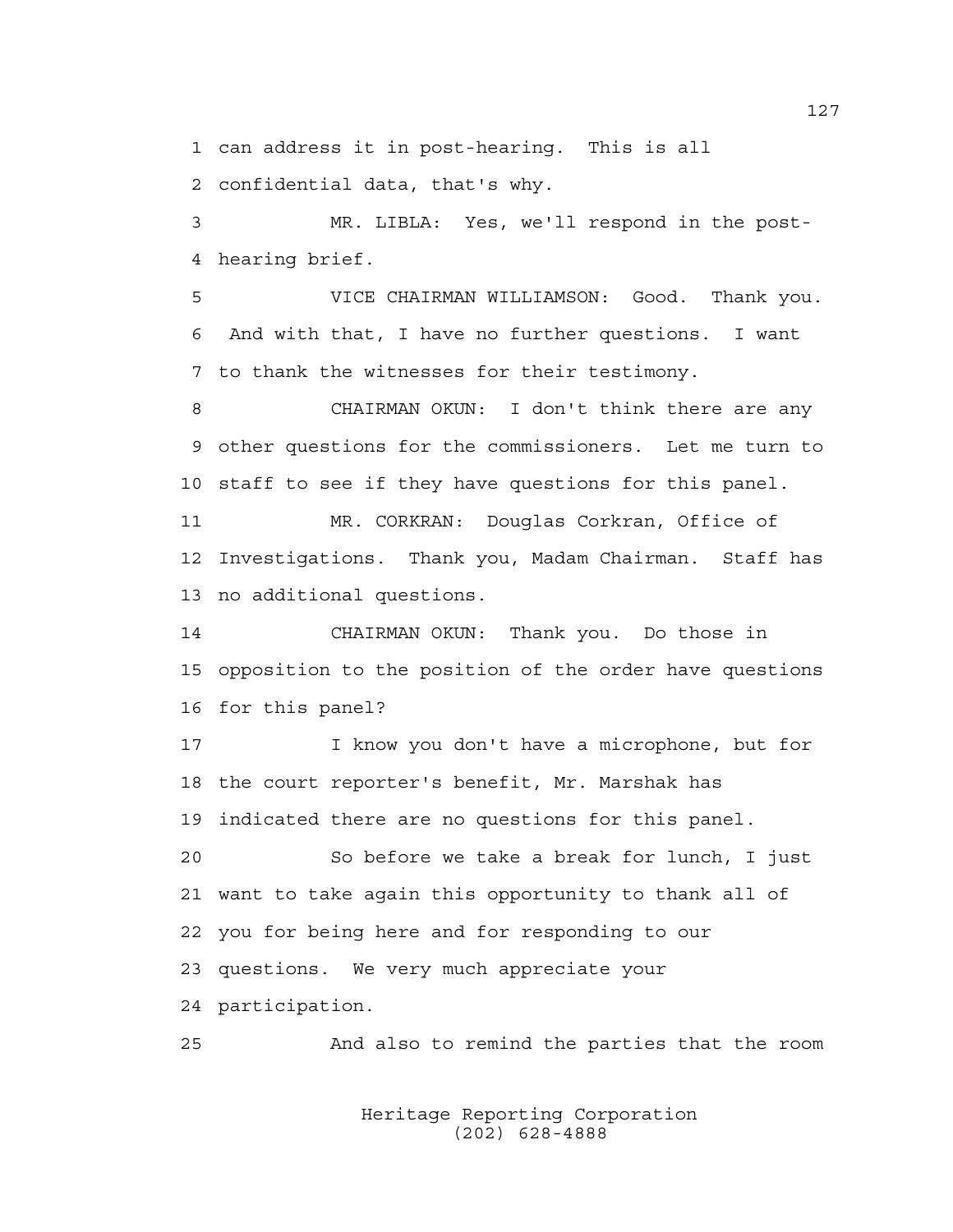1 can address it in post-hearing. This is all
2 confidential data, that's why.

3 MR. LIBLA: Yes, we'll respond in the post-
4 hearing brief.

5 VICE CHAIRMAN WILLIAMSON: Good. Thank you.
6 And with that, I have no further questions. I want
7 to thank the witnesses for their testimony.

8 CHAIRMAN OKUN: I don't think there are any
9 other questions for the commissioners. Let me turn to
10 staff to see if they have questions for this panel.

11 MR. CORKRAN: Douglas Corkran, Office of
12 Investigations. Thank you, Madam Chairman. Staff has
13 no additional questions.

14 CHAIRMAN OKUN: Thank you. Do those in
15 opposition to the position of the order have questions
16 for this panel?

17 I know you don't have a microphone, but for
18 the court reporter's benefit, Mr. Marshak has
19 indicated there are no questions for this panel.

20 So before we take a break for lunch, I just
21 want to take again this opportunity to thank all of
22 you for being here and for responding to our
23 questions. We very much appreciate your
24 participation.

25 And also to remind the parties that the room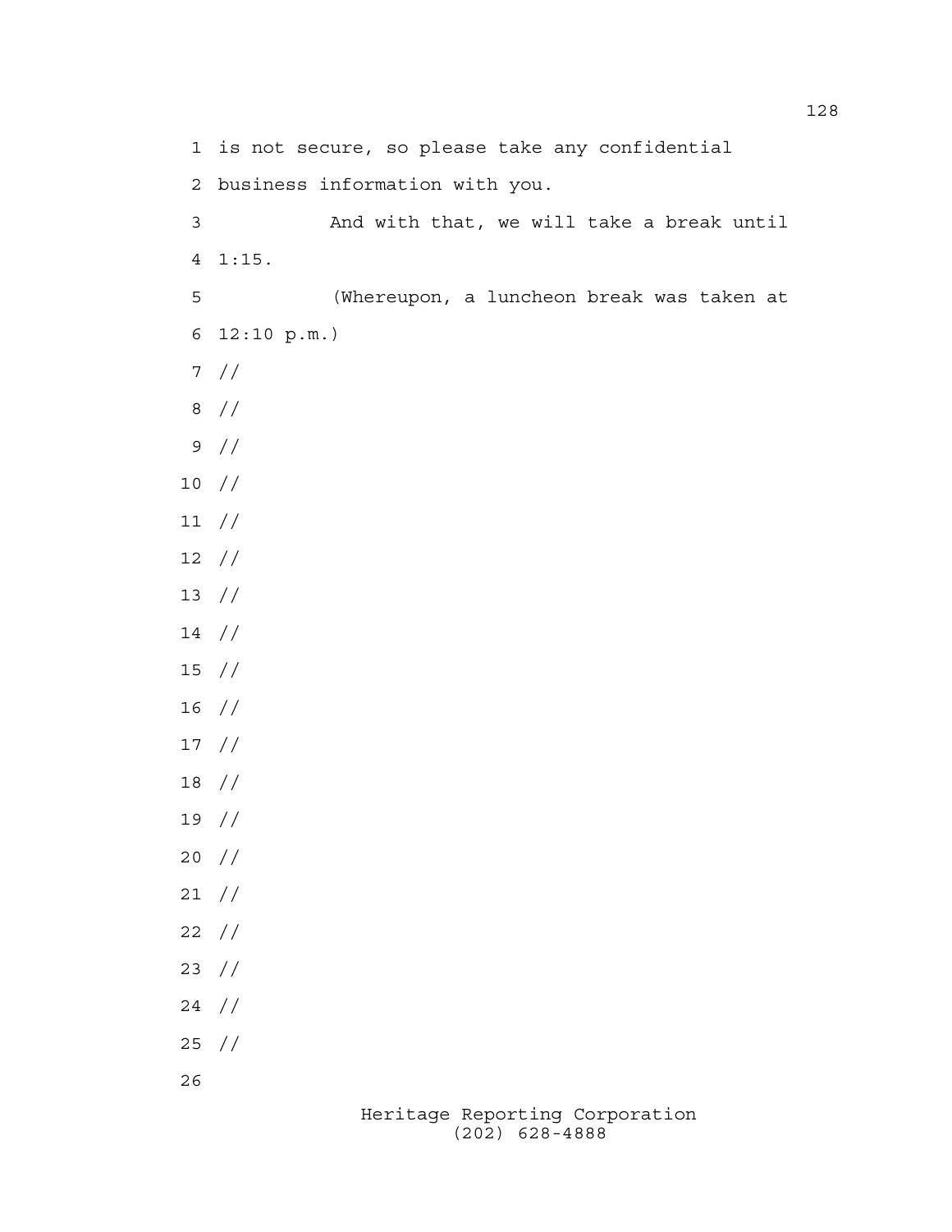is not secure, so please take any confidential business information with you.

And with that, we will take a break until 1:15.

(Whereupon, a luncheon break was taken at 12:10 p.m.)

//

//

//

//

//

//

//

//

//

//

//

//

//

//

//

//

//

//

//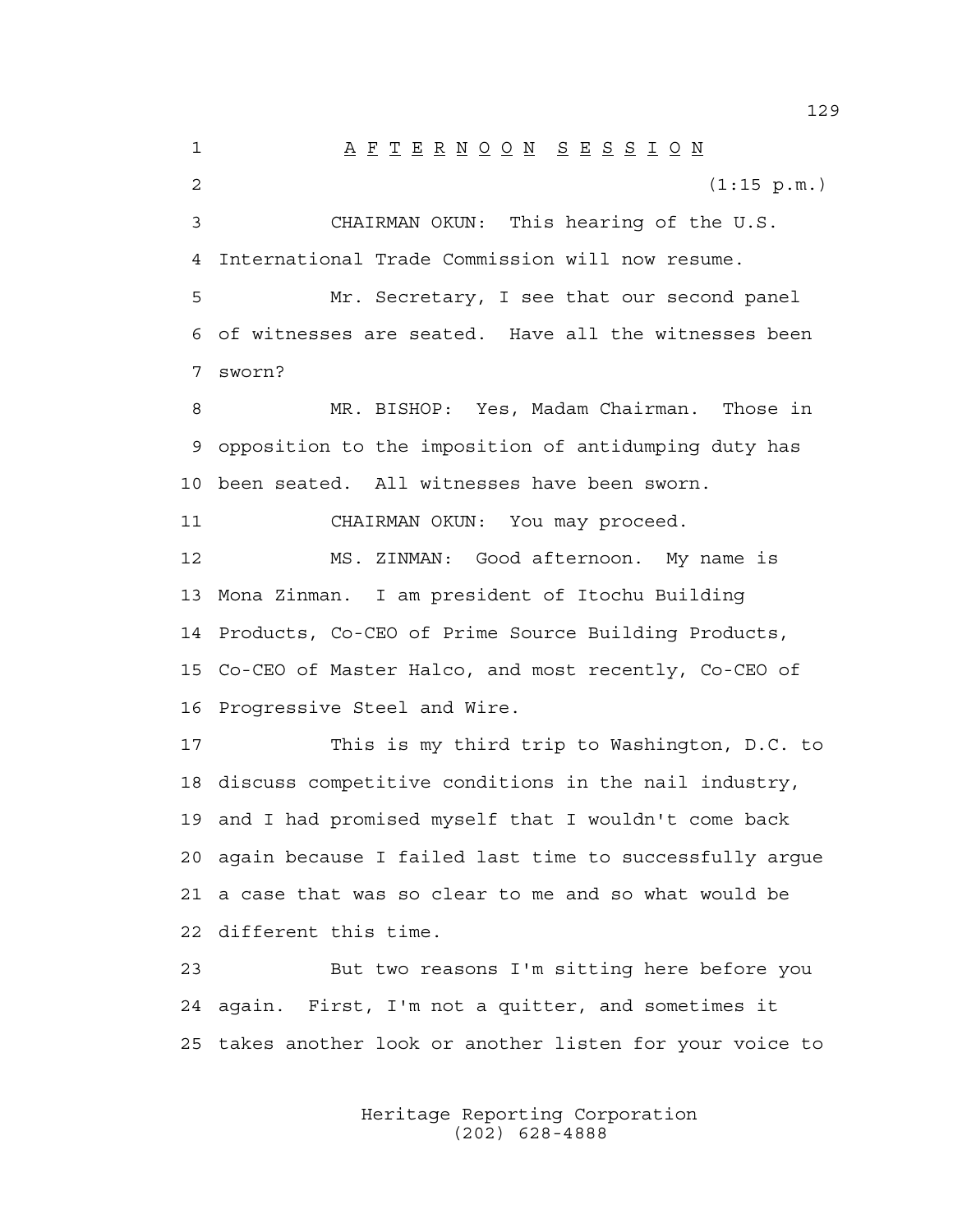# A F T E R N O O N  S E S S I O N

(1:15 p.m.)

CHAIRMAN OKUN: This hearing of the U.S. International Trade Commission will now resume.

Mr. Secretary, I see that our second panel of witnesses are seated. Have all the witnesses been sworn?

MR. BISHOP: Yes, Madam Chairman. Those in opposition to the imposition of antidumping duty has been seated. All witnesses have been sworn.

CHAIRMAN OKUN: You may proceed.

MS. ZINMAN: Good afternoon. My name is Mona Zinman. I am president of Itochu Building Products, Co-CEO of Prime Source Building Products, Co-CEO of Master Halco, and most recently, Co-CEO of Progressive Steel and Wire.

This is my third trip to Washington, D.C. to discuss competitive conditions in the nail industry, and I had promised myself that I wouldn't come back again because I failed last time to successfully argue a case that was so clear to me and so what would be different this time.

But two reasons I'm sitting here before you again. First, I'm not a quitter, and sometimes it takes another look or another listen for your voice to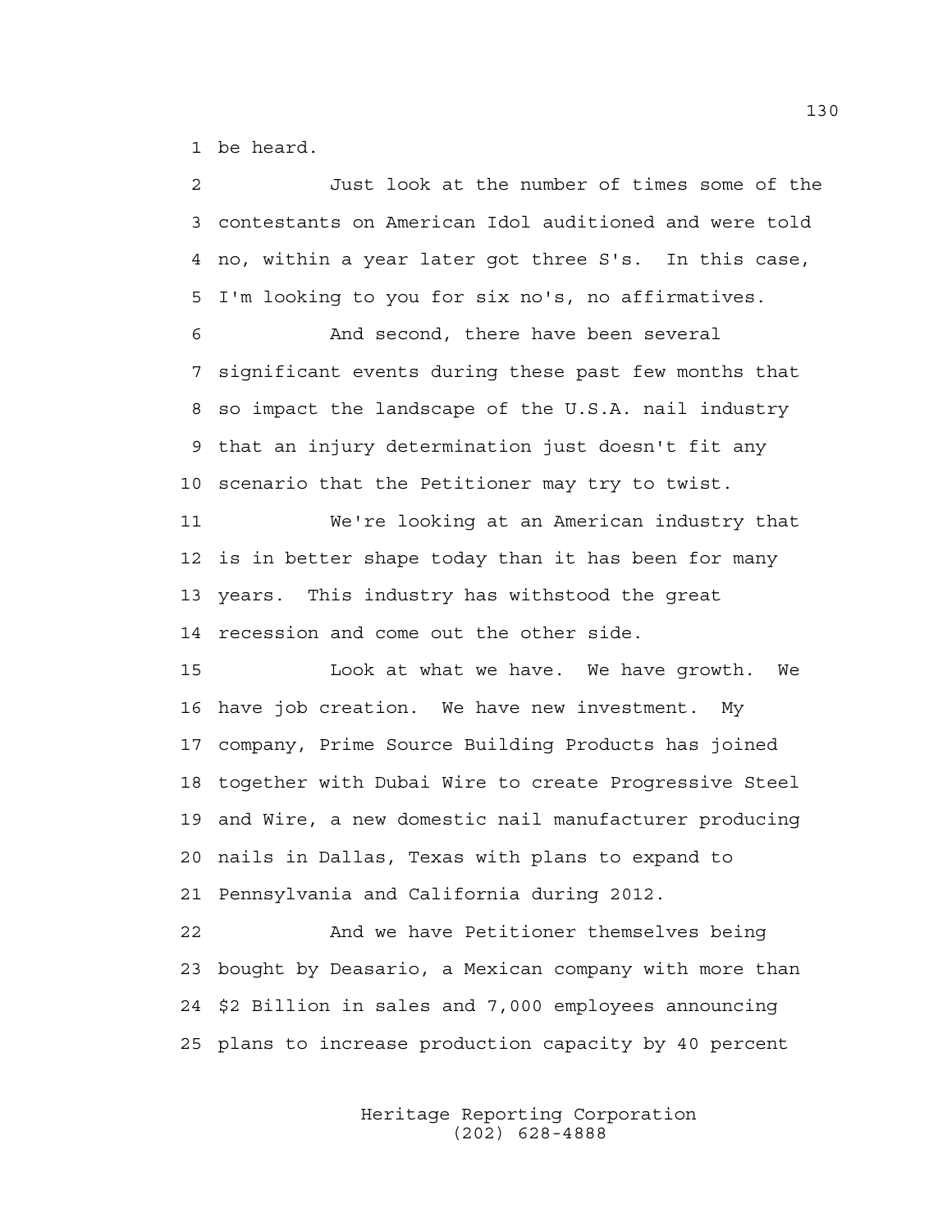1 be heard.

2 Just look at the number of times some of the
3 contestants on American Idol auditioned and were told
4 no, within a year later got three S's. In this case,
5 I'm looking to you for six no's, no affirmatives.

6 And second, there have been several
7 significant events during these past few months that
8 so impact the landscape of the U.S.A. nail industry
9 that an injury determination just doesn't fit any
10 scenario that the Petitioner may try to twist.

11 We're looking at an American industry that
12 is in better shape today than it has been for many
13 years. This industry has withstood the great
14 recession and come out the other side.

15 Look at what we have. We have growth. We
16 have job creation. We have new investment. My
17 company, Prime Source Building Products has joined
18 together with Dubai Wire to create Progressive Steel
19 and Wire, a new domestic nail manufacturer producing
20 nails in Dallas, Texas with plans to expand to
21 Pennsylvania and California during 2012.

22 And we have Petitioner themselves being
23 bought by Deasario, a Mexican company with more than
24 $2 Billion in sales and 7,000 employees announcing
25 plans to increase production capacity by 40 percent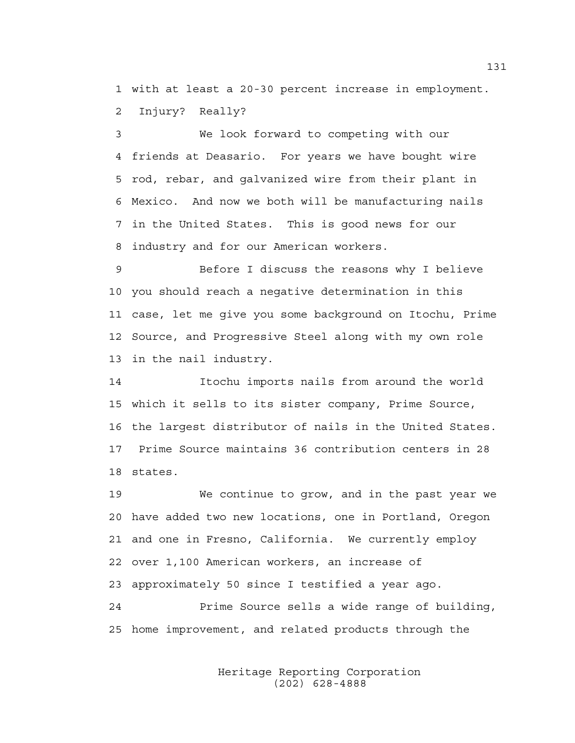with at least a 20-30 percent increase in employment. Injury? Really?

We look forward to competing with our friends at Deasario. For years we have bought wire rod, rebar, and galvanized wire from their plant in Mexico. And now we both will be manufacturing nails in the United States. This is good news for our industry and for our American workers.

Before I discuss the reasons why I believe you should reach a negative determination in this case, let me give you some background on Itochu, Prime Source, and Progressive Steel along with my own role in the nail industry.

Itochu imports nails from around the world which it sells to its sister company, Prime Source, the largest distributor of nails in the United States. Prime Source maintains 36 contribution centers in 28 states.

We continue to grow, and in the past year we have added two new locations, one in Portland, Oregon and one in Fresno, California. We currently employ over 1,100 American workers, an increase of approximately 50 since I testified a year ago.

Prime Source sells a wide range of building, home improvement, and related products through the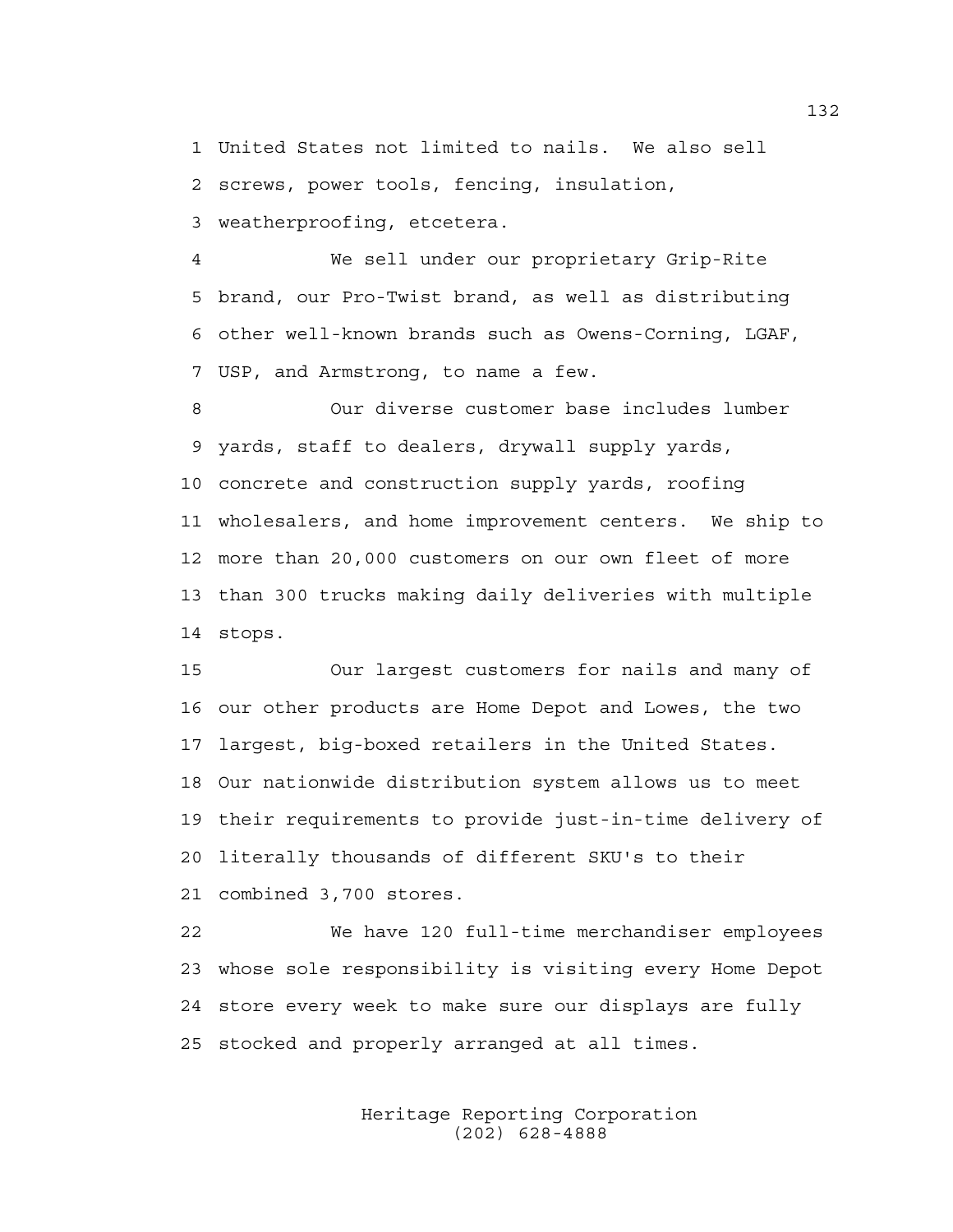United States not limited to nails. We also sell screws, power tools, fencing, insulation, weatherproofing, etcetera.

We sell under our proprietary Grip-Rite brand, our Pro-Twist brand, as well as distributing other well-known brands such as Owens-Corning, LGAF, USP, and Armstrong, to name a few.

Our diverse customer base includes lumber yards, staff to dealers, drywall supply yards, concrete and construction supply yards, roofing wholesalers, and home improvement centers. We ship to more than 20,000 customers on our own fleet of more than 300 trucks making daily deliveries with multiple stops.

Our largest customers for nails and many of our other products are Home Depot and Lowes, the two largest, big-boxed retailers in the United States. Our nationwide distribution system allows us to meet their requirements to provide just-in-time delivery of literally thousands of different SKU's to their combined 3,700 stores.

We have 120 full-time merchandiser employees whose sole responsibility is visiting every Home Depot store every week to make sure our displays are fully stocked and properly arranged at all times.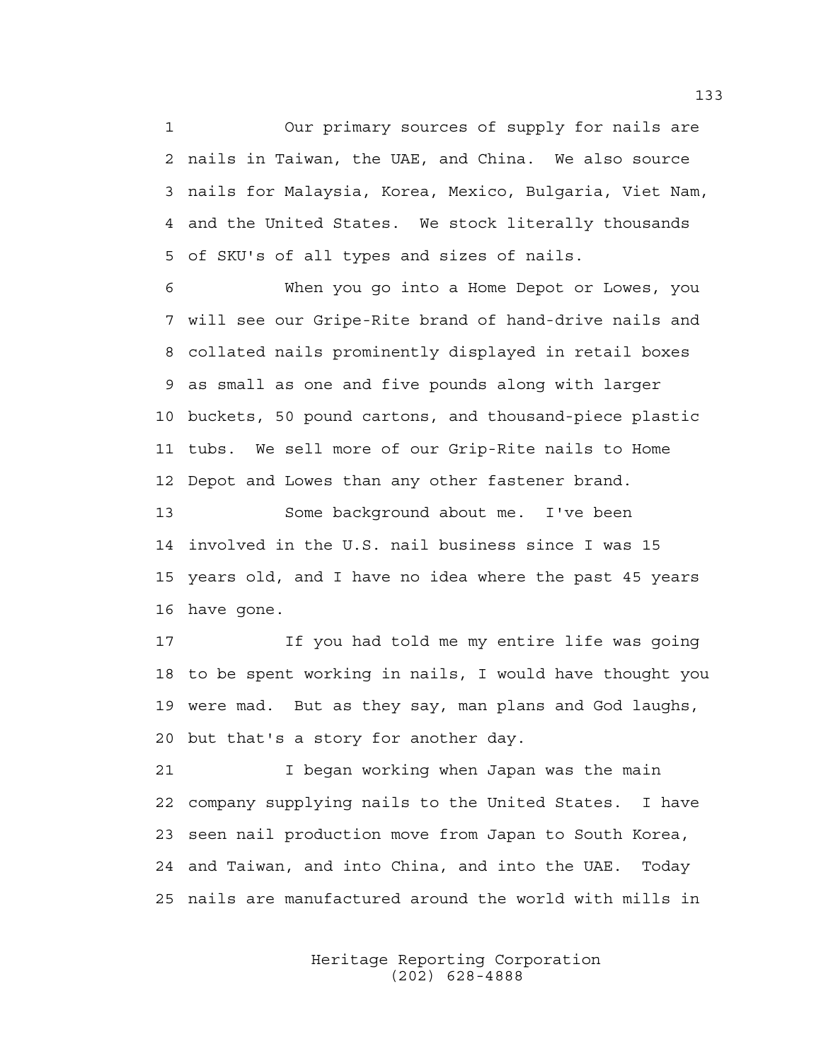Our primary sources of supply for nails are nails in Taiwan, the UAE, and China. We also source nails for Malaysia, Korea, Mexico, Bulgaria, Viet Nam, and the United States. We stock literally thousands of SKU's of all types and sizes of nails.

When you go into a Home Depot or Lowes, you will see our Gripe-Rite brand of hand-drive nails and collated nails prominently displayed in retail boxes as small as one and five pounds along with larger buckets, 50 pound cartons, and thousand-piece plastic tubs. We sell more of our Grip-Rite nails to Home Depot and Lowes than any other fastener brand.

Some background about me. I've been involved in the U.S. nail business since I was 15 years old, and I have no idea where the past 45 years have gone.

If you had told me my entire life was going to be spent working in nails, I would have thought you were mad. But as they say, man plans and God laughs, but that's a story for another day.

I began working when Japan was the main company supplying nails to the United States. I have seen nail production move from Japan to South Korea, and Taiwan, and into China, and into the UAE. Today nails are manufactured around the world with mills in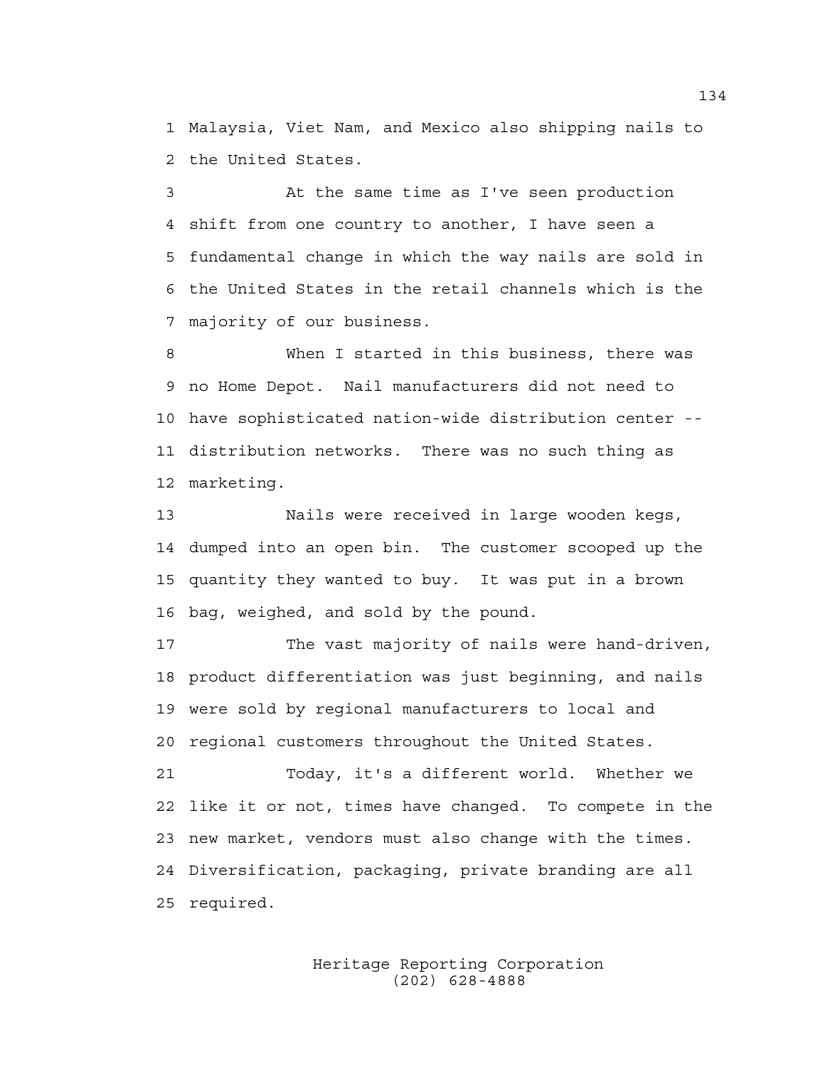Malaysia, Viet Nam, and Mexico also shipping nails to the United States.

At the same time as I've seen production shift from one country to another, I have seen a fundamental change in which the way nails are sold in the United States in the retail channels which is the majority of our business.

When I started in this business, there was no Home Depot. Nail manufacturers did not need to have sophisticated nation-wide distribution center -- distribution networks. There was no such thing as marketing.

Nails were received in large wooden kegs, dumped into an open bin. The customer scooped up the quantity they wanted to buy. It was put in a brown bag, weighed, and sold by the pound.

The vast majority of nails were hand-driven, product differentiation was just beginning, and nails were sold by regional manufacturers to local and regional customers throughout the United States.

Today, it's a different world. Whether we like it or not, times have changed. To compete in the new market, vendors must also change with the times. Diversification, packaging, private branding are all required.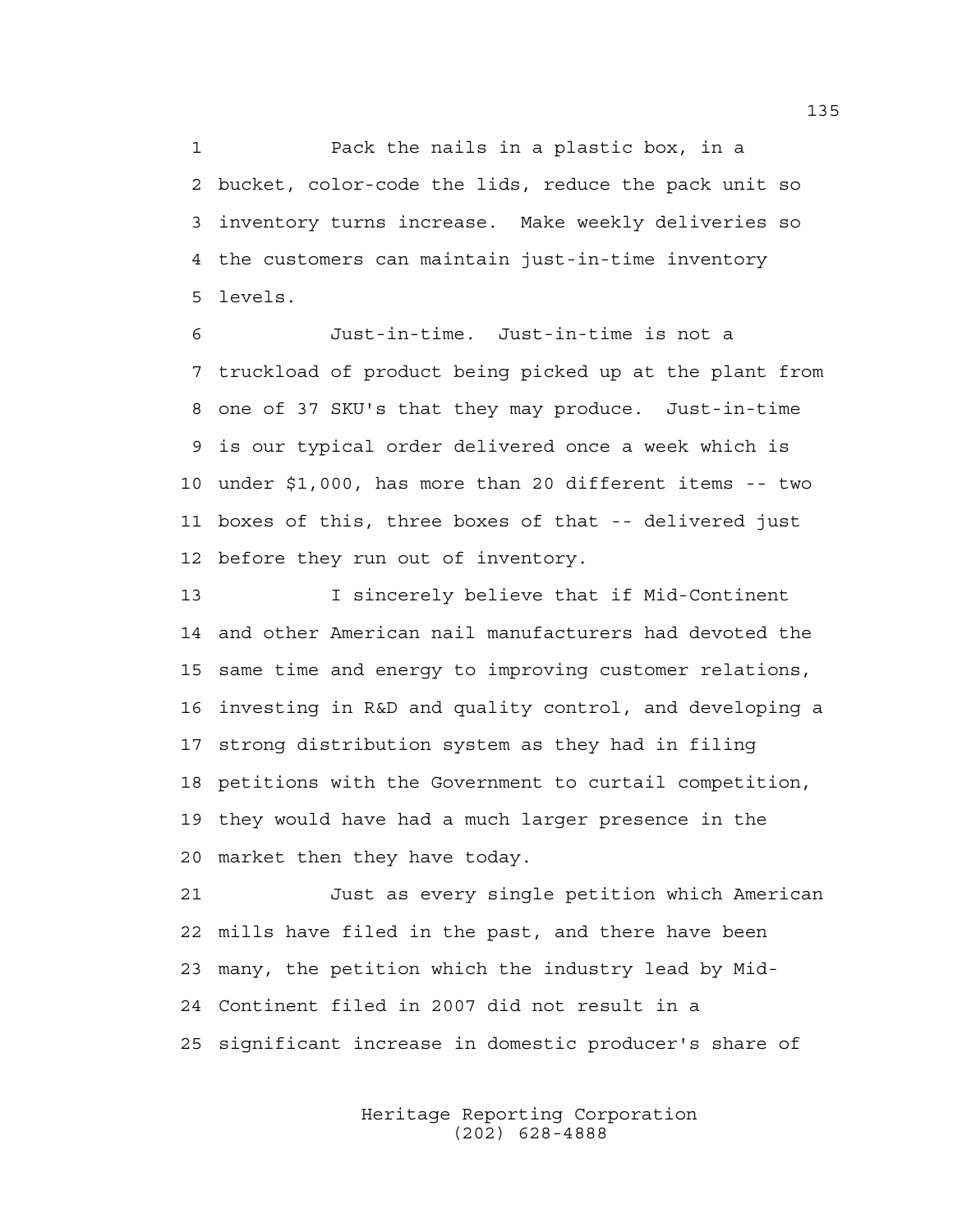Pack the nails in a plastic box, in a bucket, color-code the lids, reduce the pack unit so inventory turns increase. Make weekly deliveries so the customers can maintain just-in-time inventory levels.

Just-in-time. Just-in-time is not a truckload of product being picked up at the plant from one of 37 SKU's that they may produce. Just-in-time is our typical order delivered once a week which is under $1,000, has more than 20 different items -- two boxes of this, three boxes of that -- delivered just before they run out of inventory.

I sincerely believe that if Mid-Continent and other American nail manufacturers had devoted the same time and energy to improving customer relations, investing in R&D and quality control, and developing a strong distribution system as they had in filing petitions with the Government to curtail competition, they would have had a much larger presence in the market then they have today.

Just as every single petition which American mills have filed in the past, and there have been many, the petition which the industry lead by Mid-Continent filed in 2007 did not result in a significant increase in domestic producer's share of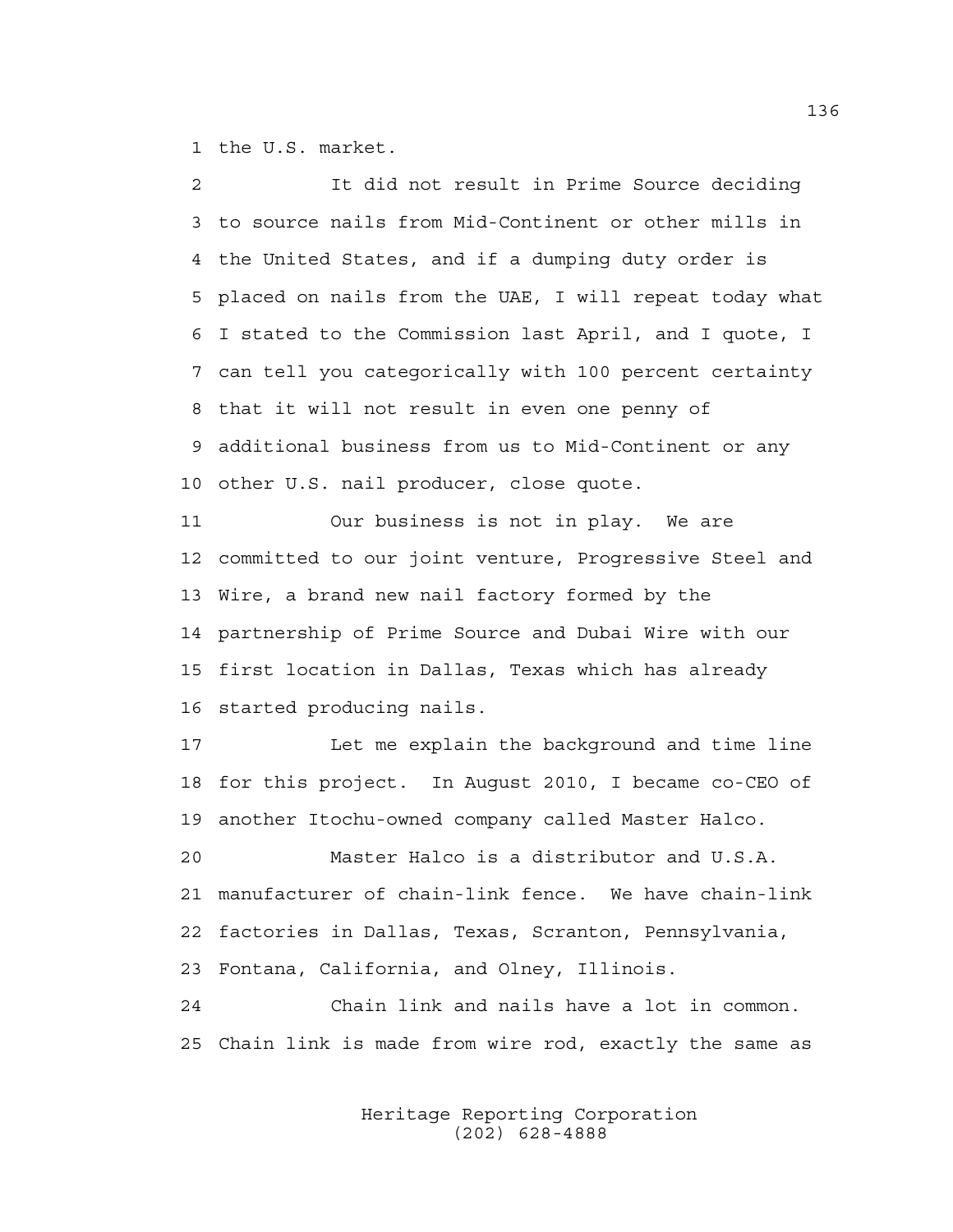the U.S. market.

It did not result in Prime Source deciding to source nails from Mid-Continent or other mills in the United States, and if a dumping duty order is placed on nails from the UAE, I will repeat today what I stated to the Commission last April, and I quote, I can tell you categorically with 100 percent certainty that it will not result in even one penny of additional business from us to Mid-Continent or any other U.S. nail producer, close quote.

Our business is not in play. We are committed to our joint venture, Progressive Steel and Wire, a brand new nail factory formed by the partnership of Prime Source and Dubai Wire with our first location in Dallas, Texas which has already started producing nails.

Let me explain the background and time line for this project. In August 2010, I became co-CEO of another Itochu-owned company called Master Halco.

Master Halco is a distributor and U.S.A. manufacturer of chain-link fence. We have chain-link factories in Dallas, Texas, Scranton, Pennsylvania, Fontana, California, and Olney, Illinois.

Chain link and nails have a lot in common. Chain link is made from wire rod, exactly the same as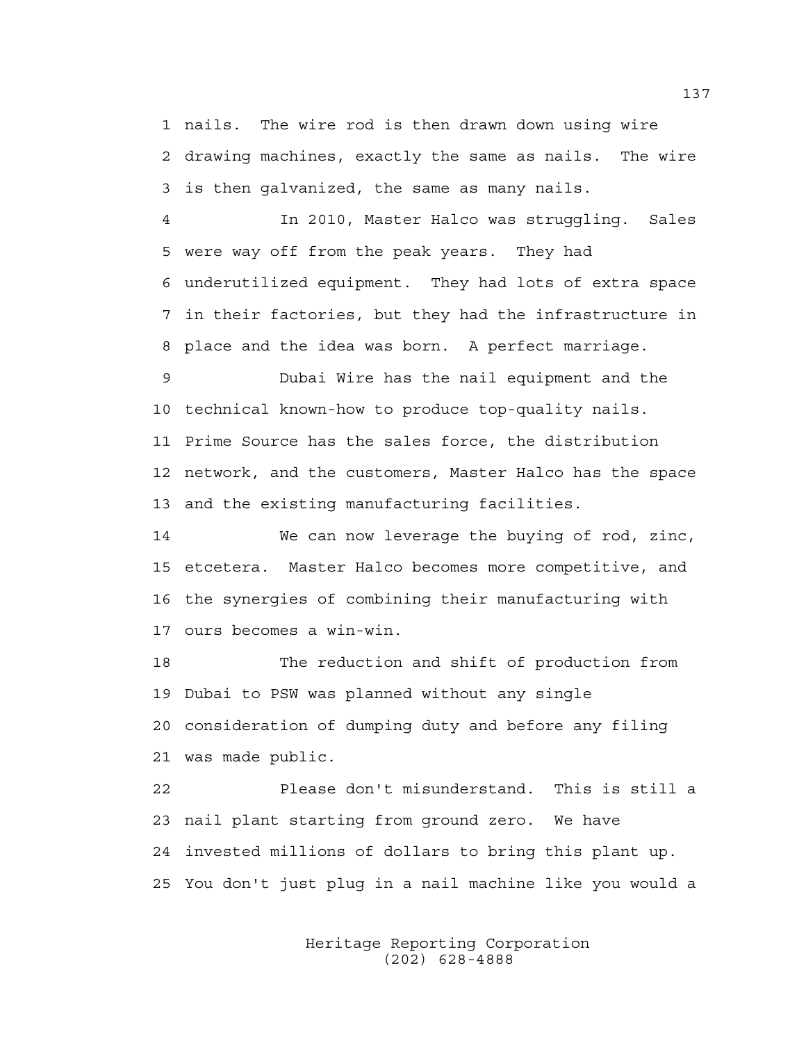nails. The wire rod is then drawn down using wire drawing machines, exactly the same as nails. The wire is then galvanized, the same as many nails.

In 2010, Master Halco was struggling. Sales were way off from the peak years. They had underutilized equipment. They had lots of extra space in their factories, but they had the infrastructure in place and the idea was born. A perfect marriage.

Dubai Wire has the nail equipment and the technical known-how to produce top-quality nails. Prime Source has the sales force, the distribution network, and the customers, Master Halco has the space and the existing manufacturing facilities.

We can now leverage the buying of rod, zinc, etcetera. Master Halco becomes more competitive, and the synergies of combining their manufacturing with ours becomes a win-win.

The reduction and shift of production from Dubai to PSW was planned without any single consideration of dumping duty and before any filing was made public.

Please don't misunderstand. This is still a nail plant starting from ground zero. We have invested millions of dollars to bring this plant up. You don't just plug in a nail machine like you would a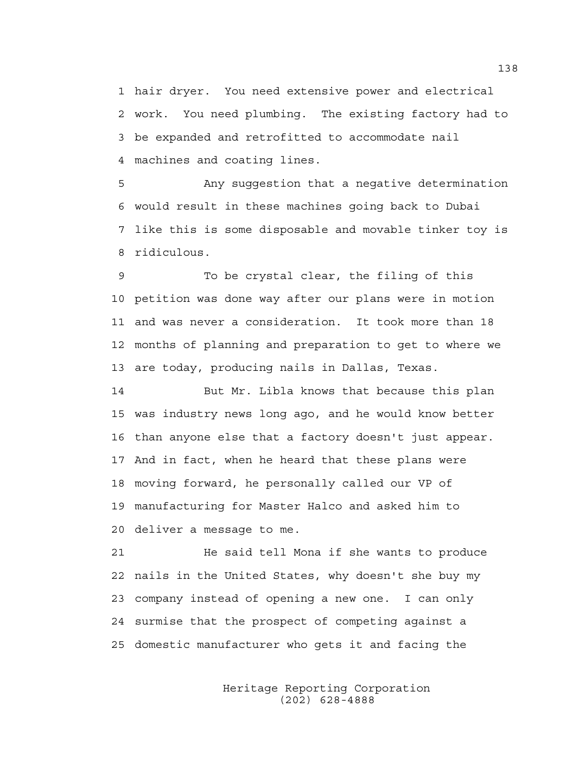hair dryer. You need extensive power and electrical work. You need plumbing. The existing factory had to be expanded and retrofitted to accommodate nail machines and coating lines.

Any suggestion that a negative determination would result in these machines going back to Dubai like this is some disposable and movable tinker toy is ridiculous.

To be crystal clear, the filing of this petition was done way after our plans were in motion and was never a consideration. It took more than 18 months of planning and preparation to get to where we are today, producing nails in Dallas, Texas.

But Mr. Libla knows that because this plan was industry news long ago, and he would know better than anyone else that a factory doesn't just appear. And in fact, when he heard that these plans were moving forward, he personally called our VP of manufacturing for Master Halco and asked him to deliver a message to me.

He said tell Mona if she wants to produce nails in the United States, why doesn't she buy my company instead of opening a new one. I can only surmise that the prospect of competing against a domestic manufacturer who gets it and facing the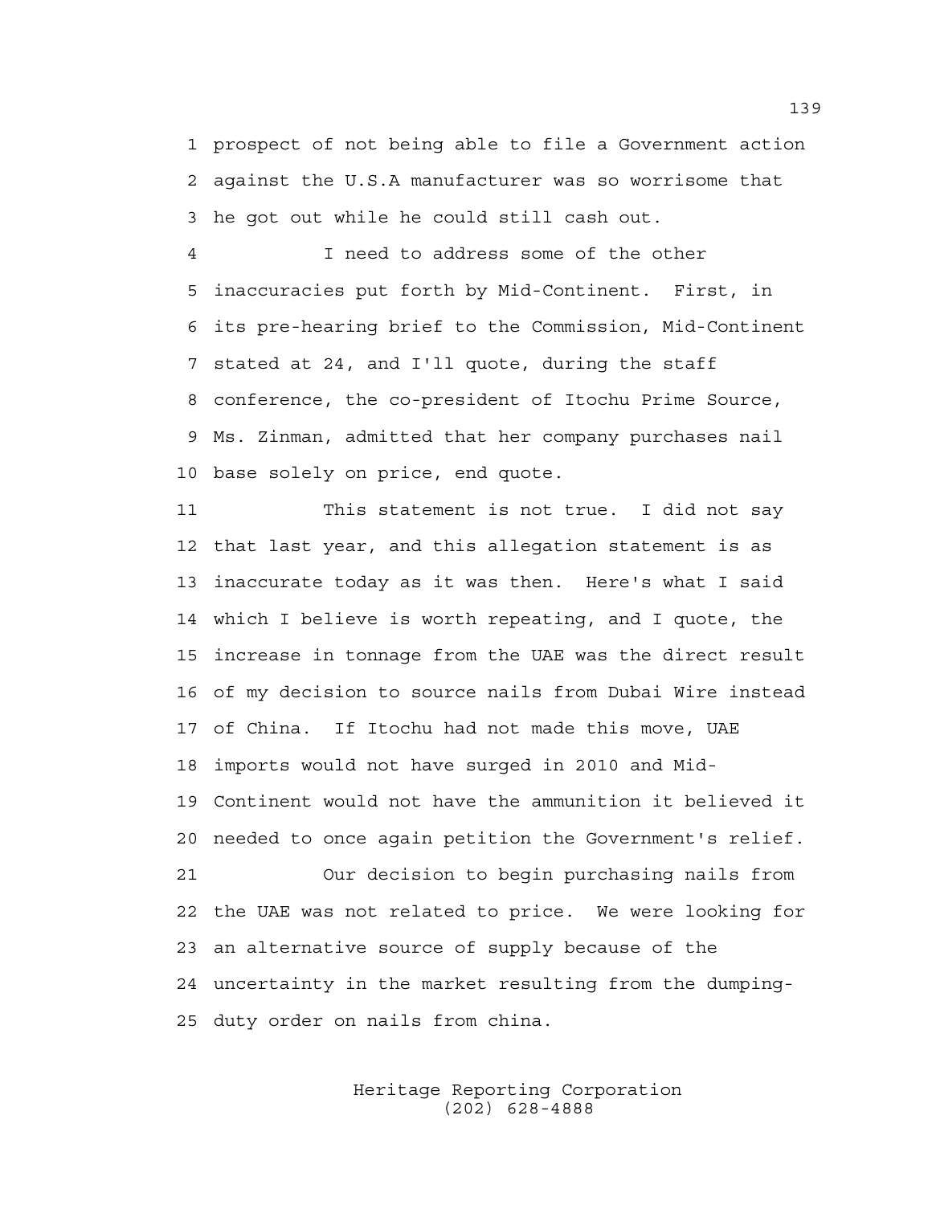prospect of not being able to file a Government action against the U.S.A manufacturer was so worrisome that he got out while he could still cash out.

I need to address some of the other inaccuracies put forth by Mid-Continent. First, in its pre-hearing brief to the Commission, Mid-Continent stated at 24, and I'll quote, during the staff conference, the co-president of Itochu Prime Source, Ms. Zinman, admitted that her company purchases nail base solely on price, end quote.

This statement is not true. I did not say that last year, and this allegation statement is as inaccurate today as it was then. Here's what I said which I believe is worth repeating, and I quote, the increase in tonnage from the UAE was the direct result of my decision to source nails from Dubai Wire instead of China. If Itochu had not made this move, UAE imports would not have surged in 2010 and Mid-Continent would not have the ammunition it believed it needed to once again petition the Government's relief.

Our decision to begin purchasing nails from the UAE was not related to price. We were looking for an alternative source of supply because of the uncertainty in the market resulting from the dumping-duty order on nails from china.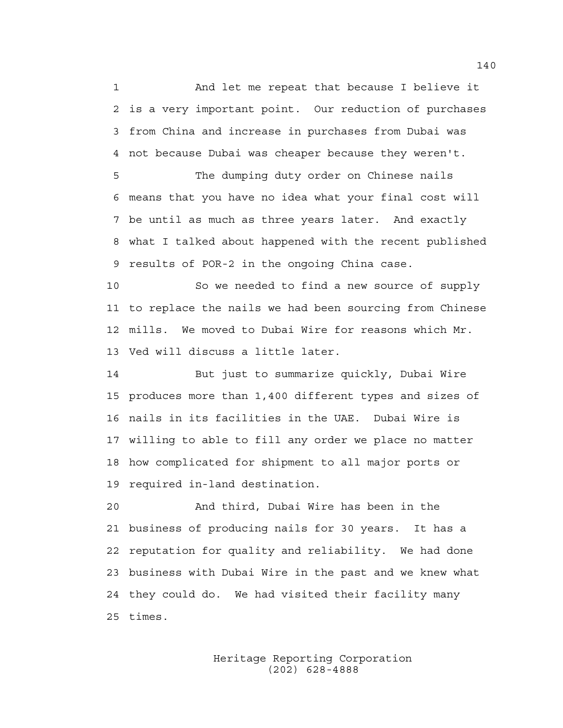And let me repeat that because I believe it is a very important point. Our reduction of purchases from China and increase in purchases from Dubai was not because Dubai was cheaper because they weren't.

The dumping duty order on Chinese nails means that you have no idea what your final cost will be until as much as three years later. And exactly what I talked about happened with the recent published results of POR-2 in the ongoing China case.

So we needed to find a new source of supply to replace the nails we had been sourcing from Chinese mills. We moved to Dubai Wire for reasons which Mr. Ved will discuss a little later.

But just to summarize quickly, Dubai Wire produces more than 1,400 different types and sizes of nails in its facilities in the UAE. Dubai Wire is willing to able to fill any order we place no matter how complicated for shipment to all major ports or required in-land destination.

And third, Dubai Wire has been in the business of producing nails for 30 years. It has a reputation for quality and reliability. We had done business with Dubai Wire in the past and we knew what they could do. We had visited their facility many times.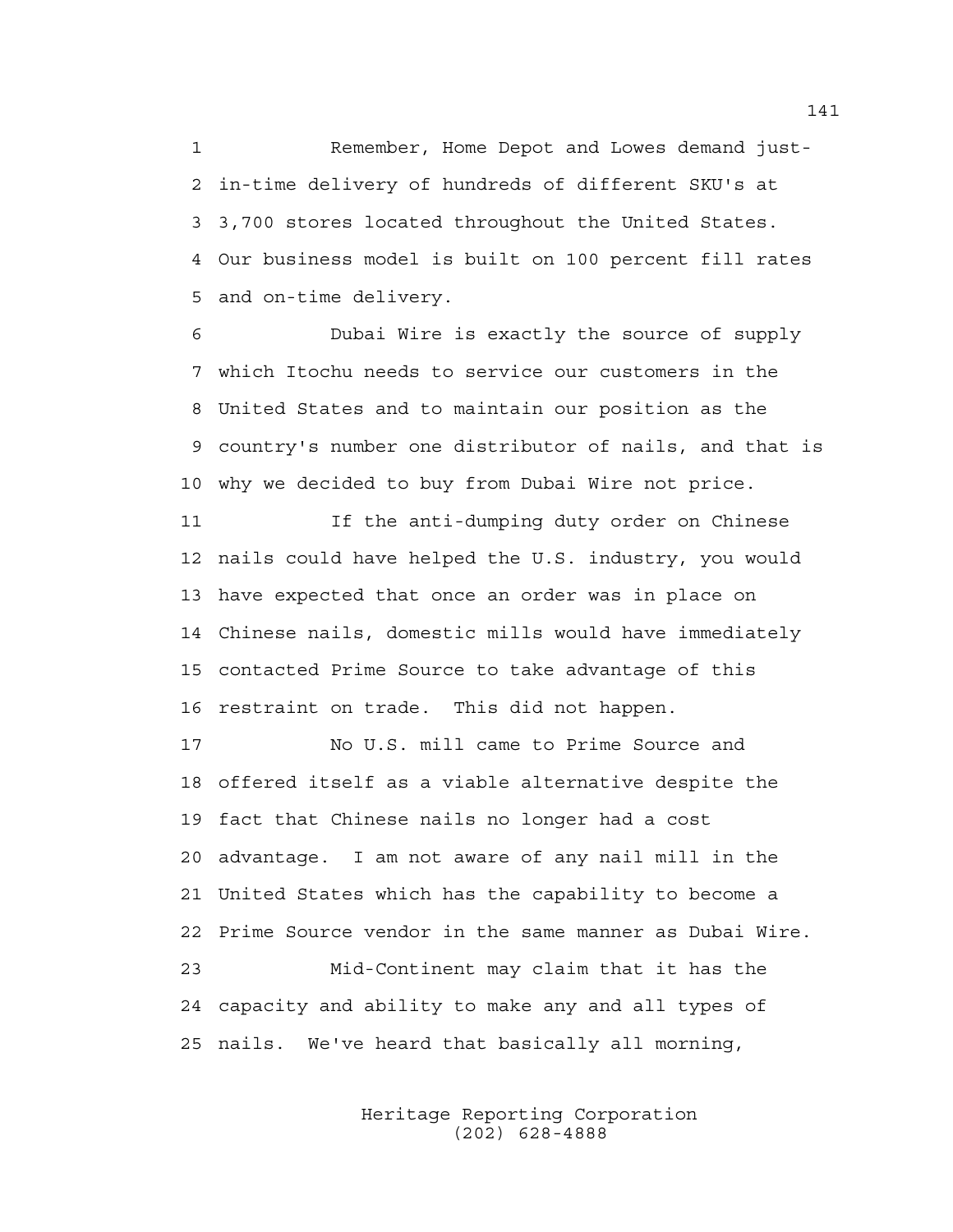Remember, Home Depot and Lowes demand just-in-time delivery of hundreds of different SKU's at 3,700 stores located throughout the United States. Our business model is built on 100 percent fill rates and on-time delivery.

Dubai Wire is exactly the source of supply which Itochu needs to service our customers in the United States and to maintain our position as the country's number one distributor of nails, and that is why we decided to buy from Dubai Wire not price.

If the anti-dumping duty order on Chinese nails could have helped the U.S. industry, you would have expected that once an order was in place on Chinese nails, domestic mills would have immediately contacted Prime Source to take advantage of this restraint on trade. This did not happen.

No U.S. mill came to Prime Source and offered itself as a viable alternative despite the fact that Chinese nails no longer had a cost advantage. I am not aware of any nail mill in the United States which has the capability to become a Prime Source vendor in the same manner as Dubai Wire.

Mid-Continent may claim that it has the capacity and ability to make any and all types of nails. We've heard that basically all morning,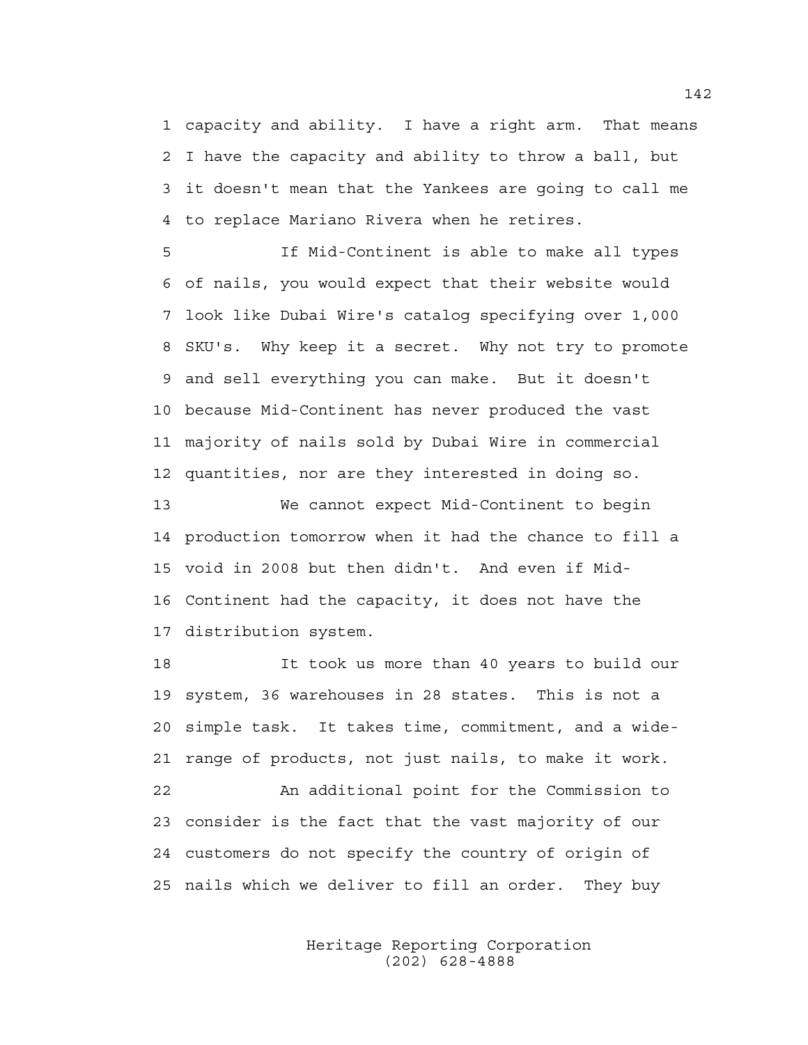capacity and ability. I have a right arm. That means I have the capacity and ability to throw a ball, but it doesn't mean that the Yankees are going to call me to replace Mariano Rivera when he retires.

If Mid-Continent is able to make all types of nails, you would expect that their website would look like Dubai Wire's catalog specifying over 1,000 SKU's. Why keep it a secret. Why not try to promote and sell everything you can make. But it doesn't because Mid-Continent has never produced the vast majority of nails sold by Dubai Wire in commercial quantities, nor are they interested in doing so.

We cannot expect Mid-Continent to begin production tomorrow when it had the chance to fill a void in 2008 but then didn't. And even if Mid-Continent had the capacity, it does not have the distribution system.

It took us more than 40 years to build our system, 36 warehouses in 28 states. This is not a simple task. It takes time, commitment, and a wide-range of products, not just nails, to make it work.

An additional point for the Commission to consider is the fact that the vast majority of our customers do not specify the country of origin of nails which we deliver to fill an order. They buy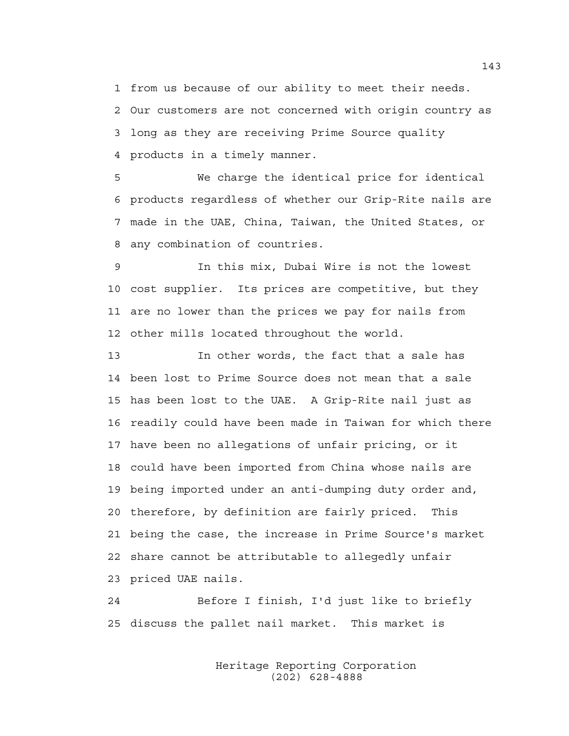from us because of our ability to meet their needs. Our customers are not concerned with origin country as long as they are receiving Prime Source quality products in a timely manner.

We charge the identical price for identical products regardless of whether our Grip-Rite nails are made in the UAE, China, Taiwan, the United States, or any combination of countries.

In this mix, Dubai Wire is not the lowest cost supplier. Its prices are competitive, but they are no lower than the prices we pay for nails from other mills located throughout the world.

In other words, the fact that a sale has been lost to Prime Source does not mean that a sale has been lost to the UAE. A Grip-Rite nail just as readily could have been made in Taiwan for which there have been no allegations of unfair pricing, or it could have been imported from China whose nails are being imported under an anti-dumping duty order and, therefore, by definition are fairly priced. This being the case, the increase in Prime Source's market share cannot be attributable to allegedly unfair priced UAE nails.

Before I finish, I'd just like to briefly discuss the pallet nail market. This market is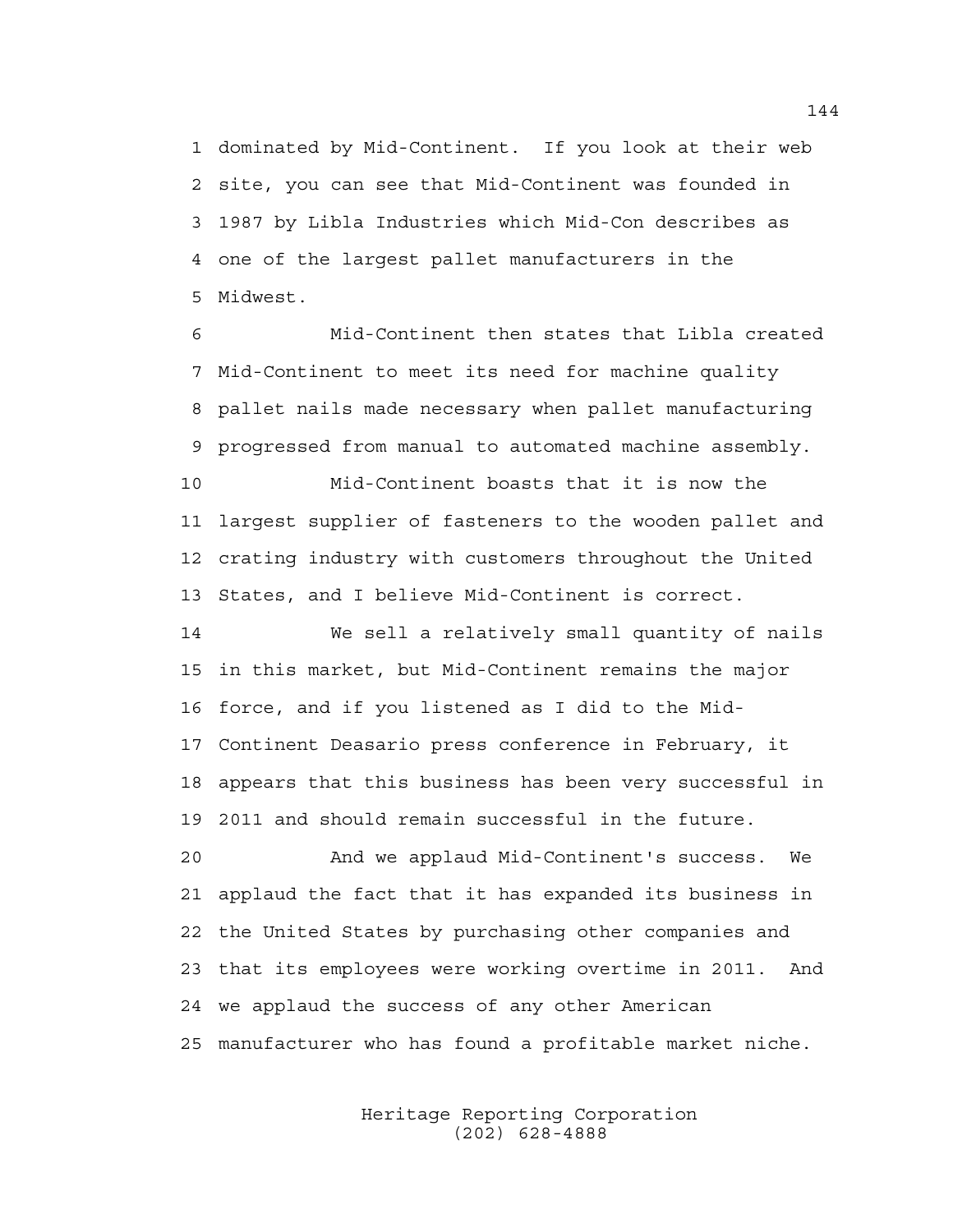dominated by Mid-Continent. If you look at their web site, you can see that Mid-Continent was founded in 1987 by Libla Industries which Mid-Con describes as one of the largest pallet manufacturers in the Midwest.

Mid-Continent then states that Libla created Mid-Continent to meet its need for machine quality pallet nails made necessary when pallet manufacturing progressed from manual to automated machine assembly.

Mid-Continent boasts that it is now the largest supplier of fasteners to the wooden pallet and crating industry with customers throughout the United States, and I believe Mid-Continent is correct.

We sell a relatively small quantity of nails in this market, but Mid-Continent remains the major force, and if you listened as I did to the Mid-Continent Deasario press conference in February, it appears that this business has been very successful in 2011 and should remain successful in the future.

And we applaud Mid-Continent's success. We applaud the fact that it has expanded its business in the United States by purchasing other companies and that its employees were working overtime in 2011. And we applaud the success of any other American manufacturer who has found a profitable market niche.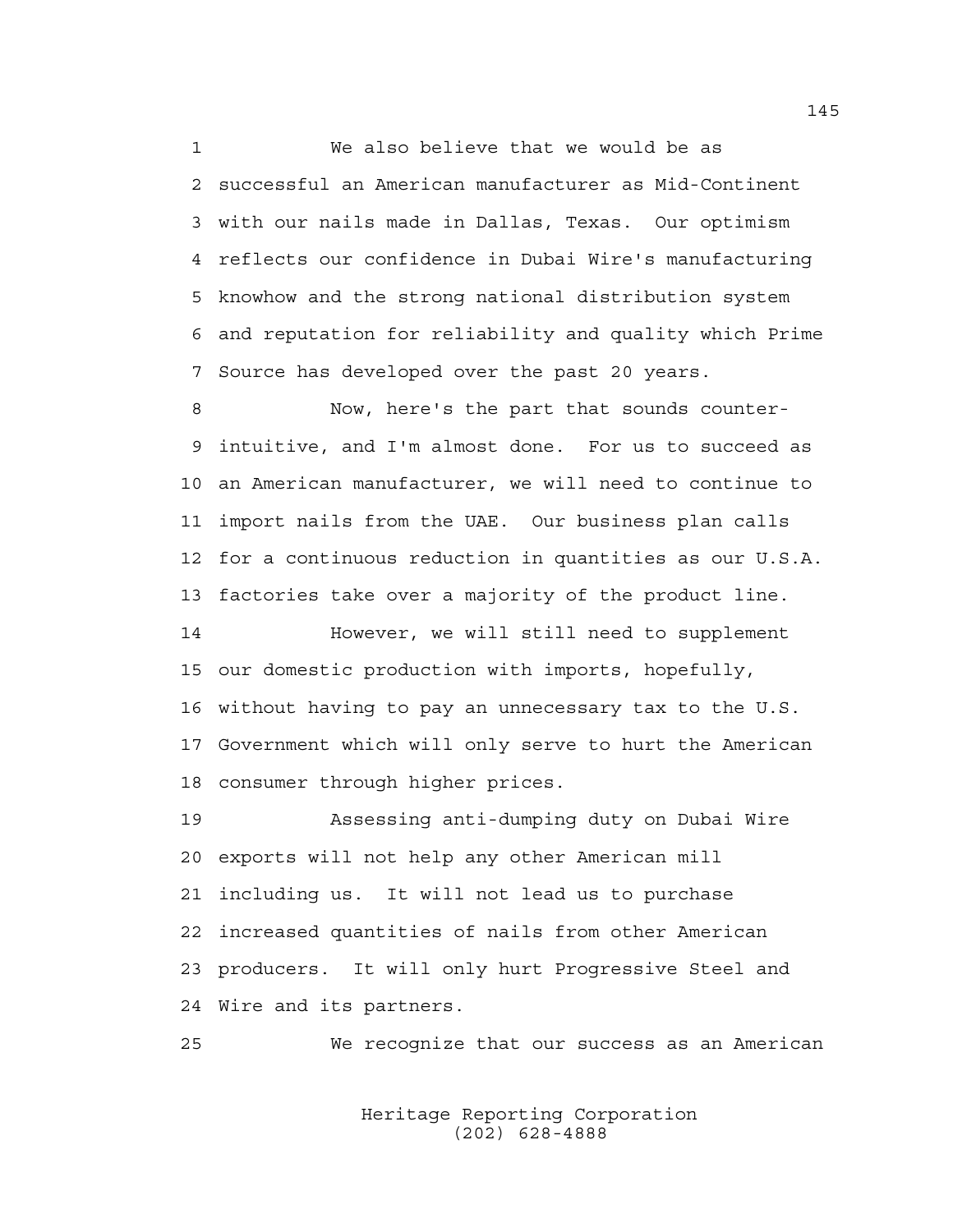We also believe that we would be as successful an American manufacturer as Mid-Continent with our nails made in Dallas, Texas. Our optimism reflects our confidence in Dubai Wire's manufacturing knowhow and the strong national distribution system and reputation for reliability and quality which Prime Source has developed over the past 20 years.

Now, here's the part that sounds counter-intuitive, and I'm almost done. For us to succeed as an American manufacturer, we will need to continue to import nails from the UAE. Our business plan calls for a continuous reduction in quantities as our U.S.A. factories take over a majority of the product line.

However, we will still need to supplement our domestic production with imports, hopefully, without having to pay an unnecessary tax to the U.S. Government which will only serve to hurt the American consumer through higher prices.

Assessing anti-dumping duty on Dubai Wire exports will not help any other American mill including us. It will not lead us to purchase increased quantities of nails from other American producers. It will only hurt Progressive Steel and Wire and its partners.

We recognize that our success as an American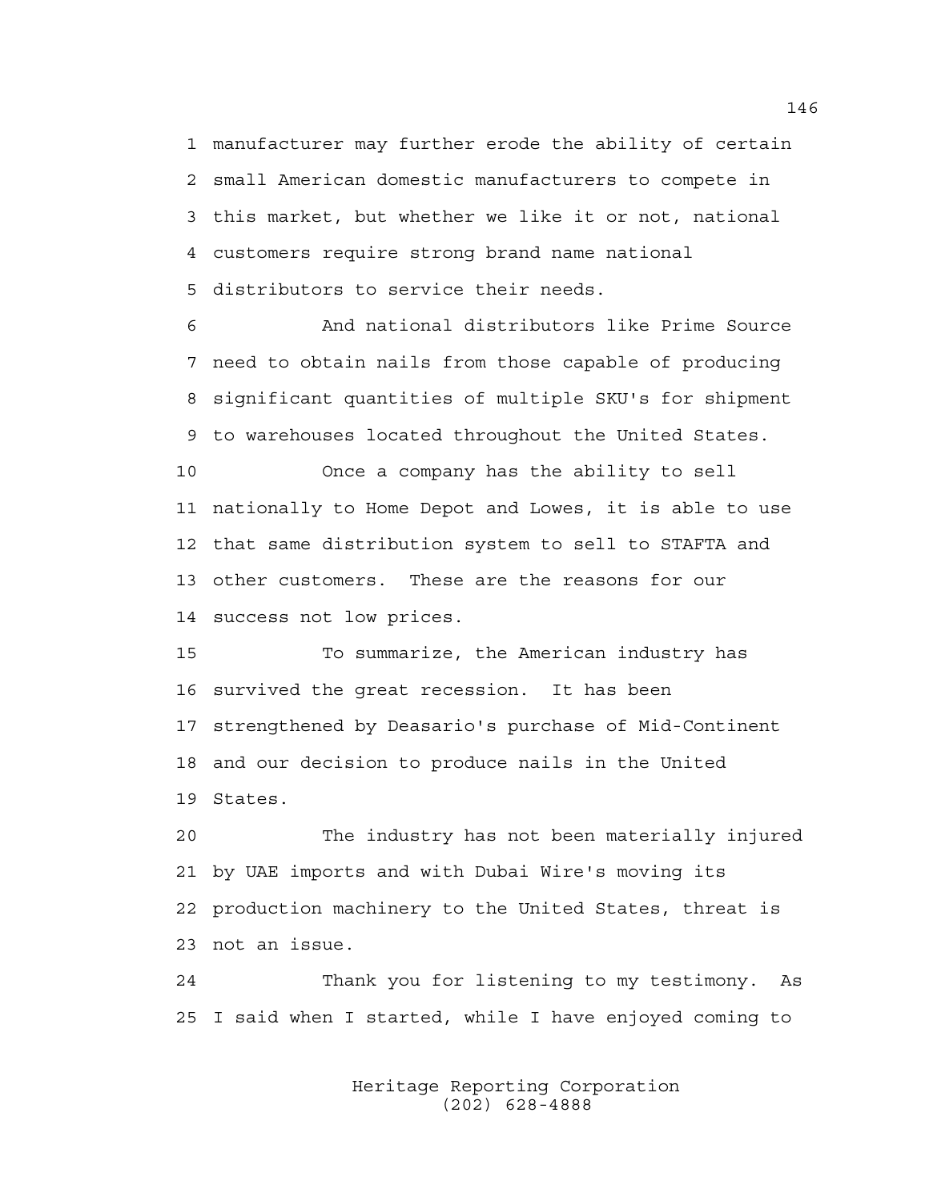1 manufacturer may further erode the ability of certain
2 small American domestic manufacturers to compete in
3 this market, but whether we like it or not, national
4 customers require strong brand name national
5 distributors to service their needs.

6 And national distributors like Prime Source
7 need to obtain nails from those capable of producing
8 significant quantities of multiple SKU's for shipment
9 to warehouses located throughout the United States.

10 Once a company has the ability to sell
11 nationally to Home Depot and Lowes, it is able to use
12 that same distribution system to sell to STAFTA and
13 other customers. These are the reasons for our
14 success not low prices.

15 To summarize, the American industry has
16 survived the great recession. It has been
17 strengthened by Deasario's purchase of Mid-Continent
18 and our decision to produce nails in the United
19 States.

20 The industry has not been materially injured
21 by UAE imports and with Dubai Wire's moving its
22 production machinery to the United States, threat is
23 not an issue.

24 Thank you for listening to my testimony. As
25 I said when I started, while I have enjoyed coming to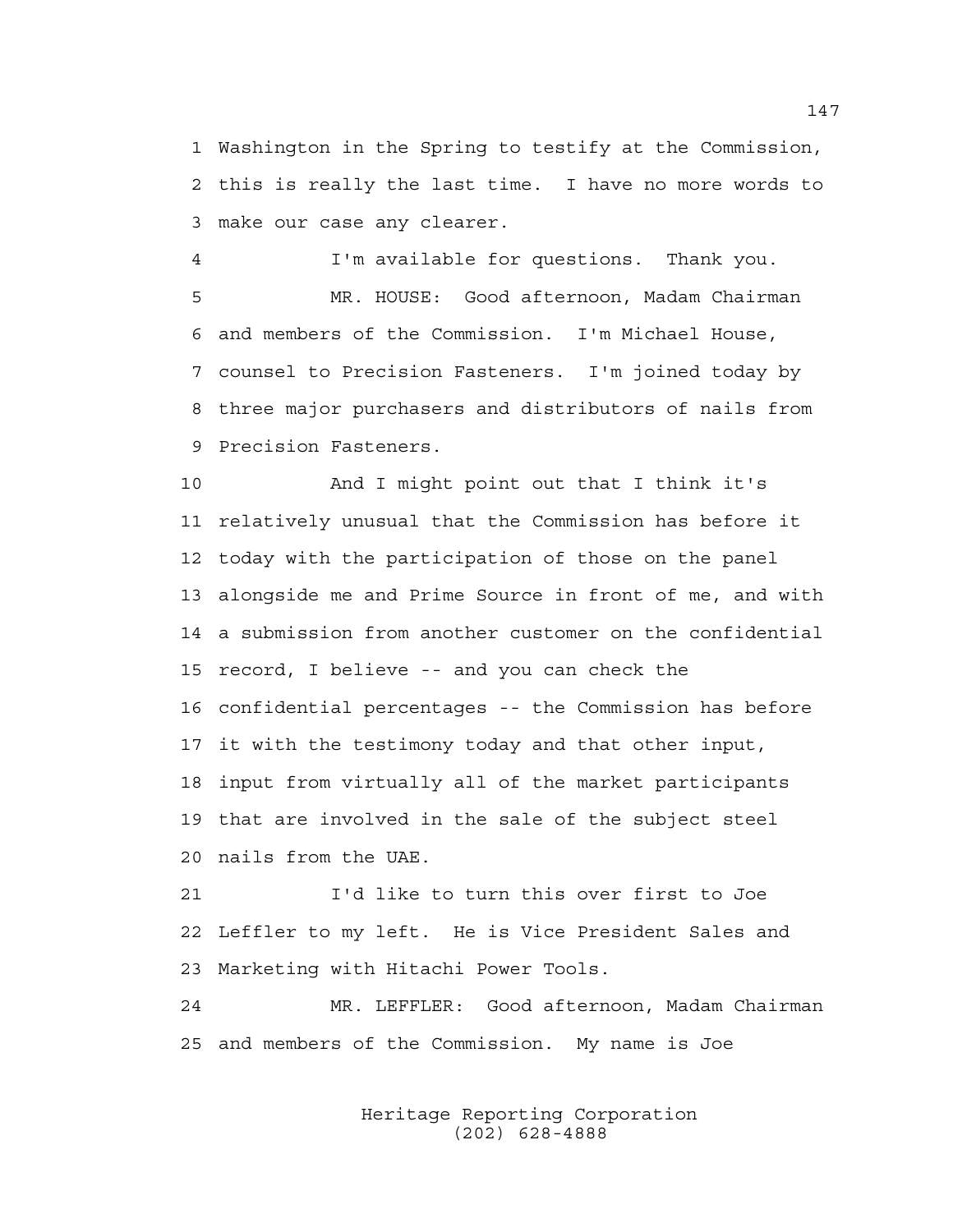1 Washington in the Spring to testify at the Commission,
2 this is really the last time. I have no more words to
3 make our case any clearer.

4 I'm available for questions. Thank you.

5 MR. HOUSE: Good afternoon, Madam Chairman
6 and members of the Commission. I'm Michael House,
7 counsel to Precision Fasteners. I'm joined today by
8 three major purchasers and distributors of nails from
9 Precision Fasteners.

10 And I might point out that I think it's
11 relatively unusual that the Commission has before it
12 today with the participation of those on the panel
13 alongside me and Prime Source in front of me, and with
14 a submission from another customer on the confidential
15 record, I believe -- and you can check the
16 confidential percentages -- the Commission has before
17 it with the testimony today and that other input,
18 input from virtually all of the market participants
19 that are involved in the sale of the subject steel
20 nails from the UAE.

21 I'd like to turn this over first to Joe
22 Leffler to my left. He is Vice President Sales and
23 Marketing with Hitachi Power Tools.

24 MR. LEFFLER: Good afternoon, Madam Chairman
25 and members of the Commission. My name is Joe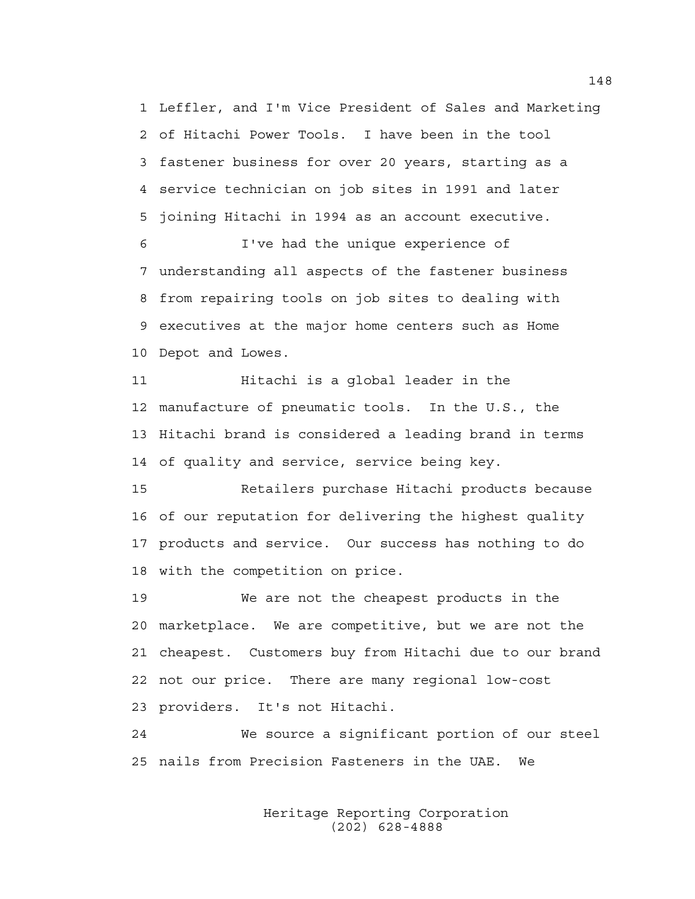Leffler, and I'm Vice President of Sales and Marketing of Hitachi Power Tools. I have been in the tool fastener business for over 20 years, starting as a service technician on job sites in 1991 and later joining Hitachi in 1994 as an account executive.

I've had the unique experience of understanding all aspects of the fastener business from repairing tools on job sites to dealing with executives at the major home centers such as Home Depot and Lowes.

Hitachi is a global leader in the manufacture of pneumatic tools. In the U.S., the Hitachi brand is considered a leading brand in terms of quality and service, service being key.

Retailers purchase Hitachi products because of our reputation for delivering the highest quality products and service. Our success has nothing to do with the competition on price.

We are not the cheapest products in the marketplace. We are competitive, but we are not the cheapest. Customers buy from Hitachi due to our brand not our price. There are many regional low-cost providers. It's not Hitachi.

We source a significant portion of our steel nails from Precision Fasteners in the UAE. We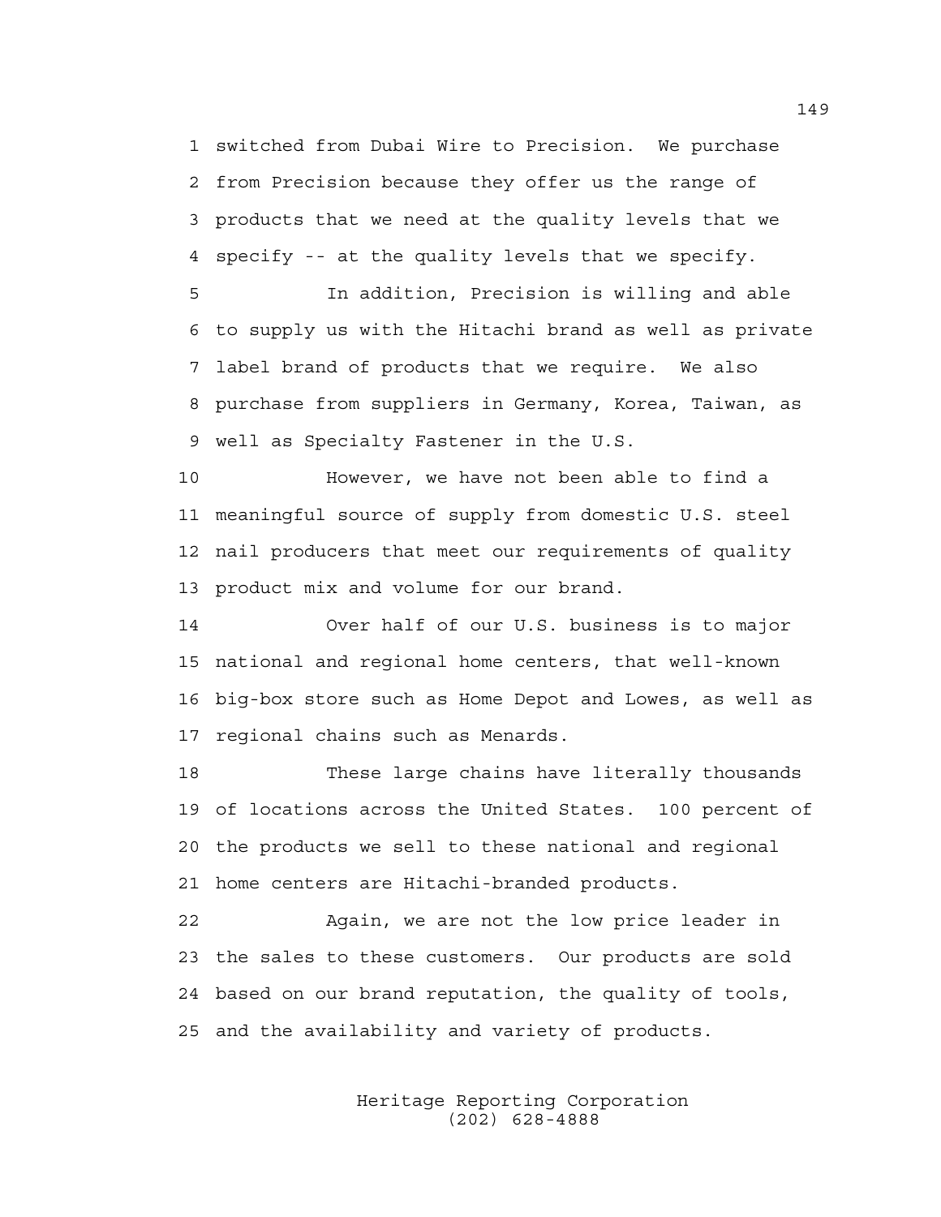switched from Dubai Wire to Precision. We purchase from Precision because they offer us the range of products that we need at the quality levels that we specify -- at the quality levels that we specify.

In addition, Precision is willing and able to supply us with the Hitachi brand as well as private label brand of products that we require. We also purchase from suppliers in Germany, Korea, Taiwan, as well as Specialty Fastener in the U.S.

However, we have not been able to find a meaningful source of supply from domestic U.S. steel nail producers that meet our requirements of quality product mix and volume for our brand.

Over half of our U.S. business is to major national and regional home centers, that well-known big-box store such as Home Depot and Lowes, as well as regional chains such as Menards.

These large chains have literally thousands of locations across the United States. 100 percent of the products we sell to these national and regional home centers are Hitachi-branded products.

Again, we are not the low price leader in the sales to these customers. Our products are sold based on our brand reputation, the quality of tools, and the availability and variety of products.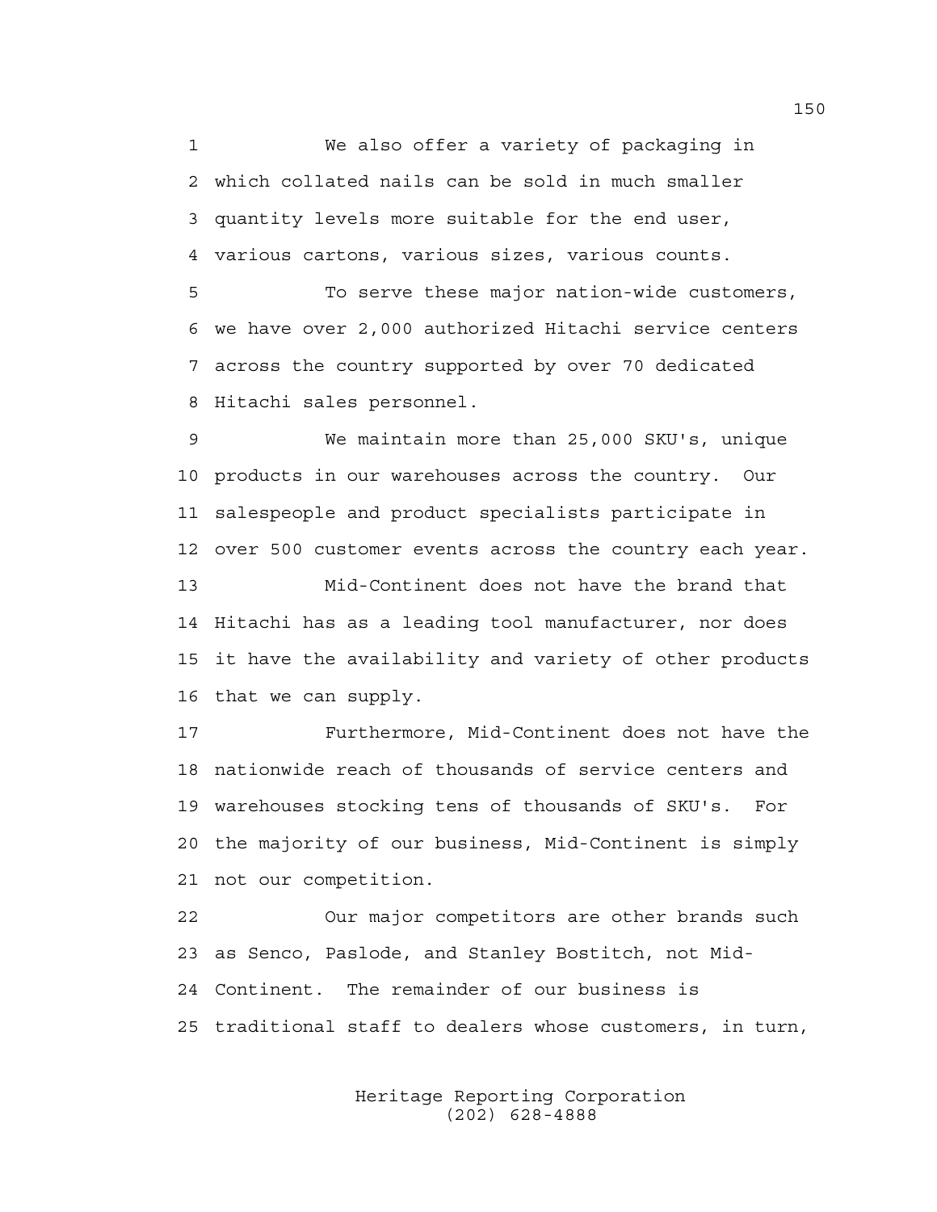We also offer a variety of packaging in which collated nails can be sold in much smaller quantity levels more suitable for the end user, various cartons, various sizes, various counts.

To serve these major nation-wide customers, we have over 2,000 authorized Hitachi service centers across the country supported by over 70 dedicated Hitachi sales personnel.

We maintain more than 25,000 SKU's, unique products in our warehouses across the country. Our salespeople and product specialists participate in over 500 customer events across the country each year.

Mid-Continent does not have the brand that Hitachi has as a leading tool manufacturer, nor does it have the availability and variety of other products that we can supply.

Furthermore, Mid-Continent does not have the nationwide reach of thousands of service centers and warehouses stocking tens of thousands of SKU's. For the majority of our business, Mid-Continent is simply not our competition.

Our major competitors are other brands such as Senco, Paslode, and Stanley Bostitch, not Mid-Continent. The remainder of our business is traditional staff to dealers whose customers, in turn,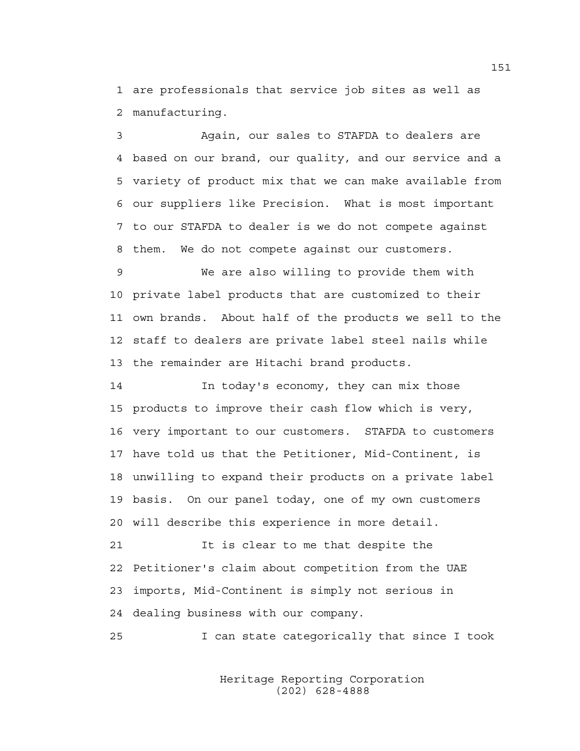1 are professionals that service job sites as well as
2 manufacturing.

3 Again, our sales to STAFDA to dealers are
4 based on our brand, our quality, and our service and a
5 variety of product mix that we can make available from
6 our suppliers like Precision. What is most important
7 to our STAFDA to dealer is we do not compete against
8 them. We do not compete against our customers.

9 We are also willing to provide them with
10 private label products that are customized to their
11 own brands. About half of the products we sell to the
12 staff to dealers are private label steel nails while
13 the remainder are Hitachi brand products.

14 In today's economy, they can mix those
15 products to improve their cash flow which is very,
16 very important to our customers. STAFDA to customers
17 have told us that the Petitioner, Mid-Continent, is
18 unwilling to expand their products on a private label
19 basis. On our panel today, one of my own customers
20 will describe this experience in more detail.

21 It is clear to me that despite the
22 Petitioner's claim about competition from the UAE
23 imports, Mid-Continent is simply not serious in
24 dealing business with our company.

25 I can state categorically that since I took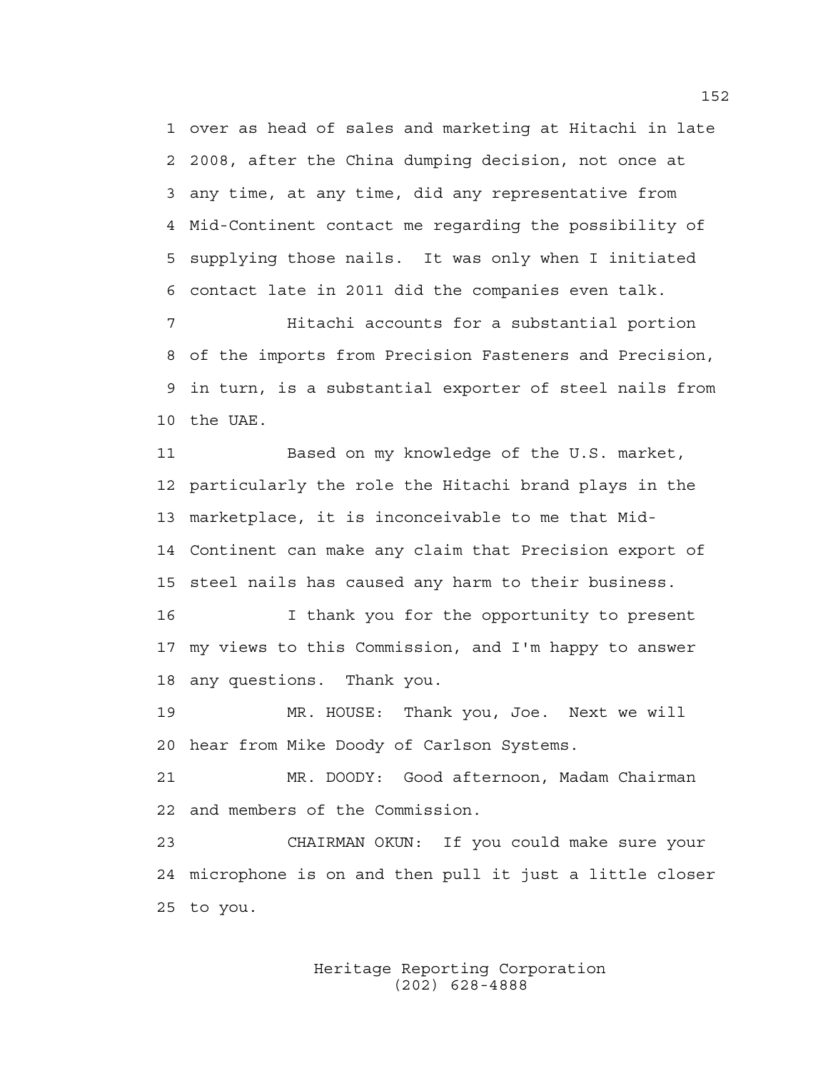1 over as head of sales and marketing at Hitachi in late
2 2008, after the China dumping decision, not once at
3 any time, at any time, did any representative from
4 Mid-Continent contact me regarding the possibility of
5 supplying those nails. It was only when I initiated
6 contact late in 2011 did the companies even talk.

7 Hitachi accounts for a substantial portion
8 of the imports from Precision Fasteners and Precision,
9 in turn, is a substantial exporter of steel nails from
10 the UAE.

11 Based on my knowledge of the U.S. market,
12 particularly the role the Hitachi brand plays in the
13 marketplace, it is inconceivable to me that Mid-
14 Continent can make any claim that Precision export of
15 steel nails has caused any harm to their business.

16 I thank you for the opportunity to present
17 my views to this Commission, and I'm happy to answer
18 any questions. Thank you.

19 MR. HOUSE: Thank you, Joe. Next we will
20 hear from Mike Doody of Carlson Systems.

21 MR. DOODY: Good afternoon, Madam Chairman
22 and members of the Commission.

23 CHAIRMAN OKUN: If you could make sure your
24 microphone is on and then pull it just a little closer
25 to you.

Heritage Reporting Corporation
(202) 628-4888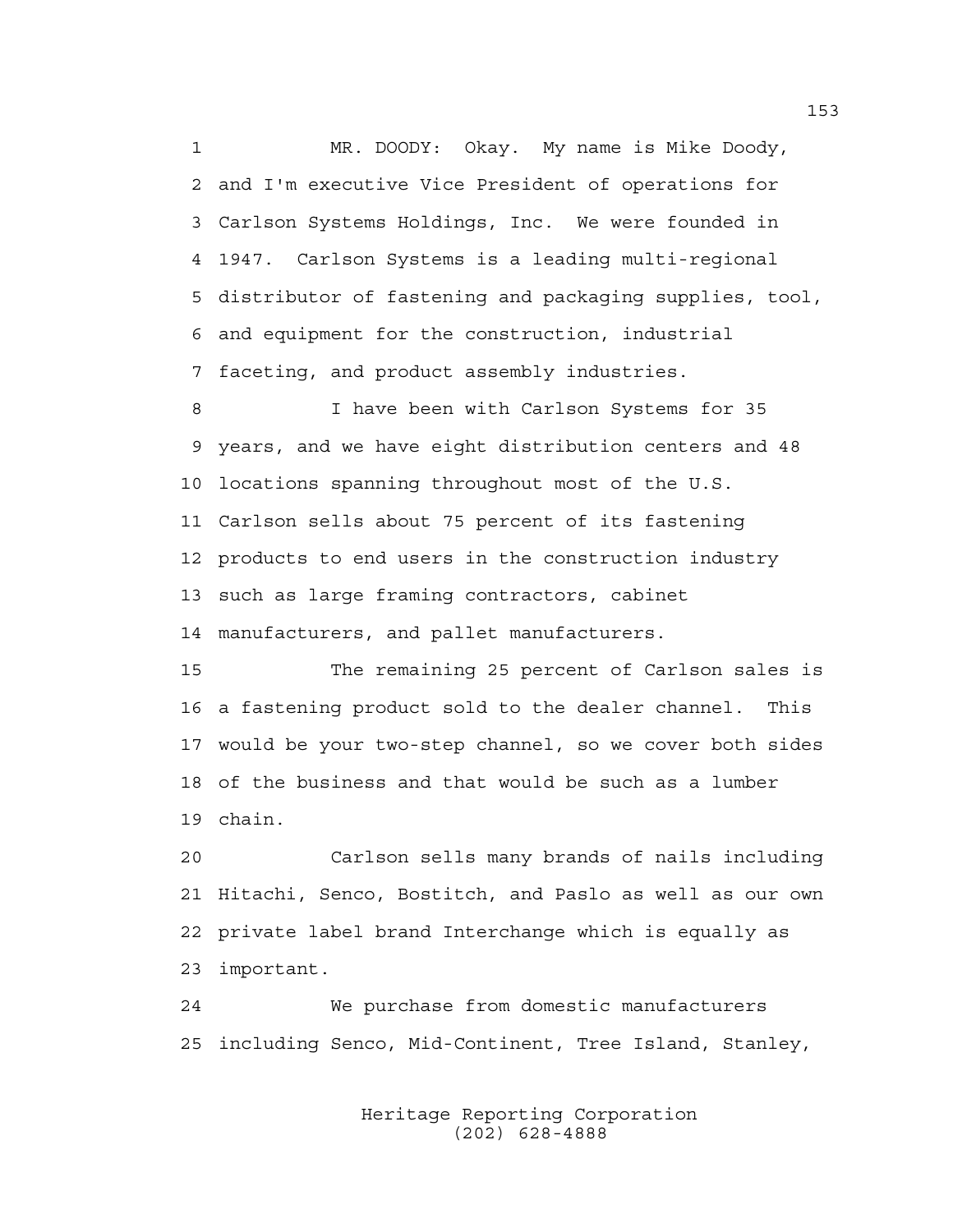MR. DOODY: Okay. My name is Mike Doody, and I'm executive Vice President of operations for Carlson Systems Holdings, Inc. We were founded in 1947. Carlson Systems is a leading multi-regional distributor of fastening and packaging supplies, tool, and equipment for the construction, industrial faceting, and product assembly industries.

I have been with Carlson Systems for 35 years, and we have eight distribution centers and 48 locations spanning throughout most of the U.S. Carlson sells about 75 percent of its fastening products to end users in the construction industry such as large framing contractors, cabinet manufacturers, and pallet manufacturers.

The remaining 25 percent of Carlson sales is a fastening product sold to the dealer channel. This would be your two-step channel, so we cover both sides of the business and that would be such as a lumber chain.

Carlson sells many brands of nails including Hitachi, Senco, Bostitch, and Paslo as well as our own private label brand Interchange which is equally as important.

We purchase from domestic manufacturers including Senco, Mid-Continent, Tree Island, Stanley,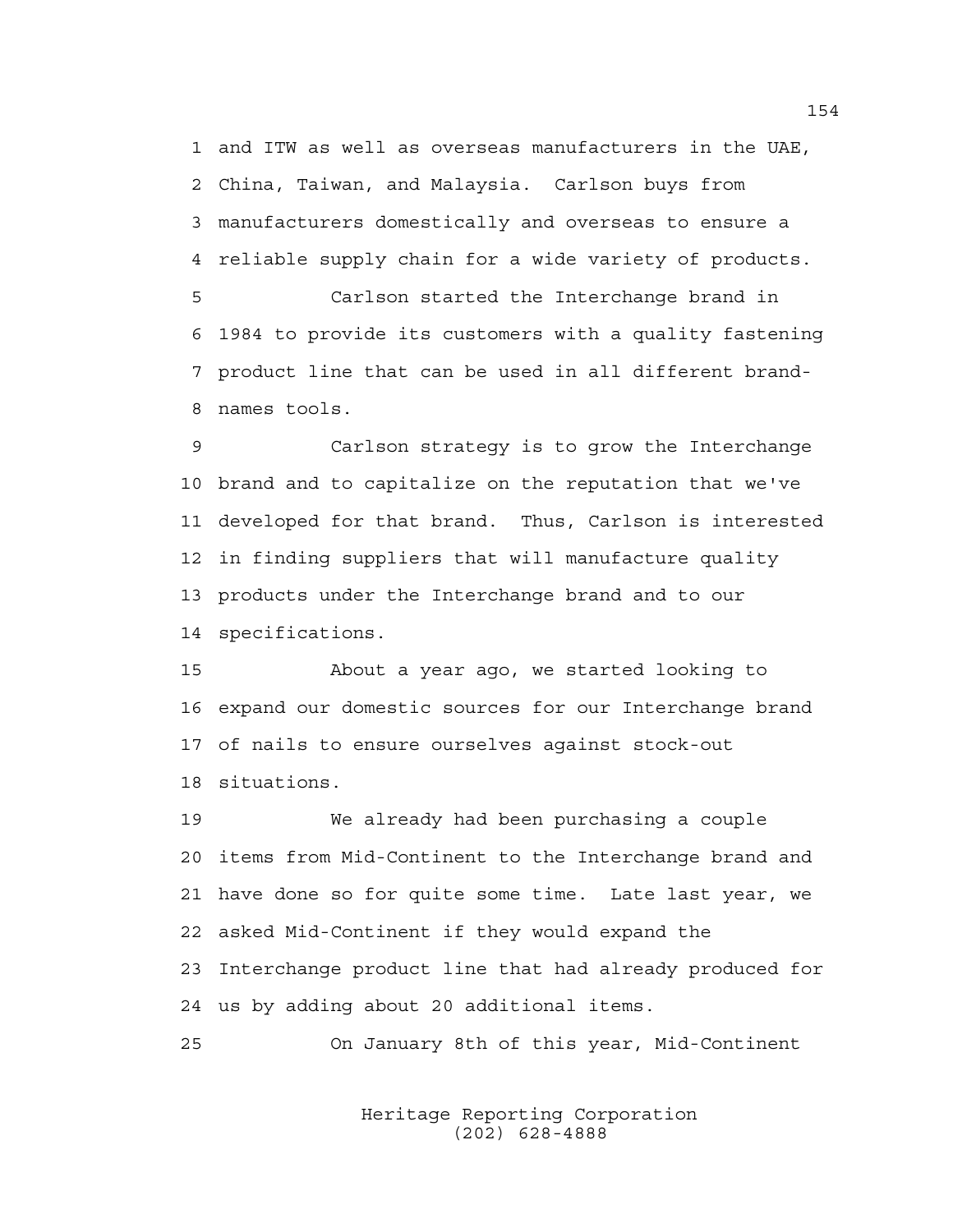and ITW as well as overseas manufacturers in the UAE, China, Taiwan, and Malaysia. Carlson buys from manufacturers domestically and overseas to ensure a reliable supply chain for a wide variety of products.

Carlson started the Interchange brand in 1984 to provide its customers with a quality fastening product line that can be used in all different brand-names tools.

Carlson strategy is to grow the Interchange brand and to capitalize on the reputation that we've developed for that brand. Thus, Carlson is interested in finding suppliers that will manufacture quality products under the Interchange brand and to our specifications.

About a year ago, we started looking to expand our domestic sources for our Interchange brand of nails to ensure ourselves against stock-out situations.

We already had been purchasing a couple items from Mid-Continent to the Interchange brand and have done so for quite some time. Late last year, we asked Mid-Continent if they would expand the Interchange product line that had already produced for us by adding about 20 additional items.

On January 8th of this year, Mid-Continent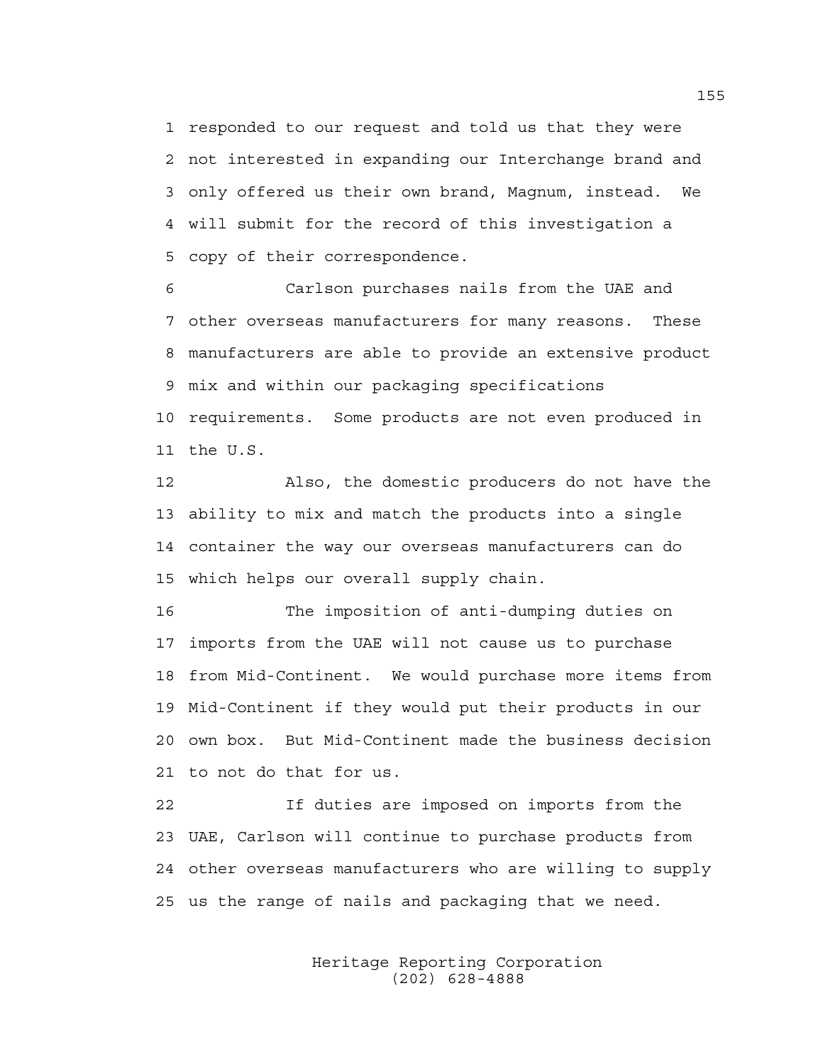responded to our request and told us that they were not interested in expanding our Interchange brand and only offered us their own brand, Magnum, instead. We will submit for the record of this investigation a copy of their correspondence.

Carlson purchases nails from the UAE and other overseas manufacturers for many reasons. These manufacturers are able to provide an extensive product mix and within our packaging specifications requirements. Some products are not even produced in the U.S.

Also, the domestic producers do not have the ability to mix and match the products into a single container the way our overseas manufacturers can do which helps our overall supply chain.

The imposition of anti-dumping duties on imports from the UAE will not cause us to purchase from Mid-Continent. We would purchase more items from Mid-Continent if they would put their products in our own box. But Mid-Continent made the business decision to not do that for us.

If duties are imposed on imports from the UAE, Carlson will continue to purchase products from other overseas manufacturers who are willing to supply us the range of nails and packaging that we need.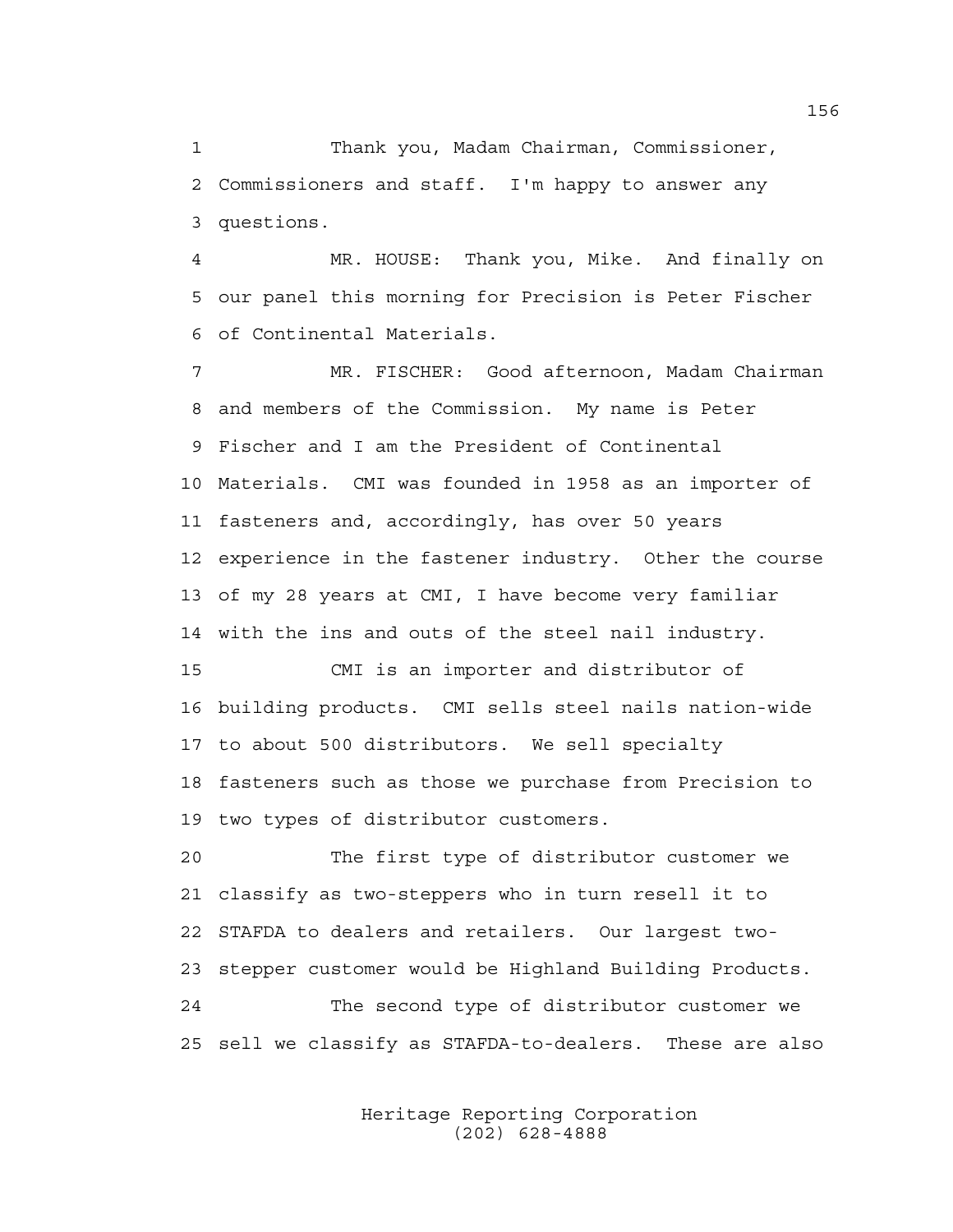Thank you, Madam Chairman, Commissioner, Commissioners and staff. I'm happy to answer any questions.

MR. HOUSE: Thank you, Mike. And finally on our panel this morning for Precision is Peter Fischer of Continental Materials.

MR. FISCHER: Good afternoon, Madam Chairman and members of the Commission. My name is Peter Fischer and I am the President of Continental Materials. CMI was founded in 1958 as an importer of fasteners and, accordingly, has over 50 years experience in the fastener industry. Other the course of my 28 years at CMI, I have become very familiar with the ins and outs of the steel nail industry.

CMI is an importer and distributor of building products. CMI sells steel nails nation-wide to about 500 distributors. We sell specialty fasteners such as those we purchase from Precision to two types of distributor customers.

The first type of distributor customer we classify as two-steppers who in turn resell it to STAFDA to dealers and retailers. Our largest two-stepper customer would be Highland Building Products.

The second type of distributor customer we sell we classify as STAFDA-to-dealers. These are also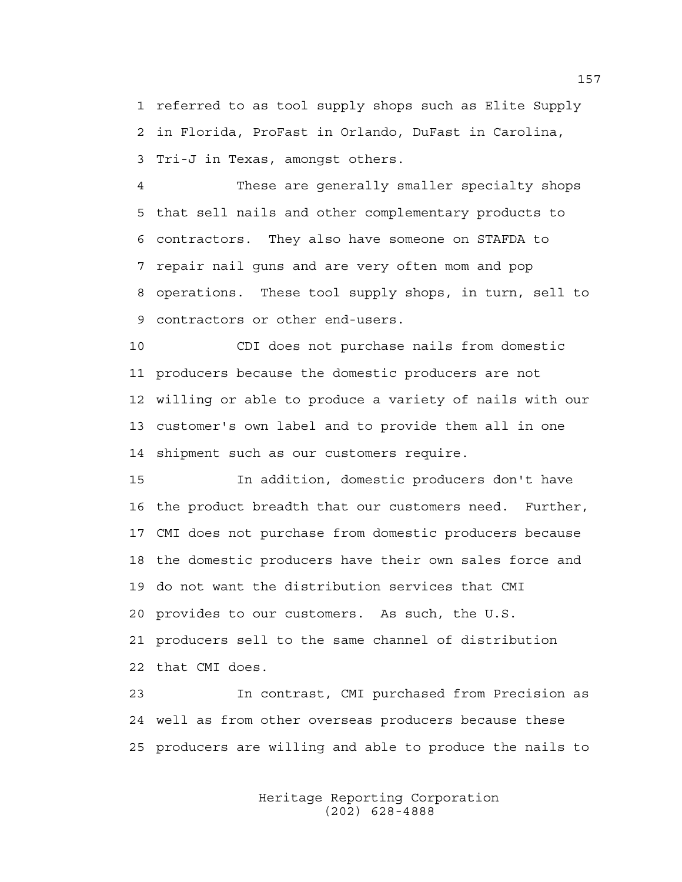referred to as tool supply shops such as Elite Supply in Florida, ProFast in Orlando, DuFast in Carolina, Tri-J in Texas, amongst others.

These are generally smaller specialty shops that sell nails and other complementary products to contractors. They also have someone on STAFDA to repair nail guns and are very often mom and pop operations. These tool supply shops, in turn, sell to contractors or other end-users.

CDI does not purchase nails from domestic producers because the domestic producers are not willing or able to produce a variety of nails with our customer's own label and to provide them all in one shipment such as our customers require.

In addition, domestic producers don't have the product breadth that our customers need. Further, CMI does not purchase from domestic producers because the domestic producers have their own sales force and do not want the distribution services that CMI provides to our customers. As such, the U.S. producers sell to the same channel of distribution that CMI does.

In contrast, CMI purchased from Precision as well as from other overseas producers because these producers are willing and able to produce the nails to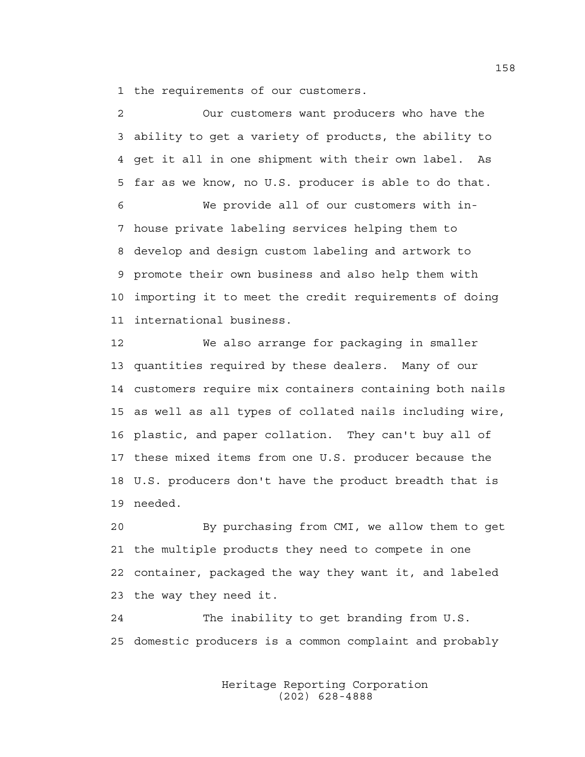the requirements of our customers.

Our customers want producers who have the ability to get a variety of products, the ability to get it all in one shipment with their own label. As far as we know, no U.S. producer is able to do that.

We provide all of our customers with in-house private labeling services helping them to develop and design custom labeling and artwork to promote their own business and also help them with importing it to meet the credit requirements of doing international business.

We also arrange for packaging in smaller quantities required by these dealers. Many of our customers require mix containers containing both nails as well as all types of collated nails including wire, plastic, and paper collation. They can't buy all of these mixed items from one U.S. producer because the U.S. producers don't have the product breadth that is needed.

By purchasing from CMI, we allow them to get the multiple products they need to compete in one container, packaged the way they want it, and labeled the way they need it.

The inability to get branding from U.S. domestic producers is a common complaint and probably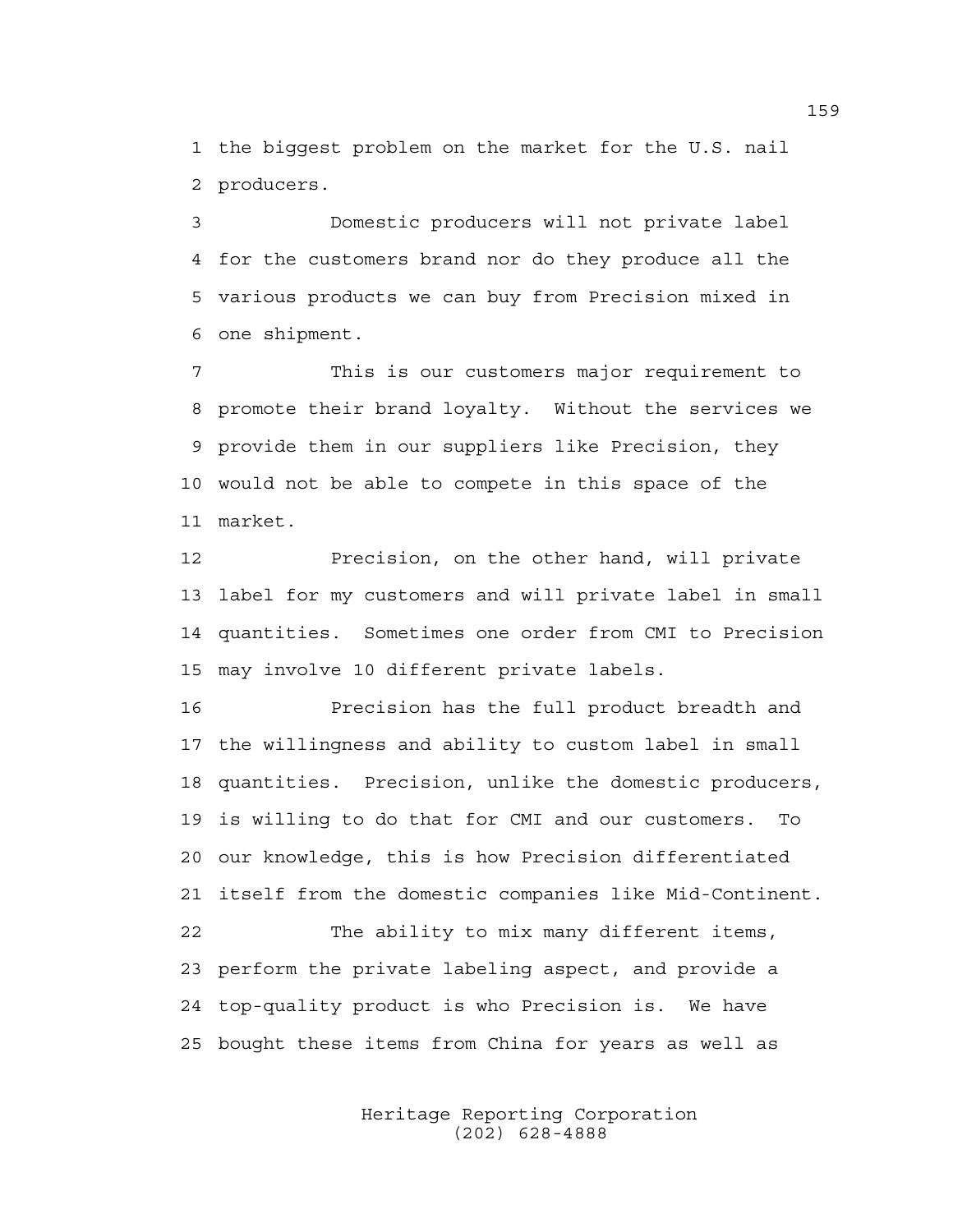the biggest problem on the market for the U.S. nail producers.

Domestic producers will not private label for the customers brand nor do they produce all the various products we can buy from Precision mixed in one shipment.

This is our customers major requirement to promote their brand loyalty. Without the services we provide them in our suppliers like Precision, they would not be able to compete in this space of the market.

Precision, on the other hand, will private label for my customers and will private label in small quantities. Sometimes one order from CMI to Precision may involve 10 different private labels.

Precision has the full product breadth and the willingness and ability to custom label in small quantities. Precision, unlike the domestic producers, is willing to do that for CMI and our customers. To our knowledge, this is how Precision differentiated itself from the domestic companies like Mid-Continent.

The ability to mix many different items, perform the private labeling aspect, and provide a top-quality product is who Precision is. We have bought these items from China for years as well as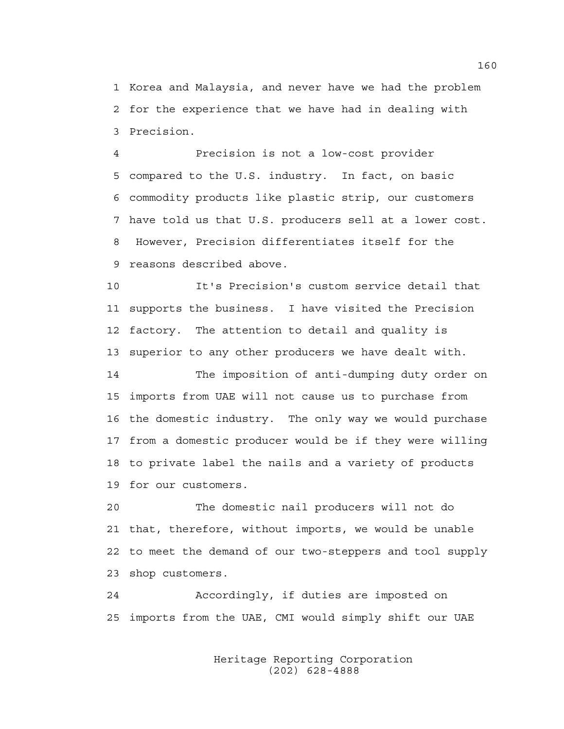1 Korea and Malaysia, and never have we had the problem
2 for the experience that we have had in dealing with
3 Precision.

4 Precision is not a low-cost provider
5 compared to the U.S. industry. In fact, on basic
6 commodity products like plastic strip, our customers
7 have told us that U.S. producers sell at a lower cost.
8 However, Precision differentiates itself for the
9 reasons described above.

10 It's Precision's custom service detail that
11 supports the business. I have visited the Precision
12 factory. The attention to detail and quality is
13 superior to any other producers we have dealt with.

14 The imposition of anti-dumping duty order on
15 imports from UAE will not cause us to purchase from
16 the domestic industry. The only way we would purchase
17 from a domestic producer would be if they were willing
18 to private label the nails and a variety of products
19 for our customers.

20 The domestic nail producers will not do
21 that, therefore, without imports, we would be unable
22 to meet the demand of our two-steppers and tool supply
23 shop customers.

24 Accordingly, if duties are imposted on
25 imports from the UAE, CMI would simply shift our UAE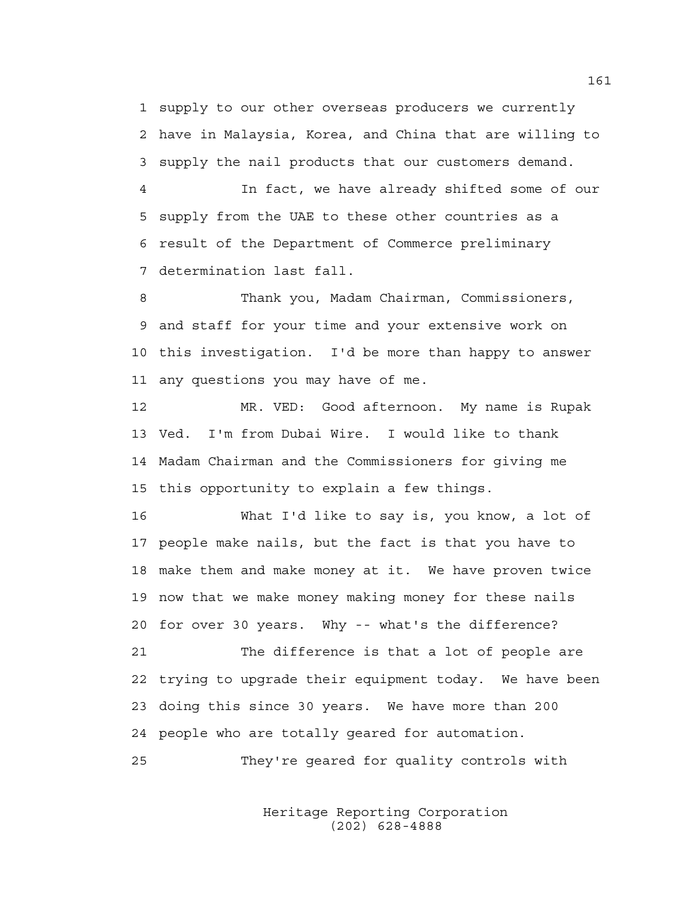1 supply to our other overseas producers we currently
2 have in Malaysia, Korea, and China that are willing to
3 supply the nail products that our customers demand.

4 In fact, we have already shifted some of our
5 supply from the UAE to these other countries as a
6 result of the Department of Commerce preliminary
7 determination last fall.

8 Thank you, Madam Chairman, Commissioners,
9 and staff for your time and your extensive work on
10 this investigation. I'd be more than happy to answer
11 any questions you may have of me.

12 MR. VED: Good afternoon. My name is Rupak
13 Ved. I'm from Dubai Wire. I would like to thank
14 Madam Chairman and the Commissioners for giving me
15 this opportunity to explain a few things.

16 What I'd like to say is, you know, a lot of
17 people make nails, but the fact is that you have to
18 make them and make money at it. We have proven twice
19 now that we make money making money for these nails
20 for over 30 years. Why -- what's the difference?

21 The difference is that a lot of people are
22 trying to upgrade their equipment today. We have been
23 doing this since 30 years. We have more than 200
24 people who are totally geared for automation.

25 They're geared for quality controls with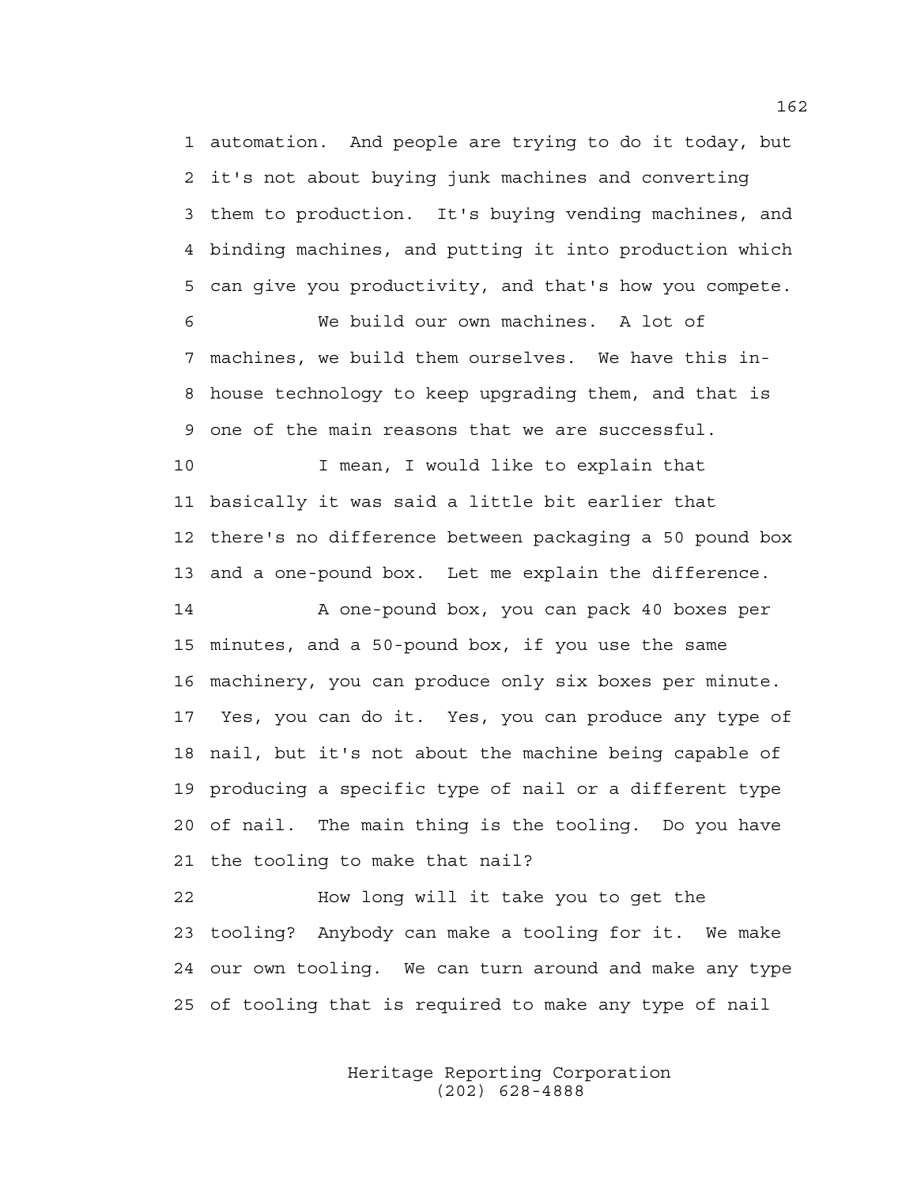automation. And people are trying to do it today, but it's not about buying junk machines and converting them to production. It's buying vending machines, and binding machines, and putting it into production which can give you productivity, and that's how you compete.

We build our own machines. A lot of machines, we build them ourselves. We have this in-house technology to keep upgrading them, and that is one of the main reasons that we are successful.

I mean, I would like to explain that basically it was said a little bit earlier that there's no difference between packaging a 50 pound box and a one-pound box. Let me explain the difference.

A one-pound box, you can pack 40 boxes per minutes, and a 50-pound box, if you use the same machinery, you can produce only six boxes per minute. Yes, you can do it. Yes, you can produce any type of nail, but it's not about the machine being capable of producing a specific type of nail or a different type of nail. The main thing is the tooling. Do you have the tooling to make that nail?

How long will it take you to get the tooling? Anybody can make a tooling for it. We make our own tooling. We can turn around and make any type of tooling that is required to make any type of nail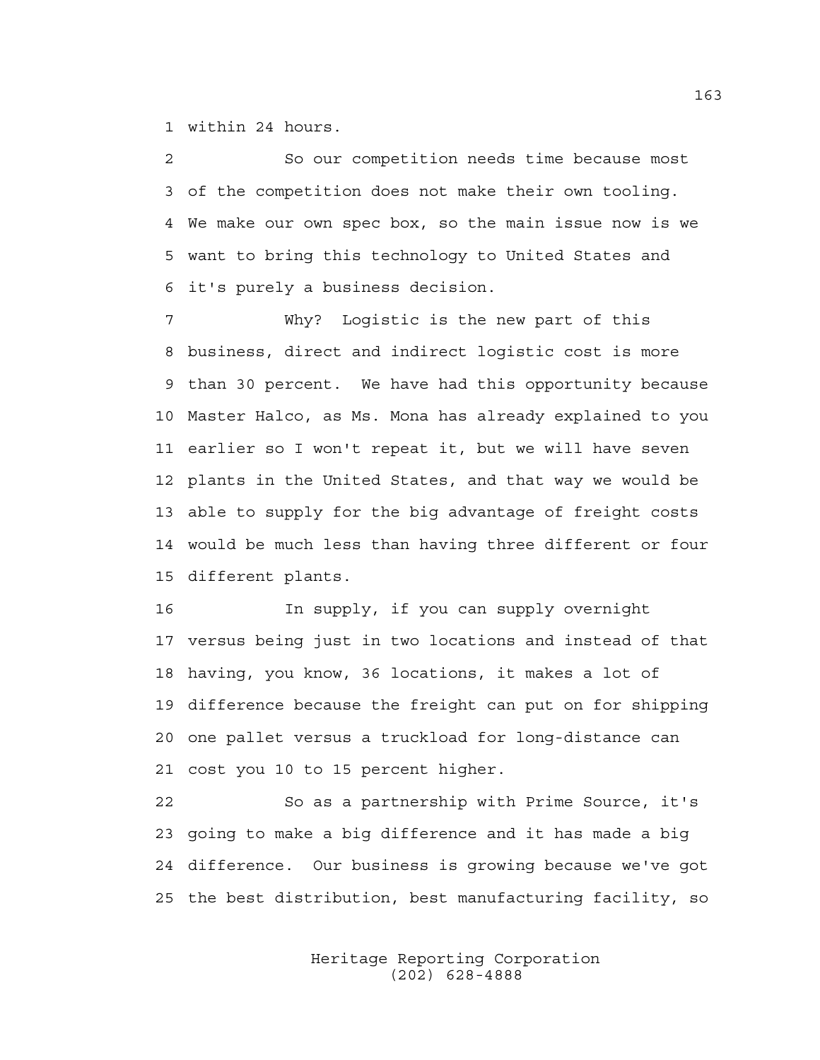within 24 hours.

So our competition needs time because most of the competition does not make their own tooling. We make our own spec box, so the main issue now is we want to bring this technology to United States and it's purely a business decision.

Why? Logistic is the new part of this business, direct and indirect logistic cost is more than 30 percent. We have had this opportunity because Master Halco, as Ms. Mona has already explained to you earlier so I won't repeat it, but we will have seven plants in the United States, and that way we would be able to supply for the big advantage of freight costs would be much less than having three different or four different plants.

In supply, if you can supply overnight versus being just in two locations and instead of that having, you know, 36 locations, it makes a lot of difference because the freight can put on for shipping one pallet versus a truckload for long-distance can cost you 10 to 15 percent higher.

So as a partnership with Prime Source, it's going to make a big difference and it has made a big difference. Our business is growing because we've got the best distribution, best manufacturing facility, so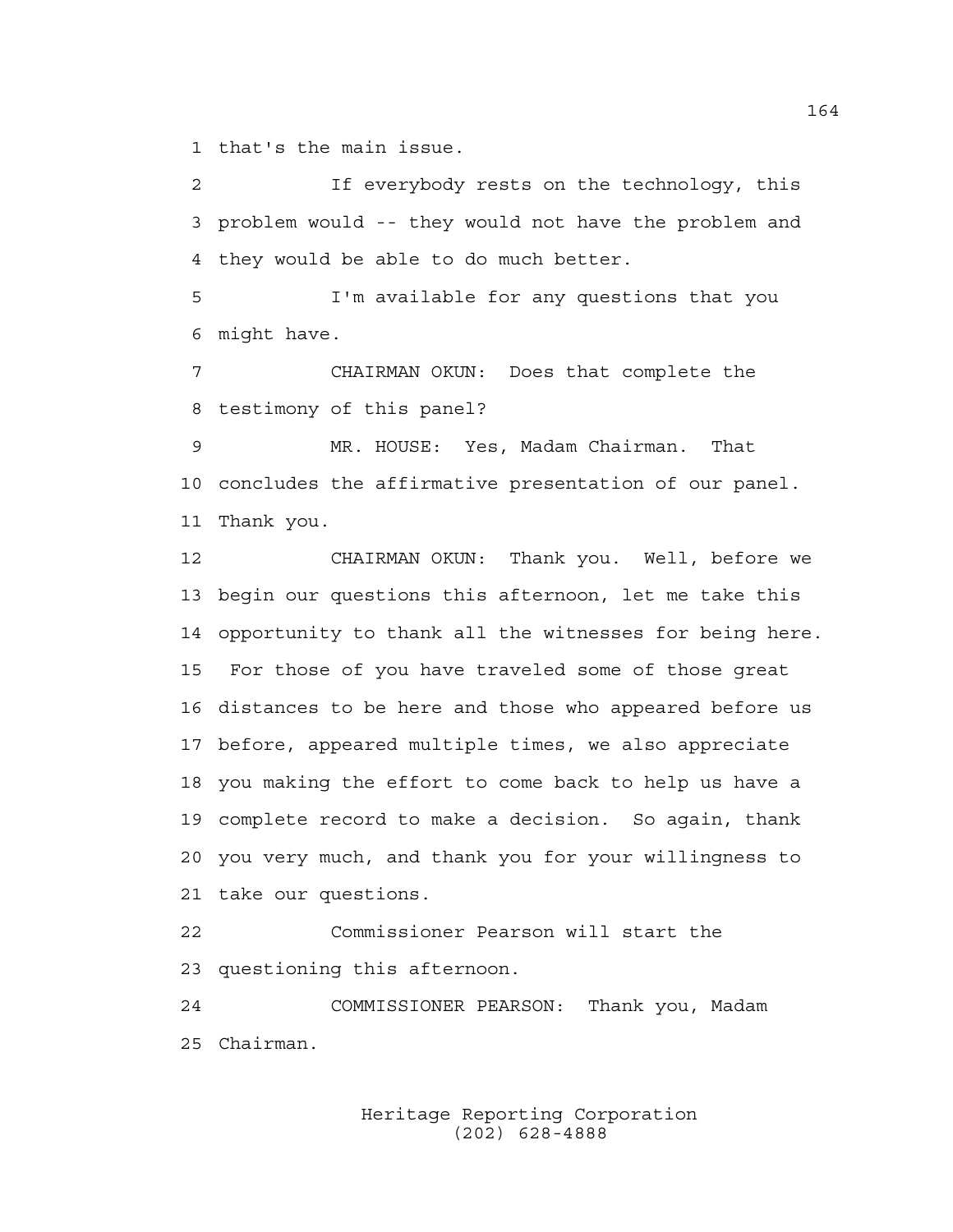that's the main issue.

If everybody rests on the technology, this problem would -- they would not have the problem and they would be able to do much better.

I'm available for any questions that you might have.

CHAIRMAN OKUN: Does that complete the testimony of this panel?

MR. HOUSE: Yes, Madam Chairman. That concludes the affirmative presentation of our panel. Thank you.

CHAIRMAN OKUN: Thank you. Well, before we begin our questions this afternoon, let me take this opportunity to thank all the witnesses for being here. For those of you have traveled some of those great distances to be here and those who appeared before us before, appeared multiple times, we also appreciate you making the effort to come back to help us have a complete record to make a decision. So again, thank you very much, and thank you for your willingness to take our questions.

Commissioner Pearson will start the questioning this afternoon.

COMMISSIONER PEARSON: Thank you, Madam Chairman.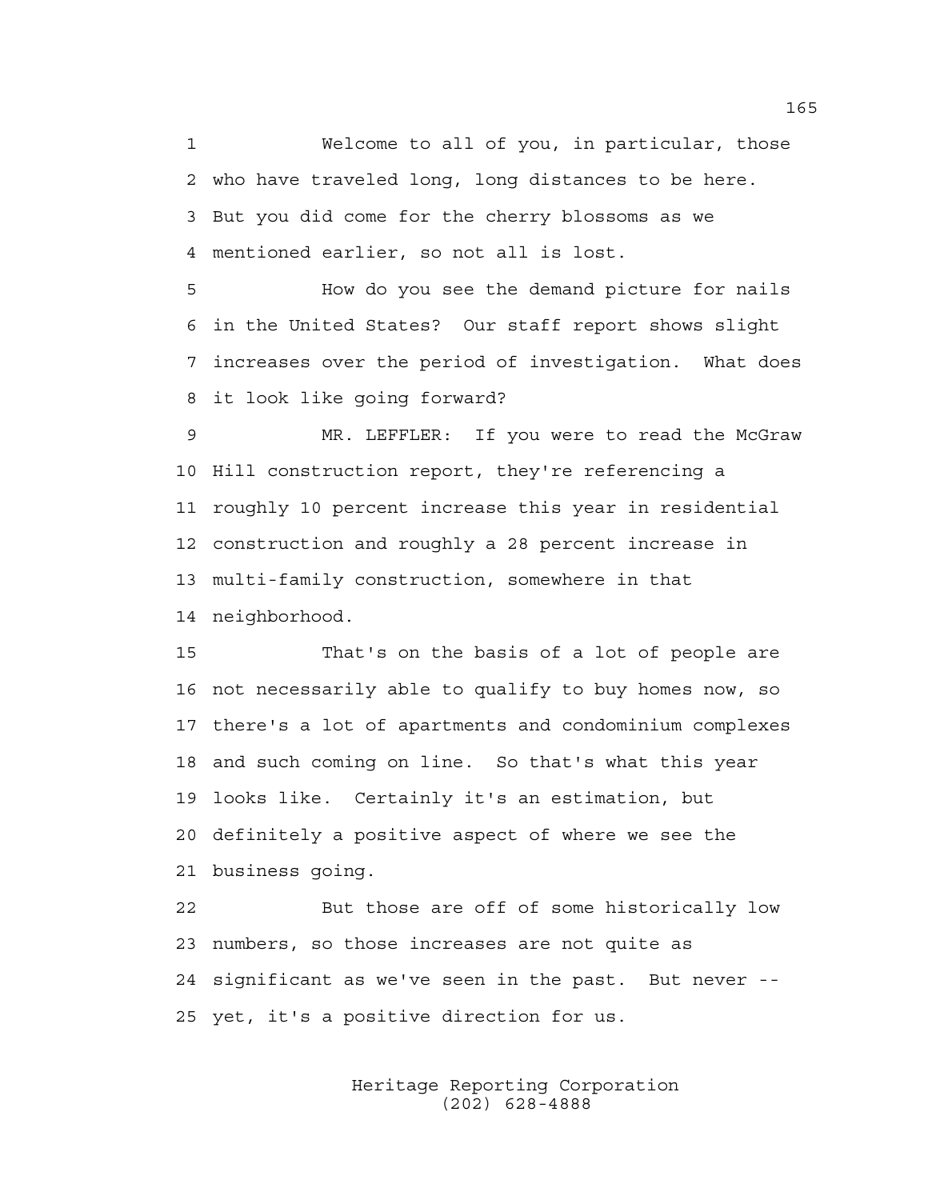Welcome to all of you, in particular, those who have traveled long, long distances to be here. But you did come for the cherry blossoms as we mentioned earlier, so not all is lost.

How do you see the demand picture for nails in the United States? Our staff report shows slight increases over the period of investigation. What does it look like going forward?

MR. LEFFLER: If you were to read the McGraw Hill construction report, they're referencing a roughly 10 percent increase this year in residential construction and roughly a 28 percent increase in multi-family construction, somewhere in that neighborhood.

That's on the basis of a lot of people are not necessarily able to qualify to buy homes now, so there's a lot of apartments and condominium complexes and such coming on line. So that's what this year looks like. Certainly it's an estimation, but definitely a positive aspect of where we see the business going.

But those are off of some historically low numbers, so those increases are not quite as significant as we've seen in the past. But never -- yet, it's a positive direction for us.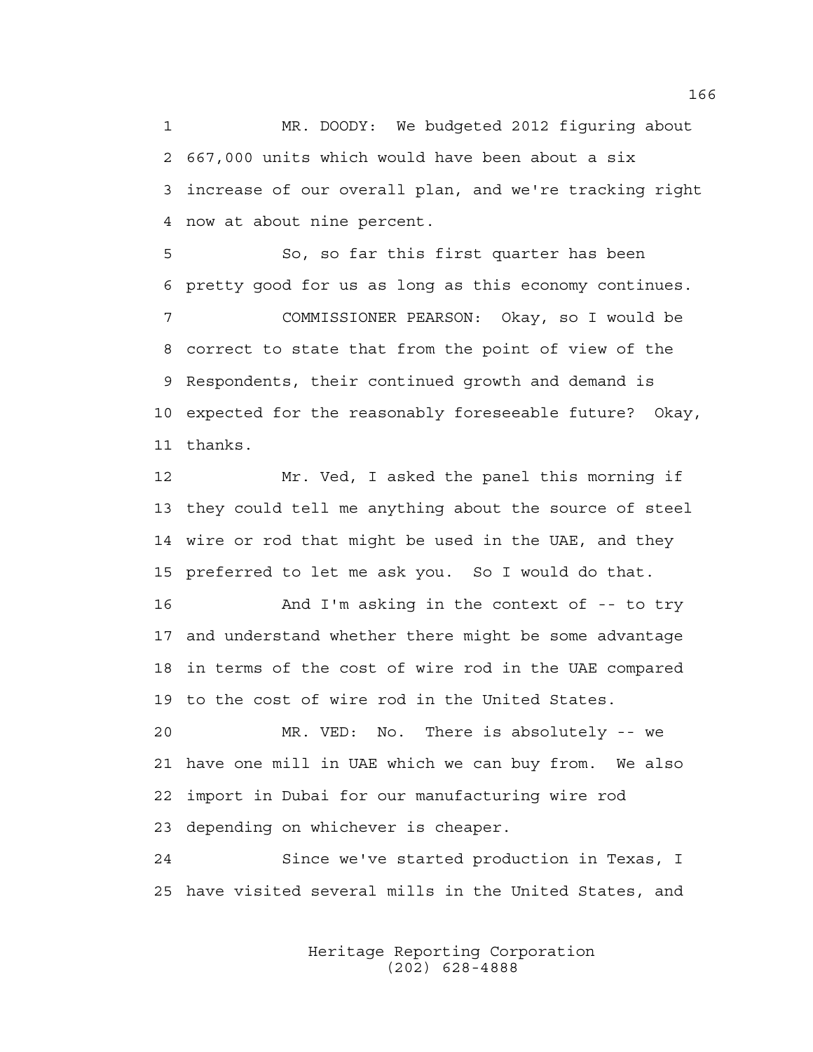MR. DOODY: We budgeted 2012 figuring about 667,000 units which would have been about a six increase of our overall plan, and we're tracking right now at about nine percent.

So, so far this first quarter has been pretty good for us as long as this economy continues.

COMMISSIONER PEARSON: Okay, so I would be correct to state that from the point of view of the Respondents, their continued growth and demand is expected for the reasonably foreseeable future? Okay, thanks.

Mr. Ved, I asked the panel this morning if they could tell me anything about the source of steel wire or rod that might be used in the UAE, and they preferred to let me ask you. So I would do that.

And I'm asking in the context of -- to try and understand whether there might be some advantage in terms of the cost of wire rod in the UAE compared to the cost of wire rod in the United States.

MR. VED: No. There is absolutely -- we have one mill in UAE which we can buy from. We also import in Dubai for our manufacturing wire rod depending on whichever is cheaper.

Since we've started production in Texas, I have visited several mills in the United States, and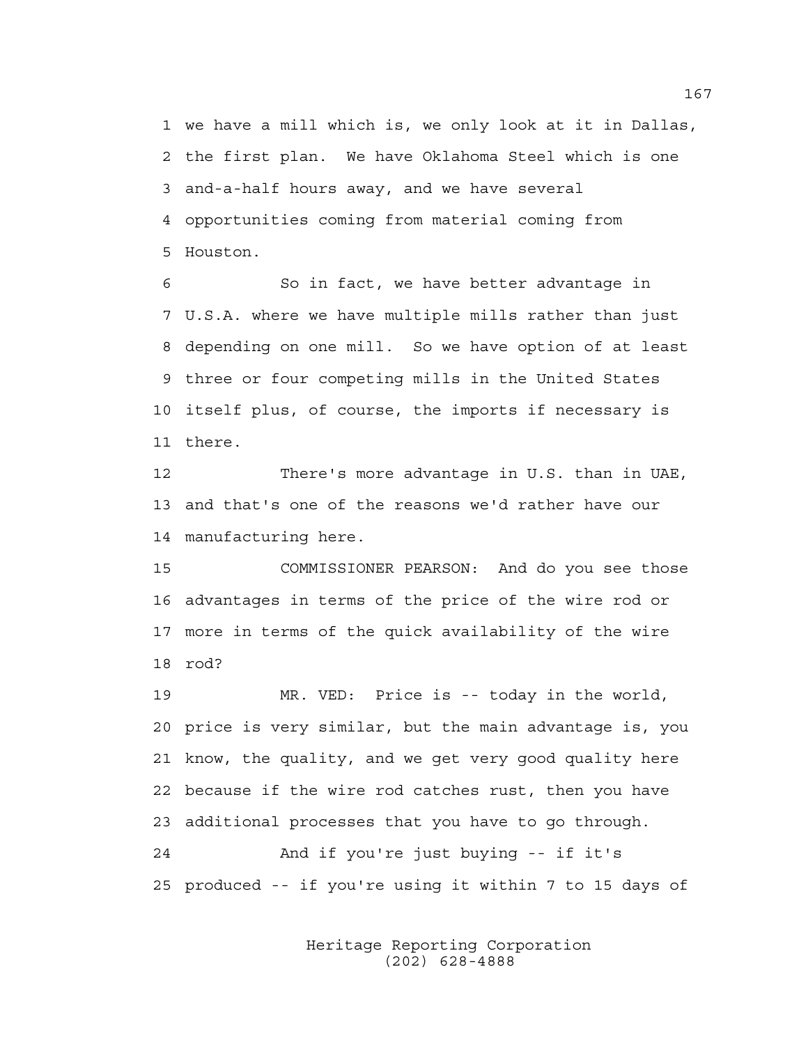1 we have a mill which is, we only look at it in Dallas,
2 the first plan. We have Oklahoma Steel which is one
3 and-a-half hours away, and we have several
4 opportunities coming from material coming from
5 Houston.

6 So in fact, we have better advantage in
7 U.S.A. where we have multiple mills rather than just
8 depending on one mill. So we have option of at least
9 three or four competing mills in the United States
10 itself plus, of course, the imports if necessary is
11 there.

12 There's more advantage in U.S. than in UAE,
13 and that's one of the reasons we'd rather have our
14 manufacturing here.

15 COMMISSIONER PEARSON: And do you see those
16 advantages in terms of the price of the wire rod or
17 more in terms of the quick availability of the wire
18 rod?

19 MR. VED: Price is -- today in the world,
20 price is very similar, but the main advantage is, you
21 know, the quality, and we get very good quality here
22 because if the wire rod catches rust, then you have
23 additional processes that you have to go through.

24 And if you're just buying -- if it's
25 produced -- if you're using it within 7 to 15 days of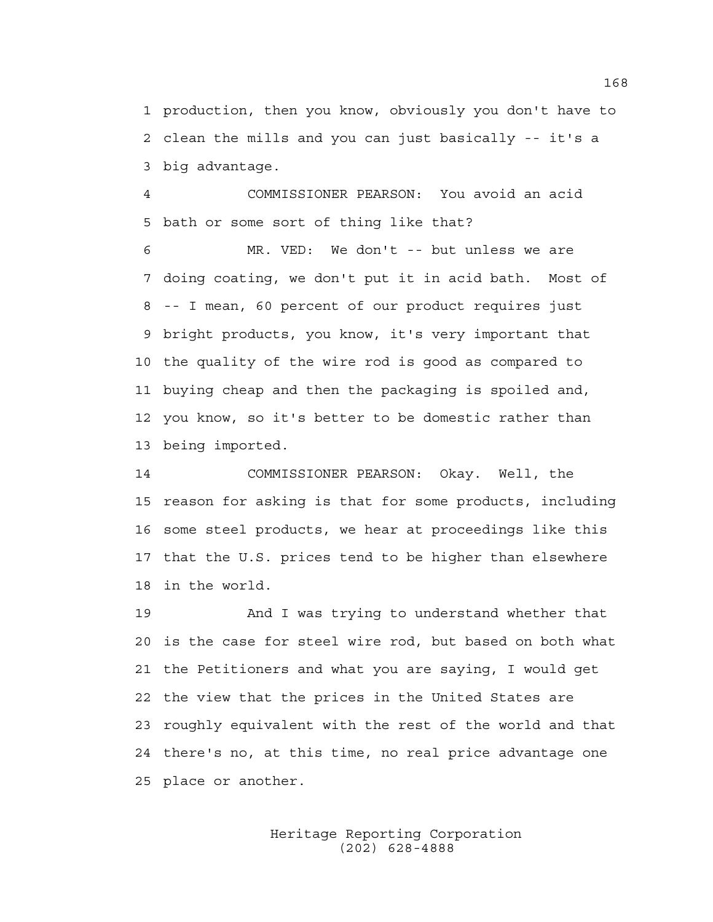1 production, then you know, obviously you don't have to
2 clean the mills and you can just basically -- it's a
3 big advantage.

4 COMMISSIONER PEARSON: You avoid an acid
5 bath or some sort of thing like that?

6 MR. VED: We don't -- but unless we are
7 doing coating, we don't put it in acid bath. Most of
8 -- I mean, 60 percent of our product requires just
9 bright products, you know, it's very important that
10 the quality of the wire rod is good as compared to
11 buying cheap and then the packaging is spoiled and,
12 you know, so it's better to be domestic rather than
13 being imported.

14 COMMISSIONER PEARSON: Okay. Well, the
15 reason for asking is that for some products, including
16 some steel products, we hear at proceedings like this
17 that the U.S. prices tend to be higher than elsewhere
18 in the world.

19 And I was trying to understand whether that
20 is the case for steel wire rod, but based on both what
21 the Petitioners and what you are saying, I would get
22 the view that the prices in the United States are
23 roughly equivalent with the rest of the world and that
24 there's no, at this time, no real price advantage one
25 place or another.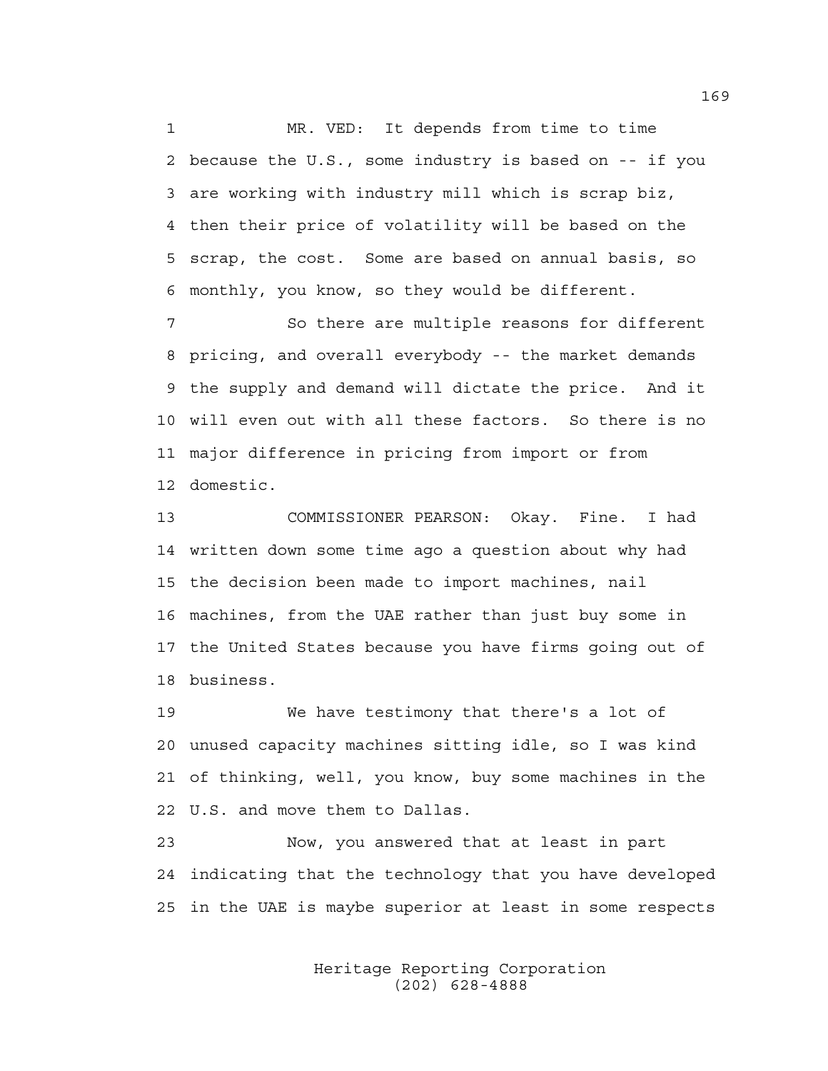MR. VED: It depends from time to time because the U.S., some industry is based on -- if you are working with industry mill which is scrap biz, then their price of volatility will be based on the scrap, the cost. Some are based on annual basis, so monthly, you know, so they would be different.

So there are multiple reasons for different pricing, and overall everybody -- the market demands the supply and demand will dictate the price. And it will even out with all these factors. So there is no major difference in pricing from import or from domestic.

COMMISSIONER PEARSON: Okay. Fine. I had written down some time ago a question about why had the decision been made to import machines, nail machines, from the UAE rather than just buy some in the United States because you have firms going out of business.

We have testimony that there's a lot of unused capacity machines sitting idle, so I was kind of thinking, well, you know, buy some machines in the U.S. and move them to Dallas.

Now, you answered that at least in part indicating that the technology that you have developed in the UAE is maybe superior at least in some respects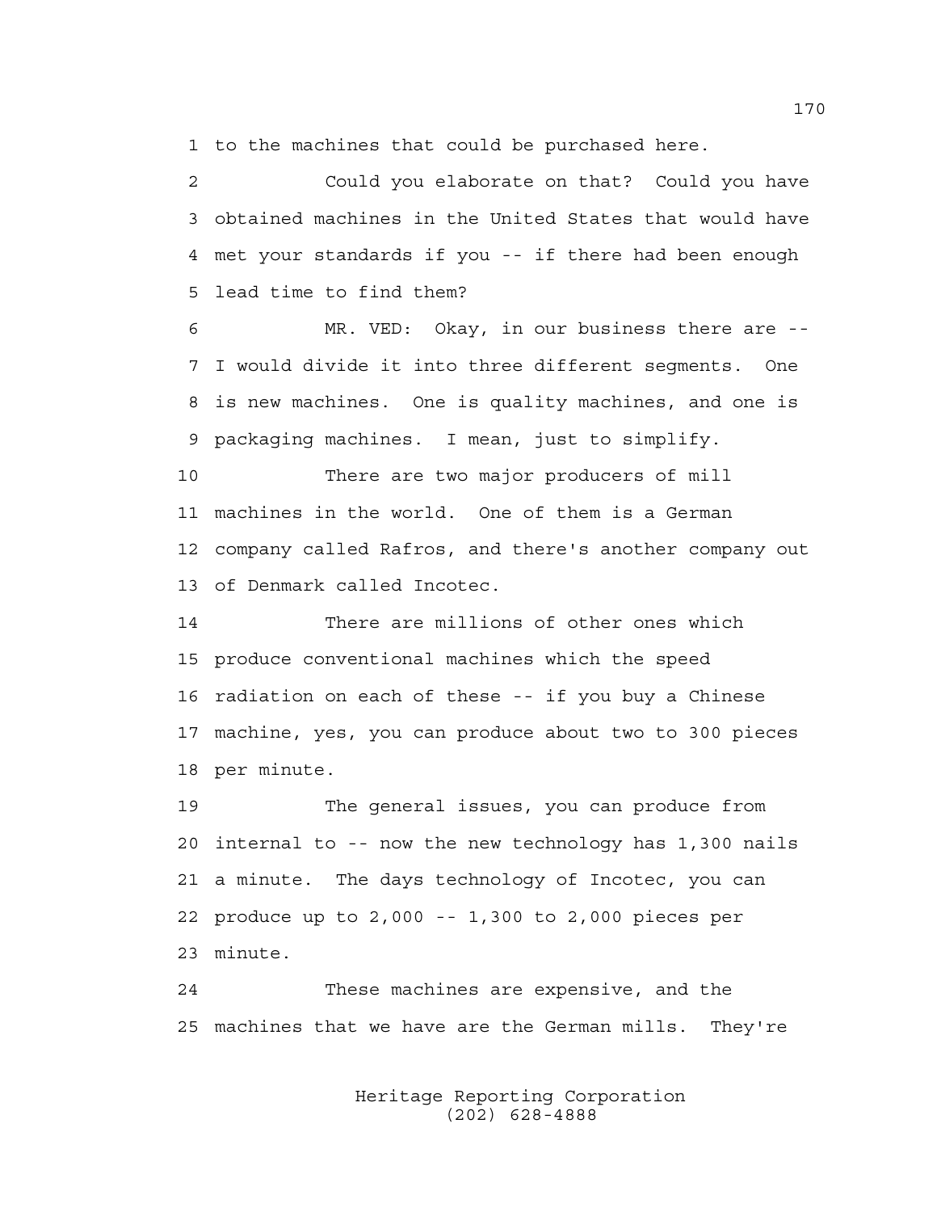to the machines that could be purchased here.

Could you elaborate on that? Could you have obtained machines in the United States that would have met your standards if you -- if there had been enough lead time to find them?

MR. VED: Okay, in our business there are -- I would divide it into three different segments. One is new machines. One is quality machines, and one is packaging machines. I mean, just to simplify.

There are two major producers of mill machines in the world. One of them is a German company called Rafros, and there's another company out of Denmark called Incotec.

There are millions of other ones which produce conventional machines which the speed radiation on each of these -- if you buy a Chinese machine, yes, you can produce about two to 300 pieces per minute.

The general issues, you can produce from internal to -- now the new technology has 1,300 nails a minute. The days technology of Incotec, you can produce up to 2,000 -- 1,300 to 2,000 pieces per minute.

These machines are expensive, and the machines that we have are the German mills. They're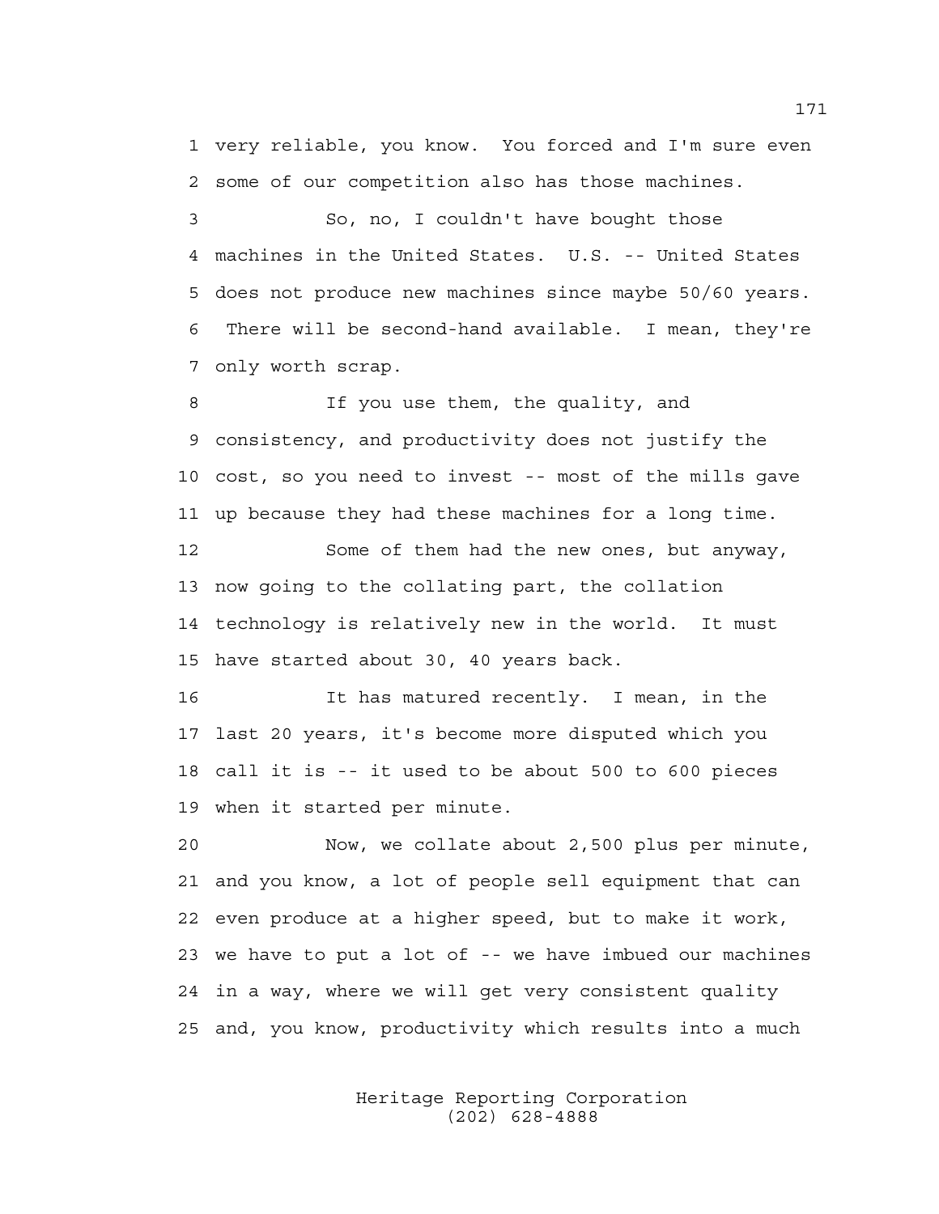1 very reliable, you know. You forced and I'm sure even
2 some of our competition also has those machines.

3 So, no, I couldn't have bought those
4 machines in the United States. U.S. -- United States
5 does not produce new machines since maybe 50/60 years.
6 There will be second-hand available. I mean, they're
7 only worth scrap.

8 If you use them, the quality, and
9 consistency, and productivity does not justify the
10 cost, so you need to invest -- most of the mills gave
11 up because they had these machines for a long time.

12 Some of them had the new ones, but anyway,
13 now going to the collating part, the collation
14 technology is relatively new in the world. It must
15 have started about 30, 40 years back.

16 It has matured recently. I mean, in the
17 last 20 years, it's become more disputed which you
18 call it is -- it used to be about 500 to 600 pieces
19 when it started per minute.

20 Now, we collate about 2,500 plus per minute,
21 and you know, a lot of people sell equipment that can
22 even produce at a higher speed, but to make it work,
23 we have to put a lot of -- we have imbued our machines
24 in a way, where we will get very consistent quality
25 and, you know, productivity which results into a much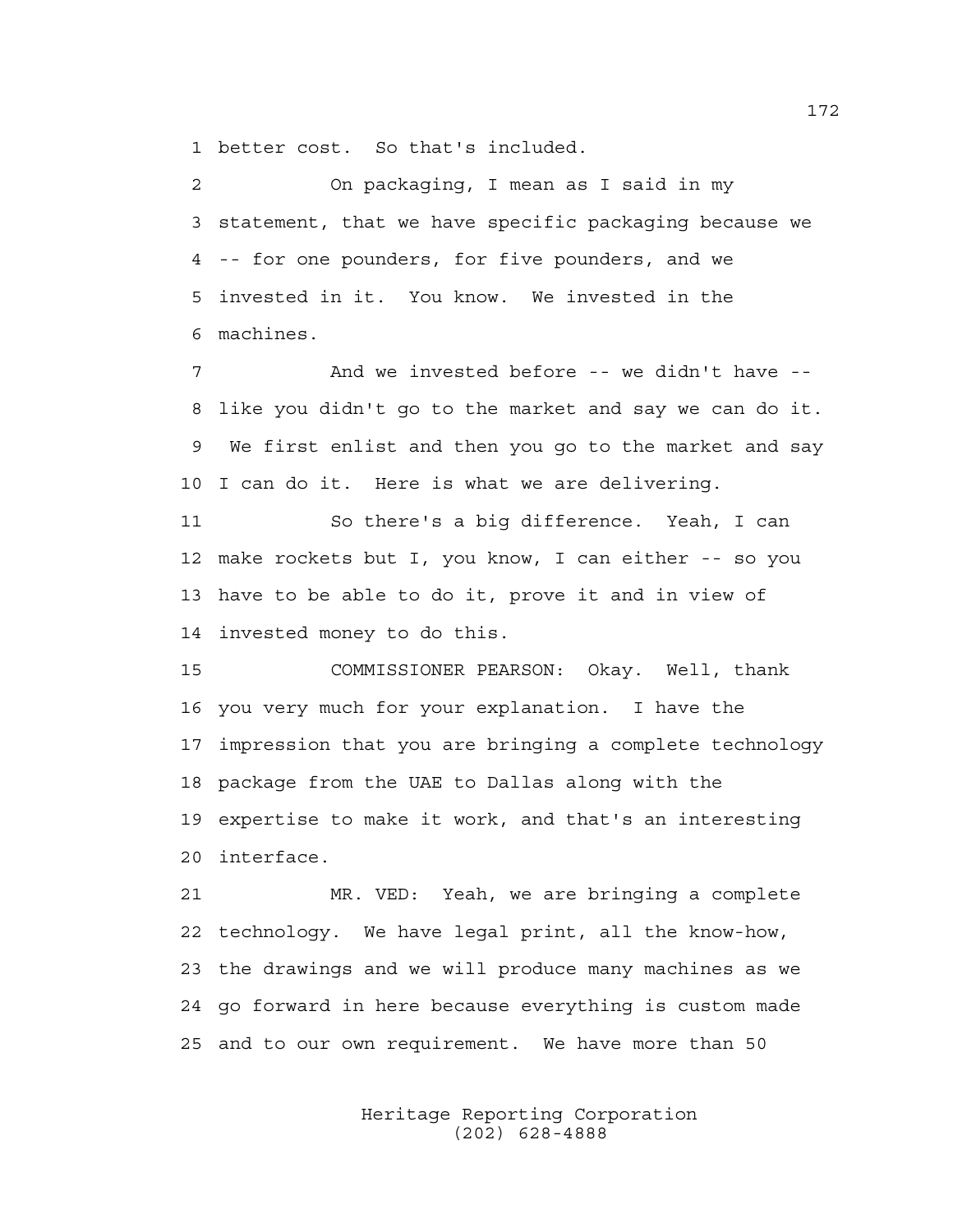better cost. So that's included.

On packaging, I mean as I said in my statement, that we have specific packaging because we -- for one pounders, for five pounders, and we invested in it. You know. We invested in the machines.

And we invested before -- we didn't have -- like you didn't go to the market and say we can do it. We first enlist and then you go to the market and say I can do it. Here is what we are delivering.

So there's a big difference. Yeah, I can make rockets but I, you know, I can either -- so you have to be able to do it, prove it and in view of invested money to do this.

COMMISSIONER PEARSON: Okay. Well, thank you very much for your explanation. I have the impression that you are bringing a complete technology package from the UAE to Dallas along with the expertise to make it work, and that's an interesting interface.

MR. VED: Yeah, we are bringing a complete technology. We have legal print, all the know-how, the drawings and we will produce many machines as we go forward in here because everything is custom made and to our own requirement. We have more than 50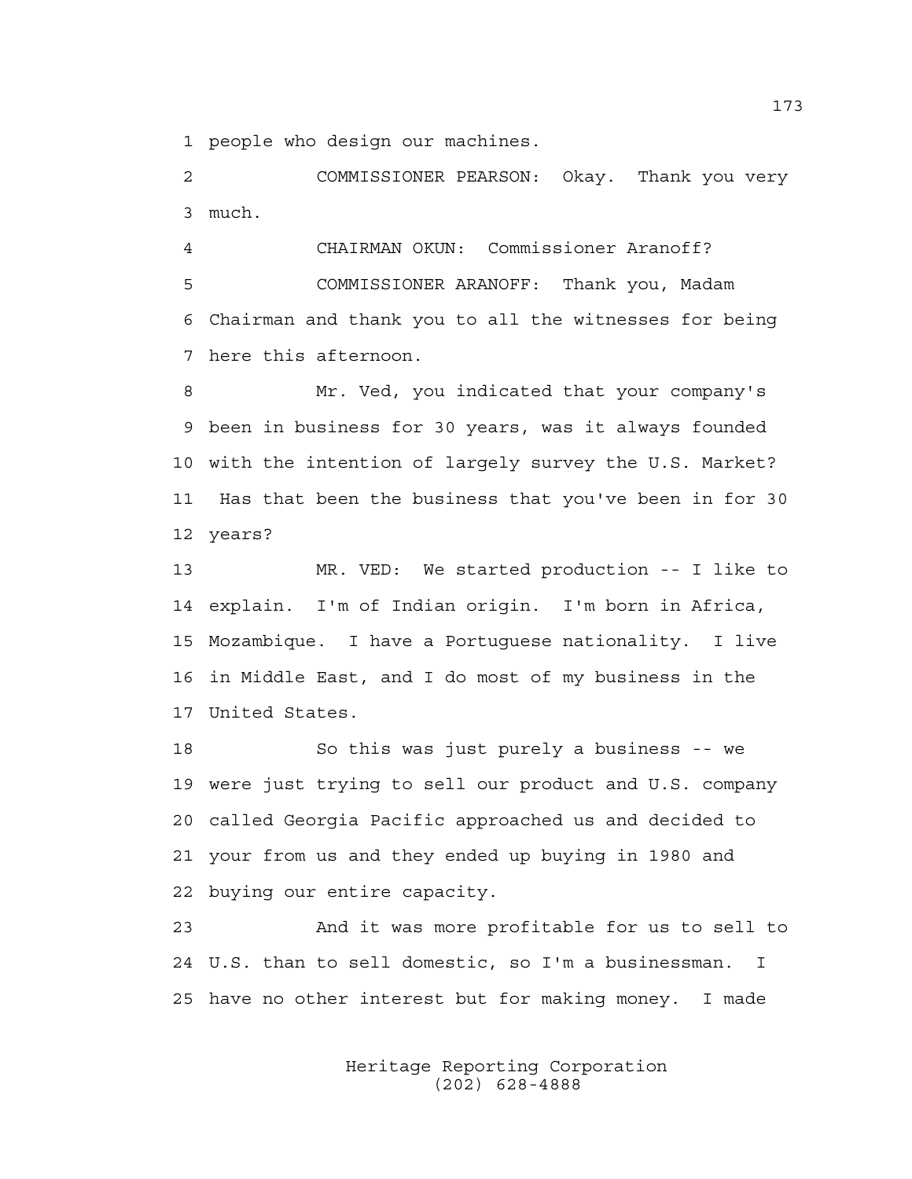1 people who design our machines.

2 COMMISSIONER PEARSON: Okay. Thank you very
3 much.

4 CHAIRMAN OKUN: Commissioner Aranoff?

5 COMMISSIONER ARANOFF: Thank you, Madam
6 Chairman and thank you to all the witnesses for being
7 here this afternoon.

8 Mr. Ved, you indicated that your company's
9 been in business for 30 years, was it always founded
10 with the intention of largely survey the U.S. Market?
11 Has that been the business that you've been in for 30
12 years?

13 MR. VED: We started production -- I like to
14 explain. I'm of Indian origin. I'm born in Africa,
15 Mozambique. I have a Portuguese nationality. I live
16 in Middle East, and I do most of my business in the
17 United States.

18 So this was just purely a business -- we
19 were just trying to sell our product and U.S. company
20 called Georgia Pacific approached us and decided to
21 your from us and they ended up buying in 1980 and
22 buying our entire capacity.

23 And it was more profitable for us to sell to
24 U.S. than to sell domestic, so I'm a businessman. I
25 have no other interest but for making money. I made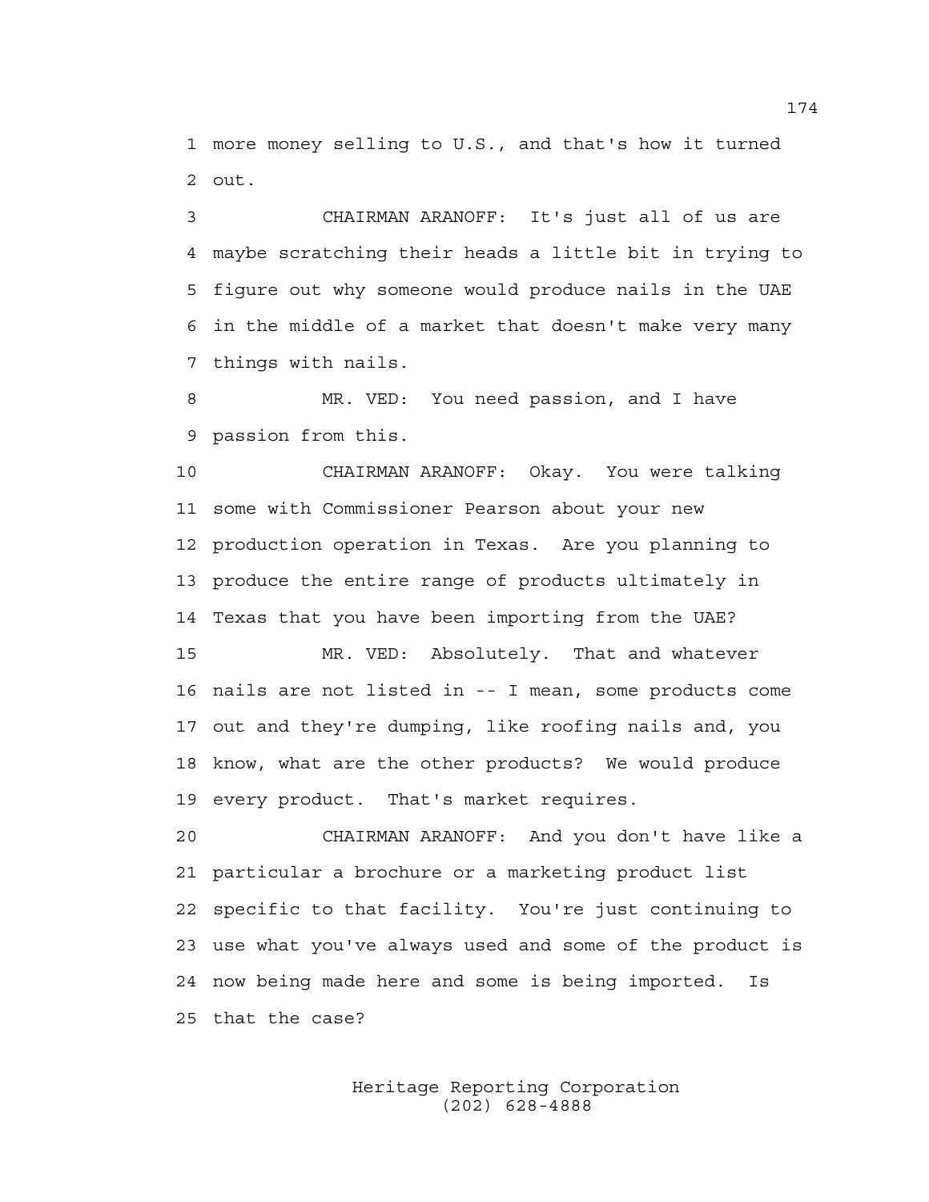1 more money selling to U.S., and that's how it turned
2 out.

3 CHAIRMAN ARANOFF: It's just all of us are
4 maybe scratching their heads a little bit in trying to
5 figure out why someone would produce nails in the UAE
6 in the middle of a market that doesn't make very many
7 things with nails.

8 MR. VED: You need passion, and I have
9 passion from this.

10 CHAIRMAN ARANOFF: Okay. You were talking
11 some with Commissioner Pearson about your new
12 production operation in Texas. Are you planning to
13 produce the entire range of products ultimately in
14 Texas that you have been importing from the UAE?

15 MR. VED: Absolutely. That and whatever
16 nails are not listed in -- I mean, some products come
17 out and they're dumping, like roofing nails and, you
18 know, what are the other products? We would produce
19 every product. That's market requires.

20 CHAIRMAN ARANOFF: And you don't have like a
21 particular a brochure or a marketing product list
22 specific to that facility. You're just continuing to
23 use what you've always used and some of the product is
24 now being made here and some is being imported. Is
25 that the case?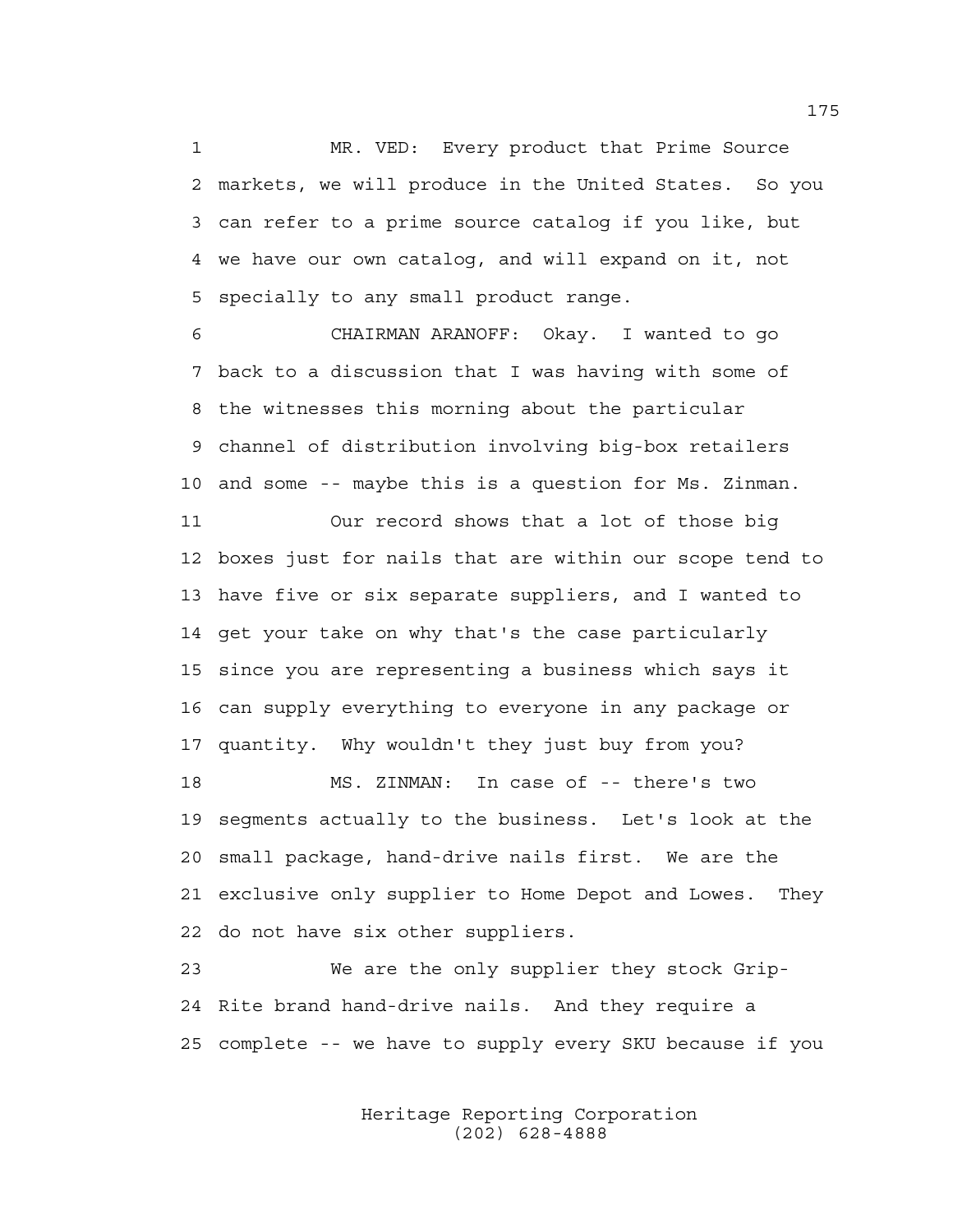1 MR. VED: Every product that Prime Source
2 markets, we will produce in the United States. So you
3 can refer to a prime source catalog if you like, but
4 we have our own catalog, and will expand on it, not
5 specially to any small product range.

6 CHAIRMAN ARANOFF: Okay. I wanted to go
7 back to a discussion that I was having with some of
8 the witnesses this morning about the particular
9 channel of distribution involving big-box retailers
10 and some -- maybe this is a question for Ms. Zinman.

11 Our record shows that a lot of those big
12 boxes just for nails that are within our scope tend to
13 have five or six separate suppliers, and I wanted to
14 get your take on why that's the case particularly
15 since you are representing a business which says it
16 can supply everything to everyone in any package or
17 quantity. Why wouldn't they just buy from you?

18 MS. ZINMAN: In case of -- there's two
19 segments actually to the business. Let's look at the
20 small package, hand-drive nails first. We are the
21 exclusive only supplier to Home Depot and Lowes. They
22 do not have six other suppliers.

23 We are the only supplier they stock Grip-
24 Rite brand hand-drive nails. And they require a
25 complete -- we have to supply every SKU because if you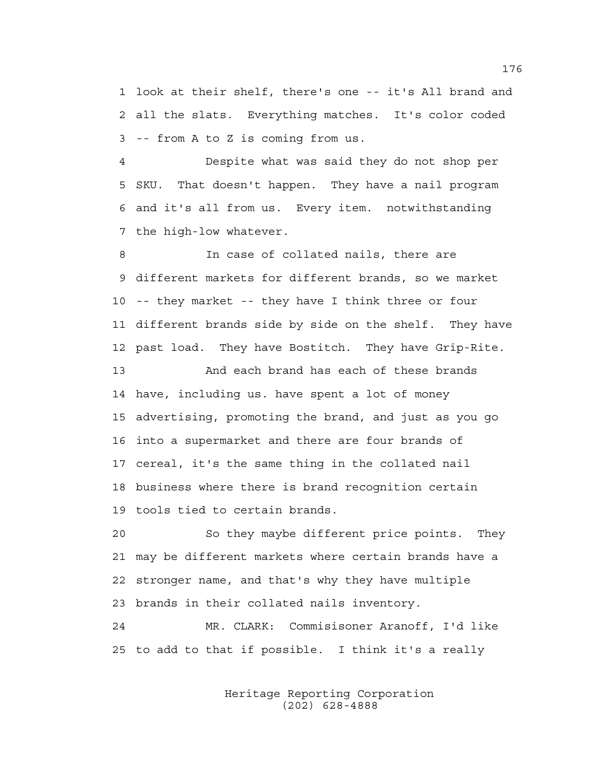1 look at their shelf, there's one -- it's All brand and
2 all the slats. Everything matches. It's color coded
3 -- from A to Z is coming from us.

4 Despite what was said they do not shop per
5 SKU. That doesn't happen. They have a nail program
6 and it's all from us. Every item. notwithstanding
7 the high-low whatever.

8 In case of collated nails, there are
9 different markets for different brands, so we market
10 -- they market -- they have I think three or four
11 different brands side by side on the shelf. They have
12 past load. They have Bostitch. They have Grip-Rite.

13 And each brand has each of these brands
14 have, including us. have spent a lot of money
15 advertising, promoting the brand, and just as you go
16 into a supermarket and there are four brands of
17 cereal, it's the same thing in the collated nail
18 business where there is brand recognition certain
19 tools tied to certain brands.

20 So they maybe different price points. They
21 may be different markets where certain brands have a
22 stronger name, and that's why they have multiple
23 brands in their collated nails inventory.

24 MR. CLARK: Commisisoner Aranoff, I'd like
25 to add to that if possible. I think it's a really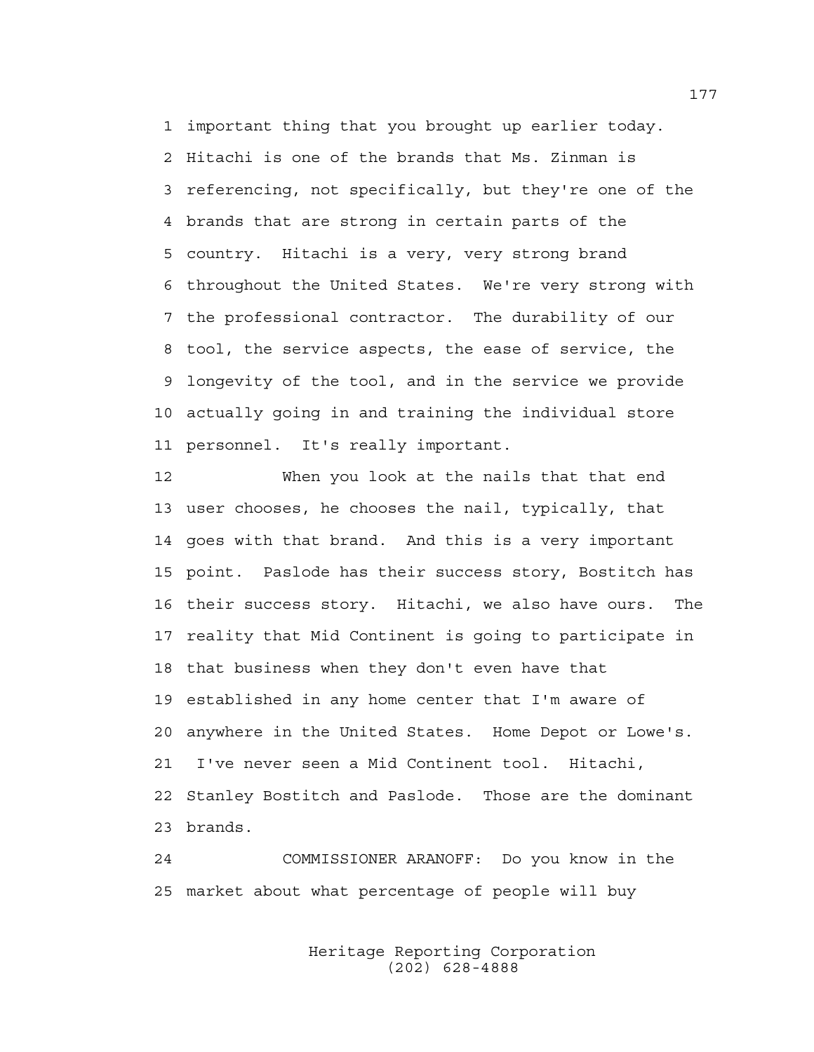important thing that you brought up earlier today. Hitachi is one of the brands that Ms. Zinman is referencing, not specifically, but they're one of the brands that are strong in certain parts of the country. Hitachi is a very, very strong brand throughout the United States. We're very strong with the professional contractor. The durability of our tool, the service aspects, the ease of service, the longevity of the tool, and in the service we provide actually going in and training the individual store personnel. It's really important.

When you look at the nails that that end user chooses, he chooses the nail, typically, that goes with that brand. And this is a very important point. Paslode has their success story, Bostitch has their success story. Hitachi, we also have ours. The reality that Mid Continent is going to participate in that business when they don't even have that established in any home center that I'm aware of anywhere in the United States. Home Depot or Lowe's. I've never seen a Mid Continent tool. Hitachi, Stanley Bostitch and Paslode. Those are the dominant brands.

COMMISSIONER ARANOFF: Do you know in the market about what percentage of people will buy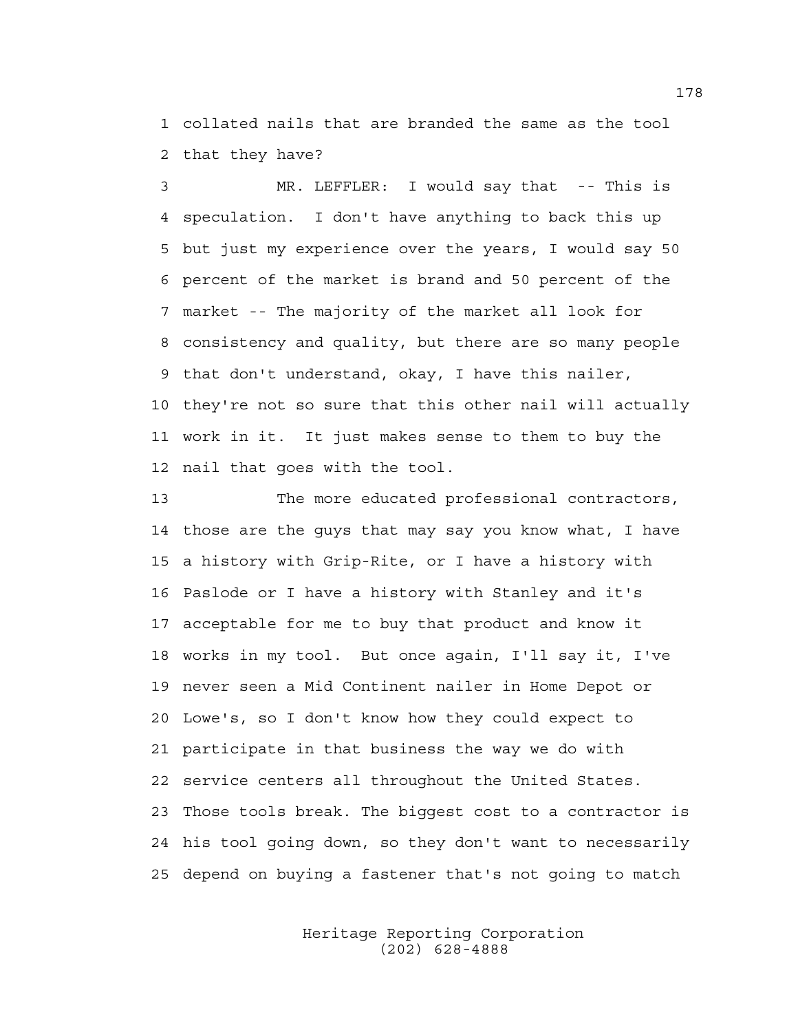collated nails that are branded the same as the tool that they have?

MR. LEFFLER: I would say that -- This is speculation. I don't have anything to back this up but just my experience over the years, I would say 50 percent of the market is brand and 50 percent of the market -- The majority of the market all look for consistency and quality, but there are so many people that don't understand, okay, I have this nailer, they're not so sure that this other nail will actually work in it. It just makes sense to them to buy the nail that goes with the tool.

The more educated professional contractors, those are the guys that may say you know what, I have a history with Grip-Rite, or I have a history with Paslode or I have a history with Stanley and it's acceptable for me to buy that product and know it works in my tool. But once again, I'll say it, I've never seen a Mid Continent nailer in Home Depot or Lowe's, so I don't know how they could expect to participate in that business the way we do with service centers all throughout the United States. Those tools break. The biggest cost to a contractor is his tool going down, so they don't want to necessarily depend on buying a fastener that's not going to match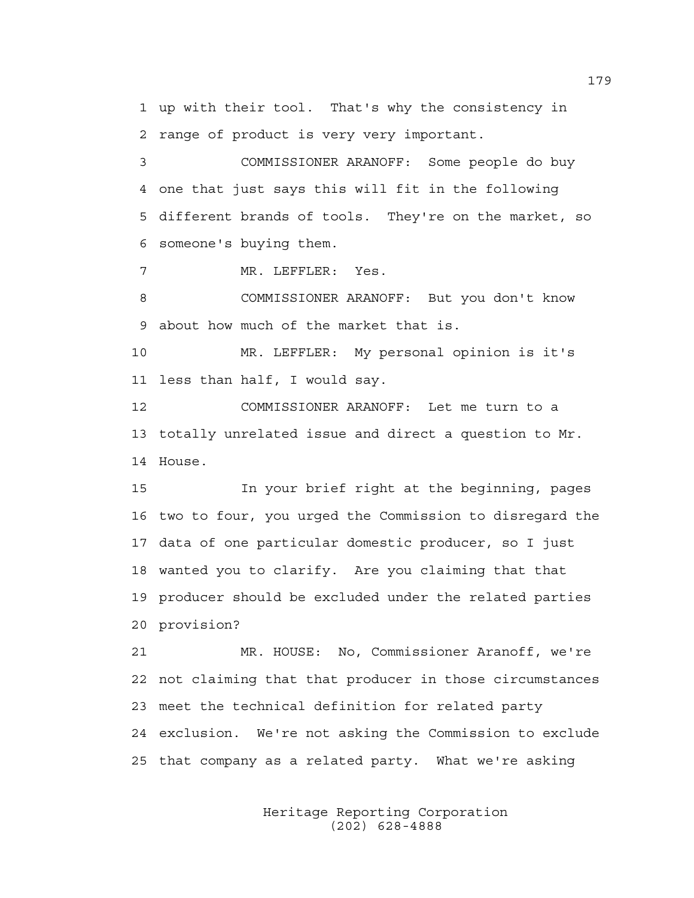1 up with their tool. That's why the consistency in
2 range of product is very very important.

3 COMMISSIONER ARANOFF: Some people do buy
4 one that just says this will fit in the following
5 different brands of tools. They're on the market, so
6 someone's buying them.

7 MR. LEFFLER: Yes.

8 COMMISSIONER ARANOFF: But you don't know
9 about how much of the market that is.

10 MR. LEFFLER: My personal opinion is it's
11 less than half, I would say.

12 COMMISSIONER ARANOFF: Let me turn to a
13 totally unrelated issue and direct a question to Mr.
14 House.

15 In your brief right at the beginning, pages
16 two to four, you urged the Commission to disregard the
17 data of one particular domestic producer, so I just
18 wanted you to clarify. Are you claiming that that
19 producer should be excluded under the related parties
20 provision?

21 MR. HOUSE: No, Commissioner Aranoff, we're
22 not claiming that that producer in those circumstances
23 meet the technical definition for related party
24 exclusion. We're not asking the Commission to exclude
25 that company as a related party. What we're asking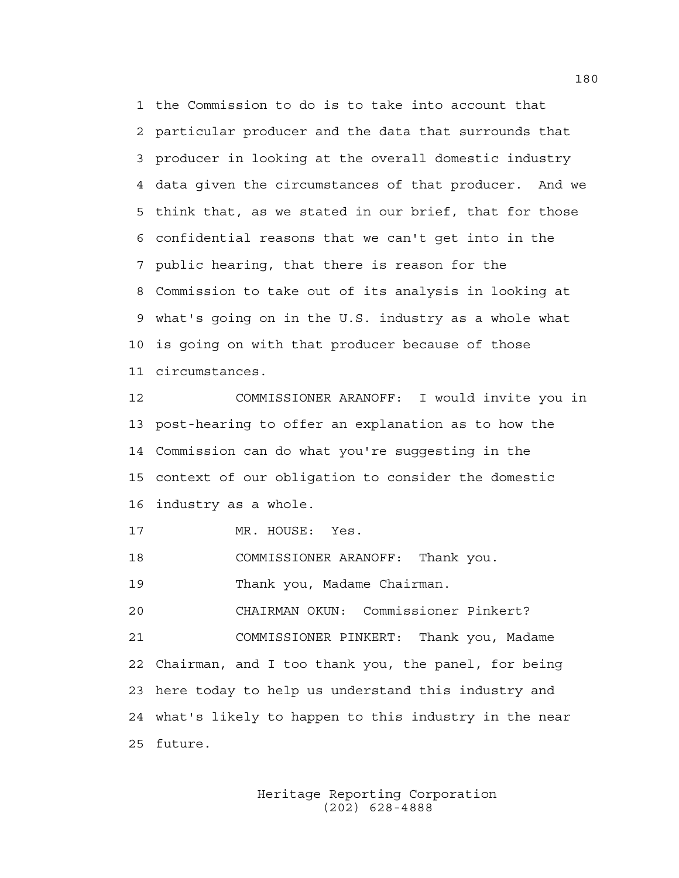1 the Commission to do is to take into account that
2 particular producer and the data that surrounds that
3 producer in looking at the overall domestic industry
4 data given the circumstances of that producer. And we
5 think that, as we stated in our brief, that for those
6 confidential reasons that we can't get into in the
7 public hearing, that there is reason for the
8 Commission to take out of its analysis in looking at
9 what's going on in the U.S. industry as a whole what
10 is going on with that producer because of those
11 circumstances.

12 COMMISSIONER ARANOFF: I would invite you in
13 post-hearing to offer an explanation as to how the
14 Commission can do what you're suggesting in the
15 context of our obligation to consider the domestic
16 industry as a whole.

17 MR. HOUSE: Yes.

18 COMMISSIONER ARANOFF: Thank you.

19 Thank you, Madame Chairman.

20 CHAIRMAN OKUN: Commissioner Pinkert?

21 COMMISSIONER PINKERT: Thank you, Madame
22 Chairman, and I too thank you, the panel, for being
23 here today to help us understand this industry and
24 what's likely to happen to this industry in the near
25 future.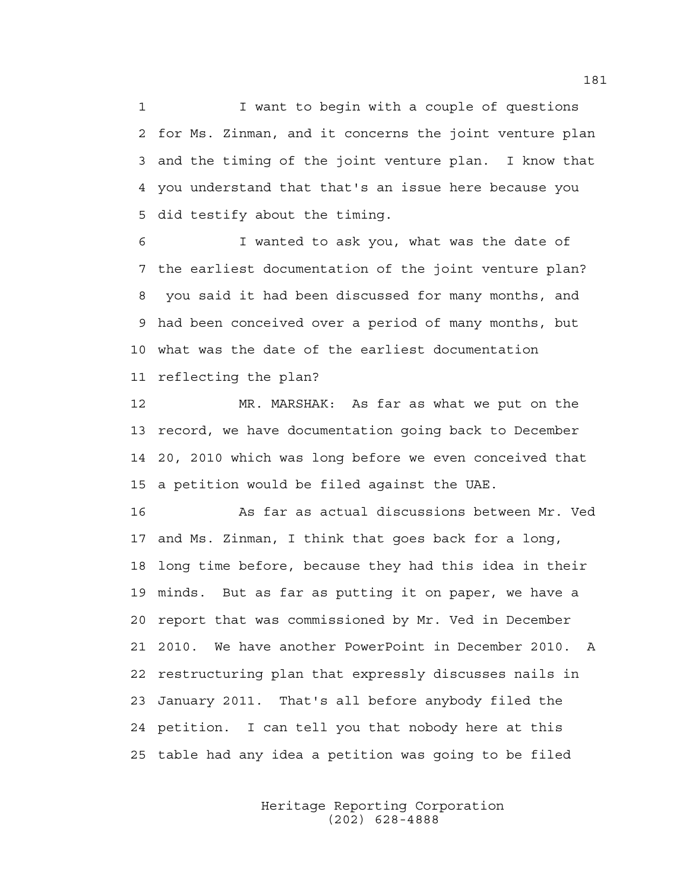1 I want to begin with a couple of questions
2 for Ms. Zinman, and it concerns the joint venture plan
3 and the timing of the joint venture plan. I know that
4 you understand that that's an issue here because you
5 did testify about the timing.

6 I wanted to ask you, what was the date of
7 the earliest documentation of the joint venture plan?
8 you said it had been discussed for many months, and
9 had been conceived over a period of many months, but
10 what was the date of the earliest documentation
11 reflecting the plan?

12 MR. MARSHAK: As far as what we put on the
13 record, we have documentation going back to December
14 20, 2010 which was long before we even conceived that
15 a petition would be filed against the UAE.

16 As far as actual discussions between Mr. Ved
17 and Ms. Zinman, I think that goes back for a long,
18 long time before, because they had this idea in their
19 minds. But as far as putting it on paper, we have a
20 report that was commissioned by Mr. Ved in December
21 2010. We have another PowerPoint in December 2010. A
22 restructuring plan that expressly discusses nails in
23 January 2011. That's all before anybody filed the
24 petition. I can tell you that nobody here at this
25 table had any idea a petition was going to be filed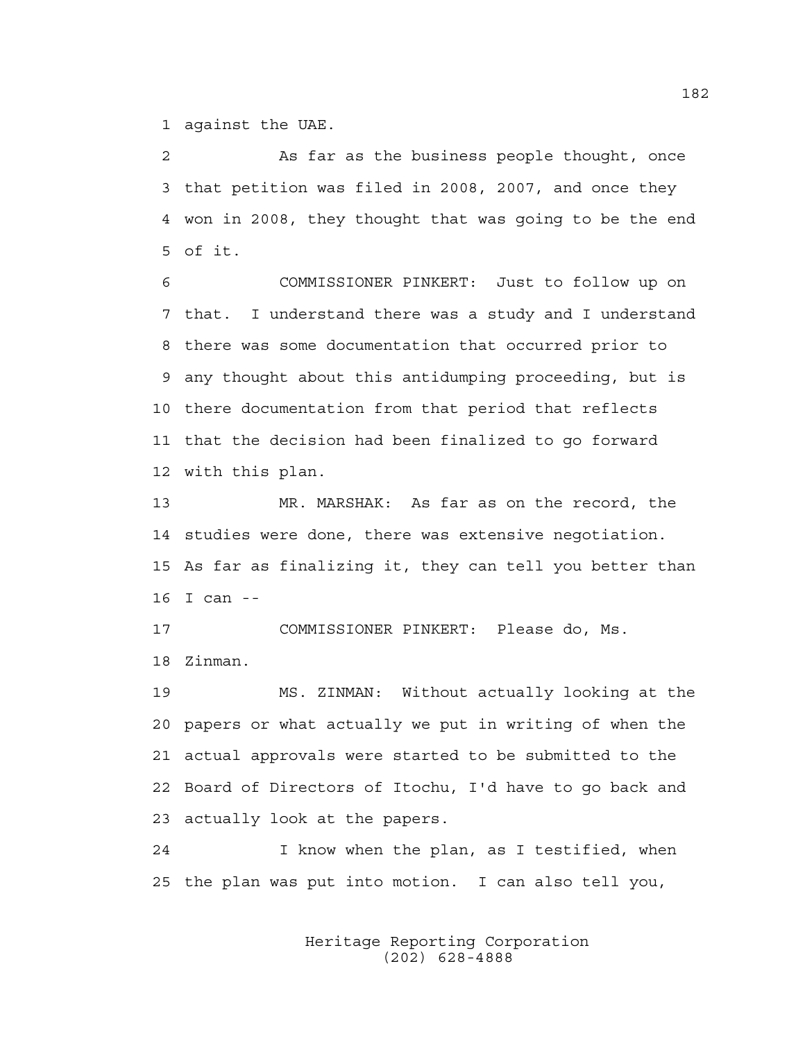1 against the UAE.

2 As far as the business people thought, once 3 that petition was filed in 2008, 2007, and once they 4 won in 2008, they thought that was going to be the end 5 of it.

6 COMMISSIONER PINKERT: Just to follow up on 7 that. I understand there was a study and I understand 8 there was some documentation that occurred prior to 9 any thought about this antidumping proceeding, but is 10 there documentation from that period that reflects 11 that the decision had been finalized to go forward 12 with this plan.

13 MR. MARSHAK: As far as on the record, the 14 studies were done, there was extensive negotiation. 15 As far as finalizing it, they can tell you better than 16 I can --

17 COMMISSIONER PINKERT: Please do, Ms. 18 Zinman.

19 MS. ZINMAN: Without actually looking at the 20 papers or what actually we put in writing of when the 21 actual approvals were started to be submitted to the 22 Board of Directors of Itochu, I'd have to go back and 23 actually look at the papers.

24 I know when the plan, as I testified, when 25 the plan was put into motion. I can also tell you,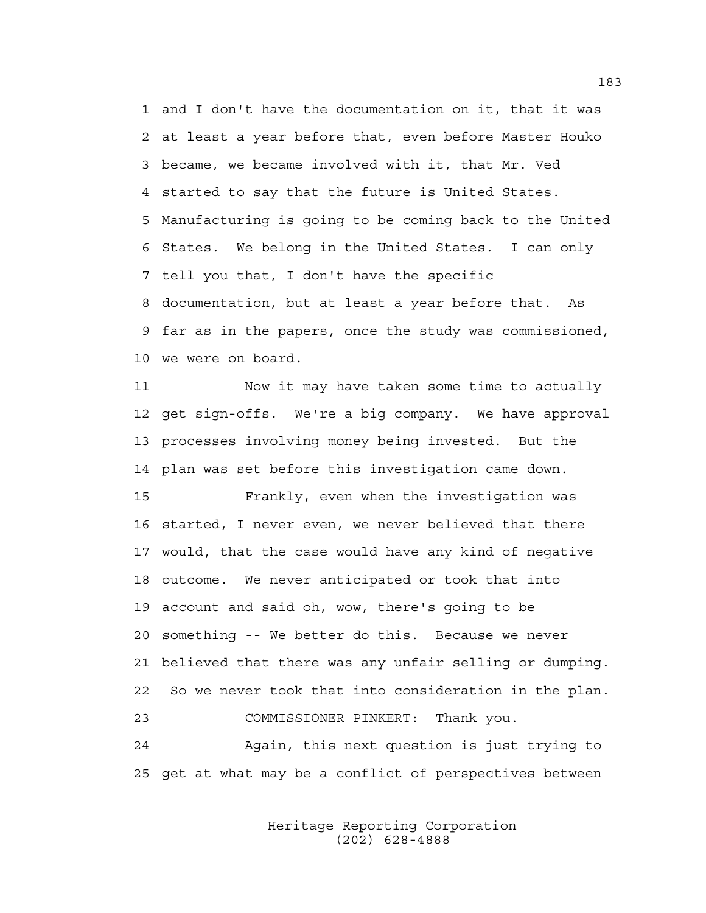and I don't have the documentation on it, that it was at least a year before that, even before Master Houko became, we became involved with it, that Mr. Ved started to say that the future is United States. Manufacturing is going to be coming back to the United States. We belong in the United States. I can only tell you that, I don't have the specific documentation, but at least a year before that. As far as in the papers, once the study was commissioned, we were on board.

Now it may have taken some time to actually get sign-offs. We're a big company. We have approval processes involving money being invested. But the plan was set before this investigation came down.

Frankly, even when the investigation was started, I never even, we never believed that there would, that the case would have any kind of negative outcome. We never anticipated or took that into account and said oh, wow, there's going to be something -- We better do this. Because we never believed that there was any unfair selling or dumping. So we never took that into consideration in the plan.

COMMISSIONER PINKERT: Thank you.

Again, this next question is just trying to get at what may be a conflict of perspectives between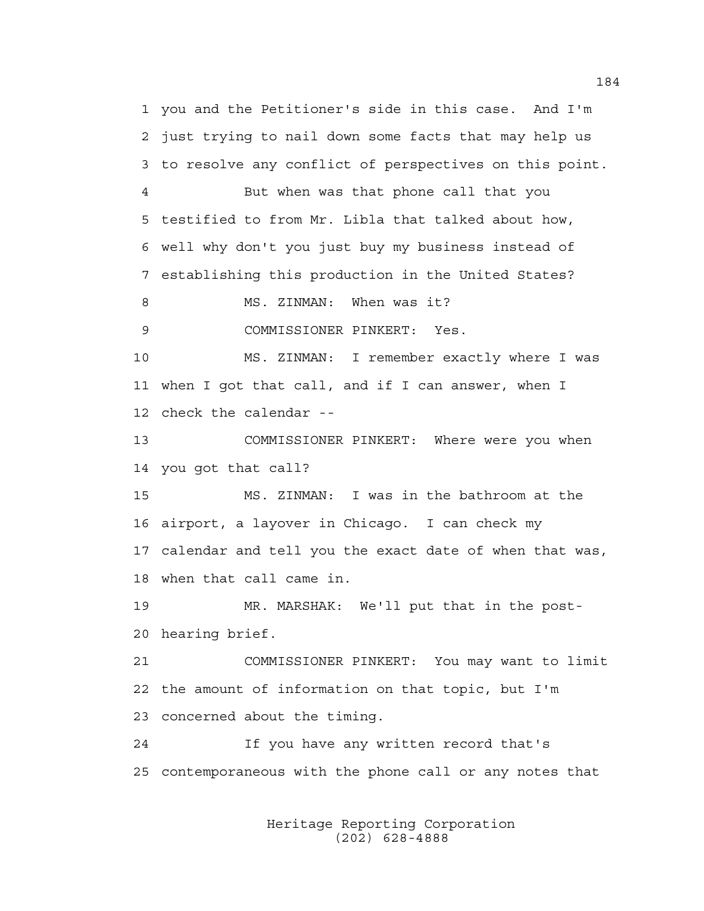1 you and the Petitioner's side in this case. And I'm
2 just trying to nail down some facts that may help us
3 to resolve any conflict of perspectives on this point.

4 But when was that phone call that you
5 testified to from Mr. Libla that talked about how,
6 well why don't you just buy my business instead of
7 establishing this production in the United States?

8 MS. ZINMAN: When was it?

9 COMMISSIONER PINKERT: Yes.

10 MS. ZINMAN: I remember exactly where I was
11 when I got that call, and if I can answer, when I
12 check the calendar --

13 COMMISSIONER PINKERT: Where were you when
14 you got that call?

15 MS. ZINMAN: I was in the bathroom at the
16 airport, a layover in Chicago. I can check my
17 calendar and tell you the exact date of when that was,
18 when that call came in.

19 MR. MARSHAK: We'll put that in the post-
20 hearing brief.

21 COMMISSIONER PINKERT: You may want to limit
22 the amount of information on that topic, but I'm
23 concerned about the timing.

24 If you have any written record that's
25 contemporaneous with the phone call or any notes that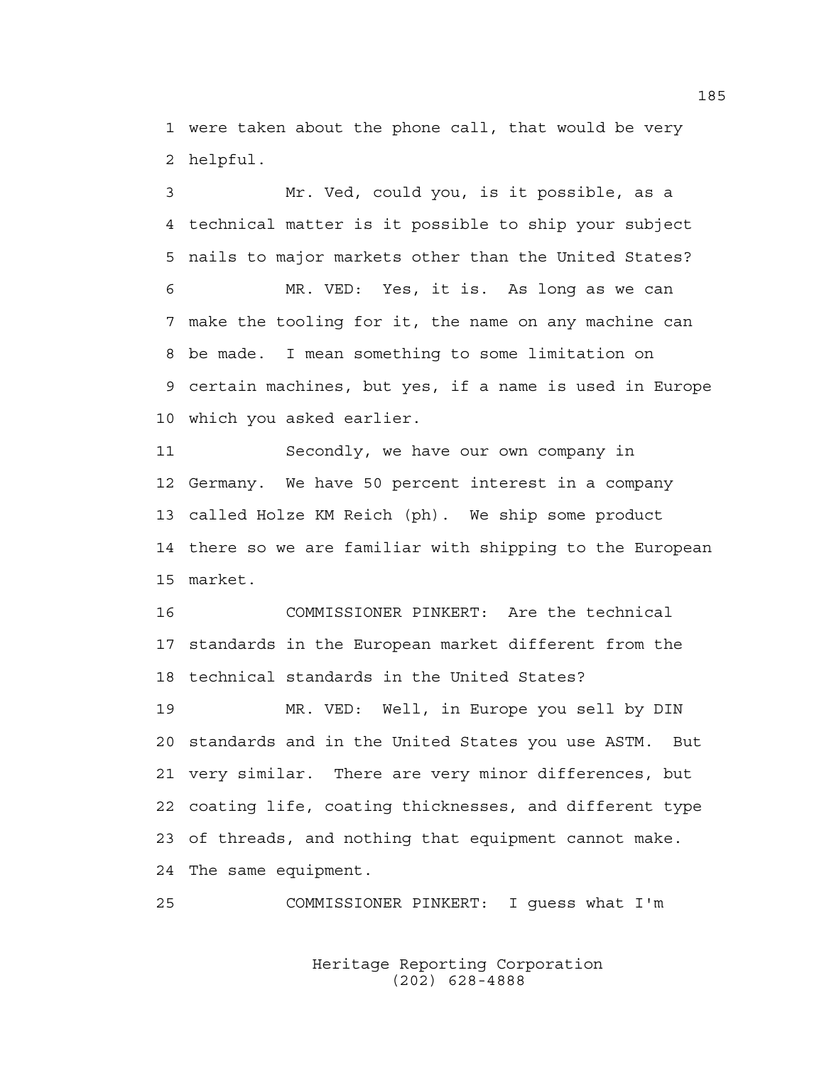1 were taken about the phone call, that would be very
2 helpful.

3 Mr. Ved, could you, is it possible, as a
4 technical matter is it possible to ship your subject
5 nails to major markets other than the United States?

6 MR. VED: Yes, it is. As long as we can
7 make the tooling for it, the name on any machine can
8 be made. I mean something to some limitation on
9 certain machines, but yes, if a name is used in Europe
10 which you asked earlier.

11 Secondly, we have our own company in
12 Germany. We have 50 percent interest in a company
13 called Holze KM Reich (ph). We ship some product
14 there so we are familiar with shipping to the European
15 market.

16 COMMISSIONER PINKERT: Are the technical
17 standards in the European market different from the
18 technical standards in the United States?

19 MR. VED: Well, in Europe you sell by DIN
20 standards and in the United States you use ASTM. But
21 very similar. There are very minor differences, but
22 coating life, coating thicknesses, and different type
23 of threads, and nothing that equipment cannot make.
24 The same equipment.

25 COMMISSIONER PINKERT: I guess what I'm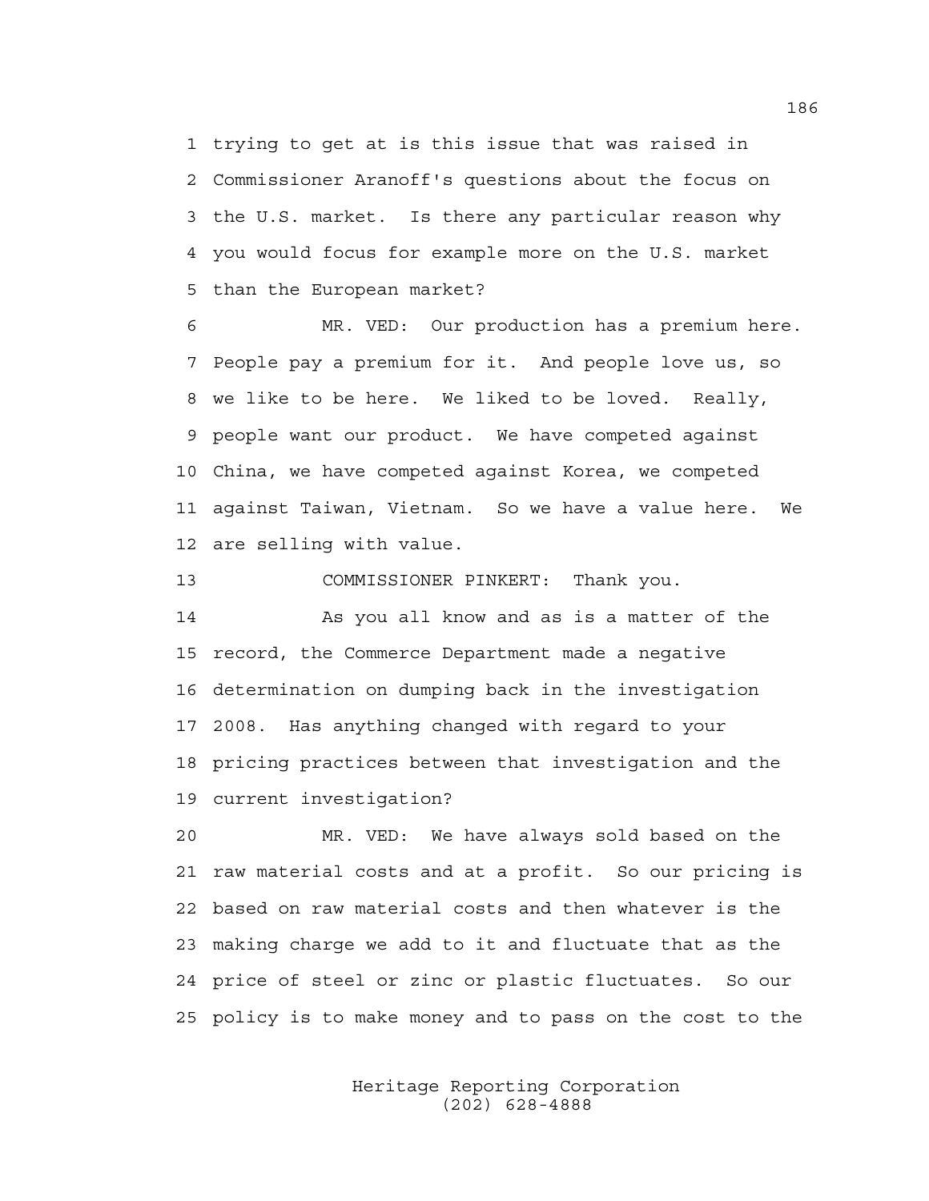1 trying to get at is this issue that was raised in
2 Commissioner Aranoff's questions about the focus on
3 the U.S. market. Is there any particular reason why
4 you would focus for example more on the U.S. market
5 than the European market?

6 MR. VED: Our production has a premium here.
7 People pay a premium for it. And people love us, so
8 we like to be here. We liked to be loved. Really,
9 people want our product. We have competed against
10 China, we have competed against Korea, we competed
11 against Taiwan, Vietnam. So we have a value here. We
12 are selling with value.

13 COMMISSIONER PINKERT: Thank you.

14 As you all know and as is a matter of the
15 record, the Commerce Department made a negative
16 determination on dumping back in the investigation
17 2008. Has anything changed with regard to your
18 pricing practices between that investigation and the
19 current investigation?

20 MR. VED: We have always sold based on the
21 raw material costs and at a profit. So our pricing is
22 based on raw material costs and then whatever is the
23 making charge we add to it and fluctuate that as the
24 price of steel or zinc or plastic fluctuates. So our
25 policy is to make money and to pass on the cost to the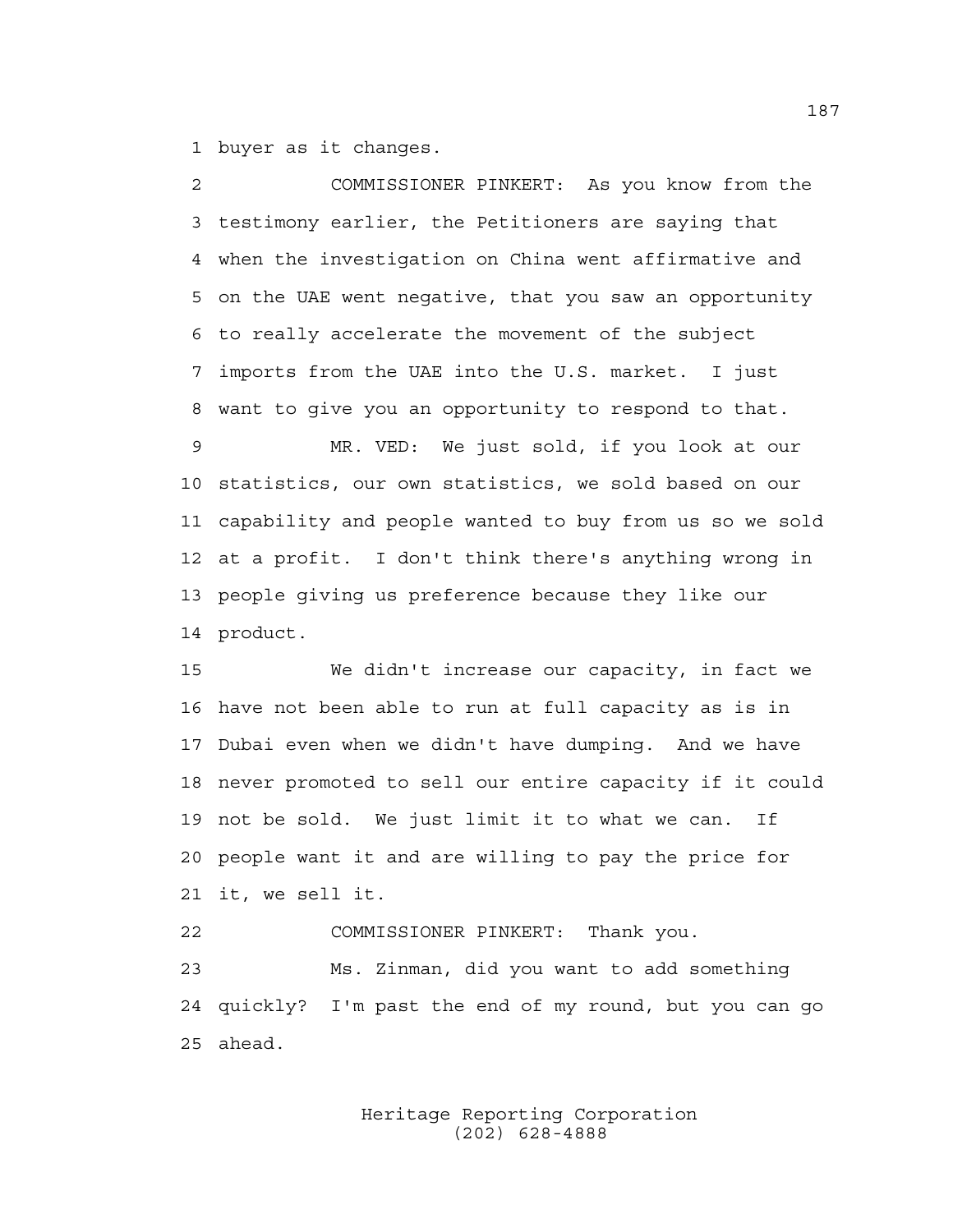buyer as it changes.

COMMISSIONER PINKERT: As you know from the testimony earlier, the Petitioners are saying that when the investigation on China went affirmative and on the UAE went negative, that you saw an opportunity to really accelerate the movement of the subject imports from the UAE into the U.S. market. I just want to give you an opportunity to respond to that.

MR. VED: We just sold, if you look at our statistics, our own statistics, we sold based on our capability and people wanted to buy from us so we sold at a profit. I don't think there's anything wrong in people giving us preference because they like our product.

We didn't increase our capacity, in fact we have not been able to run at full capacity as is in Dubai even when we didn't have dumping. And we have never promoted to sell our entire capacity if it could not be sold. We just limit it to what we can. If people want it and are willing to pay the price for it, we sell it.

COMMISSIONER PINKERT: Thank you.

Ms. Zinman, did you want to add something quickly? I'm past the end of my round, but you can go ahead.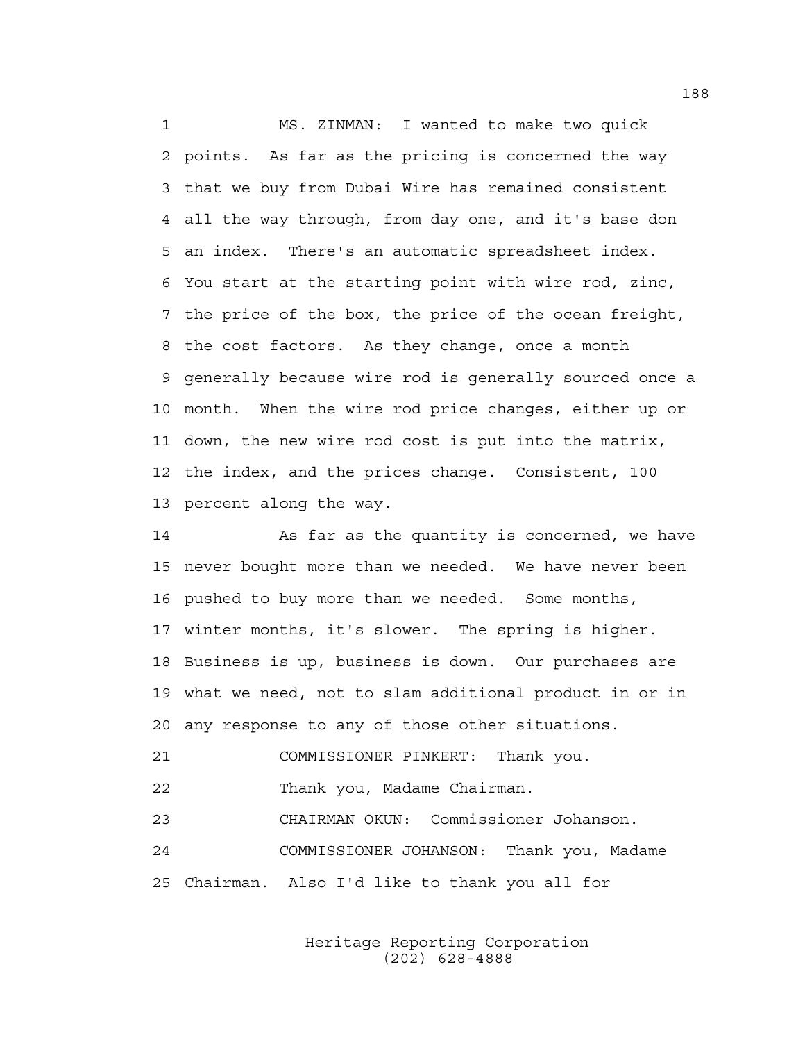MS. ZINMAN: I wanted to make two quick points. As far as the pricing is concerned the way that we buy from Dubai Wire has remained consistent all the way through, from day one, and it's base don an index. There's an automatic spreadsheet index. You start at the starting point with wire rod, zinc, the price of the box, the price of the ocean freight, the cost factors. As they change, once a month generally because wire rod is generally sourced once a month. When the wire rod price changes, either up or down, the new wire rod cost is put into the matrix, the index, and the prices change. Consistent, 100 percent along the way.

As far as the quantity is concerned, we have never bought more than we needed. We have never been pushed to buy more than we needed. Some months, winter months, it's slower. The spring is higher. Business is up, business is down. Our purchases are what we need, not to slam additional product in or in any response to any of those other situations.

COMMISSIONER PINKERT: Thank you.

Thank you, Madame Chairman.

CHAIRMAN OKUN: Commissioner Johanson.

COMMISSIONER JOHANSON: Thank you, Madame Chairman. Also I'd like to thank you all for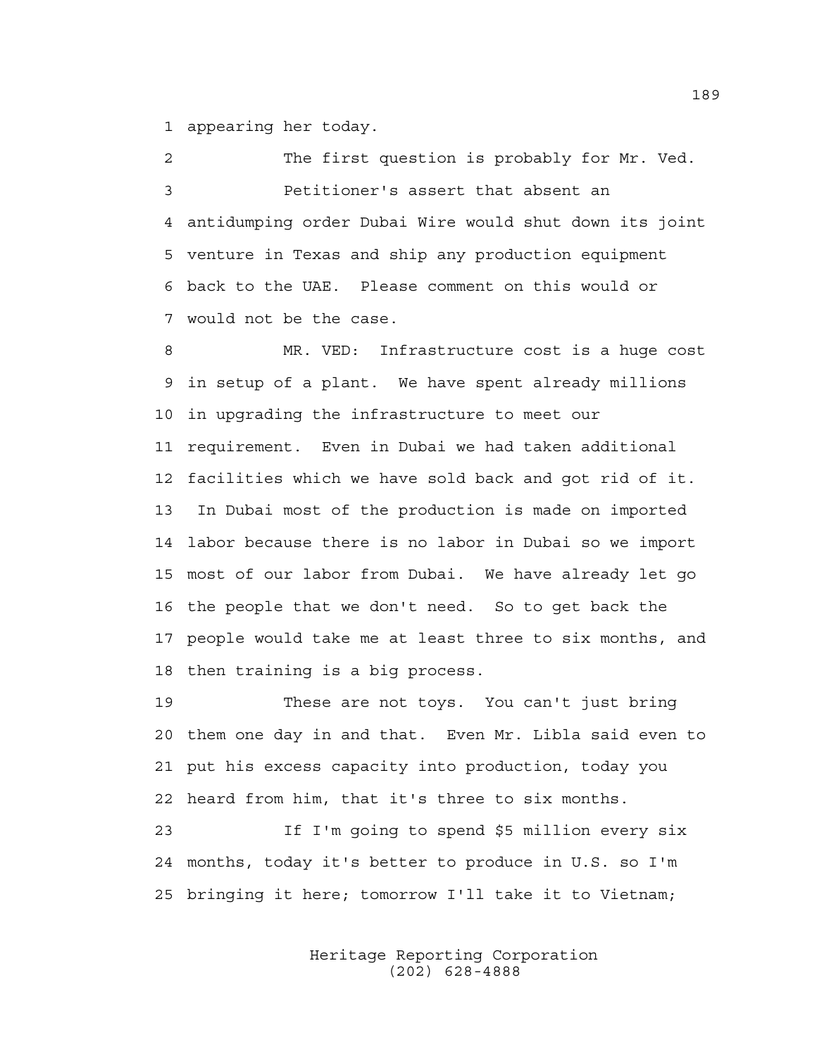appearing her today.

The first question is probably for Mr. Ved.

Petitioner's assert that absent an antidumping order Dubai Wire would shut down its joint venture in Texas and ship any production equipment back to the UAE. Please comment on this would or would not be the case.

MR. VED: Infrastructure cost is a huge cost in setup of a plant. We have spent already millions in upgrading the infrastructure to meet our requirement. Even in Dubai we had taken additional facilities which we have sold back and got rid of it. In Dubai most of the production is made on imported labor because there is no labor in Dubai so we import most of our labor from Dubai. We have already let go the people that we don't need. So to get back the people would take me at least three to six months, and then training is a big process.

These are not toys. You can't just bring them one day in and that. Even Mr. Libla said even to put his excess capacity into production, today you heard from him, that it's three to six months.

If I'm going to spend $5 million every six months, today it's better to produce in U.S. so I'm bringing it here; tomorrow I'll take it to Vietnam;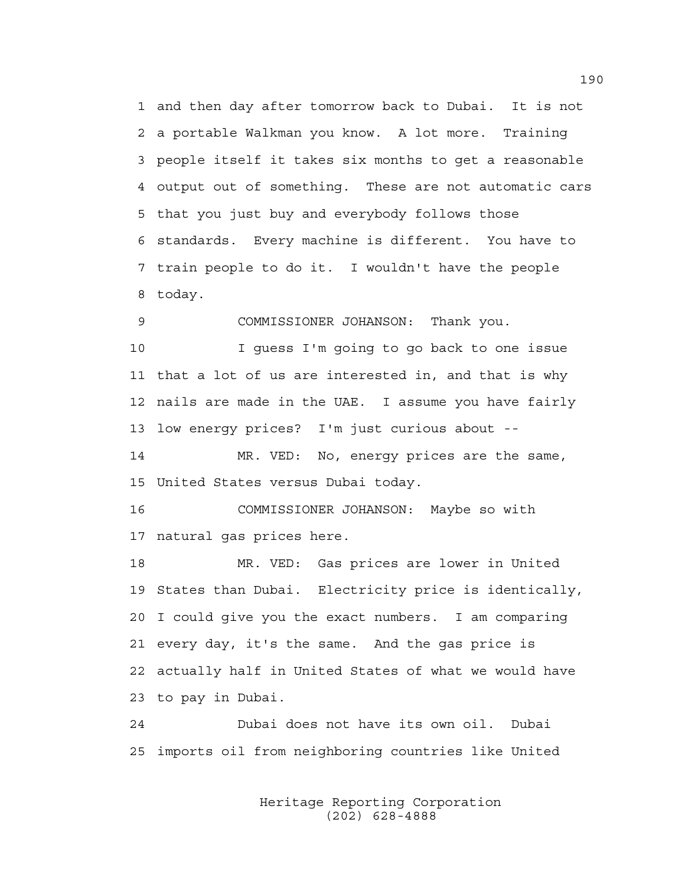and then day after tomorrow back to Dubai. It is not a portable Walkman you know. A lot more. Training people itself it takes six months to get a reasonable output out of something. These are not automatic cars that you just buy and everybody follows those standards. Every machine is different. You have to train people to do it. I wouldn't have the people today.

COMMISSIONER JOHANSON: Thank you.

I guess I'm going to go back to one issue that a lot of us are interested in, and that is why nails are made in the UAE. I assume you have fairly low energy prices? I'm just curious about --

MR. VED: No, energy prices are the same, United States versus Dubai today.

COMMISSIONER JOHANSON: Maybe so with natural gas prices here.

MR. VED: Gas prices are lower in United States than Dubai. Electricity price is identically, I could give you the exact numbers. I am comparing every day, it's the same. And the gas price is actually half in United States of what we would have to pay in Dubai.

Dubai does not have its own oil. Dubai imports oil from neighboring countries like United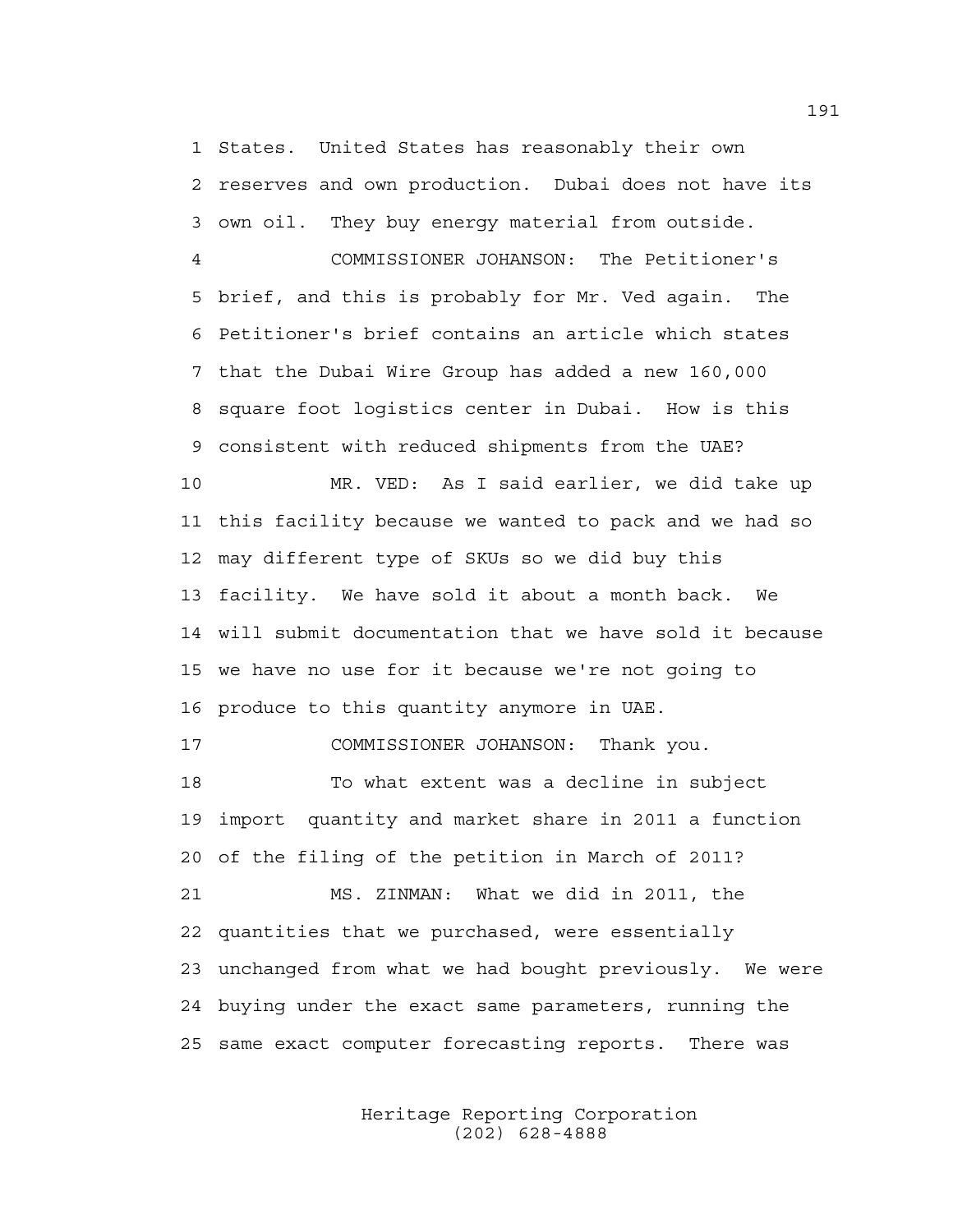1 States. United States has reasonably their own
2 reserves and own production. Dubai does not have its
3 own oil. They buy energy material from outside.
4 COMMISSIONER JOHANSON: The Petitioner's
5 brief, and this is probably for Mr. Ved again. The
6 Petitioner's brief contains an article which states
7 that the Dubai Wire Group has added a new 160,000
8 square foot logistics center in Dubai. How is this
9 consistent with reduced shipments from the UAE?
10 MR. VED: As I said earlier, we did take up
11 this facility because we wanted to pack and we had so
12 may different type of SKUs so we did buy this
13 facility. We have sold it about a month back. We
14 will submit documentation that we have sold it because
15 we have no use for it because we're not going to
16 produce to this quantity anymore in UAE.
17 COMMISSIONER JOHANSON: Thank you.
18 To what extent was a decline in subject
19 import quantity and market share in 2011 a function
20 of the filing of the petition in March of 2011?
21 MS. ZINMAN: What we did in 2011, the
22 quantities that we purchased, were essentially
23 unchanged from what we had bought previously. We were
24 buying under the exact same parameters, running the
25 same exact computer forecasting reports. There was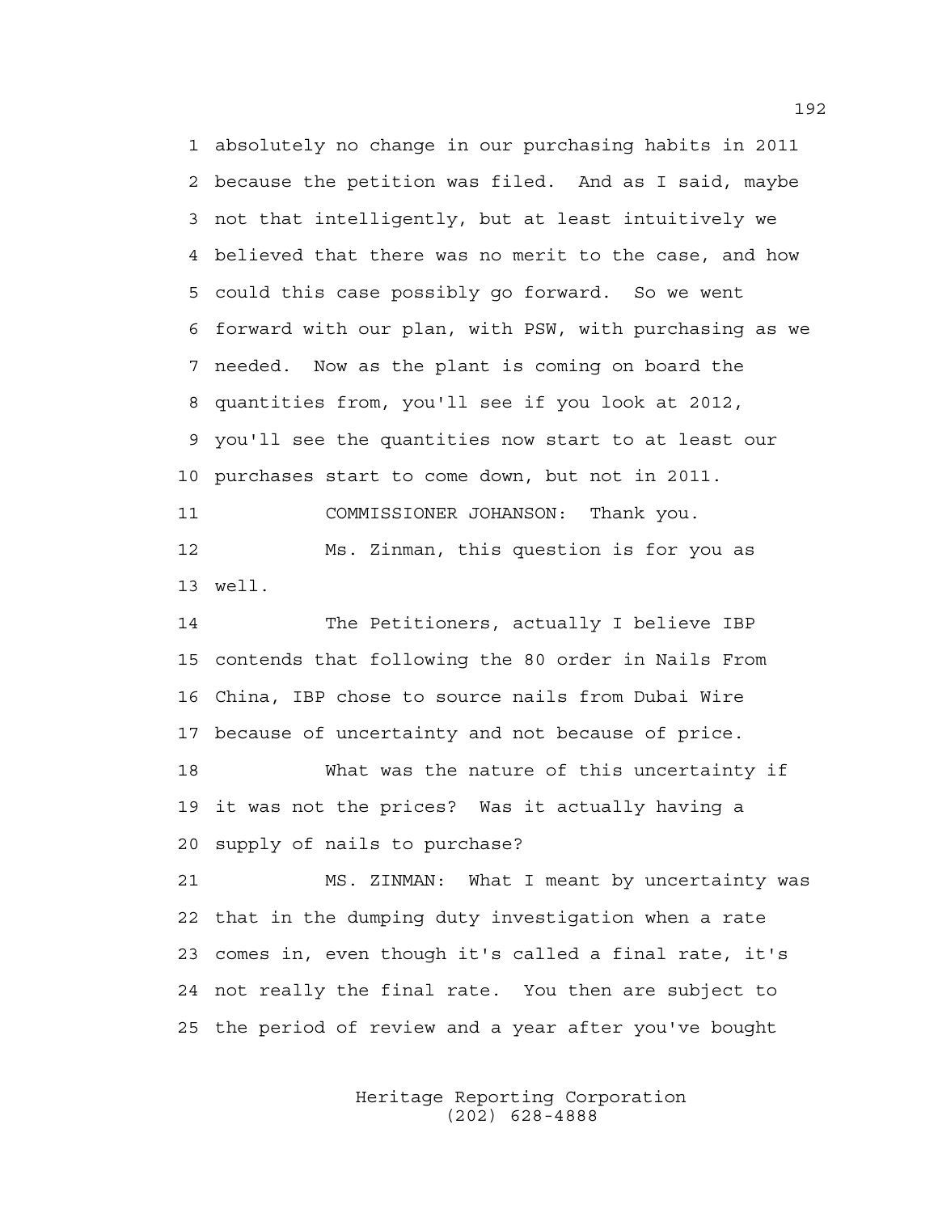1 absolutely no change in our purchasing habits in 2011
2 because the petition was filed. And as I said, maybe
3 not that intelligently, but at least intuitively we
4 believed that there was no merit to the case, and how
5 could this case possibly go forward. So we went
6 forward with our plan, with PSW, with purchasing as we
7 needed. Now as the plant is coming on board the
8 quantities from, you'll see if you look at 2012,
9 you'll see the quantities now start to at least our
10 purchases start to come down, but not in 2011.

11 COMMISSIONER JOHANSON: Thank you.

12 Ms. Zinman, this question is for you as
13 well.

14 The Petitioners, actually I believe IBP
15 contends that following the 80 order in Nails From
16 China, IBP chose to source nails from Dubai Wire
17 because of uncertainty and not because of price.

18 What was the nature of this uncertainty if
19 it was not the prices? Was it actually having a
20 supply of nails to purchase?

21 MS. ZINMAN: What I meant by uncertainty was
22 that in the dumping duty investigation when a rate
23 comes in, even though it's called a final rate, it's
24 not really the final rate. You then are subject to
25 the period of review and a year after you've bought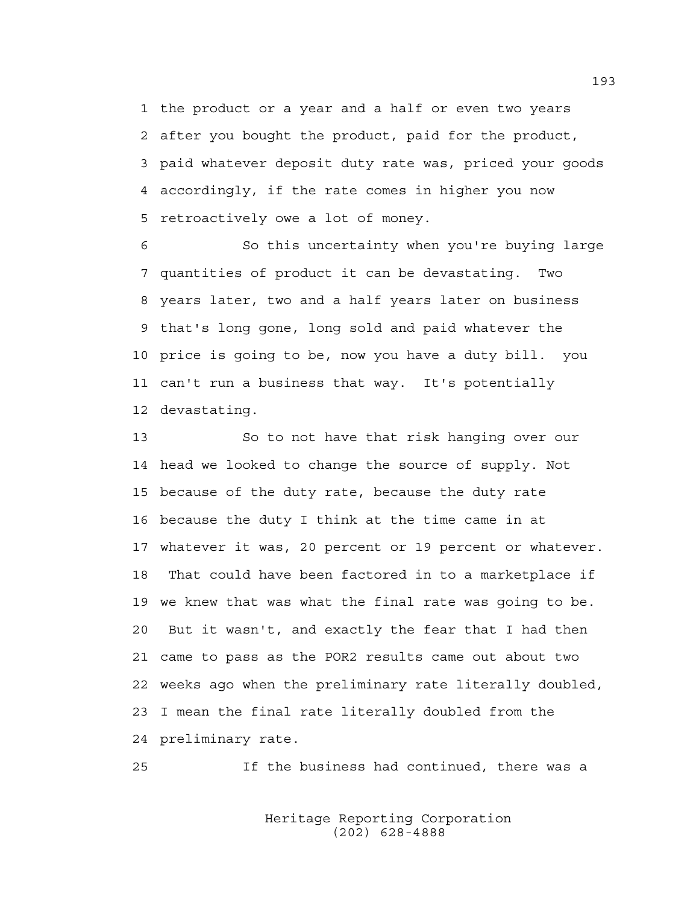1 the product or a year and a half or even two years
2 after you bought the product, paid for the product,
3 paid whatever deposit duty rate was, priced your goods
4 accordingly, if the rate comes in higher you now
5 retroactively owe a lot of money.

6 So this uncertainty when you're buying large
7 quantities of product it can be devastating. Two
8 years later, two and a half years later on business
9 that's long gone, long sold and paid whatever the
10 price is going to be, now you have a duty bill. you
11 can't run a business that way. It's potentially
12 devastating.

13 So to not have that risk hanging over our
14 head we looked to change the source of supply. Not
15 because of the duty rate, because the duty rate
16 because the duty I think at the time came in at
17 whatever it was, 20 percent or 19 percent or whatever.
18 That could have been factored in to a marketplace if
19 we knew that was what the final rate was going to be.
20 But it wasn't, and exactly the fear that I had then
21 came to pass as the POR2 results came out about two
22 weeks ago when the preliminary rate literally doubled,
23 I mean the final rate literally doubled from the
24 preliminary rate.

25 If the business had continued, there was a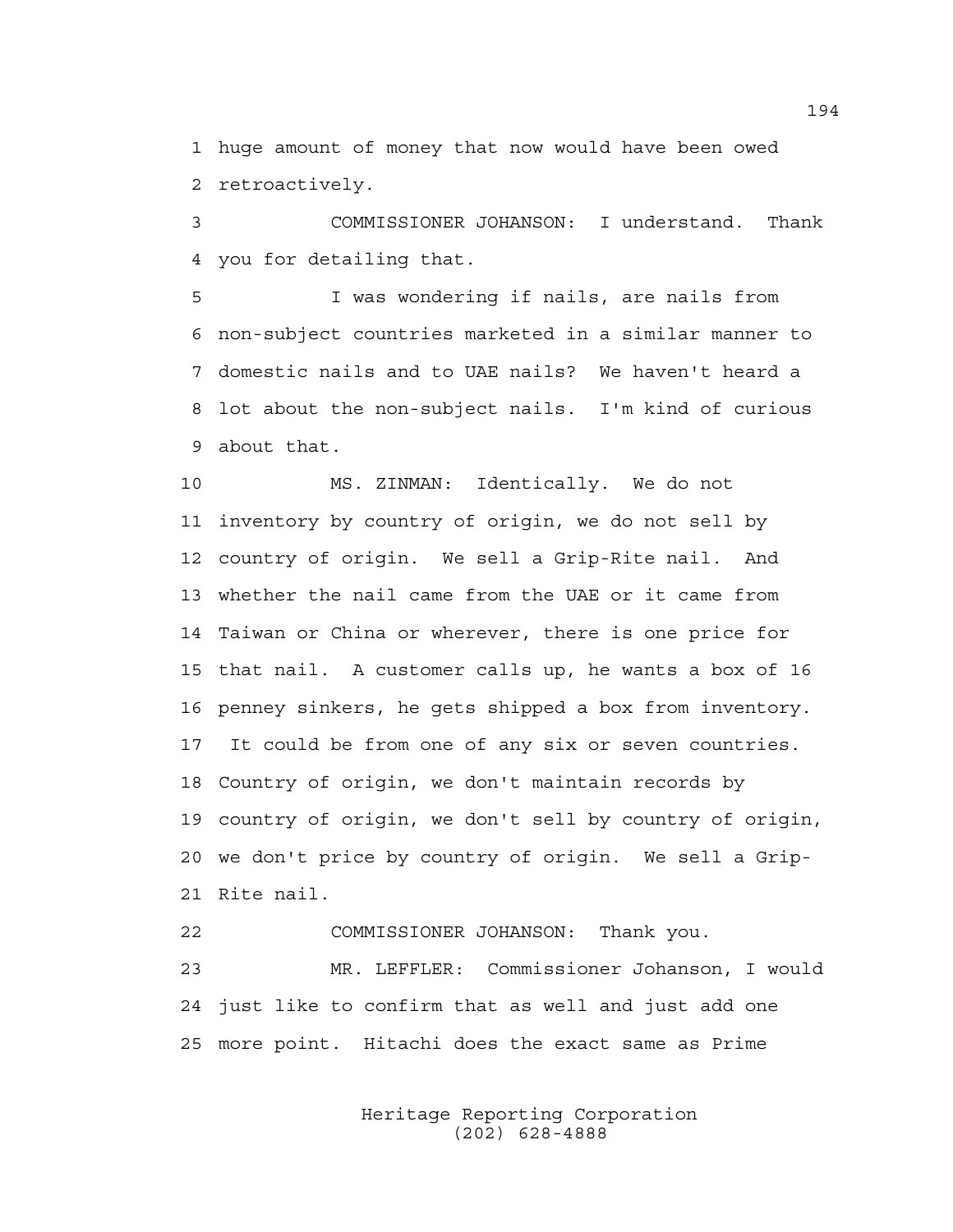1 huge amount of money that now would have been owed
2 retroactively.

3 COMMISSIONER JOHANSON: I understand. Thank
4 you for detailing that.

5 I was wondering if nails, are nails from
6 non-subject countries marketed in a similar manner to
7 domestic nails and to UAE nails? We haven't heard a
8 lot about the non-subject nails. I'm kind of curious
9 about that.

10 MS. ZINMAN: Identically. We do not
11 inventory by country of origin, we do not sell by
12 country of origin. We sell a Grip-Rite nail. And
13 whether the nail came from the UAE or it came from
14 Taiwan or China or wherever, there is one price for
15 that nail. A customer calls up, he wants a box of 16
16 penney sinkers, he gets shipped a box from inventory.
17 It could be from one of any six or seven countries.
18 Country of origin, we don't maintain records by
19 country of origin, we don't sell by country of origin,
20 we don't price by country of origin. We sell a Grip-
21 Rite nail.

22 COMMISSIONER JOHANSON: Thank you.

23 MR. LEFFLER: Commissioner Johanson, I would
24 just like to confirm that as well and just add one
25 more point. Hitachi does the exact same as Prime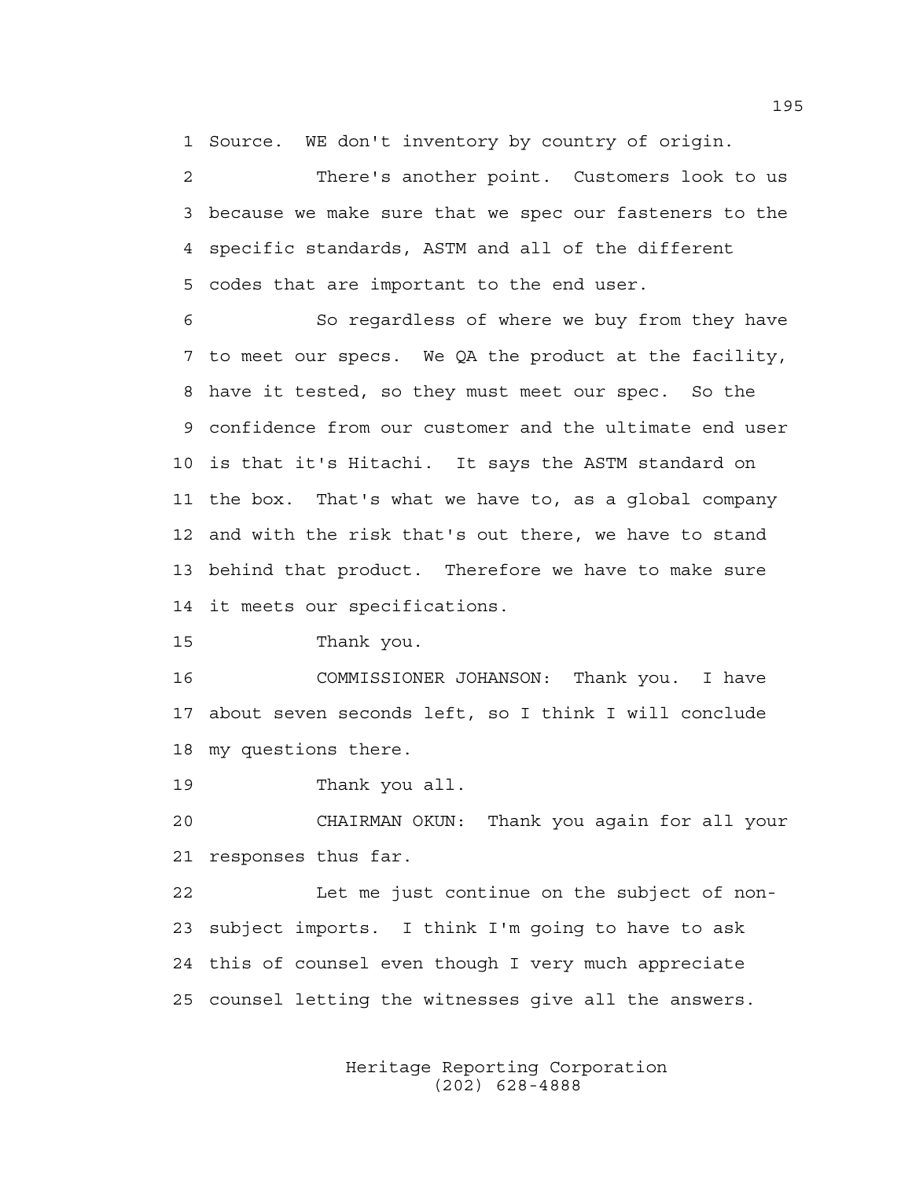Source. WE don't inventory by country of origin.

There's another point. Customers look to us because we make sure that we spec our fasteners to the specific standards, ASTM and all of the different codes that are important to the end user.

So regardless of where we buy from they have to meet our specs. We QA the product at the facility, have it tested, so they must meet our spec. So the confidence from our customer and the ultimate end user is that it's Hitachi. It says the ASTM standard on the box. That's what we have to, as a global company and with the risk that's out there, we have to stand behind that product. Therefore we have to make sure it meets our specifications.

Thank you.

COMMISSIONER JOHANSON: Thank you. I have about seven seconds left, so I think I will conclude my questions there.

Thank you all.

CHAIRMAN OKUN: Thank you again for all your responses thus far.

Let me just continue on the subject of non-subject imports. I think I'm going to have to ask this of counsel even though I very much appreciate counsel letting the witnesses give all the answers.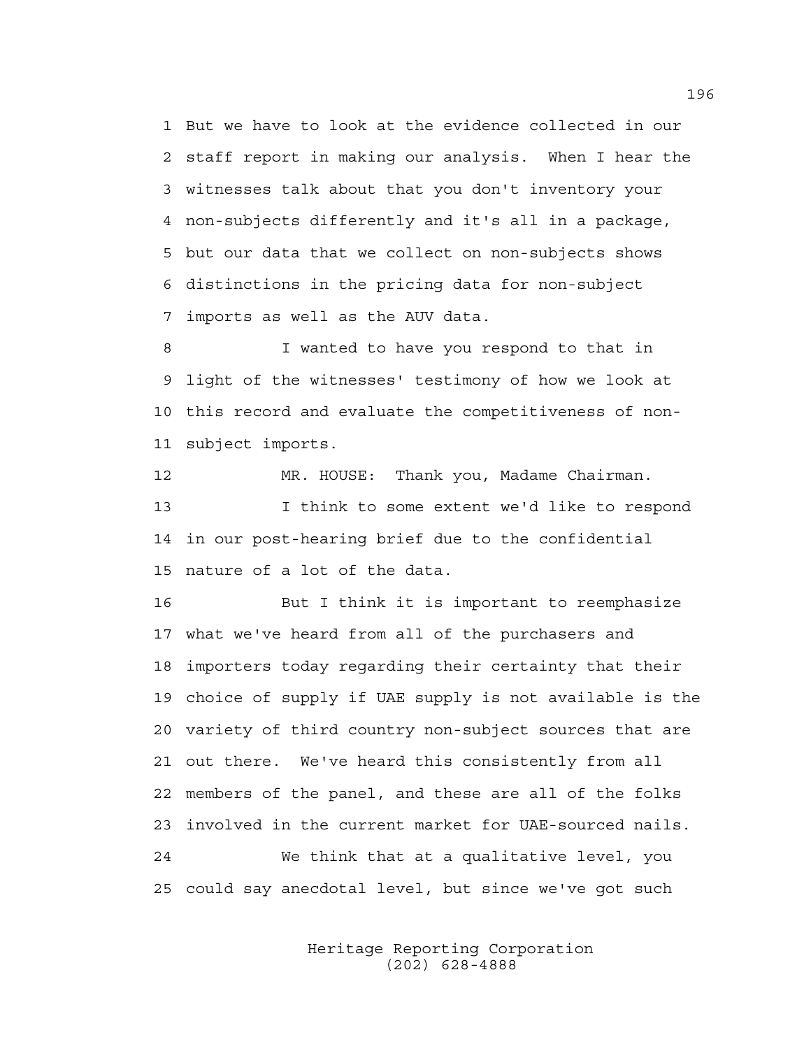1 But we have to look at the evidence collected in our
2 staff report in making our analysis. When I hear the
3 witnesses talk about that you don't inventory your
4 non-subjects differently and it's all in a package,
5 but our data that we collect on non-subjects shows
6 distinctions in the pricing data for non-subject
7 imports as well as the AUV data.

8 I wanted to have you respond to that in
9 light of the witnesses' testimony of how we look at
10 this record and evaluate the competitiveness of non-
11 subject imports.

12 MR. HOUSE: Thank you, Madame Chairman.

13 I think to some extent we'd like to respond
14 in our post-hearing brief due to the confidential
15 nature of a lot of the data.

16 But I think it is important to reemphasize
17 what we've heard from all of the purchasers and
18 importers today regarding their certainty that their
19 choice of supply if UAE supply is not available is the
20 variety of third country non-subject sources that are
21 out there. We've heard this consistently from all
22 members of the panel, and these are all of the folks
23 involved in the current market for UAE-sourced nails.

24 We think that at a qualitative level, you
25 could say anecdotal level, but since we've got such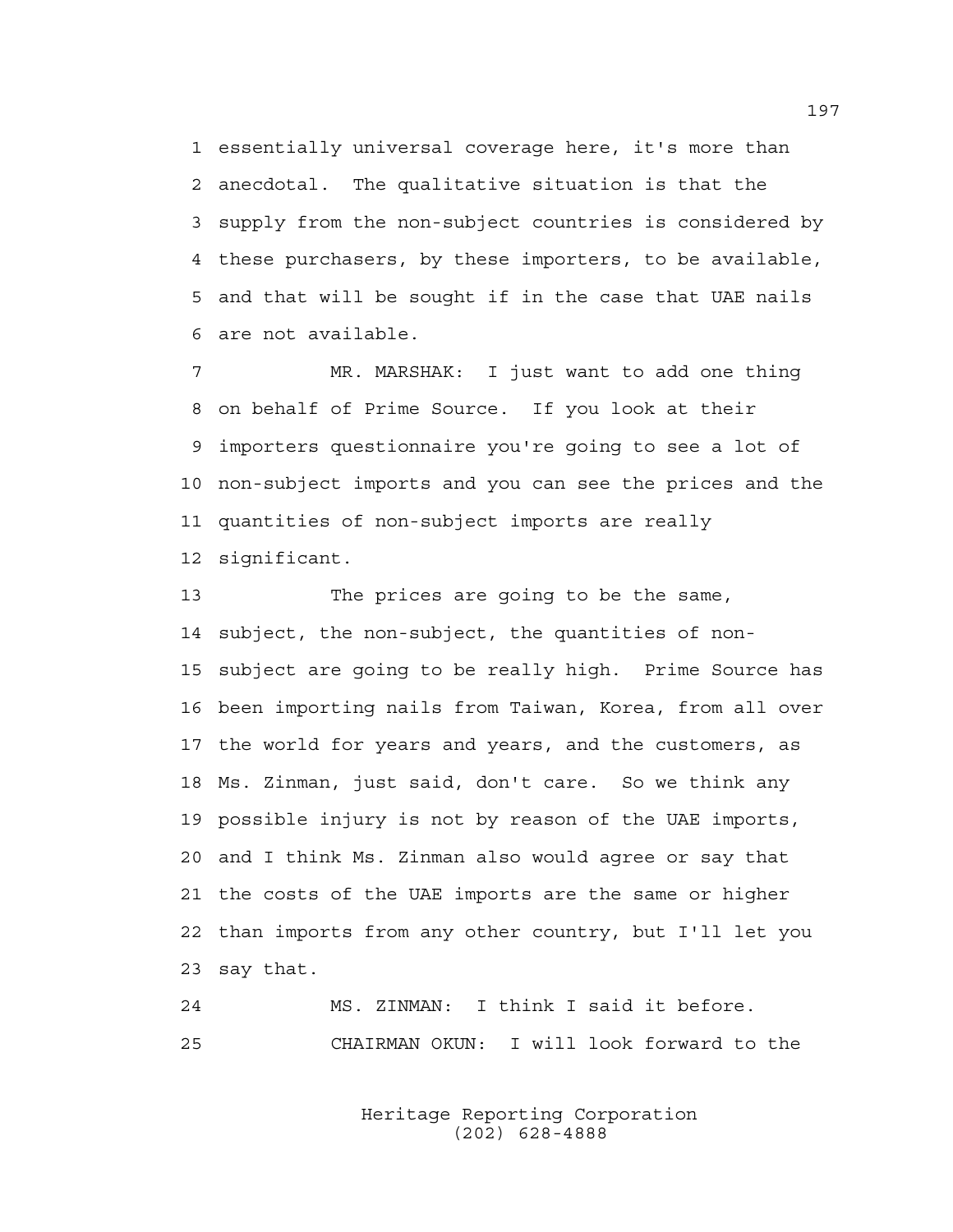1 essentially universal coverage here, it's more than
2 anecdotal. The qualitative situation is that the
3 supply from the non-subject countries is considered by
4 these purchasers, by these importers, to be available,
5 and that will be sought if in the case that UAE nails
6 are not available.

7 MR. MARSHAK: I just want to add one thing
8 on behalf of Prime Source. If you look at their
9 importers questionnaire you're going to see a lot of
10 non-subject imports and you can see the prices and the
11 quantities of non-subject imports are really
12 significant.

13 The prices are going to be the same,
14 subject, the non-subject, the quantities of non-
15 subject are going to be really high. Prime Source has
16 been importing nails from Taiwan, Korea, from all over
17 the world for years and years, and the customers, as
18 Ms. Zinman, just said, don't care. So we think any
19 possible injury is not by reason of the UAE imports,
20 and I think Ms. Zinman also would agree or say that
21 the costs of the UAE imports are the same or higher
22 than imports from any other country, but I'll let you
23 say that.

24 MS. ZINMAN: I think I said it before.

25 CHAIRMAN OKUN: I will look forward to the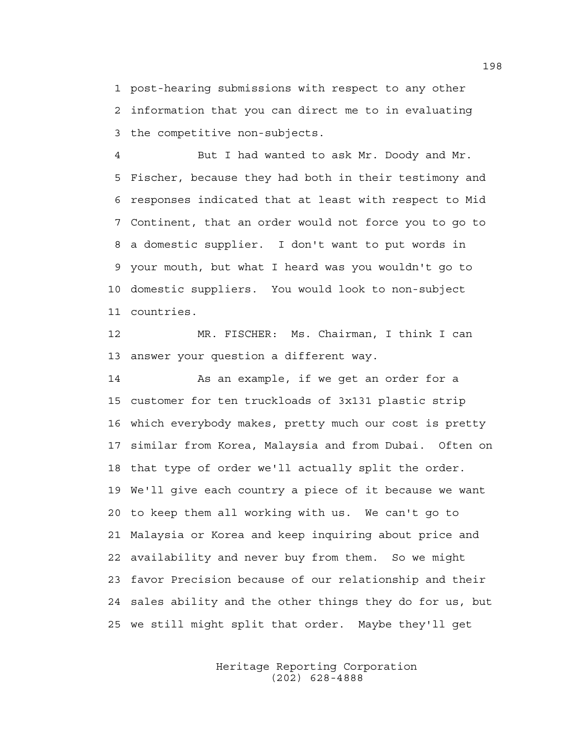1 post-hearing submissions with respect to any other
2 information that you can direct me to in evaluating
3 the competitive non-subjects.

4 But I had wanted to ask Mr. Doody and Mr.
5 Fischer, because they had both in their testimony and
6 responses indicated that at least with respect to Mid
7 Continent, that an order would not force you to go to
8 a domestic supplier. I don't want to put words in
9 your mouth, but what I heard was you wouldn't go to
10 domestic suppliers. You would look to non-subject
11 countries.

12 MR. FISCHER: Ms. Chairman, I think I can
13 answer your question a different way.

14 As an example, if we get an order for a
15 customer for ten truckloads of 3x131 plastic strip
16 which everybody makes, pretty much our cost is pretty
17 similar from Korea, Malaysia and from Dubai. Often on
18 that type of order we'll actually split the order.
19 We'll give each country a piece of it because we want
20 to keep them all working with us. We can't go to
21 Malaysia or Korea and keep inquiring about price and
22 availability and never buy from them. So we might
23 favor Precision because of our relationship and their
24 sales ability and the other things they do for us, but
25 we still might split that order. Maybe they'll get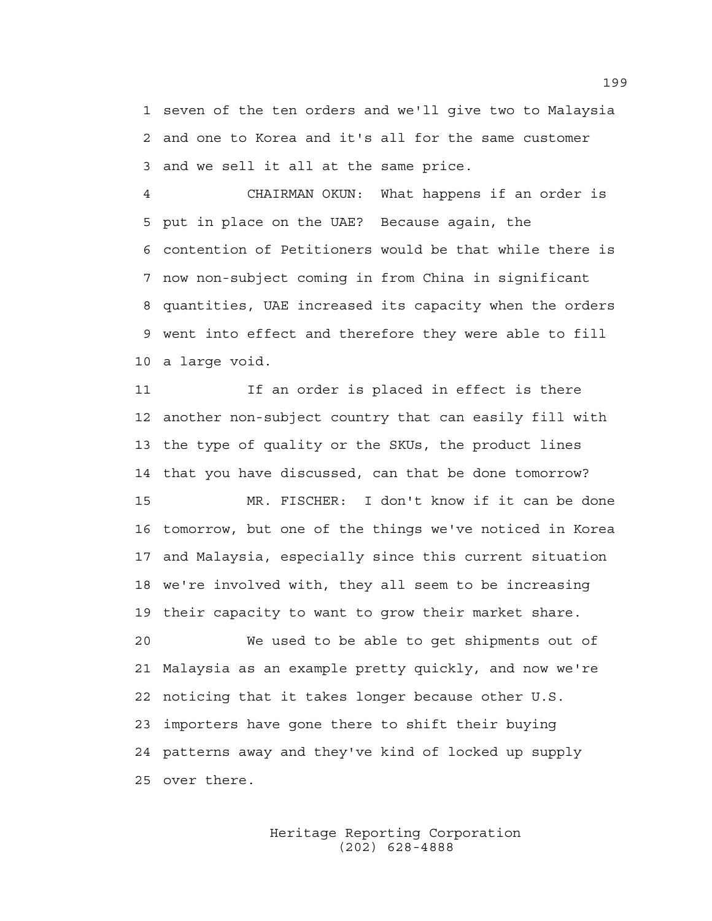seven of the ten orders and we'll give two to Malaysia and one to Korea and it's all for the same customer and we sell it all at the same price.

CHAIRMAN OKUN: What happens if an order is put in place on the UAE? Because again, the contention of Petitioners would be that while there is now non-subject coming in from China in significant quantities, UAE increased its capacity when the orders went into effect and therefore they were able to fill a large void.

If an order is placed in effect is there another non-subject country that can easily fill with the type of quality or the SKUs, the product lines that you have discussed, can that be done tomorrow?

MR. FISCHER: I don't know if it can be done tomorrow, but one of the things we've noticed in Korea and Malaysia, especially since this current situation we're involved with, they all seem to be increasing their capacity to want to grow their market share.

We used to be able to get shipments out of Malaysia as an example pretty quickly, and now we're noticing that it takes longer because other U.S. importers have gone there to shift their buying patterns away and they've kind of locked up supply over there.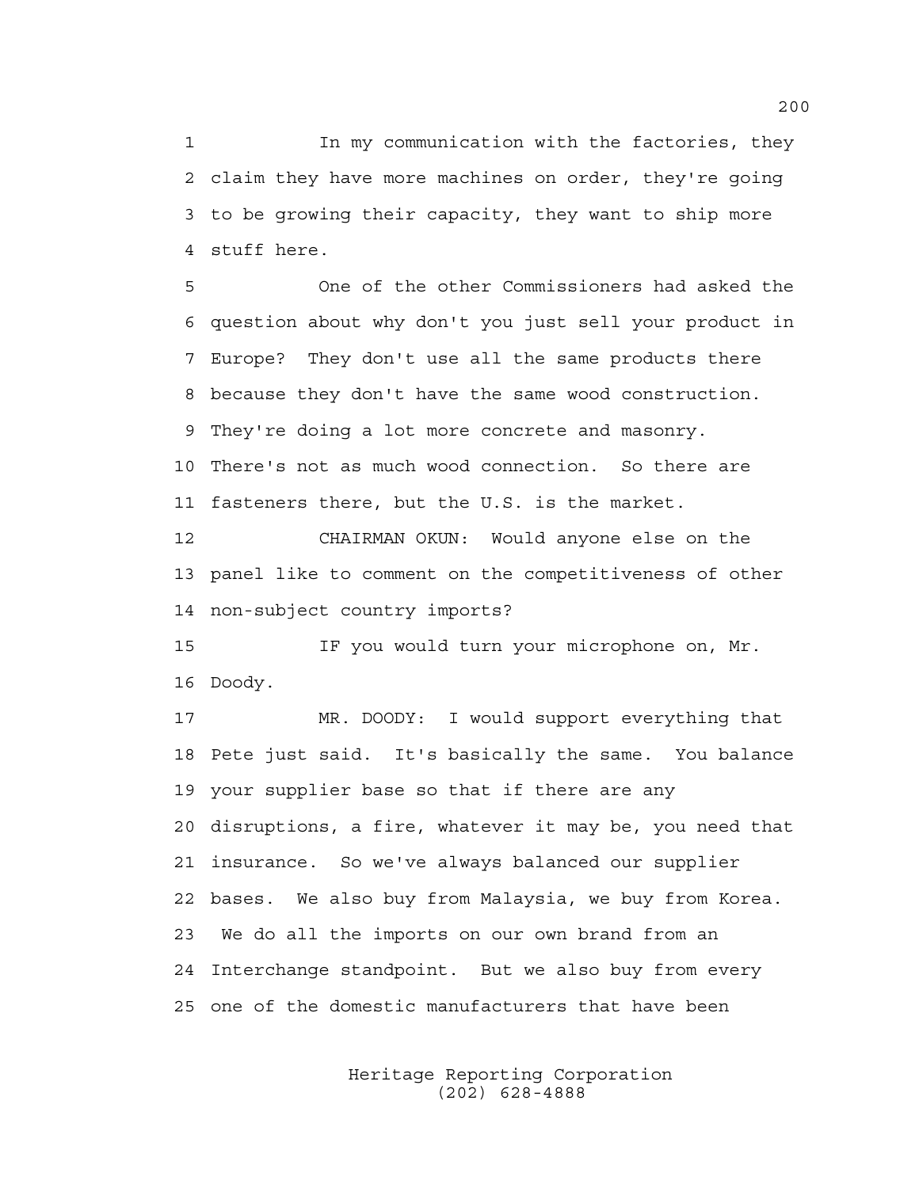In my communication with the factories, they claim they have more machines on order, they're going to be growing their capacity, they want to ship more stuff here.

One of the other Commissioners had asked the question about why don't you just sell your product in Europe? They don't use all the same products there because they don't have the same wood construction. They're doing a lot more concrete and masonry. There's not as much wood connection. So there are fasteners there, but the U.S. is the market.

CHAIRMAN OKUN: Would anyone else on the panel like to comment on the competitiveness of other non-subject country imports?

IF you would turn your microphone on, Mr. Doody.

MR. DOODY: I would support everything that Pete just said. It's basically the same. You balance your supplier base so that if there are any disruptions, a fire, whatever it may be, you need that insurance. So we've always balanced our supplier bases. We also buy from Malaysia, we buy from Korea. We do all the imports on our own brand from an Interchange standpoint. But we also buy from every one of the domestic manufacturers that have been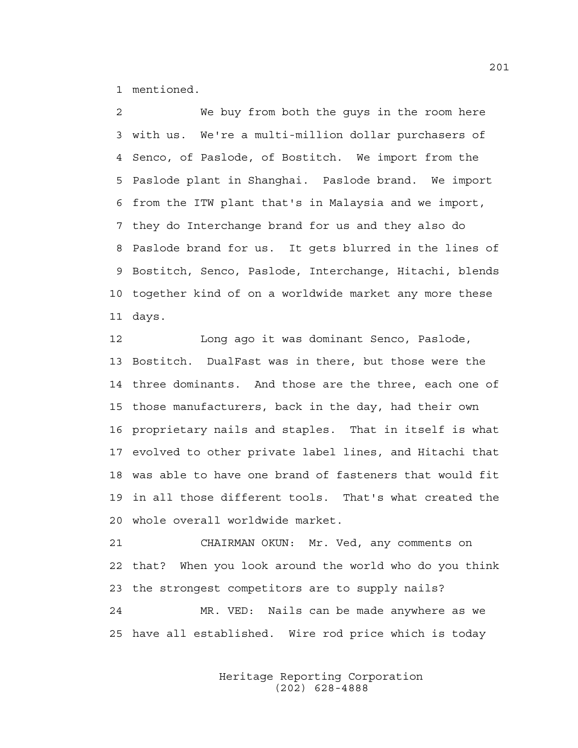1 mentioned.

2 We buy from both the guys in the room here
3 with us. We're a multi-million dollar purchasers of
4 Senco, of Paslode, of Bostitch. We import from the
5 Paslode plant in Shanghai. Paslode brand. We import
6 from the ITW plant that's in Malaysia and we import,
7 they do Interchange brand for us and they also do
8 Paslode brand for us. It gets blurred in the lines of
9 Bostitch, Senco, Paslode, Interchange, Hitachi, blends
10 together kind of on a worldwide market any more these
11 days.

12 Long ago it was dominant Senco, Paslode,
13 Bostitch. DualFast was in there, but those were the
14 three dominants. And those are the three, each one of
15 those manufacturers, back in the day, had their own
16 proprietary nails and staples. That in itself is what
17 evolved to other private label lines, and Hitachi that
18 was able to have one brand of fasteners that would fit
19 in all those different tools. That's what created the
20 whole overall worldwide market.

21 CHAIRMAN OKUN: Mr. Ved, any comments on
22 that? When you look around the world who do you think
23 the strongest competitors are to supply nails?

24 MR. VED: Nails can be made anywhere as we
25 have all established. Wire rod price which is today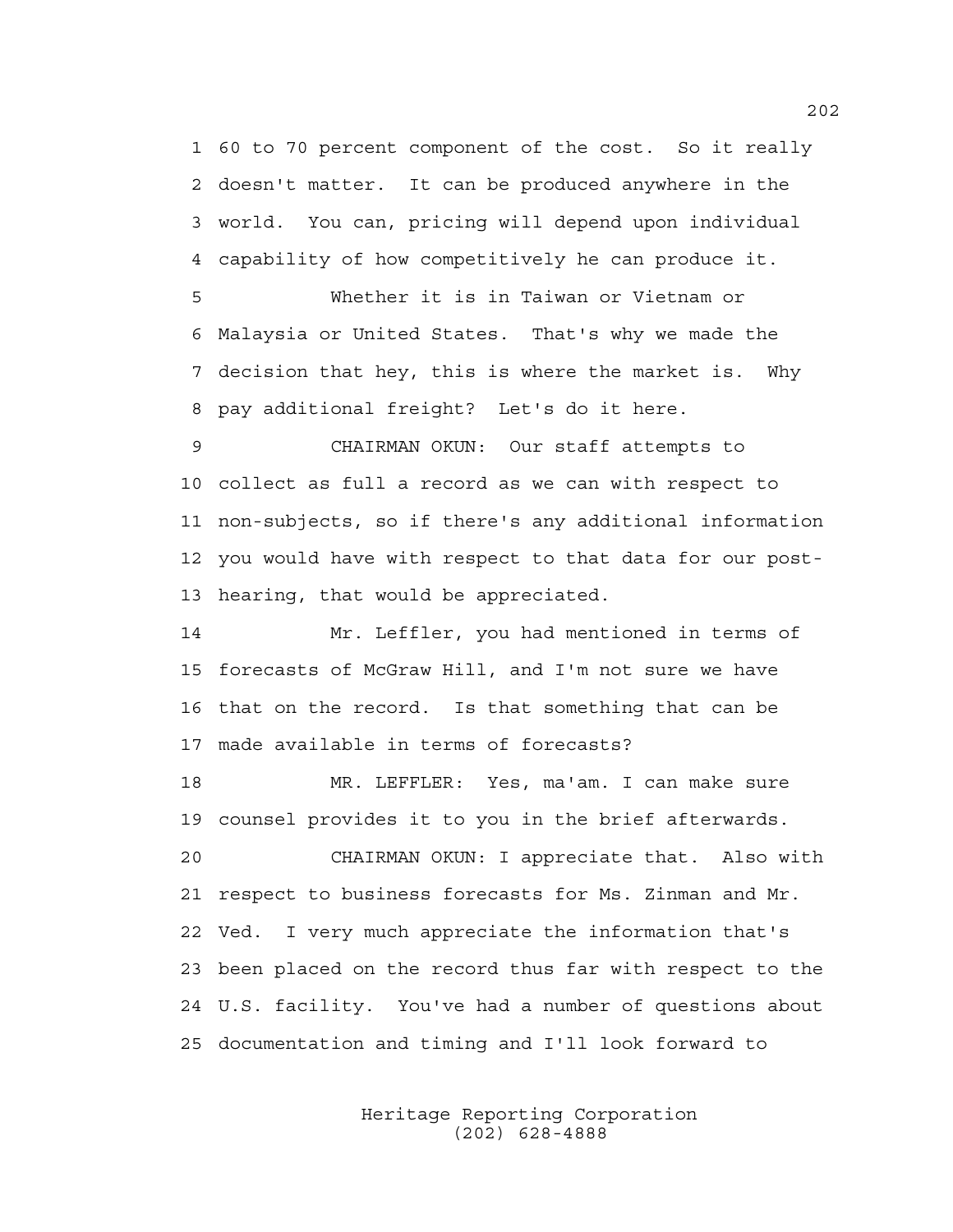1 60 to 70 percent component of the cost. So it really
2 doesn't matter. It can be produced anywhere in the
3 world. You can, pricing will depend upon individual
4 capability of how competitively he can produce it.
5 Whether it is in Taiwan or Vietnam or
6 Malaysia or United States. That's why we made the
7 decision that hey, this is where the market is. Why
8 pay additional freight? Let's do it here.
9 CHAIRMAN OKUN: Our staff attempts to
10 collect as full a record as we can with respect to
11 non-subjects, so if there's any additional information
12 you would have with respect to that data for our post-
13 hearing, that would be appreciated.
14 Mr. Leffler, you had mentioned in terms of
15 forecasts of McGraw Hill, and I'm not sure we have
16 that on the record. Is that something that can be
17 made available in terms of forecasts?
18 MR. LEFFLER: Yes, ma'am. I can make sure
19 counsel provides it to you in the brief afterwards.
20 CHAIRMAN OKUN: I appreciate that. Also with
21 respect to business forecasts for Ms. Zinman and Mr.
22 Ved. I very much appreciate the information that's
23 been placed on the record thus far with respect to the
24 U.S. facility. You've had a number of questions about
25 documentation and timing and I'll look forward to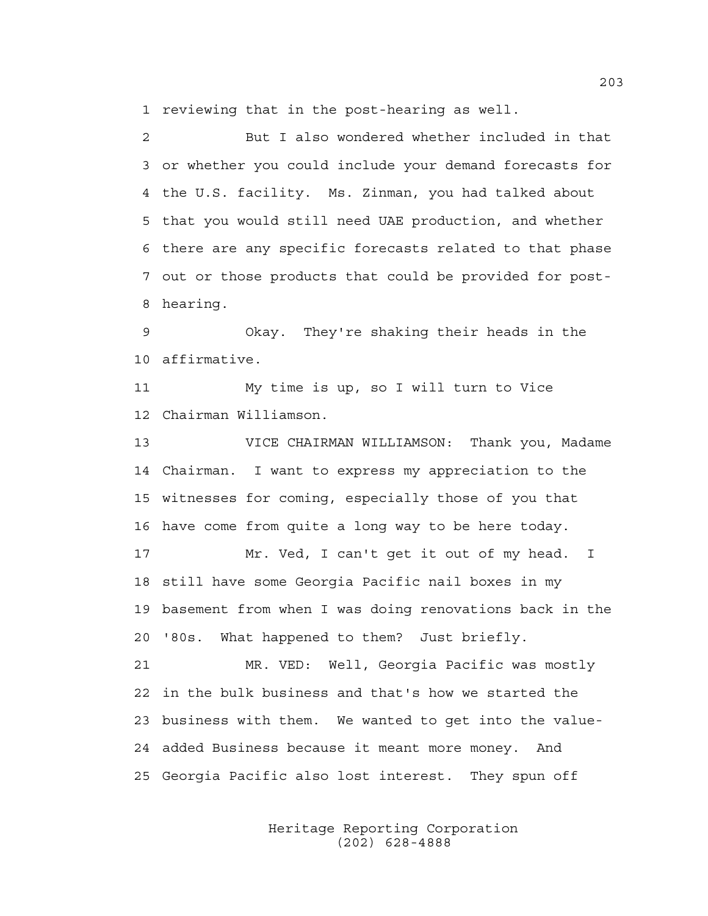1 reviewing that in the post-hearing as well.

2 But I also wondered whether included in that
3 or whether you could include your demand forecasts for
4 the U.S. facility. Ms. Zinman, you had talked about
5 that you would still need UAE production, and whether
6 there are any specific forecasts related to that phase
7 out or those products that could be provided for post-
8 hearing.

9 Okay. They're shaking their heads in the
10 affirmative.

11 My time is up, so I will turn to Vice
12 Chairman Williamson.

13 VICE CHAIRMAN WILLIAMSON: Thank you, Madame
14 Chairman. I want to express my appreciation to the
15 witnesses for coming, especially those of you that
16 have come from quite a long way to be here today.

17 Mr. Ved, I can't get it out of my head. I
18 still have some Georgia Pacific nail boxes in my
19 basement from when I was doing renovations back in the
20 '80s. What happened to them? Just briefly.

21 MR. VED: Well, Georgia Pacific was mostly
22 in the bulk business and that's how we started the
23 business with them. We wanted to get into the value-
24 added Business because it meant more money. And
25 Georgia Pacific also lost interest. They spun off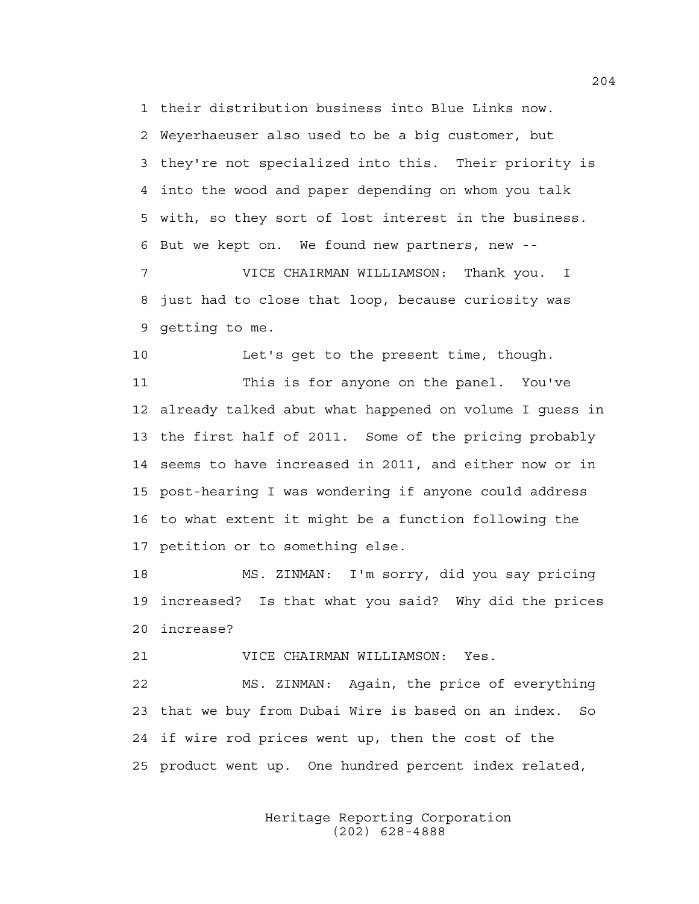1 their distribution business into Blue Links now.
2 Weyerhaeuser also used to be a big customer, but
3 they're not specialized into this. Their priority is
4 into the wood and paper depending on whom you talk
5 with, so they sort of lost interest in the business.
6 But we kept on. We found new partners, new --
7 VICE CHAIRMAN WILLIAMSON: Thank you. I
8 just had to close that loop, because curiosity was
9 getting to me.
10 Let's get to the present time, though.
11 This is for anyone on the panel. You've
12 already talked abut what happened on volume I guess in
13 the first half of 2011. Some of the pricing probably
14 seems to have increased in 2011, and either now or in
15 post-hearing I was wondering if anyone could address
16 to what extent it might be a function following the
17 petition or to something else.
18 MS. ZINMAN: I'm sorry, did you say pricing
19 increased? Is that what you said? Why did the prices
20 increase?
21 VICE CHAIRMAN WILLIAMSON: Yes.
22 MS. ZINMAN: Again, the price of everything
23 that we buy from Dubai Wire is based on an index. So
24 if wire rod prices went up, then the cost of the
25 product went up. One hundred percent index related,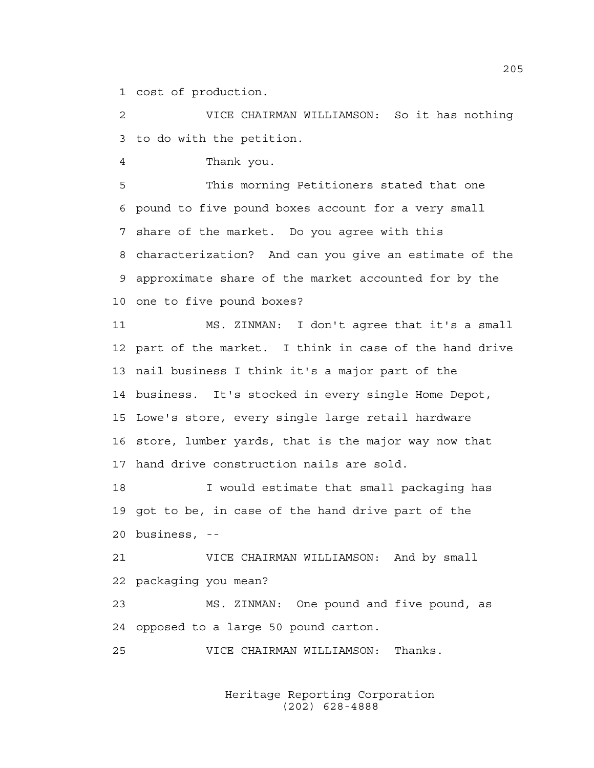1 cost of production.

2 VICE CHAIRMAN WILLIAMSON: So it has nothing
3 to do with the petition.

4 Thank you.

5 This morning Petitioners stated that one
6 pound to five pound boxes account for a very small
7 share of the market. Do you agree with this
8 characterization? And can you give an estimate of the
9 approximate share of the market accounted for by the
10 one to five pound boxes?

11 MS. ZINMAN: I don't agree that it's a small
12 part of the market. I think in case of the hand drive
13 nail business I think it's a major part of the
14 business. It's stocked in every single Home Depot,
15 Lowe's store, every single large retail hardware
16 store, lumber yards, that is the major way now that
17 hand drive construction nails are sold.

18 I would estimate that small packaging has
19 got to be, in case of the hand drive part of the
20 business, --

21 VICE CHAIRMAN WILLIAMSON: And by small
22 packaging you mean?

23 MS. ZINMAN: One pound and five pound, as
24 opposed to a large 50 pound carton.

25 VICE CHAIRMAN WILLIAMSON: Thanks.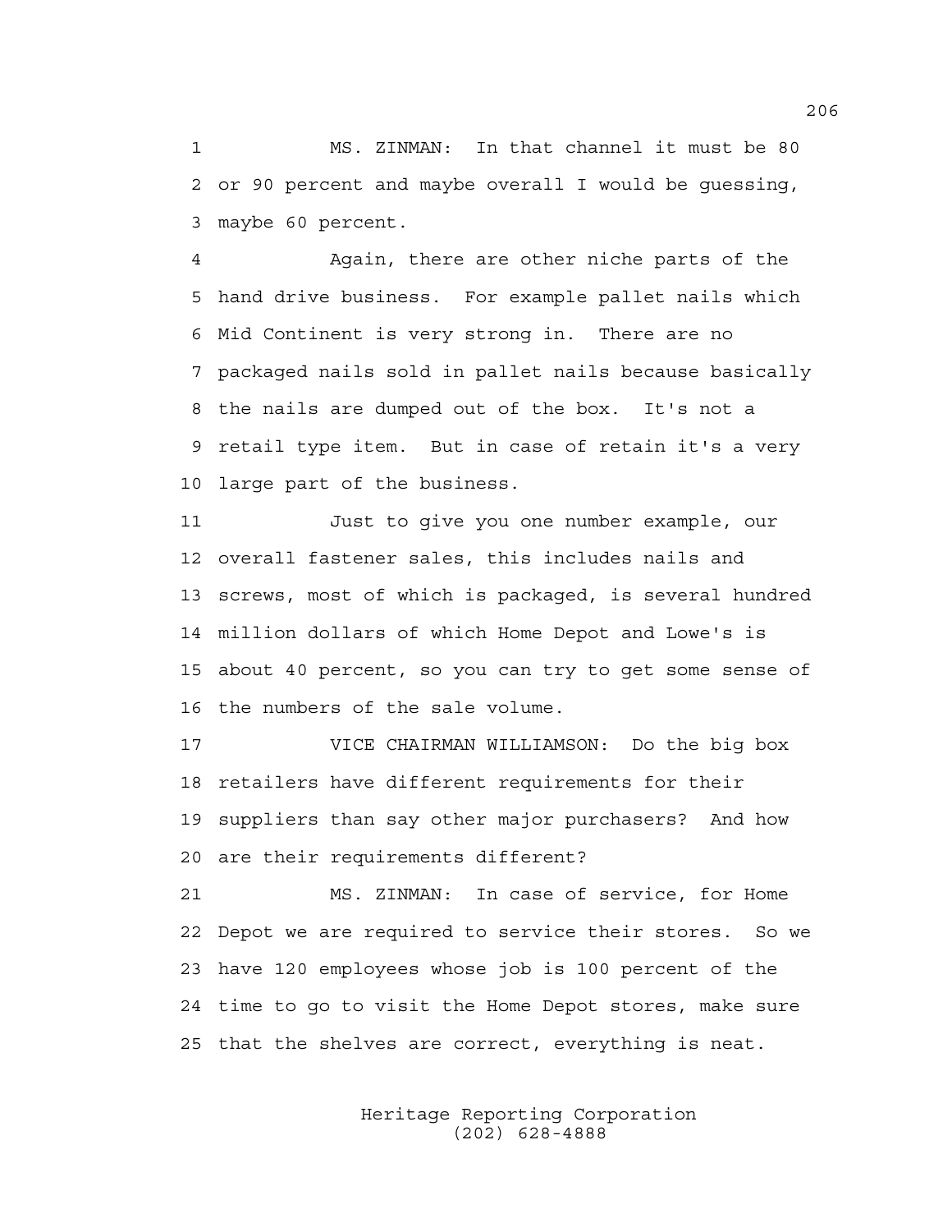MS. ZINMAN: In that channel it must be 80 or 90 percent and maybe overall I would be guessing, maybe 60 percent.

Again, there are other niche parts of the hand drive business. For example pallet nails which Mid Continent is very strong in. There are no packaged nails sold in pallet nails because basically the nails are dumped out of the box. It's not a retail type item. But in case of retain it's a very large part of the business.

Just to give you one number example, our overall fastener sales, this includes nails and screws, most of which is packaged, is several hundred million dollars of which Home Depot and Lowe's is about 40 percent, so you can try to get some sense of the numbers of the sale volume.

VICE CHAIRMAN WILLIAMSON: Do the big box retailers have different requirements for their suppliers than say other major purchasers? And how are their requirements different?

MS. ZINMAN: In case of service, for Home Depot we are required to service their stores. So we have 120 employees whose job is 100 percent of the time to go to visit the Home Depot stores, make sure that the shelves are correct, everything is neat.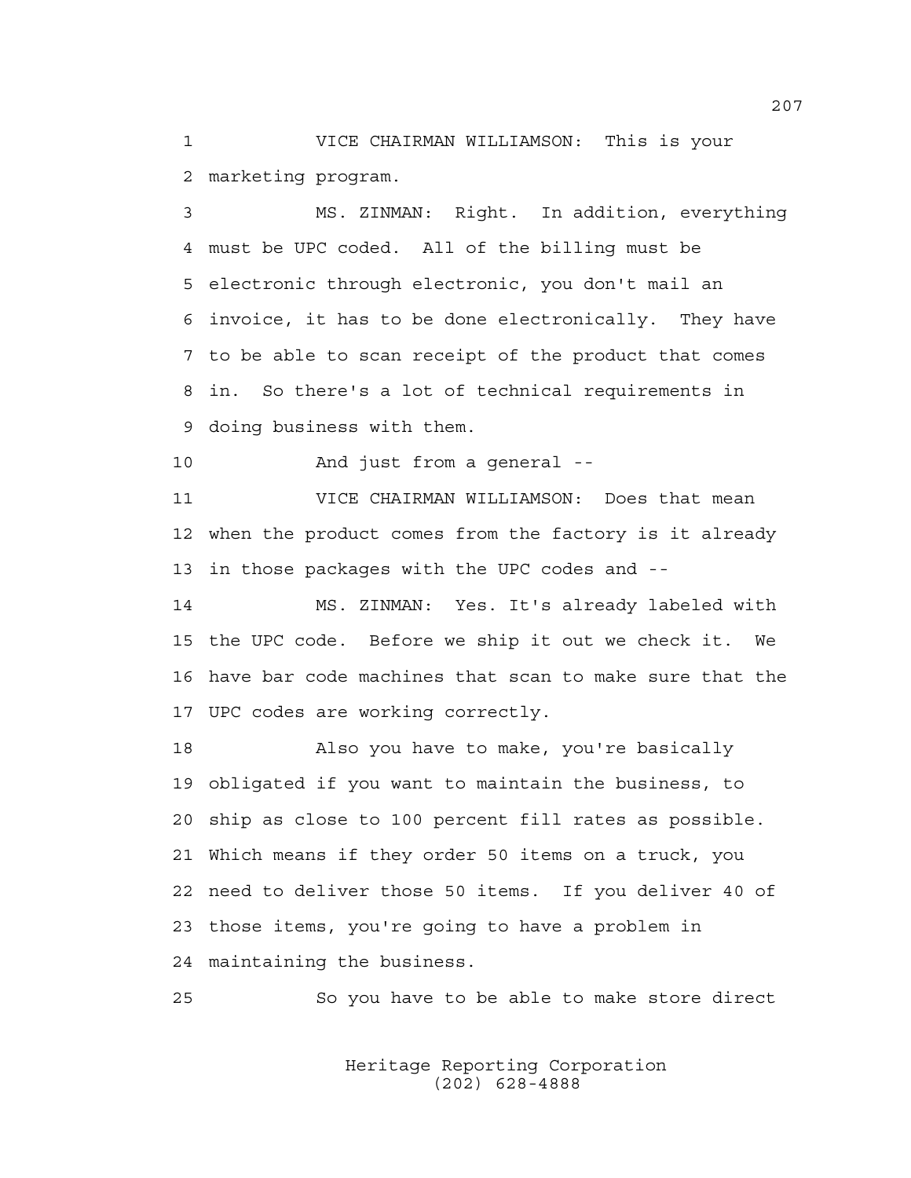VICE CHAIRMAN WILLIAMSON: This is your marketing program.

MS. ZINMAN: Right. In addition, everything must be UPC coded. All of the billing must be electronic through electronic, you don't mail an invoice, it has to be done electronically. They have to be able to scan receipt of the product that comes in. So there's a lot of technical requirements in doing business with them.

And just from a general --

VICE CHAIRMAN WILLIAMSON: Does that mean when the product comes from the factory is it already in those packages with the UPC codes and --

MS. ZINMAN: Yes. It's already labeled with the UPC code. Before we ship it out we check it. We have bar code machines that scan to make sure that the UPC codes are working correctly.

Also you have to make, you're basically obligated if you want to maintain the business, to ship as close to 100 percent fill rates as possible. Which means if they order 50 items on a truck, you need to deliver those 50 items. If you deliver 40 of those items, you're going to have a problem in maintaining the business.

So you have to be able to make store direct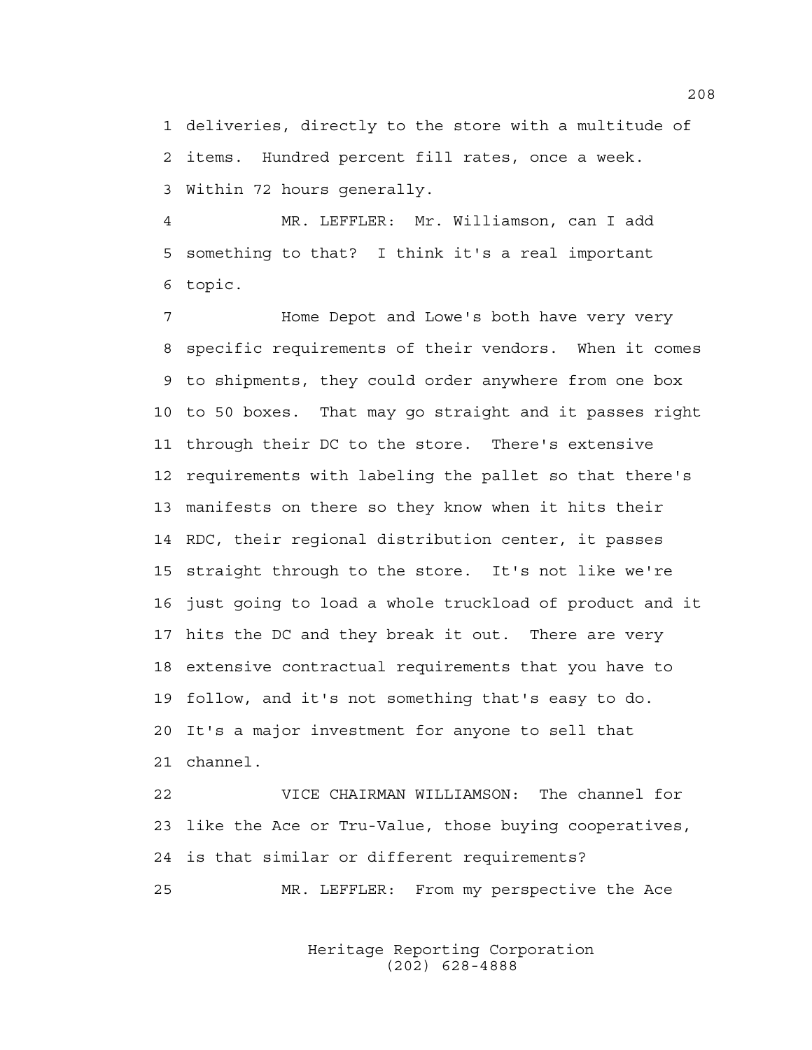1 deliveries, directly to the store with a multitude of
2 items. Hundred percent fill rates, once a week.
3 Within 72 hours generally.

4 MR. LEFFLER: Mr. Williamson, can I add
5 something to that? I think it's a real important
6 topic.

7 Home Depot and Lowe's both have very very
8 specific requirements of their vendors. When it comes
9 to shipments, they could order anywhere from one box
10 to 50 boxes. That may go straight and it passes right
11 through their DC to the store. There's extensive
12 requirements with labeling the pallet so that there's
13 manifests on there so they know when it hits their
14 RDC, their regional distribution center, it passes
15 straight through to the store. It's not like we're
16 just going to load a whole truckload of product and it
17 hits the DC and they break it out. There are very
18 extensive contractual requirements that you have to
19 follow, and it's not something that's easy to do.
20 It's a major investment for anyone to sell that
21 channel.

22 VICE CHAIRMAN WILLIAMSON: The channel for
23 like the Ace or Tru-Value, those buying cooperatives,
24 is that similar or different requirements?

25 MR. LEFFLER: From my perspective the Ace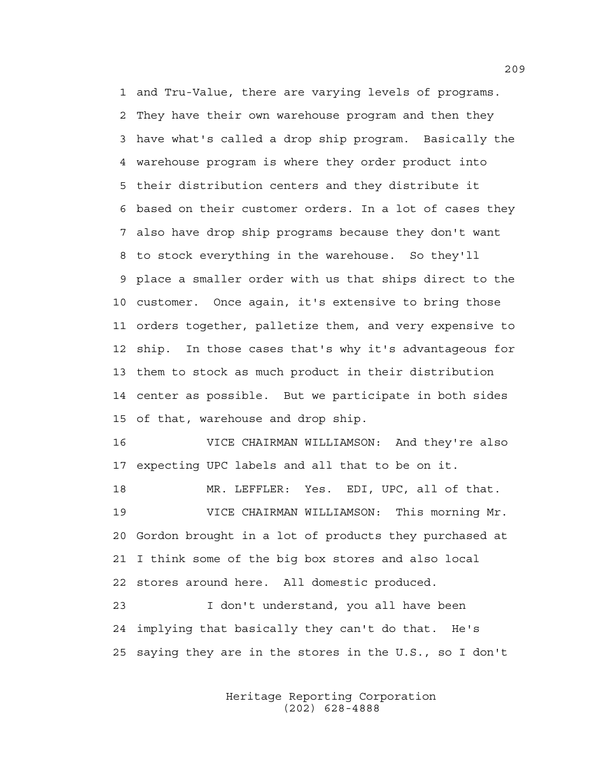and Tru-Value, there are varying levels of programs. They have their own warehouse program and then they have what's called a drop ship program. Basically the warehouse program is where they order product into their distribution centers and they distribute it based on their customer orders. In a lot of cases they also have drop ship programs because they don't want to stock everything in the warehouse. So they'll place a smaller order with us that ships direct to the customer. Once again, it's extensive to bring those orders together, palletize them, and very expensive to ship. In those cases that's why it's advantageous for them to stock as much product in their distribution center as possible. But we participate in both sides of that, warehouse and drop ship.

VICE CHAIRMAN WILLIAMSON: And they're also expecting UPC labels and all that to be on it.

MR. LEFFLER: Yes. EDI, UPC, all of that.

VICE CHAIRMAN WILLIAMSON: This morning Mr. Gordon brought in a lot of products they purchased at I think some of the big box stores and also local stores around here. All domestic produced.

I don't understand, you all have been implying that basically they can't do that. He's saying they are in the stores in the U.S., so I don't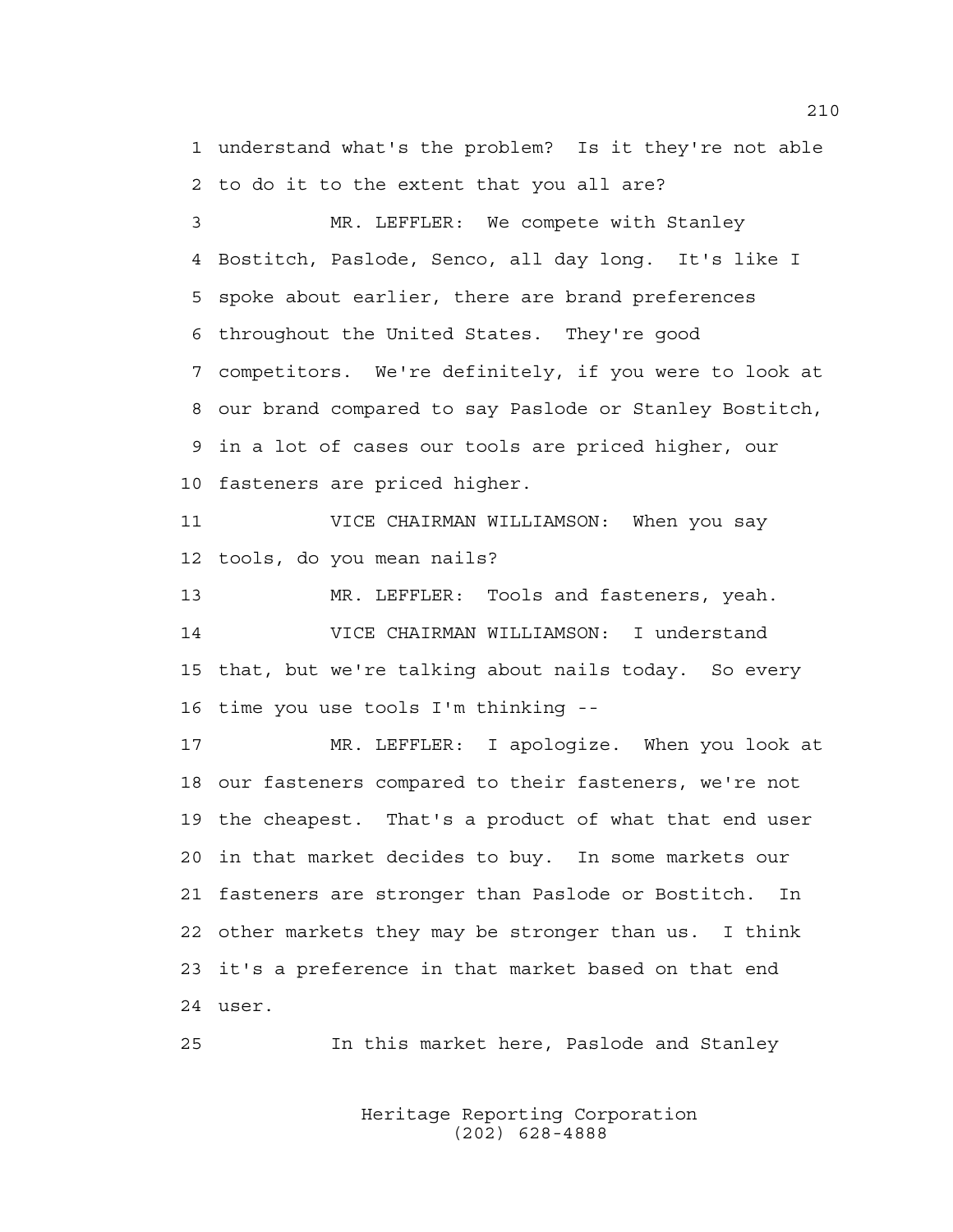1 understand what's the problem? Is it they're not able
2 to do it to the extent that you all are?

3 MR. LEFFLER: We compete with Stanley
4 Bostitch, Paslode, Senco, all day long. It's like I
5 spoke about earlier, there are brand preferences
6 throughout the United States. They're good
7 competitors. We're definitely, if you were to look at
8 our brand compared to say Paslode or Stanley Bostitch,
9 in a lot of cases our tools are priced higher, our
10 fasteners are priced higher.

11 VICE CHAIRMAN WILLIAMSON: When you say
12 tools, do you mean nails?

13 MR. LEFFLER: Tools and fasteners, yeah.

14 VICE CHAIRMAN WILLIAMSON: I understand
15 that, but we're talking about nails today. So every
16 time you use tools I'm thinking --

17 MR. LEFFLER: I apologize. When you look at
18 our fasteners compared to their fasteners, we're not
19 the cheapest. That's a product of what that end user
20 in that market decides to buy. In some markets our
21 fasteners are stronger than Paslode or Bostitch. In
22 other markets they may be stronger than us. I think
23 it's a preference in that market based on that end
24 user.

25 In this market here, Paslode and Stanley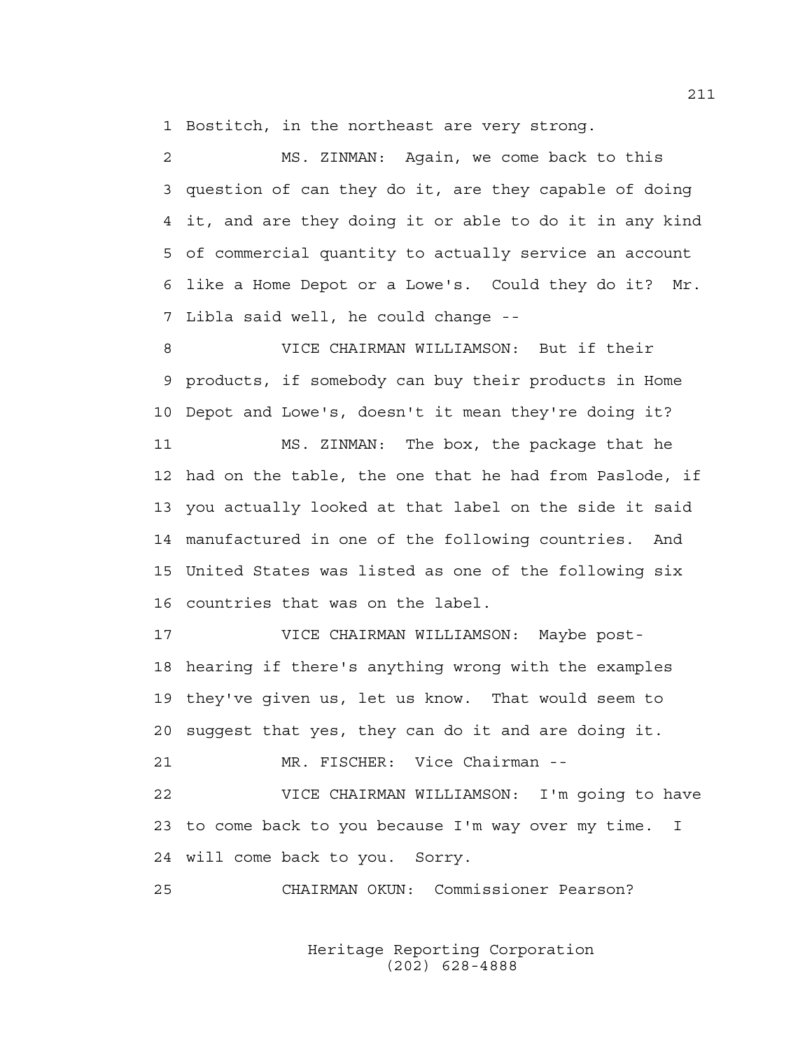1 Bostitch, in the northeast are very strong.

2 MS. ZINMAN: Again, we come back to this
3 question of can they do it, are they capable of doing
4 it, and are they doing it or able to do it in any kind
5 of commercial quantity to actually service an account
6 like a Home Depot or a Lowe's. Could they do it? Mr.
7 Libla said well, he could change --

8 VICE CHAIRMAN WILLIAMSON: But if their
9 products, if somebody can buy their products in Home
10 Depot and Lowe's, doesn't it mean they're doing it?

11 MS. ZINMAN: The box, the package that he
12 had on the table, the one that he had from Paslode, if
13 you actually looked at that label on the side it said
14 manufactured in one of the following countries. And
15 United States was listed as one of the following six
16 countries that was on the label.

17 VICE CHAIRMAN WILLIAMSON: Maybe post-
18 hearing if there's anything wrong with the examples
19 they've given us, let us know. That would seem to
20 suggest that yes, they can do it and are doing it.

21 MR. FISCHER: Vice Chairman --

22 VICE CHAIRMAN WILLIAMSON: I'm going to have
23 to come back to you because I'm way over my time. I
24 will come back to you. Sorry.

25 CHAIRMAN OKUN: Commissioner Pearson?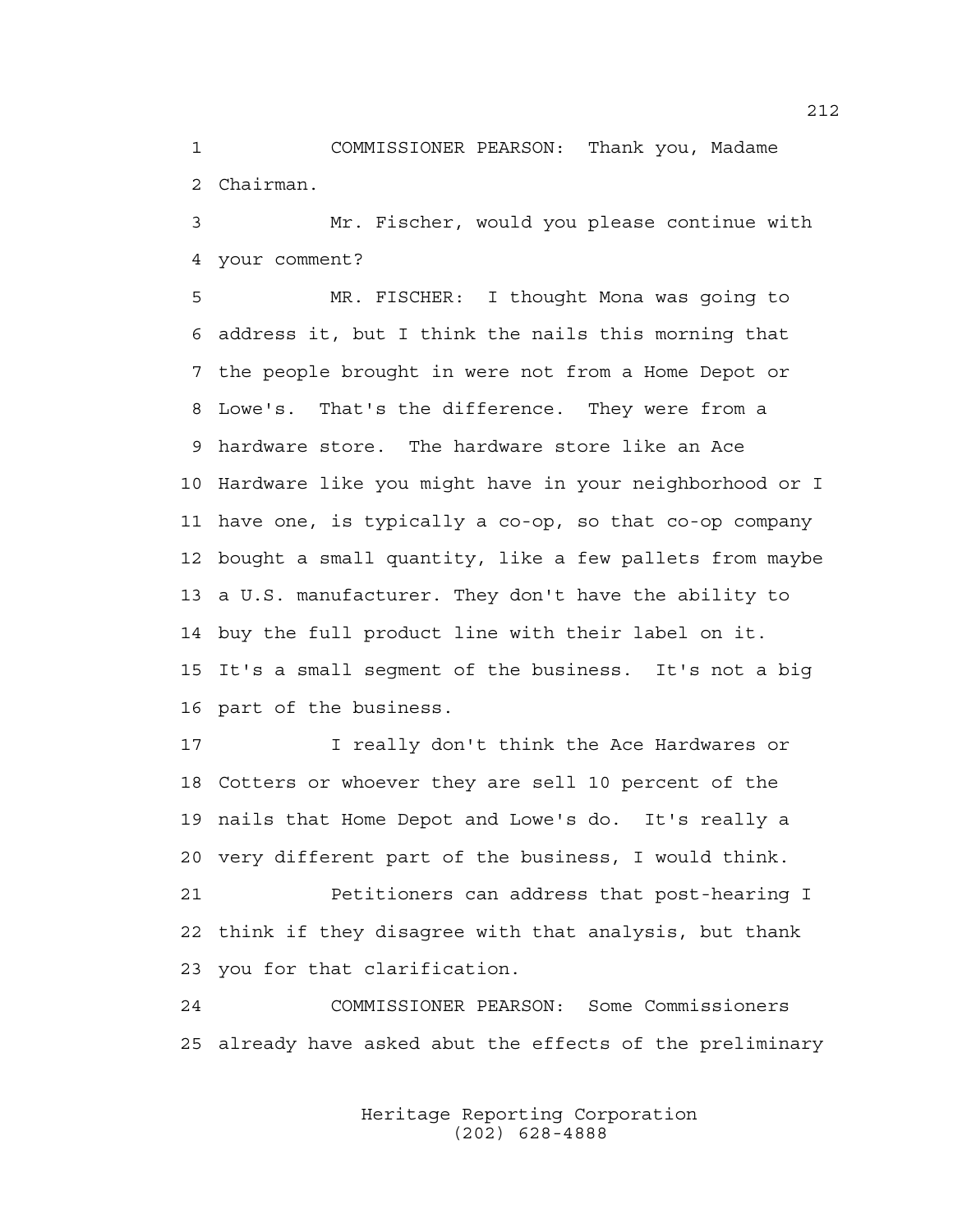1 COMMISSIONER PEARSON: Thank you, Madame
2 Chairman.

3 Mr. Fischer, would you please continue with
4 your comment?

5 MR. FISCHER: I thought Mona was going to
6 address it, but I think the nails this morning that
7 the people brought in were not from a Home Depot or
8 Lowe's. That's the difference. They were from a
9 hardware store. The hardware store like an Ace
10 Hardware like you might have in your neighborhood or I
11 have one, is typically a co-op, so that co-op company
12 bought a small quantity, like a few pallets from maybe
13 a U.S. manufacturer. They don't have the ability to
14 buy the full product line with their label on it.
15 It's a small segment of the business. It's not a big
16 part of the business.

17 I really don't think the Ace Hardwares or
18 Cotters or whoever they are sell 10 percent of the
19 nails that Home Depot and Lowe's do. It's really a
20 very different part of the business, I would think.

21 Petitioners can address that post-hearing I
22 think if they disagree with that analysis, but thank
23 you for that clarification.

24 COMMISSIONER PEARSON: Some Commissioners
25 already have asked abut the effects of the preliminary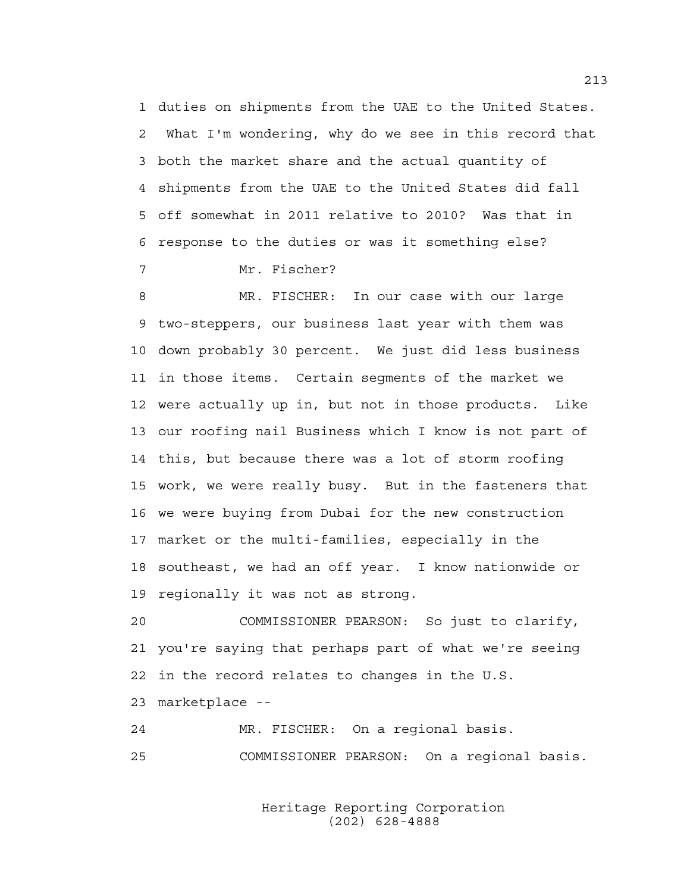1 duties on shipments from the UAE to the United States.
2 What I'm wondering, why do we see in this record that
3 both the market share and the actual quantity of
4 shipments from the UAE to the United States did fall
5 off somewhat in 2011 relative to 2010? Was that in
6 response to the duties or was it something else?
7 Mr. Fischer?
8 MR. FISCHER: In our case with our large
9 two-steppers, our business last year with them was
10 down probably 30 percent. We just did less business
11 in those items. Certain segments of the market we
12 were actually up in, but not in those products. Like
13 our roofing nail Business which I know is not part of
14 this, but because there was a lot of storm roofing
15 work, we were really busy. But in the fasteners that
16 we were buying from Dubai for the new construction
17 market or the multi-families, especially in the
18 southeast, we had an off year. I know nationwide or
19 regionally it was not as strong.
20 COMMISSIONER PEARSON: So just to clarify,
21 you're saying that perhaps part of what we're seeing
22 in the record relates to changes in the U.S.
23 marketplace --
24 MR. FISCHER: On a regional basis.
25 COMMISSIONER PEARSON: On a regional basis.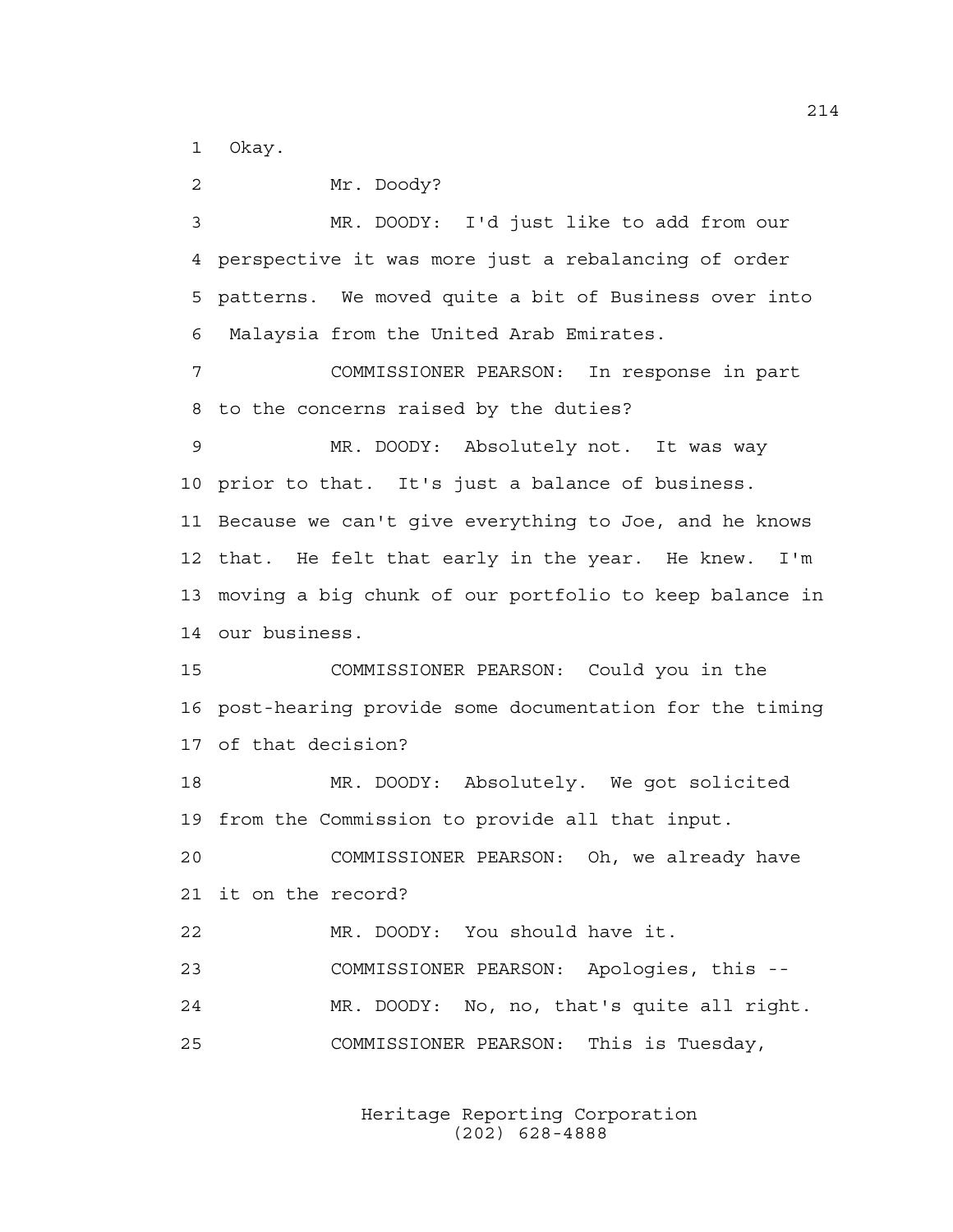1 Okay.

2 Mr. Doody?

3 MR. DOODY: I'd just like to add from our
4 perspective it was more just a rebalancing of order
5 patterns. We moved quite a bit of Business over into
6 Malaysia from the United Arab Emirates.

7 COMMISSIONER PEARSON: In response in part
8 to the concerns raised by the duties?

9 MR. DOODY: Absolutely not. It was way
10 prior to that. It's just a balance of business.
11 Because we can't give everything to Joe, and he knows
12 that. He felt that early in the year. He knew. I'm
13 moving a big chunk of our portfolio to keep balance in
14 our business.

15 COMMISSIONER PEARSON: Could you in the
16 post-hearing provide some documentation for the timing
17 of that decision?

18 MR. DOODY: Absolutely. We got solicited
19 from the Commission to provide all that input.

20 COMMISSIONER PEARSON: Oh, we already have
21 it on the record?

22 MR. DOODY: You should have it.

23 COMMISSIONER PEARSON: Apologies, this --

24 MR. DOODY: No, no, that's quite all right.

25 COMMISSIONER PEARSON: This is Tuesday,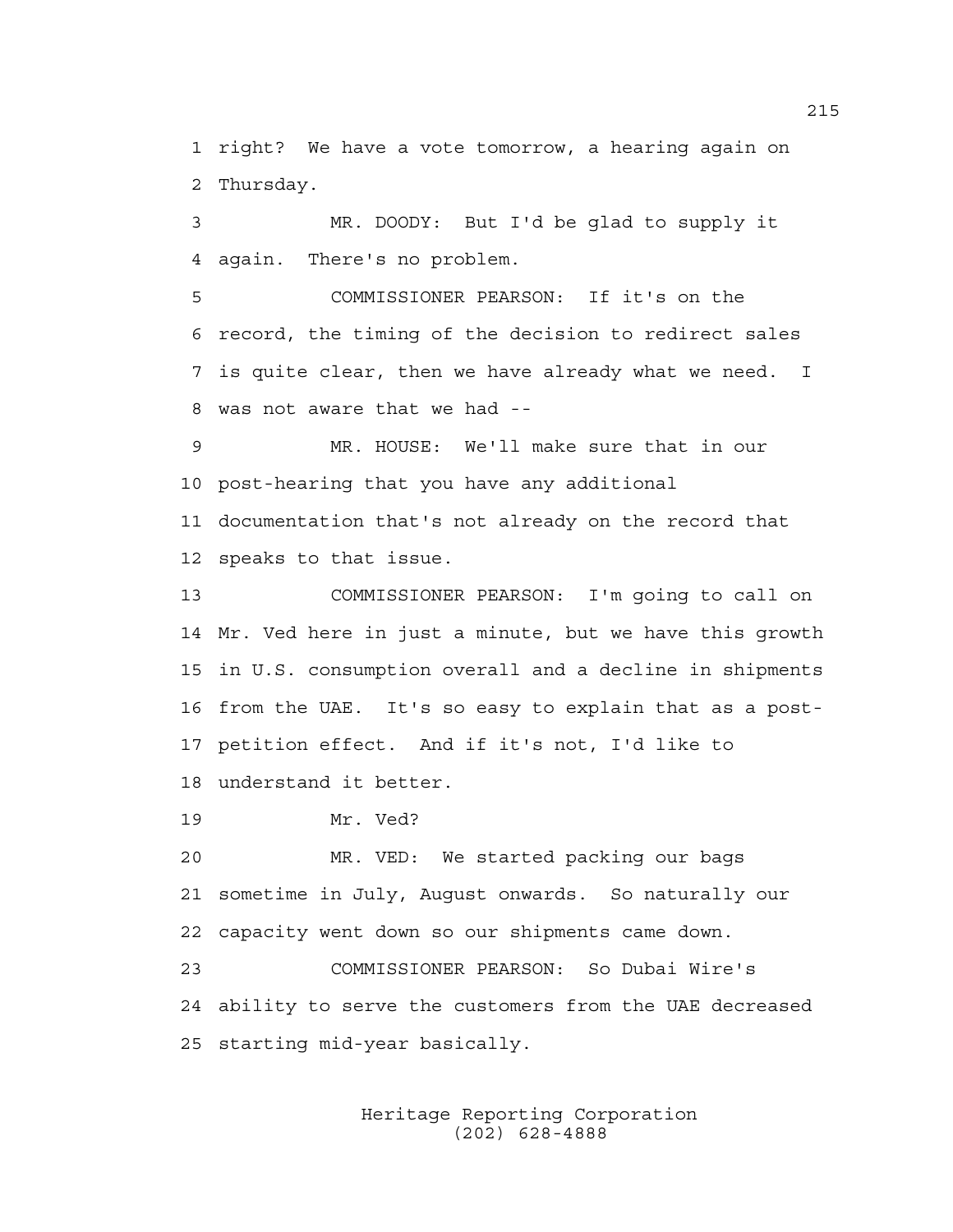right? We have a vote tomorrow, a hearing again on Thursday.

MR. DOODY: But I'd be glad to supply it again. There's no problem.

COMMISSIONER PEARSON: If it's on the record, the timing of the decision to redirect sales is quite clear, then we have already what we need. I was not aware that we had --

MR. HOUSE: We'll make sure that in our post-hearing that you have any additional documentation that's not already on the record that speaks to that issue.

COMMISSIONER PEARSON: I'm going to call on Mr. Ved here in just a minute, but we have this growth in U.S. consumption overall and a decline in shipments from the UAE. It's so easy to explain that as a post-petition effect. And if it's not, I'd like to understand it better.

Mr. Ved?

MR. VED: We started packing our bags sometime in July, August onwards. So naturally our capacity went down so our shipments came down.

COMMISSIONER PEARSON: So Dubai Wire's ability to serve the customers from the UAE decreased starting mid-year basically.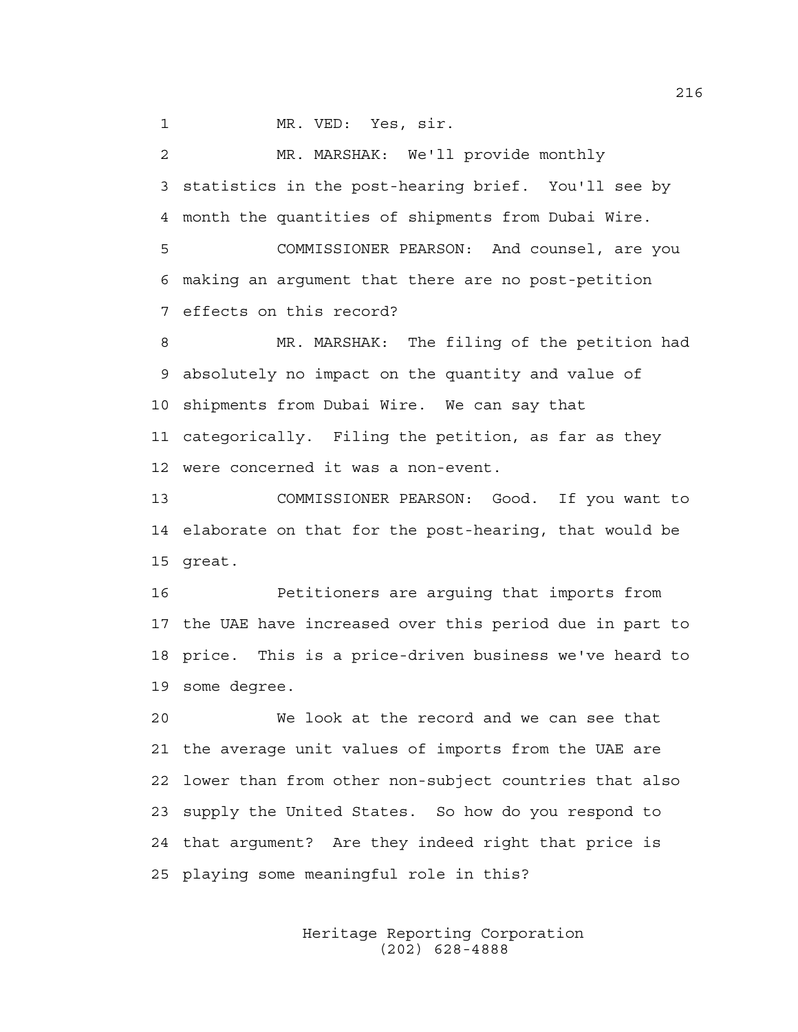1 MR. VED: Yes, sir.

2 MR. MARSHAK: We'll provide monthly
3 statistics in the post-hearing brief. You'll see by
4 month the quantities of shipments from Dubai Wire.

5 COMMISSIONER PEARSON: And counsel, are you
6 making an argument that there are no post-petition
7 effects on this record?

8 MR. MARSHAK: The filing of the petition had
9 absolutely no impact on the quantity and value of
10 shipments from Dubai Wire. We can say that
11 categorically. Filing the petition, as far as they
12 were concerned it was a non-event.

13 COMMISSIONER PEARSON: Good. If you want to
14 elaborate on that for the post-hearing, that would be
15 great.

16 Petitioners are arguing that imports from
17 the UAE have increased over this period due in part to
18 price. This is a price-driven business we've heard to
19 some degree.

20 We look at the record and we can see that
21 the average unit values of imports from the UAE are
22 lower than from other non-subject countries that also
23 supply the United States. So how do you respond to
24 that argument? Are they indeed right that price is
25 playing some meaningful role in this?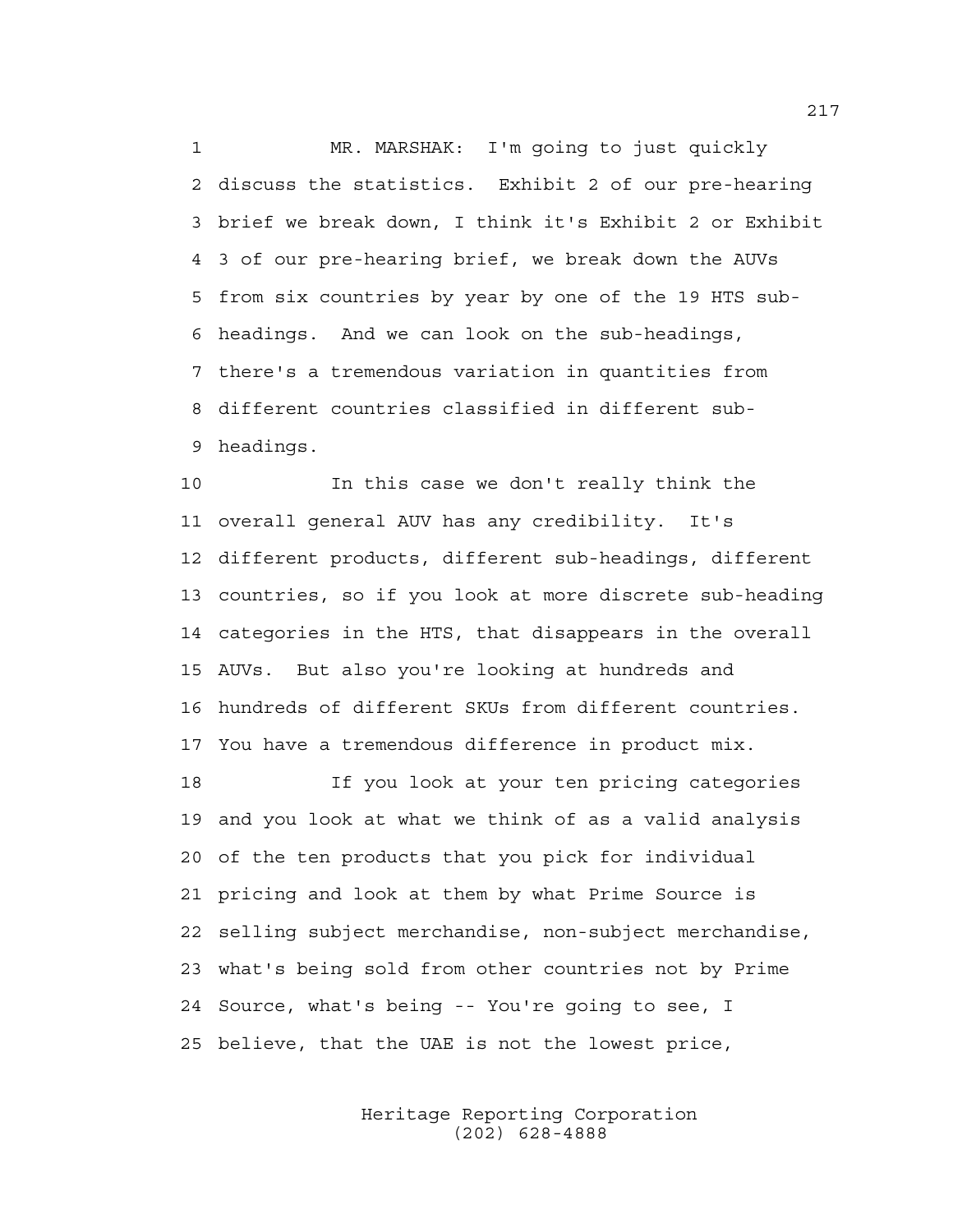MR. MARSHAK: I'm going to just quickly discuss the statistics. Exhibit 2 of our pre-hearing brief we break down, I think it's Exhibit 2 or Exhibit 3 of our pre-hearing brief, we break down the AUVs from six countries by year by one of the 19 HTS sub-headings. And we can look on the sub-headings, there's a tremendous variation in quantities from different countries classified in different sub-headings.

In this case we don't really think the overall general AUV has any credibility. It's different products, different sub-headings, different countries, so if you look at more discrete sub-heading categories in the HTS, that disappears in the overall AUVs. But also you're looking at hundreds and hundreds of different SKUs from different countries. You have a tremendous difference in product mix.

If you look at your ten pricing categories and you look at what we think of as a valid analysis of the ten products that you pick for individual pricing and look at them by what Prime Source is selling subject merchandise, non-subject merchandise, what's being sold from other countries not by Prime Source, what's being -- You're going to see, I believe, that the UAE is not the lowest price,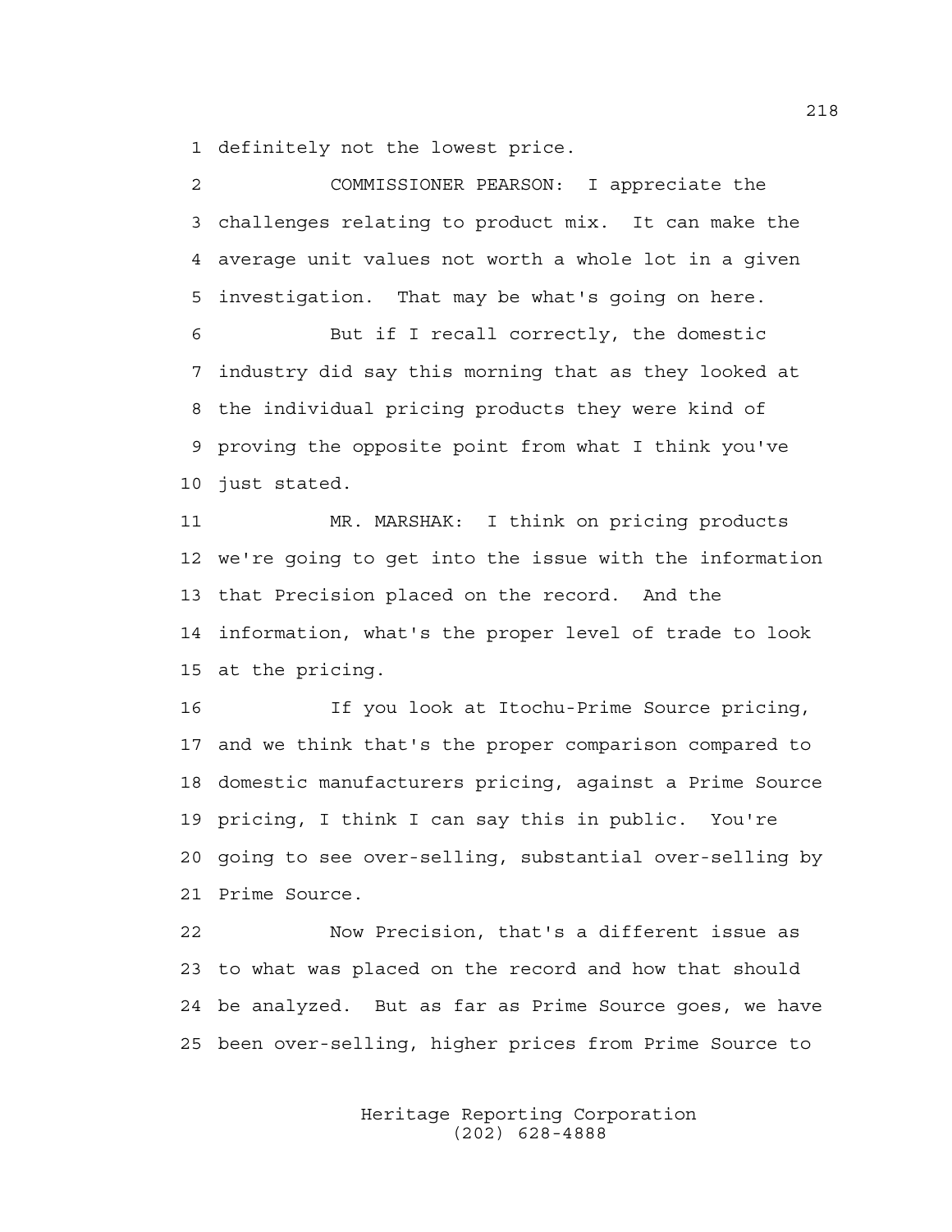1 definitely not the lowest price.

2 COMMISSIONER PEARSON: I appreciate the
3 challenges relating to product mix. It can make the
4 average unit values not worth a whole lot in a given
5 investigation. That may be what's going on here.

6 But if I recall correctly, the domestic
7 industry did say this morning that as they looked at
8 the individual pricing products they were kind of
9 proving the opposite point from what I think you've
10 just stated.

11 MR. MARSHAK: I think on pricing products
12 we're going to get into the issue with the information
13 that Precision placed on the record. And the
14 information, what's the proper level of trade to look
15 at the pricing.

16 If you look at Itochu-Prime Source pricing,
17 and we think that's the proper comparison compared to
18 domestic manufacturers pricing, against a Prime Source
19 pricing, I think I can say this in public. You're
20 going to see over-selling, substantial over-selling by
21 Prime Source.

22 Now Precision, that's a different issue as
23 to what was placed on the record and how that should
24 be analyzed. But as far as Prime Source goes, we have
25 been over-selling, higher prices from Prime Source to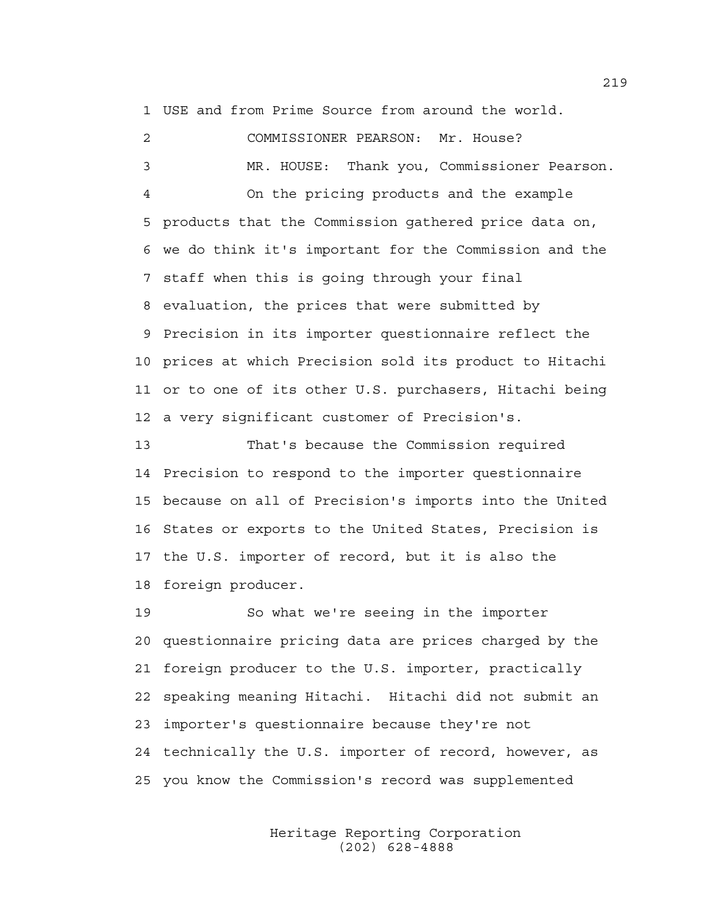1 USE and from Prime Source from around the world.

2 COMMISSIONER PEARSON: Mr. House?

3 MR. HOUSE: Thank you, Commissioner Pearson.

4 On the pricing products and the example
5 products that the Commission gathered price data on,
6 we do think it's important for the Commission and the
7 staff when this is going through your final
8 evaluation, the prices that were submitted by
9 Precision in its importer questionnaire reflect the
10 prices at which Precision sold its product to Hitachi
11 or to one of its other U.S. purchasers, Hitachi being
12 a very significant customer of Precision's.

13 That's because the Commission required
14 Precision to respond to the importer questionnaire
15 because on all of Precision's imports into the United
16 States or exports to the United States, Precision is
17 the U.S. importer of record, but it is also the
18 foreign producer.

19 So what we're seeing in the importer
20 questionnaire pricing data are prices charged by the
21 foreign producer to the U.S. importer, practically
22 speaking meaning Hitachi. Hitachi did not submit an
23 importer's questionnaire because they're not
24 technically the U.S. importer of record, however, as
25 you know the Commission's record was supplemented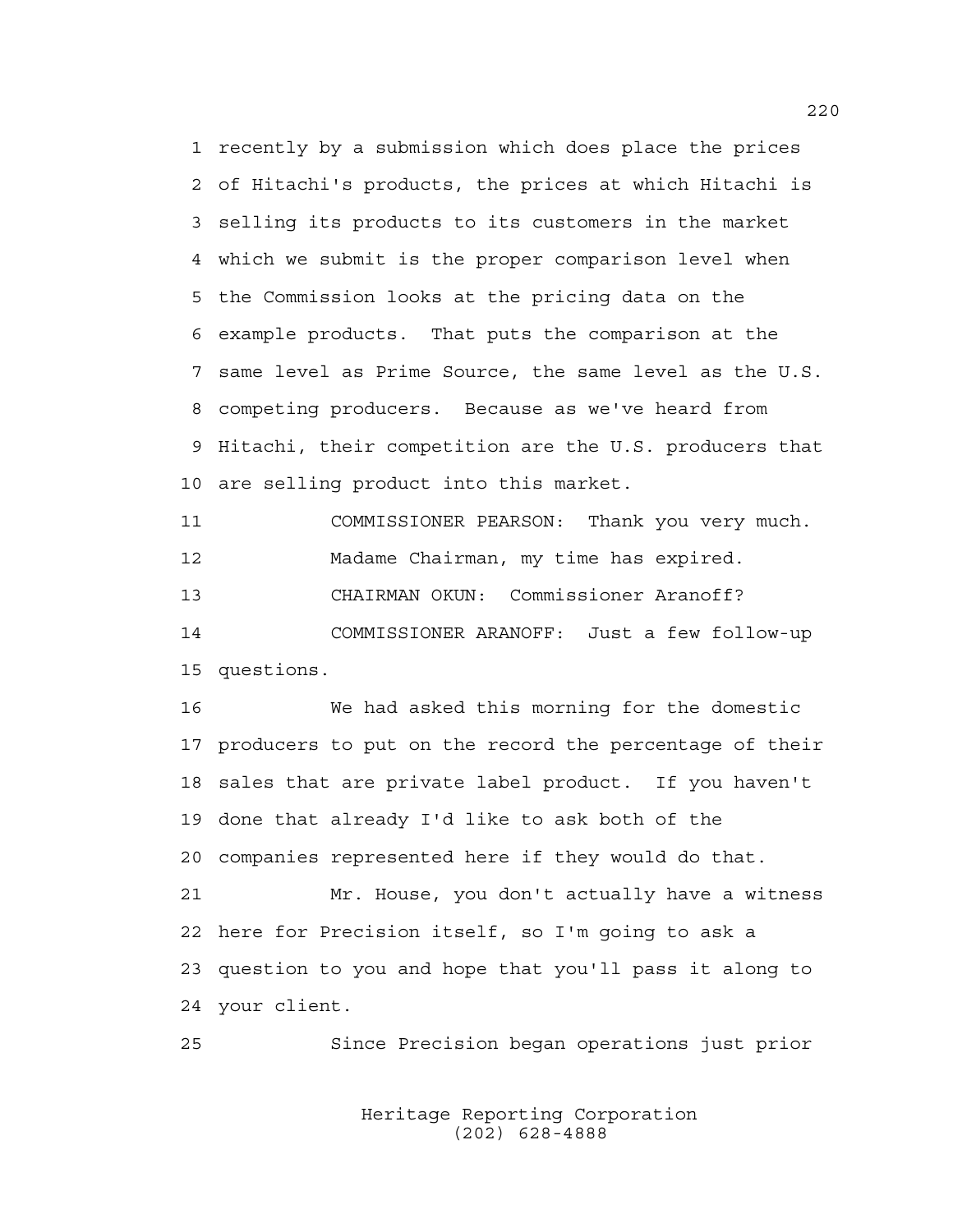recently by a submission which does place the prices of Hitachi's products, the prices at which Hitachi is selling its products to its customers in the market which we submit is the proper comparison level when the Commission looks at the pricing data on the example products. That puts the comparison at the same level as Prime Source, the same level as the U.S. competing producers. Because as we've heard from Hitachi, their competition are the U.S. producers that are selling product into this market.

COMMISSIONER PEARSON: Thank you very much. Madame Chairman, my time has expired.

CHAIRMAN OKUN: Commissioner Aranoff?

COMMISSIONER ARANOFF: Just a few follow-up questions.

We had asked this morning for the domestic producers to put on the record the percentage of their sales that are private label product. If you haven't done that already I'd like to ask both of the companies represented here if they would do that.

Mr. House, you don't actually have a witness here for Precision itself, so I'm going to ask a question to you and hope that you'll pass it along to your client.

Since Precision began operations just prior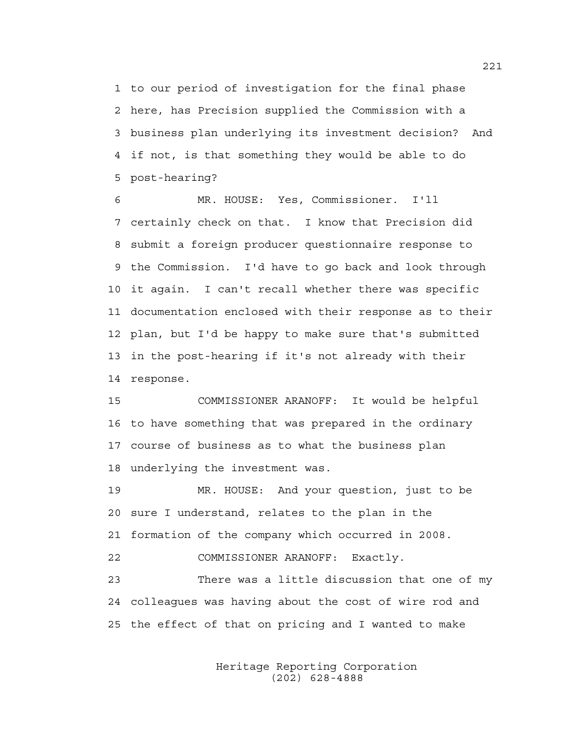1 to our period of investigation for the final phase
2 here, has Precision supplied the Commission with a
3 business plan underlying its investment decision? And
4 if not, is that something they would be able to do
5 post-hearing?

6 MR. HOUSE: Yes, Commissioner. I'll
7 certainly check on that. I know that Precision did
8 submit a foreign producer questionnaire response to
9 the Commission. I'd have to go back and look through
10 it again. I can't recall whether there was specific
11 documentation enclosed with their response as to their
12 plan, but I'd be happy to make sure that's submitted
13 in the post-hearing if it's not already with their
14 response.

15 COMMISSIONER ARANOFF: It would be helpful
16 to have something that was prepared in the ordinary
17 course of business as to what the business plan
18 underlying the investment was.

19 MR. HOUSE: And your question, just to be
20 sure I understand, relates to the plan in the
21 formation of the company which occurred in 2008.

22 COMMISSIONER ARANOFF: Exactly.

23 There was a little discussion that one of my
24 colleagues was having about the cost of wire rod and
25 the effect of that on pricing and I wanted to make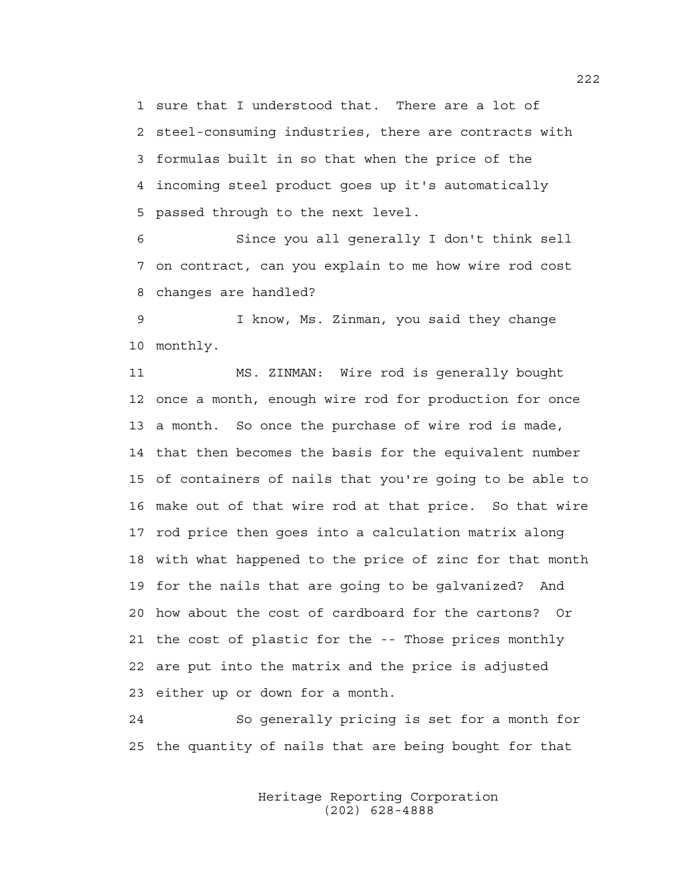1 sure that I understood that. There are a lot of
2 steel-consuming industries, there are contracts with
3 formulas built in so that when the price of the
4 incoming steel product goes up it's automatically
5 passed through to the next level.

6 Since you all generally I don't think sell
7 on contract, can you explain to me how wire rod cost
8 changes are handled?

9 I know, Ms. Zinman, you said they change
10 monthly.

11 MS. ZINMAN: Wire rod is generally bought
12 once a month, enough wire rod for production for once
13 a month. So once the purchase of wire rod is made,
14 that then becomes the basis for the equivalent number
15 of containers of nails that you're going to be able to
16 make out of that wire rod at that price. So that wire
17 rod price then goes into a calculation matrix along
18 with what happened to the price of zinc for that month
19 for the nails that are going to be galvanized? And
20 how about the cost of cardboard for the cartons? Or
21 the cost of plastic for the -- Those prices monthly
22 are put into the matrix and the price is adjusted
23 either up or down for a month.

24 So generally pricing is set for a month for
25 the quantity of nails that are being bought for that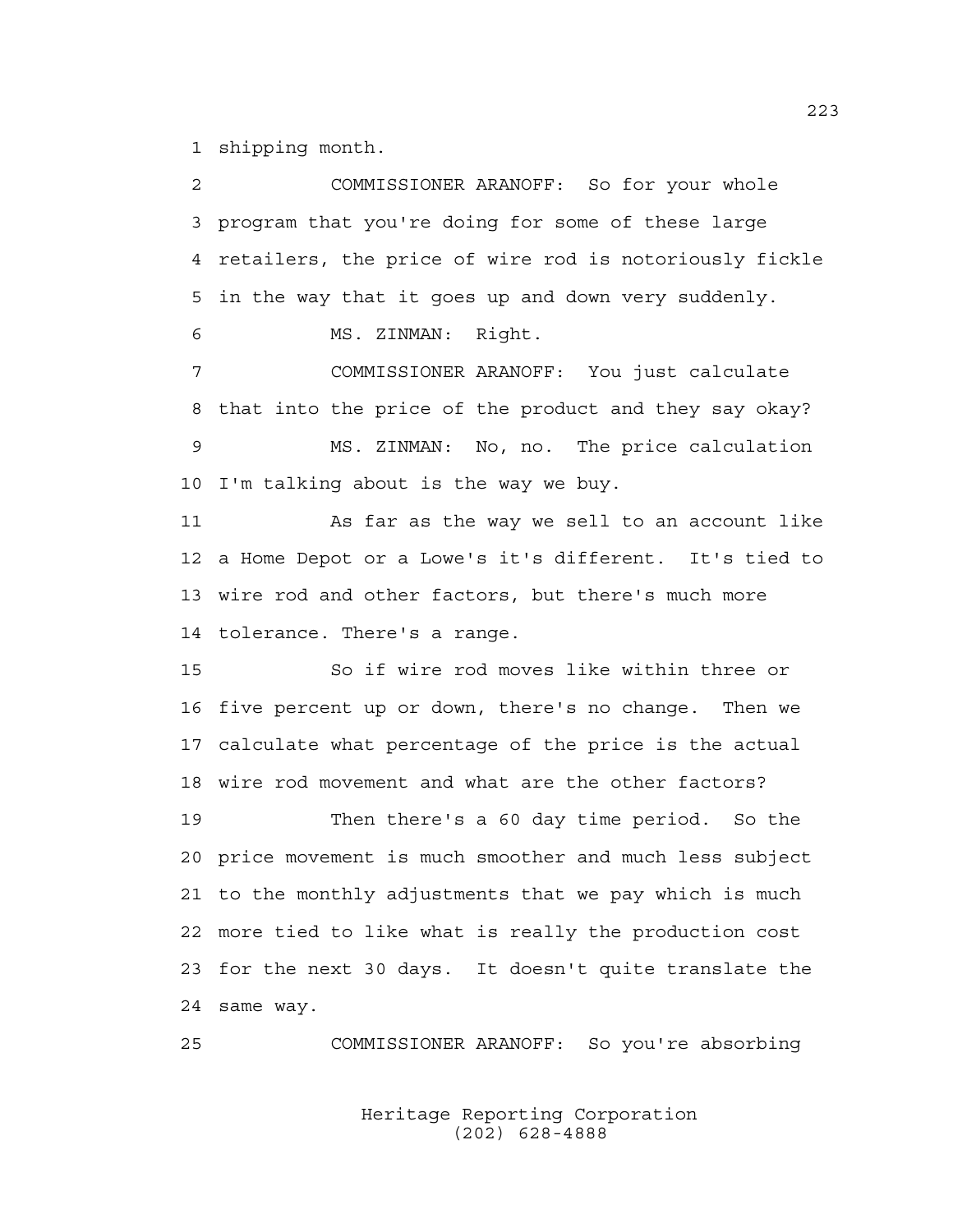1 shipping month.

2 COMMISSIONER ARANOFF: So for your whole
3 program that you're doing for some of these large
4 retailers, the price of wire rod is notoriously fickle
5 in the way that it goes up and down very suddenly.

6 MS. ZINMAN: Right.

7 COMMISSIONER ARANOFF: You just calculate
8 that into the price of the product and they say okay?

9 MS. ZINMAN: No, no. The price calculation
10 I'm talking about is the way we buy.

11 As far as the way we sell to an account like
12 a Home Depot or a Lowe's it's different. It's tied to
13 wire rod and other factors, but there's much more
14 tolerance. There's a range.

15 So if wire rod moves like within three or
16 five percent up or down, there's no change. Then we
17 calculate what percentage of the price is the actual
18 wire rod movement and what are the other factors?

19 Then there's a 60 day time period. So the
20 price movement is much smoother and much less subject
21 to the monthly adjustments that we pay which is much
22 more tied to like what is really the production cost
23 for the next 30 days. It doesn't quite translate the
24 same way.

25 COMMISSIONER ARANOFF: So you're absorbing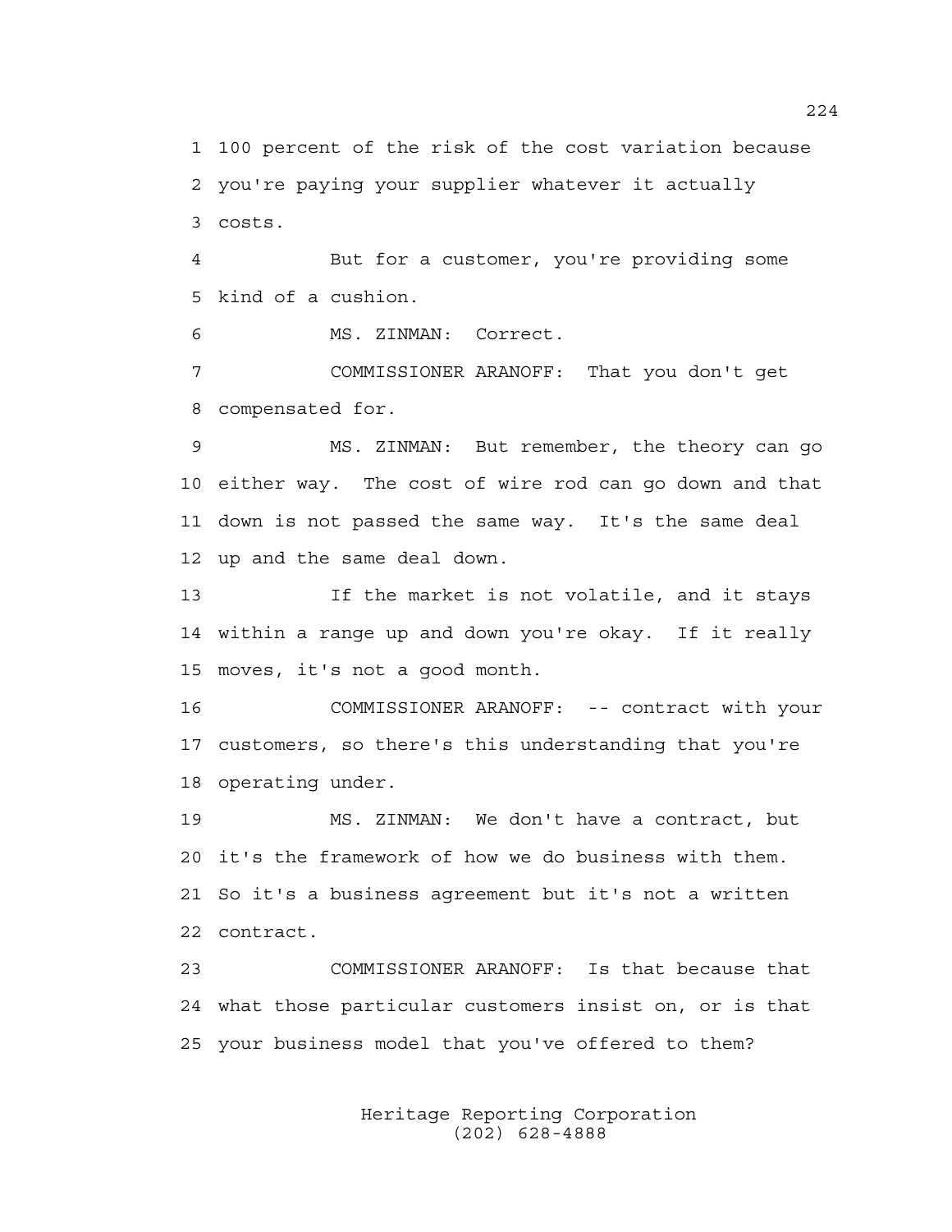100 percent of the risk of the cost variation because you're paying your supplier whatever it actually costs.

But for a customer, you're providing some kind of a cushion.

MS. ZINMAN: Correct.

COMMISSIONER ARANOFF: That you don't get compensated for.

MS. ZINMAN: But remember, the theory can go either way. The cost of wire rod can go down and that down is not passed the same way. It's the same deal up and the same deal down.

If the market is not volatile, and it stays within a range up and down you're okay. If it really moves, it's not a good month.

COMMISSIONER ARANOFF: -- contract with your customers, so there's this understanding that you're operating under.

MS. ZINMAN: We don't have a contract, but it's the framework of how we do business with them. So it's a business agreement but it's not a written contract.

COMMISSIONER ARANOFF: Is that because that what those particular customers insist on, or is that your business model that you've offered to them?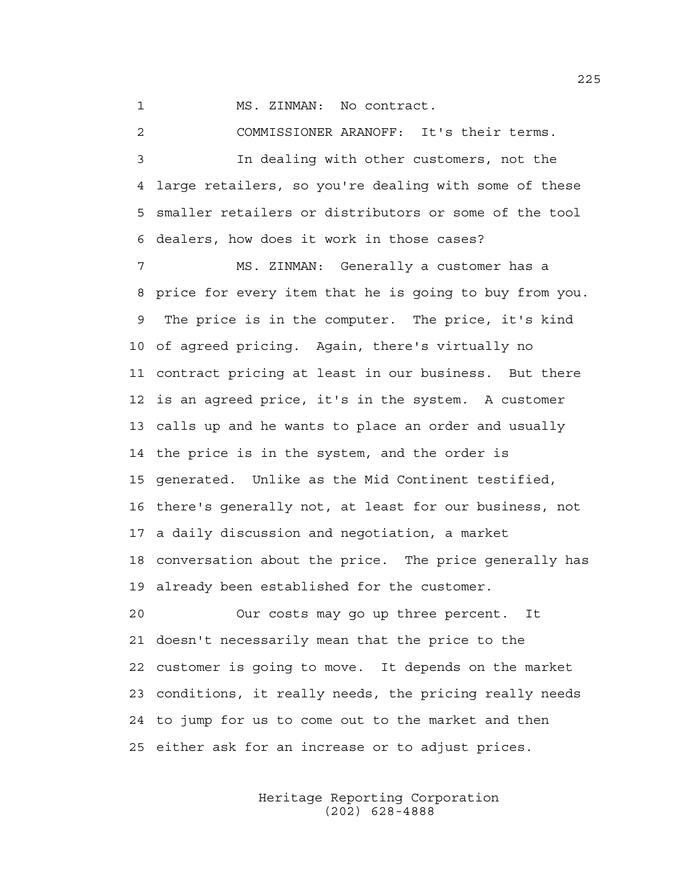MS. ZINMAN: No contract.

COMMISSIONER ARANOFF: It's their terms.

In dealing with other customers, not the large retailers, so you're dealing with some of these smaller retailers or distributors or some of the tool dealers, how does it work in those cases?

MS. ZINMAN: Generally a customer has a price for every item that he is going to buy from you. The price is in the computer. The price, it's kind of agreed pricing. Again, there's virtually no contract pricing at least in our business. But there is an agreed price, it's in the system. A customer calls up and he wants to place an order and usually the price is in the system, and the order is generated. Unlike as the Mid Continent testified, there's generally not, at least for our business, not a daily discussion and negotiation, a market conversation about the price. The price generally has already been established for the customer.

Our costs may go up three percent. It doesn't necessarily mean that the price to the customer is going to move. It depends on the market conditions, it really needs, the pricing really needs to jump for us to come out to the market and then either ask for an increase or to adjust prices.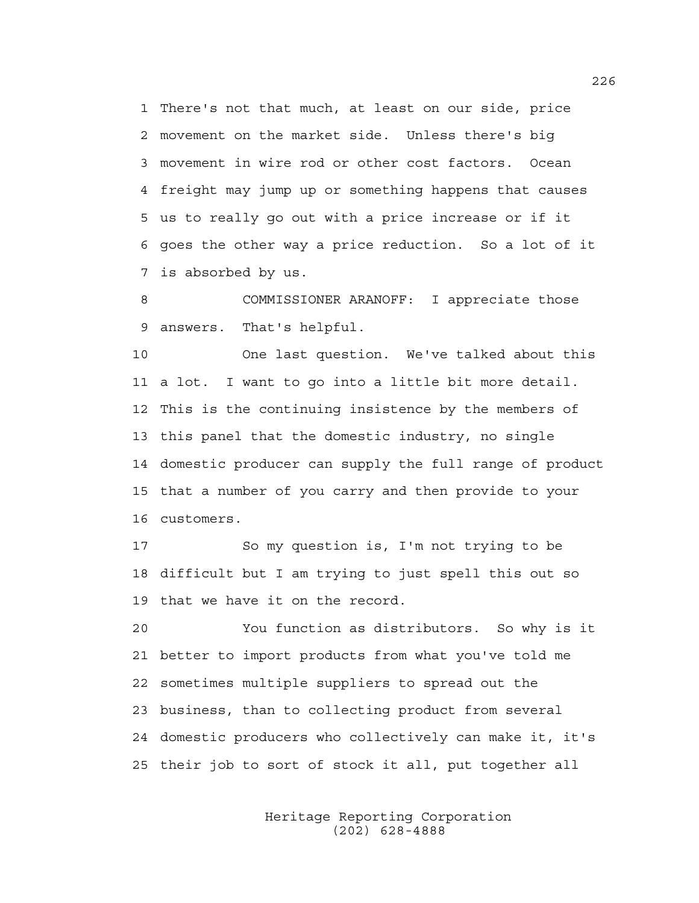1 There's not that much, at least on our side, price
2 movement on the market side. Unless there's big
3 movement in wire rod or other cost factors. Ocean
4 freight may jump up or something happens that causes
5 us to really go out with a price increase or if it
6 goes the other way a price reduction. So a lot of it
7 is absorbed by us.

8 COMMISSIONER ARANOFF: I appreciate those
9 answers. That's helpful.

10 One last question. We've talked about this
11 a lot. I want to go into a little bit more detail.
12 This is the continuing insistence by the members of
13 this panel that the domestic industry, no single
14 domestic producer can supply the full range of product
15 that a number of you carry and then provide to your
16 customers.

17 So my question is, I'm not trying to be
18 difficult but I am trying to just spell this out so
19 that we have it on the record.

20 You function as distributors. So why is it
21 better to import products from what you've told me
22 sometimes multiple suppliers to spread out the
23 business, than to collecting product from several
24 domestic producers who collectively can make it, it's
25 their job to sort of stock it all, put together all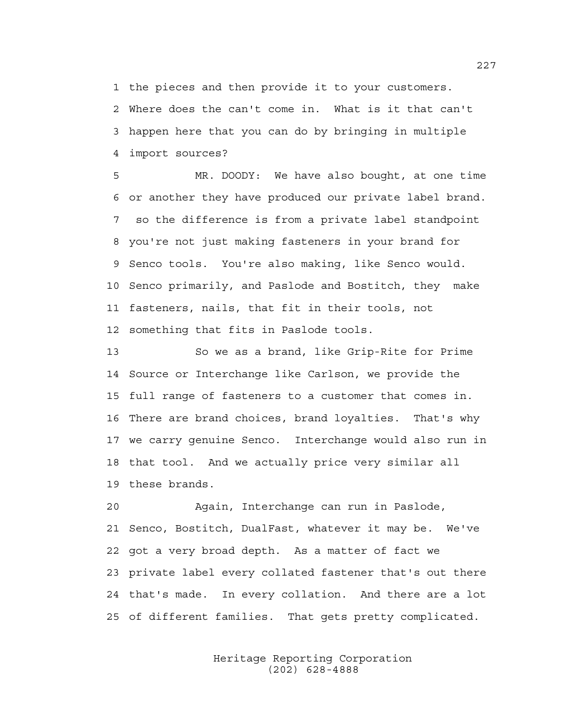the pieces and then provide it to your customers. Where does the can't come in. What is it that can't happen here that you can do by bringing in multiple import sources?

MR. DOODY: We have also bought, at one time or another they have produced our private label brand. so the difference is from a private label standpoint you're not just making fasteners in your brand for Senco tools. You're also making, like Senco would. Senco primarily, and Paslode and Bostitch, they make fasteners, nails, that fit in their tools, not something that fits in Paslode tools.

So we as a brand, like Grip-Rite for Prime Source or Interchange like Carlson, we provide the full range of fasteners to a customer that comes in. There are brand choices, brand loyalties. That's why we carry genuine Senco. Interchange would also run in that tool. And we actually price very similar all these brands.

Again, Interchange can run in Paslode, Senco, Bostitch, DualFast, whatever it may be. We've got a very broad depth. As a matter of fact we private label every collated fastener that's out there that's made. In every collation. And there are a lot of different families. That gets pretty complicated.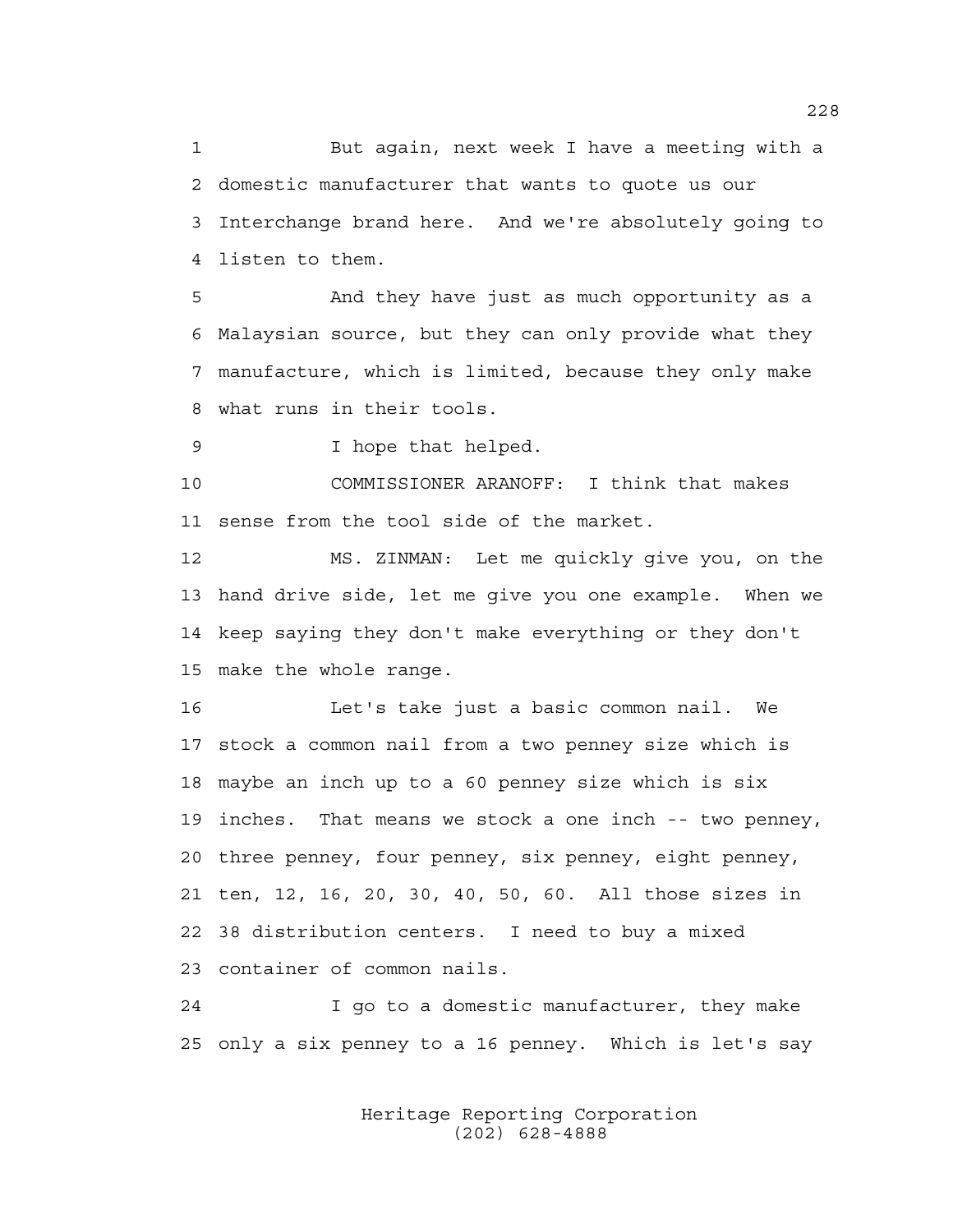1 But again, next week I have a meeting with a
2 domestic manufacturer that wants to quote us our
3 Interchange brand here. And we're absolutely going to
4 listen to them.

5 And they have just as much opportunity as a
6 Malaysian source, but they can only provide what they
7 manufacture, which is limited, because they only make
8 what runs in their tools.

9 I hope that helped.

10 COMMISSIONER ARANOFF: I think that makes
11 sense from the tool side of the market.

12 MS. ZINMAN: Let me quickly give you, on the
13 hand drive side, let me give you one example. When we
14 keep saying they don't make everything or they don't
15 make the whole range.

16 Let's take just a basic common nail. We
17 stock a common nail from a two penney size which is
18 maybe an inch up to a 60 penney size which is six
19 inches. That means we stock a one inch -- two penney,
20 three penney, four penney, six penney, eight penney,
21 ten, 12, 16, 20, 30, 40, 50, 60. All those sizes in
22 38 distribution centers. I need to buy a mixed
23 container of common nails.

24 I go to a domestic manufacturer, they make
25 only a six penney to a 16 penney. Which is let's say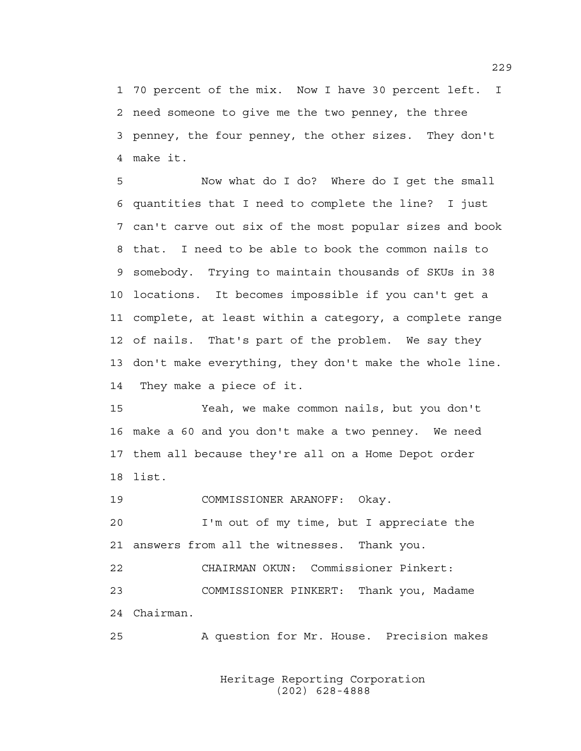1 70 percent of the mix. Now I have 30 percent left. I
2 need someone to give me the two penney, the three
3 penney, the four penney, the other sizes. They don't
4 make it.

5 Now what do I do? Where do I get the small
6 quantities that I need to complete the line? I just
7 can't carve out six of the most popular sizes and book
8 that. I need to be able to book the common nails to
9 somebody. Trying to maintain thousands of SKUs in 38
10 locations. It becomes impossible if you can't get a
11 complete, at least within a category, a complete range
12 of nails. That's part of the problem. We say they
13 don't make everything, they don't make the whole line.
14 They make a piece of it.

15 Yeah, we make common nails, but you don't
16 make a 60 and you don't make a two penney. We need
17 them all because they're all on a Home Depot order
18 list.

19 COMMISSIONER ARANOFF: Okay.

20 I'm out of my time, but I appreciate the
21 answers from all the witnesses. Thank you.

22 CHAIRMAN OKUN: Commissioner Pinkert:

23 COMMISSIONER PINKERT: Thank you, Madame
24 Chairman.

25 A question for Mr. House. Precision makes

Heritage Reporting Corporation
(202) 628-4888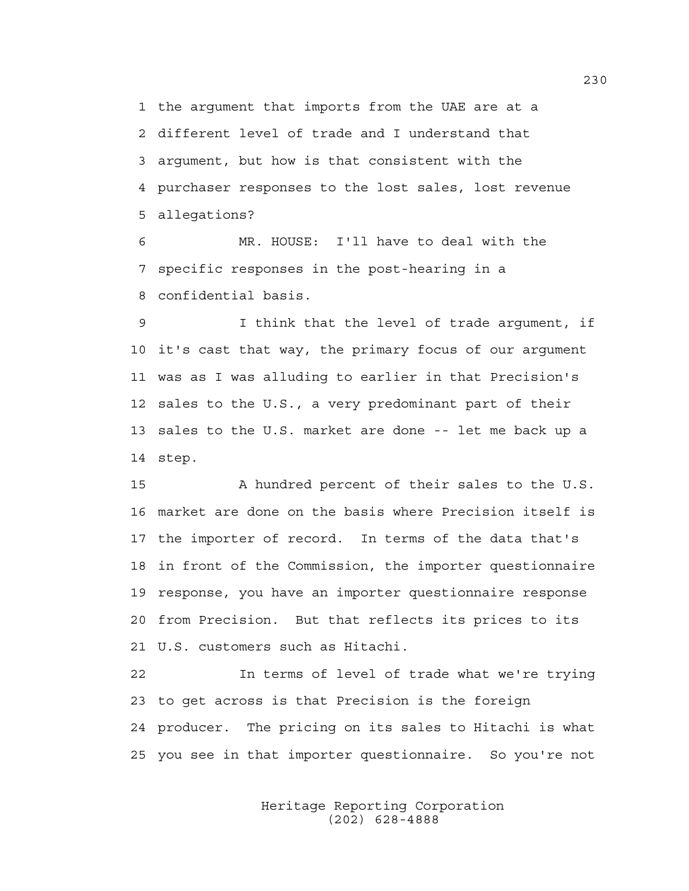the argument that imports from the UAE are at a different level of trade and I understand that argument, but how is that consistent with the purchaser responses to the lost sales, lost revenue allegations?

MR. HOUSE: I'll have to deal with the specific responses in the post-hearing in a confidential basis.

I think that the level of trade argument, if it's cast that way, the primary focus of our argument was as I was alluding to earlier in that Precision's sales to the U.S., a very predominant part of their sales to the U.S. market are done -- let me back up a step.

A hundred percent of their sales to the U.S. market are done on the basis where Precision itself is the importer of record. In terms of the data that's in front of the Commission, the importer questionnaire response, you have an importer questionnaire response from Precision. But that reflects its prices to its U.S. customers such as Hitachi.

In terms of level of trade what we're trying to get across is that Precision is the foreign producer. The pricing on its sales to Hitachi is what you see in that importer questionnaire. So you're not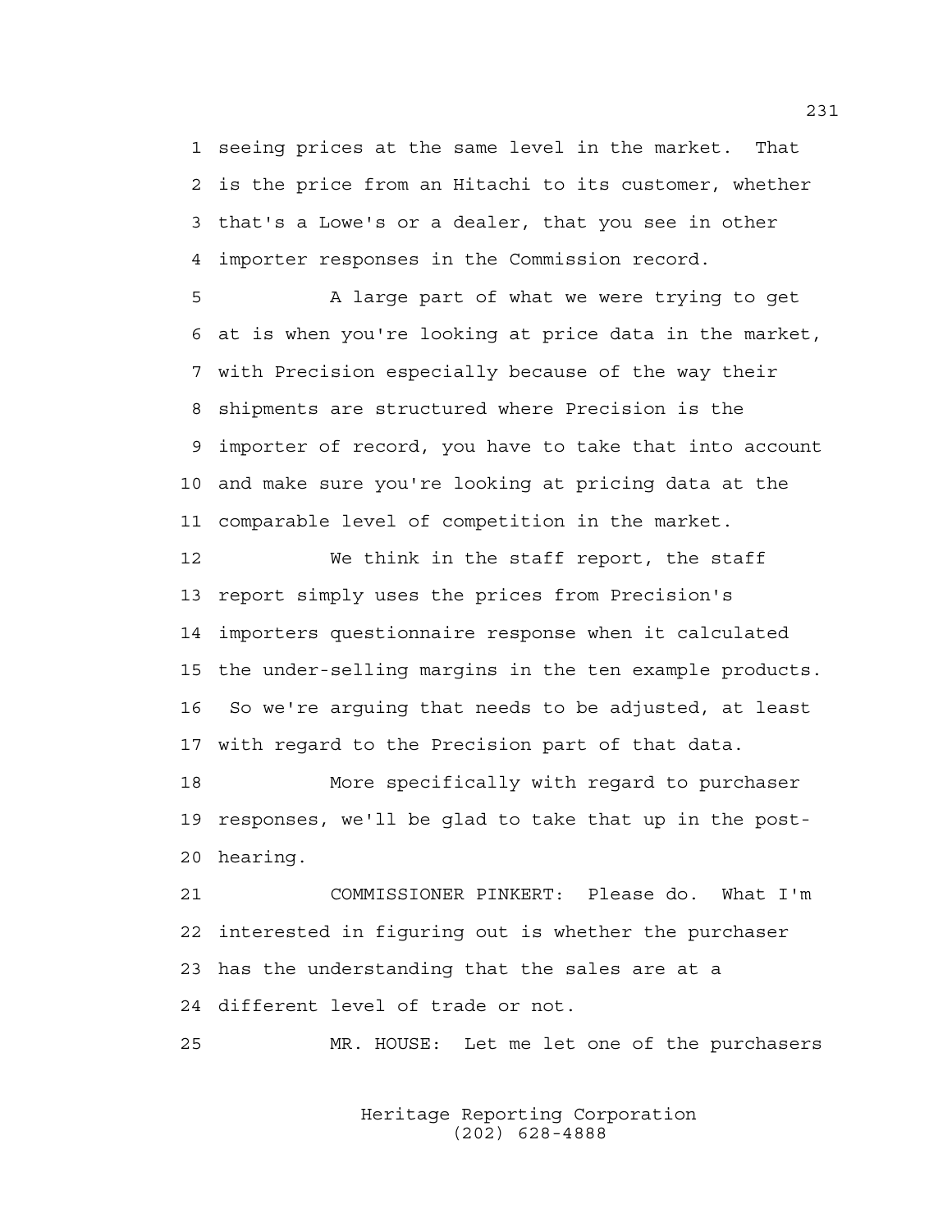1 seeing prices at the same level in the market. That
2 is the price from an Hitachi to its customer, whether
3 that's a Lowe's or a dealer, that you see in other
4 importer responses in the Commission record.

5 A large part of what we were trying to get
6 at is when you're looking at price data in the market,
7 with Precision especially because of the way their
8 shipments are structured where Precision is the
9 importer of record, you have to take that into account
10 and make sure you're looking at pricing data at the
11 comparable level of competition in the market.

12 We think in the staff report, the staff
13 report simply uses the prices from Precision's
14 importers questionnaire response when it calculated
15 the under-selling margins in the ten example products.
16 So we're arguing that needs to be adjusted, at least
17 with regard to the Precision part of that data.

18 More specifically with regard to purchaser
19 responses, we'll be glad to take that up in the post-
20 hearing.

21 COMMISSIONER PINKERT: Please do. What I'm
22 interested in figuring out is whether the purchaser
23 has the understanding that the sales are at a
24 different level of trade or not.

25 MR. HOUSE: Let me let one of the purchasers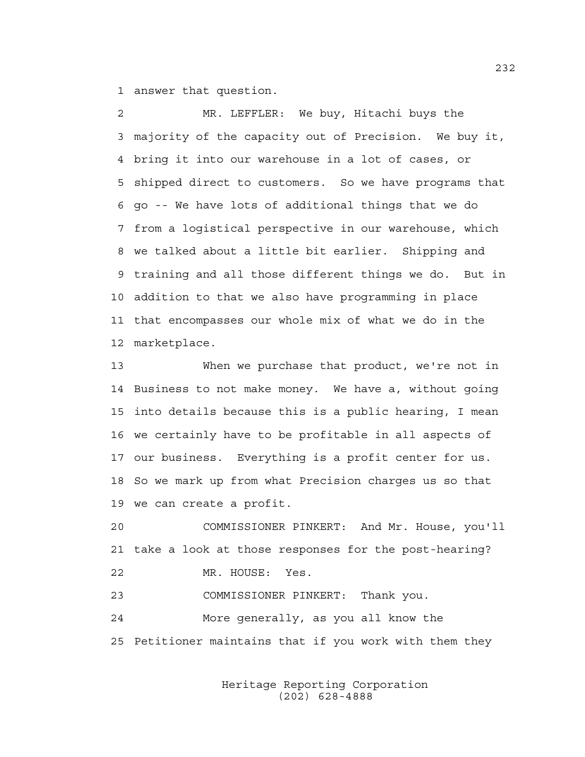1 answer that question.

2 MR. LEFFLER: We buy, Hitachi buys the
3 majority of the capacity out of Precision. We buy it,
4 bring it into our warehouse in a lot of cases, or
5 shipped direct to customers. So we have programs that
6 go -- We have lots of additional things that we do
7 from a logistical perspective in our warehouse, which
8 we talked about a little bit earlier. Shipping and
9 training and all those different things we do. But in
10 addition to that we also have programming in place
11 that encompasses our whole mix of what we do in the
12 marketplace.

13 When we purchase that product, we're not in
14 Business to not make money. We have a, without going
15 into details because this is a public hearing, I mean
16 we certainly have to be profitable in all aspects of
17 our business. Everything is a profit center for us.
18 So we mark up from what Precision charges us so that
19 we can create a profit.

20 COMMISSIONER PINKERT: And Mr. House, you'll
21 take a look at those responses for the post-hearing?

22 MR. HOUSE: Yes.

23 COMMISSIONER PINKERT: Thank you.

24 More generally, as you all know the
25 Petitioner maintains that if you work with them they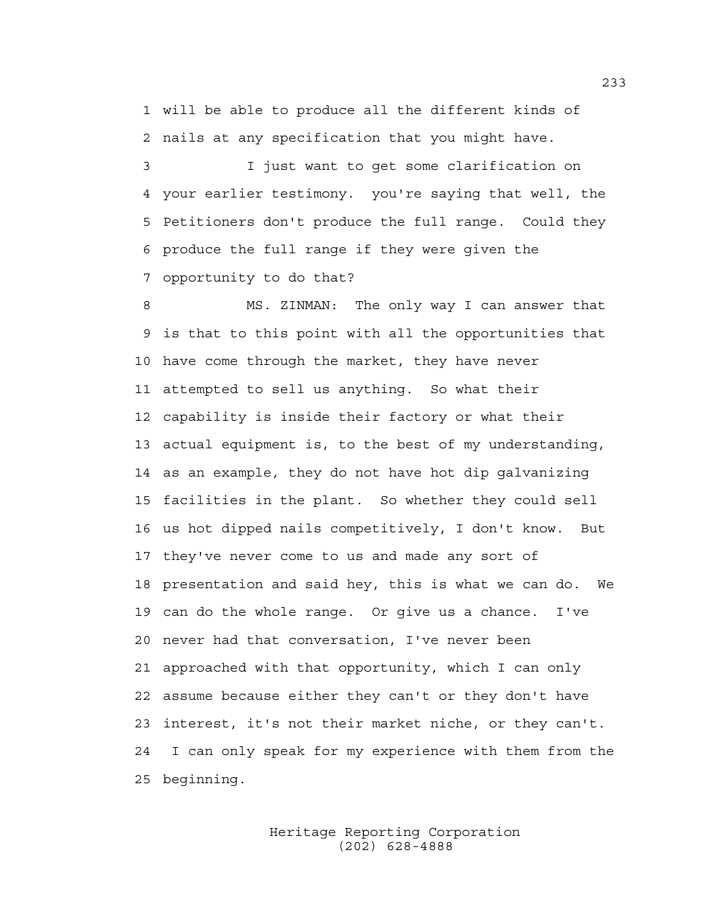will be able to produce all the different kinds of nails at any specification that you might have.

I just want to get some clarification on your earlier testimony. you're saying that well, the Petitioners don't produce the full range. Could they produce the full range if they were given the opportunity to do that?

MS. ZINMAN: The only way I can answer that is that to this point with all the opportunities that have come through the market, they have never attempted to sell us anything. So what their capability is inside their factory or what their actual equipment is, to the best of my understanding, as an example, they do not have hot dip galvanizing facilities in the plant. So whether they could sell us hot dipped nails competitively, I don't know. But they've never come to us and made any sort of presentation and said hey, this is what we can do. We can do the whole range. Or give us a chance. I've never had that conversation, I've never been approached with that opportunity, which I can only assume because either they can't or they don't have interest, it's not their market niche, or they can't. I can only speak for my experience with them from the beginning.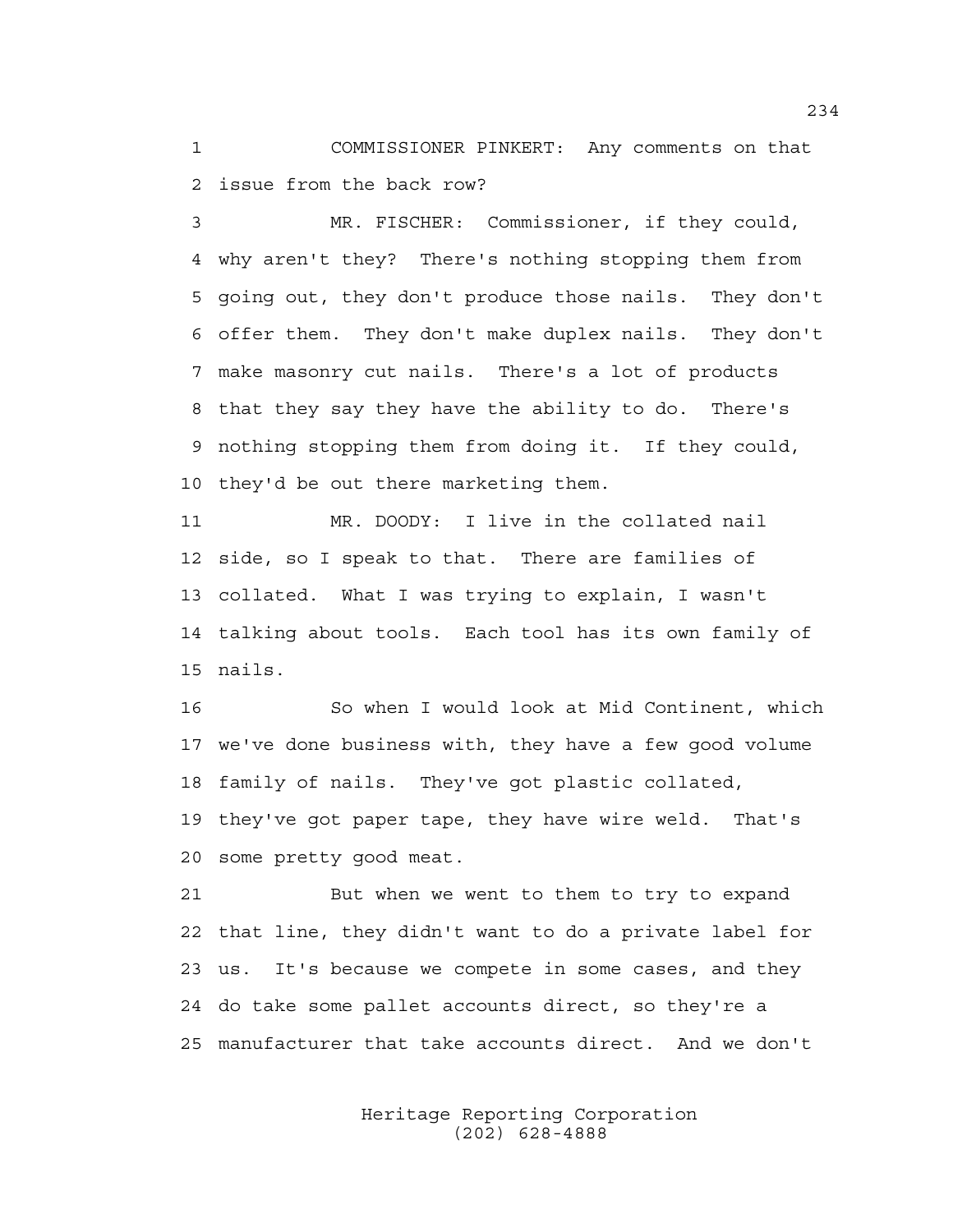COMMISSIONER PINKERT: Any comments on that issue from the back row?

MR. FISCHER: Commissioner, if they could, why aren't they? There's nothing stopping them from going out, they don't produce those nails. They don't offer them. They don't make duplex nails. They don't make masonry cut nails. There's a lot of products that they say they have the ability to do. There's nothing stopping them from doing it. If they could, they'd be out there marketing them.

MR. DOODY: I live in the collated nail side, so I speak to that. There are families of collated. What I was trying to explain, I wasn't talking about tools. Each tool has its own family of nails.

So when I would look at Mid Continent, which we've done business with, they have a few good volume family of nails. They've got plastic collated, they've got paper tape, they have wire weld. That's some pretty good meat.

But when we went to them to try to expand that line, they didn't want to do a private label for us. It's because we compete in some cases, and they do take some pallet accounts direct, so they're a manufacturer that take accounts direct. And we don't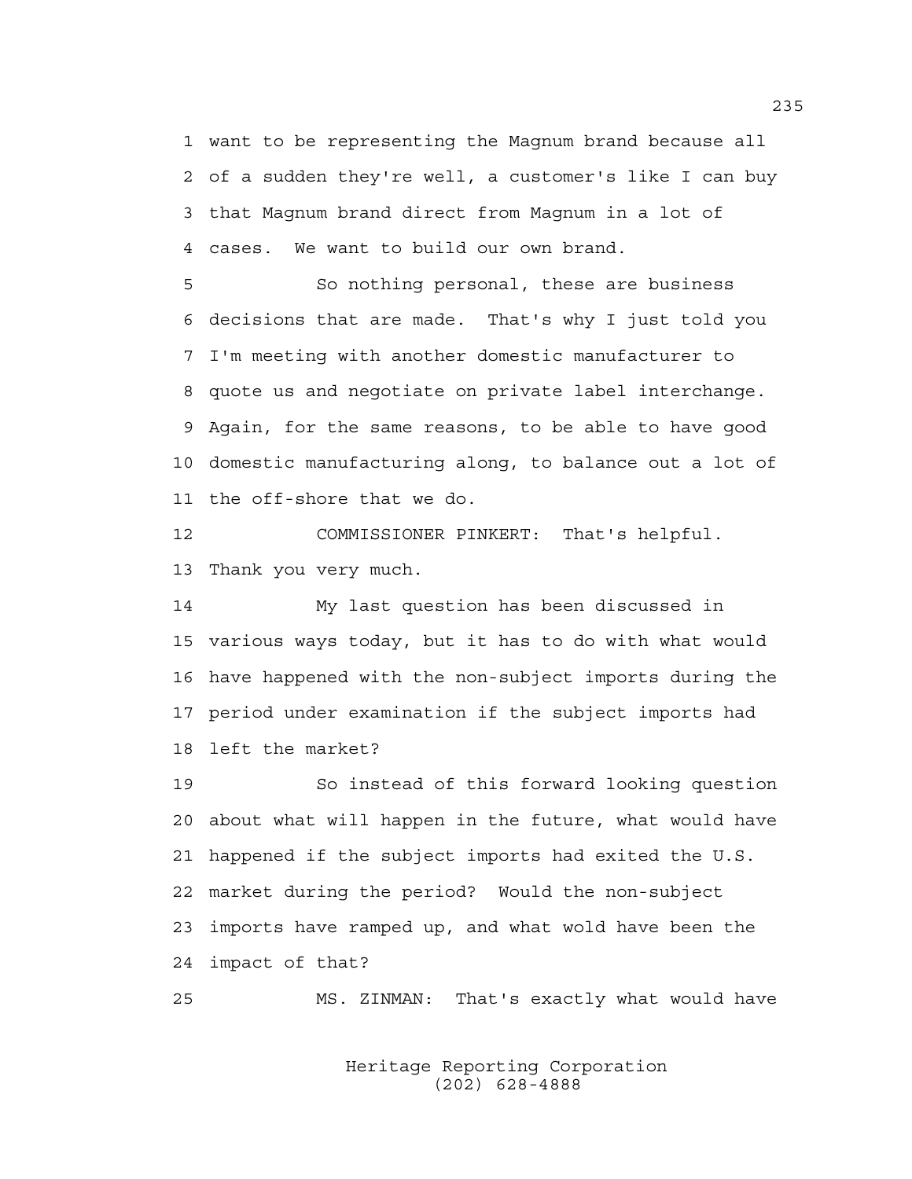want to be representing the Magnum brand because all of a sudden they're well, a customer's like I can buy that Magnum brand direct from Magnum in a lot of cases. We want to build our own brand.

So nothing personal, these are business decisions that are made. That's why I just told you I'm meeting with another domestic manufacturer to quote us and negotiate on private label interchange. Again, for the same reasons, to be able to have good domestic manufacturing along, to balance out a lot of the off-shore that we do.

COMMISSIONER PINKERT: That's helpful. Thank you very much.

My last question has been discussed in various ways today, but it has to do with what would have happened with the non-subject imports during the period under examination if the subject imports had left the market?

So instead of this forward looking question about what will happen in the future, what would have happened if the subject imports had exited the U.S. market during the period? Would the non-subject imports have ramped up, and what wold have been the impact of that?

MS. ZINMAN: That's exactly what would have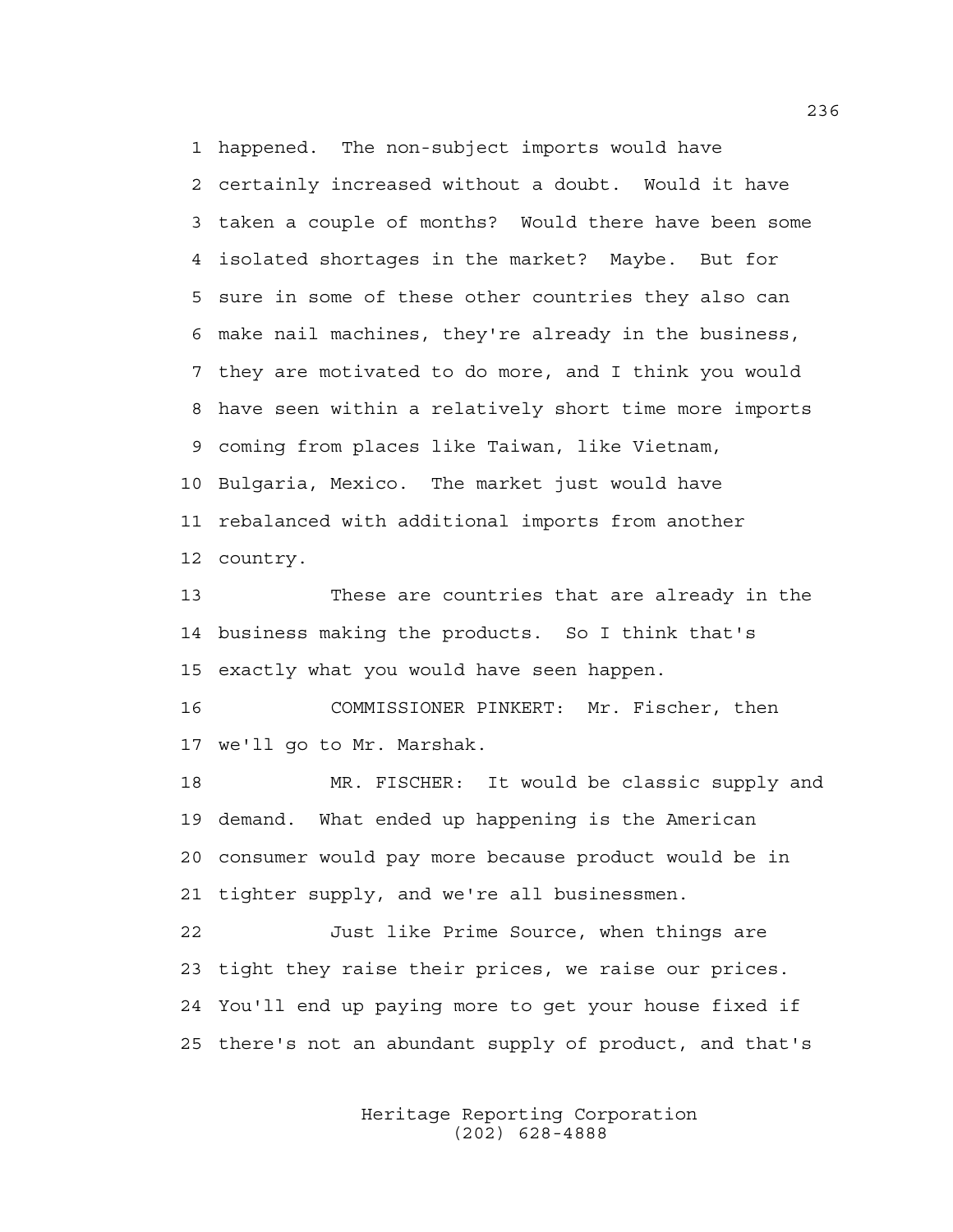1 happened. The non-subject imports would have
2 certainly increased without a doubt. Would it have
3 taken a couple of months? Would there have been some
4 isolated shortages in the market? Maybe. But for
5 sure in some of these other countries they also can
6 make nail machines, they're already in the business,
7 they are motivated to do more, and I think you would
8 have seen within a relatively short time more imports
9 coming from places like Taiwan, like Vietnam,
10 Bulgaria, Mexico. The market just would have
11 rebalanced with additional imports from another
12 country.

13 These are countries that are already in the
14 business making the products. So I think that's
15 exactly what you would have seen happen.

16 COMMISSIONER PINKERT: Mr. Fischer, then
17 we'll go to Mr. Marshak.

18 MR. FISCHER: It would be classic supply and
19 demand. What ended up happening is the American
20 consumer would pay more because product would be in
21 tighter supply, and we're all businessmen.

22 Just like Prime Source, when things are
23 tight they raise their prices, we raise our prices.
24 You'll end up paying more to get your house fixed if
25 there's not an abundant supply of product, and that's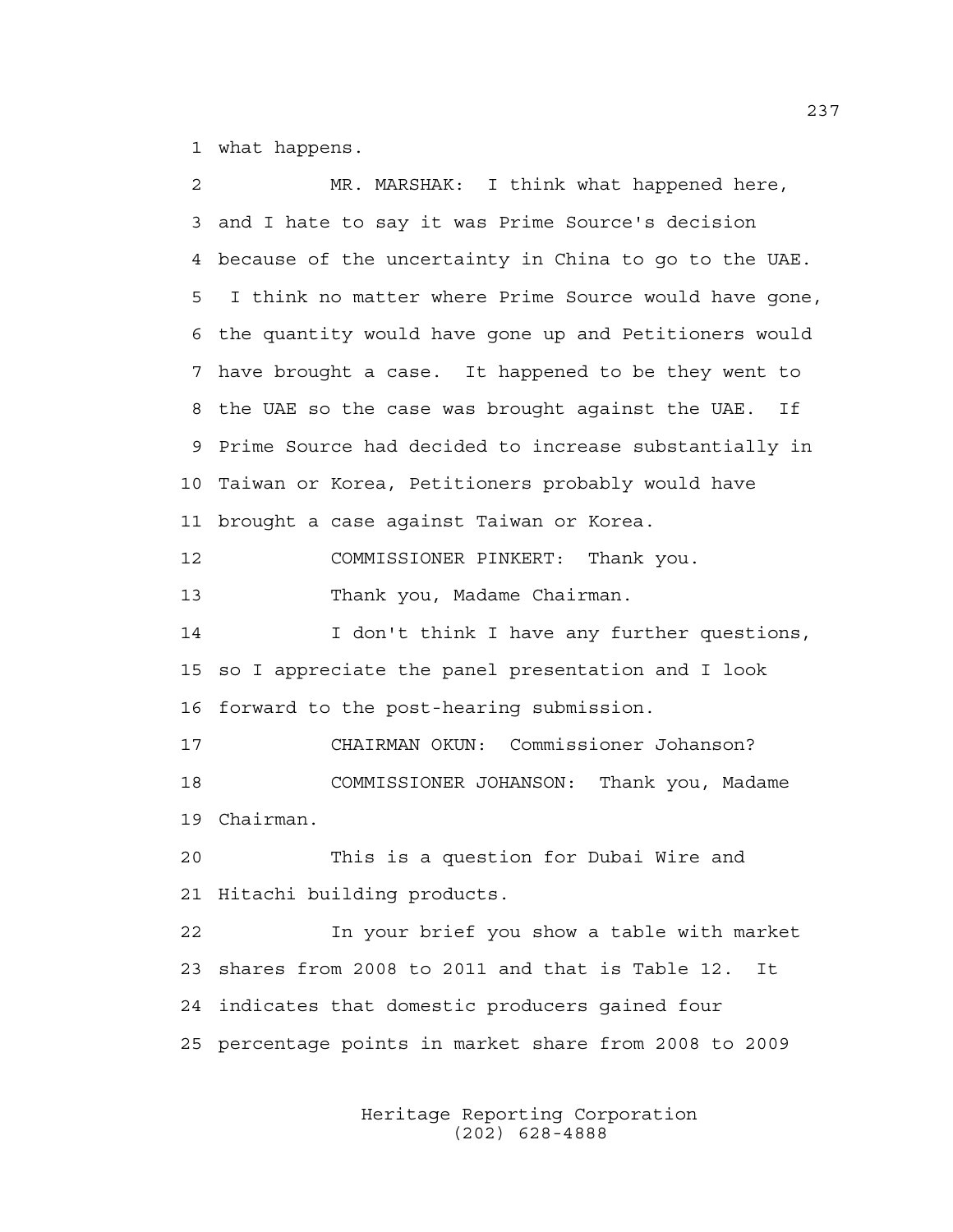1 what happens.

2 MR. MARSHAK: I think what happened here,

3 and I hate to say it was Prime Source's decision

4 because of the uncertainty in China to go to the UAE.

5 I think no matter where Prime Source would have gone,

6 the quantity would have gone up and Petitioners would

7 have brought a case. It happened to be they went to

8 the UAE so the case was brought against the UAE. If

9 Prime Source had decided to increase substantially in

10 Taiwan or Korea, Petitioners probably would have

11 brought a case against Taiwan or Korea.

12 COMMISSIONER PINKERT: Thank you.

13 Thank you, Madame Chairman.

14 I don't think I have any further questions,

15 so I appreciate the panel presentation and I look

16 forward to the post-hearing submission.

17 CHAIRMAN OKUN: Commissioner Johanson?

18 COMMISSIONER JOHANSON: Thank you, Madame

19 Chairman.

20 This is a question for Dubai Wire and

21 Hitachi building products.

22 In your brief you show a table with market

23 shares from 2008 to 2011 and that is Table 12. It

24 indicates that domestic producers gained four

25 percentage points in market share from 2008 to 2009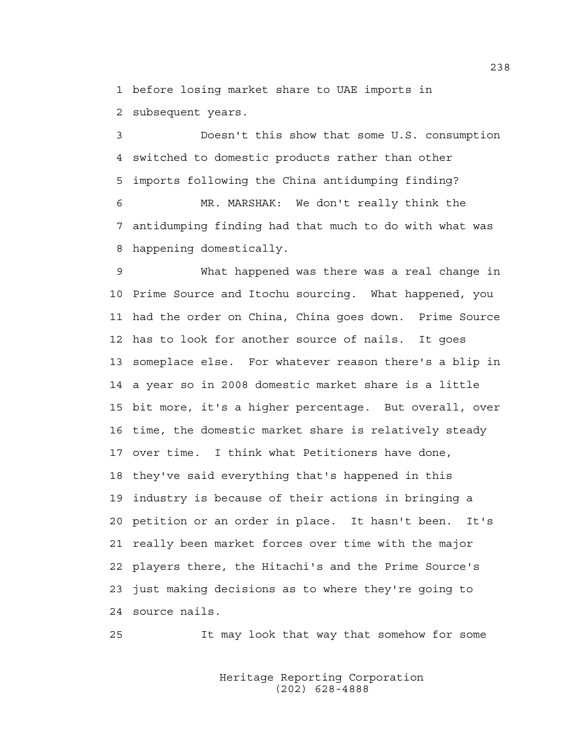before losing market share to UAE imports in subsequent years.

Doesn't this show that some U.S. consumption switched to domestic products rather than other imports following the China antidumping finding?

MR. MARSHAK: We don't really think the antidumping finding had that much to do with what was happening domestically.

What happened was there was a real change in Prime Source and Itochu sourcing. What happened, you had the order on China, China goes down. Prime Source has to look for another source of nails. It goes someplace else. For whatever reason there's a blip in a year so in 2008 domestic market share is a little bit more, it's a higher percentage. But overall, over time, the domestic market share is relatively steady over time. I think what Petitioners have done, they've said everything that's happened in this industry is because of their actions in bringing a petition or an order in place. It hasn't been. It's really been market forces over time with the major players there, the Hitachi's and the Prime Source's just making decisions as to where they're going to source nails.

It may look that way that somehow for some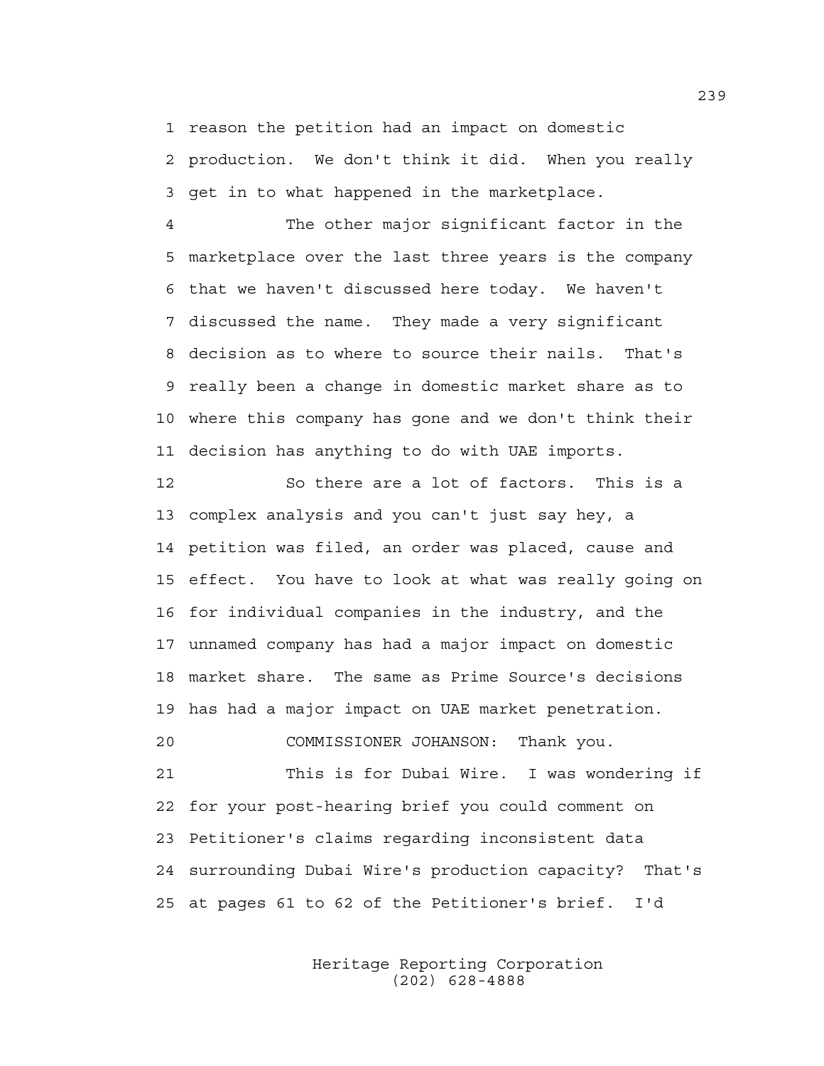1 reason the petition had an impact on domestic
2 production. We don't think it did. When you really
3 get in to what happened in the marketplace.

4 The other major significant factor in the
5 marketplace over the last three years is the company
6 that we haven't discussed here today. We haven't
7 discussed the name. They made a very significant
8 decision as to where to source their nails. That's
9 really been a change in domestic market share as to
10 where this company has gone and we don't think their
11 decision has anything to do with UAE imports.

12 So there are a lot of factors. This is a
13 complex analysis and you can't just say hey, a
14 petition was filed, an order was placed, cause and
15 effect. You have to look at what was really going on
16 for individual companies in the industry, and the
17 unnamed company has had a major impact on domestic
18 market share. The same as Prime Source's decisions
19 has had a major impact on UAE market penetration.

20 COMMISSIONER JOHANSON: Thank you.

21 This is for Dubai Wire. I was wondering if
22 for your post-hearing brief you could comment on
23 Petitioner's claims regarding inconsistent data
24 surrounding Dubai Wire's production capacity? That's
25 at pages 61 to 62 of the Petitioner's brief. I'd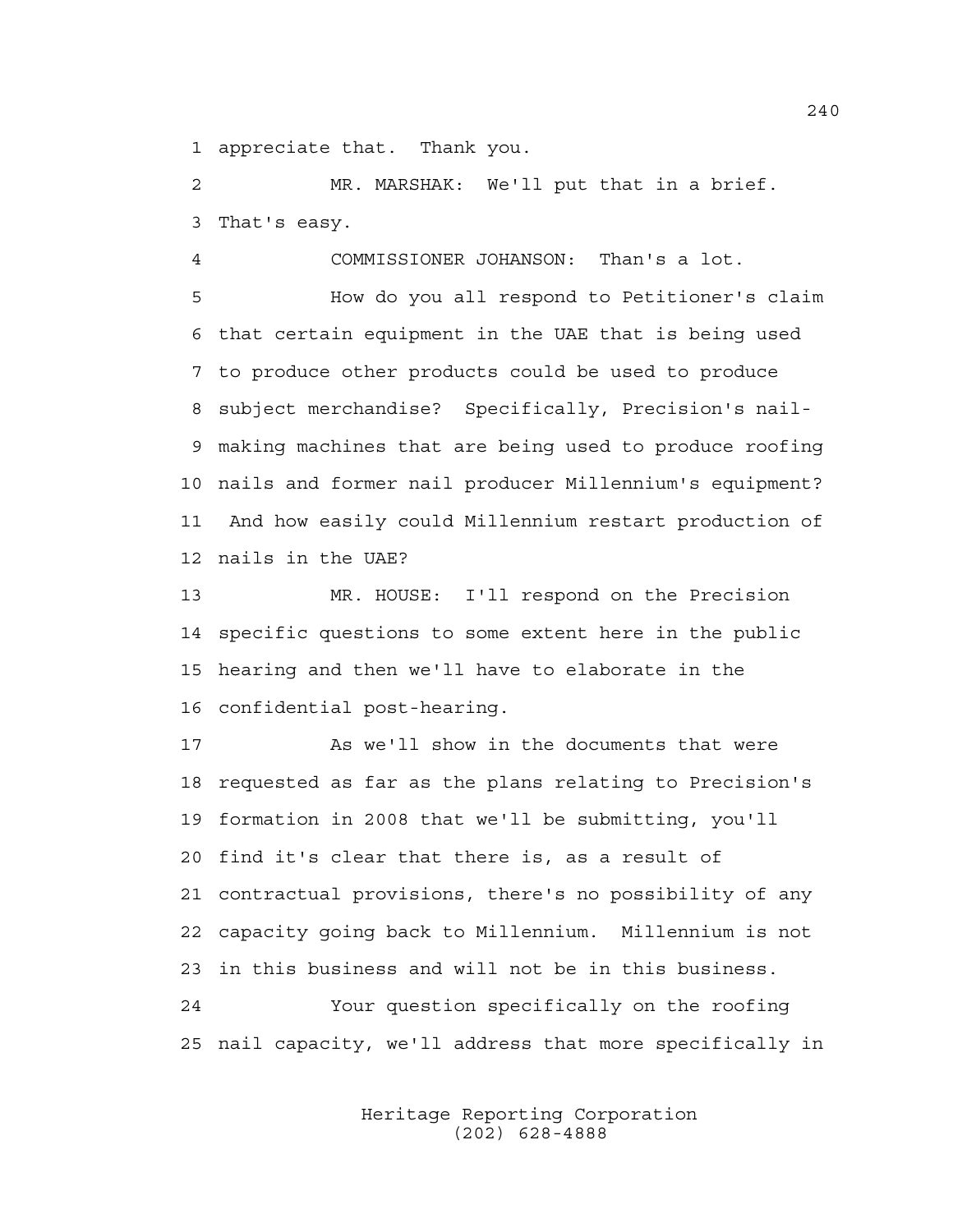1 appreciate that. Thank you.

2 MR. MARSHAK: We'll put that in a brief.
3 That's easy.

4 COMMISSIONER JOHANSON: Than's a lot.

5 How do you all respond to Petitioner's claim
6 that certain equipment in the UAE that is being used
7 to produce other products could be used to produce
8 subject merchandise? Specifically, Precision's nail-
9 making machines that are being used to produce roofing
10 nails and former nail producer Millennium's equipment?
11 And how easily could Millennium restart production of
12 nails in the UAE?

13 MR. HOUSE: I'll respond on the Precision
14 specific questions to some extent here in the public
15 hearing and then we'll have to elaborate in the
16 confidential post-hearing.

17 As we'll show in the documents that were
18 requested as far as the plans relating to Precision's
19 formation in 2008 that we'll be submitting, you'll
20 find it's clear that there is, as a result of
21 contractual provisions, there's no possibility of any
22 capacity going back to Millennium. Millennium is not
23 in this business and will not be in this business.

24 Your question specifically on the roofing
25 nail capacity, we'll address that more specifically in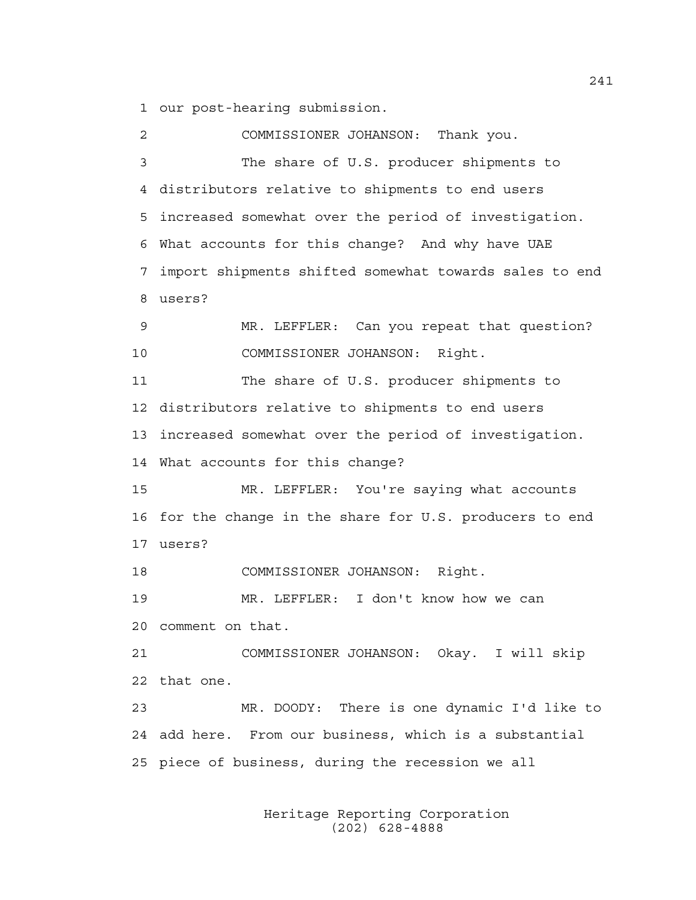our post-hearing submission.

COMMISSIONER JOHANSON: Thank you.

The share of U.S. producer shipments to distributors relative to shipments to end users increased somewhat over the period of investigation. What accounts for this change? And why have UAE import shipments shifted somewhat towards sales to end users?

MR. LEFFLER: Can you repeat that question?

COMMISSIONER JOHANSON: Right.

The share of U.S. producer shipments to distributors relative to shipments to end users increased somewhat over the period of investigation. What accounts for this change?

MR. LEFFLER: You're saying what accounts for the change in the share for U.S. producers to end users?

COMMISSIONER JOHANSON: Right.

MR. LEFFLER: I don't know how we can comment on that.

COMMISSIONER JOHANSON: Okay. I will skip that one.

MR. DOODY: There is one dynamic I'd like to add here. From our business, which is a substantial piece of business, during the recession we all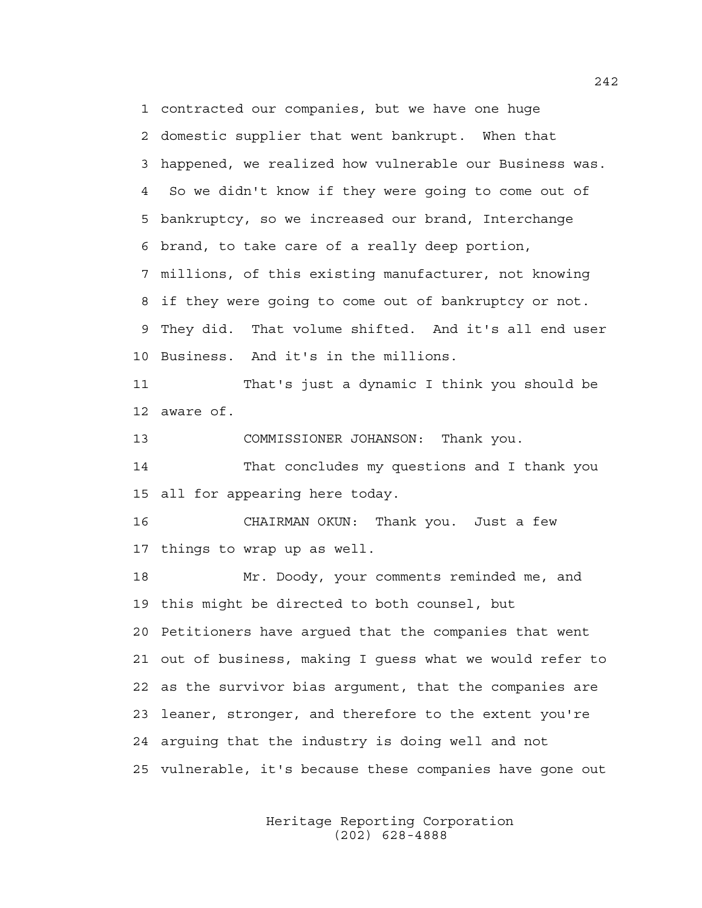1 contracted our companies, but we have one huge
2 domestic supplier that went bankrupt. When that
3 happened, we realized how vulnerable our Business was.
4 So we didn't know if they were going to come out of
5 bankruptcy, so we increased our brand, Interchange
6 brand, to take care of a really deep portion,
7 millions, of this existing manufacturer, not knowing
8 if they were going to come out of bankruptcy or not.
9 They did. That volume shifted. And it's all end user
10 Business. And it's in the millions.

11 That's just a dynamic I think you should be
12 aware of.

13 COMMISSIONER JOHANSON: Thank you.

14 That concludes my questions and I thank you
15 all for appearing here today.

16 CHAIRMAN OKUN: Thank you. Just a few
17 things to wrap up as well.

18 Mr. Doody, your comments reminded me, and
19 this might be directed to both counsel, but
20 Petitioners have argued that the companies that went
21 out of business, making I guess what we would refer to
22 as the survivor bias argument, that the companies are
23 leaner, stronger, and therefore to the extent you're
24 arguing that the industry is doing well and not
25 vulnerable, it's because these companies have gone out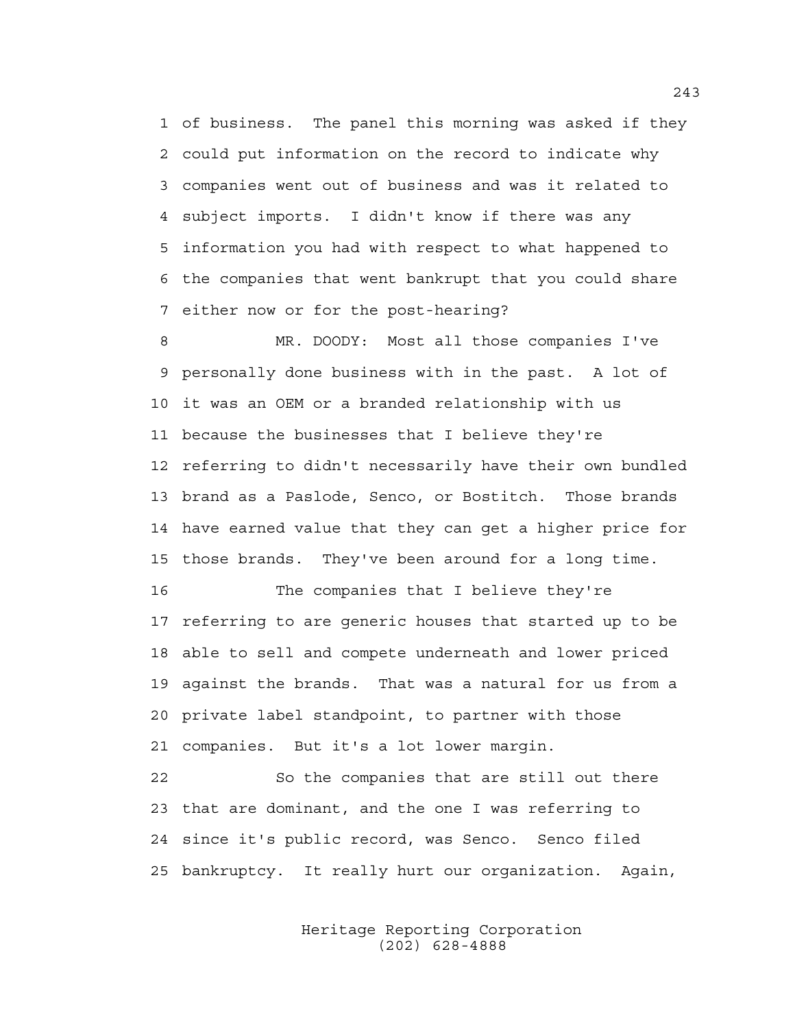of business. The panel this morning was asked if they could put information on the record to indicate why companies went out of business and was it related to subject imports. I didn't know if there was any information you had with respect to what happened to the companies that went bankrupt that you could share either now or for the post-hearing?

MR. DOODY: Most all those companies I've personally done business with in the past. A lot of it was an OEM or a branded relationship with us because the businesses that I believe they're referring to didn't necessarily have their own bundled brand as a Paslode, Senco, or Bostitch. Those brands have earned value that they can get a higher price for those brands. They've been around for a long time.

The companies that I believe they're referring to are generic houses that started up to be able to sell and compete underneath and lower priced against the brands. That was a natural for us from a private label standpoint, to partner with those companies. But it's a lot lower margin.

So the companies that are still out there that are dominant, and the one I was referring to since it's public record, was Senco. Senco filed bankruptcy. It really hurt our organization. Again,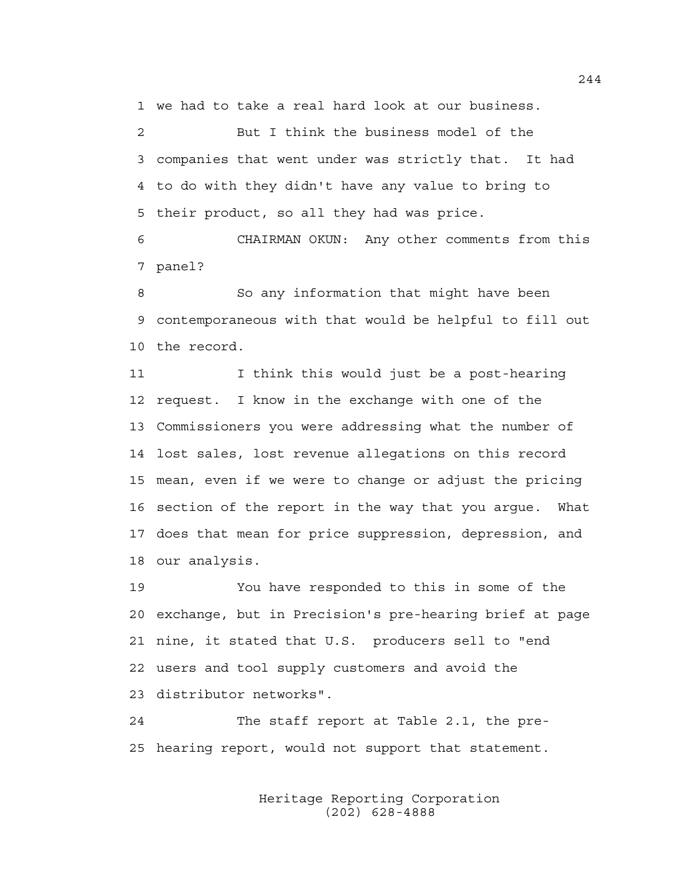1 we had to take a real hard look at our business.

2 But I think the business model of the
3 companies that went under was strictly that. It had
4 to do with they didn't have any value to bring to
5 their product, so all they had was price.

6 CHAIRMAN OKUN: Any other comments from this
7 panel?

8 So any information that might have been
9 contemporaneous with that would be helpful to fill out
10 the record.

11 I think this would just be a post-hearing
12 request. I know in the exchange with one of the
13 Commissioners you were addressing what the number of
14 lost sales, lost revenue allegations on this record
15 mean, even if we were to change or adjust the pricing
16 section of the report in the way that you argue. What
17 does that mean for price suppression, depression, and
18 our analysis.

19 You have responded to this in some of the
20 exchange, but in Precision's pre-hearing brief at page
21 nine, it stated that U.S. producers sell to "end
22 users and tool supply customers and avoid the
23 distributor networks".

24 The staff report at Table 2.1, the pre-
25 hearing report, would not support that statement.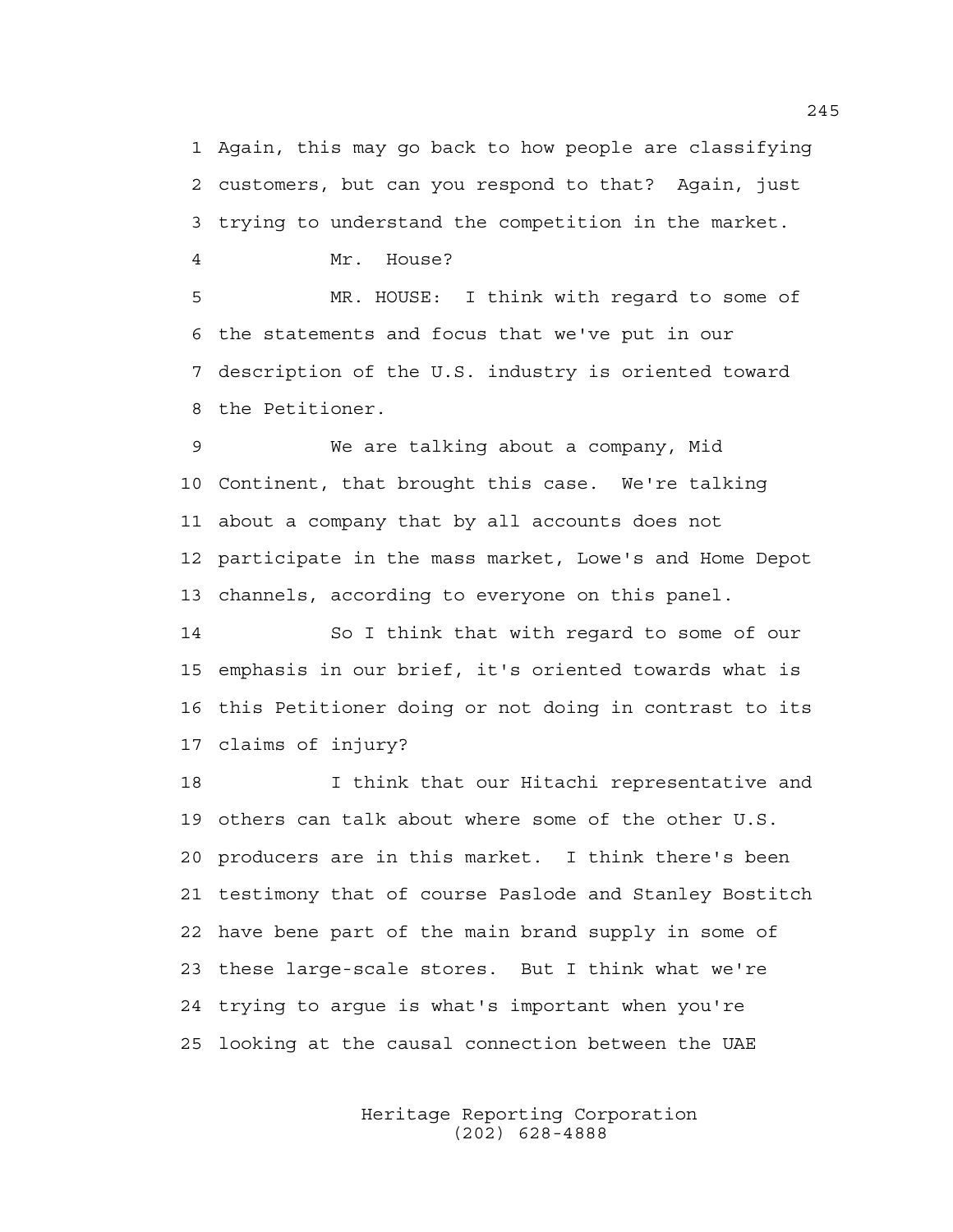1 Again, this may go back to how people are classifying
2 customers, but can you respond to that? Again, just
3 trying to understand the competition in the market.
4 Mr. House?
5 MR. HOUSE: I think with regard to some of
6 the statements and focus that we've put in our
7 description of the U.S. industry is oriented toward
8 the Petitioner.
9 We are talking about a company, Mid
10 Continent, that brought this case. We're talking
11 about a company that by all accounts does not
12 participate in the mass market, Lowe's and Home Depot
13 channels, according to everyone on this panel.
14 So I think that with regard to some of our
15 emphasis in our brief, it's oriented towards what is
16 this Petitioner doing or not doing in contrast to its
17 claims of injury?
18 I think that our Hitachi representative and
19 others can talk about where some of the other U.S.
20 producers are in this market. I think there's been
21 testimony that of course Paslode and Stanley Bostitch
22 have bene part of the main brand supply in some of
23 these large-scale stores. But I think what we're
24 trying to argue is what's important when you're
25 looking at the causal connection between the UAE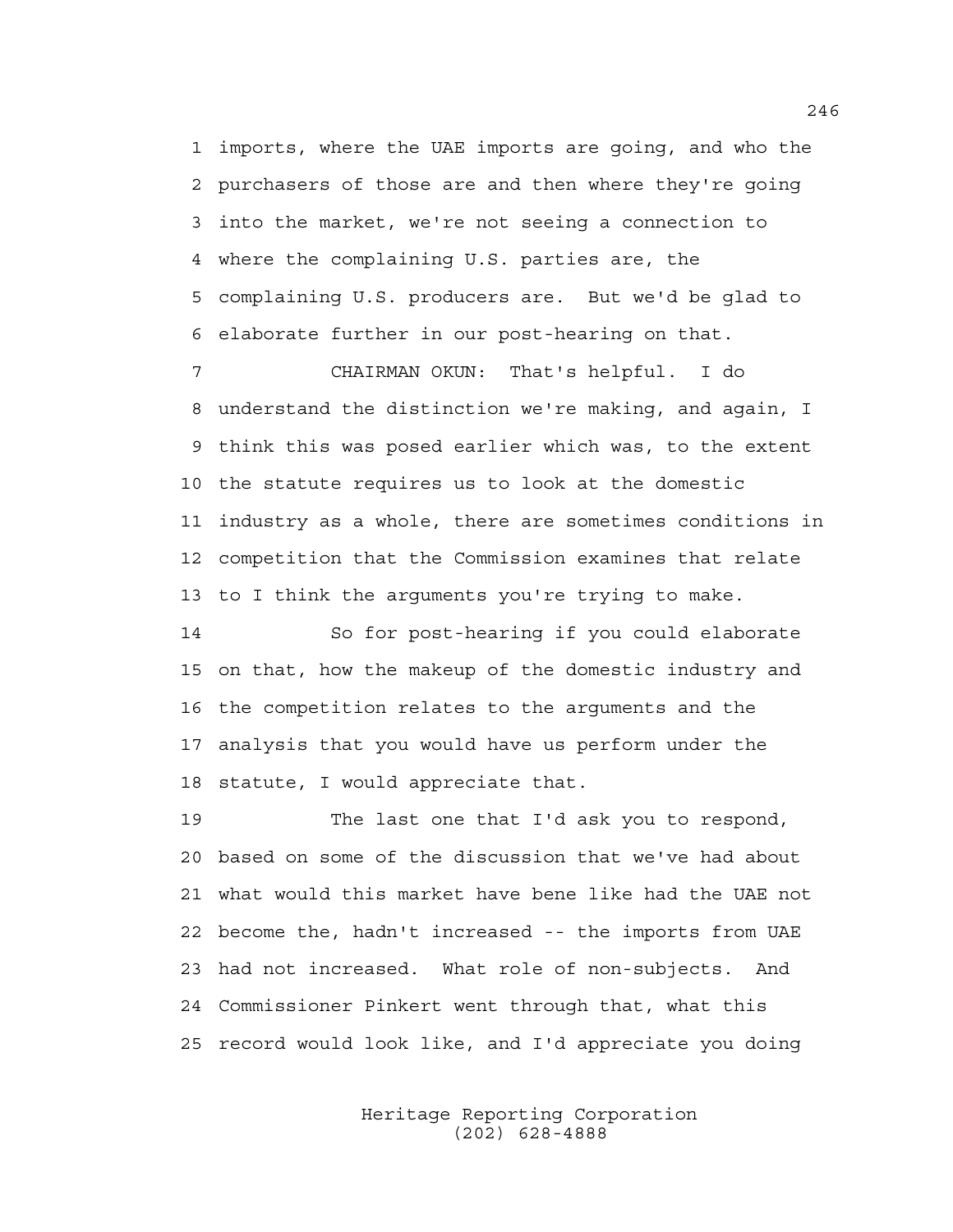1 imports, where the UAE imports are going, and who the
2 purchasers of those are and then where they're going
3 into the market, we're not seeing a connection to
4 where the complaining U.S. parties are, the
5 complaining U.S. producers are. But we'd be glad to
6 elaborate further in our post-hearing on that.

7 CHAIRMAN OKUN: That's helpful. I do
8 understand the distinction we're making, and again, I
9 think this was posed earlier which was, to the extent
10 the statute requires us to look at the domestic
11 industry as a whole, there are sometimes conditions in
12 competition that the Commission examines that relate
13 to I think the arguments you're trying to make.

14 So for post-hearing if you could elaborate
15 on that, how the makeup of the domestic industry and
16 the competition relates to the arguments and the
17 analysis that you would have us perform under the
18 statute, I would appreciate that.

19 The last one that I'd ask you to respond,
20 based on some of the discussion that we've had about
21 what would this market have bene like had the UAE not
22 become the, hadn't increased -- the imports from UAE
23 had not increased. What role of non-subjects. And
24 Commissioner Pinkert went through that, what this
25 record would look like, and I'd appreciate you doing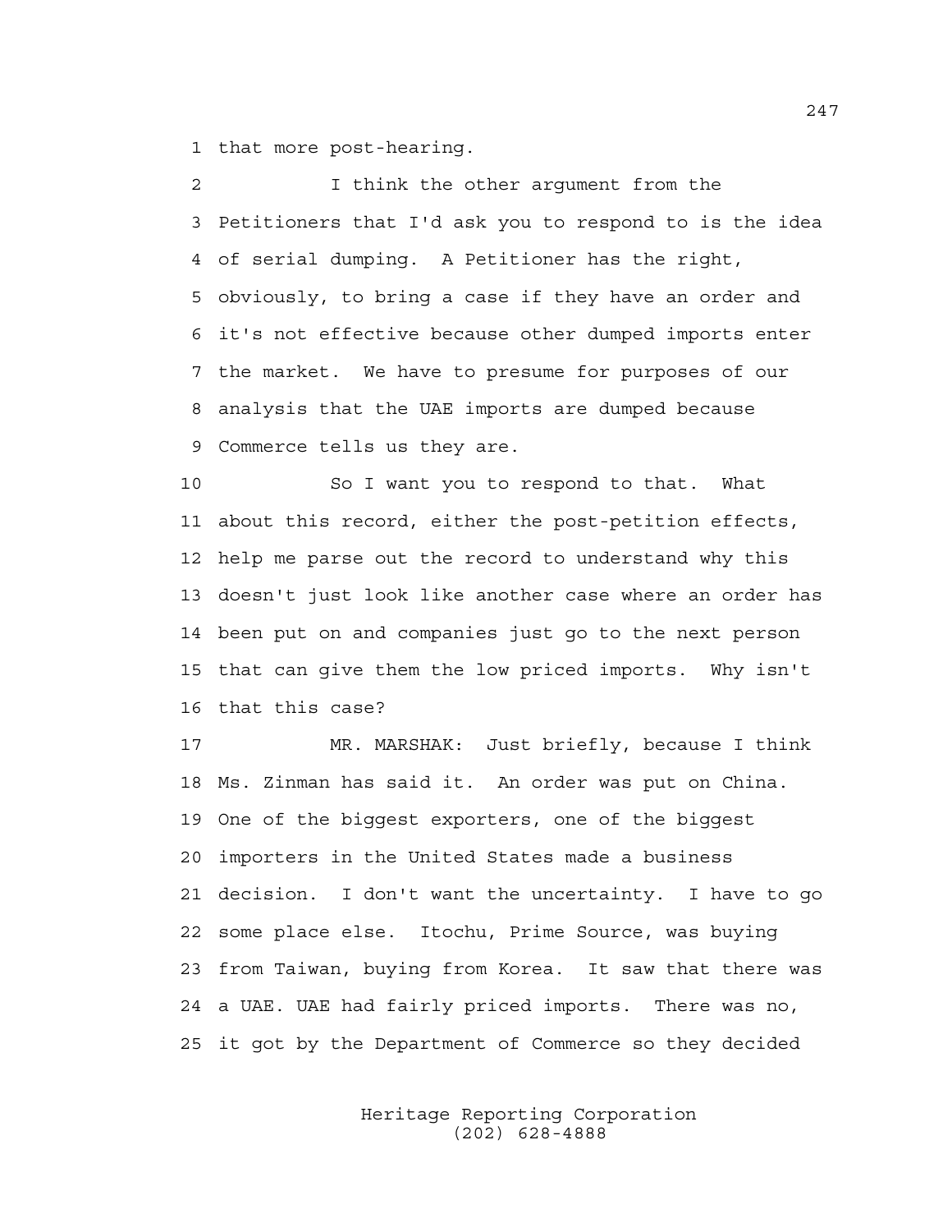1 that more post-hearing.

2 I think the other argument from the
3 Petitioners that I'd ask you to respond to is the idea
4 of serial dumping. A Petitioner has the right,
5 obviously, to bring a case if they have an order and
6 it's not effective because other dumped imports enter
7 the market. We have to presume for purposes of our
8 analysis that the UAE imports are dumped because
9 Commerce tells us they are.

10 So I want you to respond to that. What
11 about this record, either the post-petition effects,
12 help me parse out the record to understand why this
13 doesn't just look like another case where an order has
14 been put on and companies just go to the next person
15 that can give them the low priced imports. Why isn't
16 that this case?

17 MR. MARSHAK: Just briefly, because I think
18 Ms. Zinman has said it. An order was put on China.
19 One of the biggest exporters, one of the biggest
20 importers in the United States made a business
21 decision. I don't want the uncertainty. I have to go
22 some place else. Itochu, Prime Source, was buying
23 from Taiwan, buying from Korea. It saw that there was
24 a UAE. UAE had fairly priced imports. There was no,
25 it got by the Department of Commerce so they decided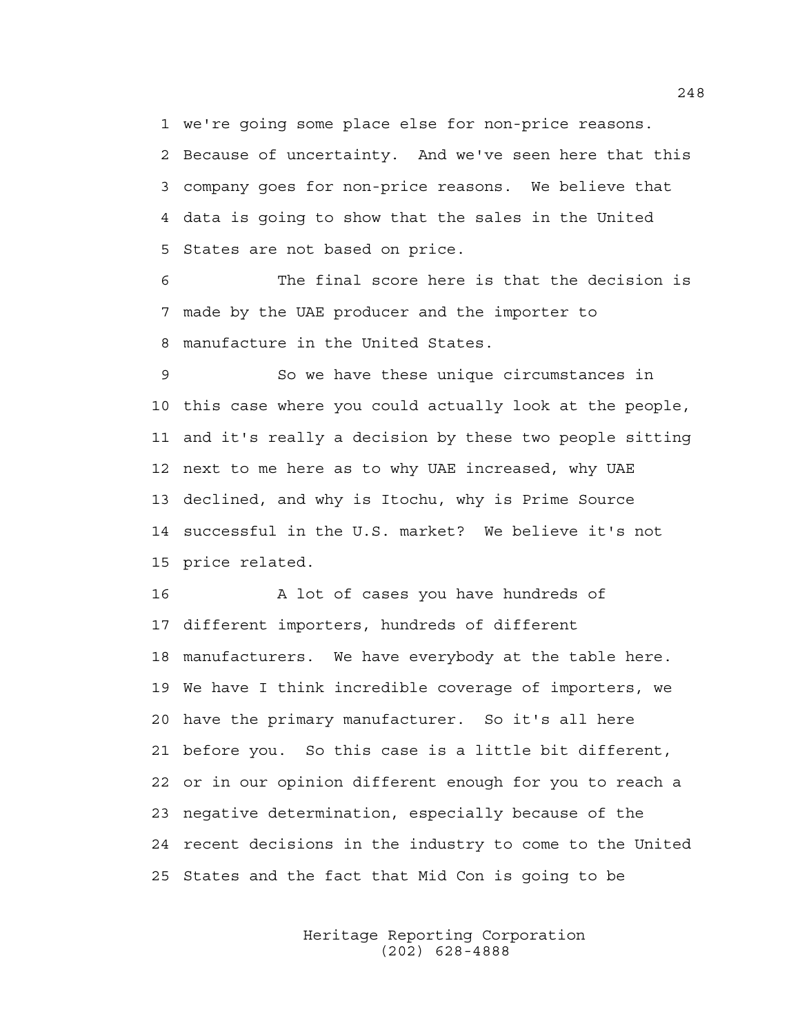we're going some place else for non-price reasons. Because of uncertainty. And we've seen here that this company goes for non-price reasons. We believe that data is going to show that the sales in the United States are not based on price.

The final score here is that the decision is made by the UAE producer and the importer to manufacture in the United States.

So we have these unique circumstances in this case where you could actually look at the people, and it's really a decision by these two people sitting next to me here as to why UAE increased, why UAE declined, and why is Itochu, why is Prime Source successful in the U.S. market? We believe it's not price related.

A lot of cases you have hundreds of different importers, hundreds of different manufacturers. We have everybody at the table here. We have I think incredible coverage of importers, we have the primary manufacturer. So it's all here before you. So this case is a little bit different, or in our opinion different enough for you to reach a negative determination, especially because of the recent decisions in the industry to come to the United States and the fact that Mid Con is going to be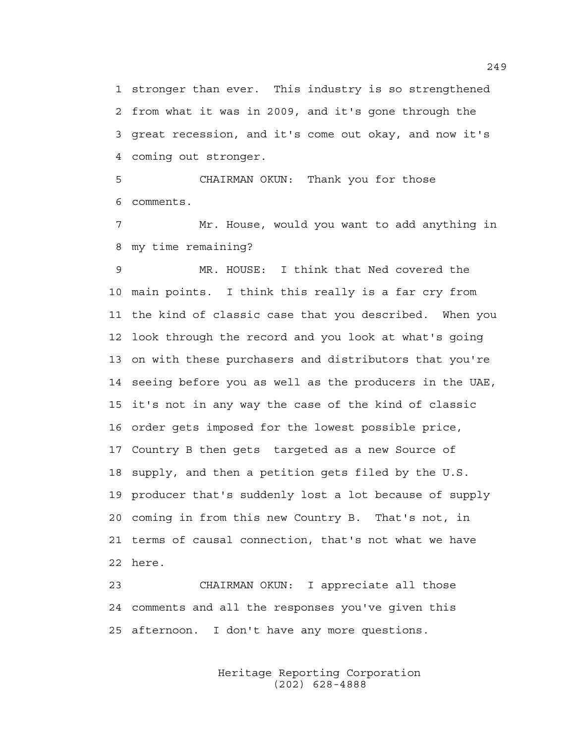stronger than ever. This industry is so strengthened from what it was in 2009, and it's gone through the great recession, and it's come out okay, and now it's coming out stronger.

CHAIRMAN OKUN: Thank you for those comments.

Mr. House, would you want to add anything in my time remaining?

MR. HOUSE: I think that Ned covered the main points. I think this really is a far cry from the kind of classic case that you described. When you look through the record and you look at what's going on with these purchasers and distributors that you're seeing before you as well as the producers in the UAE, it's not in any way the case of the kind of classic order gets imposed for the lowest possible price, Country B then gets targeted as a new Source of supply, and then a petition gets filed by the U.S. producer that's suddenly lost a lot because of supply coming in from this new Country B. That's not, in terms of causal connection, that's not what we have here.

CHAIRMAN OKUN: I appreciate all those comments and all the responses you've given this afternoon. I don't have any more questions.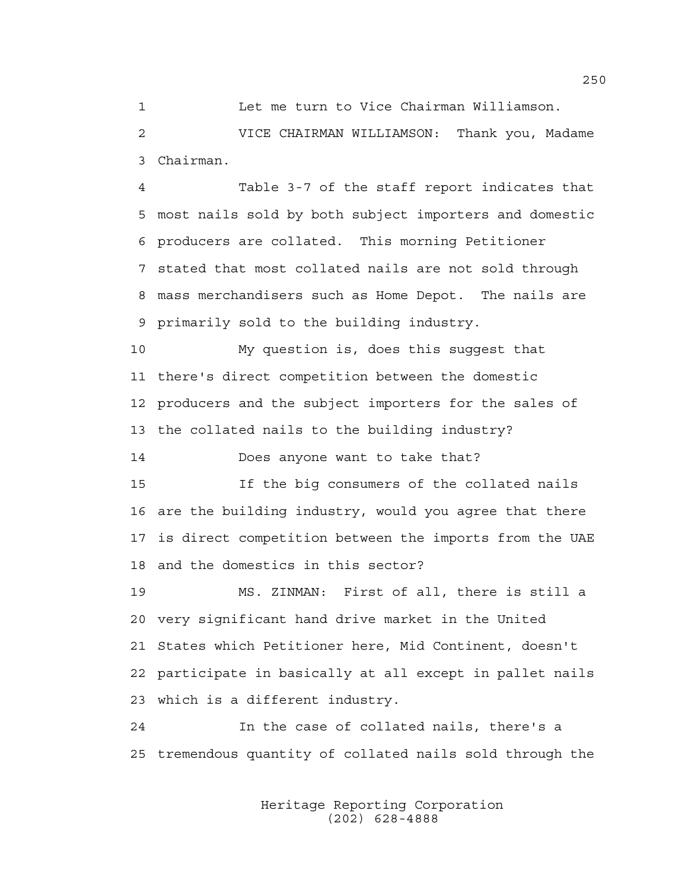1 Let me turn to Vice Chairman Williamson.

2 VICE CHAIRMAN WILLIAMSON: Thank you, Madame
3 Chairman.

4 Table 3-7 of the staff report indicates that
5 most nails sold by both subject importers and domestic
6 producers are collated. This morning Petitioner
7 stated that most collated nails are not sold through
8 mass merchandisers such as Home Depot. The nails are
9 primarily sold to the building industry.

10 My question is, does this suggest that
11 there's direct competition between the domestic
12 producers and the subject importers for the sales of
13 the collated nails to the building industry?

14 Does anyone want to take that?

15 If the big consumers of the collated nails
16 are the building industry, would you agree that there
17 is direct competition between the imports from the UAE
18 and the domestics in this sector?

19 MS. ZINMAN: First of all, there is still a
20 very significant hand drive market in the United
21 States which Petitioner here, Mid Continent, doesn't
22 participate in basically at all except in pallet nails
23 which is a different industry.

24 In the case of collated nails, there's a
25 tremendous quantity of collated nails sold through the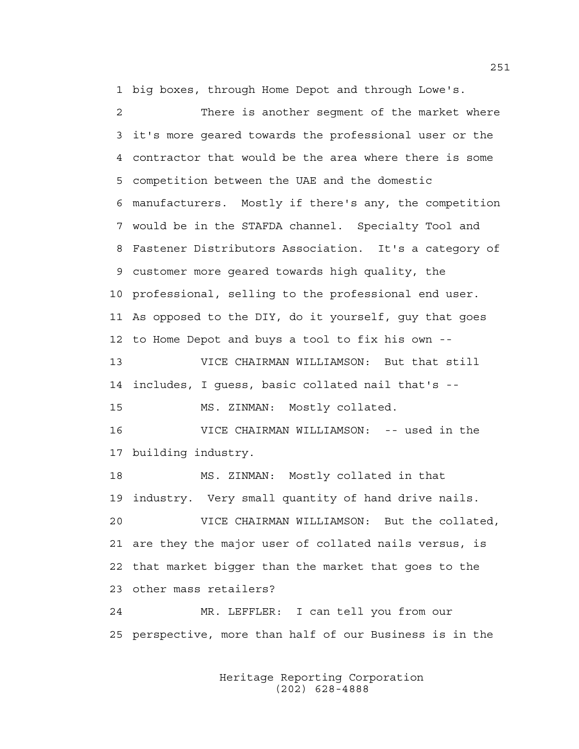1 big boxes, through Home Depot and through Lowe's.

2 There is another segment of the market where
3 it's more geared towards the professional user or the
4 contractor that would be the area where there is some
5 competition between the UAE and the domestic
6 manufacturers. Mostly if there's any, the competition
7 would be in the STAFDA channel. Specialty Tool and
8 Fastener Distributors Association. It's a category of
9 customer more geared towards high quality, the
10 professional, selling to the professional end user.
11 As opposed to the DIY, do it yourself, guy that goes
12 to Home Depot and buys a tool to fix his own --

13 VICE CHAIRMAN WILLIAMSON: But that still
14 includes, I guess, basic collated nail that's --

15 MS. ZINMAN: Mostly collated.

16 VICE CHAIRMAN WILLIAMSON: -- used in the
17 building industry.

18 MS. ZINMAN: Mostly collated in that
19 industry. Very small quantity of hand drive nails.

20 VICE CHAIRMAN WILLIAMSON: But the collated,
21 are they the major user of collated nails versus, is
22 that market bigger than the market that goes to the
23 other mass retailers?

24 MR. LEFFLER: I can tell you from our
25 perspective, more than half of our Business is in the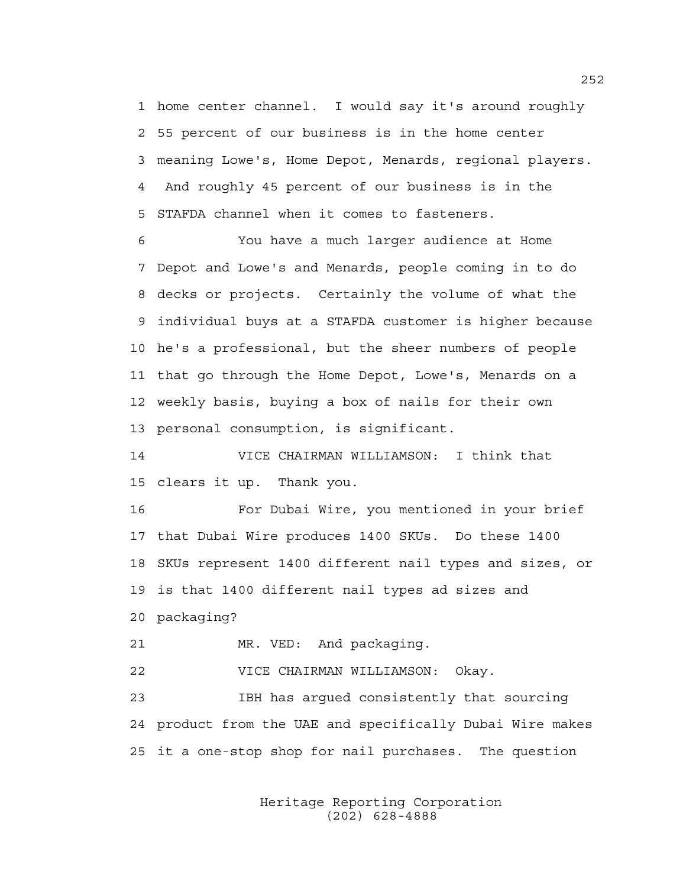1 home center channel. I would say it's around roughly
2 55 percent of our business is in the home center
3 meaning Lowe's, Home Depot, Menards, regional players.
4 And roughly 45 percent of our business is in the
5 STAFDA channel when it comes to fasteners.

6 You have a much larger audience at Home
7 Depot and Lowe's and Menards, people coming in to do
8 decks or projects. Certainly the volume of what the
9 individual buys at a STAFDA customer is higher because
10 he's a professional, but the sheer numbers of people
11 that go through the Home Depot, Lowe's, Menards on a
12 weekly basis, buying a box of nails for their own
13 personal consumption, is significant.

14 VICE CHAIRMAN WILLIAMSON: I think that
15 clears it up. Thank you.

16 For Dubai Wire, you mentioned in your brief
17 that Dubai Wire produces 1400 SKUs. Do these 1400
18 SKUs represent 1400 different nail types and sizes, or
19 is that 1400 different nail types ad sizes and
20 packaging?

21 MR. VED: And packaging.

22 VICE CHAIRMAN WILLIAMSON: Okay.

23 IBH has argued consistently that sourcing
24 product from the UAE and specifically Dubai Wire makes
25 it a one-stop shop for nail purchases. The question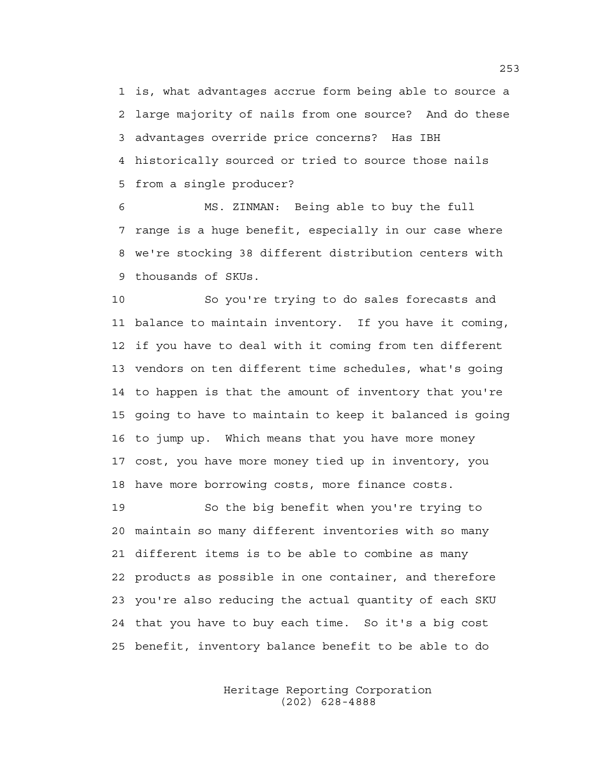1 is, what advantages accrue form being able to source a
2 large majority of nails from one source? And do these
3 advantages override price concerns? Has IBH
4 historically sourced or tried to source those nails
5 from a single producer?

6 MS. ZINMAN: Being able to buy the full
7 range is a huge benefit, especially in our case where
8 we're stocking 38 different distribution centers with
9 thousands of SKUs.

10 So you're trying to do sales forecasts and
11 balance to maintain inventory. If you have it coming,
12 if you have to deal with it coming from ten different
13 vendors on ten different time schedules, what's going
14 to happen is that the amount of inventory that you're
15 going to have to maintain to keep it balanced is going
16 to jump up. Which means that you have more money
17 cost, you have more money tied up in inventory, you
18 have more borrowing costs, more finance costs.

19 So the big benefit when you're trying to
20 maintain so many different inventories with so many
21 different items is to be able to combine as many
22 products as possible in one container, and therefore
23 you're also reducing the actual quantity of each SKU
24 that you have to buy each time. So it's a big cost
25 benefit, inventory balance benefit to be able to do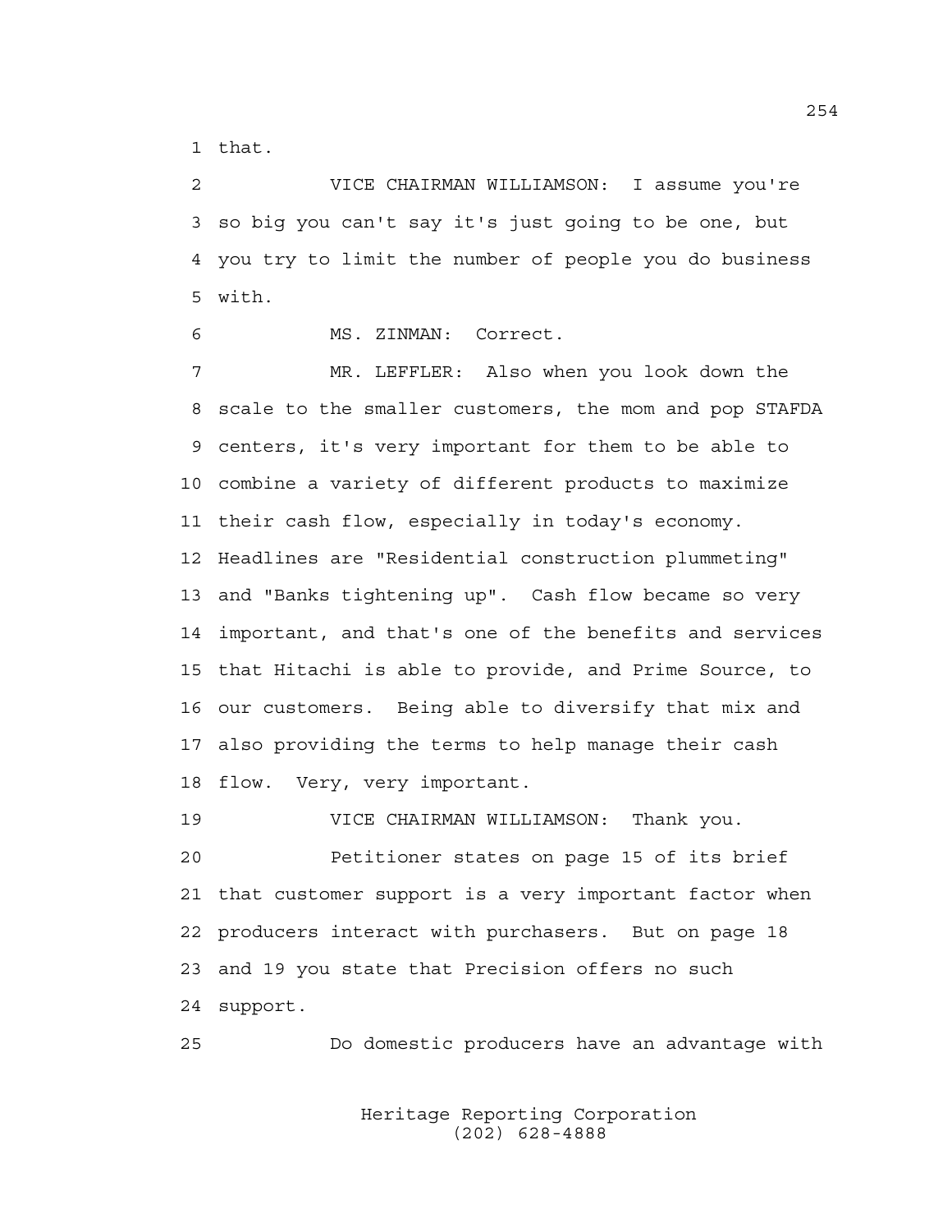1 that.

2 VICE CHAIRMAN WILLIAMSON: I assume you're
3 so big you can't say it's just going to be one, but
4 you try to limit the number of people you do business
5 with.

6 MS. ZINMAN: Correct.

7 MR. LEFFLER: Also when you look down the
8 scale to the smaller customers, the mom and pop STAFDA
9 centers, it's very important for them to be able to
10 combine a variety of different products to maximize
11 their cash flow, especially in today's economy.
12 Headlines are "Residential construction plummeting"
13 and "Banks tightening up". Cash flow became so very
14 important, and that's one of the benefits and services
15 that Hitachi is able to provide, and Prime Source, to
16 our customers. Being able to diversify that mix and
17 also providing the terms to help manage their cash
18 flow. Very, very important.

19 VICE CHAIRMAN WILLIAMSON: Thank you.

20 Petitioner states on page 15 of its brief
21 that customer support is a very important factor when
22 producers interact with purchasers. But on page 18
23 and 19 you state that Precision offers no such
24 support.

25 Do domestic producers have an advantage with

Heritage Reporting Corporation
(202) 628-4888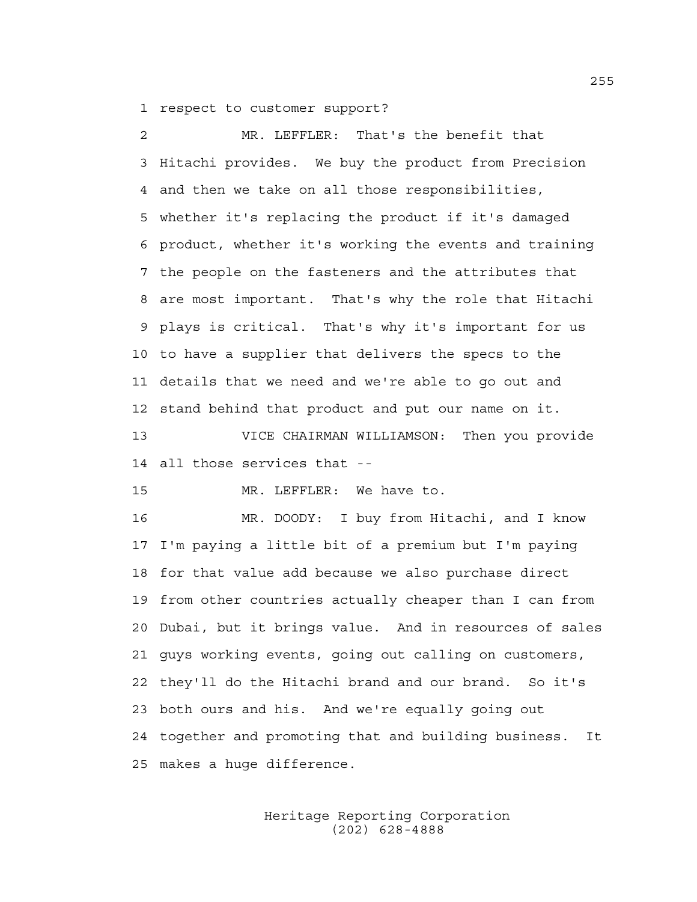respect to customer support?

MR. LEFFLER: That's the benefit that Hitachi provides. We buy the product from Precision and then we take on all those responsibilities, whether it's replacing the product if it's damaged product, whether it's working the events and training the people on the fasteners and the attributes that are most important. That's why the role that Hitachi plays is critical. That's why it's important for us to have a supplier that delivers the specs to the details that we need and we're able to go out and stand behind that product and put our name on it.

VICE CHAIRMAN WILLIAMSON: Then you provide all those services that --

MR. LEFFLER: We have to.

MR. DOODY: I buy from Hitachi, and I know I'm paying a little bit of a premium but I'm paying for that value add because we also purchase direct from other countries actually cheaper than I can from Dubai, but it brings value. And in resources of sales guys working events, going out calling on customers, they'll do the Hitachi brand and our brand. So it's both ours and his. And we're equally going out together and promoting that and building business. It makes a huge difference.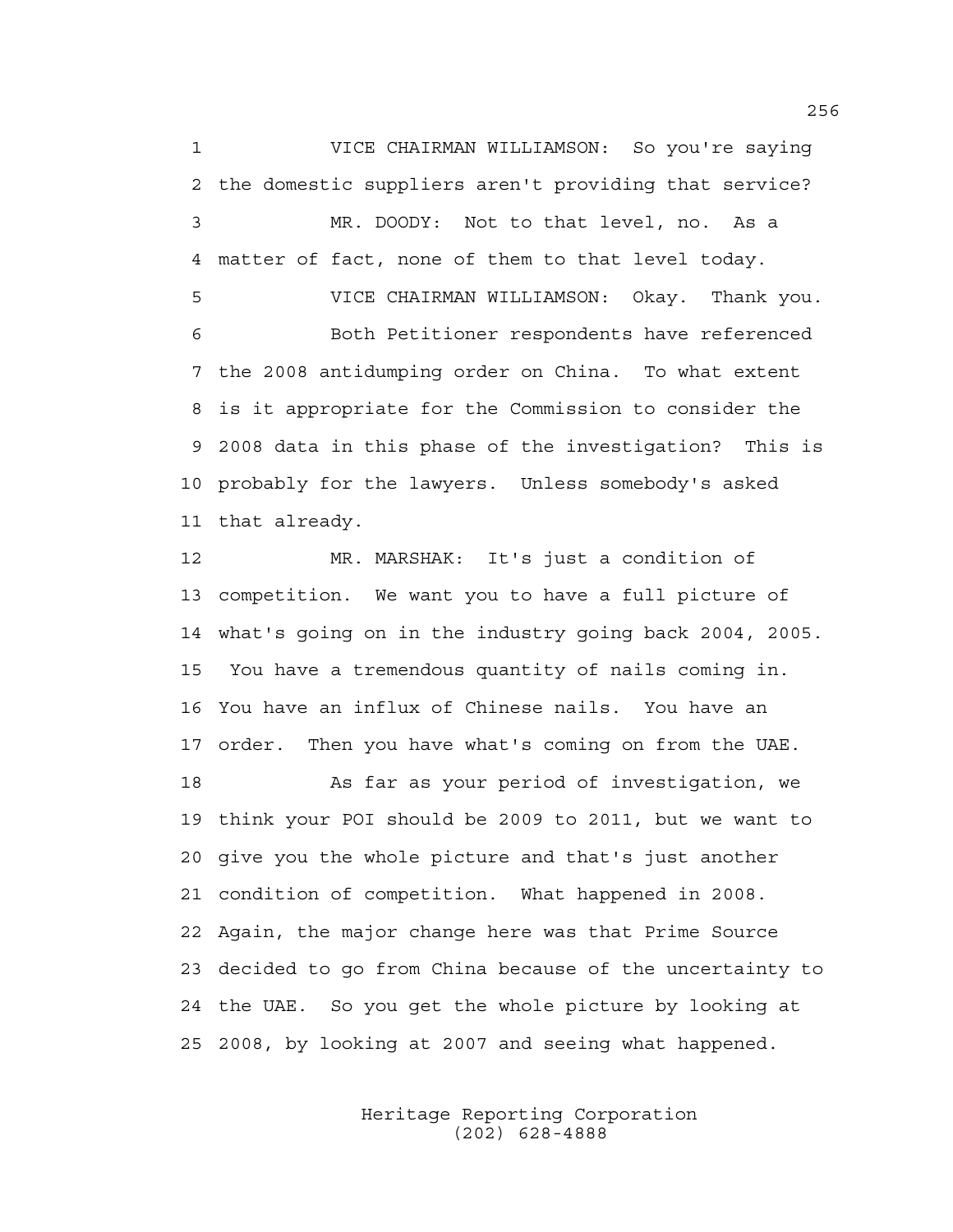1 VICE CHAIRMAN WILLIAMSON: So you're saying
2 the domestic suppliers aren't providing that service?
3 MR. DOODY: Not to that level, no. As a
4 matter of fact, none of them to that level today.
5 VICE CHAIRMAN WILLIAMSON: Okay. Thank you.
6 Both Petitioner respondents have referenced
7 the 2008 antidumping order on China. To what extent
8 is it appropriate for the Commission to consider the
9 2008 data in this phase of the investigation? This is
10 probably for the lawyers. Unless somebody's asked
11 that already.
12 MR. MARSHAK: It's just a condition of
13 competition. We want you to have a full picture of
14 what's going on in the industry going back 2004, 2005.
15 You have a tremendous quantity of nails coming in.
16 You have an influx of Chinese nails. You have an
17 order. Then you have what's coming on from the UAE.
18 As far as your period of investigation, we
19 think your POI should be 2009 to 2011, but we want to
20 give you the whole picture and that's just another
21 condition of competition. What happened in 2008.
22 Again, the major change here was that Prime Source
23 decided to go from China because of the uncertainty to
24 the UAE. So you get the whole picture by looking at
25 2008, by looking at 2007 and seeing what happened.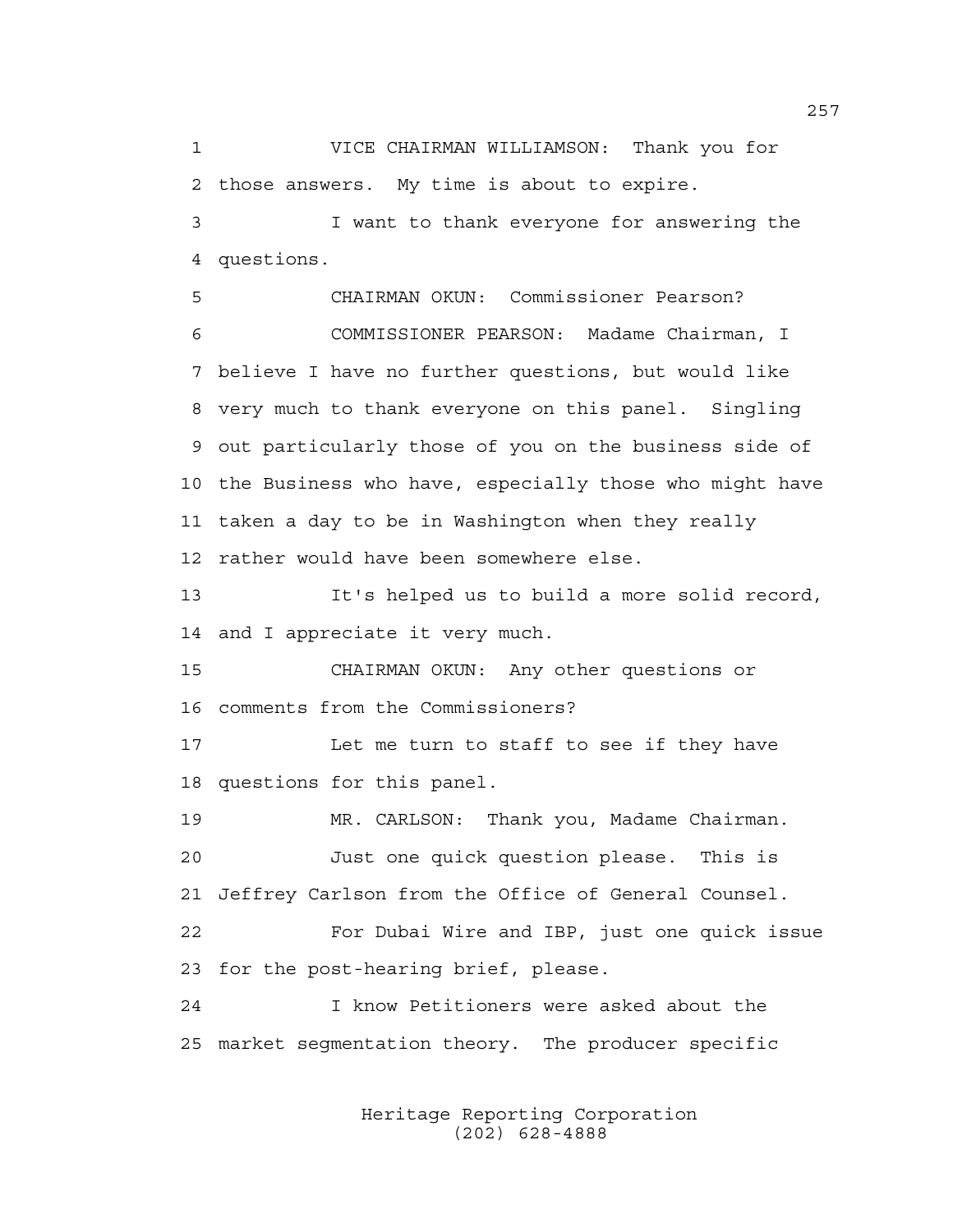VICE CHAIRMAN WILLIAMSON: Thank you for those answers. My time is about to expire.

I want to thank everyone for answering the questions.

CHAIRMAN OKUN: Commissioner Pearson?

COMMISSIONER PEARSON: Madame Chairman, I believe I have no further questions, but would like very much to thank everyone on this panel. Singling out particularly those of you on the business side of the Business who have, especially those who might have taken a day to be in Washington when they really rather would have been somewhere else.

It's helped us to build a more solid record, and I appreciate it very much.

CHAIRMAN OKUN: Any other questions or comments from the Commissioners?

Let me turn to staff to see if they have questions for this panel.

MR. CARLSON: Thank you, Madame Chairman.

Just one quick question please. This is Jeffrey Carlson from the Office of General Counsel.

For Dubai Wire and IBP, just one quick issue for the post-hearing brief, please.

I know Petitioners were asked about the market segmentation theory. The producer specific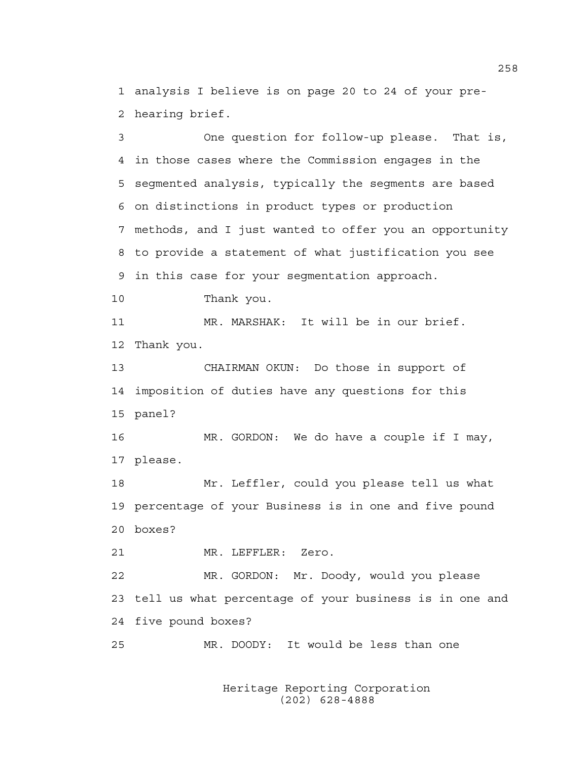1 analysis I believe is on page 20 to 24 of your pre-
2 hearing brief.

3 One question for follow-up please. That is,
4 in those cases where the Commission engages in the
5 segmented analysis, typically the segments are based
6 on distinctions in product types or production
7 methods, and I just wanted to offer you an opportunity
8 to provide a statement of what justification you see
9 in this case for your segmentation approach.

10 Thank you.

11 MR. MARSHAK: It will be in our brief.
12 Thank you.

13 CHAIRMAN OKUN: Do those in support of
14 imposition of duties have any questions for this
15 panel?

16 MR. GORDON: We do have a couple if I may,
17 please.

18 Mr. Leffler, could you please tell us what
19 percentage of your Business is in one and five pound
20 boxes?

21 MR. LEFFLER: Zero.

22 MR. GORDON: Mr. Doody, would you please
23 tell us what percentage of your business is in one and
24 five pound boxes?

25 MR. DOODY: It would be less than one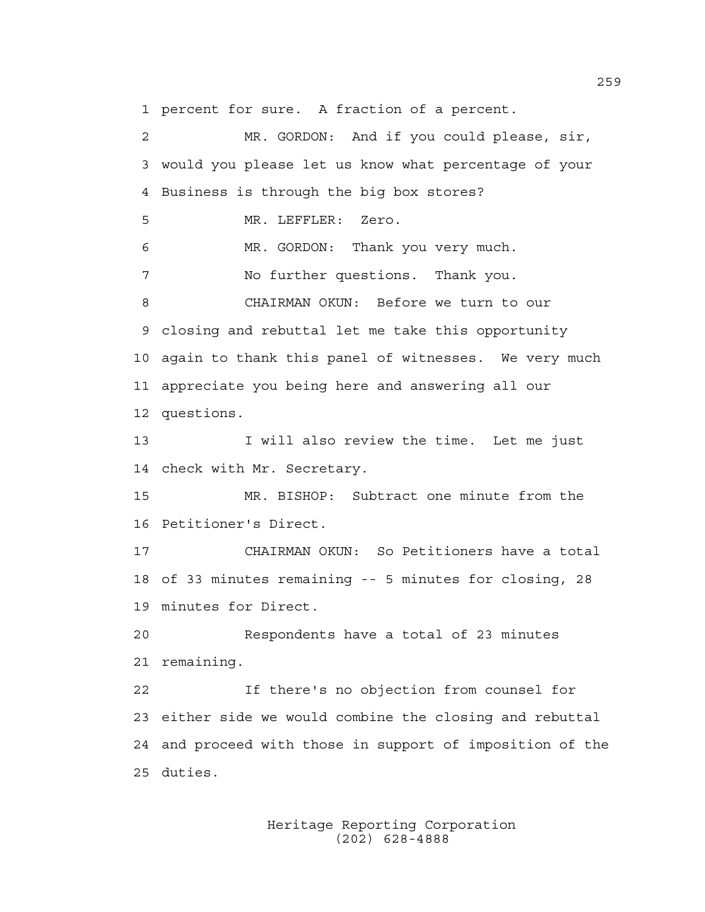percent for sure. A fraction of a percent.

MR. GORDON: And if you could please, sir, would you please let us know what percentage of your Business is through the big box stores?

MR. LEFFLER: Zero.

MR. GORDON: Thank you very much.

No further questions. Thank you.

CHAIRMAN OKUN: Before we turn to our closing and rebuttal let me take this opportunity again to thank this panel of witnesses. We very much appreciate you being here and answering all our questions.

I will also review the time. Let me just check with Mr. Secretary.

MR. BISHOP: Subtract one minute from the Petitioner's Direct.

CHAIRMAN OKUN: So Petitioners have a total of 33 minutes remaining -- 5 minutes for closing, 28 minutes for Direct.

Respondents have a total of 23 minutes remaining.

If there's no objection from counsel for either side we would combine the closing and rebuttal and proceed with those in support of imposition of the duties.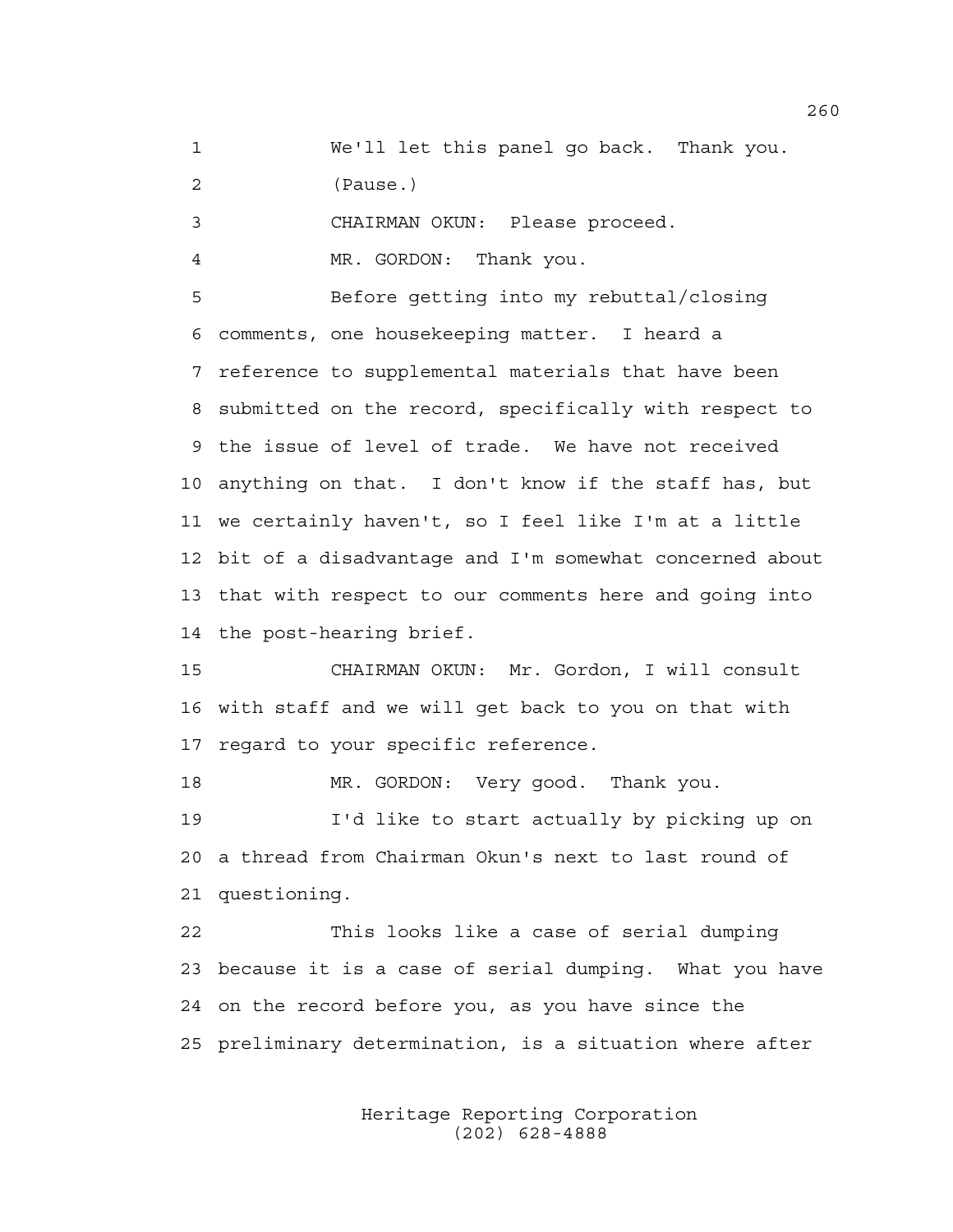1 We'll let this panel go back. Thank you.

2 (Pause.)

3 CHAIRMAN OKUN: Please proceed.

4 MR. GORDON: Thank you.

5 Before getting into my rebuttal/closing
6 comments, one housekeeping matter. I heard a
7 reference to supplemental materials that have been
8 submitted on the record, specifically with respect to
9 the issue of level of trade. We have not received
10 anything on that. I don't know if the staff has, but
11 we certainly haven't, so I feel like I'm at a little
12 bit of a disadvantage and I'm somewhat concerned about
13 that with respect to our comments here and going into
14 the post-hearing brief.

15 CHAIRMAN OKUN: Mr. Gordon, I will consult
16 with staff and we will get back to you on that with
17 regard to your specific reference.

18 MR. GORDON: Very good. Thank you.

19 I'd like to start actually by picking up on
20 a thread from Chairman Okun's next to last round of
21 questioning.

22 This looks like a case of serial dumping
23 because it is a case of serial dumping. What you have
24 on the record before you, as you have since the
25 preliminary determination, is a situation where after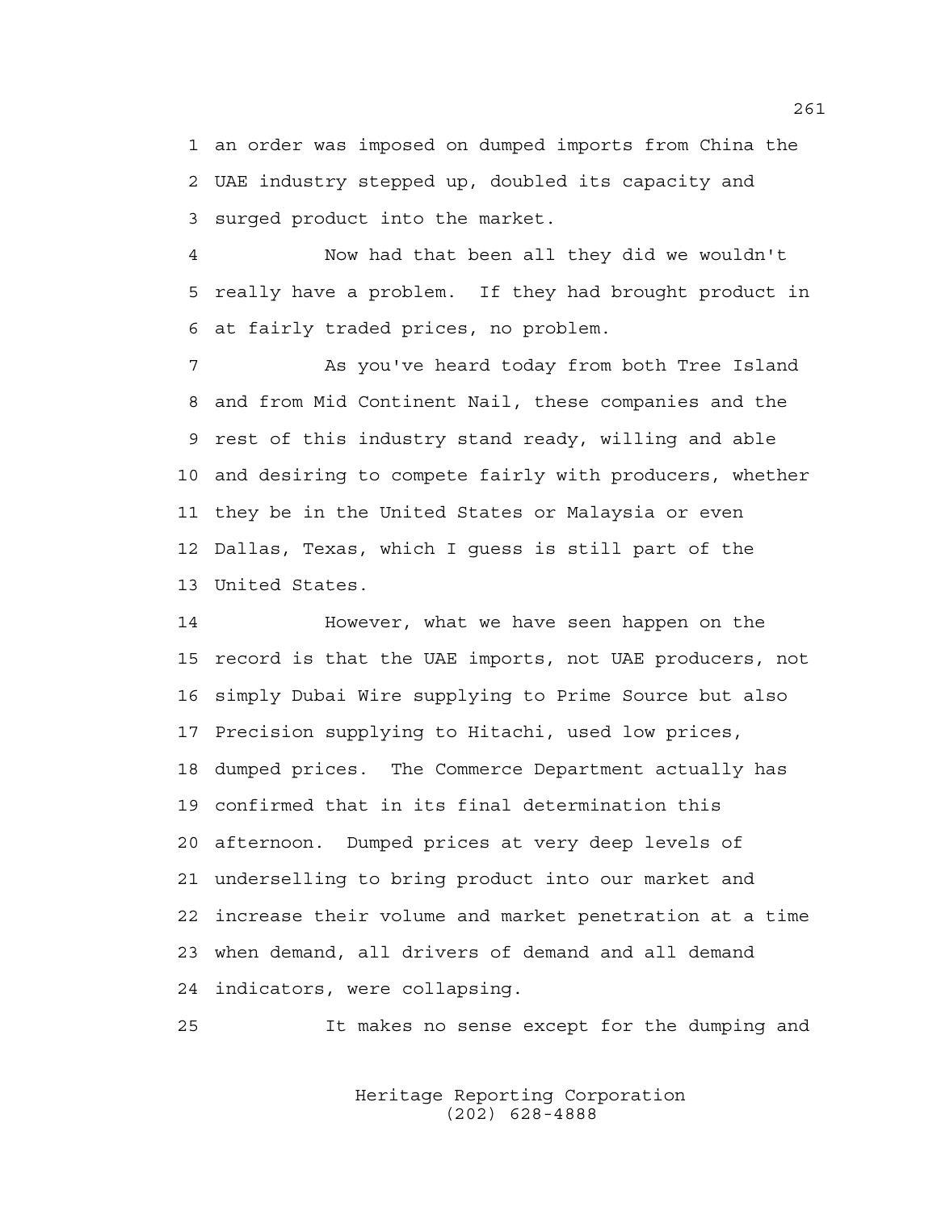1 an order was imposed on dumped imports from China the
2 UAE industry stepped up, doubled its capacity and
3 surged product into the market.

4 Now had that been all they did we wouldn't
5 really have a problem. If they had brought product in
6 at fairly traded prices, no problem.

7 As you've heard today from both Tree Island
8 and from Mid Continent Nail, these companies and the
9 rest of this industry stand ready, willing and able
10 and desiring to compete fairly with producers, whether
11 they be in the United States or Malaysia or even
12 Dallas, Texas, which I guess is still part of the
13 United States.

14 However, what we have seen happen on the
15 record is that the UAE imports, not UAE producers, not
16 simply Dubai Wire supplying to Prime Source but also
17 Precision supplying to Hitachi, used low prices,
18 dumped prices. The Commerce Department actually has
19 confirmed that in its final determination this
20 afternoon. Dumped prices at very deep levels of
21 underselling to bring product into our market and
22 increase their volume and market penetration at a time
23 when demand, all drivers of demand and all demand
24 indicators, were collapsing.

25 It makes no sense except for the dumping and

Heritage Reporting Corporation
(202) 628-4888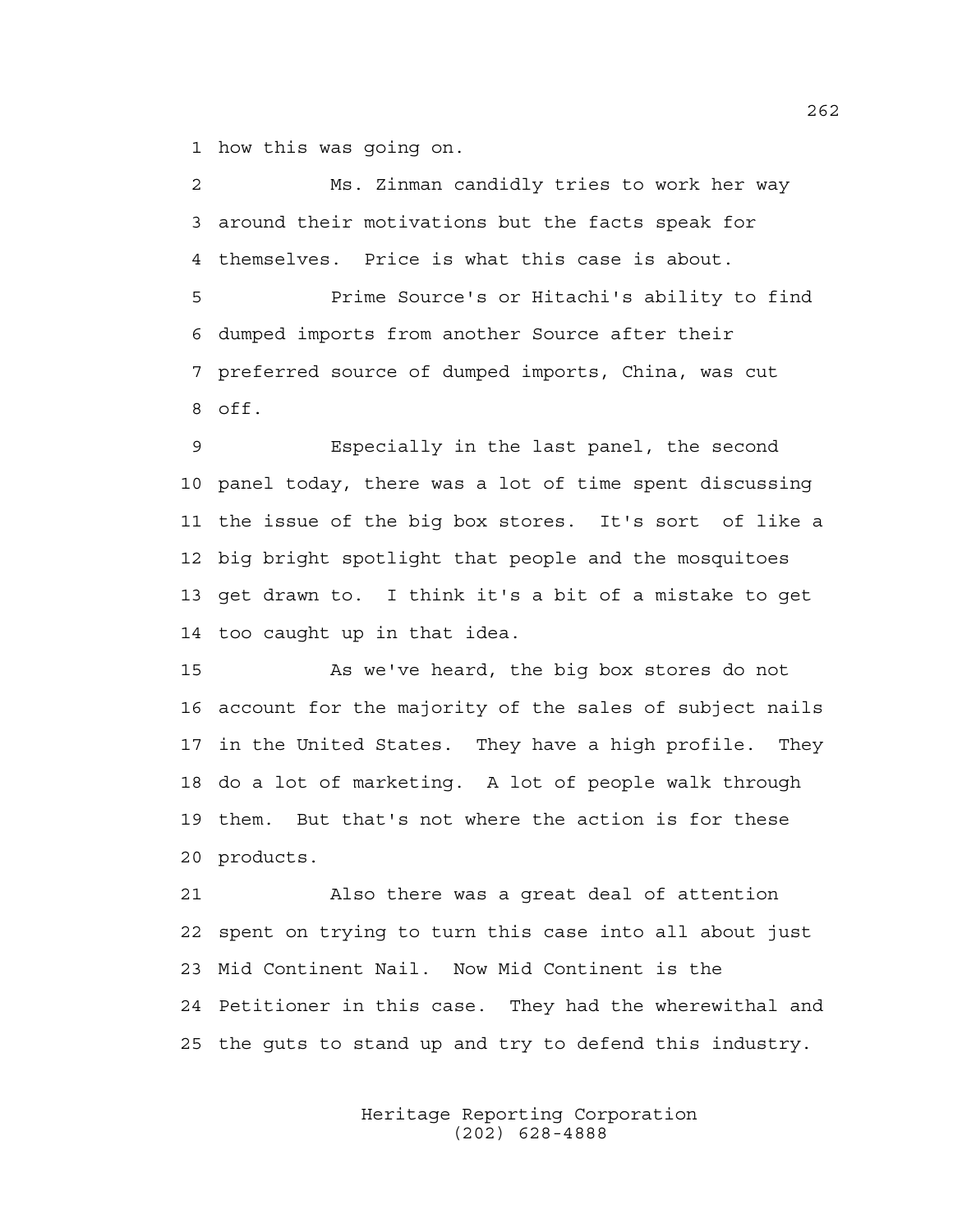1 how this was going on.

2 Ms. Zinman candidly tries to work her way
3 around their motivations but the facts speak for
4 themselves. Price is what this case is about.

5 Prime Source's or Hitachi's ability to find
6 dumped imports from another Source after their
7 preferred source of dumped imports, China, was cut
8 off.

9 Especially in the last panel, the second
10 panel today, there was a lot of time spent discussing
11 the issue of the big box stores. It's sort of like a
12 big bright spotlight that people and the mosquitoes
13 get drawn to. I think it's a bit of a mistake to get
14 too caught up in that idea.

15 As we've heard, the big box stores do not
16 account for the majority of the sales of subject nails
17 in the United States. They have a high profile. They
18 do a lot of marketing. A lot of people walk through
19 them. But that's not where the action is for these
20 products.

21 Also there was a great deal of attention
22 spent on trying to turn this case into all about just
23 Mid Continent Nail. Now Mid Continent is the
24 Petitioner in this case. They had the wherewithal and
25 the guts to stand up and try to defend this industry.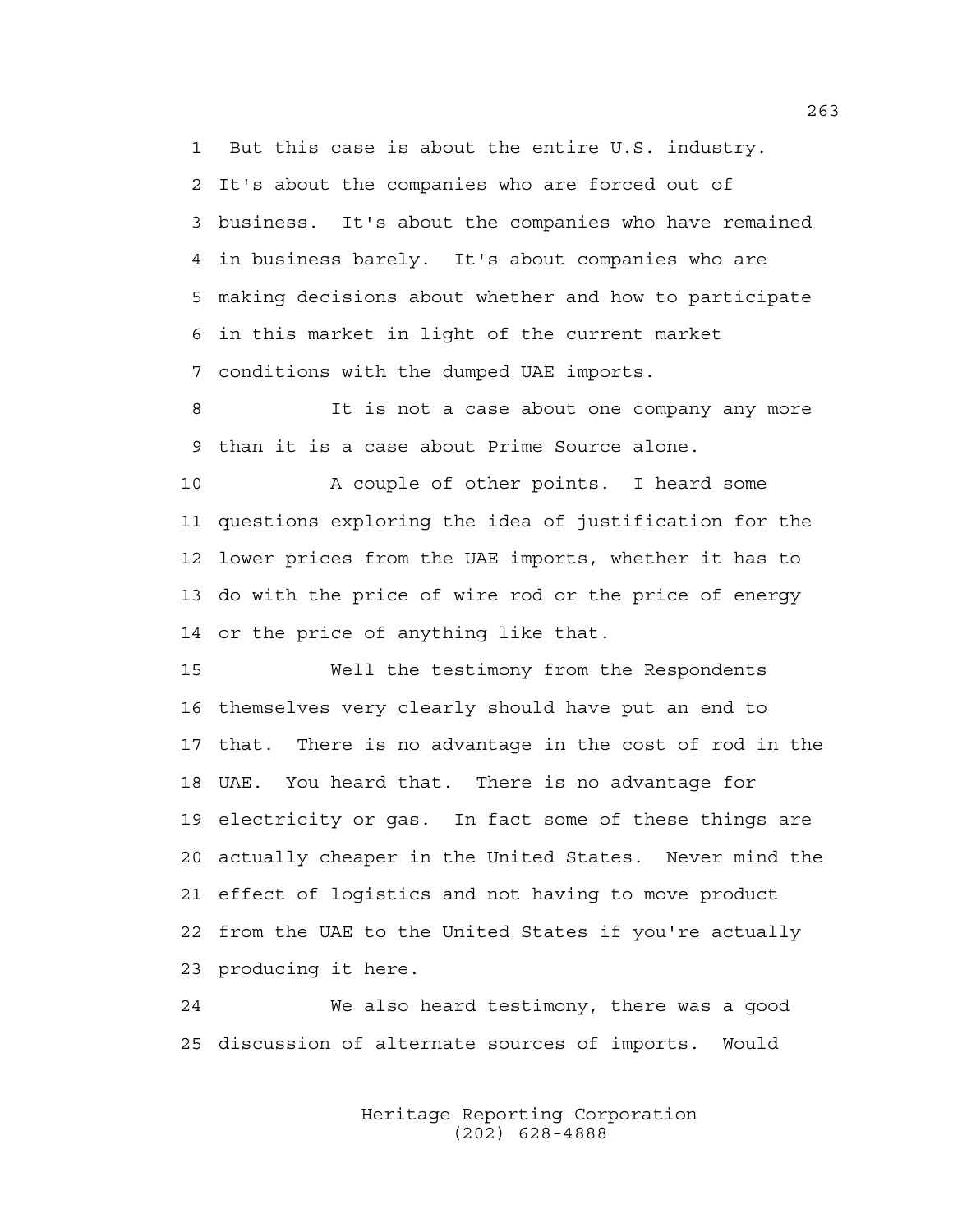1 But this case is about the entire U.S. industry.
2 It's about the companies who are forced out of
3 business. It's about the companies who have remained
4 in business barely. It's about companies who are
5 making decisions about whether and how to participate
6 in this market in light of the current market
7 conditions with the dumped UAE imports.

8 It is not a case about one company any more
9 than it is a case about Prime Source alone.

10 A couple of other points. I heard some
11 questions exploring the idea of justification for the
12 lower prices from the UAE imports, whether it has to
13 do with the price of wire rod or the price of energy
14 or the price of anything like that.

15 Well the testimony from the Respondents
16 themselves very clearly should have put an end to
17 that. There is no advantage in the cost of rod in the
18 UAE. You heard that. There is no advantage for
19 electricity or gas. In fact some of these things are
20 actually cheaper in the United States. Never mind the
21 effect of logistics and not having to move product
22 from the UAE to the United States if you're actually
23 producing it here.

24 We also heard testimony, there was a good
25 discussion of alternate sources of imports. Would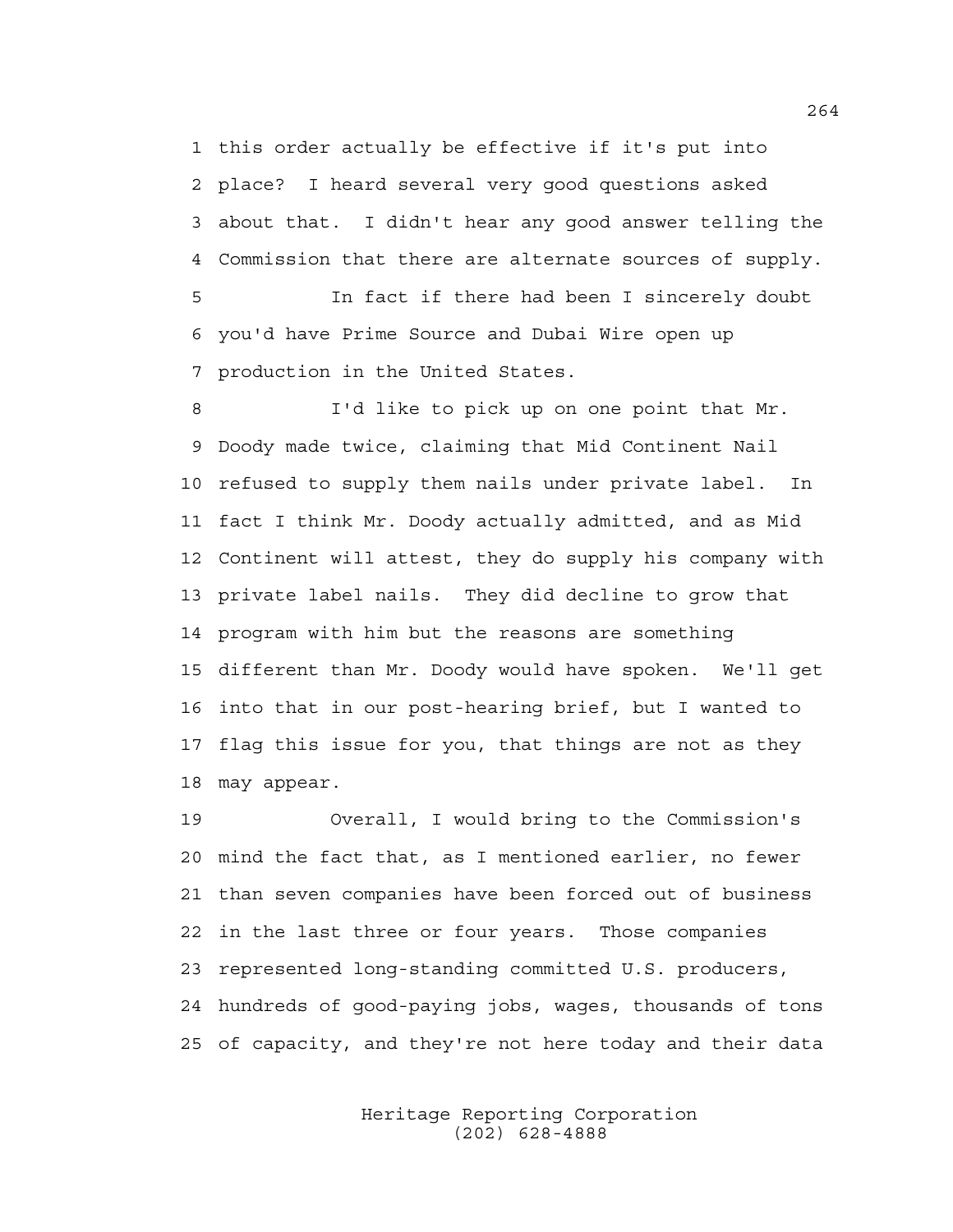this order actually be effective if it's put into place? I heard several very good questions asked about that. I didn't hear any good answer telling the Commission that there are alternate sources of supply.

In fact if there had been I sincerely doubt you'd have Prime Source and Dubai Wire open up production in the United States.

I'd like to pick up on one point that Mr. Doody made twice, claiming that Mid Continent Nail refused to supply them nails under private label. In fact I think Mr. Doody actually admitted, and as Mid Continent will attest, they do supply his company with private label nails. They did decline to grow that program with him but the reasons are something different than Mr. Doody would have spoken. We'll get into that in our post-hearing brief, but I wanted to flag this issue for you, that things are not as they may appear.

Overall, I would bring to the Commission's mind the fact that, as I mentioned earlier, no fewer than seven companies have been forced out of business in the last three or four years. Those companies represented long-standing committed U.S. producers, hundreds of good-paying jobs, wages, thousands of tons of capacity, and they're not here today and their data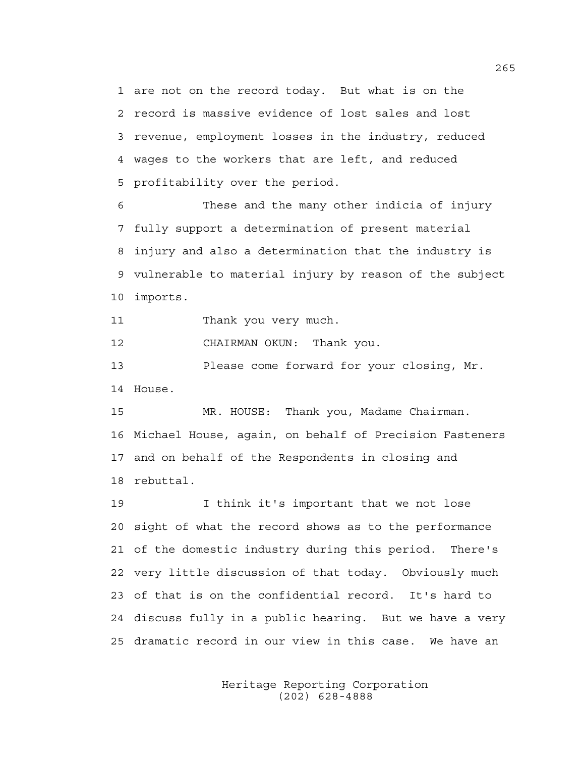1 are not on the record today. But what is on the
2 record is massive evidence of lost sales and lost
3 revenue, employment losses in the industry, reduced
4 wages to the workers that are left, and reduced
5 profitability over the period.

6 These and the many other indicia of injury
7 fully support a determination of present material
8 injury and also a determination that the industry is
9 vulnerable to material injury by reason of the subject
10 imports.

11 Thank you very much.

12 CHAIRMAN OKUN: Thank you.

13 Please come forward for your closing, Mr.
14 House.

15 MR. HOUSE: Thank you, Madame Chairman.
16 Michael House, again, on behalf of Precision Fasteners
17 and on behalf of the Respondents in closing and
18 rebuttal.

19 I think it's important that we not lose
20 sight of what the record shows as to the performance
21 of the domestic industry during this period. There's
22 very little discussion of that today. Obviously much
23 of that is on the confidential record. It's hard to
24 discuss fully in a public hearing. But we have a very
25 dramatic record in our view in this case. We have an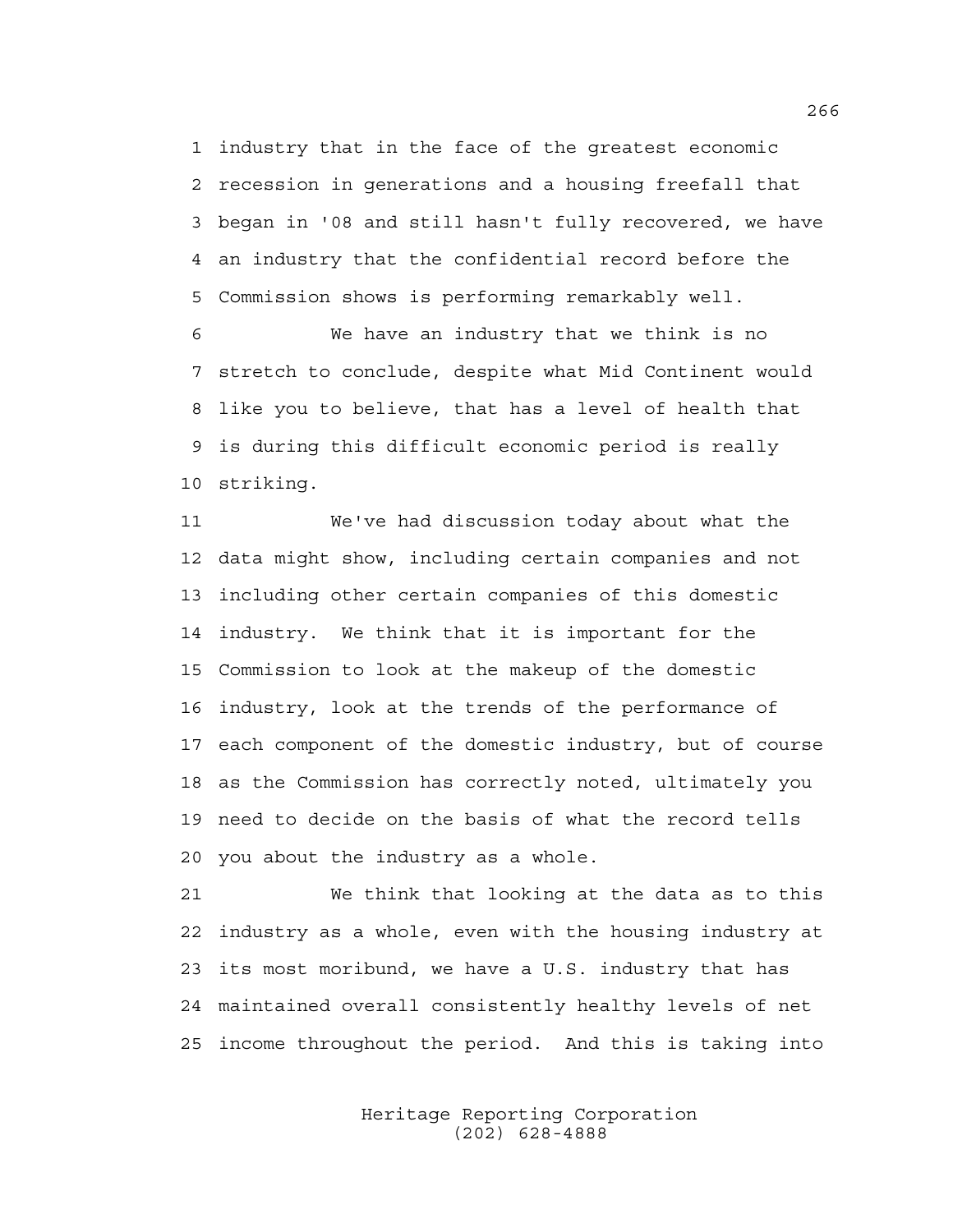1 industry that in the face of the greatest economic
2 recession in generations and a housing freefall that
3 began in '08 and still hasn't fully recovered, we have
4 an industry that the confidential record before the
5 Commission shows is performing remarkably well.

6 We have an industry that we think is no
7 stretch to conclude, despite what Mid Continent would
8 like you to believe, that has a level of health that
9 is during this difficult economic period is really
10 striking.

11 We've had discussion today about what the
12 data might show, including certain companies and not
13 including other certain companies of this domestic
14 industry. We think that it is important for the
15 Commission to look at the makeup of the domestic
16 industry, look at the trends of the performance of
17 each component of the domestic industry, but of course
18 as the Commission has correctly noted, ultimately you
19 need to decide on the basis of what the record tells
20 you about the industry as a whole.

21 We think that looking at the data as to this
22 industry as a whole, even with the housing industry at
23 its most moribund, we have a U.S. industry that has
24 maintained overall consistently healthy levels of net
25 income throughout the period. And this is taking into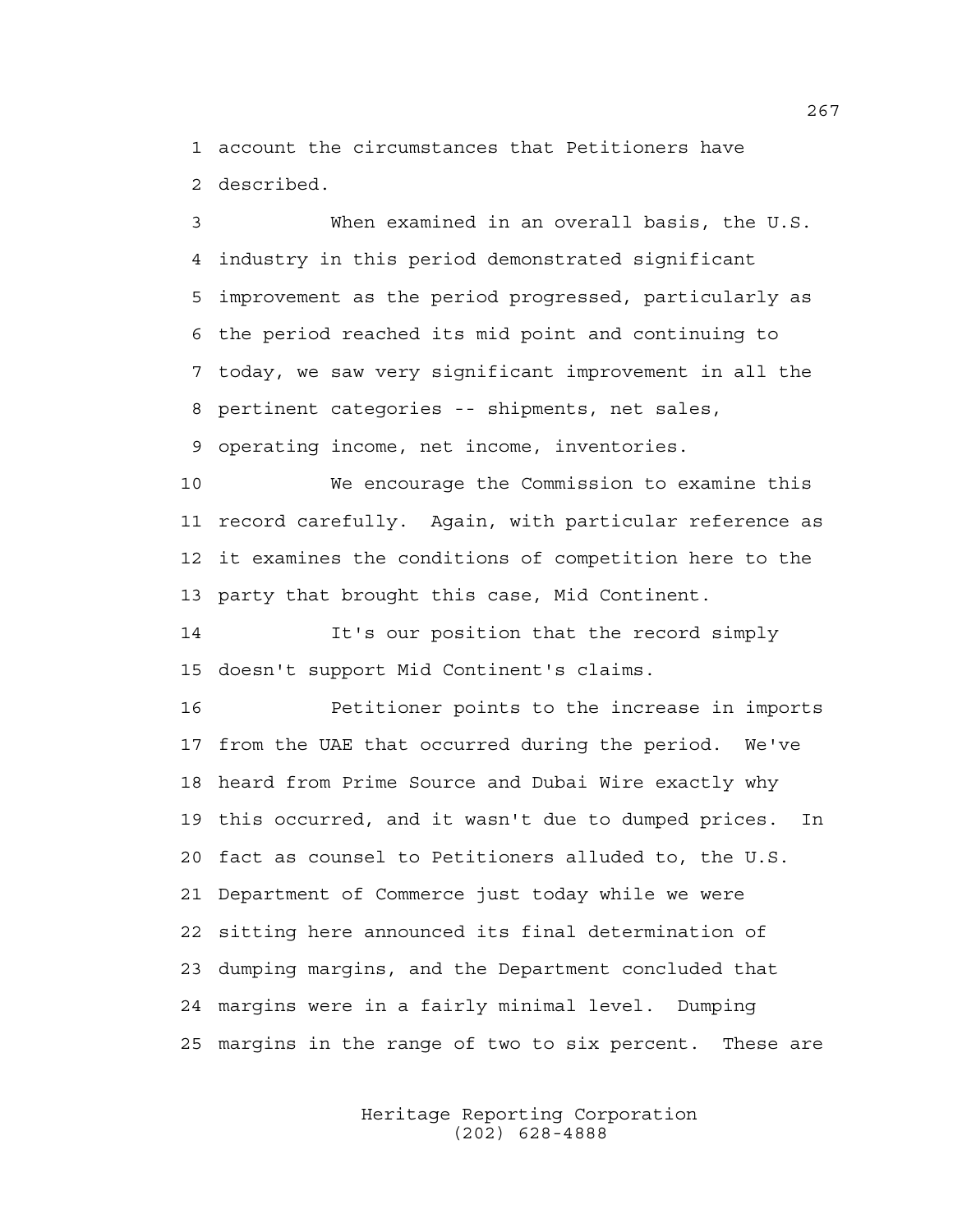1 account the circumstances that Petitioners have
2 described.

3 When examined in an overall basis, the U.S.
4 industry in this period demonstrated significant
5 improvement as the period progressed, particularly as
6 the period reached its mid point and continuing to
7 today, we saw very significant improvement in all the
8 pertinent categories -- shipments, net sales,
9 operating income, net income, inventories.

10 We encourage the Commission to examine this
11 record carefully. Again, with particular reference as
12 it examines the conditions of competition here to the
13 party that brought this case, Mid Continent.

14 It's our position that the record simply
15 doesn't support Mid Continent's claims.

16 Petitioner points to the increase in imports
17 from the UAE that occurred during the period. We've
18 heard from Prime Source and Dubai Wire exactly why
19 this occurred, and it wasn't due to dumped prices. In
20 fact as counsel to Petitioners alluded to, the U.S.
21 Department of Commerce just today while we were
22 sitting here announced its final determination of
23 dumping margins, and the Department concluded that
24 margins were in a fairly minimal level. Dumping
25 margins in the range of two to six percent. These are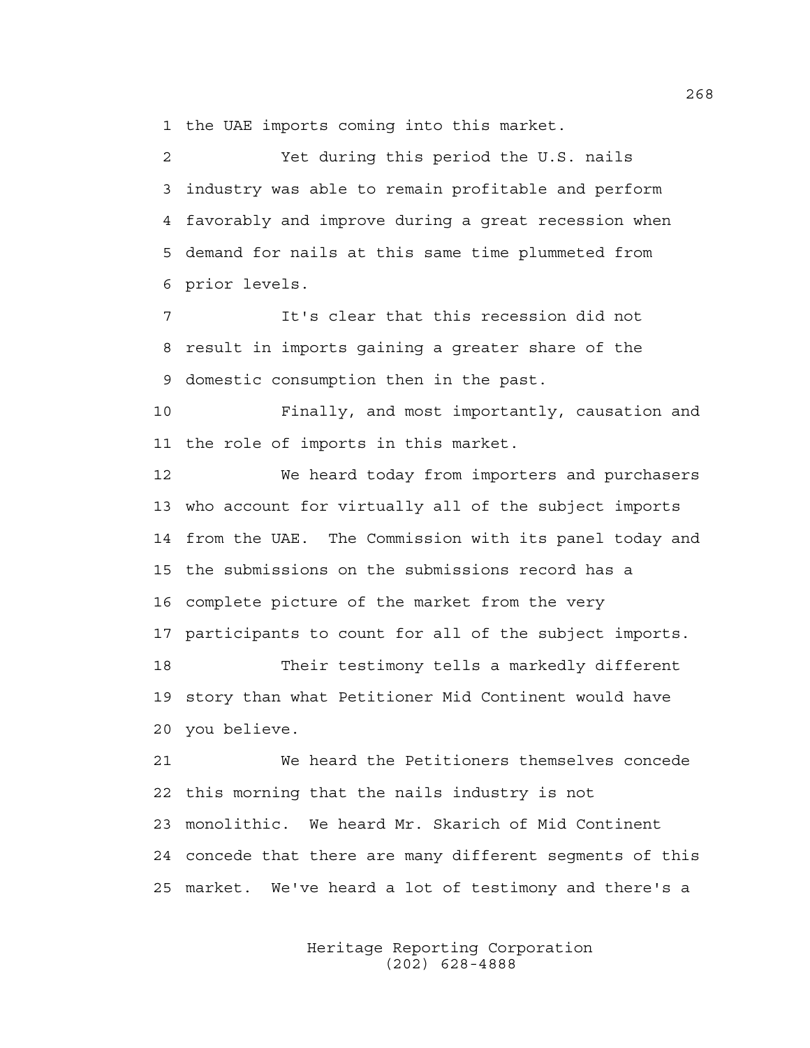1 the UAE imports coming into this market.

2 Yet during this period the U.S. nails
3 industry was able to remain profitable and perform
4 favorably and improve during a great recession when
5 demand for nails at this same time plummeted from
6 prior levels.

7 It's clear that this recession did not
8 result in imports gaining a greater share of the
9 domestic consumption then in the past.

10 Finally, and most importantly, causation and
11 the role of imports in this market.

12 We heard today from importers and purchasers
13 who account for virtually all of the subject imports
14 from the UAE. The Commission with its panel today and
15 the submissions on the submissions record has a
16 complete picture of the market from the very
17 participants to count for all of the subject imports.

18 Their testimony tells a markedly different
19 story than what Petitioner Mid Continent would have
20 you believe.

21 We heard the Petitioners themselves concede
22 this morning that the nails industry is not
23 monolithic. We heard Mr. Skarich of Mid Continent
24 concede that there are many different segments of this
25 market. We've heard a lot of testimony and there's a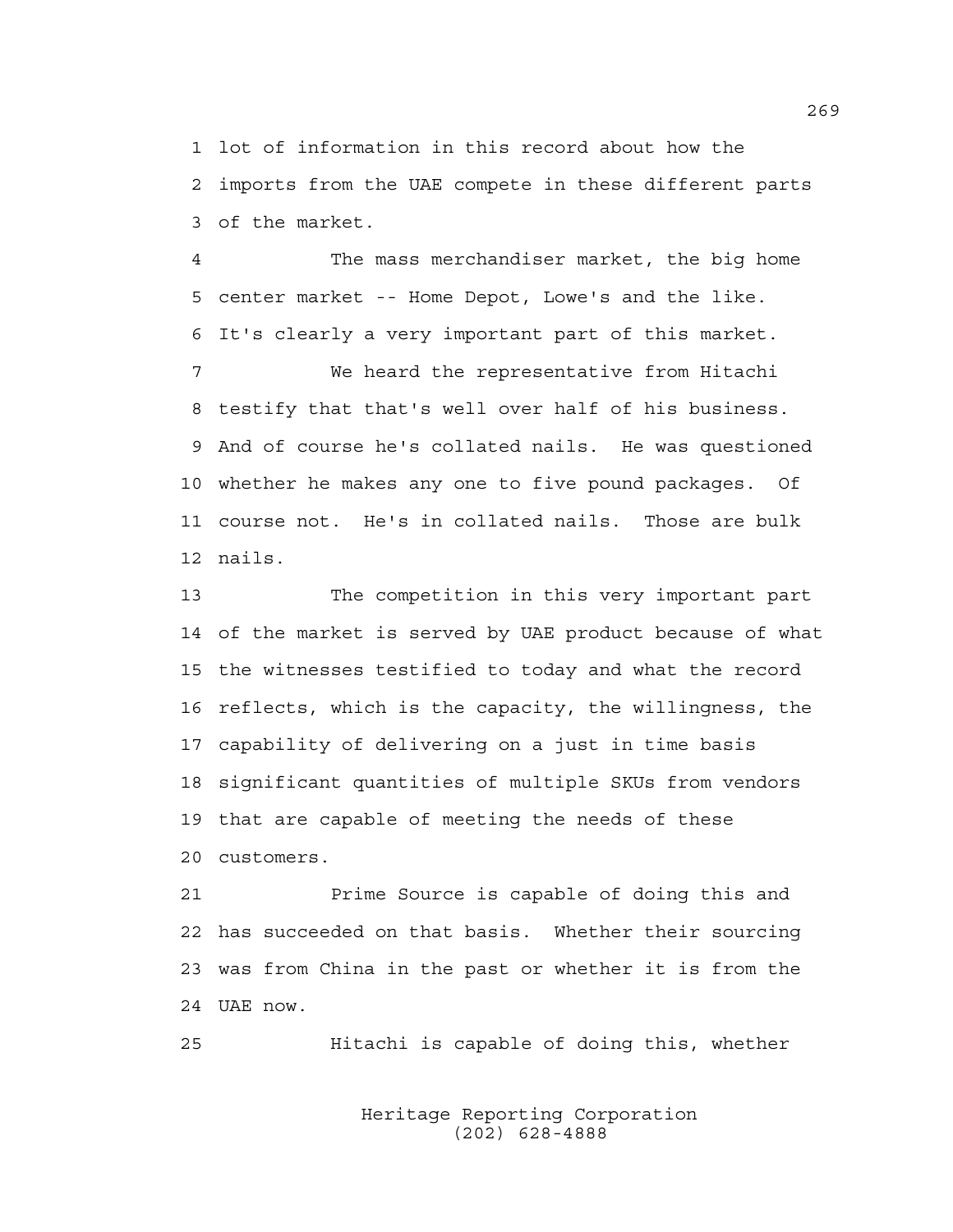1 lot of information in this record about how the
2 imports from the UAE compete in these different parts
3 of the market.

4 The mass merchandiser market, the big home
5 center market -- Home Depot, Lowe's and the like.
6 It's clearly a very important part of this market.

7 We heard the representative from Hitachi
8 testify that that's well over half of his business.
9 And of course he's collated nails. He was questioned
10 whether he makes any one to five pound packages. Of
11 course not. He's in collated nails. Those are bulk
12 nails.

13 The competition in this very important part
14 of the market is served by UAE product because of what
15 the witnesses testified to today and what the record
16 reflects, which is the capacity, the willingness, the
17 capability of delivering on a just in time basis
18 significant quantities of multiple SKUs from vendors
19 that are capable of meeting the needs of these
20 customers.

21 Prime Source is capable of doing this and
22 has succeeded on that basis. Whether their sourcing
23 was from China in the past or whether it is from the
24 UAE now.

25 Hitachi is capable of doing this, whether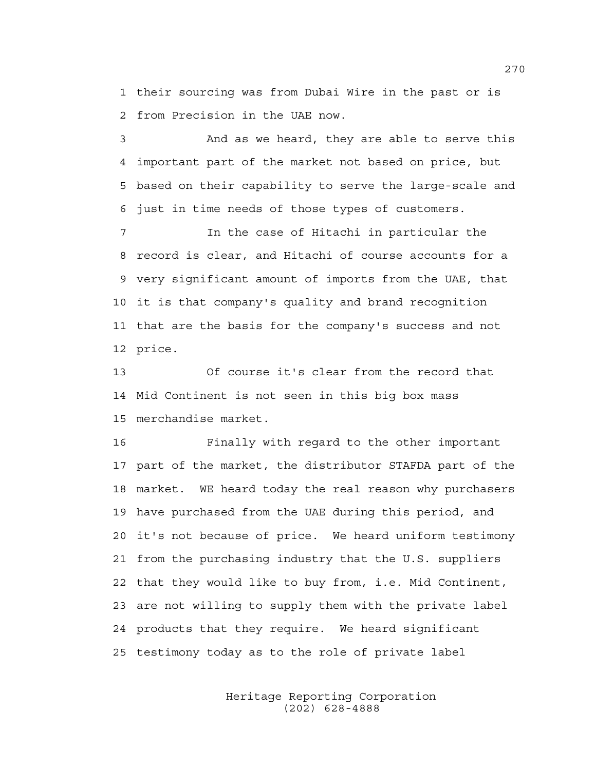1 their sourcing was from Dubai Wire in the past or is
2 from Precision in the UAE now.

3 And as we heard, they are able to serve this
4 important part of the market not based on price, but
5 based on their capability to serve the large-scale and
6 just in time needs of those types of customers.

7 In the case of Hitachi in particular the
8 record is clear, and Hitachi of course accounts for a
9 very significant amount of imports from the UAE, that
10 it is that company's quality and brand recognition
11 that are the basis for the company's success and not
12 price.

13 Of course it's clear from the record that
14 Mid Continent is not seen in this big box mass
15 merchandise market.

16 Finally with regard to the other important
17 part of the market, the distributor STAFDA part of the
18 market. WE heard today the real reason why purchasers
19 have purchased from the UAE during this period, and
20 it's not because of price. We heard uniform testimony
21 from the purchasing industry that the U.S. suppliers
22 that they would like to buy from, i.e. Mid Continent,
23 are not willing to supply them with the private label
24 products that they require. We heard significant
25 testimony today as to the role of private label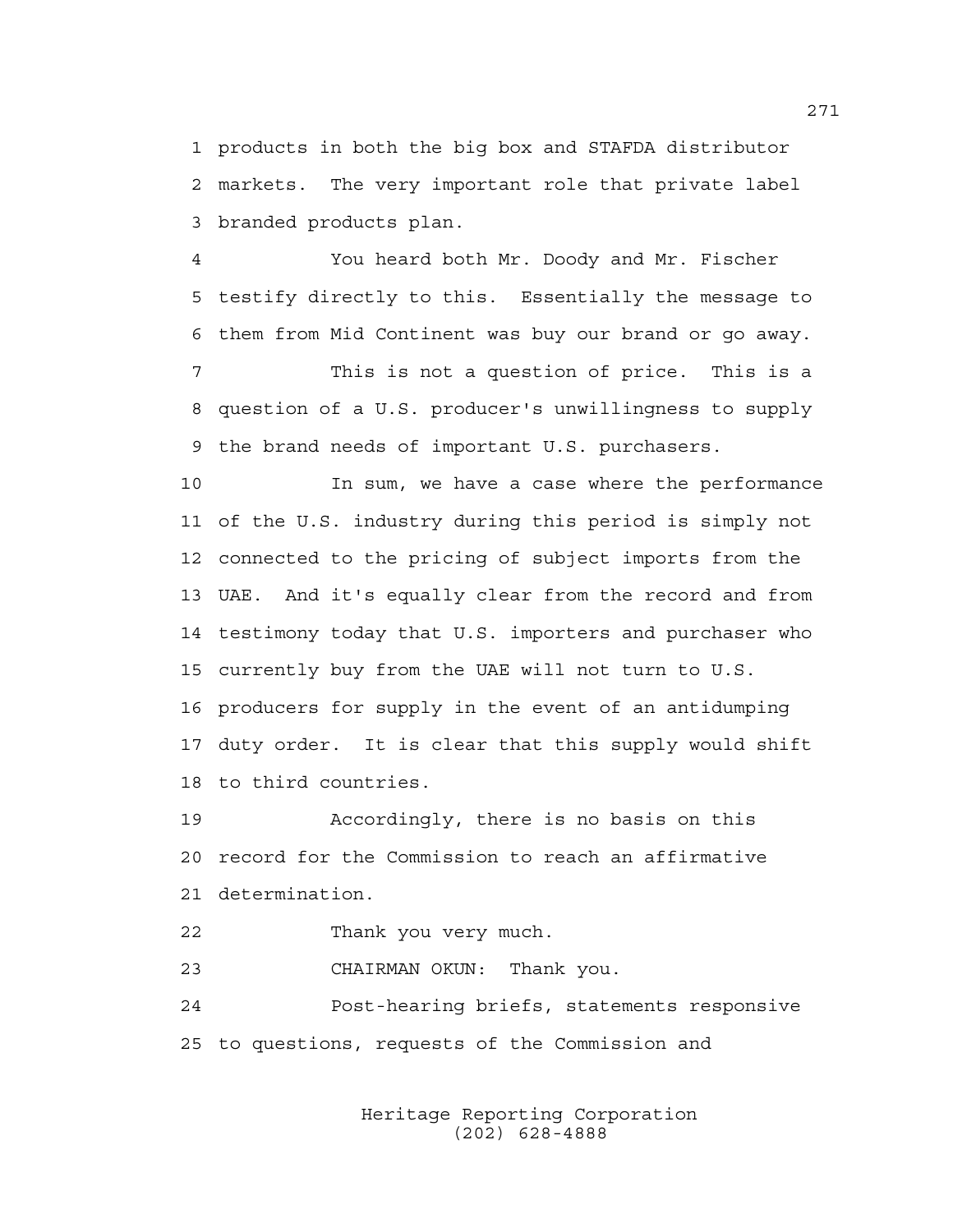1 products in both the big box and STAFDA distributor
2 markets. The very important role that private label
3 branded products plan.

4 You heard both Mr. Doody and Mr. Fischer
5 testify directly to this. Essentially the message to
6 them from Mid Continent was buy our brand or go away.

7 This is not a question of price. This is a
8 question of a U.S. producer's unwillingness to supply
9 the brand needs of important U.S. purchasers.

10 In sum, we have a case where the performance
11 of the U.S. industry during this period is simply not
12 connected to the pricing of subject imports from the
13 UAE. And it's equally clear from the record and from
14 testimony today that U.S. importers and purchaser who
15 currently buy from the UAE will not turn to U.S.
16 producers for supply in the event of an antidumping
17 duty order. It is clear that this supply would shift
18 to third countries.

19 Accordingly, there is no basis on this
20 record for the Commission to reach an affirmative
21 determination.

22 Thank you very much.

23 CHAIRMAN OKUN: Thank you.

24 Post-hearing briefs, statements responsive
25 to questions, requests of the Commission and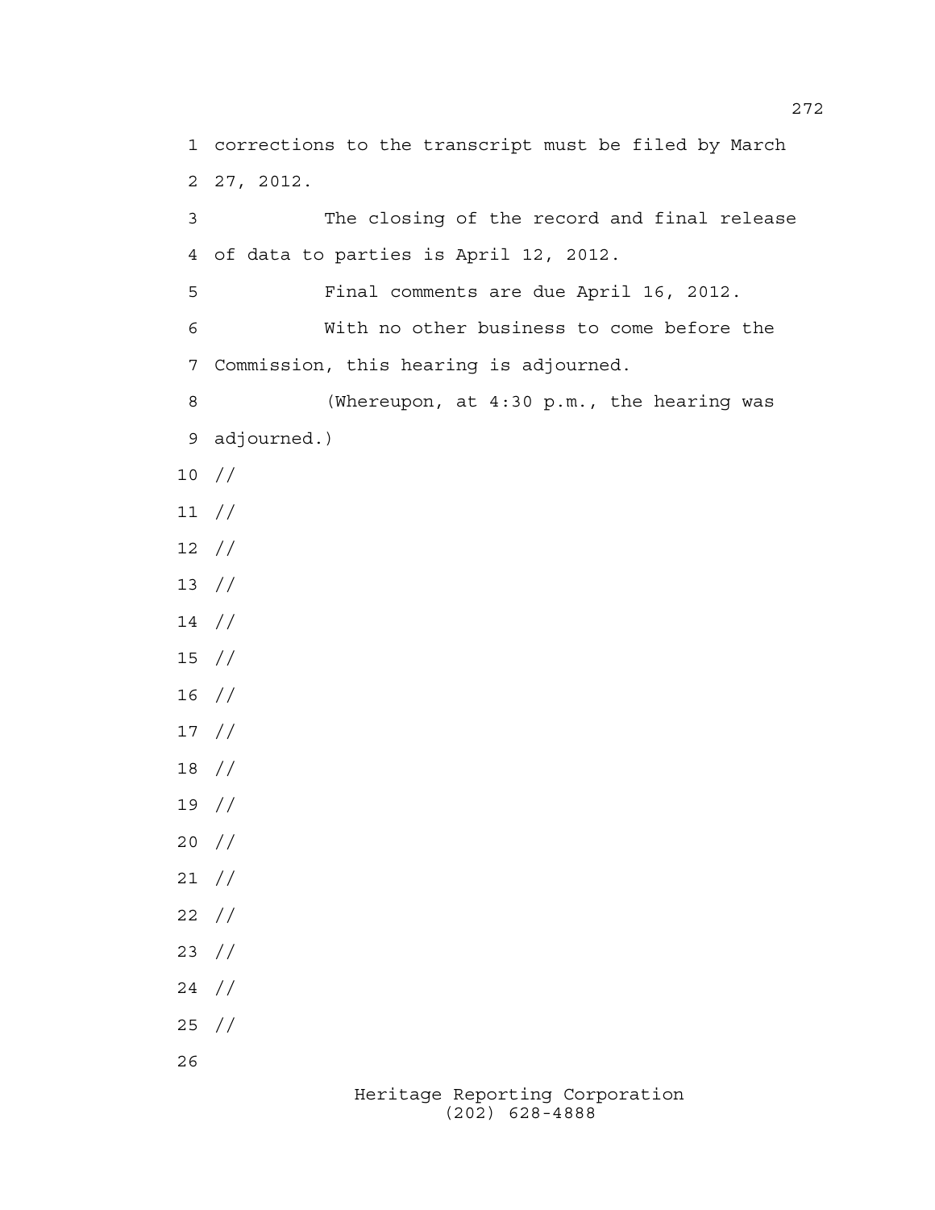corrections to the transcript must be filed by March 27, 2012.

The closing of the record and final release of data to parties is April 12, 2012.

Final comments are due April 16, 2012.

With no other business to come before the Commission, this hearing is adjourned.

(Whereupon, at 4:30 p.m., the hearing was adjourned.)

//

//

//

//

//

//

//

//

//

//

//

//

//

//

//

//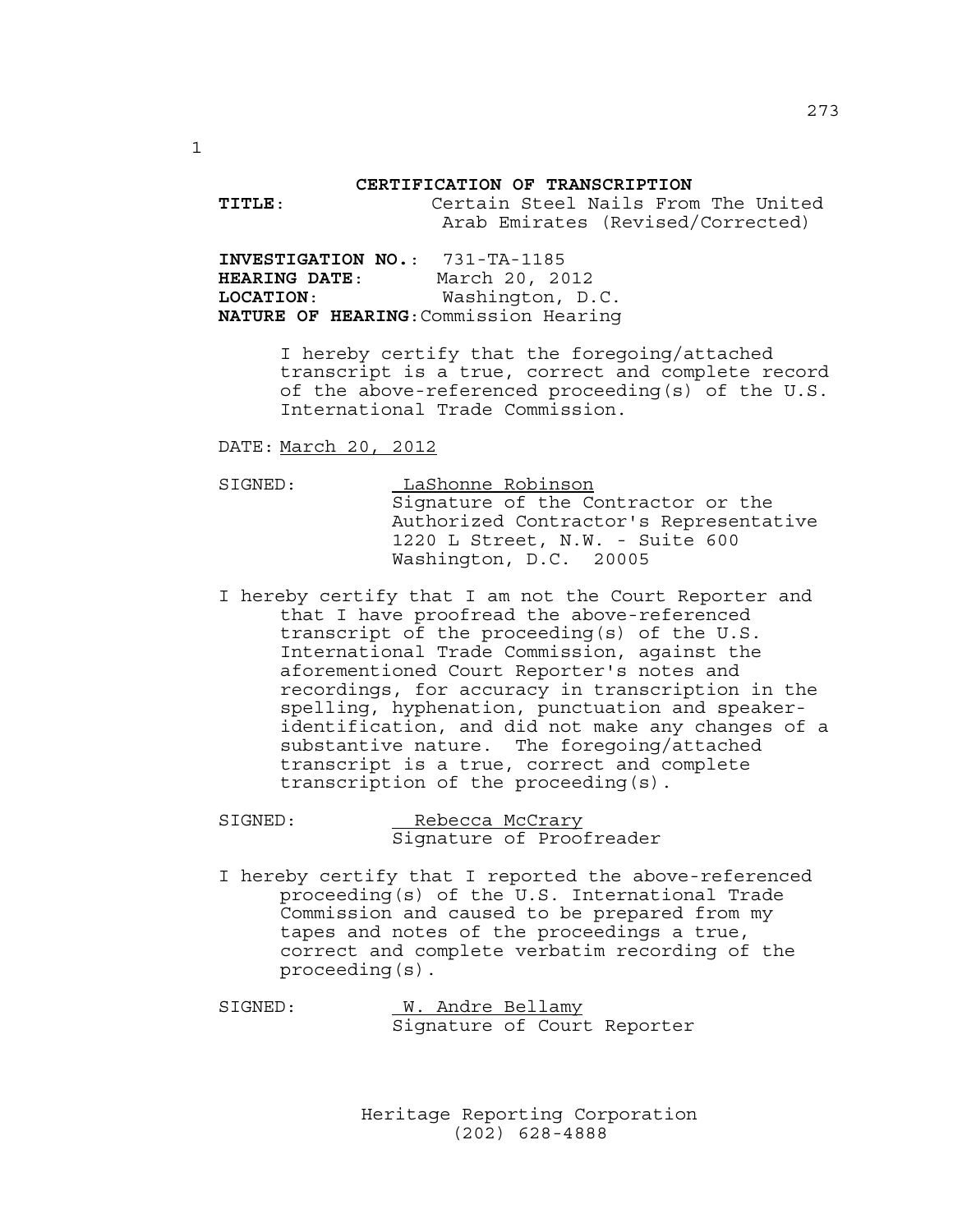# CERTIFICATION OF TRANSCRIPTION

**TITLE**: Certain Steel Nails From The United Arab Emirates (Revised/Corrected)

**INVESTIGATION NO.**: 731-TA-1185
**HEARING DATE**: March 20, 2012
**LOCATION**: Washington, D.C.
**NATURE OF HEARING**: Commission Hearing

I hereby certify that the foregoing/attached transcript is a true, correct and complete record of the above-referenced proceeding(s) of the U.S. International Trade Commission.

DATE: March 20, 2012

SIGNED: LaShonne Robinson
Signature of the Contractor or the Authorized Contractor's Representative
1220 L Street, N.W. - Suite 600
Washington, D.C. 20005

I hereby certify that I am not the Court Reporter and that I have proofread the above-referenced transcript of the proceeding(s) of the U.S. International Trade Commission, against the aforementioned Court Reporter's notes and recordings, for accuracy in transcription in the spelling, hyphenation, punctuation and speaker-identification, and did not make any changes of a substantive nature. The foregoing/attached transcript is a true, correct and complete transcription of the proceeding(s).

SIGNED: Rebecca McCrary
Signature of Proofreader

I hereby certify that I reported the above-referenced proceeding(s) of the U.S. International Trade Commission and caused to be prepared from my tapes and notes of the proceedings a true, correct and complete verbatim recording of the proceeding(s).

SIGNED: W. Andre Bellamy
Signature of Court Reporter